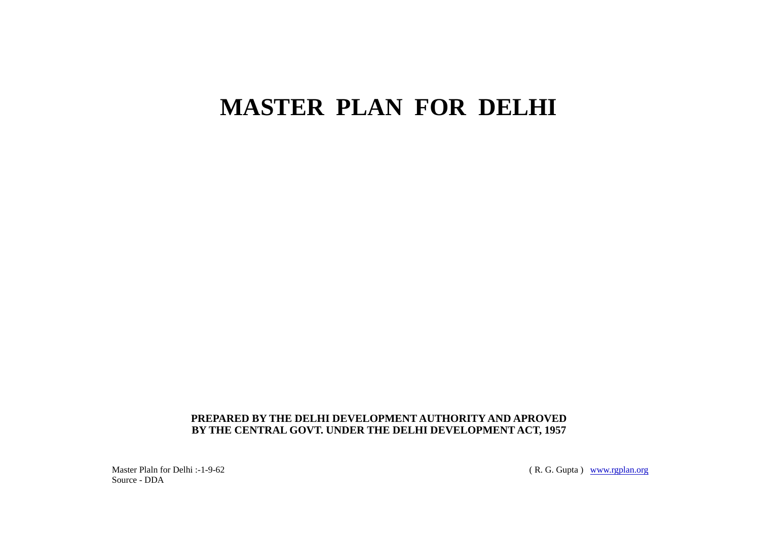# MASTER PLAN FOR DELHI

**PREPARED BY THE DELHI DEVELOPMENT AUTHORITY AND APROVED BY THE CENTRAL GOVT. UNDER THE DELHI DEVELOPMENT ACT, 1957**

Master Plaln for Delhi :-1-9-62
Source - DDA

( R. G. Gupta ) www.rgplan.org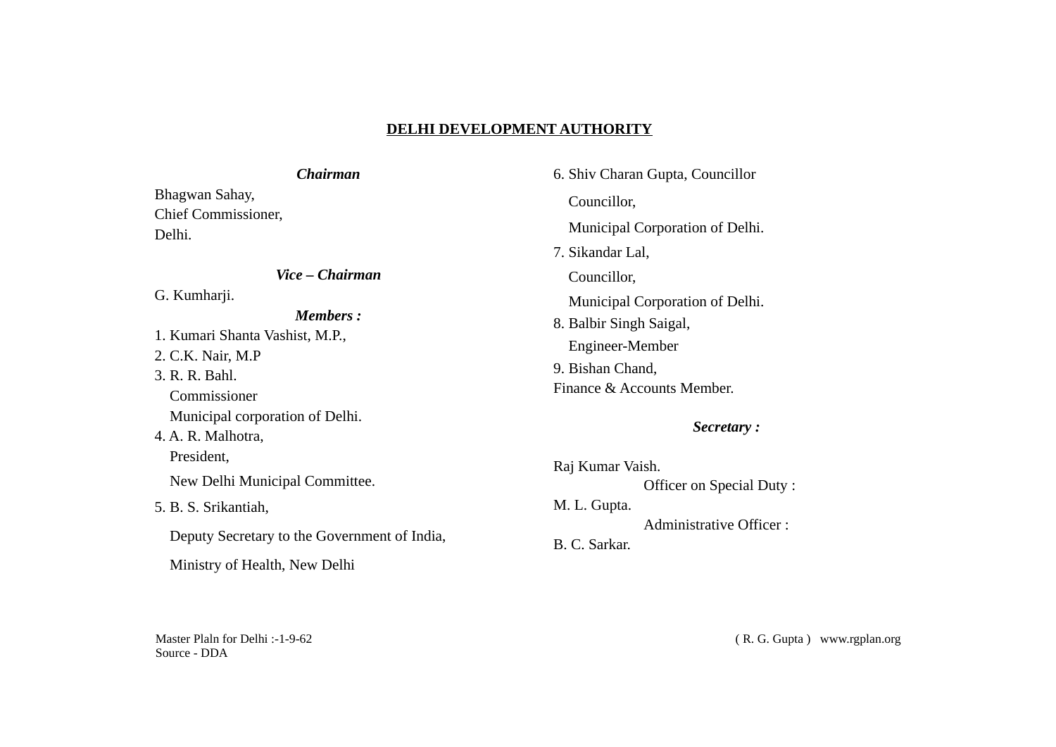# DELHI DEVELOPMENT AUTHORITY

***Chairman***

Bhagwan Sahay,
Chief Commissioner,
Delhi.

***Vice – Chairman***

G. Kumharji.

***Members :***

1. Kumari Shanta Vashist, M.P.,
2. C.K. Nair, M.P
3. R. R. Bahl.
   Commissioner
   Municipal corporation of Delhi.
4. A. R. Malhotra,
   President,
   New Delhi Municipal Committee.
5. B. S. Srikantiah,
   Deputy Secretary to the Government of India,
   Ministry of Health, New Delhi
6. Shiv Charan Gupta, Councillor
   Councillor,
   Municipal Corporation of Delhi.
7. Sikandar Lal,
   Councillor,
   Municipal Corporation of Delhi.
8. Balbir Singh Saigal,
   Engineer-Member
9. Bishan Chand,
   Finance & Accounts Member.

***Secretary :***

Raj Kumar Vaish.

Officer on Special Duty :

M. L. Gupta.

Administrative Officer :

B. C. Sarkar.

Master Plaln for Delhi :-1-9-62
Source - DDA

( R. G. Gupta ) www.rgplan.org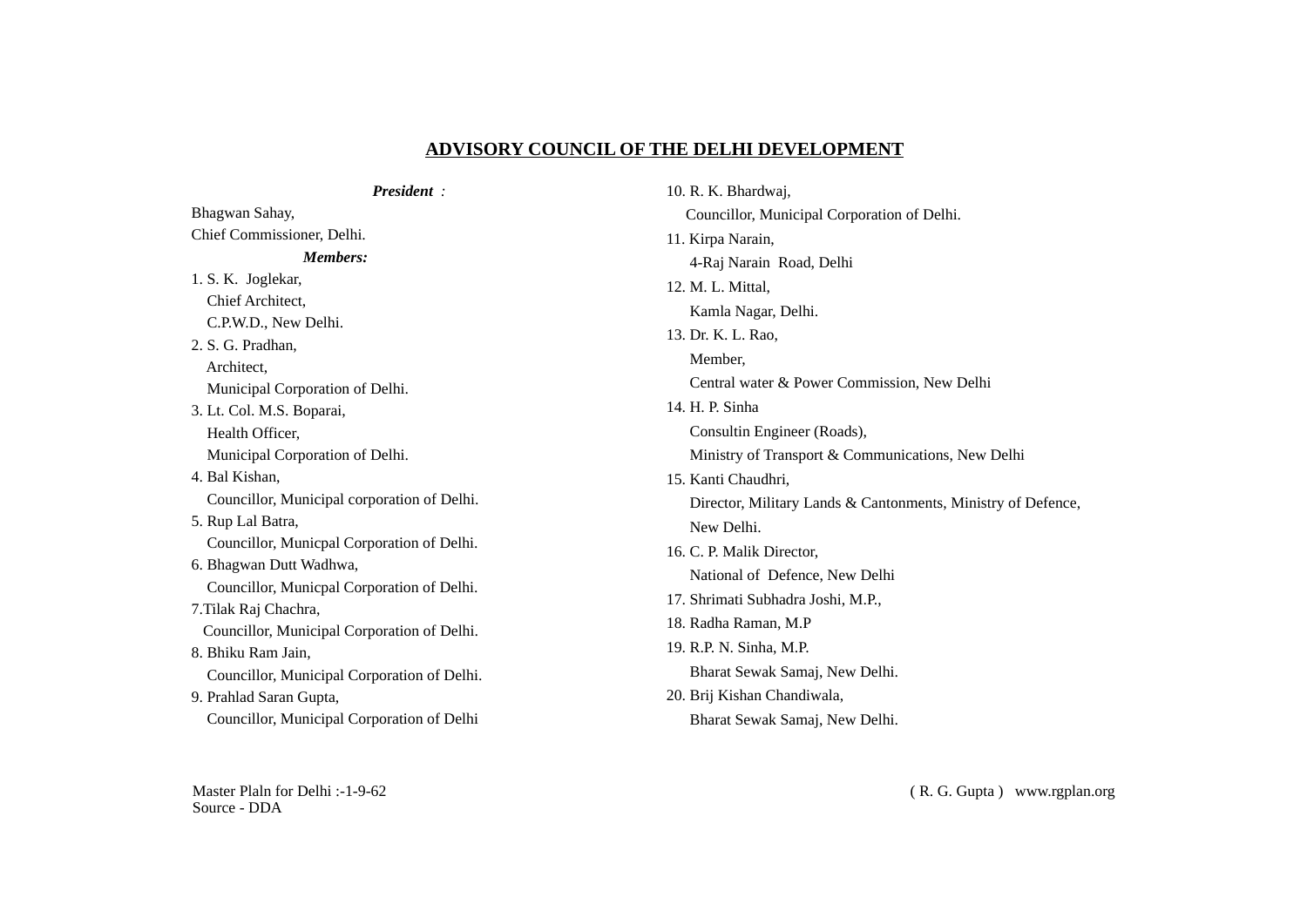## ADVISORY COUNCIL OF THE DELHI DEVELOPMENT

***President :***

Bhagwan Sahay,
Chief Commissioner, Delhi.

***Members:***

1. S. K. Joglekar,
   Chief Architect,
   C.P.W.D., New Delhi.
2. S. G. Pradhan,
   Architect,
   Municipal Corporation of Delhi.
3. Lt. Col. M.S. Boparai,
   Health Officer,
   Municipal Corporation of Delhi.
4. Bal Kishan,
   Councillor, Municipal corporation of Delhi.
5. Rup Lal Batra,
   Councillor, Municpal Corporation of Delhi.
6. Bhagwan Dutt Wadhwa,
   Councillor, Municpal Corporation of Delhi.
7. Tilak Raj Chachra,
   Councillor, Municipal Corporation of Delhi.
8. Bhiku Ram Jain,
   Councillor, Municipal Corporation of Delhi.
9. Prahlad Saran Gupta,
   Councillor, Municipal Corporation of Delhi
10. R. K. Bhardwaj,
    Councillor, Municipal Corporation of Delhi.
11. Kirpa Narain,
    4-Raj Narain Road, Delhi
12. M. L. Mittal,
    Kamla Nagar, Delhi.
13. Dr. K. L. Rao,
    Member,
    Central water & Power Commission, New Delhi
14. H. P. Sinha
    Consultin Engineer (Roads),
    Ministry of Transport & Communications, New Delhi
15. Kanti Chaudhri,
    Director, Military Lands & Cantonments, Ministry of Defence,
    New Delhi.
16. C. P. Malik Director,
    National of Defence, New Delhi
17. Shrimati Subhadra Joshi, M.P.,
18. Radha Raman, M.P
19. R.P. N. Sinha, M.P.
    Bharat Sewak Samaj, New Delhi.
20. Brij Kishan Chandiwala,
    Bharat Sewak Samaj, New Delhi.

Master Plaln for Delhi :-1-9-62
Source - DDA

( R. G. Gupta ) www.rgplan.org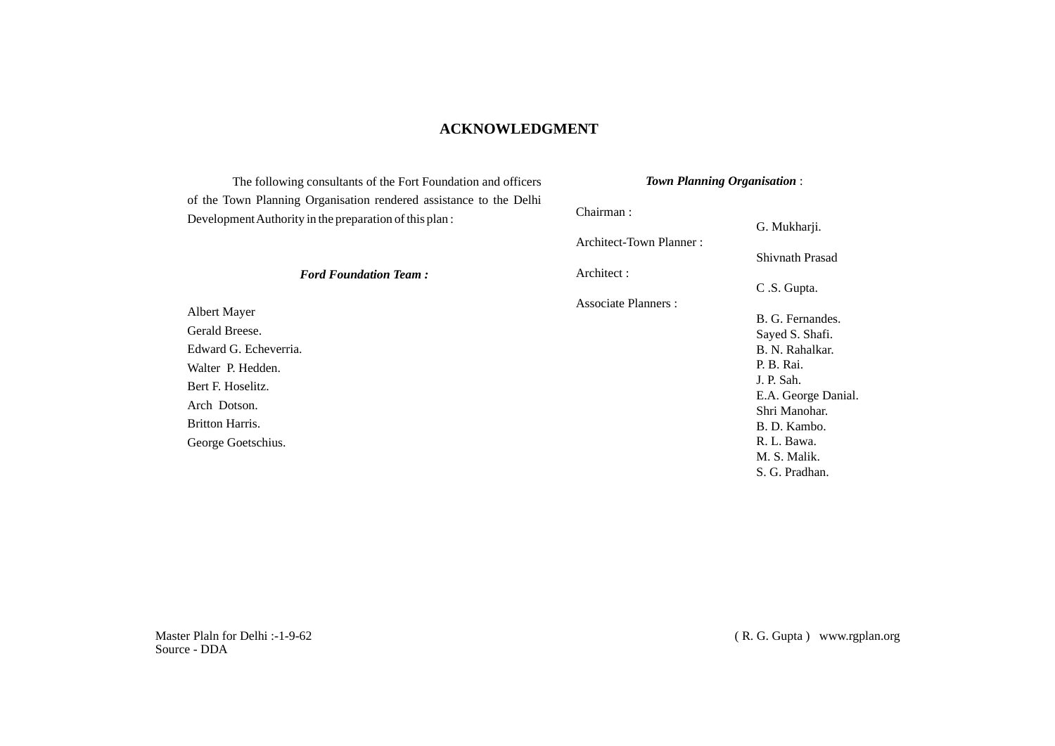# ACKNOWLEDGMENT

The following consultants of the Fort Foundation and officers of the Town Planning Organisation rendered assistance to the Delhi Development Authority in the preparation of this plan :

***Ford Foundation Team :***

Albert Mayer
Gerald Breese.
Edward G. Echeverria.
Walter P. Hedden.
Bert F. Hoselitz.
Arch Dotson.
Britton Harris.
George Goetschius.

***Town Planning Organisation*** :

Chairman : G. Mukharji.

Architect-Town Planner : Shivnath Prasad

Architect : C .S. Gupta.

Associate Planners :
B. G. Fernandes.
Sayed S. Shafi.
B. N. Rahalkar.
P. B. Rai.
J. P. Sah.
E.A. George Danial.
Shri Manohar.
B. D. Kambo.
R. L. Bawa.
M. S. Malik.
S. G. Pradhan.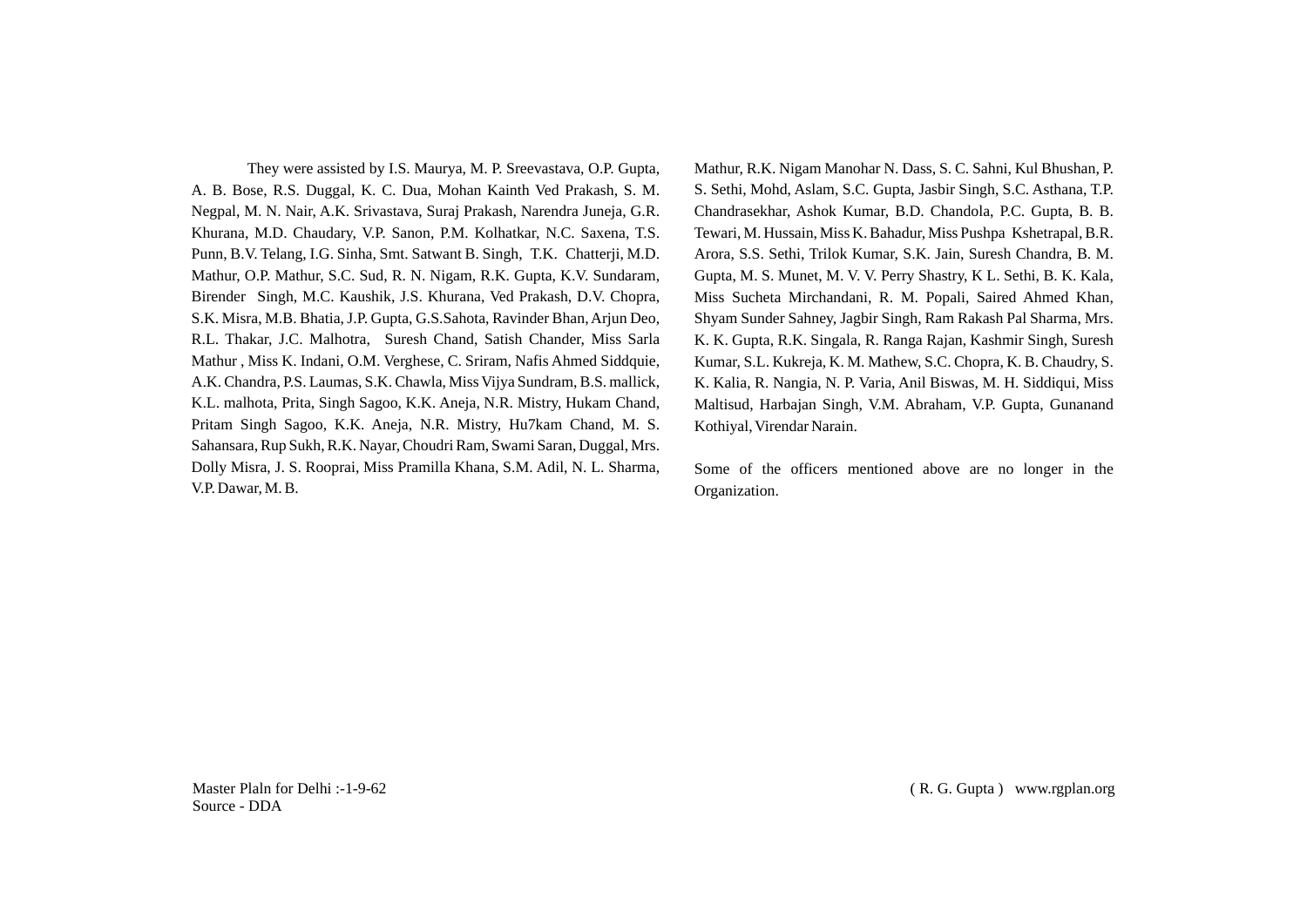They were assisted by I.S. Maurya, M. P. Sreevastava, O.P. Gupta, A. B. Bose, R.S. Duggal, K. C. Dua, Mohan Kainth Ved Prakash, S. M. Negpal, M. N. Nair, A.K. Srivastava, Suraj Prakash, Narendra Juneja, G.R. Khurana, M.D. Chaudary, V.P. Sanon, P.M. Kolhatkar, N.C. Saxena, T.S. Punn, B.V. Telang, I.G. Sinha, Smt. Satwant B. Singh, T.K. Chatterji, M.D. Mathur, O.P. Mathur, S.C. Sud, R. N. Nigam, R.K. Gupta, K.V. Sundaram, Birender Singh, M.C. Kaushik, J.S. Khurana, Ved Prakash, D.V. Chopra, S.K. Misra, M.B. Bhatia, J.P. Gupta, G.S.Sahota, Ravinder Bhan, Arjun Deo, R.L. Thakar, J.C. Malhotra, Suresh Chand, Satish Chander, Miss Sarla Mathur , Miss K. Indani, O.M. Verghese, C. Sriram, Nafis Ahmed Siddquie, A.K. Chandra, P.S. Laumas, S.K. Chawla, Miss Vijya Sundram, B.S. mallick, K.L. malhota, Prita, Singh Sagoo, K.K. Aneja, N.R. Mistry, Hukam Chand, Pritam Singh Sagoo, K.K. Aneja, N.R. Mistry, Hu7kam Chand, M. S. Sahansara, Rup Sukh, R.K. Nayar, Choudri Ram, Swami Saran, Duggal, Mrs. Dolly Misra, J. S. Rooprai, Miss Pramilla Khana, S.M. Adil, N. L. Sharma, V.P. Dawar, M. B. Mathur, R.K. Nigam Manohar N. Dass, S. C. Sahni, Kul Bhushan, P. S. Sethi, Mohd, Aslam, S.C. Gupta, Jasbir Singh, S.C. Asthana, T.P. Chandrasekhar, Ashok Kumar, B.D. Chandola, P.C. Gupta, B. B. Tewari, M. Hussain, Miss K. Bahadur, Miss Pushpa Kshetrapal, B.R. Arora, S.S. Sethi, Trilok Kumar, S.K. Jain, Suresh Chandra, B. M. Gupta, M. S. Munet, M. V. V. Perry Shastry, K L. Sethi, B. K. Kala, Miss Sucheta Mirchandani, R. M. Popali, Saired Ahmed Khan, Shyam Sunder Sahney, Jagbir Singh, Ram Rakash Pal Sharma, Mrs. K. K. Gupta, R.K. Singala, R. Ranga Rajan, Kashmir Singh, Suresh Kumar, S.L. Kukreja, K. M. Mathew, S.C. Chopra, K. B. Chaudry, S. K. Kalia, R. Nangia, N. P. Varia, Anil Biswas, M. H. Siddiqui, Miss Maltisud, Harbajan Singh, V.M. Abraham, V.P. Gupta, Gunanand Kothiyal, Virendar Narain.

Some of the officers mentioned above are no longer in the Organization.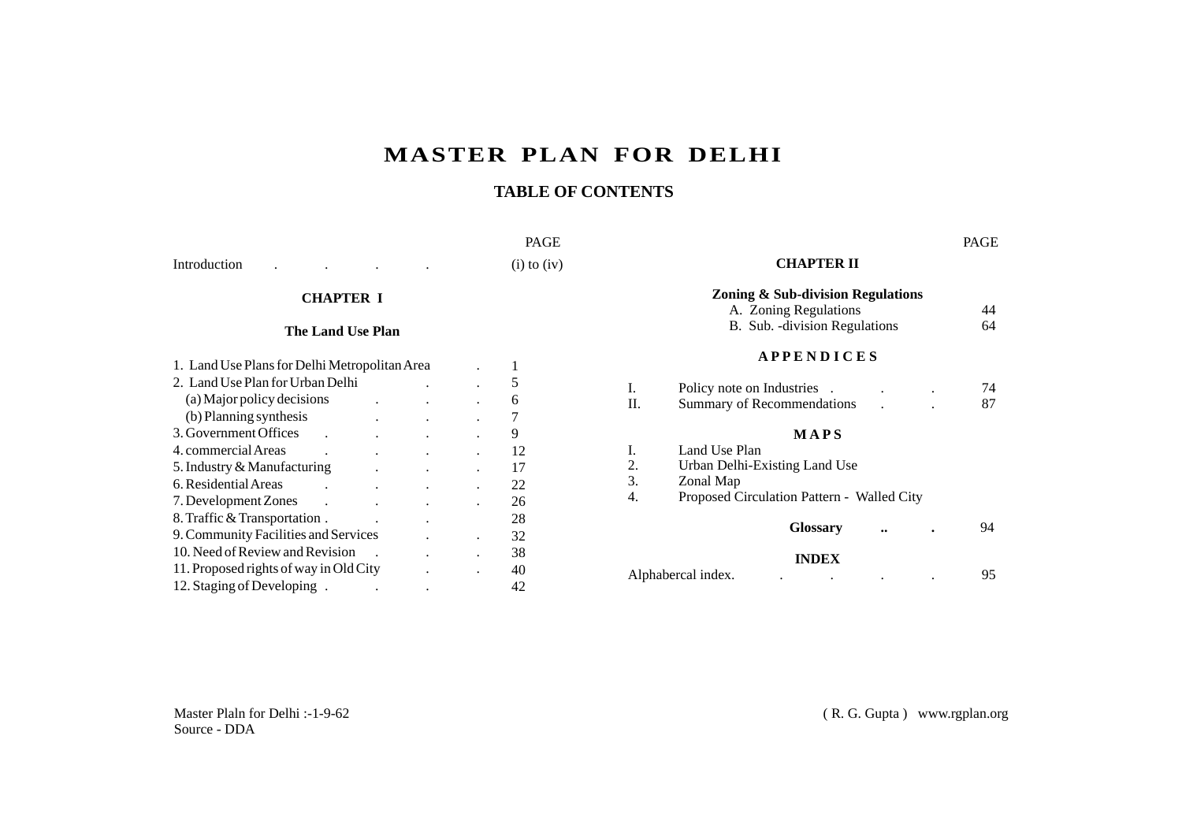# MASTER PLAN FOR DELHI

## TABLE OF CONTENTS

| | PAGE |
|---|---|
| Introduction | (i) to (iv) |

### CHAPTER I

### The Land Use Plan

| | PAGE |
|---|---|
| 1. Land Use Plans for Delhi Metropolitan Area | 1 |
| 2. Land Use Plan for Urban Delhi | 5 |
| (a) Major policy decisions | 6 |
| (b) Planning synthesis | 7 |
| 3. Government Offices | 9 |
| 4. commercial Areas | 12 |
| 5. Industry & Manufacturing | 17 |
| 6. Residential Areas | 22 |
| 7. Development Zones | 26 |
| 8. Traffic & Transportation | 28 |
| 9. Community Facilities and Services | 32 |
| 10. Need of Review and Revision | 38 |
| 11. Proposed rights of way in Old City | 40 |
| 12. Staging of Developing | 42 |

### CHAPTER II

**Zoning & Sub-division Regulations**

| | PAGE |
|---|---|
| A. Zoning Regulations | 44 |
| B. Sub. -division Regulations | 64 |

### APPENDICES

| | | PAGE |
|---|---|---|
| I. | Policy note on Industries | 74 |
| II. | Summary of Recommendations | 87 |

### MAPS

1. Land Use Plan
2. Urban Delhi-Existing Land Use
3. Zonal Map
4. Proposed Circulation Pattern - Walled City

| | PAGE |
|---|---|
| **Glossary** | 94 |

### INDEX

| | PAGE |
|---|---|
| Alphabercal index. | 95 |

Master Plaln for Delhi :-1-9-62
Source - DDA

( R. G. Gupta ) www.rgplan.org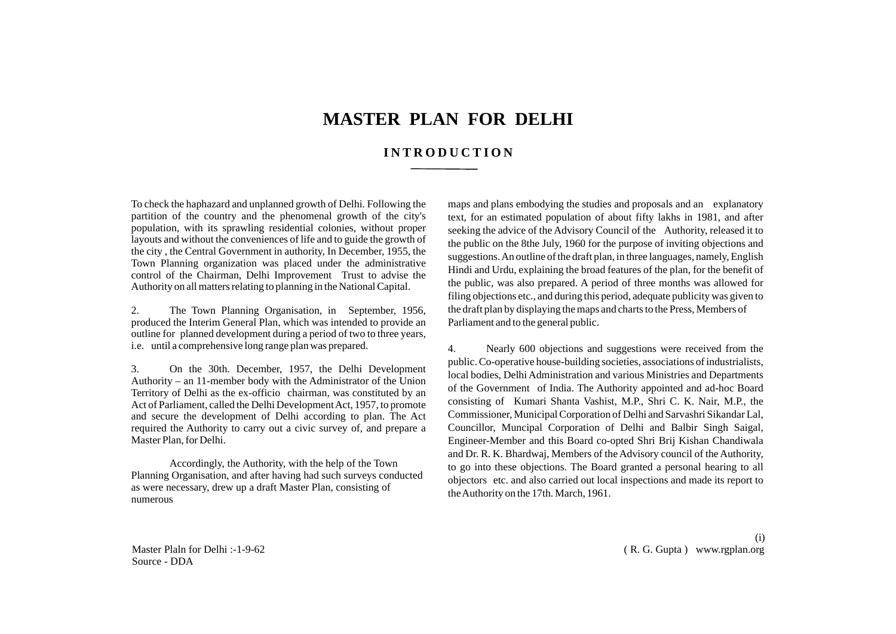# MASTER PLAN FOR DELHI

## INTRODUCTION

To check the haphazard and unplanned growth of Delhi. Following the partition of the country and the phenomenal growth of the city's population, with its sprawling residential colonies, without proper layouts and without the conveniences of life and to guide the growth of the city , the Central Government in authority, In December, 1955, the Town Planning organization was placed under the administrative control of the Chairman, Delhi Improvement Trust to advise the Authority on all matters relating to planning in the National Capital.

2. The Town Planning Organisation, in September, 1956, produced the Interim General Plan, which was intended to provide an outline for planned development during a period of two to three years, i.e. until a comprehensive long range plan was prepared.

3. On the 30th. December, 1957, the Delhi Development Authority – an 11-member body with the Administrator of the Union Territory of Delhi as the ex-officio chairman, was constituted by an Act of Parliament, called the Delhi Development Act, 1957, to promote and secure the development of Delhi according to plan. The Act required the Authority to carry out a civic survey of, and prepare a Master Plan, for Delhi.

Accordingly, the Authority, with the help of the Town Planning Organisation, and after having had such surveys conducted as were necessary, drew up a draft Master Plan, consisting of numerous maps and plans embodying the studies and proposals and an explanatory text, for an estimated population of about fifty lakhs in 1981, and after seeking the advice of the Advisory Council of the Authority, released it to the public on the 8the July, 1960 for the purpose of inviting objections and suggestions. An outline of the draft plan, in three languages, namely, English Hindi and Urdu, explaining the broad features of the plan, for the benefit of the public, was also prepared. A period of three months was allowed for filing objections etc., and during this period, adequate publicity was given to the draft plan by displaying the maps and charts to the Press, Members of Parliament and to the general public.

4. Nearly 600 objections and suggestions were received from the public. Co-operative house-building societies, associations of industrialists, local bodies, Delhi Administration and various Ministries and Departments of the Government of India. The Authority appointed and ad-hoc Board consisting of Kumari Shanta Vashist, M.P., Shri C. K. Nair, M.P., the Commissioner, Municipal Corporation of Delhi and Sarvashri Sikandar Lal, Councillor, Muncipal Corporation of Delhi and Balbir Singh Saigal, Engineer-Member and this Board co-opted Shri Brij Kishan Chandiwala and Dr. R. K. Bhardwaj, Members of the Advisory council of the Authority, to go into these objections. The Board granted a personal hearing to all objectors etc. and also carried out local inspections and made its report to the Authority on the 17th. March, 1961.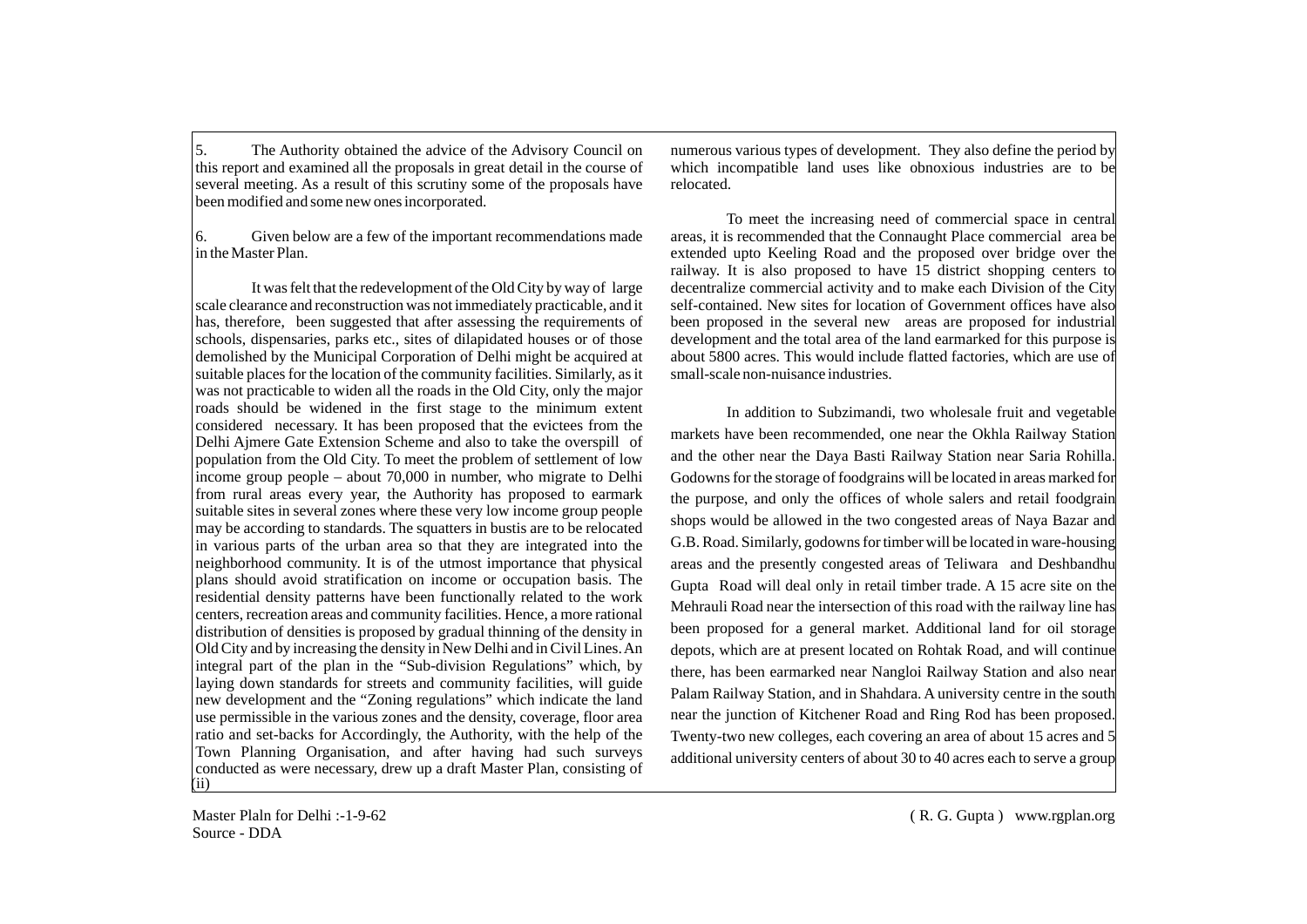5. The Authority obtained the advice of the Advisory Council on this report and examined all the proposals in great detail in the course of several meeting. As a result of this scrutiny some of the proposals have been modified and some new ones incorporated.

6. Given below are a few of the important recommendations made in the Master Plan.

It was felt that the redevelopment of the Old City by way of large scale clearance and reconstruction was not immediately practicable, and it has, therefore, been suggested that after assessing the requirements of schools, dispensaries, parks etc., sites of dilapidated houses or of those demolished by the Municipal Corporation of Delhi might be acquired at suitable places for the location of the community facilities. Similarly, as it was not practicable to widen all the roads in the Old City, only the major roads should be widened in the first stage to the minimum extent considered necessary. It has been proposed that the evictees from the Delhi Ajmere Gate Extension Scheme and also to take the overspill of population from the Old City. To meet the problem of settlement of low income group people – about 70,000 in number, who migrate to Delhi from rural areas every year, the Authority has proposed to earmark suitable sites in several zones where these very low income group people may be according to standards. The squatters in bustis are to be relocated in various parts of the urban area so that they are integrated into the neighborhood community. It is of the utmost importance that physical plans should avoid stratification on income or occupation basis. The residential density patterns have been functionally related to the work centers, recreation areas and community facilities. Hence, a more rational distribution of densities is proposed by gradual thinning of the density in Old City and by increasing the density in New Delhi and in Civil Lines. An integral part of the plan in the "Sub-division Regulations" which, by laying down standards for streets and community facilities, will guide new development and the "Zoning regulations" which indicate the land use permissible in the various zones and the density, coverage, floor area ratio and set-backs for Accordingly, the Authority, with the help of the Town Planning Organisation, and after having had such surveys conducted as were necessary, drew up a draft Master Plan, consisting of numerous various types of development. They also define the period by which incompatible land uses like obnoxious industries are to be relocated.

To meet the increasing need of commercial space in central areas, it is recommended that the Connaught Place commercial area be extended upto Keeling Road and the proposed over bridge over the railway. It is also proposed to have 15 district shopping centers to decentralize commercial activity and to make each Division of the City self-contained. New sites for location of Government offices have also been proposed in the several new areas are proposed for industrial development and the total area of the land earmarked for this purpose is about 5800 acres. This would include flatted factories, which are use of small-scale non-nuisance industries.

In addition to Subzimandi, two wholesale fruit and vegetable markets have been recommended, one near the Okhla Railway Station and the other near the Daya Basti Railway Station near Saria Rohilla. Godowns for the storage of foodgrains will be located in areas marked for the purpose, and only the offices of whole salers and retail foodgrain shops would be allowed in the two congested areas of Naya Bazar and G.B. Road. Similarly, godowns for timber will be located in ware-housing areas and the presently congested areas of Teliwara and Deshbandhu Gupta Road will deal only in retail timber trade. A 15 acre site on the Mehrauli Road near the intersection of this road with the railway line has been proposed for a general market. Additional land for oil storage depots, which are at present located on Rohtak Road, and will continue there, has been earmarked near Nangloi Railway Station and also near Palam Railway Station, and in Shahdara. A university centre in the south near the junction of Kitchener Road and Ring Rod has been proposed. Twenty-two new colleges, each covering an area of about 15 acres and 5 additional university centers of about 30 to 40 acres each to serve a group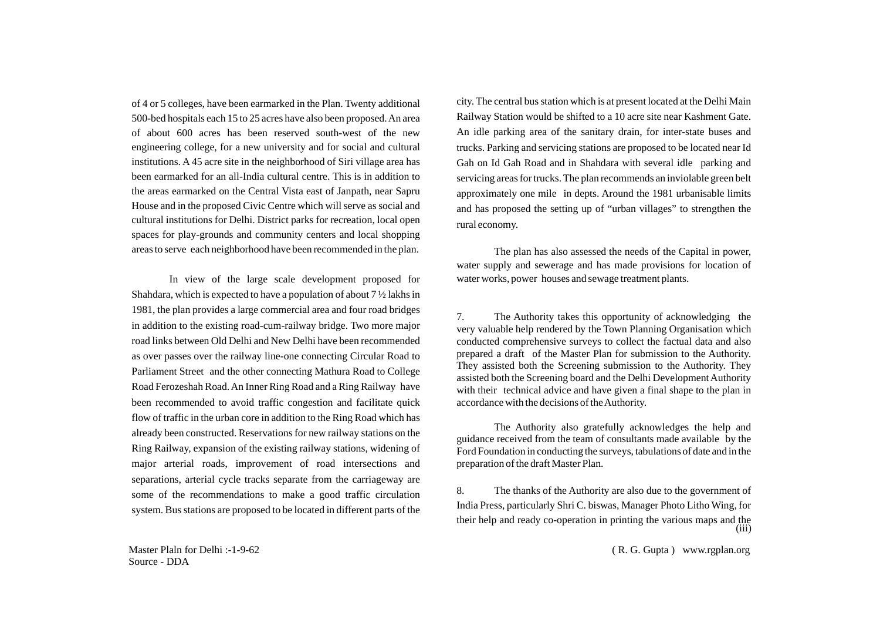of 4 or 5 colleges, have been earmarked in the Plan. Twenty additional 500-bed hospitals each 15 to 25 acres have also been proposed. An area of about 600 acres has been reserved south-west of the new engineering college, for a new university and for social and cultural institutions. A 45 acre site in the neighborhood of Siri village area has been earmarked for an all-India cultural centre. This is in addition to the areas earmarked on the Central Vista east of Janpath, near Sapru House and in the proposed Civic Centre which will serve as social and cultural institutions for Delhi. District parks for recreation, local open spaces for play-grounds and community centers and local shopping areas to serve each neighborhood have been recommended in the plan.

In view of the large scale development proposed for Shahdara, which is expected to have a population of about 7 ½ lakhs in 1981, the plan provides a large commercial area and four road bridges in addition to the existing road-cum-railway bridge. Two more major road links between Old Delhi and New Delhi have been recommended as over passes over the railway line-one connecting Circular Road to Parliament Street and the other connecting Mathura Road to College Road Ferozeshah Road. An Inner Ring Road and a Ring Railway have been recommended to avoid traffic congestion and facilitate quick flow of traffic in the urban core in addition to the Ring Road which has already been constructed. Reservations for new railway stations on the Ring Railway, expansion of the existing railway stations, widening of major arterial roads, improvement of road intersections and separations, arterial cycle tracks separate from the carriageway are some of the recommendations to make a good traffic circulation system. Bus stations are proposed to be located in different parts of the city. The central bus station which is at present located at the Delhi Main Railway Station would be shifted to a 10 acre site near Kashment Gate. An idle parking area of the sanitary drain, for inter-state buses and trucks. Parking and servicing stations are proposed to be located near Id Gah on Id Gah Road and in Shahdara with several idle parking and servicing areas for trucks. The plan recommends an inviolable green belt approximately one mile in depts. Around the 1981 urbanisable limits and has proposed the setting up of "urban villages" to strengthen the rural economy.

The plan has also assessed the needs of the Capital in power, water supply and sewerage and has made provisions for location of water works, power houses and sewage treatment plants.

7. The Authority takes this opportunity of acknowledging the very valuable help rendered by the Town Planning Organisation which conducted comprehensive surveys to collect the factual data and also prepared a draft of the Master Plan for submission to the Authority. They assisted both the Screening submission to the Authority. They assisted both the Screening board and the Delhi Development Authority with their technical advice and have given a final shape to the plan in accordance with the decisions of the Authority.

The Authority also gratefully acknowledges the help and guidance received from the team of consultants made available by the Ford Foundation in conducting the surveys, tabulations of date and in the preparation of the draft Master Plan.

8. The thanks of the Authority are also due to the government of India Press, particularly Shri C. biswas, Manager Photo Litho Wing, for their help and ready co-operation in printing the various maps and the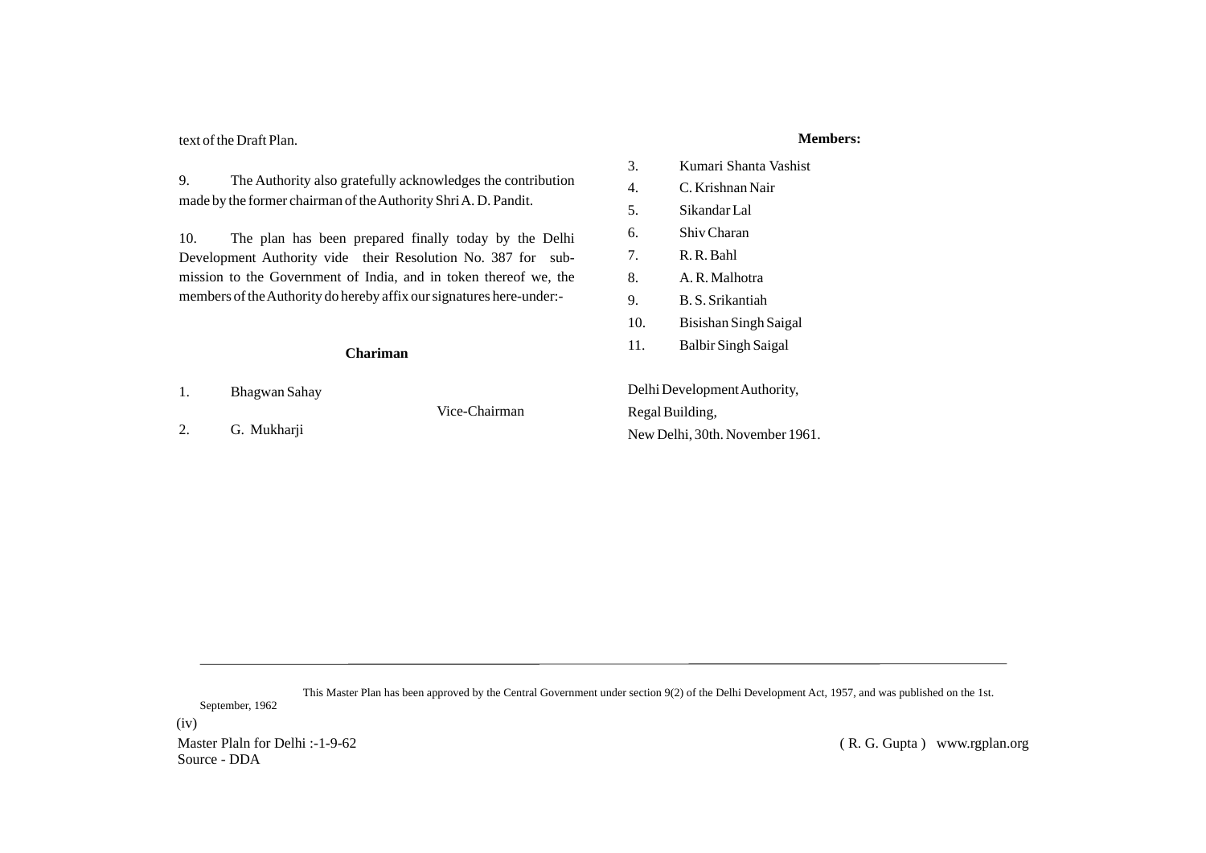text of the Draft Plan.

9. The Authority also gratefully acknowledges the contribution made by the former chairman of the Authority Shri A. D. Pandit.

10. The plan has been prepared finally today by the Delhi Development Authority vide their Resolution No. 387 for submission to the Government of India, and in token thereof we, the members of the Authority do hereby affix our signatures here-under:-

**Chariman**

1. Bhagwan Sahay

Vice-Chairman

2. G. Mukharji

**Members:**

3. Kumari Shanta Vashist
4. C. Krishnan Nair
5. Sikandar Lal
6. Shiv Charan
7. R. R. Bahl
8. A. R. Malhotra
9. B. S. Srikantiah
10. Bisishan Singh Saigal
11. Balbir Singh Saigal

Delhi Development Authority,
Regal Building,
New Delhi, 30th. November 1961.

---

This Master Plan has been approved by the Central Government under section 9(2) of the Delhi Development Act, 1957, and was published on the 1st. September, 1962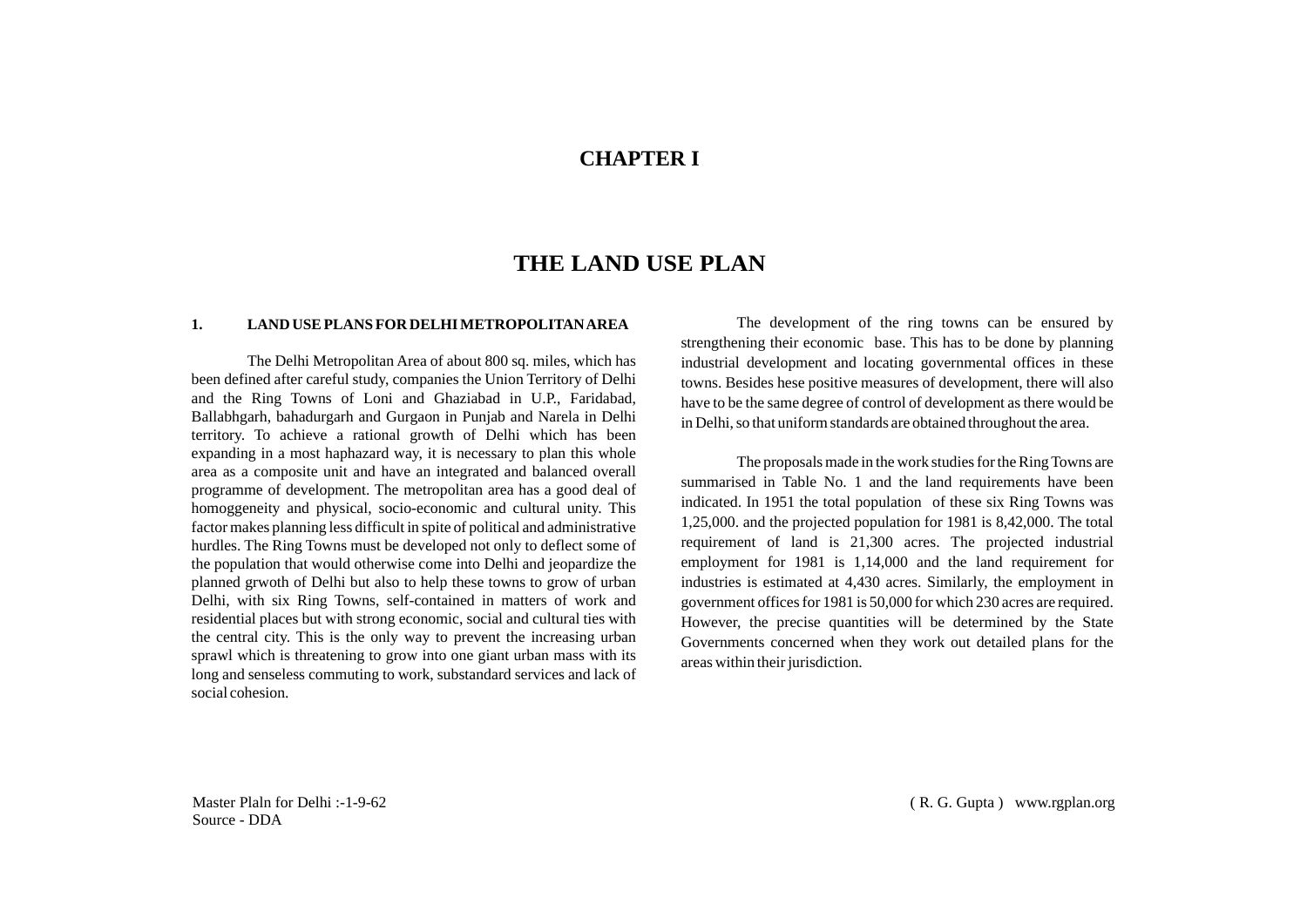# CHAPTER I

# THE LAND USE PLAN

## 1. LAND USE PLANS FOR DELHI METROPOLITAN AREA

The Delhi Metropolitan Area of about 800 sq. miles, which has been defined after careful study, companies the Union Territory of Delhi and the Ring Towns of Loni and Ghaziabad in U.P., Faridabad, Ballabhgarh, bahadurgarh and Gurgaon in Punjab and Narela in Delhi territory. To achieve a rational growth of Delhi which has been expanding in a most haphazard way, it is necessary to plan this whole area as a composite unit and have an integrated and balanced overall programme of development. The metropolitan area has a good deal of homoggeneity and physical, socio-economic and cultural unity. This factor makes planning less difficult in spite of political and administrative hurdles. The Ring Towns must be developed not only to deflect some of the population that would otherwise come into Delhi and jeopardize the planned grwoth of Delhi but also to help these towns to grow of urban Delhi, with six Ring Towns, self-contained in matters of work and residential places but with strong economic, social and cultural ties with the central city. This is the only way to prevent the increasing urban sprawl which is threatening to grow into one giant urban mass with its long and senseless commuting to work, substandard services and lack of social cohesion.

The development of the ring towns can be ensured by strengthening their economic base. This has to be done by planning industrial development and locating governmental offices in these towns. Besides hese positive measures of development, there will also have to be the same degree of control of development as there would be in Delhi, so that uniform standards are obtained throughout the area.

The proposals made in the work studies for the Ring Towns are summarised in Table No. 1 and the land requirements have been indicated. In 1951 the total population of these six Ring Towns was 1,25,000. and the projected population for 1981 is 8,42,000. The total requirement of land is 21,300 acres. The projected industrial employment for 1981 is 1,14,000 and the land requirement for industries is estimated at 4,430 acres. Similarly, the employment in government offices for 1981 is 50,000 for which 230 acres are required. However, the precise quantities will be determined by the State Governments concerned when they work out detailed plans for the areas within their jurisdiction.

Master Plaln for Delhi :-1-9-62
Source - DDA

( R. G. Gupta ) www.rgplan.org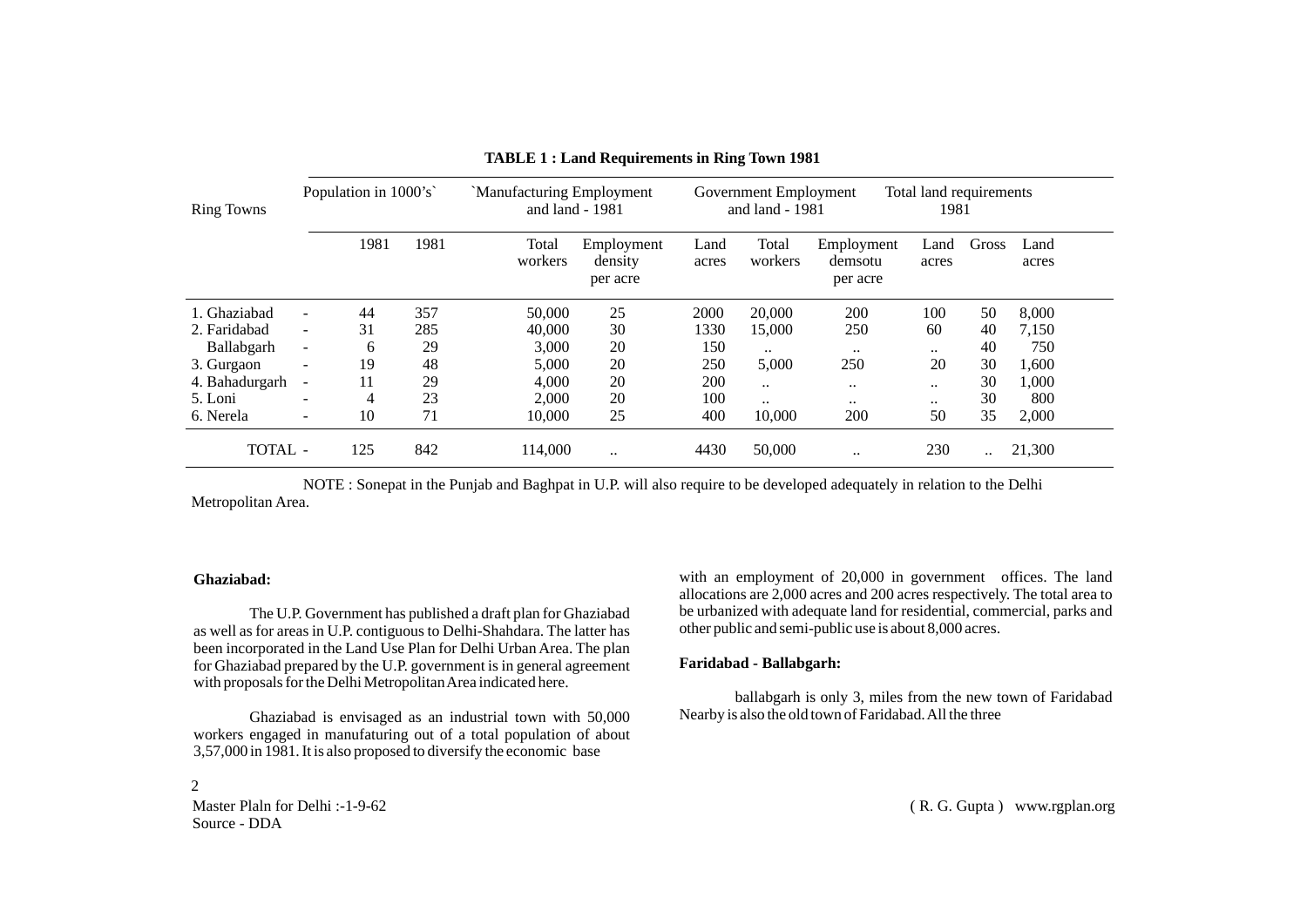**TABLE 1 : Land Requirements in Ring Town 1981**

| Ring Towns | Population in 1000's` | | `Manufacturing Employment and land - 1981 | | | Government Employment and land - 1981 | | | Total land requirements 1981 | |
|---|---|---|---|---|---|---|---|---|---|---|
| | 1981 | 1981 | Total workers | Employment density per acre | Land acres | Total workers | Employment demsotu per acre | Land acres | Gross | Land acres |
| 1. Ghaziabad - | 44 | 357 | 50,000 | 25 | 2000 | 20,000 | 200 | 100 | 50 | 8,000 |
| 2. Faridabad - | 31 | 285 | 40,000 | 30 | 1330 | 15,000 | 250 | 60 | 40 | 7,150 |
| Ballabgarh - | 6 | 29 | 3,000 | 20 | 150 | .. | .. | .. | 40 | 750 |
| 3. Gurgaon - | 19 | 48 | 5,000 | 20 | 250 | 5,000 | 250 | 20 | 30 | 1,600 |
| 4. Bahadurgarh - | 11 | 29 | 4,000 | 20 | 200 | .. | .. | .. | 30 | 1,000 |
| 5. Loni - | 4 | 23 | 2,000 | 20 | 100 | .. | .. | .. | 30 | 800 |
| 6. Nerela - | 10 | 71 | 10,000 | 25 | 400 | 10,000 | 200 | 50 | 35 | 2,000 |
| TOTAL - | 125 | 842 | 114,000 | .. | 4430 | 50,000 | .. | 230 | .. | 21,300 |

NOTE : Sonepat in the Punjab and Baghpat in U.P. will also require to be developed adequately in relation to the Delhi Metropolitan Area.

**Ghaziabad:**

The U.P. Government has published a draft plan for Ghaziabad as well as for areas in U.P. contiguous to Delhi-Shahdara. The latter has been incorporated in the Land Use Plan for Delhi Urban Area. The plan for Ghaziabad prepared by the U.P. government is in general agreement with proposals for the Delhi Metropolitan Area indicated here.

Ghaziabad is envisaged as an industrial town with 50,000 workers engaged in manufaturing out of a total population of about 3,57,000 in 1981. It is also proposed to diversify the economic base with an employment of 20,000 in government offices. The land allocations are 2,000 acres and 200 acres respectively. The total area to be urbanized with adequate land for residential, commercial, parks and other public and semi-public use is about 8,000 acres.

**Faridabad - Ballabgarh:**

ballabgarh is only 3, miles from the new town of Faridabad Nearby is also the old town of Faridabad. All the three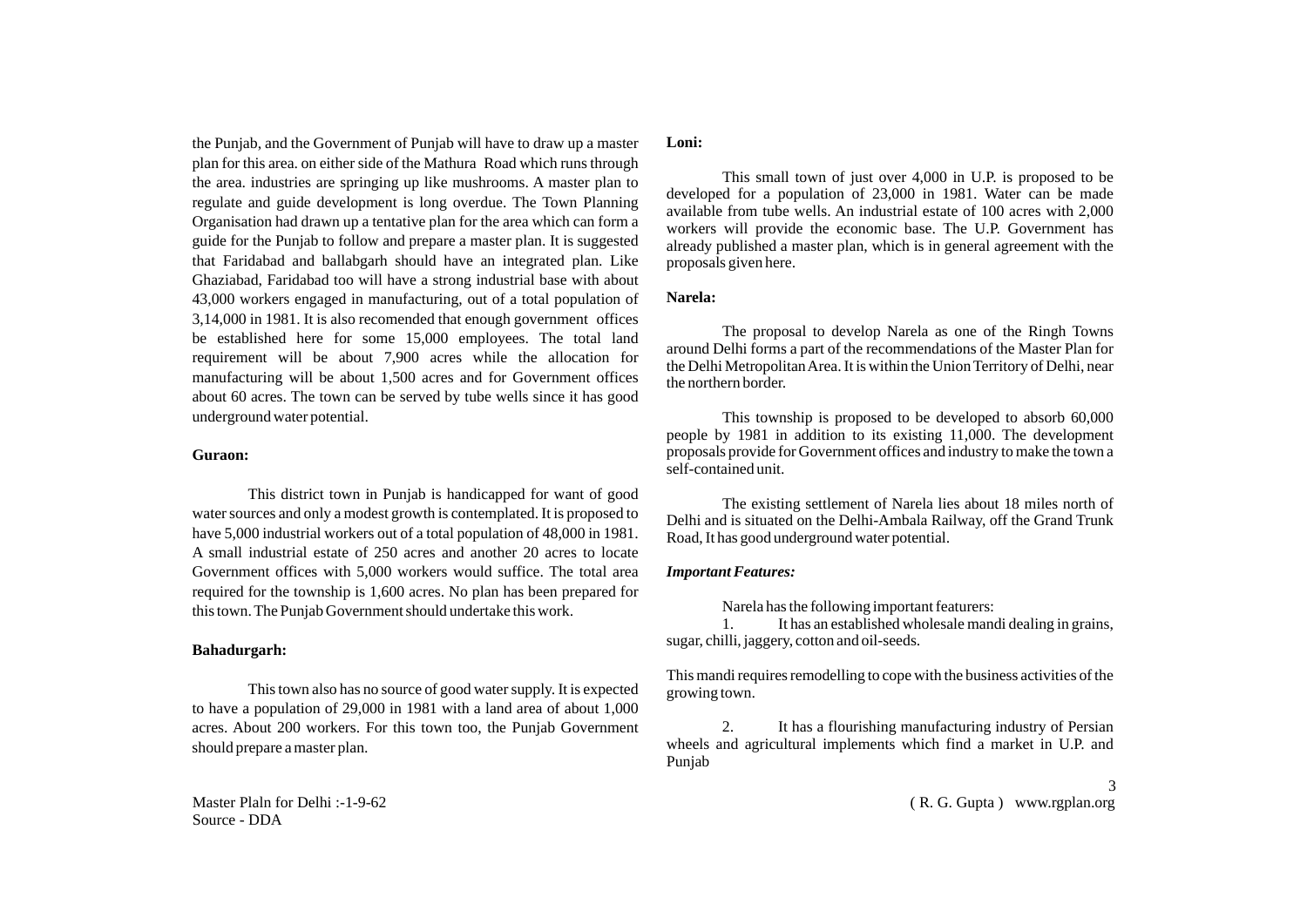the Punjab, and the Government of Punjab will have to draw up a master plan for this area. on either side of the Mathura Road which runs through the area. industries are springing up like mushrooms. A master plan to regulate and guide development is long overdue. The Town Planning Organisation had drawn up a tentative plan for the area which can form a guide for the Punjab to follow and prepare a master plan. It is suggested that Faridabad and ballabgarh should have an integrated plan. Like Ghaziabad, Faridabad too will have a strong industrial base with about 43,000 workers engaged in manufacturing, out of a total population of 3,14,000 in 1981. It is also recomended that enough government offices be established here for some 15,000 employees. The total land requirement will be about 7,900 acres while the allocation for manufacturing will be about 1,500 acres and for Government offices about 60 acres. The town can be served by tube wells since it has good underground water potential.

**Guraon:**

This district town in Punjab is handicapped for want of good water sources and only a modest growth is contemplated. It is proposed to have 5,000 industrial workers out of a total population of 48,000 in 1981. A small industrial estate of 250 acres and another 20 acres to locate Government offices with 5,000 workers would suffice. The total area required for the township is 1,600 acres. No plan has been prepared for this town. The Punjab Government should undertake this work.

**Bahadurgarh:**

This town also has no source of good water supply. It is expected to have a population of 29,000 in 1981 with a land area of about 1,000 acres. About 200 workers. For this town too, the Punjab Government should prepare a master plan.

**Loni:**

This small town of just over 4,000 in U.P. is proposed to be developed for a population of 23,000 in 1981. Water can be made available from tube wells. An industrial estate of 100 acres with 2,000 workers will provide the economic base. The U.P. Government has already published a master plan, which is in general agreement with the proposals given here.

**Narela:**

The proposal to develop Narela as one of the Ringh Towns around Delhi forms a part of the recommendations of the Master Plan for the Delhi Metropolitan Area. It is within the Union Territory of Delhi, near the northern border.

This township is proposed to be developed to absorb 60,000 people by 1981 in addition to its existing 11,000. The development proposals provide for Government offices and industry to make the town a self-contained unit.

The existing settlement of Narela lies about 18 miles north of Delhi and is situated on the Delhi-Ambala Railway, off the Grand Trunk Road, It has good underground water potential.

***Important Features:***

Narela has the following important featurers:

1. It has an established wholesale mandi dealing in grains, sugar, chilli, jaggery, cotton and oil-seeds.

This mandi requires remodelling to cope with the business activities of the growing town.

2. It has a flourishing manufacturing industry of Persian wheels and agricultural implements which find a market in U.P. and Punjab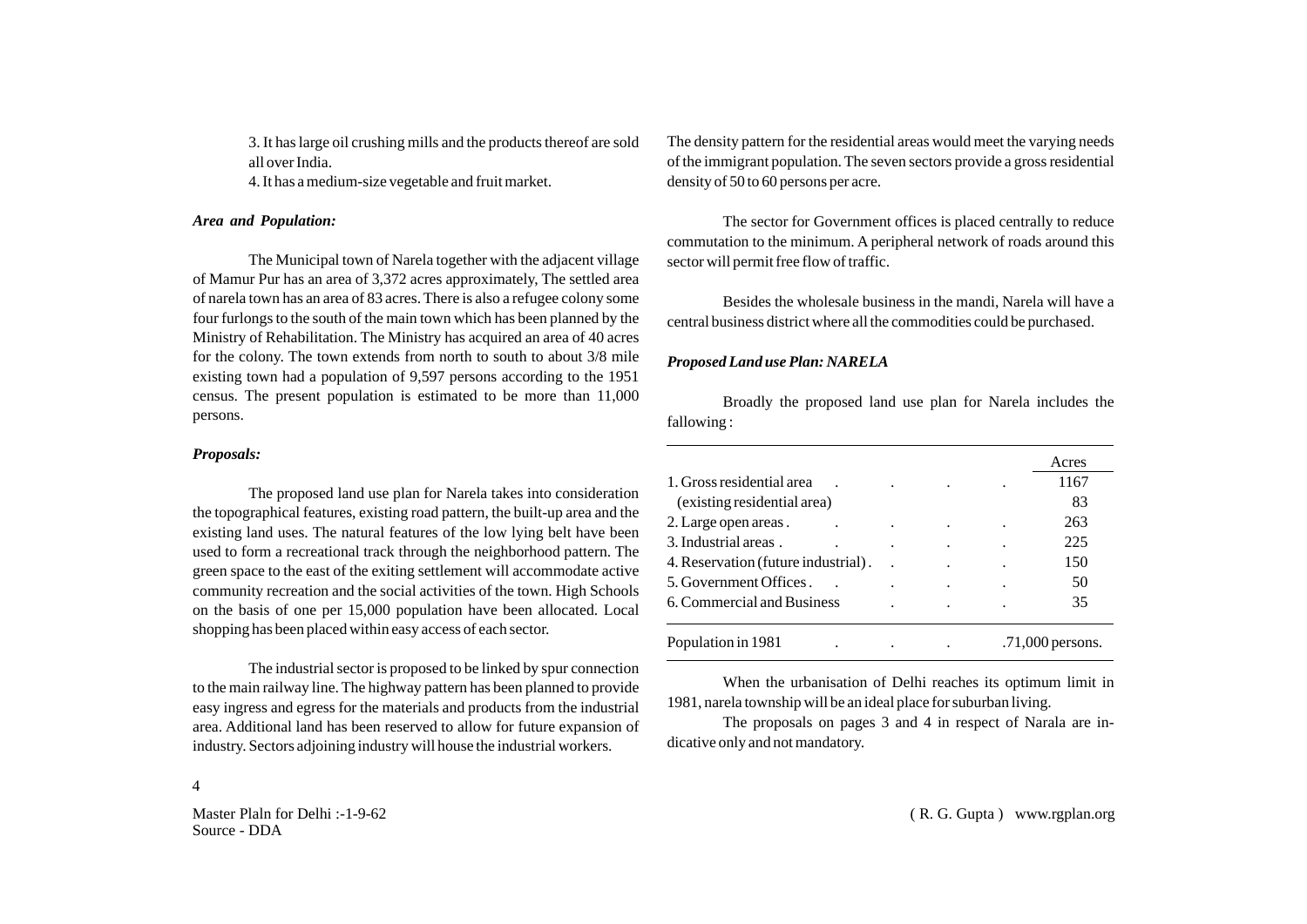3. It has large oil crushing mills and the products thereof are sold all over India.

4. It has a medium-size vegetable and fruit market.

***Area and Population:***

The Municipal town of Narela together with the adjacent village of Mamur Pur has an area of 3,372 acres approximately, The settled area of narela town has an area of 83 acres. There is also a refugee colony some four furlongs to the south of the main town which has been planned by the Ministry of Rehabilitation. The Ministry has acquired an area of 40 acres for the colony. The town extends from north to south to about 3/8 mile existing town had a population of 9,597 persons according to the 1951 census. The present population is estimated to be more than 11,000 persons.

***Proposals:***

The proposed land use plan for Narela takes into consideration the topographical features, existing road pattern, the built-up area and the existing land uses. The natural features of the low lying belt have been used to form a recreational track through the neighborhood pattern. The green space to the east of the exiting settlement will accommodate active community recreation and the social activities of the town. High Schools on the basis of one per 15,000 population have been allocated. Local shopping has been placed within easy access of each sector.

The industrial sector is proposed to be linked by spur connection to the main railway line. The highway pattern has been planned to provide easy ingress and egress for the materials and products from the industrial area. Additional land has been reserved to allow for future expansion of industry. Sectors adjoining industry will house the industrial workers.

The density pattern for the residential areas would meet the varying needs of the immigrant population. The seven sectors provide a gross residential density of 50 to 60 persons per acre.

The sector for Government offices is placed centrally to reduce commutation to the minimum. A peripheral network of roads around this sector will permit free flow of traffic.

Besides the wholesale business in the mandi, Narela will have a central business district where all the commodities could be purchased.

***Proposed Land use Plan: NARELA***

Broadly the proposed land use plan for Narela includes the fallowing :

| | Acres |
|---|---|
| 1. Gross residential area . . . . | 1167 |
| (existing residential area) | 83 |
| 2. Large open areas . . . . . | 263 |
| 3. Industrial areas . . . . . | 225 |
| 4. Reservation (future industrial) . . . . | 150 |
| 5. Government Offices . . . . . | 50 |
| 6. Commercial and Business . . . | 35 |
| Population in 1981 . . . | .71,000 persons. |

When the urbanisation of Delhi reaches its optimum limit in 1981, narela township will be an ideal place for suburban living.

The proposals on pages 3 and 4 in respect of Narala are indicative only and not mandatory.

Master Plaln for Delhi :-1-9-62
Source - DDA

( R. G. Gupta ) www.rgplan.org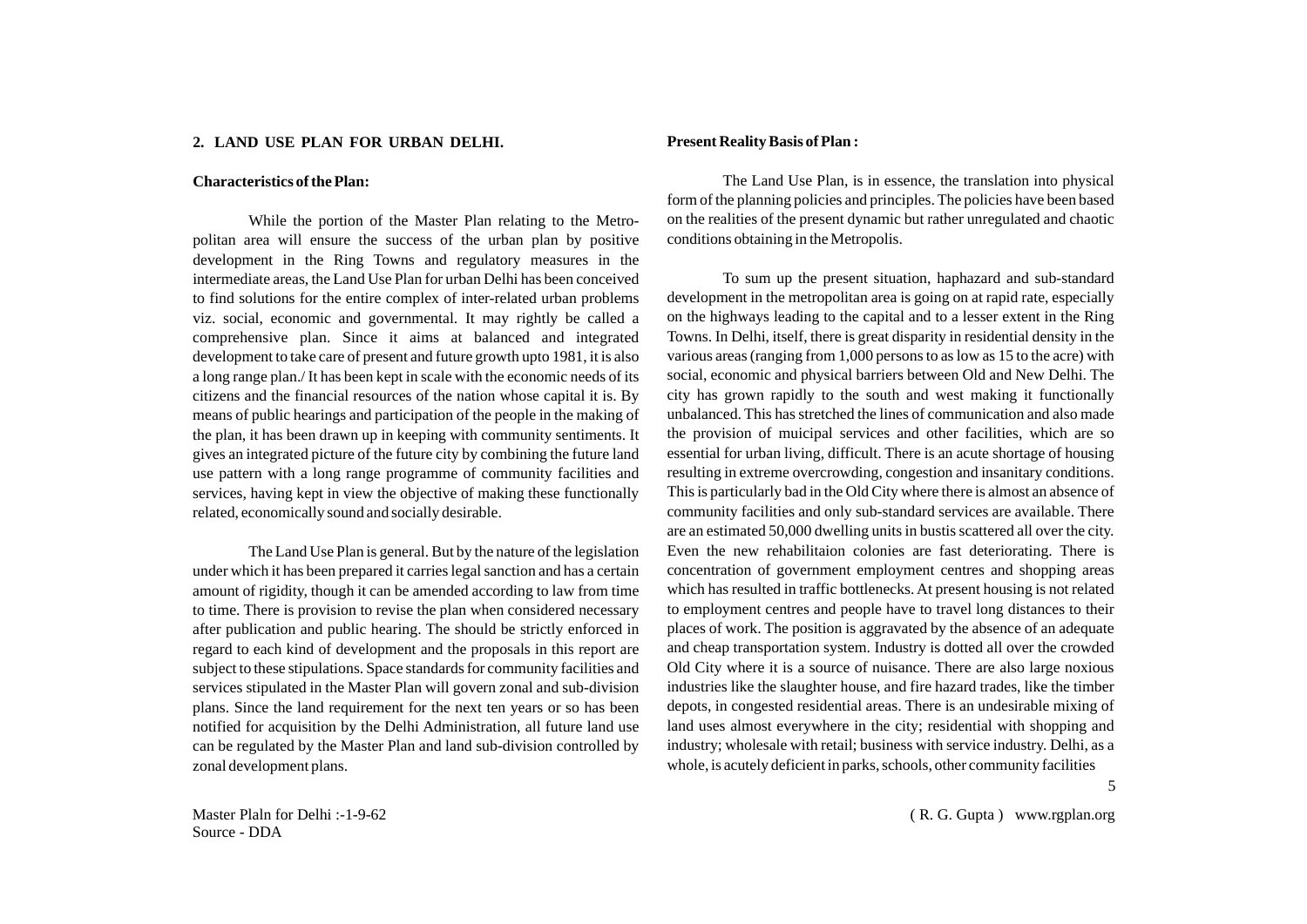## 2. LAND USE PLAN FOR URBAN DELHI.

### Characteristics of the Plan:

While the portion of the Master Plan relating to the Metropolitan area will ensure the success of the urban plan by positive development in the Ring Towns and regulatory measures in the intermediate areas, the Land Use Plan for urban Delhi has been conceived to find solutions for the entire complex of inter-related urban problems viz. social, economic and governmental. It may rightly be called a comprehensive plan. Since it aims at balanced and integrated development to take care of present and future growth upto 1981, it is also a long range plan./ It has been kept in scale with the economic needs of its citizens and the financial resources of the nation whose capital it is. By means of public hearings and participation of the people in the making of the plan, it has been drawn up in keeping with community sentiments. It gives an integrated picture of the future city by combining the future land use pattern with a long range programme of community facilities and services, having kept in view the objective of making these functionally related, economically sound and socially desirable.

The Land Use Plan is general. But by the nature of the legislation under which it has been prepared it carries legal sanction and has a certain amount of rigidity, though it can be amended according to law from time to time. There is provision to revise the plan when considered necessary after publication and public hearing. The should be strictly enforced in regard to each kind of development and the proposals in this report are subject to these stipulations. Space standards for community facilities and services stipulated in the Master Plan will govern zonal and sub-division plans. Since the land requirement for the next ten years or so has been notified for acquisition by the Delhi Administration, all future land use can be regulated by the Master Plan and land sub-division controlled by zonal development plans.

### Present Reality Basis of Plan :

The Land Use Plan, is in essence, the translation into physical form of the planning policies and principles. The policies have been based on the realities of the present dynamic but rather unregulated and chaotic conditions obtaining in the Metropolis.

To sum up the present situation, haphazard and sub-standard development in the metropolitan area is going on at rapid rate, especially on the highways leading to the capital and to a lesser extent in the Ring Towns. In Delhi, itself, there is great disparity in residential density in the various areas (ranging from 1,000 persons to as low as 15 to the acre) with social, economic and physical barriers between Old and New Delhi. The city has grown rapidly to the south and west making it functionally unbalanced. This has stretched the lines of communication and also made the provision of muicipal services and other facilities, which are so essential for urban living, difficult. There is an acute shortage of housing resulting in extreme overcrowding, congestion and insanitary conditions. This is particularly bad in the Old City where there is almost an absence of community facilities and only sub-standard services are available. There are an estimated 50,000 dwelling units in bustis scattered all over the city. Even the new rehabilitaion colonies are fast deteriorating. There is concentration of government employment centres and shopping areas which has resulted in traffic bottlenecks. At present housing is not related to employment centres and people have to travel long distances to their places of work. The position is aggravated by the absence of an adequate and cheap transportation system. Industry is dotted all over the crowded Old City where it is a source of nuisance. There are also large noxious industries like the slaughter house, and fire hazard trades, like the timber depots, in congested residential areas. There is an undesirable mixing of land uses almost everywhere in the city; residential with shopping and industry; wholesale with retail; business with service industry. Delhi, as a whole, is acutely deficient in parks, schools, other community facilities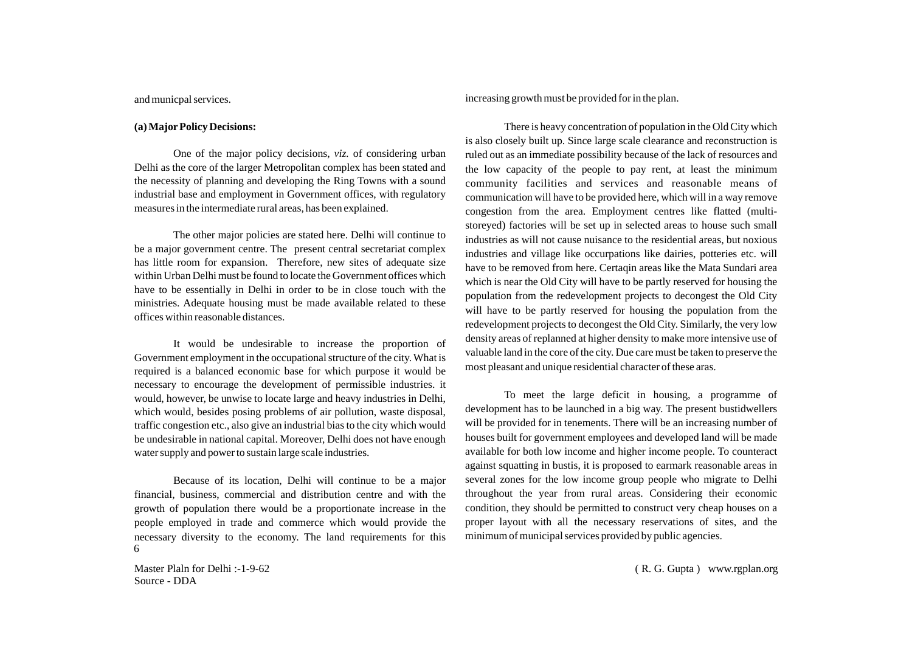and municpal services.

**(a) Major Policy Decisions:**

One of the major policy decisions, *viz.* of considering urban Delhi as the core of the larger Metropolitan complex has been stated and the necessity of planning and developing the Ring Towns with a sound industrial base and employment in Government offices, with regulatory measures in the intermediate rural areas, has been explained.

The other major policies are stated here. Delhi will continue to be a major government centre. The present central secretariat complex has little room for expansion. Therefore, new sites of adequate size within Urban Delhi must be found to locate the Government offices which have to be essentially in Delhi in order to be in close touch with the ministries. Adequate housing must be made available related to these offices within reasonable distances.

It would be undesirable to increase the proportion of Government employment in the occupational structure of the city. What is required is a balanced economic base for which purpose it would be necessary to encourage the development of permissible industries. it would, however, be unwise to locate large and heavy industries in Delhi, which would, besides posing problems of air pollution, waste disposal, traffic congestion etc., also give an industrial bias to the city which would be undesirable in national capital. Moreover, Delhi does not have enough water supply and power to sustain large scale industries.

Because of its location, Delhi will continue to be a major financial, business, commercial and distribution centre and with the growth of population there would be a proportionate increase in the people employed in trade and commerce which would provide the necessary diversity to the economy. The land requirements for this increasing growth must be provided for in the plan.

There is heavy concentration of population in the Old City which is also closely built up. Since large scale clearance and reconstruction is ruled out as an immediate possibility because of the lack of resources and the low capacity of the people to pay rent, at least the minimum community facilities and services and reasonable means of communication will have to be provided here, which will in a way remove congestion from the area. Employment centres like flatted (multi-storeyed) factories will be set up in selected areas to house such small industries as will not cause nuisance to the residential areas, but noxious industries and village like occurpations like dairies, potteries etc. will have to be removed from here. Certaqin areas like the Mata Sundari area which is near the Old City will have to be partly reserved for housing the population from the redevelopment projects to decongest the Old City will have to be partly reserved for housing the population from the redevelopment projects to decongest the Old City. Similarly, the very low density areas of replanned at higher density to make more intensive use of valuable land in the core of the city. Due care must be taken to preserve the most pleasant and unique residential character of these aras.

To meet the large deficit in housing, a programme of development has to be launched in a big way. The present bustidwellers will be provided for in tenements. There will be an increasing number of houses built for government employees and developed land will be made available for both low income and higher income people. To counteract against squatting in bustis, it is proposed to earmark reasonable areas in several zones for the low income group people who migrate to Delhi throughout the year from rural areas. Considering their economic condition, they should be permitted to construct very cheap houses on a proper layout with all the necessary reservations of sites, and the minimum of municipal services provided by public agencies.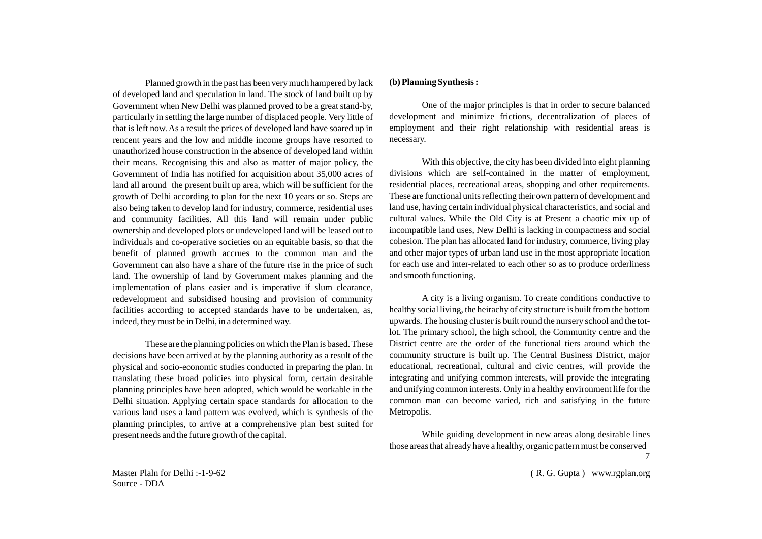Planned growth in the past has been very much hampered by lack of developed land and speculation in land. The stock of land built up by Government when New Delhi was planned proved to be a great stand-by, particularly in settling the large number of displaced people. Very little of that is left now. As a result the prices of developed land have soared up in rencent years and the low and middle income groups have resorted to unauthorized house construction in the absence of developed land within their means. Recognising this and also as matter of major policy, the Government of India has notified for acquisition about 35,000 acres of land all around the present built up area, which will be sufficient for the growth of Delhi according to plan for the next 10 years or so. Steps are also being taken to develop land for industry, commerce, residential uses and community facilities. All this land will remain under public ownership and developed plots or undeveloped land will be leased out to individuals and co-operative societies on an equitable basis, so that the benefit of planned growth accrues to the common man and the Government can also have a share of the future rise in the price of such land. The ownership of land by Government makes planning and the implementation of plans easier and is imperative if slum clearance, redevelopment and subsidised housing and provision of community facilities according to accepted standards have to be undertaken, as, indeed, they must be in Delhi, in a determined way.

These are the planning policies on which the Plan is based. These decisions have been arrived at by the planning authority as a result of the physical and socio-economic studies conducted in preparing the plan. In translating these broad policies into physical form, certain desirable planning principles have been adopted, which would be workable in the Delhi situation. Applying certain space standards for allocation to the various land uses a land pattern was evolved, which is synthesis of the planning principles, to arrive at a comprehensive plan best suited for present needs and the future growth of the capital.

**(b) Planning Synthesis :**

One of the major principles is that in order to secure balanced development and minimize frictions, decentralization of places of employment and their right relationship with residential areas is necessary.

With this objective, the city has been divided into eight planning divisions which are self-contained in the matter of employment, residential places, recreational areas, shopping and other requirements. These are functional units reflecting their own pattern of development and land use, having certain individual physical characteristics, and social and cultural values. While the Old City is at Present a chaotic mix up of incompatible land uses, New Delhi is lacking in compactness and social cohesion. The plan has allocated land for industry, commerce, living play and other major types of urban land use in the most appropriate location for each use and inter-related to each other so as to produce orderliness and smooth functioning.

A city is a living organism. To create conditions conductive to healthy social living, the heirachy of city structure is built from the bottom upwards. The housing cluster is built round the nursery school and the tot-lot. The primary school, the high school, the Community centre and the District centre are the order of the functional tiers around which the community structure is built up. The Central Business District, major educational, recreational, cultural and civic centres, will provide the integrating and unifying common interests, will provide the integrating and unifying common interests. Only in a healthy environment life for the common man can become varied, rich and satisfying in the future Metropolis.

While guiding development in new areas along desirable lines those areas that already have a healthy, organic pattern must be conserved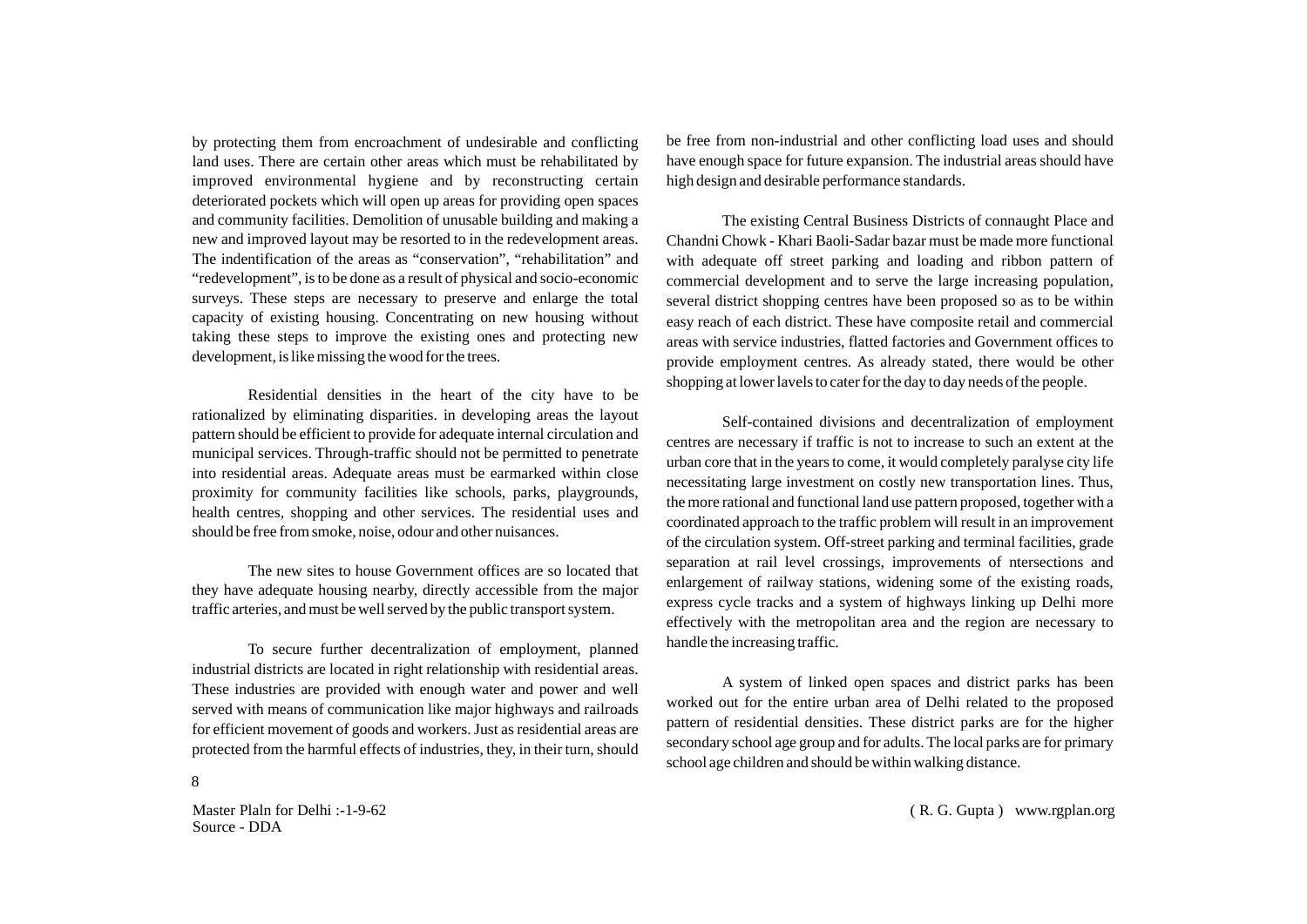by protecting them from encroachment of undesirable and conflicting land uses. There are certain other areas which must be rehabilitated by improved environmental hygiene and by reconstructing certain deteriorated pockets which will open up areas for providing open spaces and community facilities. Demolition of unusable building and making a new and improved layout may be resorted to in the redevelopment areas. The indentification of the areas as "conservation", "rehabilitation" and "redevelopment", is to be done as a result of physical and socio-economic surveys. These steps are necessary to preserve and enlarge the total capacity of existing housing. Concentrating on new housing without taking these steps to improve the existing ones and protecting new development, is like missing the wood for the trees.

Residential densities in the heart of the city have to be rationalized by eliminating disparities. in developing areas the layout pattern should be efficient to provide for adequate internal circulation and municipal services. Through-traffic should not be permitted to penetrate into residential areas. Adequate areas must be earmarked within close proximity for community facilities like schools, parks, playgrounds, health centres, shopping and other services. The residential uses and should be free from smoke, noise, odour and other nuisances.

The new sites to house Government offices are so located that they have adequate housing nearby, directly accessible from the major traffic arteries, and must be well served by the public transport system.

To secure further decentralization of employment, planned industrial districts are located in right relationship with residential areas. These industries are provided with enough water and power and well served with means of communication like major highways and railroads for efficient movement of goods and workers. Just as residential areas are protected from the harmful effects of industries, they, in their turn, should be free from non-industrial and other conflicting load uses and should have enough space for future expansion. The industrial areas should have high design and desirable performance standards.

The existing Central Business Districts of connaught Place and Chandni Chowk - Khari Baoli-Sadar bazar must be made more functional with adequate off street parking and loading and ribbon pattern of commercial development and to serve the large increasing population, several district shopping centres have been proposed so as to be within easy reach of each district. These have composite retail and commercial areas with service industries, flatted factories and Government offices to provide employment centres. As already stated, there would be other shopping at lower lavels to cater for the day to day needs of the people.

Self-contained divisions and decentralization of employment centres are necessary if traffic is not to increase to such an extent at the urban core that in the years to come, it would completely paralyse city life necessitating large investment on costly new transportation lines. Thus, the more rational and functional land use pattern proposed, together with a coordinated approach to the traffic problem will result in an improvement of the circulation system. Off-street parking and terminal facilities, grade separation at rail level crossings, improvements of ntersections and enlargement of railway stations, widening some of the existing roads, express cycle tracks and a system of highways linking up Delhi more effectively with the metropolitan area and the region are necessary to handle the increasing traffic.

A system of linked open spaces and district parks has been worked out for the entire urban area of Delhi related to the proposed pattern of residential densities. These district parks are for the higher secondary school age group and for adults. The local parks are for primary school age children and should be within walking distance.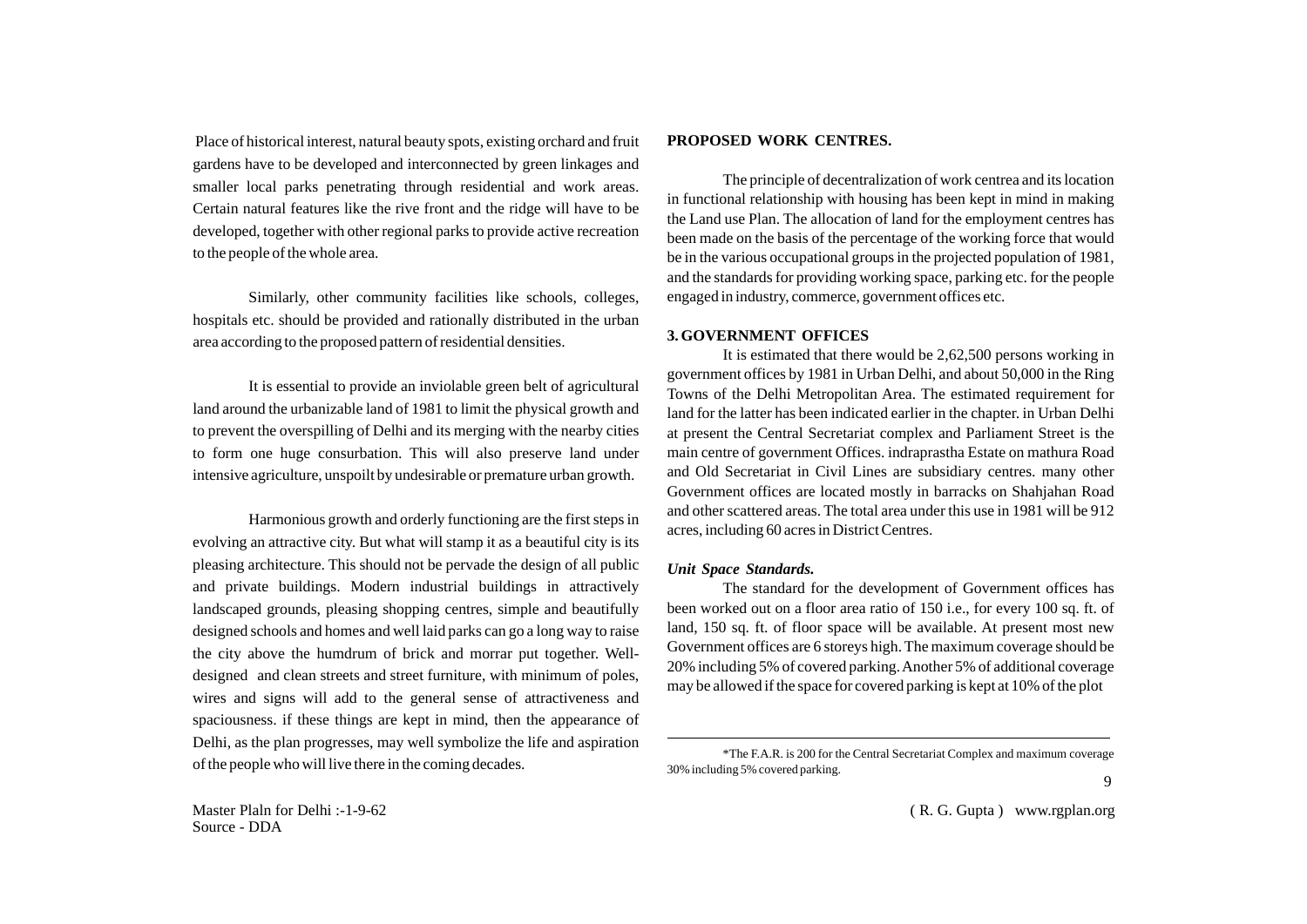Place of historical interest, natural beauty spots, existing orchard and fruit gardens have to be developed and interconnected by green linkages and smaller local parks penetrating through residential and work areas. Certain natural features like the rive front and the ridge will have to be developed, together with other regional parks to provide active recreation to the people of the whole area.

Similarly, other community facilities like schools, colleges, hospitals etc. should be provided and rationally distributed in the urban area according to the proposed pattern of residential densities.

It is essential to provide an inviolable green belt of agricultural land around the urbanizable land of 1981 to limit the physical growth and to prevent the overspilling of Delhi and its merging with the nearby cities to form one huge consurbation. This will also preserve land under intensive agriculture, unspoilt by undesirable or premature urban growth.

Harmonious growth and orderly functioning are the first steps in evolving an attractive city. But what will stamp it as a beautiful city is its pleasing architecture. This should not be pervade the design of all public and private buildings. Modern industrial buildings in attractively landscaped grounds, pleasing shopping centres, simple and beautifully designed schools and homes and well laid parks can go a long way to raise the city above the humdrum of brick and morrar put together. Well-designed and clean streets and street furniture, with minimum of poles, wires and signs will add to the general sense of attractiveness and spaciousness. if these things are kept in mind, then the appearance of Delhi, as the plan progresses, may well symbolize the life and aspiration of the people who will live there in the coming decades.

**PROPOSED WORK CENTRES.**

The principle of decentralization of work centrea and its location in functional relationship with housing has been kept in mind in making the Land use Plan. The allocation of land for the employment centres has been made on the basis of the percentage of the working force that would be in the various occupational groups in the projected population of 1981, and the standards for providing working space, parking etc. for the people engaged in industry, commerce, government offices etc.

**3. GOVERNMENT OFFICES**

It is estimated that there would be 2,62,500 persons working in government offices by 1981 in Urban Delhi, and about 50,000 in the Ring Towns of the Delhi Metropolitan Area. The estimated requirement for land for the latter has been indicated earlier in the chapter. in Urban Delhi at present the Central Secretariat complex and Parliament Street is the main centre of government Offices. indraprastha Estate on mathura Road and Old Secretariat in Civil Lines are subsidiary centres. many other Government offices are located mostly in barracks on Shahjahan Road and other scattered areas. The total area under this use in 1981 will be 912 acres, including 60 acres in District Centres.

***Unit Space Standards.***

The standard for the development of Government offices has been worked out on a floor area ratio of 150 i.e., for every 100 sq. ft. of land, 150 sq. ft. of floor space will be available. At present most new Government offices are 6 storeys high. The maximum coverage should be 20% including 5% of covered parking. Another 5% of additional coverage may be allowed if the space for covered parking is kept at 10% of the plot

---

*The F.A.R. is 200 for the Central Secretariat Complex and maximum coverage 30% including 5% covered parking.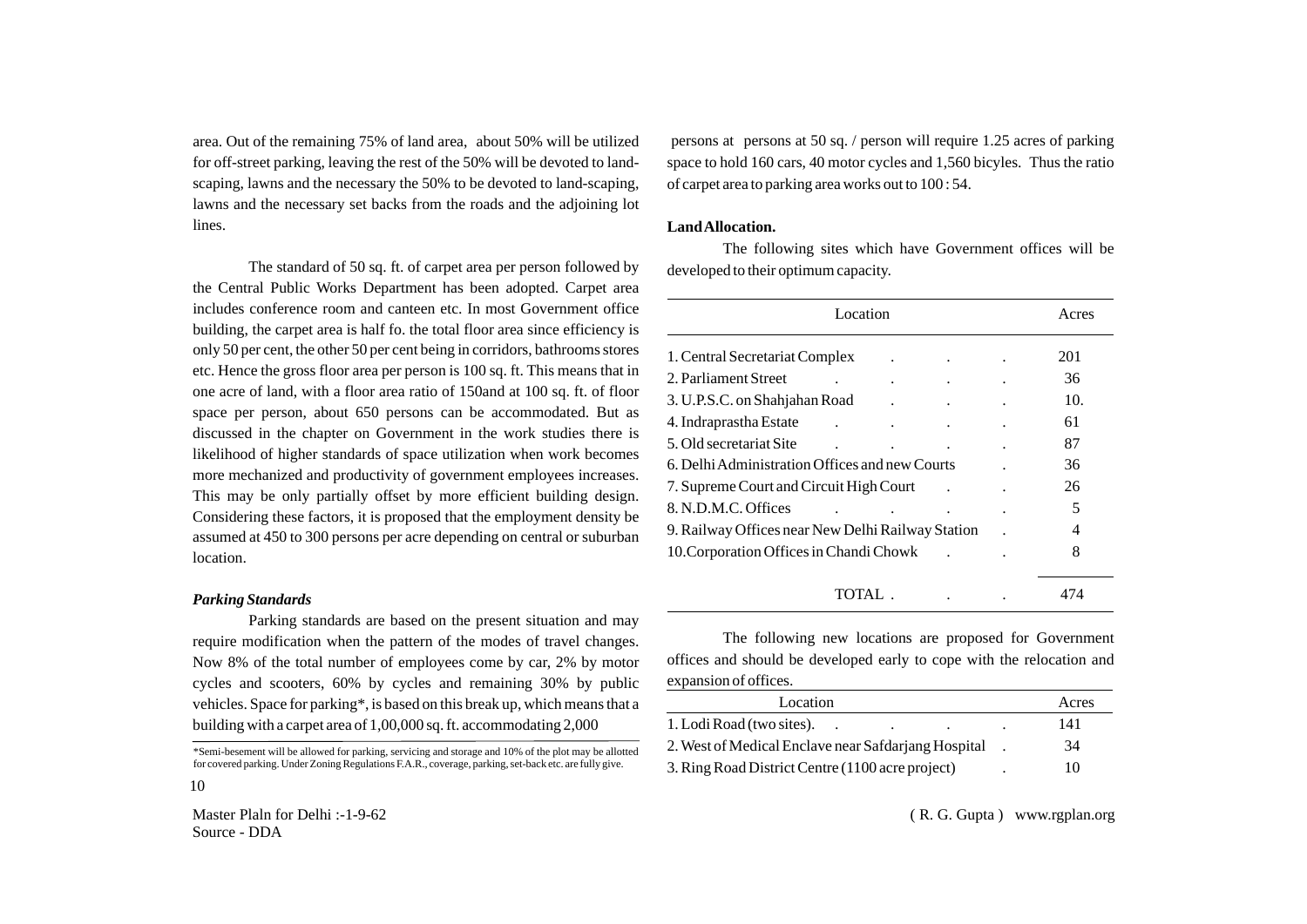area. Out of the remaining 75% of land area, about 50% will be utilized for off-street parking, leaving the rest of the 50% will be devoted to land-scaping, lawns and the necessary the 50% to be devoted to land-scaping, lawns and the necessary set backs from the roads and the adjoining lot lines.

The standard of 50 sq. ft. of carpet area per person followed by the Central Public Works Department has been adopted. Carpet area includes conference room and canteen etc. In most Government office building, the carpet area is half fo. the total floor area since efficiency is only 50 per cent, the other 50 per cent being in corridors, bathrooms stores etc. Hence the gross floor area per person is 100 sq. ft. This means that in one acre of land, with a floor area ratio of 150and at 100 sq. ft. of floor space per person, about 650 persons can be accommodated. But as discussed in the chapter on Government in the work studies there is likelihood of higher standards of space utilization when work becomes more mechanized and productivity of government employees increases. This may be only partially offset by more efficient building design. Considering these factors, it is proposed that the employment density be assumed at 450 to 300 persons per acre depending on central or suburban location.

***Parking Standards***

Parking standards are based on the present situation and may require modification when the pattern of the modes of travel changes. Now 8% of the total number of employees come by car, 2% by motor cycles and scooters, 60% by cycles and remaining 30% by public vehicles. Space for parking*, is based on this break up, which means that a building with a carpet area of 1,00,000 sq. ft. accommodating 2,000 persons at persons at 50 sq. / person will require 1.25 acres of parking space to hold 160 cars, 40 motor cycles and 1,560 bicyles. Thus the ratio of carpet area to parking area works out to 100 : 54.

*Semi-besement will be allowed for parking, servicing and storage and 10% of the plot may be allotted for covered parking. Under Zoning Regulations F.A.R., coverage, parking, set-back etc. are fully give.

**Land Allocation.**

The following sites which have Government offices will be developed to their optimum capacity.

| Location | Acres |
|---|---|
| 1. Central Secretariat Complex | 201 |
| 2. Parliament Street | 36 |
| 3. U.P.S.C. on Shahjahan Road | 10. |
| 4. Indraprastha Estate | 61 |
| 5. Old secretariat Site | 87 |
| 6. Delhi Administration Offices and new Courts | 36 |
| 7. Supreme Court and Circuit High Court | 26 |
| 8. N.D.M.C. Offices | 5 |
| 9. Railway Offices near New Delhi Railway Station | 4 |
| 10. Corporation Offices in Chandi Chowk | 8 |
| TOTAL | 474 |

The following new locations are proposed for Government offices and should be developed early to cope with the relocation and expansion of offices.

| Location | Acres |
|---|---|
| 1. Lodi Road (two sites). | 141 |
| 2. West of Medical Enclave near Safdarjang Hospital | 34 |
| 3. Ring Road District Centre (1100 acre project) | 10 |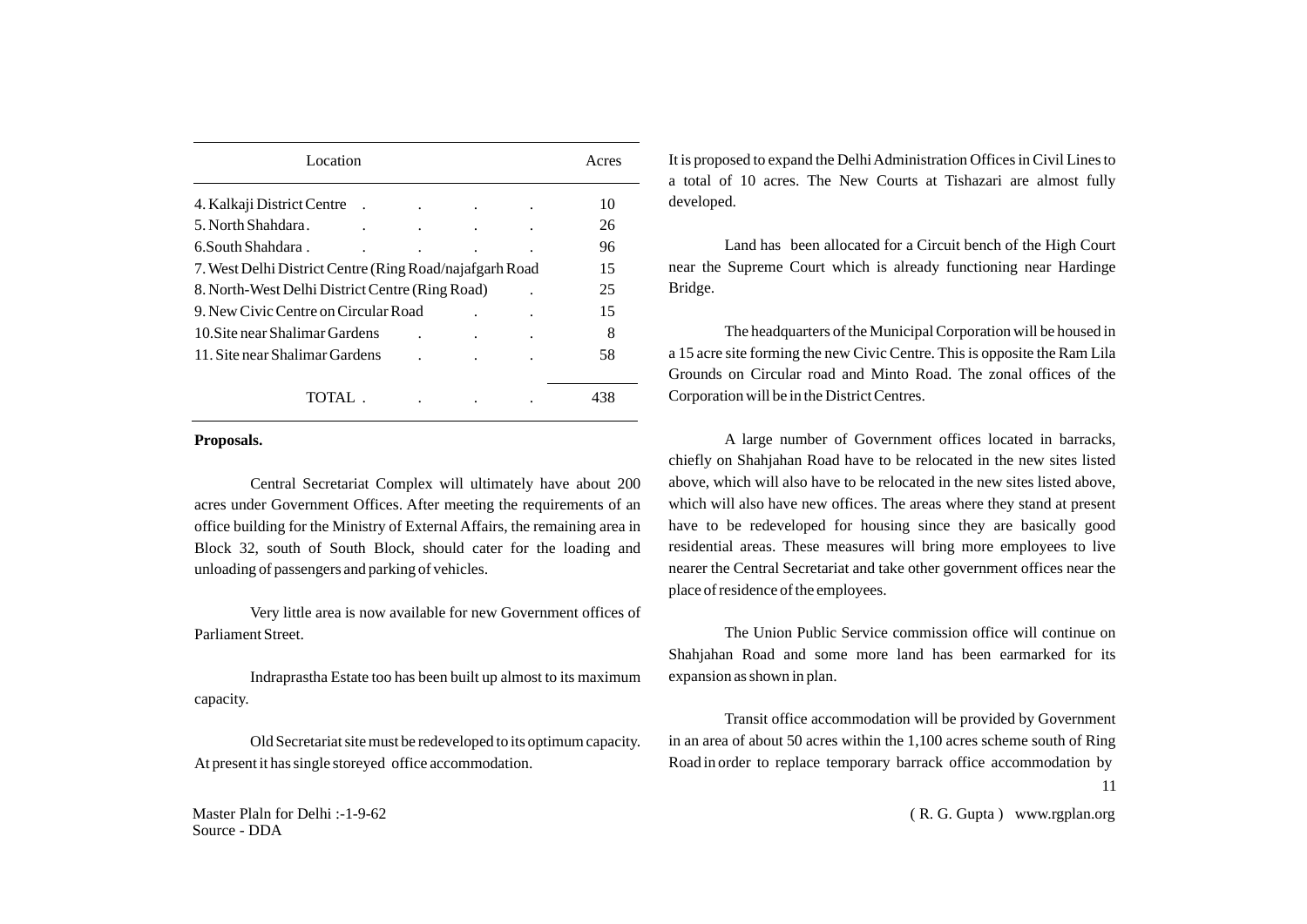| Location | Acres |
|---|---|
| 4. Kalkaji District Centre . . . . | 10 |
| 5. North Shahdara . . . . | 26 |
| 6. South Shahdara . . . . . | 96 |
| 7. West Delhi District Centre (Ring Road/najafgarh Road | 15 |
| 8. North-West Delhi District Centre (Ring Road) . | 25 |
| 9. New Civic Centre on Circular Road . . | 15 |
| 10. Site near Shalimar Gardens . . . | 8 |
| 11. Site near Shalimar Gardens . . . | 58 |
| TOTAL . . . . | 438 |

**Proposals.**

Central Secretariat Complex will ultimately have about 200 acres under Government Offices. After meeting the requirements of an office building for the Ministry of External Affairs, the remaining area in Block 32, south of South Block, should cater for the loading and unloading of passengers and parking of vehicles.

Very little area is now available for new Government offices of Parliament Street.

Indraprastha Estate too has been built up almost to its maximum capacity.

Old Secretariat site must be redeveloped to its optimum capacity. At present it has single storeyed office accommodation.

It is proposed to expand the Delhi Administration Offices in Civil Lines to a total of 10 acres. The New Courts at Tishazari are almost fully developed.

Land has been allocated for a Circuit bench of the High Court near the Supreme Court which is already functioning near Hardinge Bridge.

The headquarters of the Municipal Corporation will be housed in a 15 acre site forming the new Civic Centre. This is opposite the Ram Lila Grounds on Circular road and Minto Road. The zonal offices of the Corporation will be in the District Centres.

A large number of Government offices located in barracks, chiefly on Shahjahan Road have to be relocated in the new sites listed above, which will also have to be relocated in the new sites listed above, which will also have new offices. The areas where they stand at present have to be redeveloped for housing since they are basically good residential areas. These measures will bring more employees to live nearer the Central Secretariat and take other government offices near the place of residence of the employees.

The Union Public Service commission office will continue on Shahjahan Road and some more land has been earmarked for its expansion as shown in plan.

Transit office accommodation will be provided by Government in an area of about 50 acres within the 1,100 acres scheme south of Ring Road in order to replace temporary barrack office accommodation by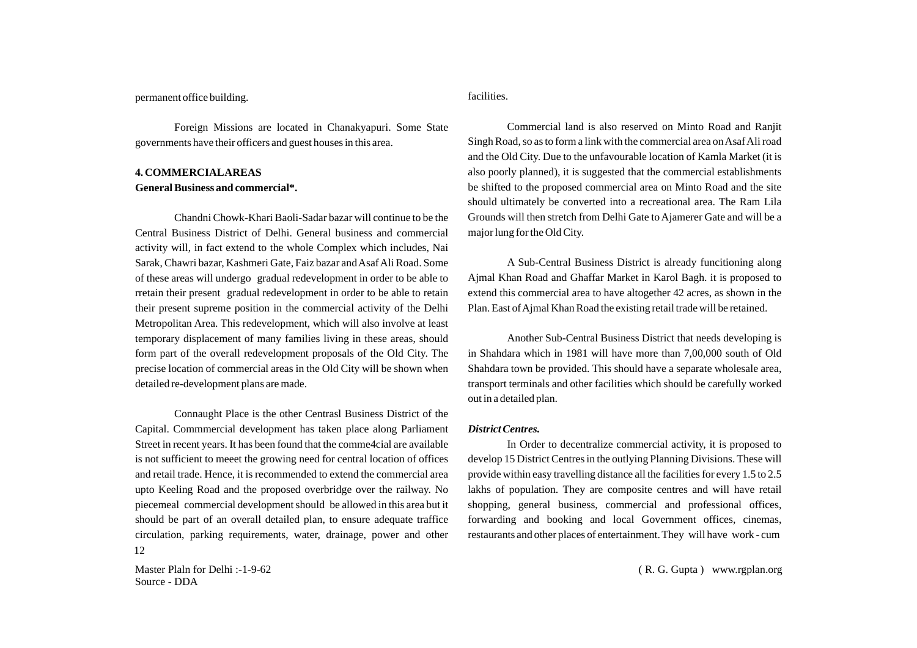permanent office building.

Foreign Missions are located in Chanakyapuri. Some State governments have their officers and guest houses in this area.

## 4. COMMERCIALAREAS

**General Business and commercial*.**

Chandni Chowk-Khari Baoli-Sadar bazar will continue to be the Central Business District of Delhi. General business and commercial activity will, in fact extend to the whole Complex which includes, Nai Sarak, Chawri bazar, Kashmeri Gate, Faiz bazar and Asaf Ali Road. Some of these areas will undergo gradual redevelopment in order to be able to rretain their present gradual redevelopment in order to be able to retain their present supreme position in the commercial activity of the Delhi Metropolitan Area. This redevelopment, which will also involve at least temporary displacement of many families living in these areas, should form part of the overall redevelopment proposals of the Old City. The precise location of commercial areas in the Old City will be shown when detailed re-development plans are made.

Connaught Place is the other Centrasl Business District of the Capital. Commmercial development has taken place along Parliament Street in recent years. It has been found that the comme4cial are available is not sufficient to meeet the growing need for central location of offices and retail trade. Hence, it is recommended to extend the commercial area upto Keeling Road and the proposed overbridge over the railway. No piecemeal commercial development should be allowed in this area but it should be part of an overall detailed plan, to ensure adequate traffice circulation, parking requirements, water, drainage, power and other facilities.

Commercial land is also reserved on Minto Road and Ranjit Singh Road, so as to form a link with the commercial area on Asaf Ali road and the Old City. Due to the unfavourable location of Kamla Market (it is also poorly planned), it is suggested that the commercial establishments be shifted to the proposed commercial area on Minto Road and the site should ultimately be converted into a recreational area. The Ram Lila Grounds will then stretch from Delhi Gate to Ajamerer Gate and will be a major lung for the Old City.

A Sub-Central Business District is already funcitioning along Ajmal Khan Road and Ghaffar Market in Karol Bagh. it is proposed to extend this commercial area to have altogether 42 acres, as shown in the Plan. East of Ajmal Khan Road the existing retail trade will be retained.

Another Sub-Central Business District that needs developing is in Shahdara which in 1981 will have more than 7,00,000 south of Old Shahdara town be provided. This should have a separate wholesale area, transport terminals and other facilities which should be carefully worked out in a detailed plan.

***District Centres.***

In Order to decentralize commercial activity, it is proposed to develop 15 District Centres in the outlying Planning Divisions. These will provide within easy travelling distance all the facilities for every 1.5 to 2.5 lakhs of population. They are composite centres and will have retail shopping, general business, commercial and professional offices, forwarding and booking and local Government offices, cinemas, restaurants and other places of entertainment. They will have work - cum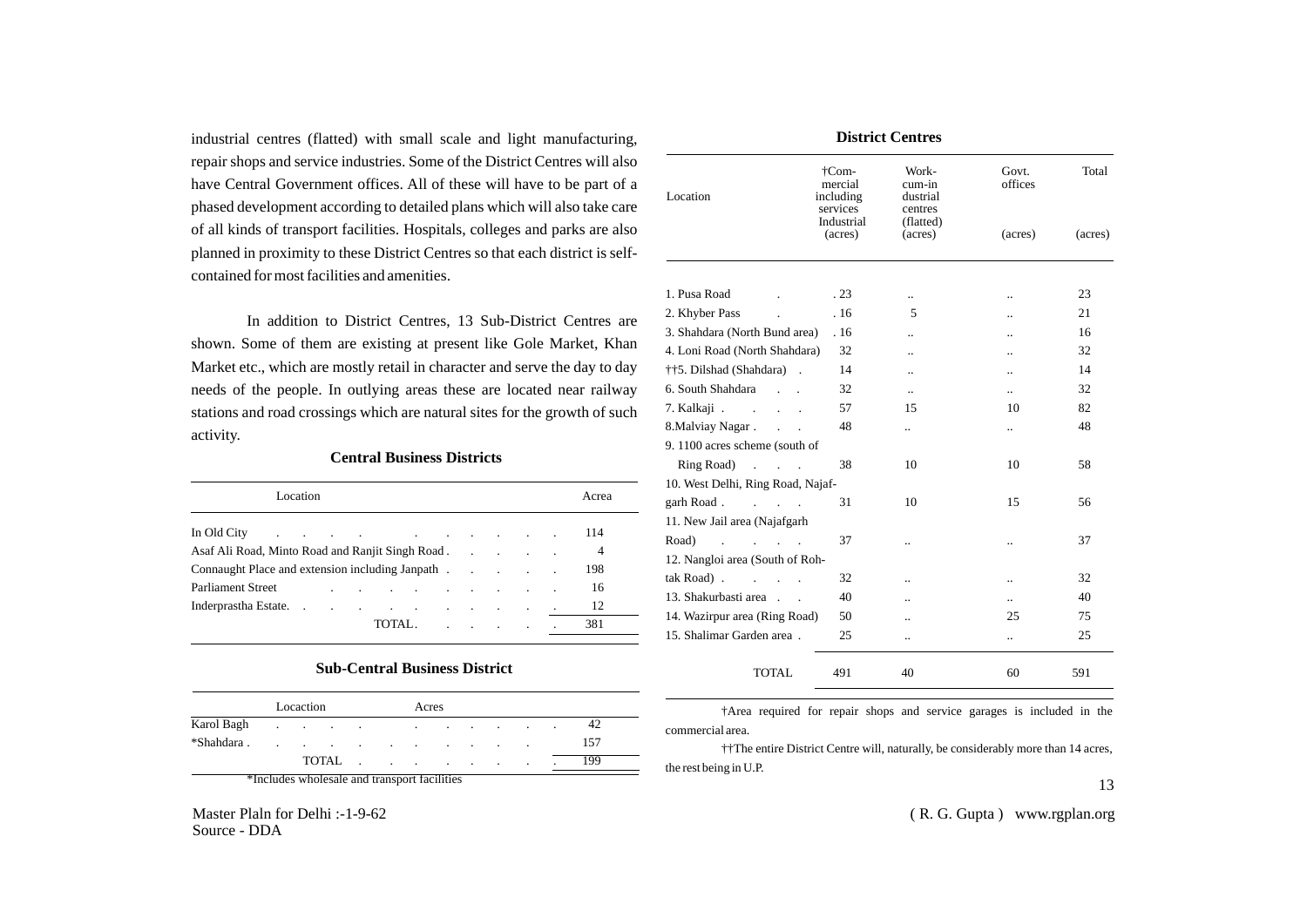industrial centres (flatted) with small scale and light manufacturing, repair shops and service industries. Some of the District Centres will also have Central Government offices. All of these will have to be part of a phased development according to detailed plans which will also take care of all kinds of transport facilities. Hospitals, colleges and parks are also planned in proximity to these District Centres so that each district is self-contained for most facilities and amenities.

In addition to District Centres, 13 Sub-District Centres are shown. Some of them are existing at present like Gole Market, Khan Market etc., which are mostly retail in character and serve the day to day needs of the people. In outlying areas these are located near railway stations and road crossings which are natural sites for the growth of such activity.

### Central Business Districts

| Location | Acrea |
|---|---|
| In Old City | 114 |
| Asaf Ali Road, Minto Road and Ranjit Singh Road | 4 |
| Connaught Place and extension including Janpath | 198 |
| Parliament Street | 16 |
| Inderprastha Estate. | 12 |
| TOTAL | 381 |

### Sub-Central Business District

| Locaction | Acres |
|---|---|
| Karol Bagh | 42 |
| *Shahdara | 157 |
| TOTAL | 199 |

*Includes wholesale and transport facilities

### District Centres

| Location | †Commercial including services Industrial (acres) | Work-cum-industrial centres (flatted) (acres) | Govt. offices (acres) | Total (acres) |
|---|---|---|---|---|
| 1. Pusa Road | 23 | .. | .. | 23 |
| 2. Khyber Pass | 16 | 5 | .. | 21 |
| 3. Shahdara (North Bund area) | 16 | .. | .. | 16 |
| 4. Loni Road (North Shahdara) | 32 | .. | .. | 32 |
| ††5. Dilshad (Shahdara) | 14 | .. | .. | 14 |
| 6. South Shahdara | 32 | .. | .. | 32 |
| 7. Kalkaji | 57 | 15 | 10 | 82 |
| 8. Malviay Nagar | 48 | .. | .. | 48 |
| 9. 1100 acres scheme (south of Ring Road) | 38 | 10 | 10 | 58 |
| 10. West Delhi, Ring Road, Najafgarh Road | 31 | 10 | 15 | 56 |
| 11. New Jail area (Najafgarh Road) | 37 | .. | .. | 37 |
| 12. Nangloi area (South of Rohtak Road) | 32 | .. | .. | 32 |
| 13. Shakurbasti area | 40 | .. | .. | 40 |
| 14. Wazirpur area (Ring Road) | 50 | .. | 25 | 75 |
| 15. Shalimar Garden area | 25 | .. | .. | 25 |
| TOTAL | 491 | 40 | 60 | 591 |

†Area required for repair shops and service garages is included in the commercial area.

††The entire District Centre will, naturally, be considerably more than 14 acres, the rest being in U.P.

Master Plaln for Delhi :-1-9-62
Source - DDA

( R. G. Gupta ) www.rgplan.org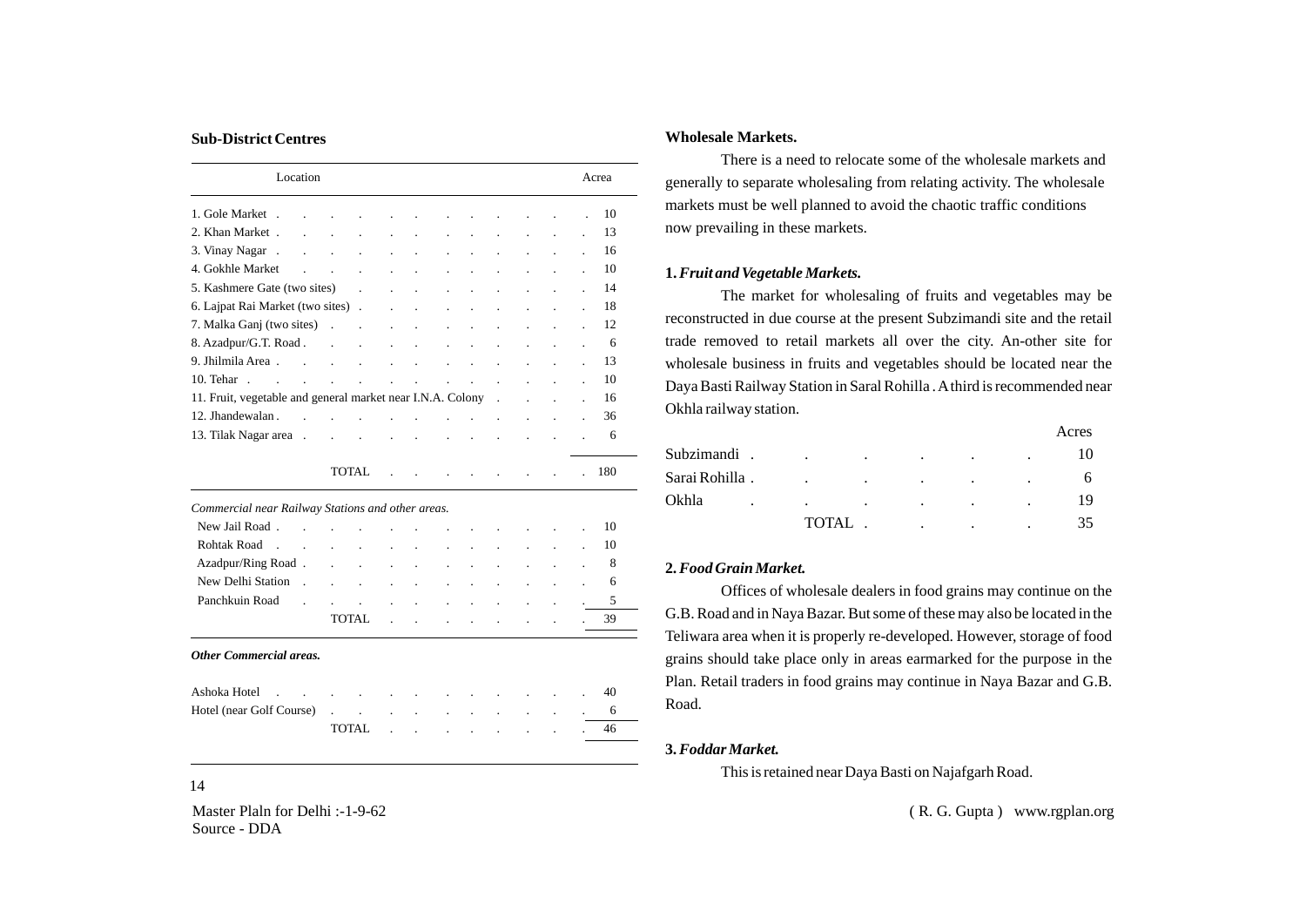## Sub-District Centres

| Location | Acrea |
|---|---|
| 1. Gole Market | 10 |
| 2. Khan Market | 13 |
| 3. Vinay Nagar | 16 |
| 4. Gokhle Market | 10 |
| 5. Kashmere Gate (two sites) | 14 |
| 6. Lajpat Rai Market (two sites) | 18 |
| 7. Malka Ganj (two sites) | 12 |
| 8. Azadpur/G.T. Road | 6 |
| 9. Jhilmila Area | 13 |
| 10. Tehar | 10 |
| 11. Fruit, vegetable and general market near I.N.A. Colony | 16 |
| 12. Jhandewalan | 36 |
| 13. Tilak Nagar area | 6 |
| TOTAL | 180 |

*Commercial near Railway Stations and other areas.*

| Location | Acrea |
|---|---|
| New Jail Road | 10 |
| Rohtak Road | 10 |
| Azadpur/Ring Road | 8 |
| New Delhi Station | 6 |
| Panchkuin Road | 5 |
| TOTAL | 39 |

***Other Commercial areas.***

| Location | Acrea |
|---|---|
| Ashoka Hotel | 40 |
| Hotel (near Golf Course) | 6 |
| TOTAL | 46 |

## Wholesale Markets.

There is a need to relocate some of the wholesale markets and generally to separate wholesaling from relating activity. The wholesale markets must be well planned to avoid the chaotic traffic conditions now prevailing in these markets.

### 1. *Fruit and Vegetable Markets.*

The market for wholesaling of fruits and vegetables may be reconstructed in due course at the present Subzimandi site and the retail trade removed to retail markets all over the city. An-other site for wholesale business in fruits and vegetables should be located near the Daya Basti Railway Station in Saral Rohilla . A third is recommended near Okhla railway station.

| | Acres |
|---|---|
| Subzimandi | 10 |
| Sarai Rohilla | 6 |
| Okhla | 19 |
| TOTAL | 35 |

### 2. *Food Grain Market.*

Offices of wholesale dealers in food grains may continue on the G.B. Road and in Naya Bazar. But some of these may also be located in the Teliwara area when it is properly re-developed. However, storage of food grains should take place only in areas earmarked for the purpose in the Plan. Retail traders in food grains may continue in Naya Bazar and G.B. Road.

### 3. *Foddar Market.*

This is retained near Daya Basti on Najafgarh Road.

Master Plaln for Delhi :-1-9-62
Source - DDA

( R. G. Gupta ) www.rgplan.org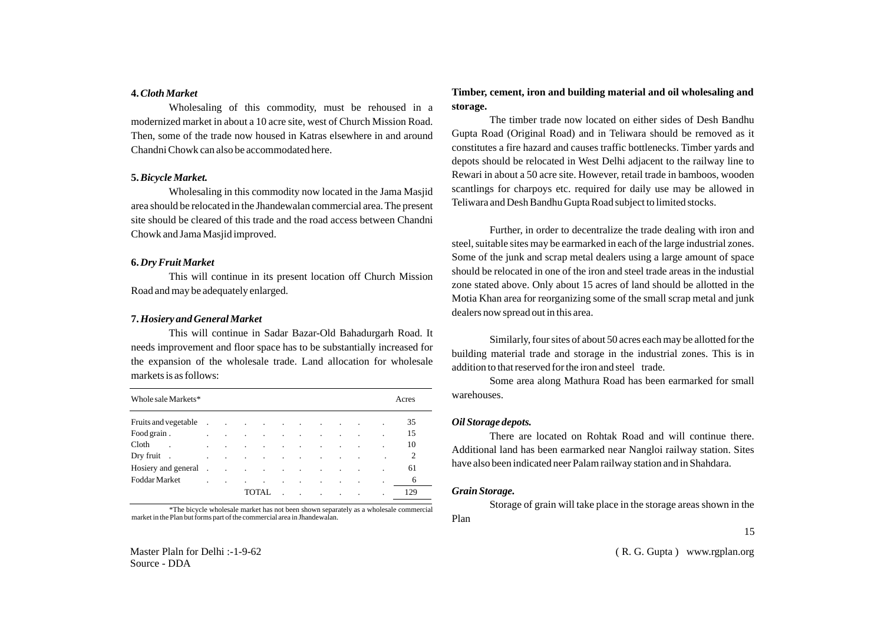**4. *Cloth Market***

Wholesaling of this commodity, must be rehoused in a modernized market in about a 10 acre site, west of Church Mission Road. Then, some of the trade now housed in Katras elsewhere in and around Chandni Chowk can also be accommodated here.

**5. *Bicycle Market.***

Wholesaling in this commodity now located in the Jama Masjid area should be relocated in the Jhandewalan commercial area. The present site should be cleared of this trade and the road access between Chandni Chowk and Jama Masjid improved.

**6. *Dry Fruit Market***

This will continue in its present location off Church Mission Road and may be adequately enlarged.

**7. *Hosiery and General Market***

This will continue in Sadar Bazar-Old Bahadurgarh Road. It needs improvement and floor space has to be substantially increased for the expansion of the wholesale trade. Land allocation for wholesale markets is as follows:

| Whole sale Markets* | Acres |
|---|---|
| Fruits and vegetable | 35 |
| Food grain | 15 |
| Cloth | 10 |
| Dry fruit | 2 |
| Hosiery and general | 61 |
| Foddar Market | 6 |
| TOTAL | 129 |

*The bicycle wholesale market has not been shown separately as a wholesale commercial market in the Plan but forms part of the commercial area in Jhandewalan.

**Timber, cement, iron and building material and oil wholesaling and storage.**

The timber trade now located on either sides of Desh Bandhu Gupta Road (Original Road) and in Teliwara should be removed as it constitutes a fire hazard and causes traffic bottlenecks. Timber yards and depots should be relocated in West Delhi adjacent to the railway line to Rewari in about a 50 acre site. However, retail trade in bamboos, wooden scantlings for charpoys etc. required for daily use may be allowed in Teliwara and Desh Bandhu Gupta Road subject to limited stocks.

Further, in order to decentralize the trade dealing with iron and steel, suitable sites may be earmarked in each of the large industrial zones. Some of the junk and scrap metal dealers using a large amount of space should be relocated in one of the iron and steel trade areas in the industial zone stated above. Only about 15 acres of land should be allotted in the Motia Khan area for reorganizing some of the small scrap metal and junk dealers now spread out in this area.

Similarly, four sites of about 50 acres each may be allotted for the building material trade and storage in the industrial zones. This is in addition to that reserved for the iron and steel trade.

Some area along Mathura Road has been earmarked for small warehouses.

***Oil Storage depots.***

There are located on Rohtak Road and will continue there. Additional land has been earmarked near Nangloi railway station. Sites have also been indicated neer Palam railway station and in Shahdara.

***Grain Storage.***

Storage of grain will take place in the storage areas shown in the Plan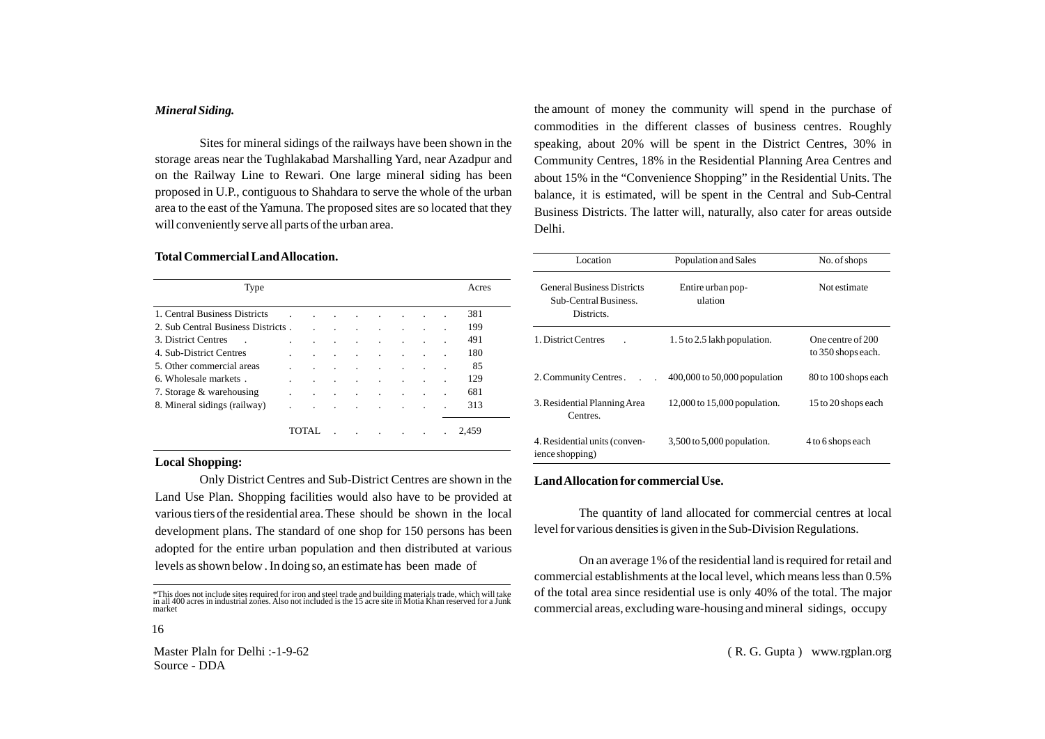***Mineral Siding.***

Sites for mineral sidings of the railways have been shown in the storage areas near the Tughlakabad Marshalling Yard, near Azadpur and on the Railway Line to Rewari. One large mineral siding has been proposed in U.P., contiguous to Shahdara to serve the whole of the urban area to the east of the Yamuna. The proposed sites are so located that they will conveniently serve all parts of the urban area.

**Total Commercial Land Allocation.**

| Type | Acres |
|---|---|
| 1. Central Business Districts | 381 |
| 2. Sub Central Business Districts | 199 |
| 3. District Centres | 491 |
| 4. Sub-District Centres | 180 |
| 5. Other commercial areas | 85 |
| 6. Wholesale markets | 129 |
| 7. Storage & warehousing | 681 |
| 8. Mineral sidings (railway) | 313 |
| TOTAL | 2,459 |

**Local Shopping:**

Only District Centres and Sub-District Centres are shown in the Land Use Plan. Shopping facilities would also have to be provided at various tiers of the residential area. These should be shown in the local development plans. The standard of one shop for 150 persons has been adopted for the entire urban population and then distributed at various levels as shown below . In doing so, an estimate has been made of the amount of money the community will spend in the purchase of commodities in the different classes of business centres. Roughly speaking, about 20% will be spent in the District Centres, 30% in Community Centres, 18% in the Residential Planning Area Centres and about 15% in the "Convenience Shopping" in the Residential Units. The balance, it is estimated, will be spent in the Central and Sub-Central Business Districts. The latter will, naturally, also cater for areas outside Delhi.

| Location | Population and Sales | No. of shops |
|---|---|---|
| General Business Districts Sub-Central Business. Districts. | Entire urban population | Not estimate |
| 1. District Centres | 1. 5 to 2.5 lakh population. | One centre of 200 to 350 shops each. |
| 2. Community Centres | 400,000 to 50,000 population | 80 to 100 shops each |
| 3. Residential Planning Area Centres. | 12,000 to 15,000 population. | 15 to 20 shops each |
| 4. Residential units (convenience shopping) | 3,500 to 5,000 population. | 4 to 6 shops each |

**Land Allocation for commercial Use.**

The quantity of land allocated for commercial centres at local level for various densities is given in the Sub-Division Regulations.

On an average 1% of the residential land is required for retail and commercial establishments at the local level, which means less than 0.5% of the total area since residential use is only 40% of the total. The major commercial areas, excluding ware-housing and mineral sidings, occupy

*This does not include sites required for iron and steel trade and building materials trade, which will take in all 400 acres in industrial zones. Also not included is the 15 acre site in Motia Khan reserved for a Junk market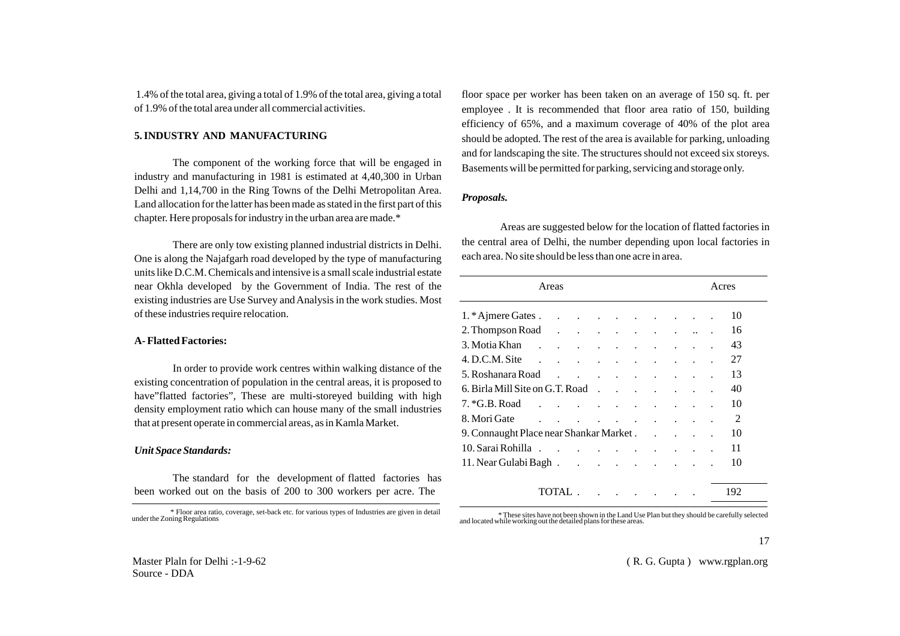1.4% of the total area, giving a total of 1.9% of the total area, giving a total of 1.9% of the total area under all commercial activities.

## 5. INDUSTRY AND MANUFACTURING

The component of the working force that will be engaged in industry and manufacturing in 1981 is estimated at 4,40,300 in Urban Delhi and 1,14,700 in the Ring Towns of the Delhi Metropolitan Area. Land allocation for the latter has been made as stated in the first part of this chapter. Here proposals for industry in the urban area are made.*

There are only tow existing planned industrial districts in Delhi. One is along the Najafgarh road developed by the type of manufacturing units like D.C.M. Chemicals and intensive is a small scale industrial estate near Okhla developed by the Government of India. The rest of the existing industries are Use Survey and Analysis in the work studies. Most of these industries require relocation.

### A- Flatted Factories:

In order to provide work centres within walking distance of the existing concentration of population in the central areas, it is proposed to have"flatted factories", These are multi-storeyed building with high density employment ratio which can house many of the small industries that at present operate in commercial areas, as in Kamla Market.

#### *Unit Space Standards:*

The standard for the development of flatted factories has been worked out on the basis of 200 to 300 workers per acre. The floor space per worker has been taken on an average of 150 sq. ft. per employee . It is recommended that floor area ratio of 150, building efficiency of 65%, and a maximum coverage of 40% of the plot area should be adopted. The rest of the area is available for parking, unloading and for landscaping the site. The structures should not exceed six storeys. Basements will be permitted for parking, servicing and storage only.

\* Floor area ratio, coverage, set-back etc. for various types of Industries are given in detail under the Zoning Regulations

#### *Proposals.*

Areas are suggested below for the location of flatted factories in the central area of Delhi, the number depending upon local factories in each area. No site should be less than one acre in area.

| Areas | Acres |
|---|---|
| 1. *Ajmere Gates | 10 |
| 2. Thompson Road | 16 |
| 3. Motia Khan | 43 |
| 4. D.C.M. Site | 27 |
| 5. Roshanara Road | 13 |
| 6. Birla Mill Site on G.T. Road | 40 |
| 7. *G.B. Road | 10 |
| 8. Mori Gate | 2 |
| 9. Connaught Place near Shankar Market | 10 |
| 10. Sarai Rohilla | 11 |
| 11. Near Gulabi Bagh | 10 |
| TOTAL | 192 |

\* These sites have not been shown in the Land Use Plan but they should be carefully selected and located while working out the detailed plans for these areas.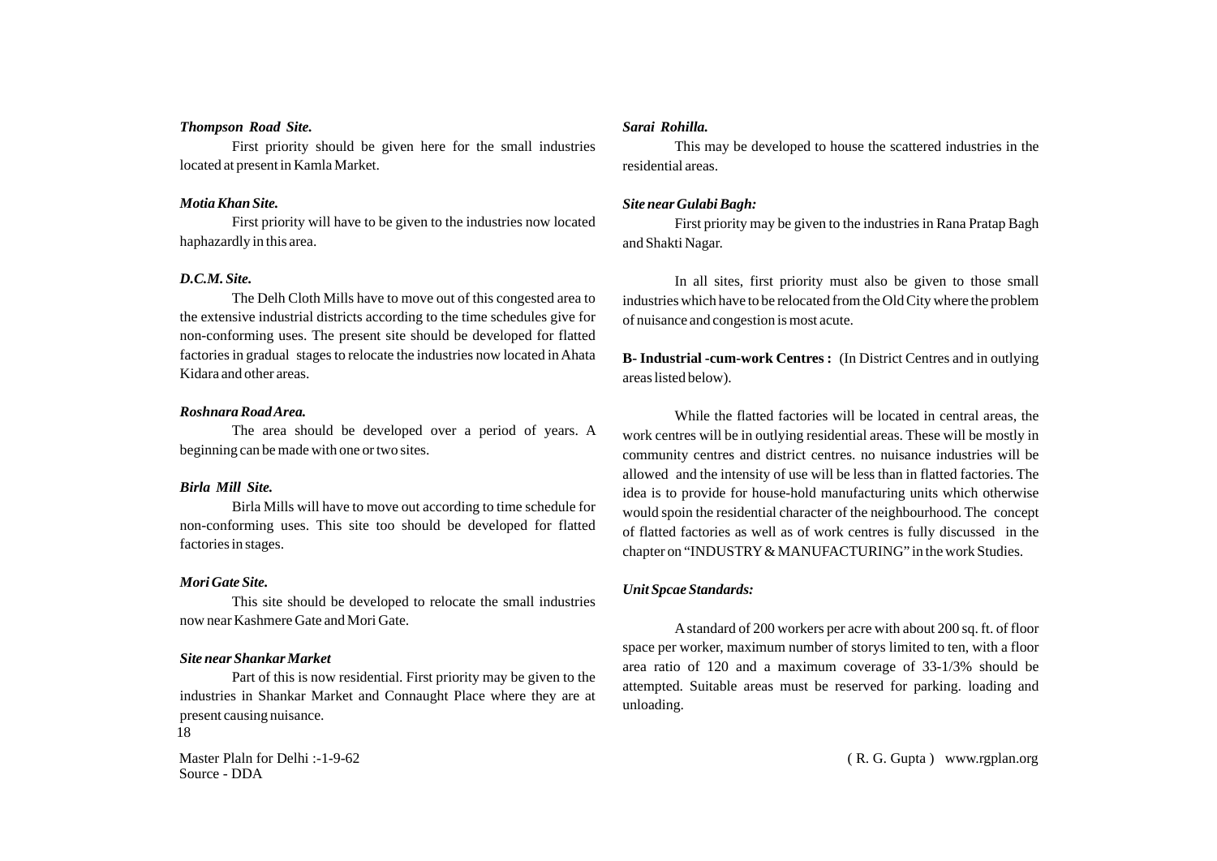***Thompson Road Site.***

First priority should be given here for the small industries located at present in Kamla Market.

***Motia Khan Site.***

First priority will have to be given to the industries now located haphazardly in this area.

***D.C.M. Site.***

The Delh Cloth Mills have to move out of this congested area to the extensive industrial districts according to the time schedules give for non-conforming uses. The present site should be developed for flatted factories in gradual stages to relocate the industries now located in Ahata Kidara and other areas.

***Roshnara Road Area.***

The area should be developed over a period of years. A beginning can be made with one or two sites.

***Birla Mill Site.***

Birla Mills will have to move out according to time schedule for non-conforming uses. This site too should be developed for flatted factories in stages.

***Mori Gate Site.***

This site should be developed to relocate the small industries now near Kashmere Gate and Mori Gate.

***Site near Shankar Market***

Part of this is now residential. First priority may be given to the industries in Shankar Market and Connaught Place where they are at present causing nuisance.

***Sarai Rohilla.***

This may be developed to house the scattered industries in the residential areas.

***Site near Gulabi Bagh:***

First priority may be given to the industries in Rana Pratap Bagh and Shakti Nagar.

In all sites, first priority must also be given to those small industries which have to be relocated from the Old City where the problem of nuisance and congestion is most acute.

**B- Industrial -cum-work Centres :** (In District Centres and in outlying areas listed below).

While the flatted factories will be located in central areas, the work centres will be in outlying residential areas. These will be mostly in community centres and district centres. no nuisance industries will be allowed and the intensity of use will be less than in flatted factories. The idea is to provide for house-hold manufacturing units which otherwise would spoin the residential character of the neighbourhood. The concept of flatted factories as well as of work centres is fully discussed in the chapter on "INDUSTRY & MANUFACTURING" in the work Studies.

***Unit Spcae Standards:***

A standard of 200 workers per acre with about 200 sq. ft. of floor space per worker, maximum number of storys limited to ten, with a floor area ratio of 120 and a maximum coverage of 33-1/3% should be attempted. Suitable areas must be reserved for parking. loading and unloading.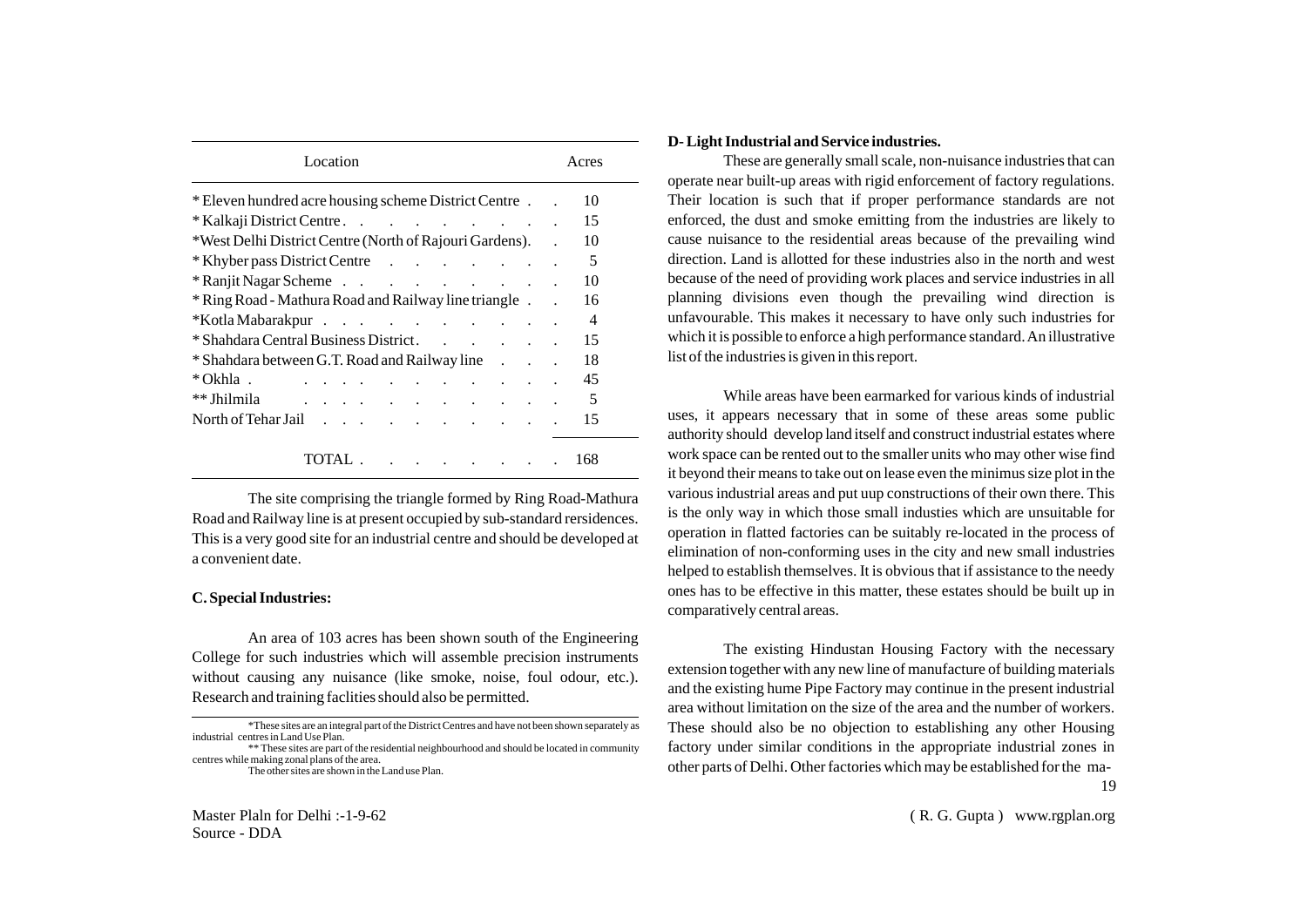| Location | Acres |
|---|---|
| * Eleven hundred acre housing scheme District Centre | 10 |
| * Kalkaji District Centre | 15 |
| *West Delhi District Centre (North of Rajouri Gardens). | 10 |
| * Khyber pass District Centre | 5 |
| * Ranjit Nagar Scheme | 10 |
| * Ring Road - Mathura Road and Railway line triangle | 16 |
| *Kotla Mabarakpur | 4 |
| * Shahdara Central Business District | 15 |
| * Shahdara between G.T. Road and Railway line | 18 |
| * Okhla | 45 |
| ** Jhilmila | 5 |
| North of Tehar Jail | 15 |
| TOTAL | 168 |

The site comprising the triangle formed by Ring Road-Mathura Road and Railway line is at present occupied by sub-standard rersidences. This is a very good site for an industrial centre and should be developed at a convenient date.

**C. Special Industries:**

An area of 103 acres has been shown south of the Engineering College for such industries which will assemble precision instruments without causing any nuisance (like smoke, noise, foul odour, etc.). Research and training faclities should also be permitted.

*These sites are an integral part of the District Centres and have not been shown separately as industrial centres in Land Use Plan.

** These sites are part of the residential neighbourhood and should be located in community centres while making zonal plans of the area.

The other sites are shown in the Land use Plan.

**D- Light Industrial and Service industries.**

These are generally small scale, non-nuisance industries that can operate near built-up areas with rigid enforcement of factory regulations. Their location is such that if proper performance standards are not enforced, the dust and smoke emitting from the industries are likely to cause nuisance to the residential areas because of the prevailing wind direction. Land is allotted for these industries also in the north and west because of the need of providing work places and service industries in all planning divisions even though the prevailing wind direction is unfavourable. This makes it necessary to have only such industries for which it is possible to enforce a high performance standard. An illustrative list of the industries is given in this report.

While areas have been earmarked for various kinds of industrial uses, it appears necessary that in some of these areas some public authority should develop land itself and construct industrial estates where work space can be rented out to the smaller units who may other wise find it beyond their means to take out on lease even the minimus size plot in the various industrial areas and put uup constructions of their own there. This is the only way in which those small industies which are unsuitable for operation in flatted factories can be suitably re-located in the process of elimination of non-conforming uses in the city and new small industries helped to establish themselves. It is obvious that if assistance to the needy ones has to be effective in this matter, these estates should be built up in comparatively central areas.

The existing Hindustan Housing Factory with the necessary extension together with any new line of manufacture of building materials and the existing hume Pipe Factory may continue in the present industrial area without limitation on the size of the area and the number of workers. These should also be no objection to establishing any other Housing factory under similar conditions in the appropriate industrial zones in other parts of Delhi. Other factories which may be established for the ma-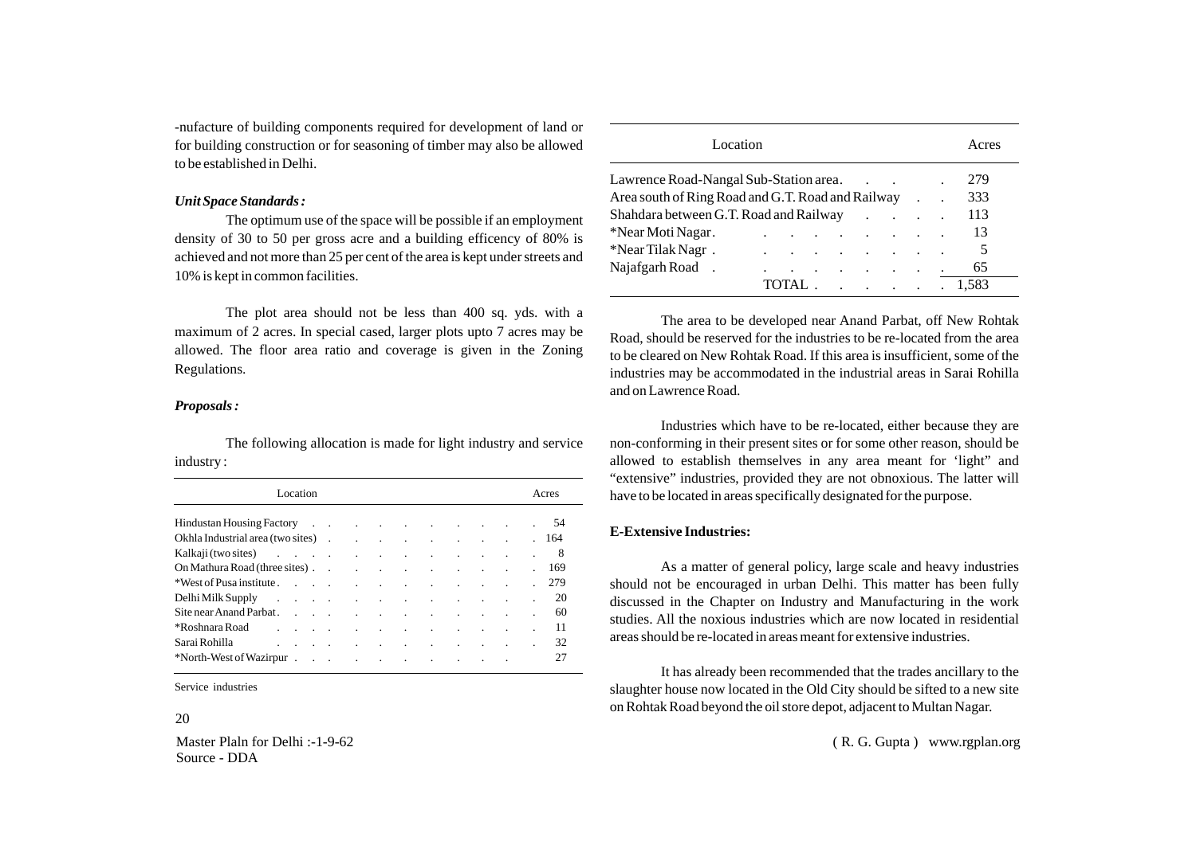-nufacture of building components required for development of land or for building construction or for seasoning of timber may also be allowed to be established in Delhi.

***Unit Space Standards :***

The optimum use of the space will be possible if an employment density of 30 to 50 per gross acre and a building efficency of 80% is achieved and not more than 25 per cent of the area is kept under streets and 10% is kept in common facilities.

The plot area should not be less than 400 sq. yds. with a maximum of 2 acres. In special cased, larger plots upto 7 acres may be allowed. The floor area ratio and coverage is given in the Zoning Regulations.

***Proposals :***

The following allocation is made for light industry and service industry :

| Location | Acres |
|---|---|
| Hindustan Housing Factory | 54 |
| Okhla Industrial area (two sites) | 164 |
| Kalkaji (two sites) | 8 |
| On Mathura Road (three sites) | 169 |
| *West of Pusa institute | 279 |
| Delhi Milk Supply | 20 |
| Site near Anand Parbat | 60 |
| *Roshnara Road | 11 |
| Sarai Rohilla | 32 |
| *North-West of Wazirpur | 27 |

Service industries

| Location | Acres |
|---|---|
| Lawrence Road-Nangal Sub-Station area | 279 |
| Area south of Ring Road and G.T. Road and Railway | 333 |
| Shahdara between G.T. Road and Railway | 113 |
| *Near Moti Nagar | 13 |
| *Near Tilak Nagr | 5 |
| Najafgarh Road | 65 |
| TOTAL | 1,583 |

The area to be developed near Anand Parbat, off New Rohtak Road, should be reserved for the industries to be re-located from the area to be cleared on New Rohtak Road. If this area is insufficient, some of the industries may be accommodated in the industrial areas in Sarai Rohilla and on Lawrence Road.

Industries which have to be re-located, either because they are non-conforming in their present sites or for some other reason, should be allowed to establish themselves in any area meant for 'light" and "extensive" industries, provided they are not obnoxious. The latter will have to be located in areas specifically designated for the purpose.

**E-Extensive Industries:**

As a matter of general policy, large scale and heavy industries should not be encouraged in urban Delhi. This matter has been fully discussed in the Chapter on Industry and Manufacturing in the work studies. All the noxious industries which are now located in residential areas should be re-located in areas meant for extensive industries.

It has already been recommended that the trades ancillary to the slaughter house now located in the Old City should be sifted to a new site on Rohtak Road beyond the oil store depot, adjacent to Multan Nagar.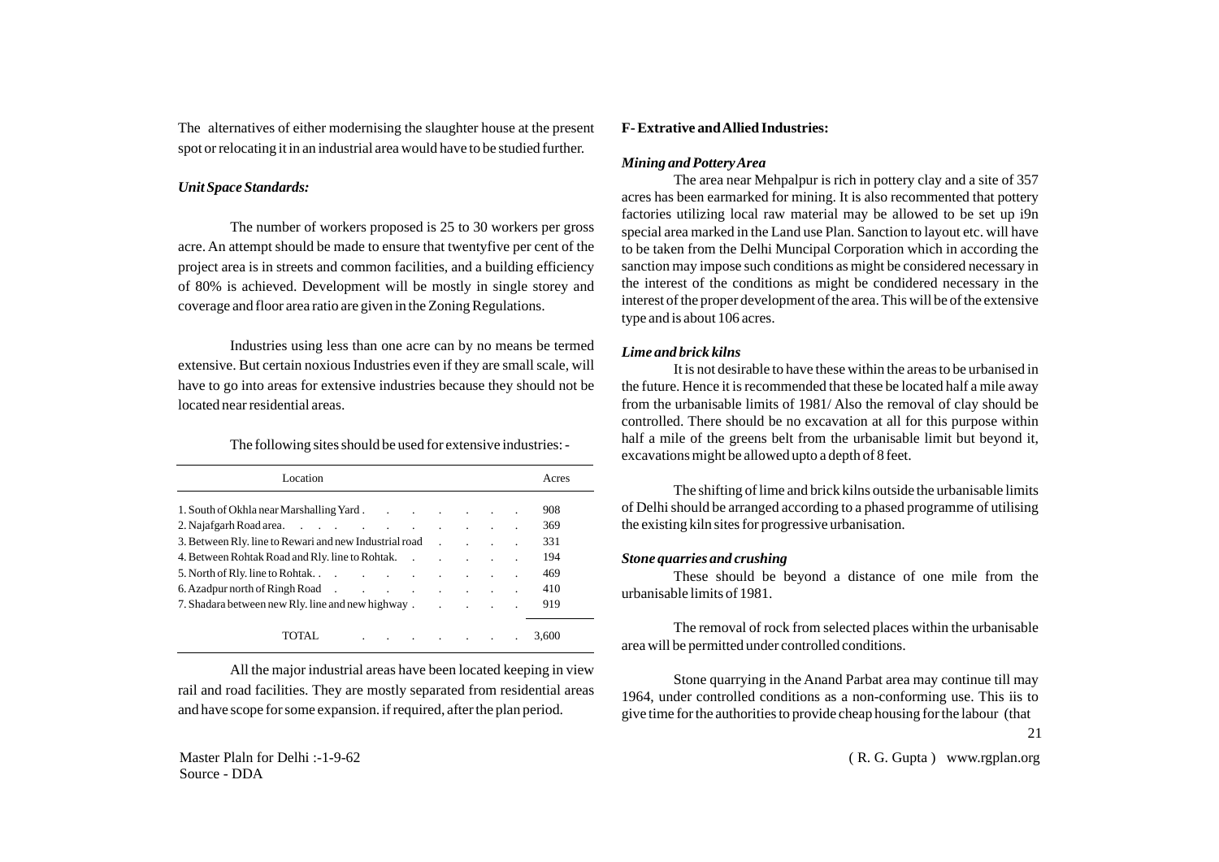The alternatives of either modernising the slaughter house at the present spot or relocating it in an industrial area would have to be studied further.

***Unit Space Standards:***

The number of workers proposed is 25 to 30 workers per gross acre. An attempt should be made to ensure that twentyfive per cent of the project area is in streets and common facilities, and a building efficiency of 80% is achieved. Development will be mostly in single storey and coverage and floor area ratio are given in the Zoning Regulations.

Industries using less than one acre can by no means be termed extensive. But certain noxious Industries even if they are small scale, will have to go into areas for extensive industries because they should not be located near residential areas.

The following sites should be used for extensive industries: -

| Location | Acres |
|---|---|
| 1. South of Okhla near Marshalling Yard | 908 |
| 2. Najafgarh Road area | 369 |
| 3. Between Rly. line to Rewari and new Industrial road | 331 |
| 4. Between Rohtak Road and Rly. line to Rohtak. | 194 |
| 5. North of Rly. line to Rohtak. | 469 |
| 6. Azadpur north of Ringh Road | 410 |
| 7. Shadara between new Rly. line and new highway | 919 |
| TOTAL | 3,600 |

All the major industrial areas have been located keeping in view rail and road facilities. They are mostly separated from residential areas and have scope for some expansion. if required, after the plan period.

**F- Extrative and Allied Industries:**

***Mining and Pottery Area***

The area near Mehpalpur is rich in pottery clay and a site of 357 acres has been earmarked for mining. It is also recommented that pottery factories utilizing local raw material may be allowed to be set up i9n special area marked in the Land use Plan. Sanction to layout etc. will have to be taken from the Delhi Muncipal Corporation which in according the sanction may impose such conditions as might be considered necessary in the interest of the conditions as might be condidered necessary in the interest of the proper development of the area. This will be of the extensive type and is about 106 acres.

***Lime and brick kilns***

It is not desirable to have these within the areas to be urbanised in the future. Hence it is recommended that these be located half a mile away from the urbanisable limits of 1981/ Also the removal of clay should be controlled. There should be no excavation at all for this purpose within half a mile of the greens belt from the urbanisable limit but beyond it, excavations might be allowed upto a depth of 8 feet.

The shifting of lime and brick kilns outside the urbanisable limits of Delhi should be arranged according to a phased programme of utilising the existing kiln sites for progressive urbanisation.

***Stone quarries and crushing***

These should be beyond a distance of one mile from the urbanisable limits of 1981.

The removal of rock from selected places within the urbanisable area will be permitted under controlled conditions.

Stone quarrying in the Anand Parbat area may continue till may 1964, under controlled conditions as a non-conforming use. This iis to give time for the authorities to provide cheap housing for the labour (that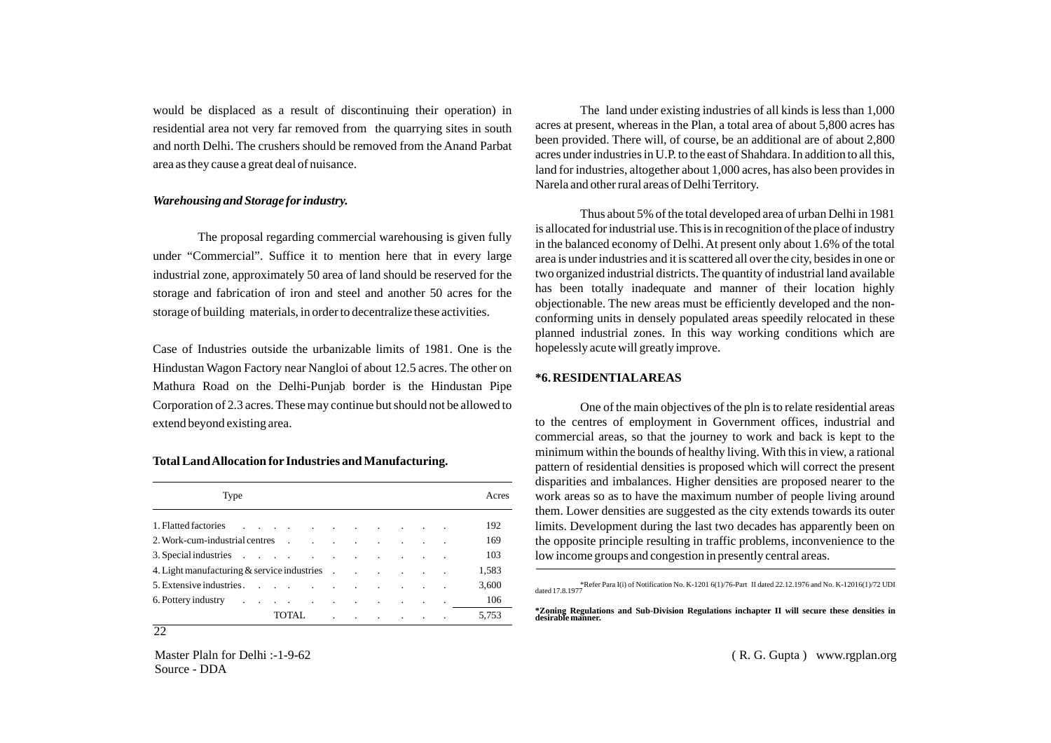would be displaced as a result of discontinuing their operation) in residential area not very far removed from the quarrying sites in south and north Delhi. The crushers should be removed from the Anand Parbat area as they cause a great deal of nuisance.

***Warehousing and Storage for industry.***

The proposal regarding commercial warehousing is given fully under "Commercial". Suffice it to mention here that in every large industrial zone, approximately 50 area of land should be reserved for the storage and fabrication of iron and steel and another 50 acres for the storage of building materials, in order to decentralize these activities.

Case of Industries outside the urbanizable limits of 1981. One is the Hindustan Wagon Factory near Nangloi of about 12.5 acres. The other on Mathura Road on the Delhi-Punjab border is the Hindustan Pipe Corporation of 2.3 acres. These may continue but should not be allowed to extend beyond existing area.

**Total Land Allocation for Industries and Manufacturing.**

| Type | Acres |
|---|---|
| 1. Flatted factories | 192 |
| 2. Work-cum-industrial centres | 169 |
| 3. Special industries | 103 |
| 4. Light manufacturing & service industries | 1,583 |
| 5. Extensive industries | 3,600 |
| 6. Pottery industry | 106 |
| TOTAL | 5,753 |

The land under existing industries of all kinds is less than 1,000 acres at present, whereas in the Plan, a total area of about 5,800 acres has been provided. There will, of course, be an additional are of about 2,800 acres under industries in U.P. to the east of Shahdara. In addition to all this, land for industries, altogether about 1,000 acres, has also been provides in Narela and other rural areas of Delhi Territory.

Thus about 5% of the total developed area of urban Delhi in 1981 is allocated for industrial use. This is in recognition of the place of industry in the balanced economy of Delhi. At present only about 1.6% of the total area is under industries and it is scattered all over the city, besides in one or two organized industrial districts. The quantity of industrial land available has been totally inadequate and manner of their location highly objectionable. The new areas must be efficiently developed and the non-conforming units in densely populated areas speedily relocated in these planned industrial zones. In this way working conditions which are hopelessly acute will greatly improve.

## *6. RESIDENTIAL AREAS

One of the main objectives of the pln is to relate residential areas to the centres of employment in Government offices, industrial and commercial areas, so that the journey to work and back is kept to the minimum within the bounds of healthy living. With this in view, a rational pattern of residential densities is proposed which will correct the present disparities and imbalances. Higher densities are proposed nearer to the work areas so as to have the maximum number of people living around them. Lower densities are suggested as the city extends towards its outer limits. Development during the last two decades has apparently been on the opposite principle resulting in traffic problems, inconvenience to the low income groups and congestion in presently central areas.

---

*Refer Para I(i) of Notification No. K-1201 6(1)/76-Part II dated 22.12.1976 and No. K-12016(1)/72 UDI dated 17.8.1977

**\*Zoning Regulations and Sub-Division Regulations inchapter II will secure these densities in desirable manner.**

Master Plaln for Delhi :-1-9-62
Source - DDA

( R. G. Gupta ) www.rgplan.org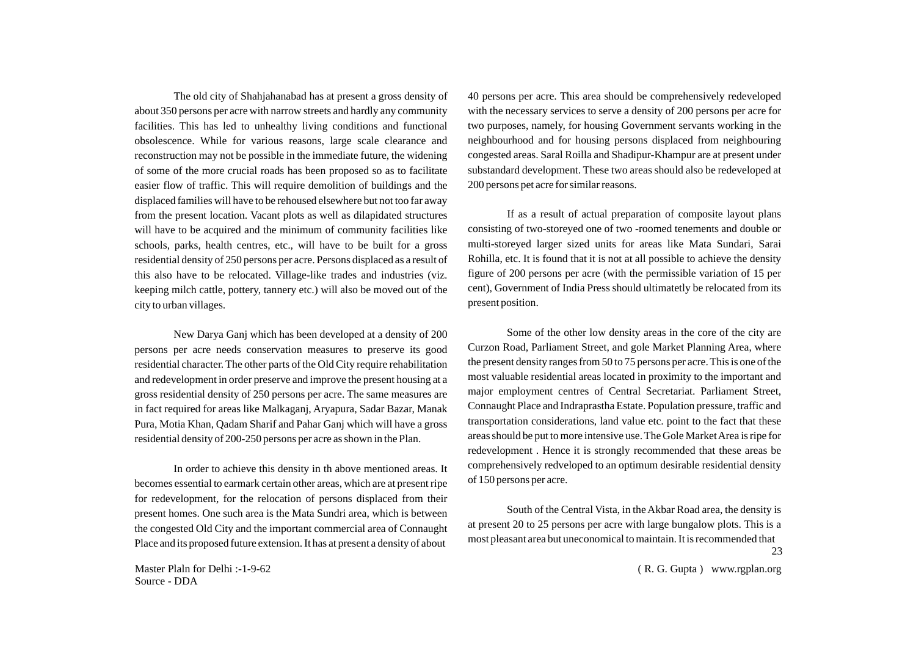The old city of Shahjahanabad has at present a gross density of about 350 persons per acre with narrow streets and hardly any community facilities. This has led to unhealthy living conditions and functional obsolescence. While for various reasons, large scale clearance and reconstruction may not be possible in the immediate future, the widening of some of the more crucial roads has been proposed so as to facilitate easier flow of traffic. This will require demolition of buildings and the displaced families will have to be rehoused elsewhere but not too far away from the present location. Vacant plots as well as dilapidated structures will have to be acquired and the minimum of community facilities like schools, parks, health centres, etc., will have to be built for a gross residential density of 250 persons per acre. Persons displaced as a result of this also have to be relocated. Village-like trades and industries (viz. keeping milch cattle, pottery, tannery etc.) will also be moved out of the city to urban villages.

New Darya Ganj which has been developed at a density of 200 persons per acre needs conservation measures to preserve its good residential character. The other parts of the Old City require rehabilitation and redevelopment in order preserve and improve the present housing at a gross residential density of 250 persons per acre. The same measures are in fact required for areas like Malkaganj, Aryapura, Sadar Bazar, Manak Pura, Motia Khan, Qadam Sharif and Pahar Ganj which will have a gross residential density of 200-250 persons per acre as shown in the Plan.

In order to achieve this density in th above mentioned areas. It becomes essential to earmark certain other areas, which are at present ripe for redevelopment, for the relocation of persons displaced from their present homes. One such area is the Mata Sundri area, which is between the congested Old City and the important commercial area of Connaught Place and its proposed future extension. It has at present a density of about 40 persons per acre. This area should be comprehensively redeveloped with the necessary services to serve a density of 200 persons per acre for two purposes, namely, for housing Government servants working in the neighbourhood and for housing persons displaced from neighbouring congested areas. Saral Roilla and Shadipur-Khampur are at present under substandard development. These two areas should also be redeveloped at 200 persons pet acre for similar reasons.

If as a result of actual preparation of composite layout plans consisting of two-storeyed one of two -roomed tenements and double or multi-storeyed larger sized units for areas like Mata Sundari, Sarai Rohilla, etc. It is found that it is not at all possible to achieve the density figure of 200 persons per acre (with the permissible variation of 15 per cent), Government of India Press should ultimatetly be relocated from its present position.

Some of the other low density areas in the core of the city are Curzon Road, Parliament Street, and gole Market Planning Area, where the present density ranges from 50 to 75 persons per acre. This is one of the most valuable residential areas located in proximity to the important and major employment centres of Central Secretariat. Parliament Street, Connaught Place and Indraprastha Estate. Population pressure, traffic and transportation considerations, land value etc. point to the fact that these areas should be put to more intensive use. The Gole Market Area is ripe for redevelopment . Hence it is strongly recommended that these areas be comprehensively redveloped to an optimum desirable residential density of 150 persons per acre.

South of the Central Vista, in the Akbar Road area, the density is at present 20 to 25 persons per acre with large bungalow plots. This is a most pleasant area but uneconomical to maintain. It is recommended that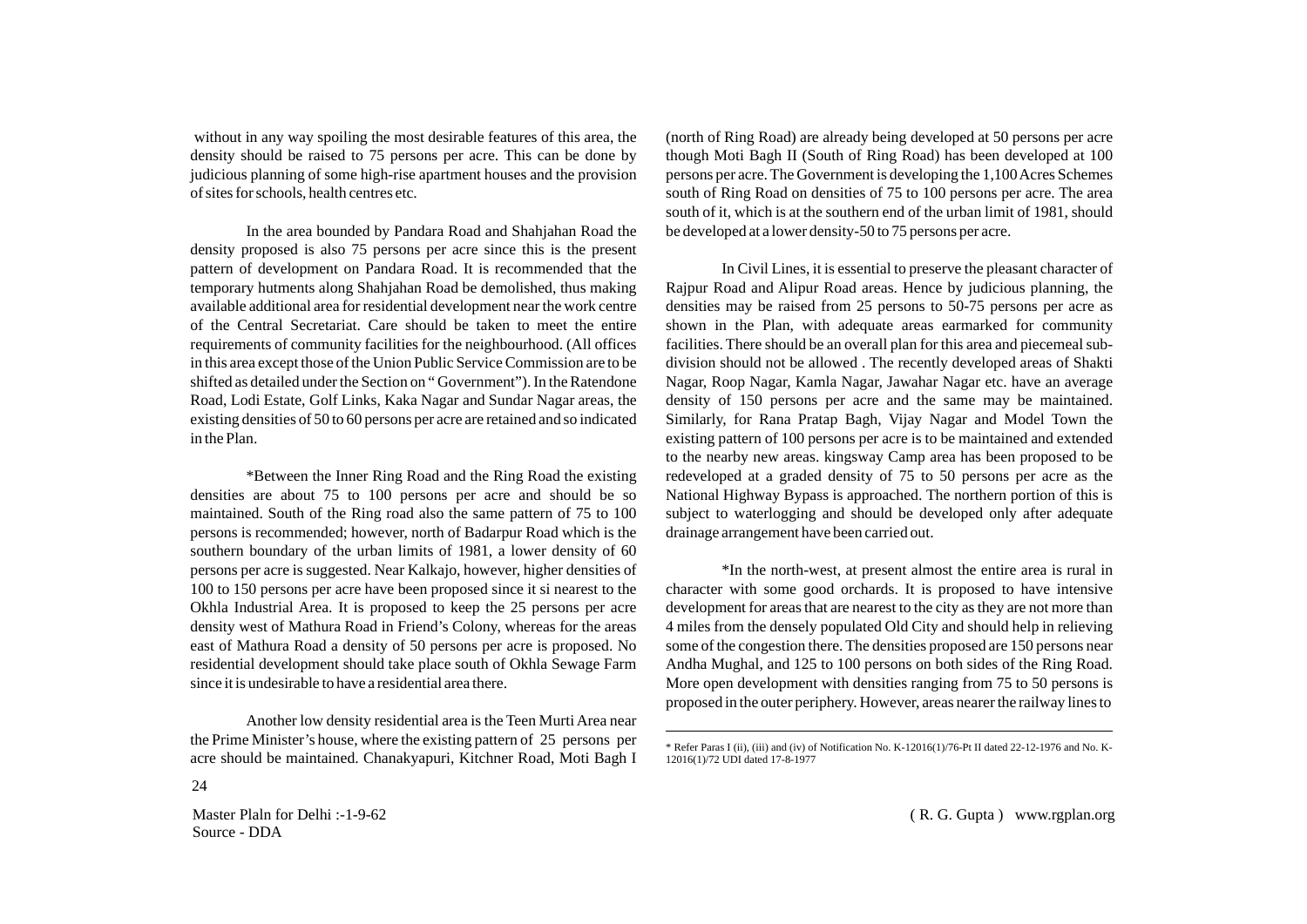without in any way spoiling the most desirable features of this area, the density should be raised to 75 persons per acre. This can be done by judicious planning of some high-rise apartment houses and the provision of sites for schools, health centres etc.

In the area bounded by Pandara Road and Shahjahan Road the density proposed is also 75 persons per acre since this is the present pattern of development on Pandara Road. It is recommended that the temporary hutments along Shahjahan Road be demolished, thus making available additional area for residential development near the work centre of the Central Secretariat. Care should be taken to meet the entire requirements of community facilities for the neighbourhood. (All offices in this area except those of the Union Public Service Commission are to be shifted as detailed under the Section on " Government"). In the Ratendone Road, Lodi Estate, Golf Links, Kaka Nagar and Sundar Nagar areas, the existing densities of 50 to 60 persons per acre are retained and so indicated in the Plan.

*Between the Inner Ring Road and the Ring Road the existing densities are about 75 to 100 persons per acre and should be so maintained. South of the Ring road also the same pattern of 75 to 100 persons is recommended; however, north of Badarpur Road which is the southern boundary of the urban limits of 1981, a lower density of 60 persons per acre is suggested. Near Kalkajo, however, higher densities of 100 to 150 persons per acre have been proposed since it si nearest to the Okhla Industrial Area. It is proposed to keep the 25 persons per acre density west of Mathura Road in Friend's Colony, whereas for the areas east of Mathura Road a density of 50 persons per acre is proposed. No residential development should take place south of Okhla Sewage Farm since it is undesirable to have a residential area there.

Another low density residential area is the Teen Murti Area near the Prime Minister's house, where the existing pattern of 25 persons per acre should be maintained. Chanakyapuri, Kitchner Road, Moti Bagh I (north of Ring Road) are already being developed at 50 persons per acre though Moti Bagh II (South of Ring Road) has been developed at 100 persons per acre. The Government is developing the 1,100 Acres Schemes south of Ring Road on densities of 75 to 100 persons per acre. The area south of it, which is at the southern end of the urban limit of 1981, should be developed at a lower density-50 to 75 persons per acre.

In Civil Lines, it is essential to preserve the pleasant character of Rajpur Road and Alipur Road areas. Hence by judicious planning, the densities may be raised from 25 persons to 50-75 persons per acre as shown in the Plan, with adequate areas earmarked for community facilities. There should be an overall plan for this area and piecemeal sub-division should not be allowed . The recently developed areas of Shakti Nagar, Roop Nagar, Kamla Nagar, Jawahar Nagar etc. have an average density of 150 persons per acre and the same may be maintained. Similarly, for Rana Pratap Bagh, Vijay Nagar and Model Town the existing pattern of 100 persons per acre is to be maintained and extended to the nearby new areas. kingsway Camp area has been proposed to be redeveloped at a graded density of 75 to 50 persons per acre as the National Highway Bypass is approached. The northern portion of this is subject to waterlogging and should be developed only after adequate drainage arrangement have been carried out.

*In the north-west, at present almost the entire area is rural in character with some good orchards. It is proposed to have intensive development for areas that are nearest to the city as they are not more than 4 miles from the densely populated Old City and should help in relieving some of the congestion there. The densities proposed are 150 persons near Andha Mughal, and 125 to 100 persons on both sides of the Ring Road. More open development with densities ranging from 75 to 50 persons is proposed in the outer periphery. However, areas nearer the railway lines to

---

* Refer Paras I (ii), (iii) and (iv) of Notification No. K-12016(1)/76-Pt II dated 22-12-1976 and No. K-12016(1)/72 UDI dated 17-8-1977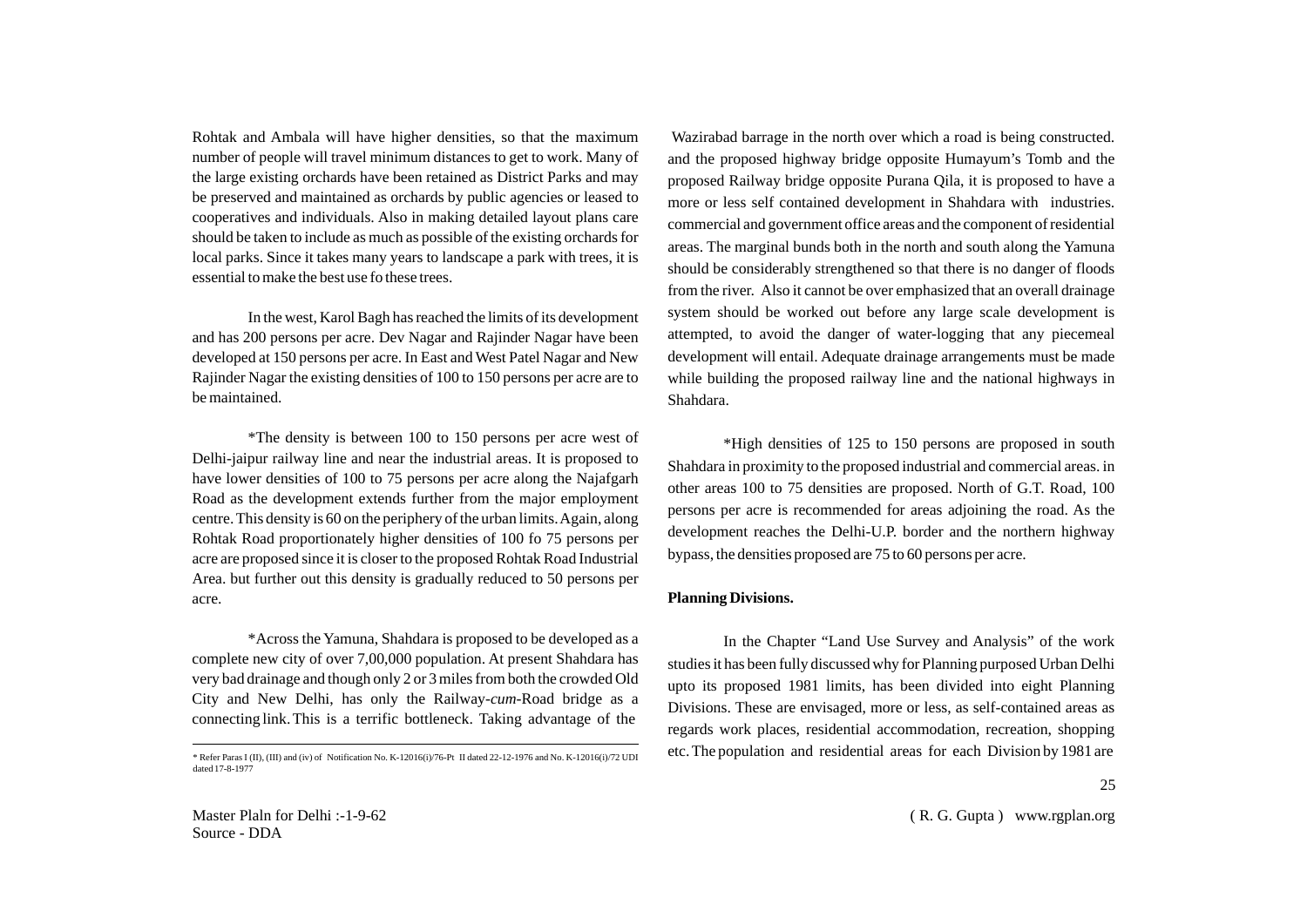Rohtak and Ambala will have higher densities, so that the maximum number of people will travel minimum distances to get to work. Many of the large existing orchards have been retained as District Parks and may be preserved and maintained as orchards by public agencies or leased to cooperatives and individuals. Also in making detailed layout plans care should be taken to include as much as possible of the existing orchards for local parks. Since it takes many years to landscape a park with trees, it is essential to make the best use fo these trees.

In the west, Karol Bagh has reached the limits of its development and has 200 persons per acre. Dev Nagar and Rajinder Nagar have been developed at 150 persons per acre. In East and West Patel Nagar and New Rajinder Nagar the existing densities of 100 to 150 persons per acre are to be maintained.

*The density is between 100 to 150 persons per acre west of Delhi-jaipur railway line and near the industrial areas. It is proposed to have lower densities of 100 to 75 persons per acre along the Najafgarh Road as the development extends further from the major employment centre. This density is 60 on the periphery of the urban limits. Again, along Rohtak Road proportionately higher densities of 100 fo 75 persons per acre are proposed since it is closer to the proposed Rohtak Road Industrial Area. but further out this density is gradually reduced to 50 persons per acre.

*Across the Yamuna, Shahdara is proposed to be developed as a complete new city of over 7,00,000 population. At present Shahdara has very bad drainage and though only 2 or 3 miles from both the crowded Old City and New Delhi, has only the Railway-*cum*-Road bridge as a connecting link. This is a terrific bottleneck. Taking advantage of the Wazirabad barrage in the north over which a road is being constructed. and the proposed highway bridge opposite Humayum's Tomb and the proposed Railway bridge opposite Purana Qila, it is proposed to have a more or less self contained development in Shahdara with industries. commercial and government office areas and the component of residential areas. The marginal bunds both in the north and south along the Yamuna should be considerably strengthened so that there is no danger of floods from the river. Also it cannot be over emphasized that an overall drainage system should be worked out before any large scale development is attempted, to avoid the danger of water-logging that any piecemeal development will entail. Adequate drainage arrangements must be made while building the proposed railway line and the national highways in Shahdara.

*High densities of 125 to 150 persons are proposed in south Shahdara in proximity to the proposed industrial and commercial areas. in other areas 100 to 75 densities are proposed. North of G.T. Road, 100 persons per acre is recommended for areas adjoining the road. As the development reaches the Delhi-U.P. border and the northern highway bypass, the densities proposed are 75 to 60 persons per acre.

**Planning Divisions.**

In the Chapter "Land Use Survey and Analysis" of the work studies it has been fully discussed why for Planning purposed Urban Delhi upto its proposed 1981 limits, has been divided into eight Planning Divisions. These are envisaged, more or less, as self-contained areas as regards work places, residential accommodation, recreation, shopping etc. The population and residential areas for each Division by 1981 are

---

\* Refer Paras I (II), (III) and (iv) of Notification No. K-12016(i)/76-Pt II dated 22-12-1976 and No. K-12016(i)/72 UDI dated 17-8-1977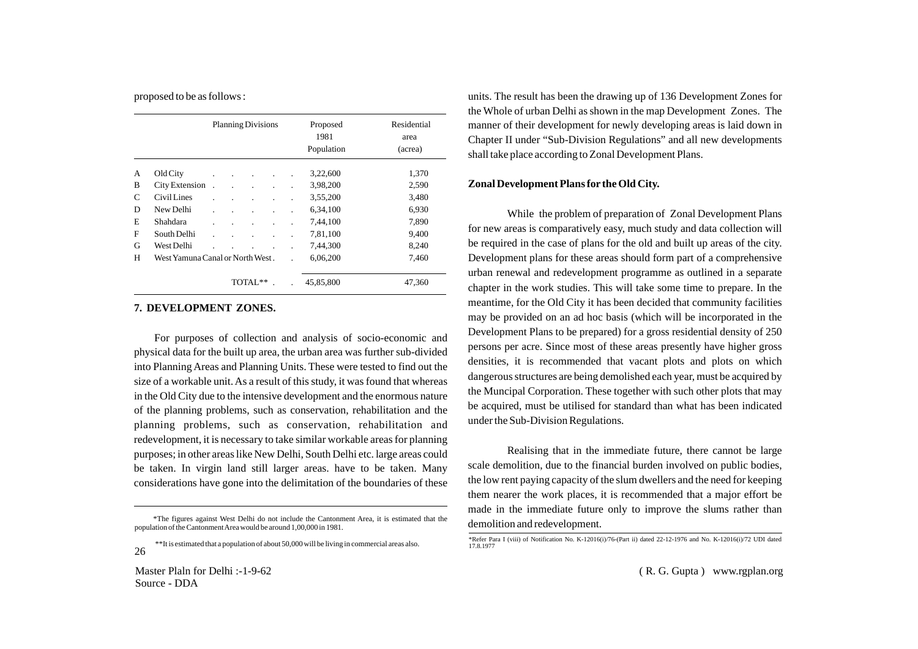proposed to be as follows :

| | Planning Divisions | Proposed 1981 Population | Residential area (acrea) |
|---|---|---|---|
| A | Old City | 3,22,600 | 1,370 |
| B | City Extension | 3,98,200 | 2,590 |
| C | Civil Lines | 3,55,200 | 3,480 |
| D | New Delhi | 6,34,100 | 6,930 |
| E | Shahdara | 7,44,100 | 7,890 |
| F | South Delhi | 7,81,100 | 9,400 |
| G | West Delhi | 7,44,300 | 8,240 |
| H | West Yamuna Canal or North West | 6,06,200 | 7,460 |
| | TOTAL** | 45,85,800 | 47,360 |

## 7. DEVELOPMENT ZONES.

For purposes of collection and analysis of socio-economic and physical data for the built up area, the urban area was further sub-divided into Planning Areas and Planning Units. These were tested to find out the size of a workable unit. As a result of this study, it was found that whereas in the Old City due to the intensive development and the enormous nature of the planning problems, such as conservation, rehabilitation and the planning problems, such as conservation, rehabilitation and redevelopment, it is necessary to take similar workable areas for planning purposes; in other areas like New Delhi, South Delhi etc. large areas could be taken. In virgin land still larger areas. have to be taken. Many considerations have gone into the delimitation of the boundaries of these units. The result has been the drawing up of 136 Development Zones for the Whole of urban Delhi as shown in the map Development Zones. The manner of their development for newly developing areas is laid down in Chapter II under "Sub-Division Regulations" and all new developments shall take place according to Zonal Development Plans.

*The figures against West Delhi do not include the Cantonment Area, it is estimated that the population of the Cantonment Area would be around 1,00,000 in 1981.

**It is estimated that a population of about 50,000 will be living in commercial areas also.

### Zonal Development Plans for the Old City.

While the problem of preparation of Zonal Development Plans for new areas is comparatively easy, much study and data collection will be required in the case of plans for the old and built up areas of the city. Development plans for these areas should form part of a comprehensive urban renewal and redevelopment programme as outlined in a separate chapter in the work studies. This will take some time to prepare. In the meantime, for the Old City it has been decided that community facilities may be provided on an ad hoc basis (which will be incorporated in the Development Plans to be prepared) for a gross residential density of 250 persons per acre. Since most of these areas presently have higher gross densities, it is recommended that vacant plots and plots on which dangerous structures are being demolished each year, must be acquired by the Muncipal Corporation. These together with such other plots that may be acquired, must be utilised for standard than what has been indicated under the Sub-Division Regulations.

Realising that in the immediate future, there cannot be large scale demolition, due to the financial burden involved on public bodies, the low rent paying capacity of the slum dwellers and the need for keeping them nearer the work places, it is recommended that a major effort be made in the immediate future only to improve the slums rather than demolition and redevelopment.

*Refer Para I (viii) of Notification No. K-12016(i)/76-(Part ii) dated 22-12-1976 and No. K-12016(i)/72 UDI dated 17.8.1977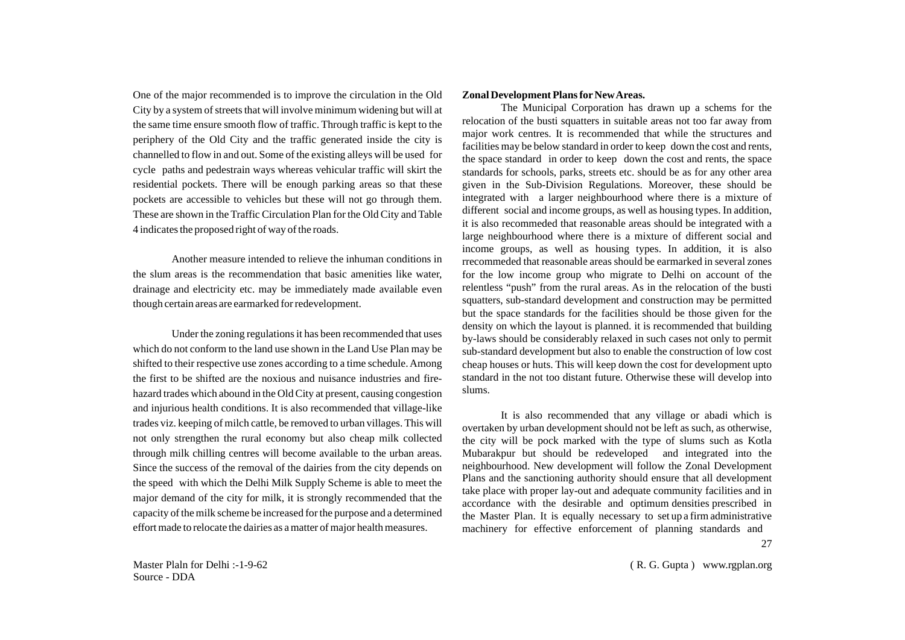One of the major recommended is to improve the circulation in the Old City by a system of streets that will involve minimum widening but will at the same time ensure smooth flow of traffic. Through traffic is kept to the periphery of the Old City and the traffic generated inside the city is channelled to flow in and out. Some of the existing alleys will be used for cycle paths and pedestrain ways whereas vehicular traffic will skirt the residential pockets. There will be enough parking areas so that these pockets are accessible to vehicles but these will not go through them. These are shown in the Traffic Circulation Plan for the Old City and Table 4 indicates the proposed right of way of the roads.

Another measure intended to relieve the inhuman conditions in the slum areas is the recommendation that basic amenities like water, drainage and electricity etc. may be immediately made available even though certain areas are earmarked for redevelopment.

Under the zoning regulations it has been recommended that uses which do not conform to the land use shown in the Land Use Plan may be shifted to their respective use zones according to a time schedule. Among the first to be shifted are the noxious and nuisance industries and fire-hazard trades which abound in the Old City at present, causing congestion and injurious health conditions. It is also recommended that village-like trades viz. keeping of milch cattle, be removed to urban villages. This will not only strengthen the rural economy but also cheap milk collected through milk chilling centres will become available to the urban areas. Since the success of the removal of the dairies from the city depends on the speed with which the Delhi Milk Supply Scheme is able to meet the major demand of the city for milk, it is strongly recommended that the capacity of the milk scheme be increased for the purpose and a determined effort made to relocate the dairies as a matter of major health measures.

**Zonal Development Plans for New Areas.**

The Municipal Corporation has drawn up a schems for the relocation of the busti squatters in suitable areas not too far away from major work centres. It is recommended that while the structures and facilities may be below standard in order to keep down the cost and rents, the space standard in order to keep down the cost and rents, the space standards for schools, parks, streets etc. should be as for any other area given in the Sub-Division Regulations. Moreover, these should be integrated with a larger neighbourhood where there is a mixture of different social and income groups, as well as housing types. In addition, it is also recommeded that reasonable areas should be integrated with a large neighbourhood where there is a mixture of different social and income groups, as well as housing types. In addition, it is also rrecommeded that reasonable areas should be earmarked in several zones for the low income group who migrate to Delhi on account of the relentless "push" from the rural areas. As in the relocation of the busti squatters, sub-standard development and construction may be permitted but the space standards for the facilities should be those given for the density on which the layout is planned. it is recommended that building by-laws should be considerably relaxed in such cases not only to permit sub-standard development but also to enable the construction of low cost cheap houses or huts. This will keep down the cost for development upto standard in the not too distant future. Otherwise these will develop into slums.

It is also recommended that any village or abadi which is overtaken by urban development should not be left as such, as otherwise, the city will be pock marked with the type of slums such as Kotla Mubarakpur but should be redeveloped and integrated into the neighbourhood. New development will follow the Zonal Development Plans and the sanctioning authority should ensure that all development take place with proper lay-out and adequate community facilities and in accordance with the desirable and optimum densities prescribed in the Master Plan. It is equally necessary to set up a firm administrative machinery for effective enforcement of planning standards and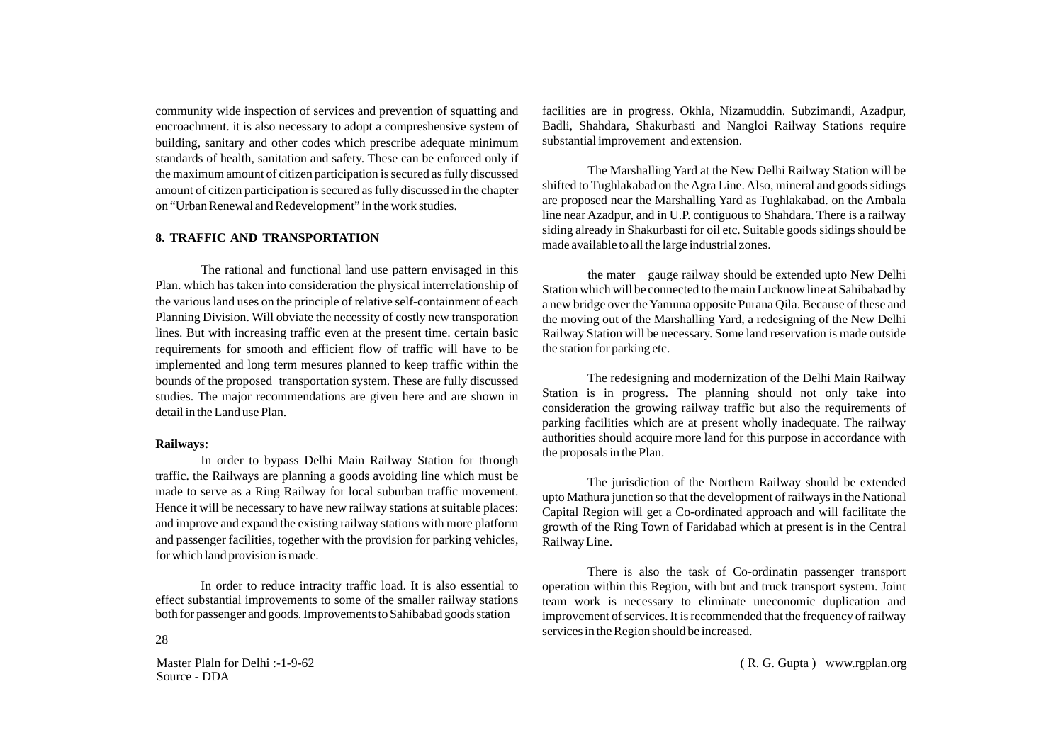community wide inspection of services and prevention of squatting and encroachment. it is also necessary to adopt a compreshensive system of building, sanitary and other codes which prescribe adequate minimum standards of health, sanitation and safety. These can be enforced only if the maximum amount of citizen participation is secured as fully discussed amount of citizen participation is secured as fully discussed in the chapter on "Urban Renewal and Redevelopment" in the work studies.

## 8. TRAFFIC AND TRANSPORTATION

The rational and functional land use pattern envisaged in this Plan. which has taken into consideration the physical interrelationship of the various land uses on the principle of relative self-containment of each Planning Division. Will obviate the necessity of costly new transporation lines. But with increasing traffic even at the present time. certain basic requirements for smooth and efficient flow of traffic will have to be implemented and long term mesures planned to keep traffic within the bounds of the proposed transportation system. These are fully discussed studies. The major recommendations are given here and are shown in detail in the Land use Plan.

**Railways:**

In order to bypass Delhi Main Railway Station for through traffic. the Railways are planning a goods avoiding line which must be made to serve as a Ring Railway for local suburban traffic movement. Hence it will be necessary to have new railway stations at suitable places: and improve and expand the existing railway stations with more platform and passenger facilities, together with the provision for parking vehicles, for which land provision is made.

In order to reduce intracity traffic load. It is also essential to effect substantial improvements to some of the smaller railway stations both for passenger and goods. Improvements to Sahibabad goods station facilities are in progress. Okhla, Nizamuddin. Subzimandi, Azadpur, Badli, Shahdara, Shakurbasti and Nangloi Railway Stations require substantial improvement and extension.

The Marshalling Yard at the New Delhi Railway Station will be shifted to Tughlakabad on the Agra Line. Also, mineral and goods sidings are proposed near the Marshalling Yard as Tughlakabad. on the Ambala line near Azadpur, and in U.P. contiguous to Shahdara. There is a railway siding already in Shakurbasti for oil etc. Suitable goods sidings should be made available to all the large industrial zones.

the mater gauge railway should be extended upto New Delhi Station which will be connected to the main Lucknow line at Sahibabad by a new bridge over the Yamuna opposite Purana Qila. Because of these and the moving out of the Marshalling Yard, a redesigning of the New Delhi Railway Station will be necessary. Some land reservation is made outside the station for parking etc.

The redesigning and modernization of the Delhi Main Railway Station is in progress. The planning should not only take into consideration the growing railway traffic but also the requirements of parking facilities which are at present wholly inadequate. The railway authorities should acquire more land for this purpose in accordance with the proposals in the Plan.

The jurisdiction of the Northern Railway should be extended upto Mathura junction so that the development of railways in the National Capital Region will get a Co-ordinated approach and will facilitate the growth of the Ring Town of Faridabad which at present is in the Central Railway Line.

There is also the task of Co-ordinatin passenger transport operation within this Region, with but and truck transport system. Joint team work is necessary to eliminate uneconomic duplication and improvement of services. It is recommended that the frequency of railway services in the Region should be increased.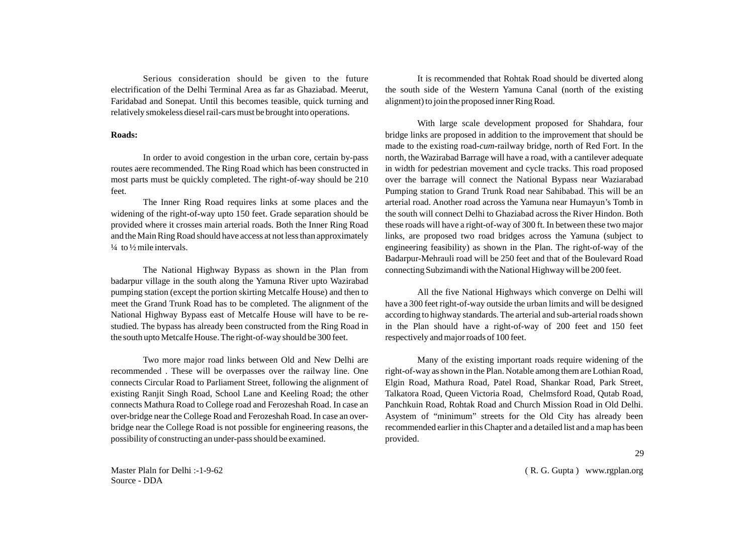Serious consideration should be given to the future electrification of the Delhi Terminal Area as far as Ghaziabad. Meerut, Faridabad and Sonepat. Until this becomes teasible, quick turning and relatively smokeless diesel rail-cars must be brought into operations.

**Roads:**

In order to avoid congestion in the urban core, certain by-pass routes aere recommended. The Ring Road which has been constructed in most parts must be quickly completed. The right-of-way should be 210 feet.

The Inner Ring Road requires links at some places and the widening of the right-of-way upto 150 feet. Grade separation should be provided where it crosses main arterial roads. Both the Inner Ring Road and the Main Ring Road should have access at not less than approximately ¼ to ½ mile intervals.

The National Highway Bypass as shown in the Plan from badarpur village in the south along the Yamuna River upto Wazirabad pumping station (except the portion skirting Metcalfe House) and then to meet the Grand Trunk Road has to be completed. The alignment of the National Highway Bypass east of Metcalfe House will have to be re-studied. The bypass has already been constructed from the Ring Road in the south upto Metcalfe House. The right-of-way should be 300 feet.

Two more major road links between Old and New Delhi are recommended . These will be overpasses over the railway line. One connects Circular Road to Parliament Street, following the alignment of existing Ranjit Singh Road, School Lane and Keeling Road; the other connects Mathura Road to College road and Ferozeshah Road. In case an over-bridge near the College Road and Ferozeshah Road. In case an over-bridge near the College Road is not possible for engineering reasons, the possibility of constructing an under-pass should be examined.

It is recommended that Rohtak Road should be diverted along the south side of the Western Yamuna Canal (north of the existing alignment) to join the proposed inner Ring Road.

With large scale development proposed for Shahdara, four bridge links are proposed in addition to the improvement that should be made to the existing road-*cum*-railway bridge, north of Red Fort. In the north, the Wazirabad Barrage will have a road, with a cantilever adequate in width for pedestrian movement and cycle tracks. This road proposed over the barrage will connect the National Bypass near Waziarabad Pumping station to Grand Trunk Road near Sahibabad. This will be an arterial road. Another road across the Yamuna near Humayun's Tomb in the south will connect Delhi to Ghaziabad across the River Hindon. Both these roads will have a right-of-way of 300 ft. In between these two major links, are proposed two road bridges across the Yamuna (subject to engineering feasibility) as shown in the Plan. The right-of-way of the Badarpur-Mehrauli road will be 250 feet and that of the Boulevard Road connecting Subzimandi with the National Highway will be 200 feet.

All the five National Highways which converge on Delhi will have a 300 feet right-of-way outside the urban limits and will be designed according to highway standards. The arterial and sub-arterial roads shown in the Plan should have a right-of-way of 200 feet and 150 feet respectively and major roads of 100 feet.

Many of the existing important roads require widening of the right-of-way as shown in the Plan. Notable among them are Lothian Road, Elgin Road, Mathura Road, Patel Road, Shankar Road, Park Street, Talkatora Road, Queen Victoria Road, Chelmsford Road, Qutab Road, Panchkuin Road, Rohtak Road and Church Mission Road in Old Delhi. Asystem of "minimum" streets for the Old City has already been recommended earlier in this Chapter and a detailed list and a map has been provided.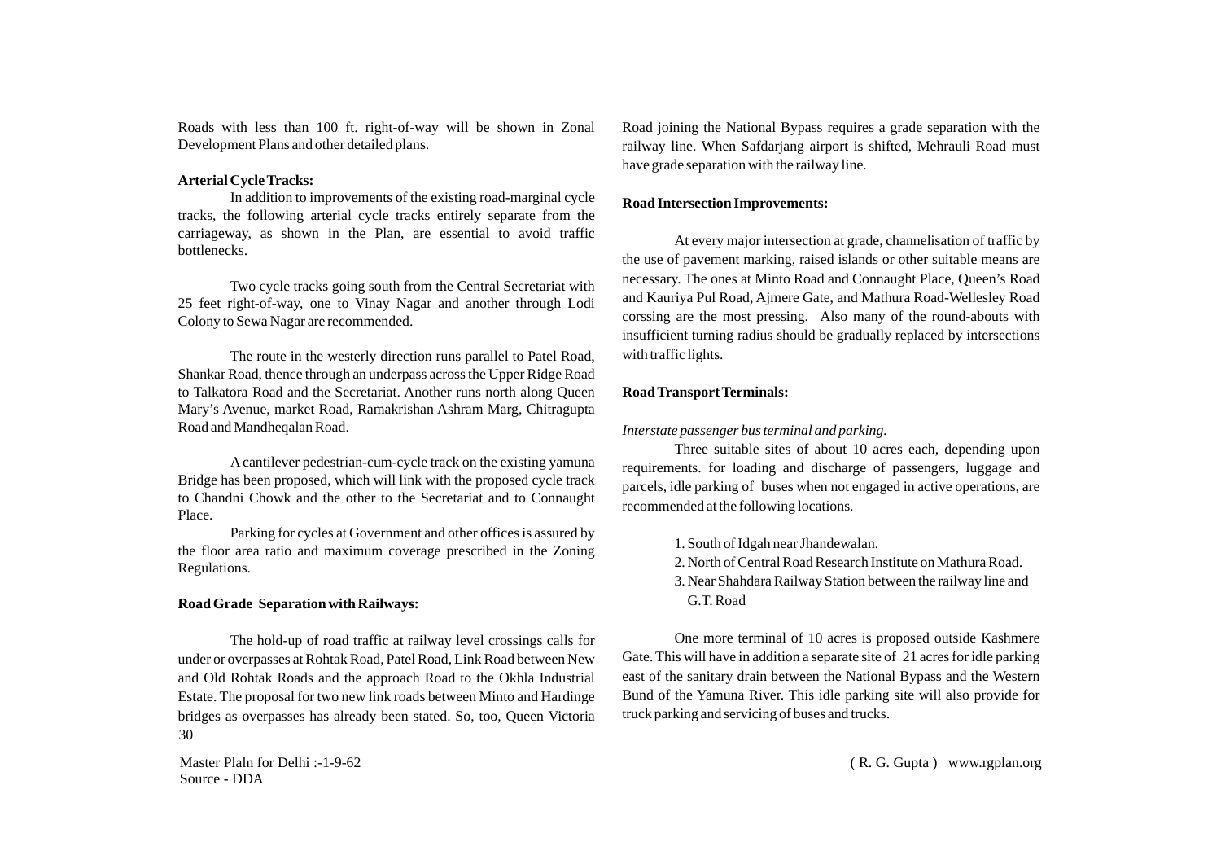Roads with less than 100 ft. right-of-way will be shown in Zonal Development Plans and other detailed plans.

**Arterial Cycle Tracks:**

In addition to improvements of the existing road-marginal cycle tracks, the following arterial cycle tracks entirely separate from the carriageway, as shown in the Plan, are essential to avoid traffic bottlenecks.

Two cycle tracks going south from the Central Secretariat with 25 feet right-of-way, one to Vinay Nagar and another through Lodi Colony to Sewa Nagar are recommended.

The route in the westerly direction runs parallel to Patel Road, Shankar Road, thence through an underpass across the Upper Ridge Road to Talkatora Road and the Secretariat. Another runs north along Queen Mary's Avenue, market Road, Ramakrishan Ashram Marg, Chitragupta Road and Mandheqalan Road.

A cantilever pedestrian-cum-cycle track on the existing yamuna Bridge has been proposed, which will link with the proposed cycle track to Chandni Chowk and the other to the Secretariat and to Connaught Place.

Parking for cycles at Government and other offices is assured by the floor area ratio and maximum coverage prescribed in the Zoning Regulations.

**Road Grade Separation with Railways:**

The hold-up of road traffic at railway level crossings calls for under or overpasses at Rohtak Road, Patel Road, Link Road between New and Old Rohtak Roads and the approach Road to the Okhla Industrial Estate. The proposal for two new link roads between Minto and Hardinge bridges as overpasses has already been stated. So, too, Queen Victoria Road joining the National Bypass requires a grade separation with the railway line. When Safdarjang airport is shifted, Mehrauli Road must have grade separation with the railway line.

**Road Intersection Improvements:**

At every major intersection at grade, channelisation of traffic by the use of pavement marking, raised islands or other suitable means are necessary. The ones at Minto Road and Connaught Place, Queen's Road and Kauriya Pul Road, Ajmere Gate, and Mathura Road-Wellesley Road corssing are the most pressing. Also many of the round-abouts with insufficient turning radius should be gradually replaced by intersections with traffic lights.

**Road Transport Terminals:**

*Interstate passenger bus terminal and parking.*

Three suitable sites of about 10 acres each, depending upon requirements. for loading and discharge of passengers, luggage and parcels, idle parking of buses when not engaged in active operations, are recommended at the following locations.

1. South of Idgah near Jhandewalan.
2. North of Central Road Research Institute on Mathura Road.
3. Near Shahdara Railway Station between the railway line and G.T. Road

One more terminal of 10 acres is proposed outside Kashmere Gate. This will have in addition a separate site of 21 acres for idle parking east of the sanitary drain between the National Bypass and the Western Bund of the Yamuna River. This idle parking site will also provide for truck parking and servicing of buses and trucks.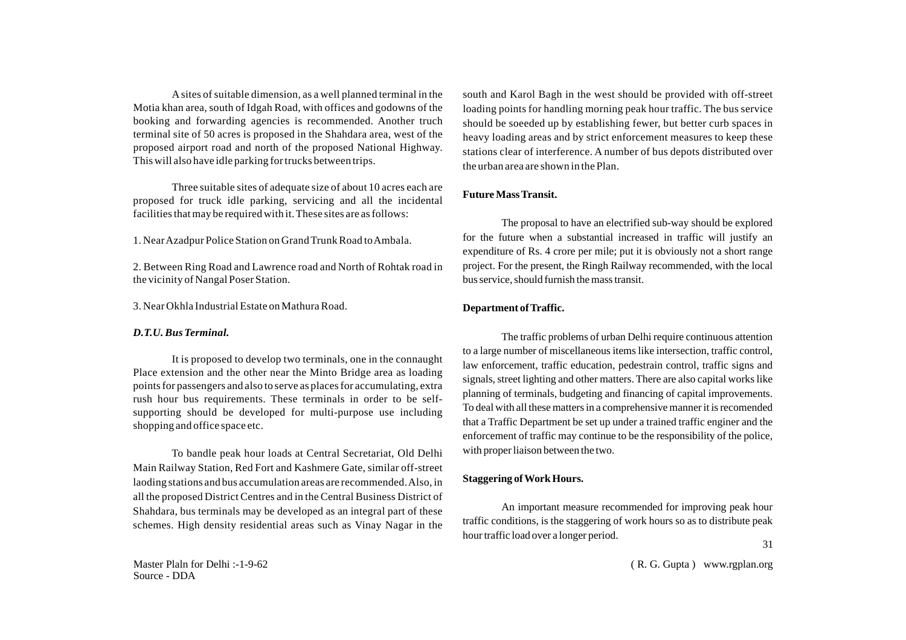A sites of suitable dimension, as a well planned terminal in the Motia khan area, south of Idgah Road, with offices and godowns of the booking and forwarding agencies is recommended. Another truch terminal site of 50 acres is proposed in the Shahdara area, west of the proposed airport road and north of the proposed National Highway. This will also have idle parking for trucks between trips.

Three suitable sites of adequate size of about 10 acres each are proposed for truck idle parking, servicing and all the incidental facilities that may be required with it. These sites are as follows:

1. Near Azadpur Police Station on Grand Trunk Road to Ambala.

2. Between Ring Road and Lawrence road and North of Rohtak road in the vicinity of Nangal Poser Station.

3. Near Okhla Industrial Estate on Mathura Road.

***D.T.U. Bus Terminal.***

It is proposed to develop two terminals, one in the connaught Place extension and the other near the Minto Bridge area as loading points for passengers and also to serve as places for accumulating, extra rush hour bus requirements. These terminals in order to be self-supporting should be developed for multi-purpose use including shopping and office space etc.

To bandle peak hour loads at Central Secretariat, Old Delhi Main Railway Station, Red Fort and Kashmere Gate, similar off-street laoding stations and bus accumulation areas are recommended. Also, in all the proposed District Centres and in the Central Business District of Shahdara, bus terminals may be developed as an integral part of these schemes. High density residential areas such as Vinay Nagar in the south and Karol Bagh in the west should be provided with off-street loading points for handling morning peak hour traffic. The bus service should be soeeded up by establishing fewer, but better curb spaces in heavy loading areas and by strict enforcement measures to keep these stations clear of interference. A number of bus depots distributed over the urban area are shown in the Plan.

**Future Mass Transit.**

The proposal to have an electrified sub-way should be explored for the future when a substantial increased in traffic will justify an expenditure of Rs. 4 crore per mile; put it is obviously not a short range project. For the present, the Ringh Railway recommended, with the local bus service, should furnish the mass transit.

**Department of Traffic.**

The traffic problems of urban Delhi require continuous attention to a large number of miscellaneous items like intersection, traffic control, law enforcement, traffic education, pedestrain control, traffic signs and signals, street lighting and other matters. There are also capital works like planning of terminals, budgeting and financing of capital improvements. To deal with all these matters in a comprehensive manner it is recomended that a Traffic Department be set up under a trained traffic enginer and the enforcement of traffic may continue to be the responsibility of the police, with proper liaison between the two.

**Staggering of Work Hours.**

An important measure recommended for improving peak hour traffic conditions, is the staggering of work hours so as to distribute peak hour traffic load over a longer period.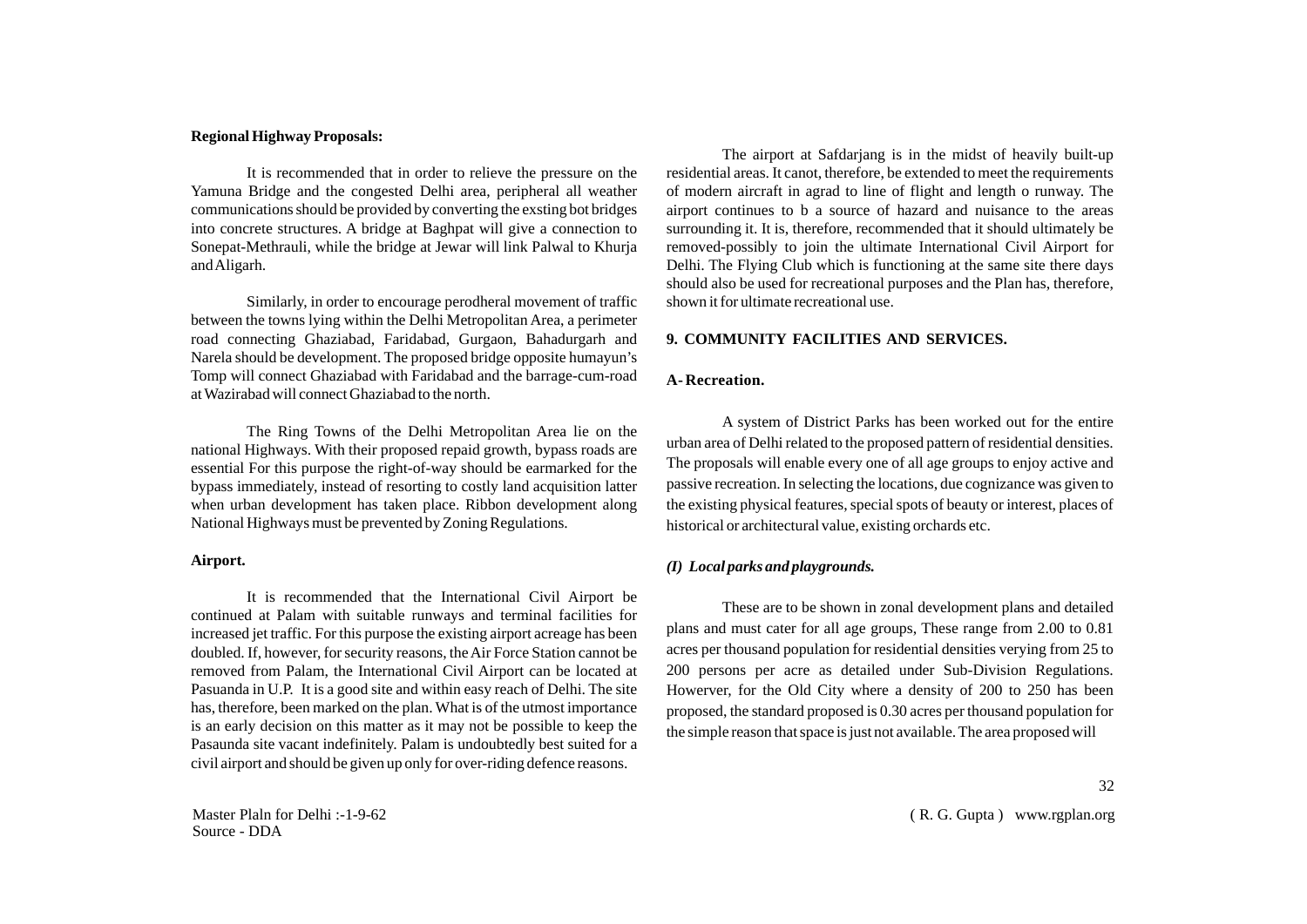**Regional Highway Proposals:**

It is recommended that in order to relieve the pressure on the Yamuna Bridge and the congested Delhi area, peripheral all weather communications should be provided by converting the exsting bot bridges into concrete structures. A bridge at Baghpat will give a connection to Sonepat-Methrauli, while the bridge at Jewar will link Palwal to Khurja and Aligarh.

Similarly, in order to encourage perodheral movement of traffic between the towns lying within the Delhi Metropolitan Area, a perimeter road connecting Ghaziabad, Faridabad, Gurgaon, Bahadurgarh and Narela should be development. The proposed bridge opposite humayun's Tomp will connect Ghaziabad with Faridabad and the barrage-cum-road at Wazirabad will connect Ghaziabad to the north.

The Ring Towns of the Delhi Metropolitan Area lie on the national Highways. With their proposed repaid growth, bypass roads are essential For this purpose the right-of-way should be earmarked for the bypass immediately, instead of resorting to costly land acquisition latter when urban development has taken place. Ribbon development along National Highways must be prevented by Zoning Regulations.

**Airport.**

It is recommended that the International Civil Airport be continued at Palam with suitable runways and terminal facilities for increased jet traffic. For this purpose the existing airport acreage has been doubled. If, however, for security reasons, the Air Force Station cannot be removed from Palam, the International Civil Airport can be located at Pasuanda in U.P. It is a good site and within easy reach of Delhi. The site has, therefore, been marked on the plan. What is of the utmost importance is an early decision on this matter as it may not be possible to keep the Pasaunda site vacant indefinitely. Palam is undoubtedly best suited for a civil airport and should be given up only for over-riding defence reasons.

The airport at Safdarjang is in the midst of heavily built-up residential areas. It canot, therefore, be extended to meet the requirements of modern aircraft in agrad to line of flight and length o runway. The airport continues to b a source of hazard and nuisance to the areas surrounding it. It is, therefore, recommended that it should ultimately be removed-possibly to join the ultimate International Civil Airport for Delhi. The Flying Club which is functioning at the same site there days should also be used for recreational purposes and the Plan has, therefore, shown it for ultimate recreational use.

**9. COMMUNITY FACILITIES AND SERVICES.**

**A- Recreation.**

A system of District Parks has been worked out for the entire urban area of Delhi related to the proposed pattern of residential densities. The proposals will enable every one of all age groups to enjoy active and passive recreation. In selecting the locations, due cognizance was given to the existing physical features, special spots of beauty or interest, places of historical or architectural value, existing orchards etc.

***(I) Local parks and playgrounds.***

These are to be shown in zonal development plans and detailed plans and must cater for all age groups, These range from 2.00 to 0.81 acres per thousand population for residential densities verying from 25 to 200 persons per acre as detailed under Sub-Division Regulations. Howerver, for the Old City where a density of 200 to 250 has been proposed, the standard proposed is 0.30 acres per thousand population for the simple reason that space is just not available. The area proposed will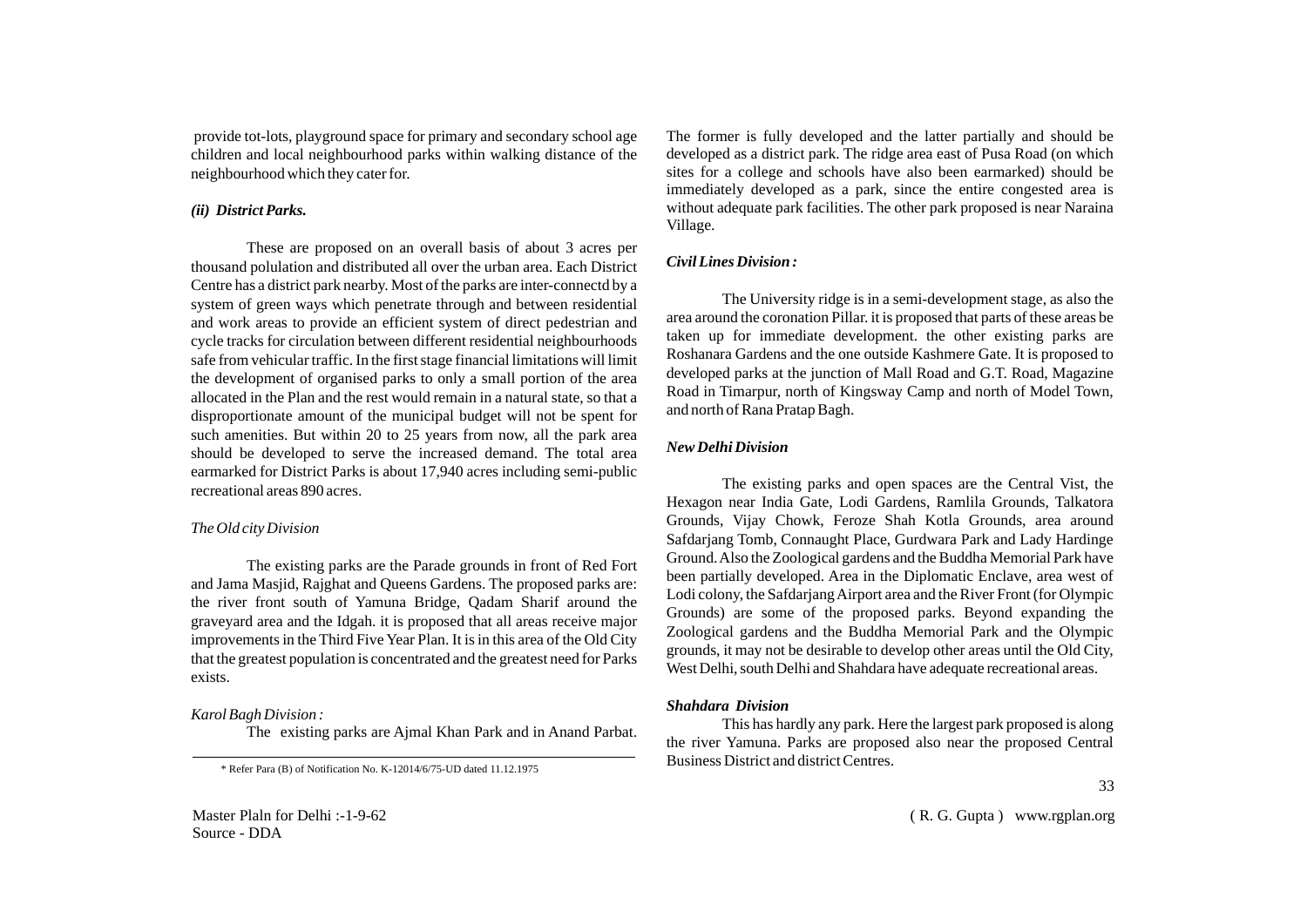provide tot-lots, playground space for primary and secondary school age children and local neighbourhood parks within walking distance of the neighbourhood which they cater for.

***(ii) District Parks.***

These are proposed on an overall basis of about 3 acres per thousand polulation and distributed all over the urban area. Each District Centre has a district park nearby. Most of the parks are inter-connectd by a system of green ways which penetrate through and between residential and work areas to provide an efficient system of direct pedestrian and cycle tracks for circulation between different residential neighbourhoods safe from vehicular traffic. In the first stage financial limitations will limit the development of organised parks to only a small portion of the area allocated in the Plan and the rest would remain in a natural state, so that a disproportionate amount of the municipal budget will not be spent for such amenities. But within 20 to 25 years from now, all the park area should be developed to serve the increased demand. The total area earmarked for District Parks is about 17,940 acres including semi-public recreational areas 890 acres.

*The Old city Division*

The existing parks are the Parade grounds in front of Red Fort and Jama Masjid, Rajghat and Queens Gardens. The proposed parks are: the river front south of Yamuna Bridge, Qadam Sharif around the graveyard area and the Idgah. it is proposed that all areas receive major improvements in the Third Five Year Plan. It is in this area of the Old City that the greatest population is concentrated and the greatest need for Parks exists.

*Karol Bagh Division :*

The existing parks are Ajmal Khan Park and in Anand Parbat. The former is fully developed and the latter partially and should be developed as a district park. The ridge area east of Pusa Road (on which sites for a college and schools have also been earmarked) should be immediately developed as a park, since the entire congested area is without adequate park facilities. The other park proposed is near Naraina Village.

***Civil Lines Division :***

The University ridge is in a semi-development stage, as also the area around the coronation Pillar. it is proposed that parts of these areas be taken up for immediate development. the other existing parks are Roshanara Gardens and the one outside Kashmere Gate. It is proposed to developed parks at the junction of Mall Road and G.T. Road, Magazine Road in Timarpur, north of Kingsway Camp and north of Model Town, and north of Rana Pratap Bagh.

***New Delhi Division***

The existing parks and open spaces are the Central Vist, the Hexagon near India Gate, Lodi Gardens, Ramlila Grounds, Talkatora Grounds, Vijay Chowk, Feroze Shah Kotla Grounds, area around Safdarjang Tomb, Connaught Place, Gurdwara Park and Lady Hardinge Ground. Also the Zoological gardens and the Buddha Memorial Park have been partially developed. Area in the Diplomatic Enclave, area west of Lodi colony, the Safdarjang Airport area and the River Front (for Olympic Grounds) are some of the proposed parks. Beyond expanding the Zoological gardens and the Buddha Memorial Park and the Olympic grounds, it may not be desirable to develop other areas until the Old City, West Delhi, south Delhi and Shahdara have adequate recreational areas.

***Shahdara Division***

This has hardly any park. Here the largest park proposed is along the river Yamuna. Parks are proposed also near the proposed Central Business District and district Centres.

* Refer Para (B) of Notification No. K-12014/6/75-UD dated 11.12.1975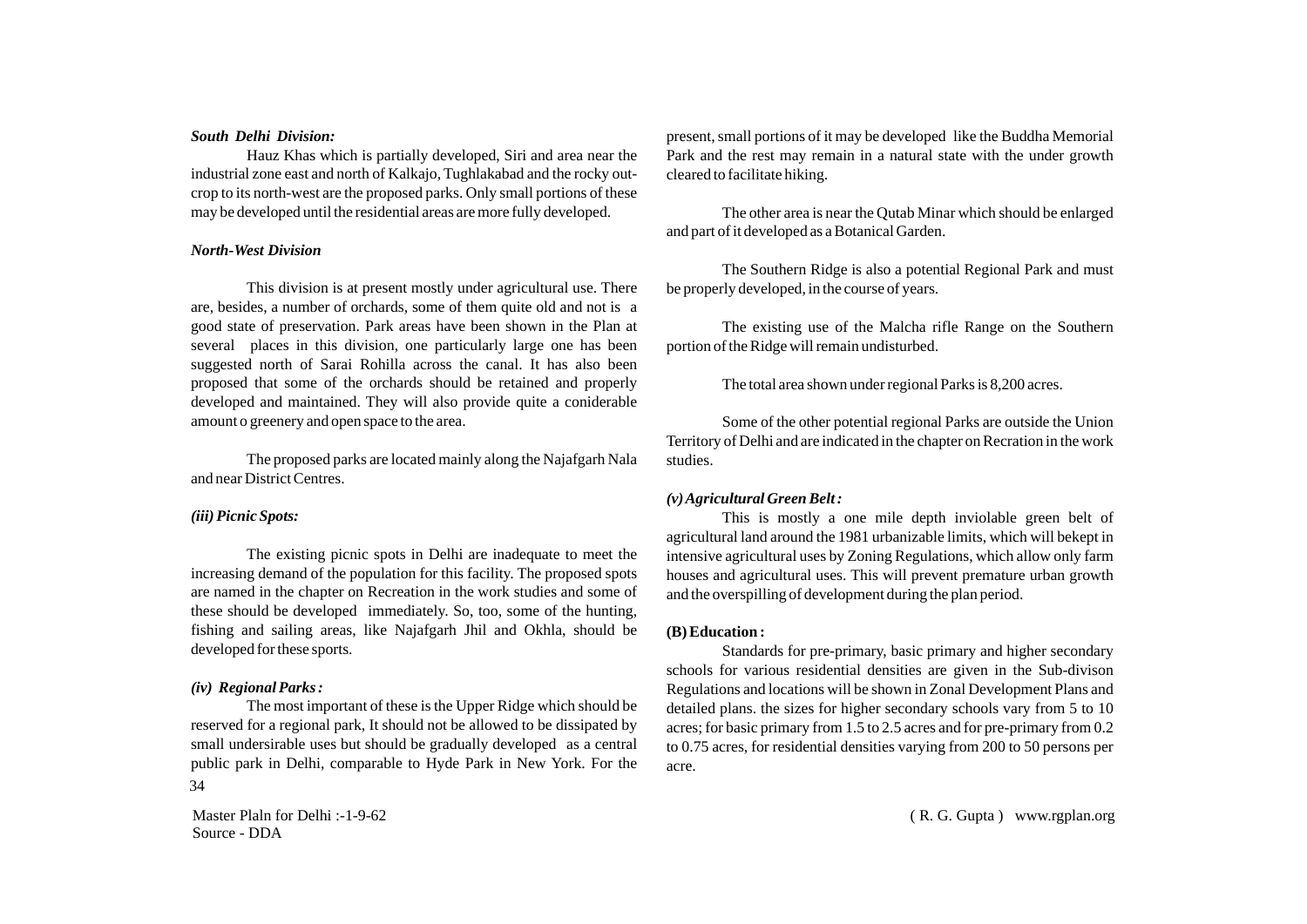***South Delhi Division:***

Hauz Khas which is partially developed, Siri and area near the industrial zone east and north of Kalkajo, Tughlakabad and the rocky out-crop to its north-west are the proposed parks. Only small portions of these may be developed until the residential areas are more fully developed.

***North-West Division***

This division is at present mostly under agricultural use. There are, besides, a number of orchards, some of them quite old and not is a good state of preservation. Park areas have been shown in the Plan at several places in this division, one particularly large one has been suggested north of Sarai Rohilla across the canal. It has also been proposed that some of the orchards should be retained and properly developed and maintained. They will also provide quite a coniderable amount o greenery and open space to the area.

The proposed parks are located mainly along the Najafgarh Nala and near District Centres.

***(iii) Picnic Spots:***

The existing picnic spots in Delhi are inadequate to meet the increasing demand of the population for this facility. The proposed spots are named in the chapter on Recreation in the work studies and some of these should be developed immediately. So, too, some of the hunting, fishing and sailing areas, like Najafgarh Jhil and Okhla, should be developed for these sports.

***(iv) Regional Parks :***

The most important of these is the Upper Ridge which should be reserved for a regional park, It should not be allowed to be dissipated by small undersirable uses but should be gradually developed as a central public park in Delhi, comparable to Hyde Park in New York. For the present, small portions of it may be developed like the Buddha Memorial Park and the rest may remain in a natural state with the under growth cleared to facilitate hiking.

The other area is near the Qutab Minar which should be enlarged and part of it developed as a Botanical Garden.

The Southern Ridge is also a potential Regional Park and must be properly developed, in the course of years.

The existing use of the Malcha rifle Range on the Southern portion of the Ridge will remain undisturbed.

The total area shown under regional Parks is 8,200 acres.

Some of the other potential regional Parks are outside the Union Territory of Delhi and are indicated in the chapter on Recration in the work studies.

***(v) Agricultural Green Belt :***

This is mostly a one mile depth inviolable green belt of agricultural land around the 1981 urbanizable limits, which will bekept in intensive agricultural uses by Zoning Regulations, which allow only farm houses and agricultural uses. This will prevent premature urban growth and the overspilling of development during the plan period.

**(B) Education :**

Standards for pre-primary, basic primary and higher secondary schools for various residential densities are given in the Sub-divison Regulations and locations will be shown in Zonal Development Plans and detailed plans. the sizes for higher secondary schools vary from 5 to 10 acres; for basic primary from 1.5 to 2.5 acres and for pre-primary from 0.2 to 0.75 acres, for residential densities varying from 200 to 50 persons per acre.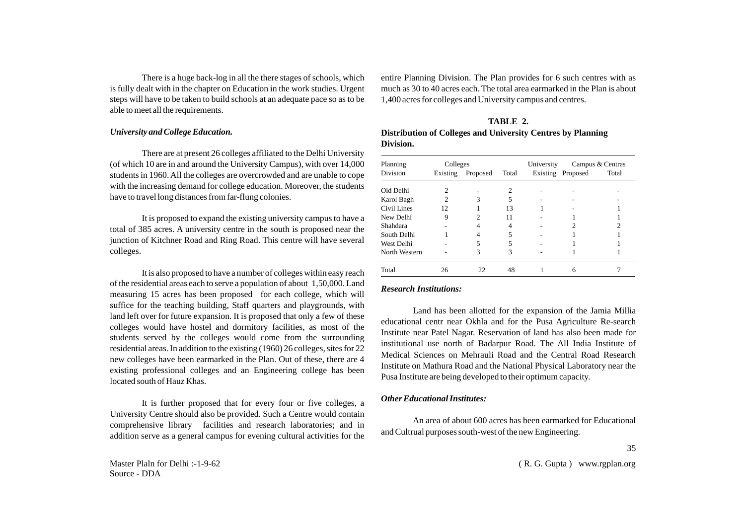There is a huge back-log in all the there stages of schools, which is fully dealt with in the chapter on Education in the work studies. Urgent steps will have to be taken to build schools at an adequate pace so as to be able to meet all the requirements.

***University and College Education.***

There are at present 26 colleges affiliated to the Delhi University (of which 10 are in and around the University Campus), with over 14,000 students in 1960. All the colleges are overcrowded and are unable to cope with the increasing demand for college education. Moreover, the students have to travel long distances from far-flung colonies.

It is proposed to expand the existing university campus to have a total of 385 acres. A university centre in the south is proposed near the junction of Kitchner Road and Ring Road. This centre will have several colleges.

It is also proposed to have a number of colleges within easy reach of the residential areas each to serve a population of about 1,50,000. Land measuring 15 acres has been proposed for each college, which will suffice for the teaching building, Staff quarters and playgrounds, with land left over for future expansion. It is proposed that only a few of these colleges would have hostel and dormitory facilities, as most of the students served by the colleges would come from the surrounding residential areas. In addition to the existing (1960) 26 colleges, sites for 22 new colleges have been earmarked in the Plan. Out of these, there are 4 existing professional colleges and an Engineering college has been located south of Hauz Khas.

It is further proposed that for every four or five colleges, a University Centre should also be provided. Such a Centre would contain comprehensive library facilities and research laboratories; and in addition serve as a general campus for evening cultural activities for the entire Planning Division. The Plan provides for 6 such centres with as much as 30 to 40 acres each. The total area earmarked in the Plan is about 1,400 acres for colleges and University campus and centres.

**TABLE 2.**

**Distribution of Colleges and University Centres by Planning Division.**

| Planning Division | Colleges Existing | Colleges Proposed | Colleges Total | University Campus & Centras Existing | University Campus & Centras Proposed | University Campus & Centras Total |
|---|---|---|---|---|---|---|
| Old Delhi | 2 | - | 2 | - | - | - |
| Karol Bagh | 2 | 3 | 5 | - | - | - |
| Civil Lines | 12 | 1 | 13 | 1 | - | 1 |
| New Delhi | 9 | 2 | 11 | - | 1 | 1 |
| Shahdara | - | 4 | 4 | - | 2 | 2 |
| South Delhi | 1 | 4 | 5 | - | 1 | 1 |
| West Delhi | - | 5 | 5 | - | 1 | 1 |
| North Western | - | 3 | 3 | - | 1 | 1 |
| Total | 26 | 22 | 48 | 1 | 6 | 7 |

***Research Institutions:***

Land has been allotted for the expansion of the Jamia Millia educational centr near Okhla and for the Pusa Agriculture Re-search Institute near Patel Nagar. Reservation of land has also been made for institutional use north of Badarpur Road. The All India Institute of Medical Sciences on Mehrauli Road and the Central Road Research Institute on Mathura Road and the National Physical Laboratory near the Pusa Institute are being developed to their optimum capacity.

***Other Educational Institutes:***

An area of about 600 acres has been earmarked for Educational and Cultrual purposes south-west of the new Engineering.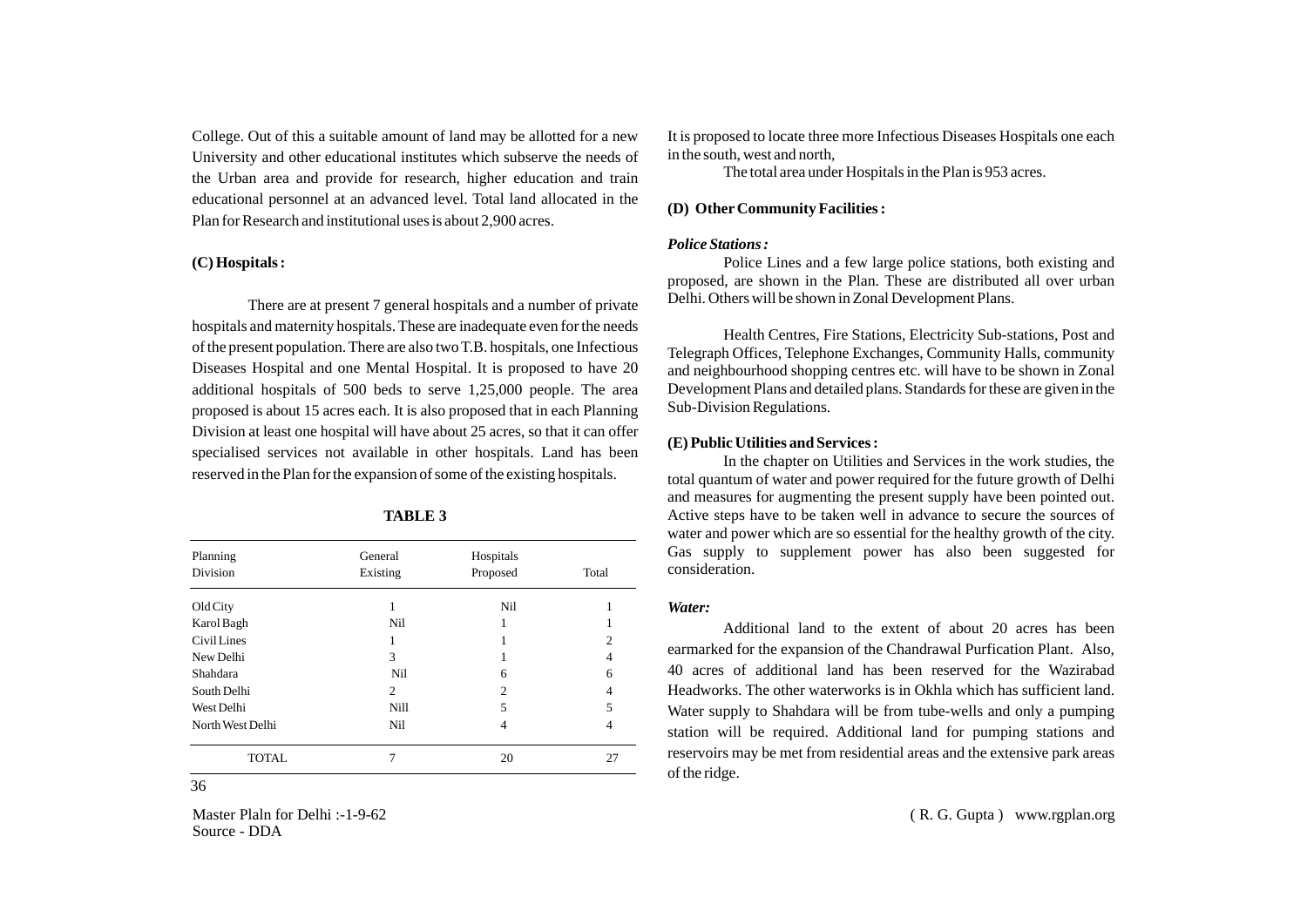College. Out of this a suitable amount of land may be allotted for a new University and other educational institutes which subserve the needs of the Urban area and provide for research, higher education and train educational personnel at an advanced level. Total land allocated in the Plan for Research and institutional uses is about 2,900 acres.

**(C) Hospitals :**

There are at present 7 general hospitals and a number of private hospitals and maternity hospitals. These are inadequate even for the needs of the present population. There are also two T.B. hospitals, one Infectious Diseases Hospital and one Mental Hospital. It is proposed to have 20 additional hospitals of 500 beds to serve 1,25,000 people. The area proposed is about 15 acres each. It is also proposed that in each Planning Division at least one hospital will have about 25 acres, so that it can offer specialised services not available in other hospitals. Land has been reserved in the Plan for the expansion of some of the existing hospitals.

**TABLE 3**

| Planning Division | General Existing | Hospitals Proposed | Total |
|---|---|---|---|
| Old City | 1 | Nil | 1 |
| Karol Bagh | Nil | 1 | 1 |
| Civil Lines | 1 | 1 | 2 |
| New Delhi | 3 | 1 | 4 |
| Shahdara | Nil | 6 | 6 |
| South Delhi | 2 | 2 | 4 |
| West Delhi | Nill | 5 | 5 |
| North West Delhi | Nil | 4 | 4 |
| TOTAL | 7 | 20 | 27 |

It is proposed to locate three more Infectious Diseases Hospitals one each in the south, west and north,

The total area under Hospitals in the Plan is 953 acres.

**(D) Other Community Facilities :**

***Police Stations :***

Police Lines and a few large police stations, both existing and proposed, are shown in the Plan. These are distributed all over urban Delhi. Others will be shown in Zonal Development Plans.

Health Centres, Fire Stations, Electricity Sub-stations, Post and Telegraph Offices, Telephone Exchanges, Community Halls, community and neighbourhood shopping centres etc. will have to be shown in Zonal Development Plans and detailed plans. Standards for these are given in the Sub-Division Regulations.

**(E) Public Utilities and Services :**

In the chapter on Utilities and Services in the work studies, the total quantum of water and power required for the future growth of Delhi and measures for augmenting the present supply have been pointed out. Active steps have to be taken well in advance to secure the sources of water and power which are so essential for the healthy growth of the city. Gas supply to supplement power has also been suggested for consideration.

***Water:***

Additional land to the extent of about 20 acres has been earmarked for the expansion of the Chandrawal Purfication Plant. Also, 40 acres of additional land has been reserved for the Wazirabad Headworks. The other waterworks is in Okhla which has sufficient land. Water supply to Shahdara will be from tube-wells and only a pumping station will be required. Additional land for pumping stations and reservoirs may be met from residential areas and the extensive park areas of the ridge.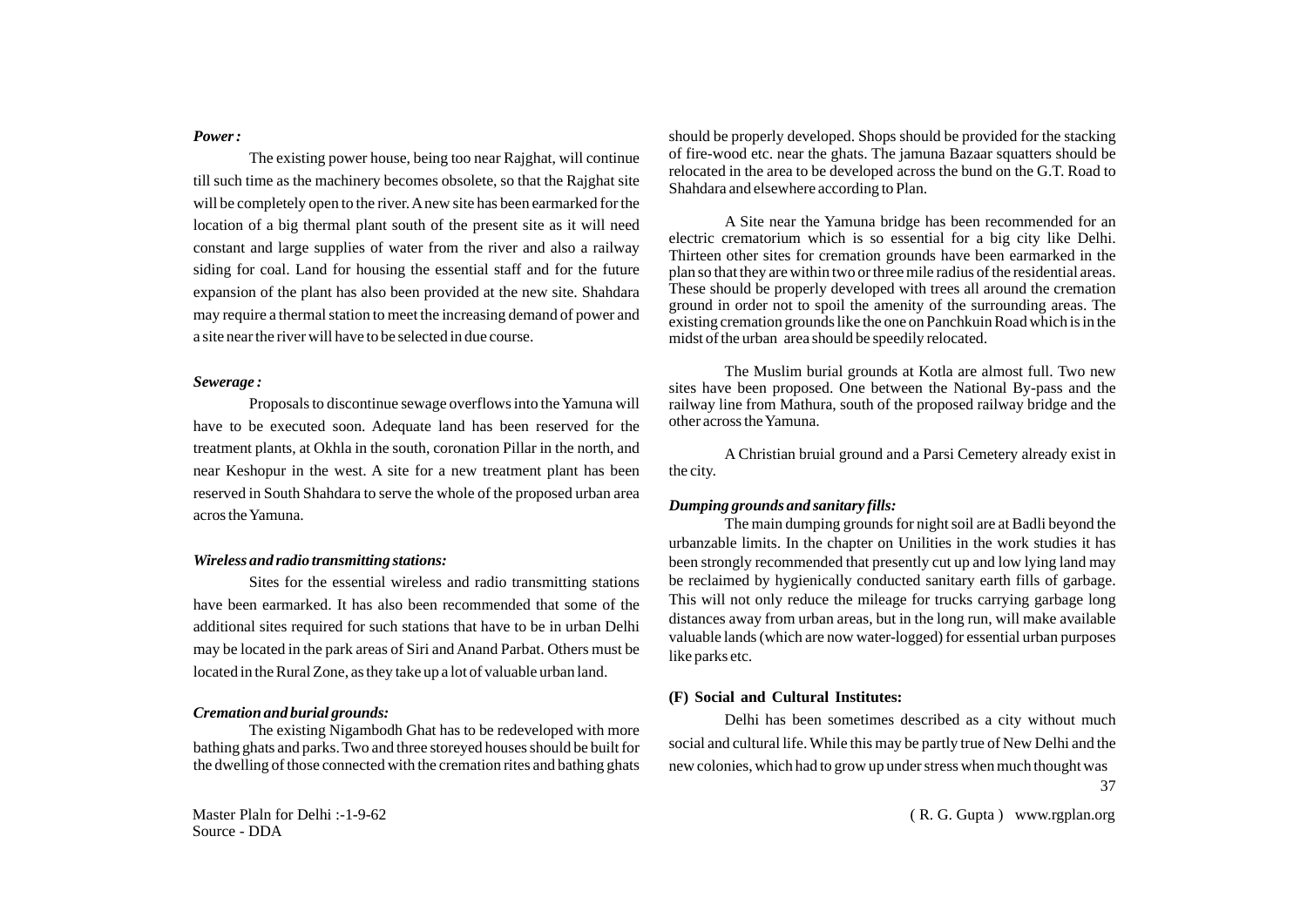***Power :***

The existing power house, being too near Rajghat, will continue till such time as the machinery becomes obsolete, so that the Rajghat site will be completely open to the river. A new site has been earmarked for the location of a big thermal plant south of the present site as it will need constant and large supplies of water from the river and also a railway siding for coal. Land for housing the essential staff and for the future expansion of the plant has also been provided at the new site. Shahdara may require a thermal station to meet the increasing demand of power and a site near the river will have to be selected in due course.

***Sewerage :***

Proposals to discontinue sewage overflows into the Yamuna will have to be executed soon. Adequate land has been reserved for the treatment plants, at Okhla in the south, coronation Pillar in the north, and near Keshopur in the west. A site for a new treatment plant has been reserved in South Shahdara to serve the whole of the proposed urban area acros the Yamuna.

***Wireless and radio transmitting stations:***

Sites for the essential wireless and radio transmitting stations have been earmarked. It has also been recommended that some of the additional sites required for such stations that have to be in urban Delhi may be located in the park areas of Siri and Anand Parbat. Others must be located in the Rural Zone, as they take up a lot of valuable urban land.

***Cremation and burial grounds:***

The existing Nigambodh Ghat has to be redeveloped with more bathing ghats and parks. Two and three storeyed houses should be built for the dwelling of those connected with the cremation rites and bathing ghats should be properly developed. Shops should be provided for the stacking of fire-wood etc. near the ghats. The jamuna Bazaar squatters should be relocated in the area to be developed across the bund on the G.T. Road to Shahdara and elsewhere according to Plan.

A Site near the Yamuna bridge has been recommended for an electric crematorium which is so essential for a big city like Delhi. Thirteen other sites for cremation grounds have been earmarked in the plan so that they are within two or three mile radius of the residential areas. These should be properly developed with trees all around the cremation ground in order not to spoil the amenity of the surrounding areas. The existing cremation grounds like the one on Panchkuin Road which is in the midst of the urban area should be speedily relocated.

The Muslim burial grounds at Kotla are almost full. Two new sites have been proposed. One between the National By-pass and the railway line from Mathura, south of the proposed railway bridge and the other across the Yamuna.

A Christian bruial ground and a Parsi Cemetery already exist in the city.

***Dumping grounds and sanitary fills:***

The main dumping grounds for night soil are at Badli beyond the urbanzable limits. In the chapter on Unilities in the work studies it has been strongly recommended that presently cut up and low lying land may be reclaimed by hygienically conducted sanitary earth fills of garbage. This will not only reduce the mileage for trucks carrying garbage long distances away from urban areas, but in the long run, will make available valuable lands (which are now water-logged) for essential urban purposes like parks etc.

**(F) Social and Cultural Institutes:**

Delhi has been sometimes described as a city without much social and cultural life. While this may be partly true of New Delhi and the new colonies, which had to grow up under stress when much thought was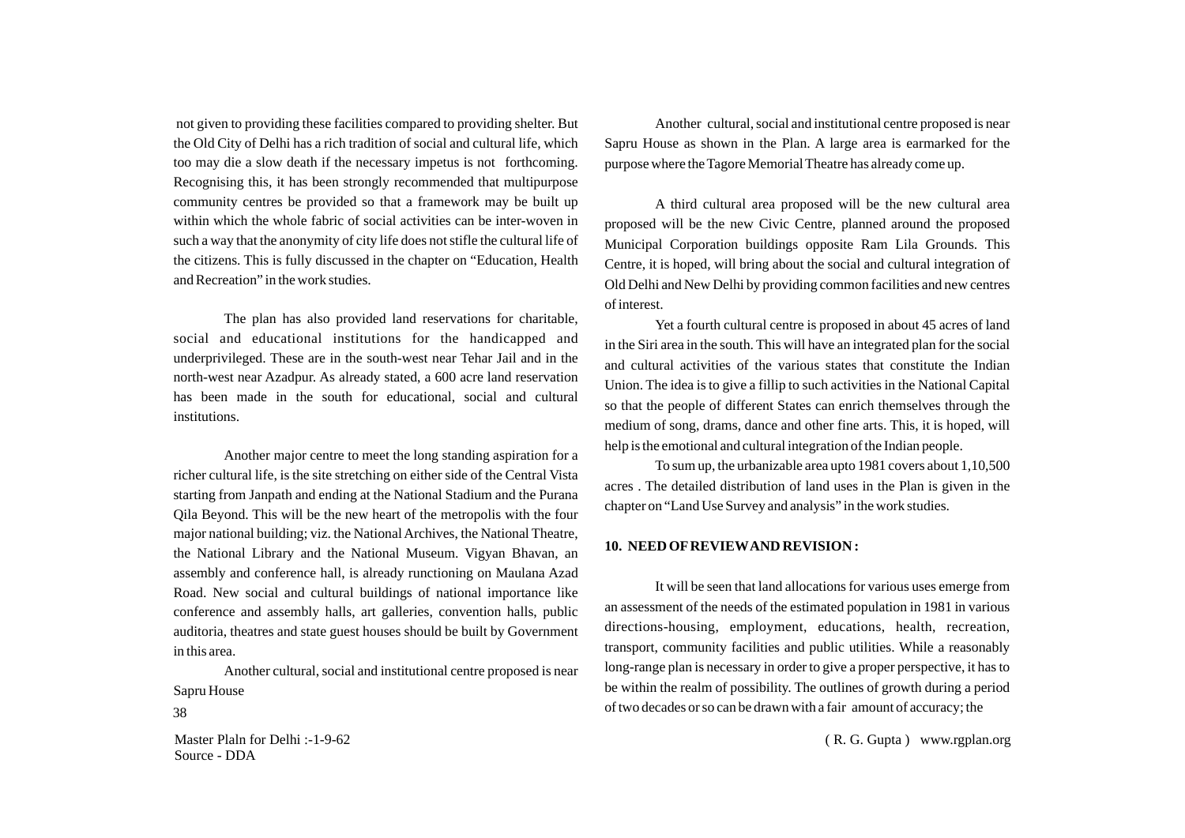not given to providing these facilities compared to providing shelter. But the Old City of Delhi has a rich tradition of social and cultural life, which too may die a slow death if the necessary impetus is not forthcoming. Recognising this, it has been strongly recommended that multipurpose community centres be provided so that a framework may be built up within which the whole fabric of social activities can be inter-woven in such a way that the anonymity of city life does not stifle the cultural life of the citizens. This is fully discussed in the chapter on "Education, Health and Recreation" in the work studies.

The plan has also provided land reservations for charitable, social and educational institutions for the handicapped and underprivileged. These are in the south-west near Tehar Jail and in the north-west near Azadpur. As already stated, a 600 acre land reservation has been made in the south for educational, social and cultural institutions.

Another major centre to meet the long standing aspiration for a richer cultural life, is the site stretching on either side of the Central Vista starting from Janpath and ending at the National Stadium and the Purana Qila Beyond. This will be the new heart of the metropolis with the four major national building; viz. the National Archives, the National Theatre, the National Library and the National Museum. Vigyan Bhavan, an assembly and conference hall, is already runctioning on Maulana Azad Road. New social and cultural buildings of national importance like conference and assembly halls, art galleries, convention halls, public auditoria, theatres and state guest houses should be built by Government in this area.

Another cultural, social and institutional centre proposed is near Sapru House

Another cultural, social and institutional centre proposed is near Sapru House as shown in the Plan. A large area is earmarked for the purpose where the Tagore Memorial Theatre has already come up.

A third cultural area proposed will be the new cultural area proposed will be the new Civic Centre, planned around the proposed Municipal Corporation buildings opposite Ram Lila Grounds. This Centre, it is hoped, will bring about the social and cultural integration of Old Delhi and New Delhi by providing common facilities and new centres of interest.

Yet a fourth cultural centre is proposed in about 45 acres of land in the Siri area in the south. This will have an integrated plan for the social and cultural activities of the various states that constitute the Indian Union. The idea is to give a fillip to such activities in the National Capital so that the people of different States can enrich themselves through the medium of song, drams, dance and other fine arts. This, it is hoped, will help is the emotional and cultural integration of the Indian people.

To sum up, the urbanizable area upto 1981 covers about 1,10,500 acres . The detailed distribution of land uses in the Plan is given in the chapter on "Land Use Survey and analysis" in the work studies.

## 10. NEED OF REVIEW AND REVISION :

It will be seen that land allocations for various uses emerge from an assessment of the needs of the estimated population in 1981 in various directions-housing, employment, educations, health, recreation, transport, community facilities and public utilities. While a reasonably long-range plan is necessary in order to give a proper perspective, it has to be within the realm of possibility. The outlines of growth during a period of two decades or so can be drawn with a fair amount of accuracy; the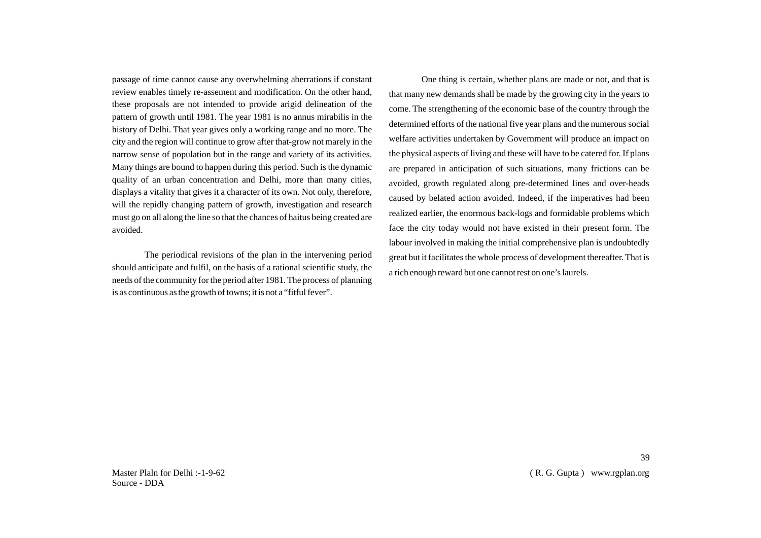passage of time cannot cause any overwhelming aberrations if constant review enables timely re-assement and modification. On the other hand, these proposals are not intended to provide arigid delineation of the pattern of growth until 1981. The year 1981 is no annus mirabilis in the history of Delhi. That year gives only a working range and no more. The city and the region will continue to grow after that-grow not marely in the narrow sense of population but in the range and variety of its activities. Many things are bound to happen during this period. Such is the dynamic quality of an urban concentration and Delhi, more than many cities, displays a vitality that gives it a character of its own. Not only, therefore, will the repidly changing pattern of growth, investigation and research must go on all along the line so that the chances of haitus being created are avoided.

The periodical revisions of the plan in the intervening period should anticipate and fulfil, on the basis of a rational scientific study, the needs of the community for the period after 1981. The process of planning is as continuous as the growth of towns; it is not a "fitful fever".

One thing is certain, whether plans are made or not, and that is that many new demands shall be made by the growing city in the years to come. The strengthening of the economic base of the country through the determined efforts of the national five year plans and the numerous social welfare activities undertaken by Government will produce an impact on the physical aspects of living and these will have to be catered for. If plans are prepared in anticipation of such situations, many frictions can be avoided, growth regulated along pre-determined lines and over-heads caused by belated action avoided. Indeed, if the imperatives had been realized earlier, the enormous back-logs and formidable problems which face the city today would not have existed in their present form. The labour involved in making the initial comprehensive plan is undoubtedly great but it facilitates the whole process of development thereafter. That is a rich enough reward but one cannot rest on one's laurels.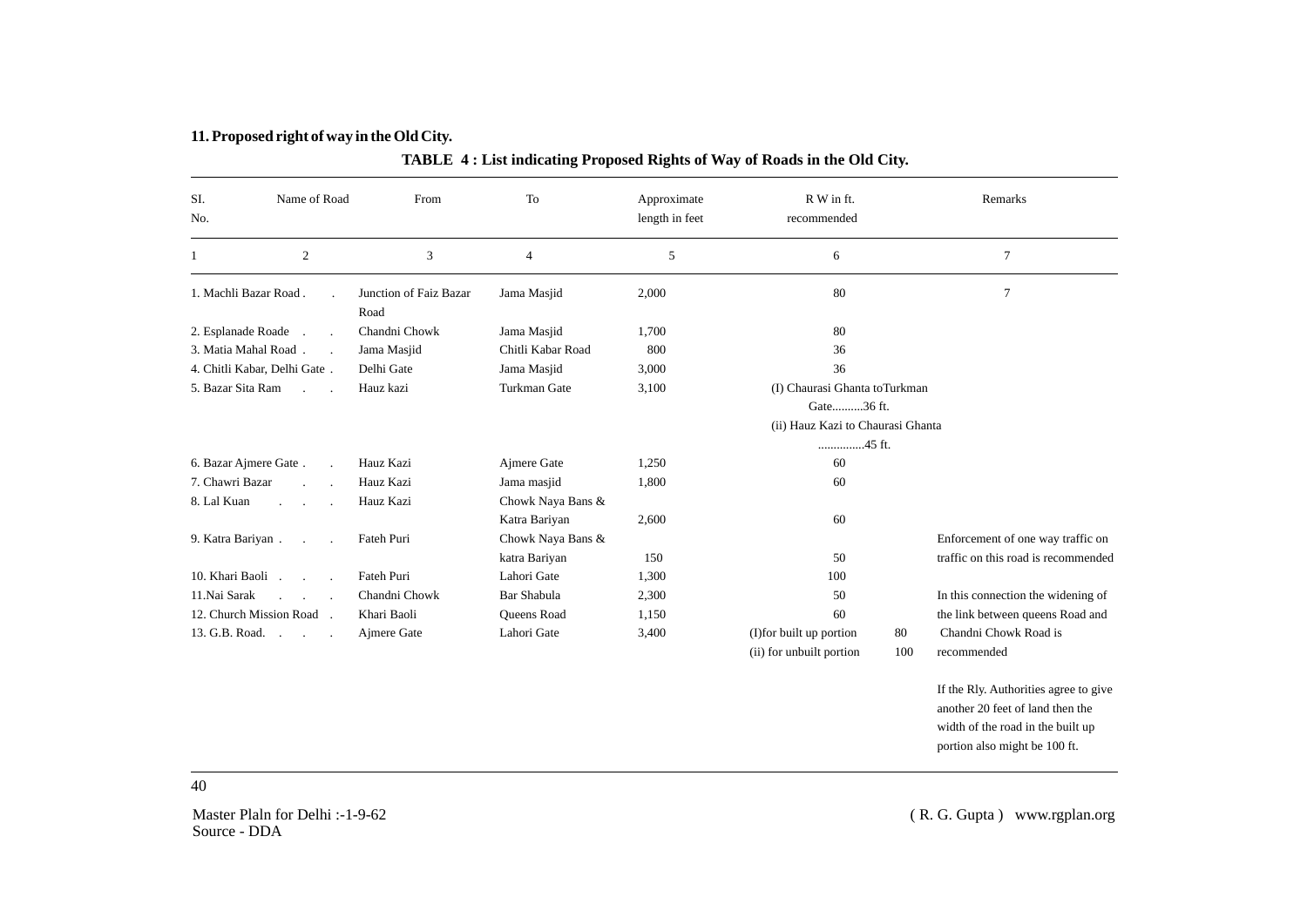**11. Proposed right of way in the Old City.**

**TABLE 4 : List indicating Proposed Rights of Way of Roads in the Old City.**

| Sl. No. | Name of Road | From | To | Approximate length in feet | R W in ft. recommended | Remarks |
|---|---|---|---|---|---|---|
| 1 | 2 | 3 | 4 | 5 | 6 | 7 |
| 1. | Machli Bazar Road | Junction of Faiz Bazar Road | Jama Masjid | 2,000 | 80 | 7 |
| 2. | Esplanade Roade | Chandni Chowk | Jama Masjid | 1,700 | 80 | |
| 3. | Matia Mahal Road | Jama Masjid | Chitli Kabar Road | 800 | 36 | |
| 4. | Chitli Kabar, Delhi Gate | Delhi Gate | Jama Masjid | 3,000 | 36 | |
| 5. | Bazar Sita Ram | Hauz kazi | Turkman Gate | 3,100 | (I) Chaurasi Ghanta toTurkman Gate..........36 ft. (ii) Hauz Kazi to Chaurasi Ghanta ...............45 ft. | |
| 6. | Bazar Ajmere Gate | Hauz Kazi | Ajmere Gate | 1,250 | 60 | |
| 7. | Chawri Bazar | Hauz Kazi | Jama masjid | 1,800 | 60 | |
| 8. | Lal Kuan | Hauz Kazi | Chowk Naya Bans & Katra Bariyan | 2,600 | 60 | |
| 9. | Katra Bariyan | Fateh Puri | Chowk Naya Bans & katra Bariyan | 150 | 50 | Enforcement of one way traffic on traffic on this road is recommended |
| 10. | Khari Baoli | Fateh Puri | Lahori Gate | 1,300 | 100 | |
| 11. | Nai Sarak | Chandni Chowk | Bar Shabula | 2,300 | 50 | In this connection the widening of the link between queens Road and |
| 12. | Church Mission Road | Khari Baoli | Queens Road | 1,150 | 60 | Chandni Chowk Road is recommended |
| 13. | G.B. Road. | Ajmere Gate | Lahori Gate | 3,400 | (I)for built up portion 80 (ii) for unbuilt portion 100 | If the Rly. Authorities agree to give another 20 feet of land then the width of the road in the built up portion also might be 100 ft. |

Master Plaln for Delhi :-1-9-62
Source - DDA

( R. G. Gupta ) www.rgplan.org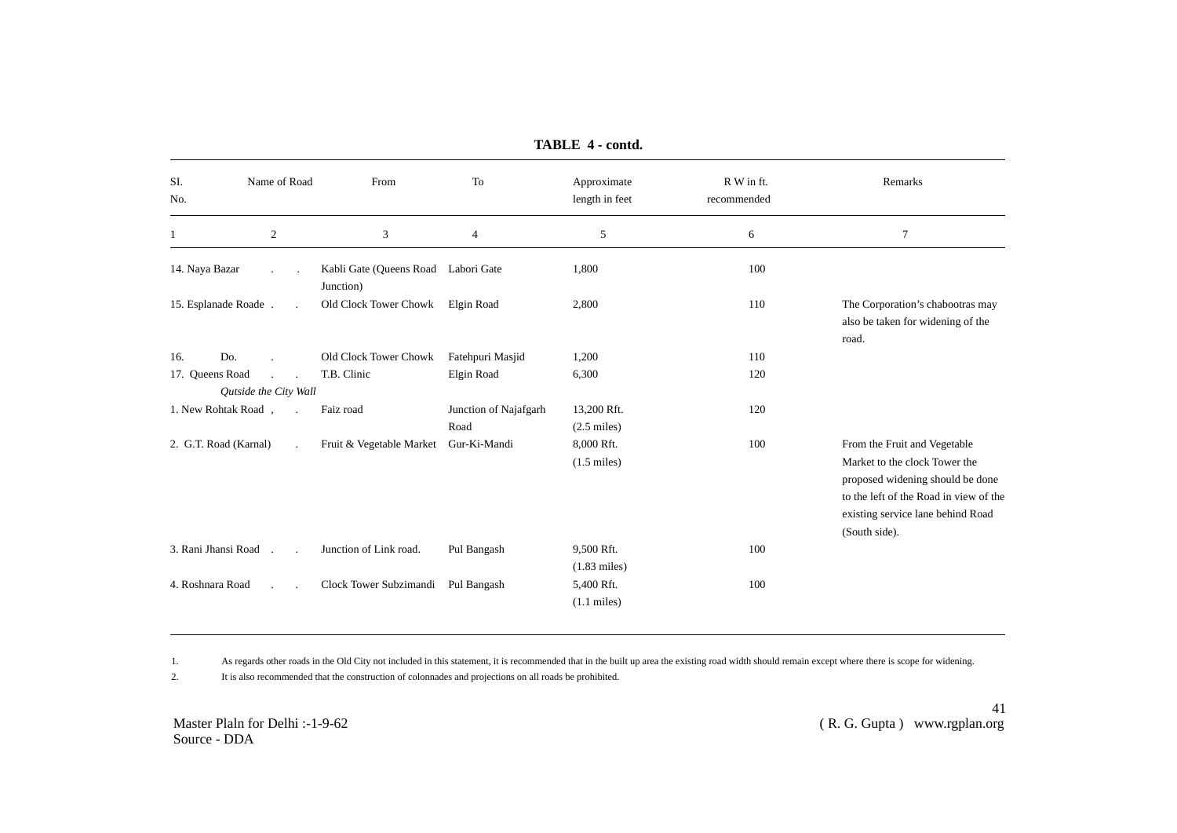**TABLE 4 - contd.**

| SI. No. | Name of Road | From | To | Approximate length in feet | R W in ft. recommended | Remarks |
|---|---|---|---|---|---|---|
| 1 | 2 | 3 | 4 | 5 | 6 | 7 |
| 14. | Naya Bazar . . | Kabli Gate (Queens Road Junction) | Labori Gate | 1,800 | 100 | |
| 15. | Esplanade Roade . . | Old Clock Tower Chowk | Elgin Road | 2,800 | 110 | The Corporation's chabootras may also be taken for widening of the road. |
| 16. | Do. . | Old Clock Tower Chowk | Fatehpuri Masjid | 1,200 | 110 | |
| 17. | Queens Road . . | T.B. Clinic | Elgin Road | 6,300 | 120 | |
| | *Qutside the City Wall* | | | | | |
| 1. | New Rohtak Road , . | Faiz road | Junction of Najafgarh Road | 13,200 Rft. (2.5 miles) | 120 | |
| 2. | G.T. Road (Karnal) . | Fruit & Vegetable Market | Gur-Ki-Mandi | 8,000 Rft. (1.5 miles) | 100 | From the Fruit and Vegetable Market to the clock Tower the proposed widening should be done to the left of the Road in view of the existing service lane behind Road (South side). |
| 3. | Rani Jhansi Road . . | Junction of Link road. | Pul Bangash | 9,500 Rft. (1.83 miles) | 100 | |
| 4. | Roshnara Road . . | Clock Tower Subzimandi | Pul Bangash | 5,400 Rft. (1.1 miles) | 100 | |

1. As regards other roads in the Old City not included in this statement, it is recommended that in the built up area the existing road width should remain except where there is scope for widening.
2. It is also recommended that the construction of colonnades and projections on all roads be prohibited.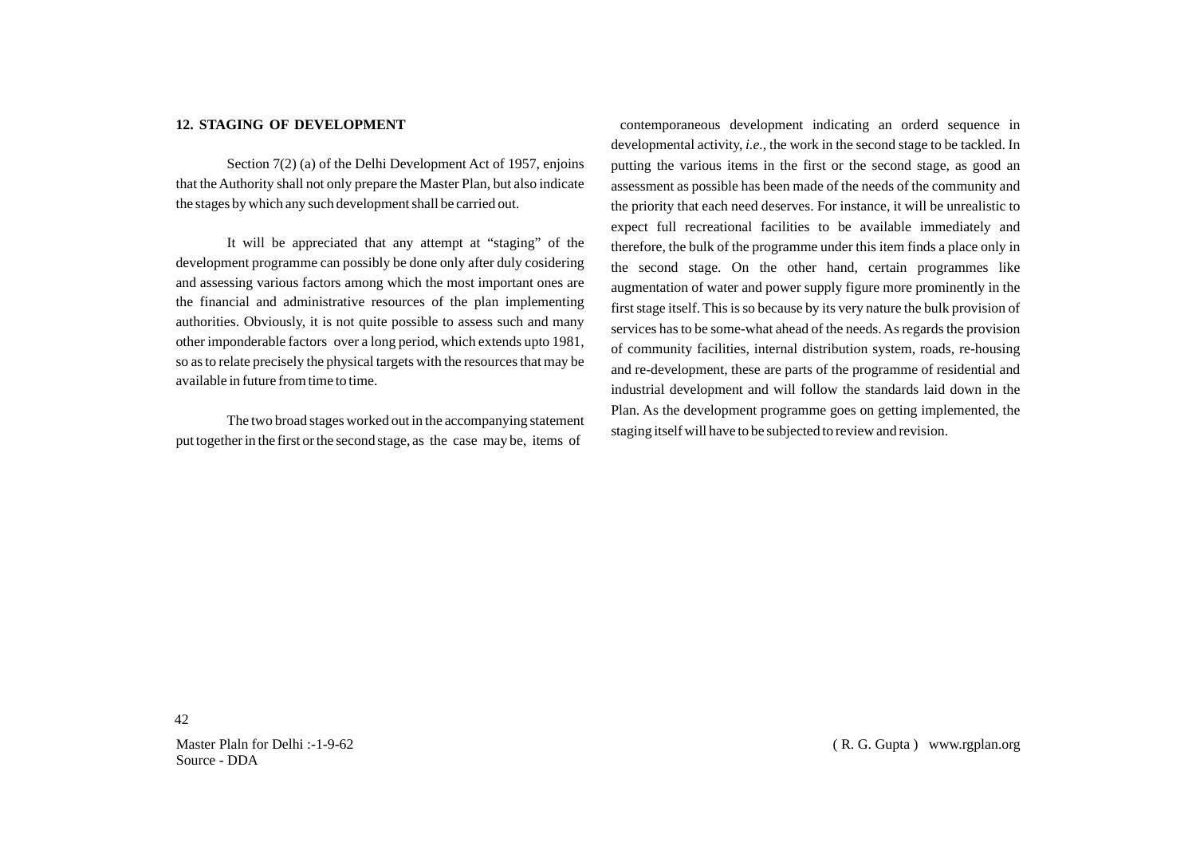## 12. STAGING OF DEVELOPMENT

Section 7(2) (a) of the Delhi Development Act of 1957, enjoins that the Authority shall not only prepare the Master Plan, but also indicate the stages by which any such development shall be carried out.

It will be appreciated that any attempt at "staging" of the development programme can possibly be done only after duly cosidering and assessing various factors among which the most important ones are the financial and administrative resources of the plan implementing authorities. Obviously, it is not quite possible to assess such and many other imponderable factors over a long period, which extends upto 1981, so as to relate precisely the physical targets with the resources that may be available in future from time to time.

The two broad stages worked out in the accompanying statement put together in the first or the second stage, as the case may be, items of contemporaneous development indicating an orderd sequence in developmental activity, *i.e.,* the work in the second stage to be tackled. In putting the various items in the first or the second stage, as good an assessment as possible has been made of the needs of the community and the priority that each need deserves. For instance, it will be unrealistic to expect full recreational facilities to be available immediately and therefore, the bulk of the programme under this item finds a place only in the second stage. On the other hand, certain programmes like augmentation of water and power supply figure more prominently in the first stage itself. This is so because by its very nature the bulk provision of services has to be some-what ahead of the needs. As regards the provision of community facilities, internal distribution system, roads, re-housing and re-development, these are parts of the programme of residential and industrial development and will follow the standards laid down in the Plan. As the development programme goes on getting implemented, the staging itself will have to be subjected to review and revision.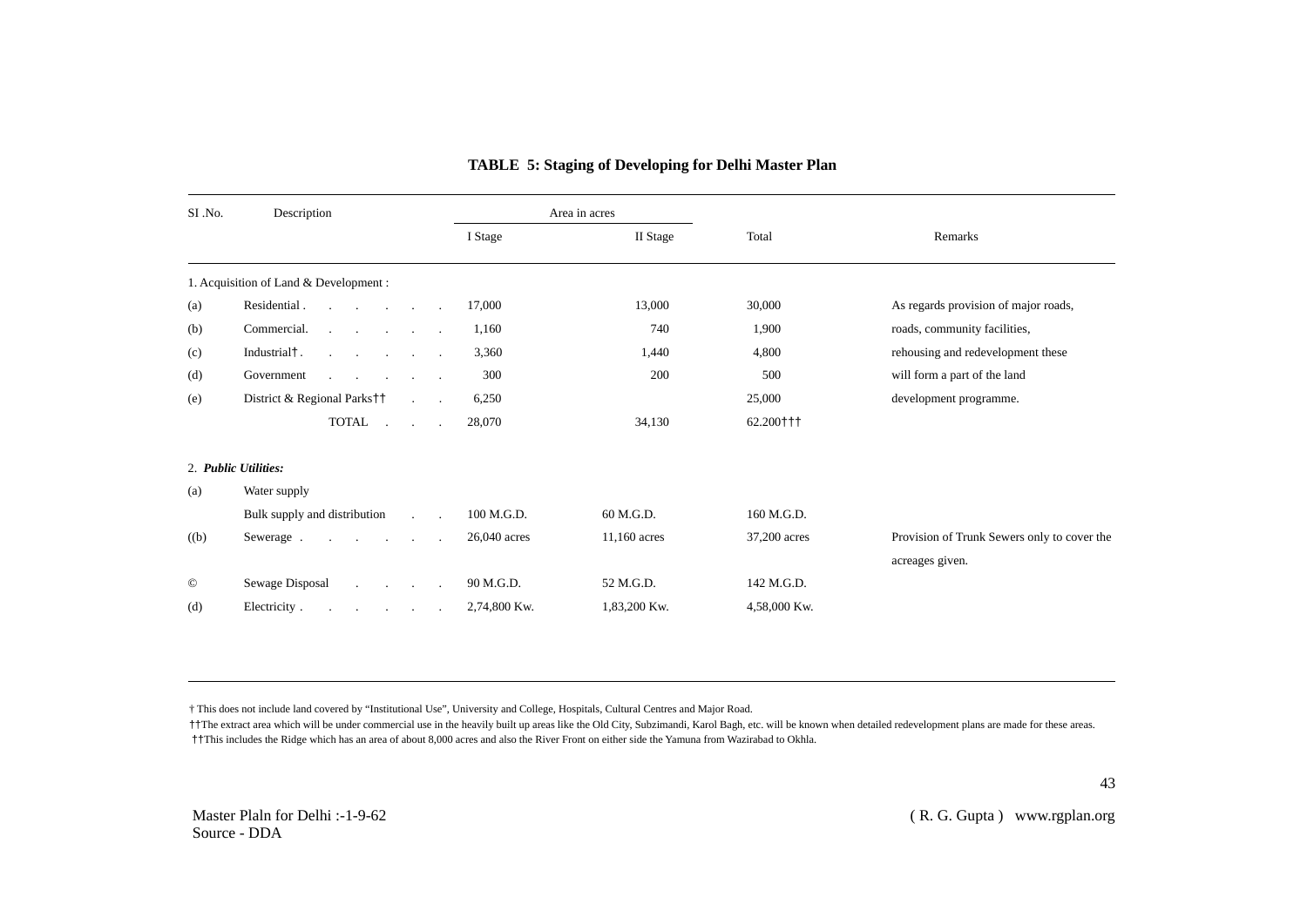**TABLE 5: Staging of Developing for Delhi Master Plan**

| SI .No. | Description | Area in acres | | | Remarks |
|---|---|---|---|---|---|
| | | I Stage | II Stage | Total | |
| 1. Acquisition of Land & Development : | | | | | |
| (a) | Residential . . . . . . . | 17,000 | 13,000 | 30,000 | As regards provision of major roads, |
| (b) | Commercial. . . . . . . | 1,160 | 740 | 1,900 | roads, community facilities, |
| (c) | Industrial† . . . . . . . | 3,360 | 1,440 | 4,800 | rehousing and redevelopment these |
| (d) | Government . . . . . . | 300 | 200 | 500 | will form a part of the land |
| (e) | District & Regional Parks†† . . | 6,250 | | 25,000 | development programme. |
| | TOTAL . . . | 28,070 | 34,130 | 62.200††† | |
| 2. ***Public Utilities:*** | | | | | |
| (a) | Water supply | | | | |
| | Bulk supply and distribution . . | 100 M.G.D. | 60 M.G.D. | 160 M.G.D. | |
| ((b) | Sewerage . . . . . . . | 26,040 acres | 11,160 acres | 37,200 acres | Provision of Trunk Sewers only to cover the acreages given. |
| © | Sewage Disposal . . . . | 90 M.G.D. | 52 M.G.D. | 142 M.G.D. | |
| (d) | Electricity . . . . . . . | 2,74,800 Kw. | 1,83,200 Kw. | 4,58,000 Kw. | |

† This does not include land covered by "Institutional Use", University and College, Hospitals, Cultural Centres and Major Road.

††The extract area which will be under commercial use in the heavily built up areas like the Old City, Subzimandi, Karol Bagh, etc. will be known when detailed redevelopment plans are made for these areas.

††This includes the Ridge which has an area of about 8,000 acres and also the River Front on either side the Yamuna from Wazirabad to Okhla.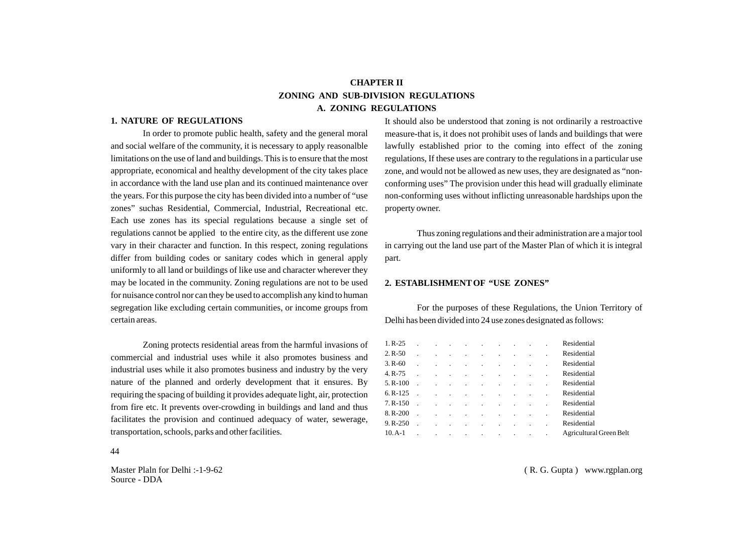# CHAPTER II

## ZONING AND SUB-DIVISION REGULATIONS

### A. ZONING REGULATIONS

**1. NATURE OF REGULATIONS**

In order to promote public health, safety and the general moral and social welfare of the community, it is necessary to apply reasonalble limitations on the use of land and buildings. This is to ensure that the most appropriate, economical and healthy development of the city takes place in accordance with the land use plan and its continued maintenance over the years. For this purpose the city has been divided into a number of "use zones" suchas Residential, Commercial, Industrial, Recreational etc. Each use zones has its special regulations because a single set of regulations cannot be applied to the entire city, as the different use zone vary in their character and function. In this respect, zoning regulations differ from building codes or sanitary codes which in general apply uniformly to all land or buildings of like use and character wherever they may be located in the community. Zoning regulations are not to be used for nuisance control nor can they be used to accomplish any kind to human segregation like excluding certain communities, or income groups from certain areas.

Zoning protects residential areas from the harmful invasions of commercial and industrial uses while it also promotes business and industrial uses while it also promotes business and industry by the very nature of the planned and orderly development that it ensures. By requiring the spacing of building it provides adequate light, air, protection from fire etc. It prevents over-crowding in buildings and land and thus facilitates the provision and continued adequacy of water, sewerage, transportation, schools, parks and other facilities.

It should also be understood that zoning is not ordinarily a restroactive measure-that is, it does not prohibit uses of lands and buildings that were lawfully established prior to the coming into effect of the zoning regulations, If these uses are contrary to the regulations in a particular use zone, and would not be allowed as new uses, they are designated as "non-conforming uses" The provision under this head will gradually eliminate non-conforming uses without inflicting unreasonable hardships upon the property owner.

Thus zoning regulations and their administration are a major tool in carrying out the land use part of the Master Plan of which it is integral part.

**2. ESTABLISHMENT OF "USE ZONES"**

For the purposes of these Regulations, the Union Territory of Delhi has been divided into 24 use zones designated as follows:

1. R-25 . . . . . . . . . . Residential
2. R-50 . . . . . . . . . . Residential
3. R-60 . . . . . . . . . . Residential
4. R-75 . . . . . . . . . . Residential
5. R-100 . . . . . . . . . . Residential
6. R-125 . . . . . . . . . . Residential
7. R-150 . . . . . . . . . . Residential
8. R-200 . . . . . . . . . . Residential
9. R-250 . . . . . . . . . . Residential
10. A-1 . . . . . . . . . . Agricultural Green Belt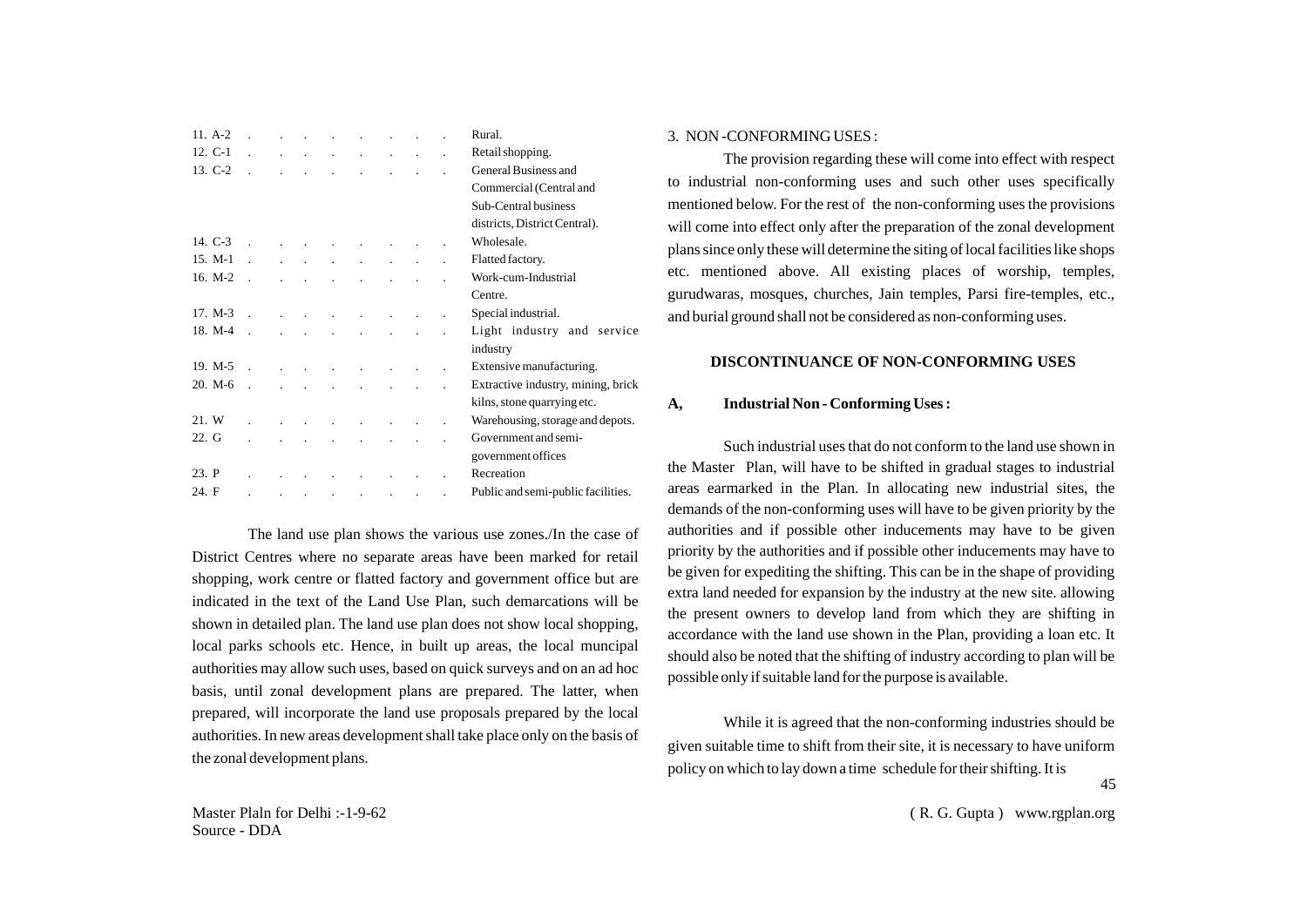| | |
|---|---|
| 11. A-2 | Rural. |
| 12. C-1 | Retail shopping. |
| 13. C-2 | General Business and Commercial (Central and Sub-Central business districts, District Central). |
| 14. C-3 | Wholesale. |
| 15. M-1 | Flatted factory. |
| 16. M-2 | Work-cum-Industrial Centre. |
| 17. M-3 | Special industrial. |
| 18. M-4 | Light industry and service industry |
| 19. M-5 | Extensive manufacturing. |
| 20. M-6 | Extractive industry, mining, brick kilns, stone quarrying etc. |
| 21. W | Warehousing, storage and depots. |
| 22. G | Government and semi-government offices |
| 23. P | Recreation |
| 24. F | Public and semi-public facilities. |

The land use plan shows the various use zones./In the case of District Centres where no separate areas have been marked for retail shopping, work centre or flatted factory and government office but are indicated in the text of the Land Use Plan, such demarcations will be shown in detailed plan. The land use plan does not show local shopping, local parks schools etc. Hence, in built up areas, the local muncipal authorities may allow such uses, based on quick surveys and on an ad hoc basis, until zonal development plans are prepared. The latter, when prepared, will incorporate the land use proposals prepared by the local authorities. In new areas development shall take place only on the basis of the zonal development plans.

3. NON -CONFORMING USES :

The provision regarding these will come into effect with respect to industrial non-conforming uses and such other uses specifically mentioned below. For the rest of the non-conforming uses the provisions will come into effect only after the preparation of the zonal development plans since only these will determine the siting of local facilities like shops etc. mentioned above. All existing places of worship, temples, gurudwaras, mosques, churches, Jain temples, Parsi fire-temples, etc., and burial ground shall not be considered as non-conforming uses.

**DISCONTINUANCE OF NON-CONFORMING USES**

**A, Industrial Non - Conforming Uses :**

Such industrial uses that do not conform to the land use shown in the Master Plan, will have to be shifted in gradual stages to industrial areas earmarked in the Plan. In allocating new industrial sites, the demands of the non-conforming uses will have to be given priority by the authorities and if possible other inducements may have to be given priority by the authorities and if possible other inducements may have to be given for expediting the shifting. This can be in the shape of providing extra land needed for expansion by the industry at the new site. allowing the present owners to develop land from which they are shifting in accordance with the land use shown in the Plan, providing a loan etc. It should also be noted that the shifting of industry according to plan will be possible only if suitable land for the purpose is available.

While it is agreed that the non-conforming industries should be given suitable time to shift from their site, it is necessary to have uniform policy on which to lay down a time schedule for their shifting. It is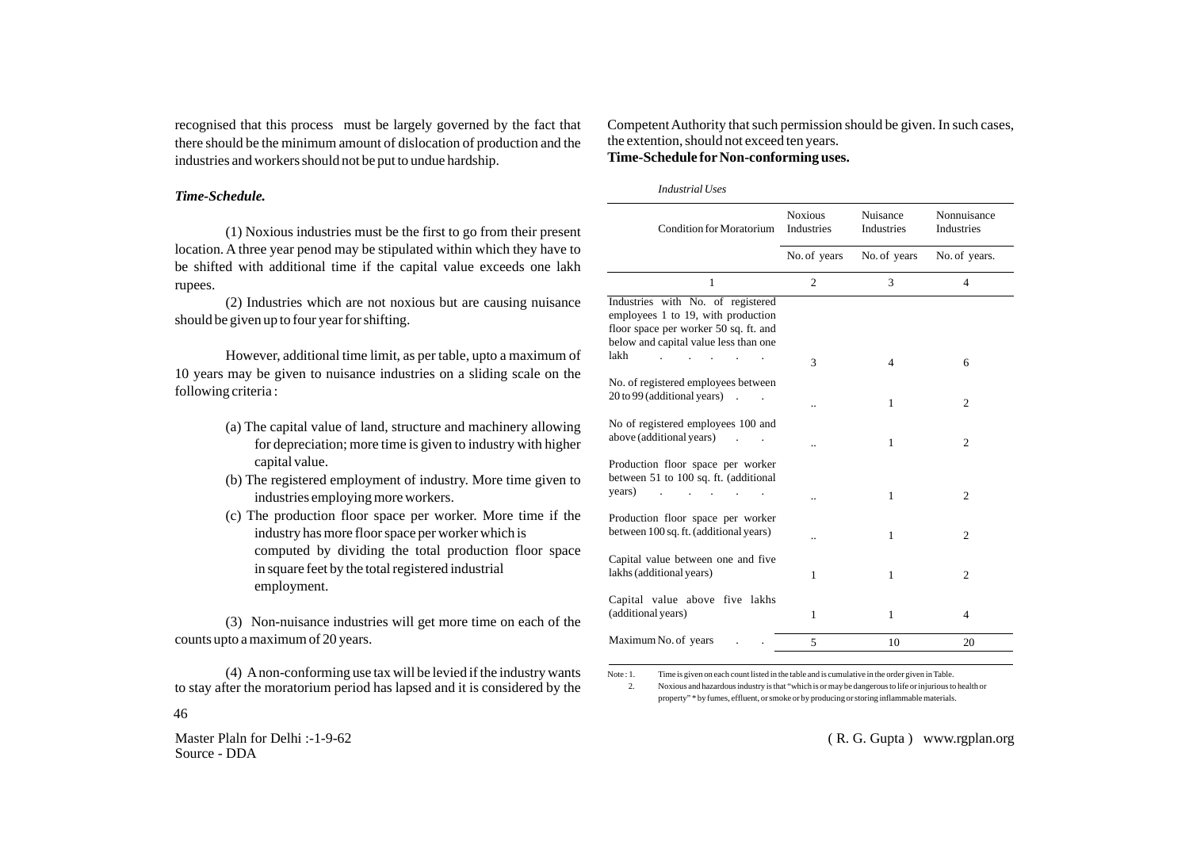recognised that this process must be largely governed by the fact that there should be the minimum amount of dislocation of production and the industries and workers should not be put to undue hardship.

***Time-Schedule.***

(1) Noxious industries must be the first to go from their present location. A three year penod may be stipulated within which they have to be shifted with additional time if the capital value exceeds one lakh rupees.

(2) Industries which are not noxious but are causing nuisance should be given up to four year for shifting.

However, additional time limit, as per table, upto a maximum of 10 years may be given to nuisance industries on a sliding scale on the following criteria :

(a) The capital value of land, structure and machinery allowing for depreciation; more time is given to industry with higher capital value.

(b) The registered employment of industry. More time given to industries employing more workers.

(c) The production floor space per worker. More time if the industry has more floor space per worker which is computed by dividing the total production floor space in square feet by the total registered industrial employment.

(3) Non-nuisance industries will get more time on each of the counts upto a maximum of 20 years.

(4) A non-conforming use tax will be levied if the industry wants to stay after the moratorium period has lapsed and it is considered by the Competent Authority that such permission should be given. In such cases, the extention, should not exceed ten years.

**Time-Schedule for Non-conforming uses.**

*Industrial Uses*

| Condition for Moratorium | Noxious Industries | Nuisance Industries | Nonnuisance Industries |
|---|---|---|---|
| | No. of years | No. of years | No. of years. |
| 1 | 2 | 3 | 4 |
| Industries with No. of registered employees 1 to 19, with production floor space per worker 50 sq. ft. and below and capital value less than one lakh . . . . . | 3 | 4 | 6 |
| No. of registered employees between 20 to 99 (additional years) . . | .. | 1 | 2 |
| No of registered employees 100 and above (additional years) . . | .. | 1 | 2 |
| Production floor space per worker between 51 to 100 sq. ft. (additional years) . . . . . | .. | 1 | 2 |
| Production floor space per worker between 100 sq. ft. (additional years) | .. | 1 | 2 |
| Capital value between one and five lakhs (additional years) | 1 | 1 | 2 |
| Capital value above five lakhs (additional years) | 1 | 1 | 4 |
| Maximum No. of years . . | 5 | 10 | 20 |

Note : 1. Time is given on each count listed in the table and is cumulative in the order given in Table.

2. Noxious and hazardous industry is that "which is or may be dangerous to life or injurious to health or property" * by fumes, effluent, or smoke or by producing or storing inflammable materials.

Master Plaln for Delhi :-1-9-62
Source - DDA

( R. G. Gupta ) www.rgplan.org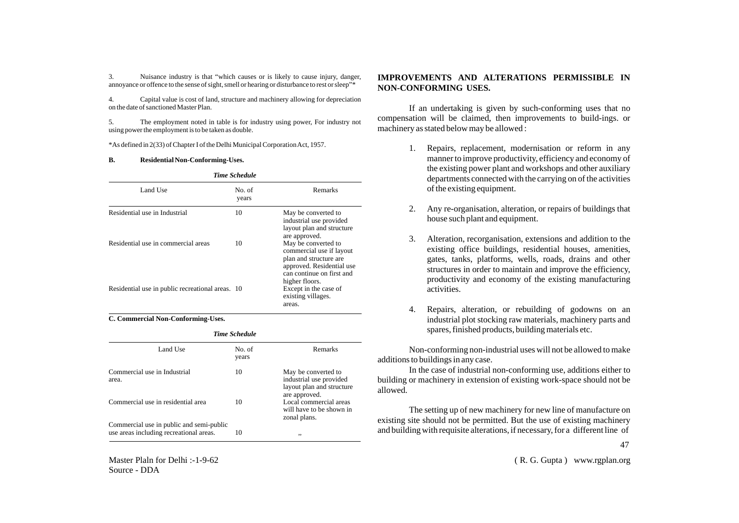3. Nuisance industry is that "which causes or is likely to cause injury, danger, annoyance or offence to the sense of sight, smell or hearing or disturbance to rest or sleep"*

4. Capital value is cost of land, structure and machinery allowing for depreciation on the date of sanctioned Master Plan.

5. The employment noted in table is for industry using power, For industry not using power the employment is to be taken as double.

*As defined in 2(33) of Chapter I of the Delhi Municipal Corporation Act, 1957.

**B. Residential Non-Conforming-Uses.**

***Time Schedule***

| Land Use | No. of years | Remarks |
|---|---|---|
| Residential use in Industrial | 10 | May be converted to industrial use provided layout plan and structure are approved. |
| Residential use in commercial areas | 10 | May be converted to commercial use if layout plan and structure are approved. Residential use can continue on first and higher floors. |
| Residential use in public recreational areas. | 10 | Except in the case of existing villages. areas. |

**C. Commercial Non-Conforming-Uses.**

***Time Schedule***

| Land Use | No. of years | Remarks |
|---|---|---|
| Commercial use in Industrial area. | 10 | May be converted to industrial use provided layout plan and structure are approved. |
| Commercial use in residential area | 10 | Local commercial areas will have to be shown in zonal plans. |
| Commercial use in public and semi-public use areas including recreational areas. | 10 | ,, |

**IMPROVEMENTS AND ALTERATIONS PERMISSIBLE IN NON-CONFORMING USES.**

If an undertaking is given by such-conforming uses that no compensation will be claimed, then improvements to build-ings. or machinery as stated below may be allowed :

1. Repairs, replacement, modernisation or reform in any manner to improve productivity, efficiency and economy of the existing power plant and workshops and other auxiliary departments connected with the carrying on of the activities of the existing equipment.

2. Any re-organisation, alteration, or repairs of buildings that house such plant and equipment.

3. Alteration, recorganisation, extensions and addition to the existing office buildings, residential houses, amenities, gates, tanks, platforms, wells, roads, drains and other structures in order to maintain and improve the efficiency, productivity and economy of the existing manufacturing activities.

4. Repairs, alteration, or rebuilding of godowns on an industrial plot stocking raw materials, machinery parts and spares, finished products, building materials etc.

Non-conforming non-industrial uses will not be allowed to make additions to buildings in any case.

In the case of industrial non-conforming use, additions either to building or machinery in extension of existing work-space should not be allowed.

The setting up of new machinery for new line of manufacture on existing site should not be permitted. But the use of existing machinery and building with requisite alterations, if necessary, for a different line of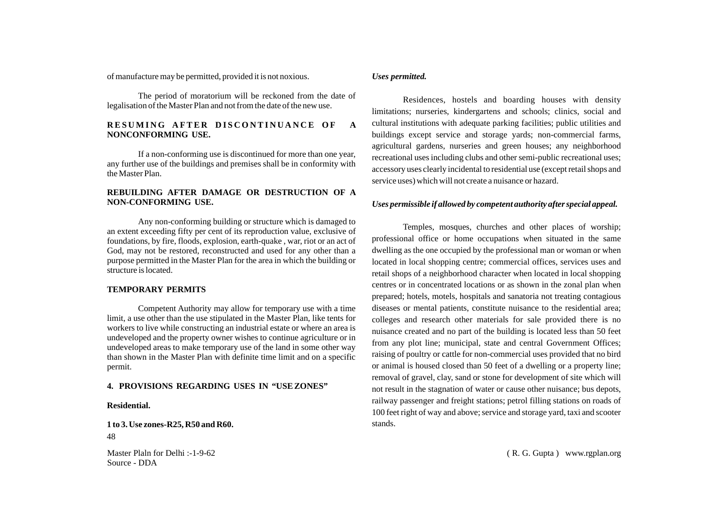of manufacture may be permitted, provided it is not noxious.

The period of moratorium will be reckoned from the date of legalisation of the Master Plan and not from the date of the new use.

**RESUMING AFTER DISCONTINUANCE OF A NONCONFORMING USE.**

If a non-conforming use is discontinued for more than one year, any further use of the buildings and premises shall be in conformity with the Master Plan.

**REBUILDING AFTER DAMAGE OR DESTRUCTION OF A NON-CONFORMING USE.**

Any non-conforming building or structure which is damaged to an extent exceeding fifty per cent of its reproduction value, exclusive of foundations, by fire, floods, explosion, earth-quake , war, riot or an act of God, may not be restored, reconstructed and used for any other than a purpose permitted in the Master Plan for the area in which the building or structure is located.

**TEMPORARY PERMITS**

Competent Authority may allow for temporary use with a time limit, a use other than the use stipulated in the Master Plan, like tents for workers to live while constructing an industrial estate or where an area is undeveloped and the property owner wishes to continue agriculture or in undeveloped areas to make temporary use of the land in some other way than shown in the Master Plan with definite time limit and on a specific permit.

## 4. PROVISIONS REGARDING USES IN "USE ZONES"

**Residential.**

**1 to 3. Use zones-R25, R50 and R60.**

***Uses permitted.***

Residences, hostels and boarding houses with density limitations; nurseries, kindergartens and schools; clinics, social and cultural institutions with adequate parking facilities; public utilities and buildings except service and storage yards; non-commercial farms, agricultural gardens, nurseries and green houses; any neighborhood recreational uses including clubs and other semi-public recreational uses; accessory uses clearly incidental to residential use (except retail shops and service uses) which will not create a nuisance or hazard.

***Uses permissible if allowed by competent authority after special appeal.***

Temples, mosques, churches and other places of worship; professional office or home occupations when situated in the same dwelling as the one occupied by the professional man or woman or when located in local shopping centre; commercial offices, services uses and retail shops of a neighborhood character when located in local shopping centres or in concentrated locations or as shown in the zonal plan when prepared; hotels, motels, hospitals and sanatoria not treating contagious diseases or mental patients, constitute nuisance to the residential area; colleges and research other materials for sale provided there is no nuisance created and no part of the building is located less than 50 feet from any plot line; municipal, state and central Government Offices; raising of poultry or cattle for non-commercial uses provided that no bird or animal is housed closed than 50 feet of a dwelling or a property line; removal of gravel, clay, sand or stone for development of site which will not result in the stagnation of water or cause other nuisance; bus depots, railway passenger and freight stations; petrol filling stations on roads of 100 feet right of way and above; service and storage yard, taxi and scooter stands.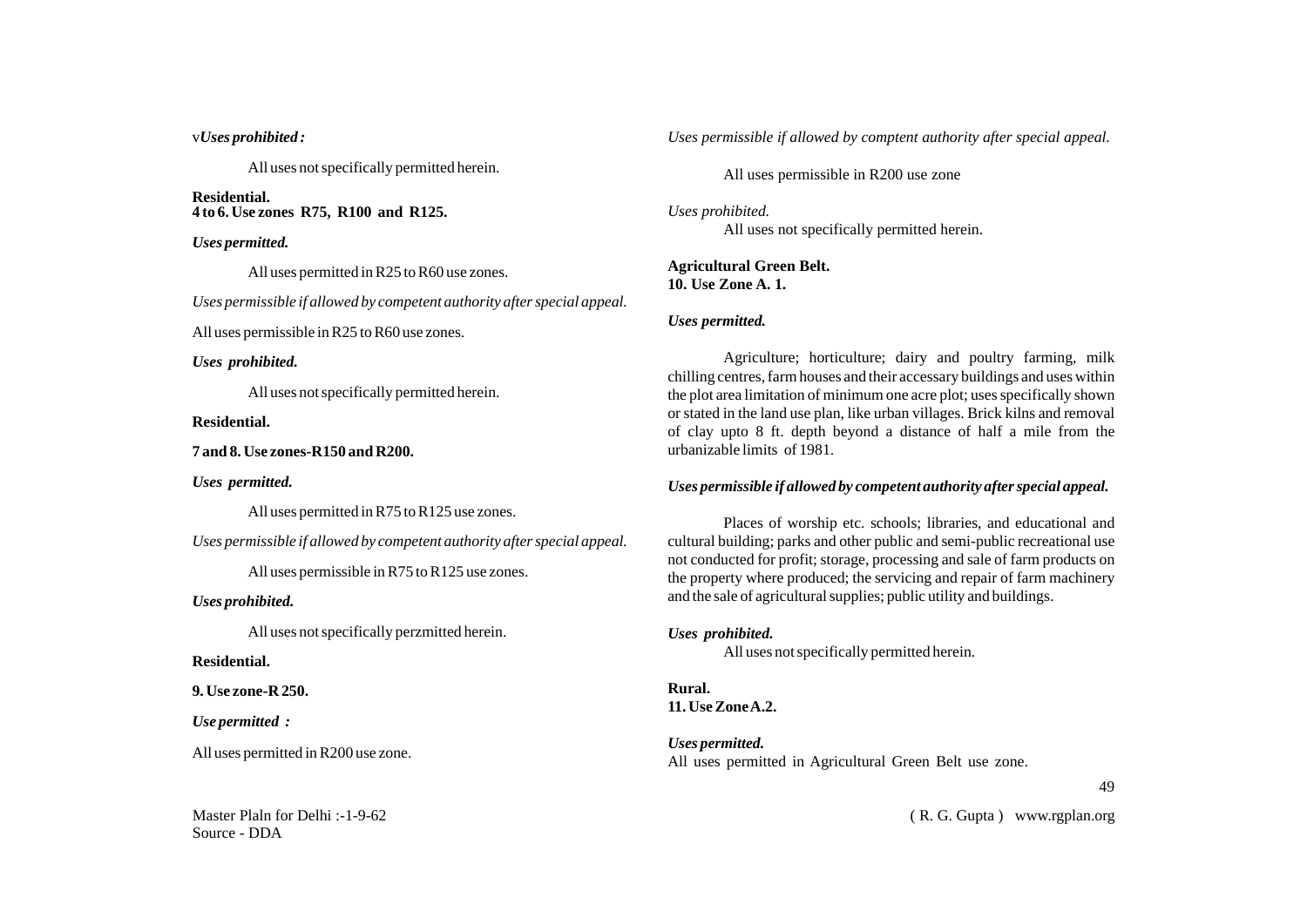v*Uses prohibited :*

All uses not specifically permitted herein.

**Residential.**
**4 to 6. Use zones R75, R100 and R125.**

***Uses permitted.***

All uses permitted in R25 to R60 use zones.

*Uses permissible if allowed by competent authority after special appeal.*

All uses permissible in R25 to R60 use zones.

***Uses prohibited.***

All uses not specifically permitted herein.

**Residential.**

**7 and 8. Use zones-R150 and R200.**

***Uses permitted.***

All uses permitted in R75 to R125 use zones.

*Uses permissible if allowed by competent authority after special appeal.*

All uses permissible in R75 to R125 use zones.

***Uses prohibited.***

All uses not specifically perzmitted herein.

**Residential.**

**9. Use zone-R 250.**

***Use permitted :***

All uses permitted in R200 use zone.

*Uses permissible if allowed by comptent authority after special appeal.*

All uses permissible in R200 use zone

*Uses prohibited.*

All uses not specifically permitted herein.

**Agricultural Green Belt.**
**10. Use Zone A. 1.**

***Uses permitted.***

Agriculture; horticulture; dairy and poultry farming, milk chilling centres, farm houses and their accessary buildings and uses within the plot area limitation of minimum one acre plot; uses specifically shown or stated in the land use plan, like urban villages. Brick kilns and removal of clay upto 8 ft. depth beyond a distance of half a mile from the urbanizable limits of 1981.

***Uses permissible if allowed by competent authority after special appeal.***

Places of worship etc. schools; libraries, and educational and cultural building; parks and other public and semi-public recreational use not conducted for profit; storage, processing and sale of farm products on the property where produced; the servicing and repair of farm machinery and the sale of agricultural supplies; public utility and buildings.

***Uses prohibited.***

All uses not specifically permitted herein.

**Rural.**
**11. Use Zone A.2.**

***Uses permitted.***

All uses permitted in Agricultural Green Belt use zone.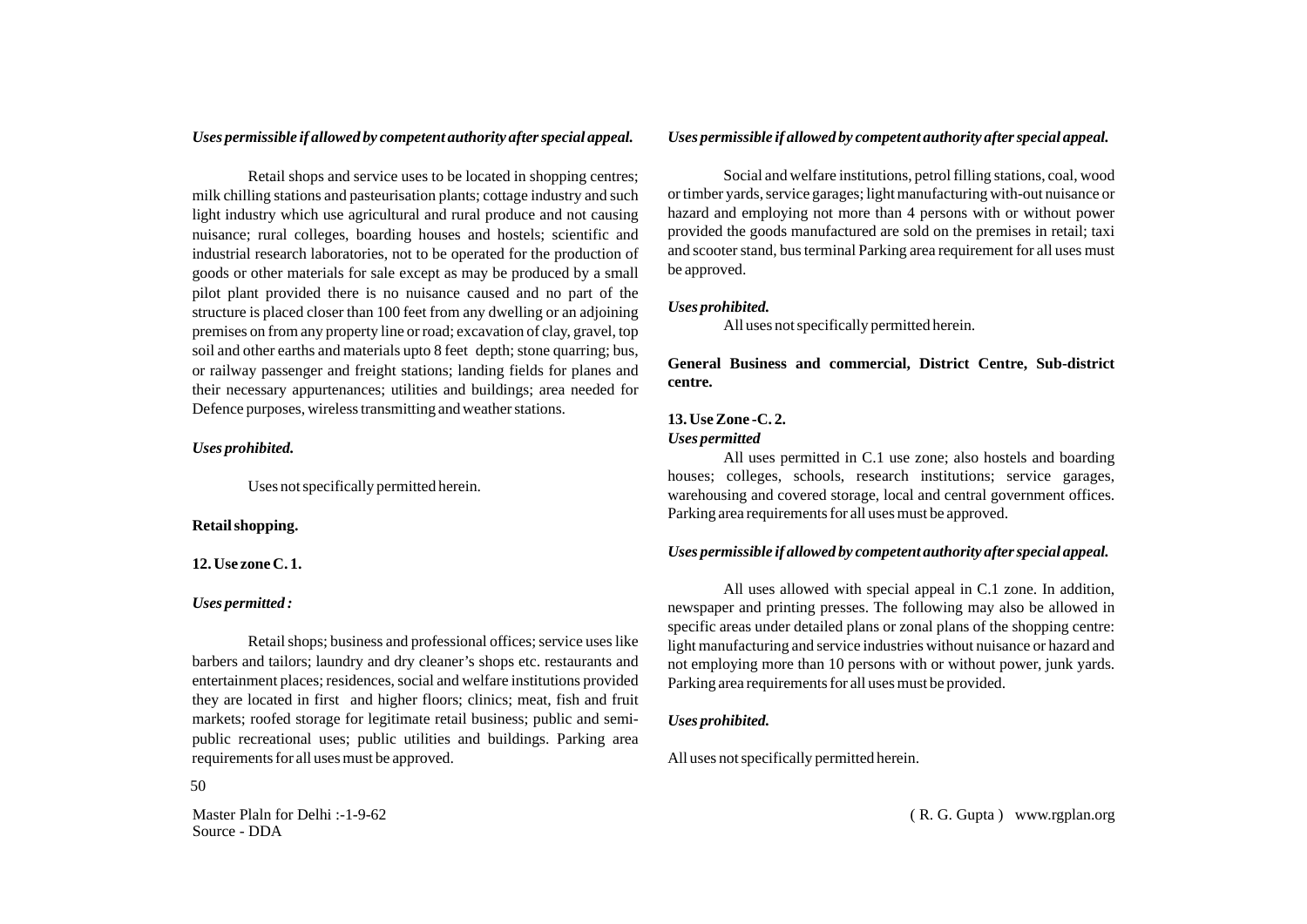***Uses permissible if allowed by competent authority after special appeal.***

Retail shops and service uses to be located in shopping centres; milk chilling stations and pasteurisation plants; cottage industry and such light industry which use agricultural and rural produce and not causing nuisance; rural colleges, boarding houses and hostels; scientific and industrial research laboratories, not to be operated for the production of goods or other materials for sale except as may be produced by a small pilot plant provided there is no nuisance caused and no part of the structure is placed closer than 100 feet from any dwelling or an adjoining premises on from any property line or road; excavation of clay, gravel, top soil and other earths and materials upto 8 feet depth; stone quarring; bus, or railway passenger and freight stations; landing fields for planes and their necessary appurtenances; utilities and buildings; area needed for Defence purposes, wireless transmitting and weather stations.

***Uses prohibited.***

Uses not specifically permitted herein.

**Retail shopping.**

**12. Use zone C. 1.**

***Uses permitted :***

Retail shops; business and professional offices; service uses like barbers and tailors; laundry and dry cleaner's shops etc. restaurants and entertainment places; residences, social and welfare institutions provided they are located in first and higher floors; clinics; meat, fish and fruit markets; roofed storage for legitimate retail business; public and semi-public recreational uses; public utilities and buildings. Parking area requirements for all uses must be approved.

***Uses permissible if allowed by competent authority after special appeal.***

Social and welfare institutions, petrol filling stations, coal, wood or timber yards, service garages; light manufacturing with-out nuisance or hazard and employing not more than 4 persons with or without power provided the goods manufactured are sold on the premises in retail; taxi and scooter stand, bus terminal Parking area requirement for all uses must be approved.

***Uses prohibited.***

All uses not specifically permitted herein.

**General Business and commercial, District Centre, Sub-district centre.**

**13. Use Zone -C. 2.**

***Uses permitted***

All uses permitted in C.1 use zone; also hostels and boarding houses; colleges, schools, research institutions; service garages, warehousing and covered storage, local and central government offices. Parking area requirements for all uses must be approved.

***Uses permissible if allowed by competent authority after special appeal.***

All uses allowed with special appeal in C.1 zone. In addition, newspaper and printing presses. The following may also be allowed in specific areas under detailed plans or zonal plans of the shopping centre: light manufacturing and service industries without nuisance or hazard and not employing more than 10 persons with or without power, junk yards. Parking area requirements for all uses must be provided.

***Uses prohibited.***

All uses not specifically permitted herein.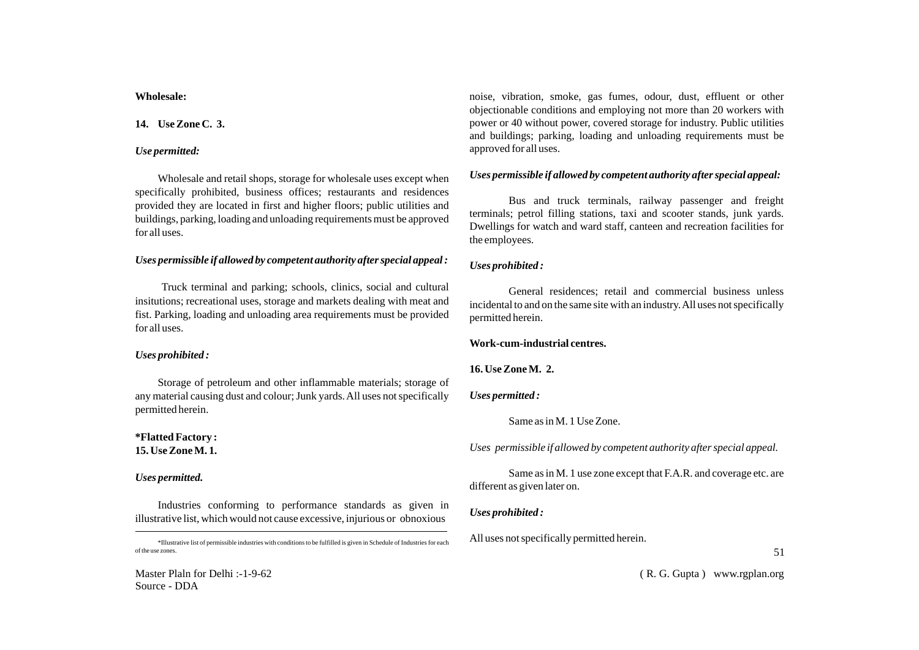**Wholesale:**

**14. Use Zone C. 3.**

*Use permitted:*

Wholesale and retail shops, storage for wholesale uses except when specifically prohibited, business offices; restaurants and residences provided they are located in first and higher floors; public utilities and buildings, parking, loading and unloading requirements must be approved for all uses.

***Uses permissible if allowed by competent authority after special appeal :***

Truck terminal and parking; schools, clinics, social and cultural insitutions; recreational uses, storage and markets dealing with meat and fist. Parking, loading and unloading area requirements must be provided for all uses.

***Uses prohibited :***

Storage of petroleum and other inflammable materials; storage of any material causing dust and colour; Junk yards. All uses not specifically permitted herein.

**\*Flatted Factory :**
**15. Use Zone M. 1.**

***Uses permitted.***

Industries conforming to performance standards as given in illustrative list, which would not cause excessive, injurious or obnoxious noise, vibration, smoke, gas fumes, odour, dust, effluent or other objectionable conditions and employing not more than 20 workers with power or 40 without power, covered storage for industry. Public utilities and buildings; parking, loading and unloading requirements must be approved for all uses.

***Uses permissible if allowed by competent authority after special appeal:***

Bus and truck terminals, railway passenger and freight terminals; petrol filling stations, taxi and scooter stands, junk yards. Dwellings for watch and ward staff, canteen and recreation facilities for the employees.

***Uses prohibited :***

General residences; retail and commercial business unless incidental to and on the same site with an industry. All uses not specifically permitted herein.

**Work-cum-industrial centres.**

**16. Use Zone M. 2.**

***Uses permitted :***

Same as in M. 1 Use Zone.

*Uses permissible if allowed by competent authority after special appeal.*

Same as in M. 1 use zone except that F.A.R. and coverage etc. are different as given later on.

***Uses prohibited :***

All uses not specifically permitted herein.

---

\*Illustrative list of permissible industries with conditions to be fulfilled is given in Schedule of Industries for each of the use zones.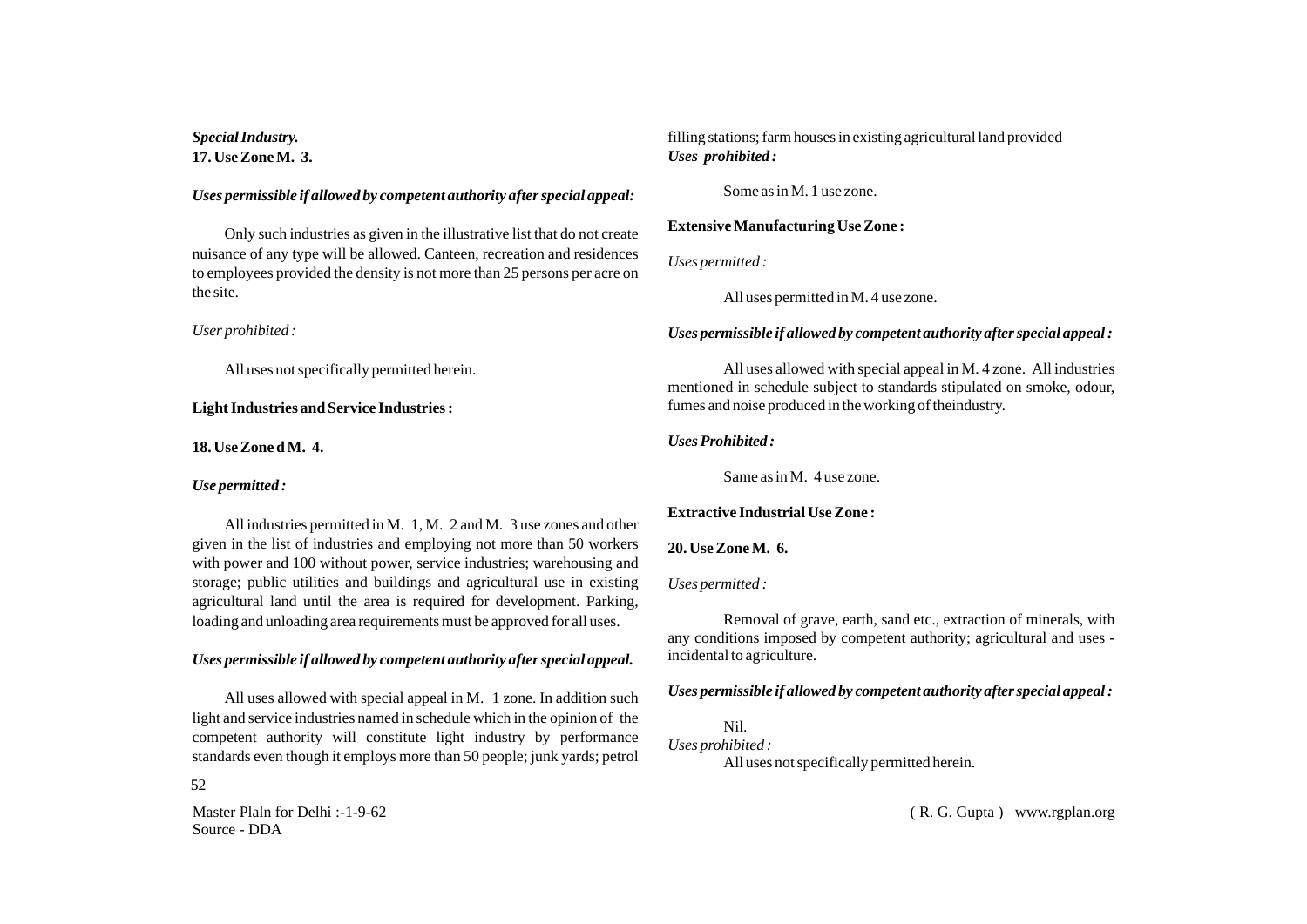***Special Industry.***
**17. Use Zone M. 3.**

***Uses permissible if allowed by competent authority after special appeal:***

Only such industries as given in the illustrative list that do not create nuisance of any type will be allowed. Canteen, recreation and residences to employees provided the density is not more than 25 persons per acre on the site.

*User prohibited :*

All uses not specifically permitted herein.

**Light Industries and Service Industries :**

**18. Use Zone d M. 4.**

***Use permitted :***

All industries permitted in M. 1, M. 2 and M. 3 use zones and other given in the list of industries and employing not more than 50 workers with power and 100 without power, service industries; warehousing and storage; public utilities and buildings and agricultural use in existing agricultural land until the area is required for development. Parking, loading and unloading area requirements must be approved for all uses.

***Uses permissible if allowed by competent authority after special appeal.***

All uses allowed with special appeal in M. 1 zone. In addition such light and service industries named in schedule which in the opinion of the competent authority will constitute light industry by performance standards even though it employs more than 50 people; junk yards; petrol filling stations; farm houses in existing agricultural land provided

***Uses prohibited :***

Some as in M. 1 use zone.

**Extensive Manufacturing Use Zone :**

*Uses permitted :*

All uses permitted in M. 4 use zone.

***Uses permissible if allowed by competent authority after special appeal :***

All uses allowed with special appeal in M. 4 zone. All industries mentioned in schedule subject to standards stipulated on smoke, odour, fumes and noise produced in the working of theindustry.

***Uses Prohibited :***

Same as in M. 4 use zone.

**Extractive Industrial Use Zone :**

**20. Use Zone M. 6.**

*Uses permitted :*

Removal of grave, earth, sand etc., extraction of minerals, with any conditions imposed by competent authority; agricultural and uses - incidental to agriculture.

***Uses permissible if allowed by competent authority after special appeal :***

Nil.

*Uses prohibited :*

All uses not specifically permitted herein.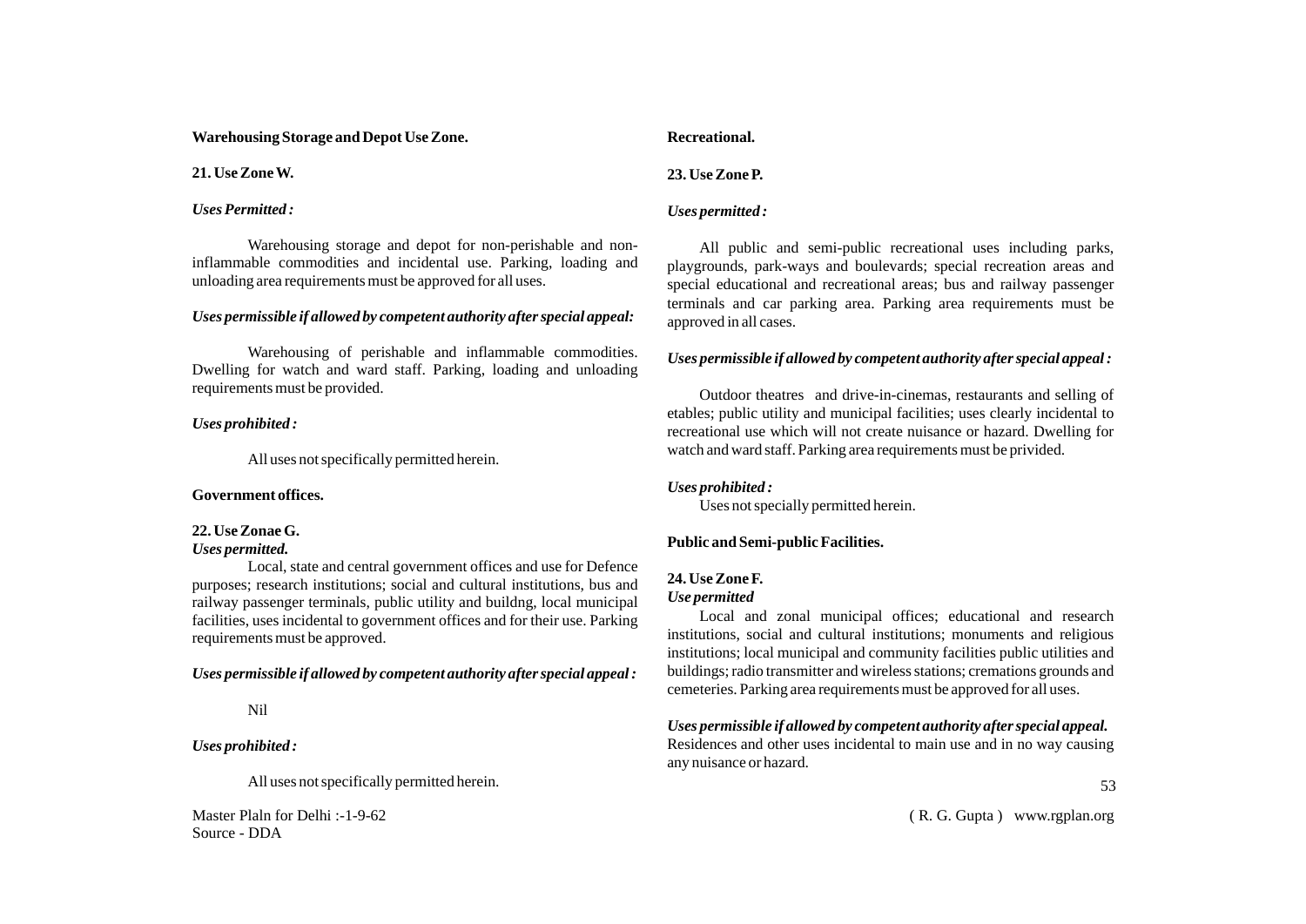**Warehousing Storage and Depot Use Zone.**

**21. Use Zone W.**

***Uses Permitted :***

Warehousing storage and depot for non-perishable and non-inflammable commodities and incidental use. Parking, loading and unloading area requirements must be approved for all uses.

***Uses permissible if allowed by competent authority after special appeal:***

Warehousing of perishable and inflammable commodities. Dwelling for watch and ward staff. Parking, loading and unloading requirements must be provided.

***Uses prohibited :***

All uses not specifically permitted herein.

**Government offices.**

**22. Use Zonae G.**

***Uses permitted.***

Local, state and central government offices and use for Defence purposes; research institutions; social and cultural institutions, bus and railway passenger terminals, public utility and buildng, local municipal facilities, uses incidental to government offices and for their use. Parking requirements must be approved.

***Uses permissible if allowed by competent authority after special appeal :***

Nil

***Uses prohibited :***

All uses not specifically permitted herein.

**Recreational.**

**23. Use Zone P.**

***Uses permitted :***

All public and semi-public recreational uses including parks, playgrounds, park-ways and boulevards; special recreation areas and special educational and recreational areas; bus and railway passenger terminals and car parking area. Parking area requirements must be approved in all cases.

***Uses permissible if allowed by competent authority after special appeal :***

Outdoor theatres and drive-in-cinemas, restaurants and selling of etables; public utility and municipal facilities; uses clearly incidental to recreational use which will not create nuisance or hazard. Dwelling for watch and ward staff. Parking area requirements must be privided.

***Uses prohibited :***

Uses not specially permitted herein.

**Public and Semi-public Facilities.**

**24. Use Zone F.**

***Use permitted***

Local and zonal municipal offices; educational and research institutions, social and cultural institutions; monuments and religious institutions; local municipal and community facilities public utilities and buildings; radio transmitter and wireless stations; cremations grounds and cemeteries. Parking area requirements must be approved for all uses.

***Uses permissible if allowed by competent authority after special appeal.***

Residences and other uses incidental to main use and in no way causing any nuisance or hazard.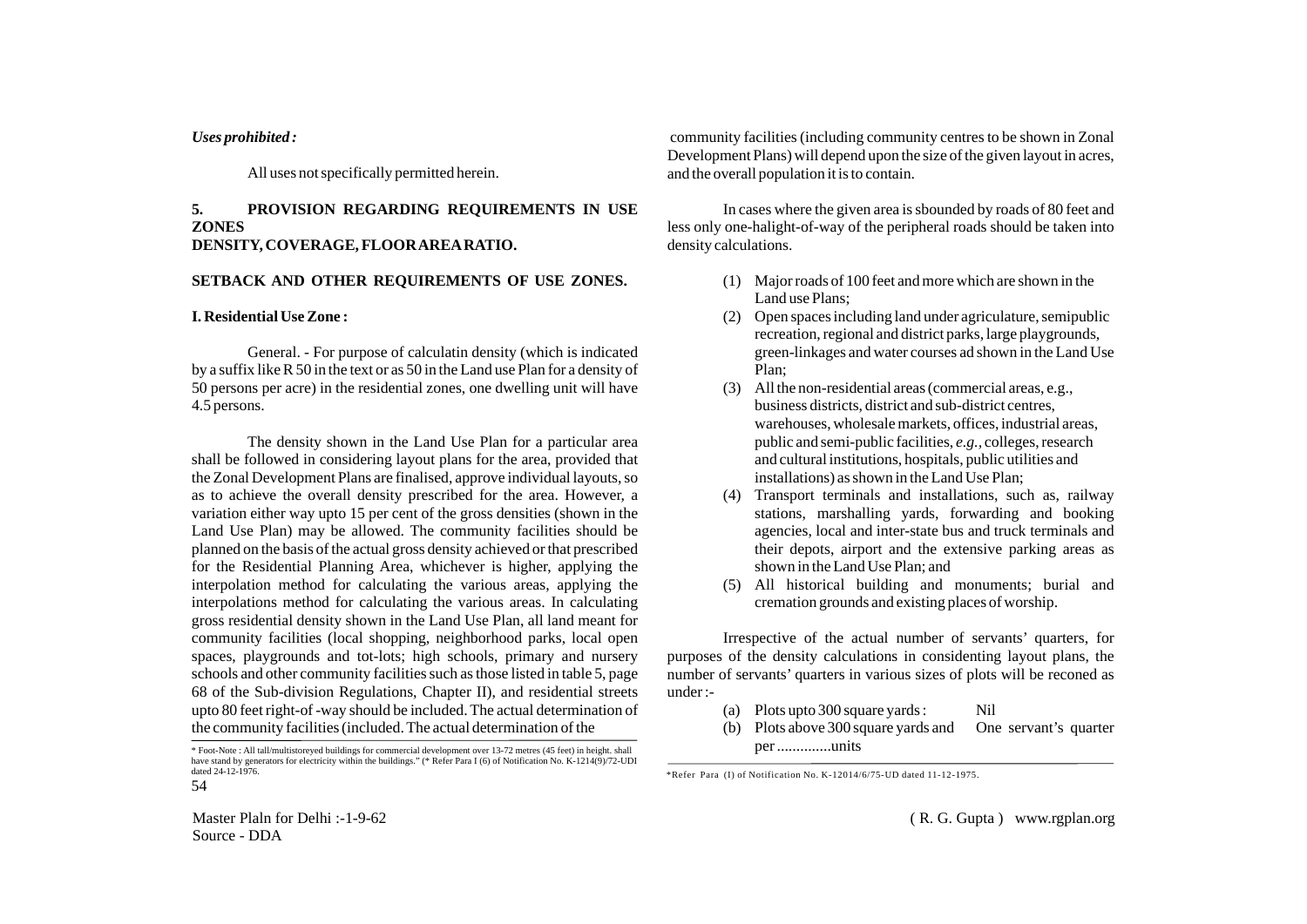***Uses prohibited :***

All uses not specifically permitted herein.

**5. PROVISION REGARDING REQUIREMENTS IN USE ZONES**
**DENSITY, COVERAGE, FLOOR AREA RATIO.**

**SETBACK AND OTHER REQUIREMENTS OF USE ZONES.**

**I. Residential Use Zone :**

General. - For purpose of calculatin density (which is indicated by a suffix like R 50 in the text or as 50 in the Land use Plan for a density of 50 persons per acre) in the residential zones, one dwelling unit will have 4.5 persons.

The density shown in the Land Use Plan for a particular area shall be followed in considering layout plans for the area, provided that the Zonal Development Plans are finalised, approve individual layouts, so as to achieve the overall density prescribed for the area. However, a variation either way upto 15 per cent of the gross densities (shown in the Land Use Plan) may be allowed. The community facilities should be planned on the basis of the actual gross density achieved or that prescribed for the Residential Planning Area, whichever is higher, applying the interpolation method for calculating the various areas, applying the interpolations method for calculating the various areas. In calculating gross residential density shown in the Land Use Plan, all land meant for community facilities (local shopping, neighborhood parks, local open spaces, playgrounds and tot-lots; high schools, primary and nursery schools and other community facilities such as those listed in table 5, page 68 of the Sub-division Regulations, Chapter II), and residential streets upto 80 feet right-of -way should be included. The actual determination of the community facilities (included. The actual determination of the community facilities (including community centres to be shown in Zonal Development Plans) will depend upon the size of the given layout in acres, and the overall population it is to contain.

In cases where the given area is sbounded by roads of 80 feet and less only one-halight-of-way of the peripheral roads should be taken into density calculations.

(1) Major roads of 100 feet and more which are shown in the Land use Plans;
(2) Open spaces including land under agriculature, semipublic recreation, regional and district parks, large playgrounds, green-linkages and water courses ad shown in the Land Use Plan;
(3) All the non-residential areas (commercial areas, e.g., business districts, district and sub-district centres, warehouses, wholesale markets, offices, industrial areas, public and semi-public facilities, *e.g.*, colleges, research and cultural institutions, hospitals, public utilities and installations) as shown in the Land Use Plan;
(4) Transport terminals and installations, such as, railway stations, marshalling yards, forwarding and booking agencies, local and inter-state bus and truck terminals and their depots, airport and the extensive parking areas as shown in the Land Use Plan; and
(5) All historical building and monuments; burial and cremation grounds and existing places of worship.

Irrespective of the actual number of servants' quarters, for purposes of the density calculations in considenting layout plans, the number of servants' quarters in various sizes of plots will be reconed as under :-

(a) Plots upto 300 square yards : Nil
(b) Plots above 300 square yards and One servant's quarter per ..............units

---

\* Foot-Note : All tall/multistoreyed buildings for commercial development over 13-72 metres (45 feet) in height. shall have stand by generators for electricity within the buildings." (\* Refer Para I (6) of Notification No. K-1214(9)/72-UDI dated 24-12-1976.

\*Refer Para (I) of Notification No. K-12014/6/75-UD dated 11-12-1975.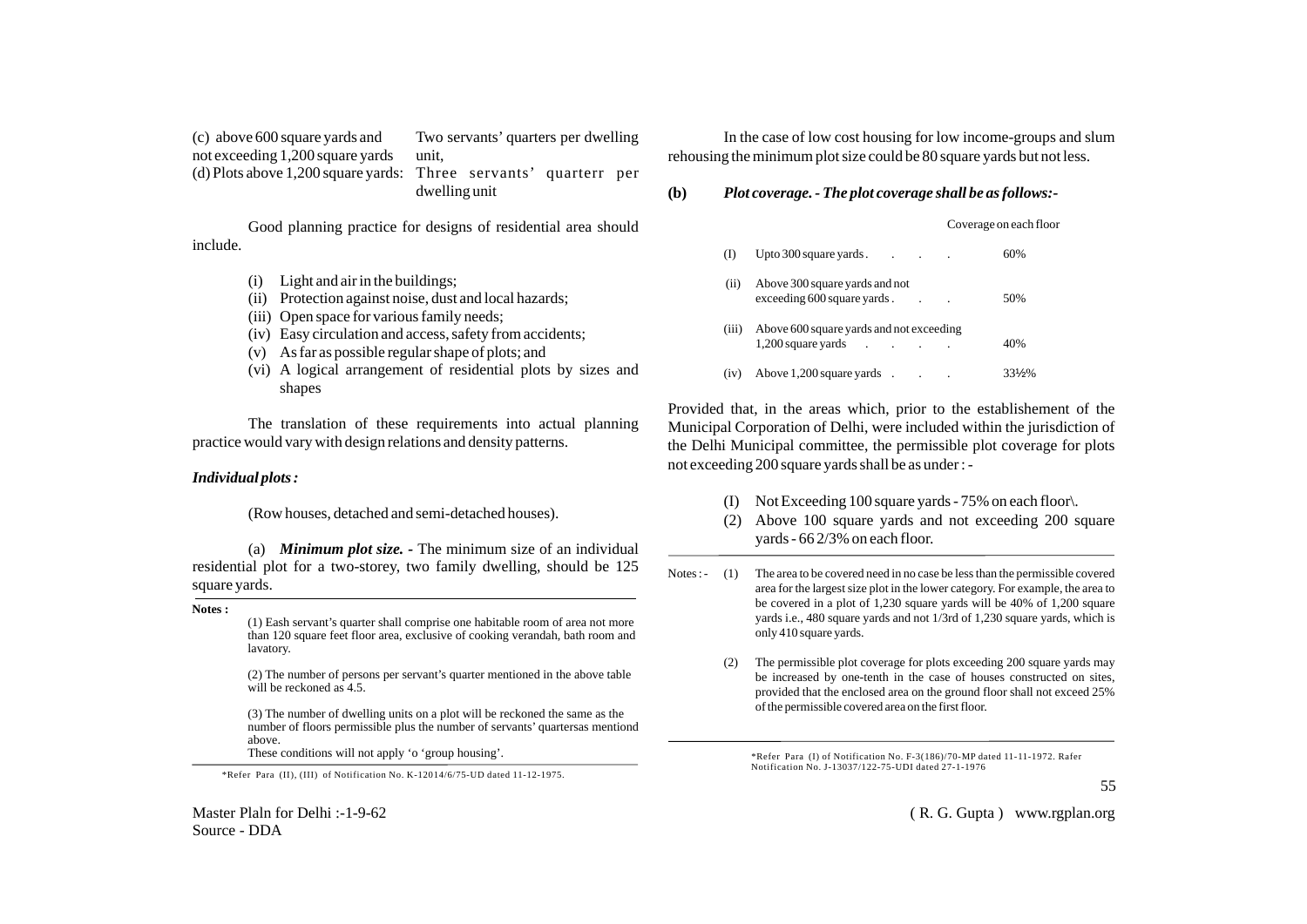| | |
|---|---|
| (c) above 600 square yards and not exceeding 1,200 square yards | Two servants' quarters per dwelling unit, |
| (d) Plots above 1,200 square yards: | Three servants' quarterr per dwelling unit |

Good planning practice for designs of residential area should include.

(i) Light and air in the buildings;
(ii) Protection against noise, dust and local hazards;
(iii) Open space for various family needs;
(iv) Easy circulation and access, safety from accidents;
(v) As far as possible regular shape of plots; and
(vi) A logical arrangement of residential plots by sizes and shapes

The translation of these requirements into actual planning practice would vary with design relations and density patterns.

***Individual plots :***

(Row houses, detached and semi-detached houses).

(a) ***Minimum plot size.*** - The minimum size of an individual residential plot for a two-storey, two family dwelling, should be 125 square yards.

**Notes :**

(1) Eash servant's quarter shall comprise one habitable room of area not more than 120 square feet floor area, exclusive of cooking verandah, bath room and lavatory.

(2) The number of persons per servant's quarter mentioned in the above table will be reckoned as 4.5.

(3) The number of dwelling units on a plot will be reckoned the same as the number of floors permissible plus the number of servants' quartersas mentiond above.

These conditions will not apply 'o 'group housing'.

*Refer Para (II), (III) of Notification No. K-12014/6/75-UD dated 11-12-1975.

In the case of low cost housing for low income-groups and slum rehousing the minimum plot size could be 80 square yards but not less.

**(b)** ***Plot coverage. - The plot coverage shall be as follows:-***

| | | Coverage on each floor |
|---|---|---|
| (I) | Upto 300 square yards . . . . | 60% |
| (ii) | Above 300 square yards and not exceeding 600 square yards . . . | 50% |
| (iii) | Above 600 square yards and not exceeding 1,200 square yards . . . . | 40% |
| (iv) | Above 1,200 square yards . . . | 33½% |

Provided that, in the areas which, prior to the establishement of the Municipal Corporation of Delhi, were included within the jurisdiction of the Delhi Municipal committee, the permissible plot coverage for plots not exceeding 200 square yards shall be as under : -

(I) Not Exceeding 100 square yards - 75% on each floor\.
(2) Above 100 square yards and not exceeding 200 square yards - 66 2/3% on each floor.

Notes : -

(1) The area to be covered need in no case be less than the permissible covered area for the largest size plot in the lower category. For example, the area to be covered in a plot of 1,230 square yards will be 40% of 1,200 square yards i.e., 480 square yards and not 1/3rd of 1,230 square yards, which is only 410 square yards.

(2) The permissible plot coverage for plots exceeding 200 square yards may be increased by one-tenth in the case of houses constructed on sites, provided that the enclosed area on the ground floor shall not exceed 25% of the permissible covered area on the first floor.

*Refer Para (I) of Notification No. F-3(186)/70-MP dated 11-11-1972. Rafer Notification No. J-13037/122-75-UDI dated 27-1-1976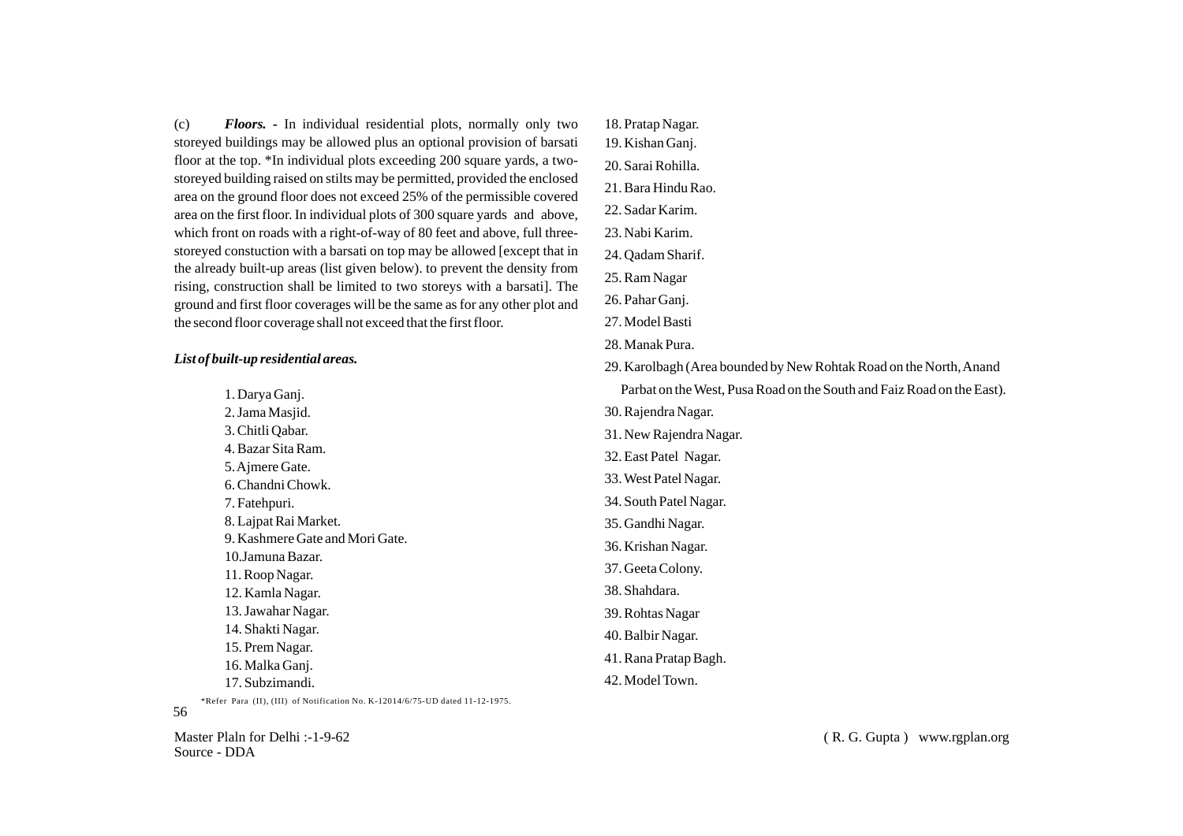(c) ***Floors.*** - In individual residential plots, normally only two storeyed buildings may be allowed plus an optional provision of barsati floor at the top. *In individual plots exceeding 200 square yards, a two-storeyed building raised on stilts may be permitted, provided the enclosed area on the ground floor does not exceed 25% of the permissible covered area on the first floor. In individual plots of 300 square yards and above, which front on roads with a right-of-way of 80 feet and above, full three-storeyed constuction with a barsati on top may be allowed [except that in the already built-up areas (list given below). to prevent the density from rising, construction shall be limited to two storeys with a barsati]. The ground and first floor coverages will be the same as for any other plot and the second floor coverage shall not exceed that the first floor.

***List of built-up residential areas.***

1. Darya Ganj.
2. Jama Masjid.
3. Chitli Qabar.
4. Bazar Sita Ram.
5. Ajmere Gate.
6. Chandni Chowk.
7. Fatehpuri.
8. Lajpat Rai Market.
9. Kashmere Gate and Mori Gate.
10. Jamuna Bazar.
11. Roop Nagar.
12. Kamla Nagar.
13. Jawahar Nagar.
14. Shakti Nagar.
15. Prem Nagar.
16. Malka Ganj.
17. Subzimandi.
18. Pratap Nagar.
19. Kishan Ganj.
20. Sarai Rohilla.
21. Bara Hindu Rao.
22. Sadar Karim.
23. Nabi Karim.
24. Qadam Sharif.
25. Ram Nagar
26. Pahar Ganj.
27. Model Basti
28. Manak Pura.
29. Karolbagh (Area bounded by New Rohtak Road on the North, Anand Parbat on the West, Pusa Road on the South and Faiz Road on the East).
30. Rajendra Nagar.
31. New Rajendra Nagar.
32. East Patel Nagar.
33. West Patel Nagar.
34. South Patel Nagar.
35. Gandhi Nagar.
36. Krishan Nagar.
37. Geeta Colony.
38. Shahdara.
39. Rohtas Nagar
40. Balbir Nagar.
41. Rana Pratap Bagh.
42. Model Town.

*Refer Para (II), (III) of Notification No. K-12014/6/75-UD dated 11-12-1975.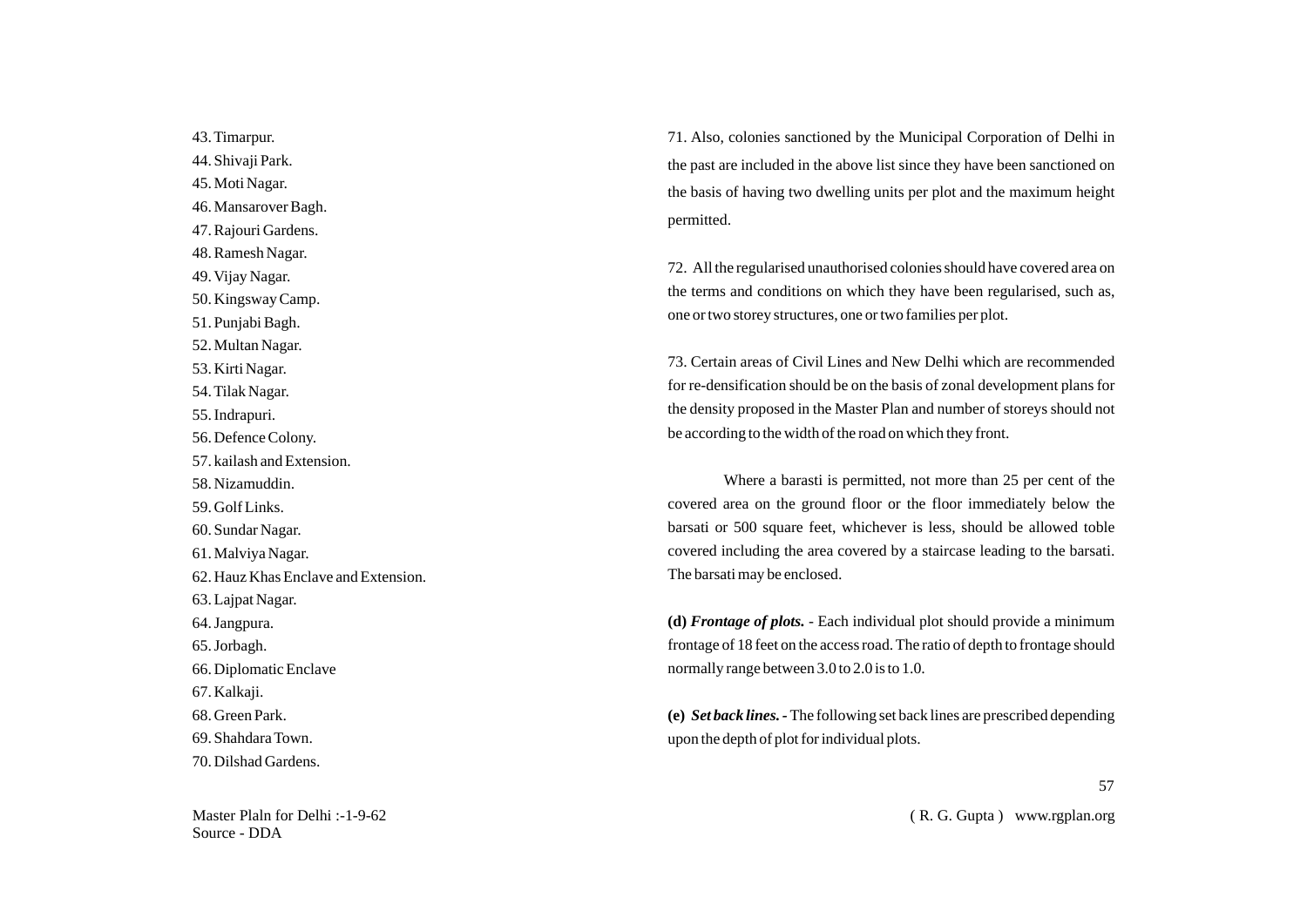43. Timarpur.
44. Shivaji Park.
45. Moti Nagar.
46. Mansarover Bagh.
47. Rajouri Gardens.
48. Ramesh Nagar.
49. Vijay Nagar.
50. Kingsway Camp.
51. Punjabi Bagh.
52. Multan Nagar.
53. Kirti Nagar.
54. Tilak Nagar.
55. Indrapuri.
56. Defence Colony.
57. kailash and Extension.
58. Nizamuddin.
59. Golf Links.
60. Sundar Nagar.
61. Malviya Nagar.
62. Hauz Khas Enclave and Extension.
63. Lajpat Nagar.
64. Jangpura.
65. Jorbagh.
66. Diplomatic Enclave
67. Kalkaji.
68. Green Park.
69. Shahdara Town.
70. Dilshad Gardens.

71. Also, colonies sanctioned by the Municipal Corporation of Delhi in the past are included in the above list since they have been sanctioned on the basis of having two dwelling units per plot and the maximum height permitted.

72. All the regularised unauthorised colonies should have covered area on the terms and conditions on which they have been regularised, such as, one or two storey structures, one or two families per plot.

73. Certain areas of Civil Lines and New Delhi which are recommended for re-densification should be on the basis of zonal development plans for the density proposed in the Master Plan and number of storeys should not be according to the width of the road on which they front.

Where a barasti is permitted, not more than 25 per cent of the covered area on the ground floor or the floor immediately below the barsati or 500 square feet, whichever is less, should be allowed toble covered including the area covered by a staircase leading to the barsati. The barsati may be enclosed.

**(d)** ***Frontage of plots.*** - Each individual plot should provide a minimum frontage of 18 feet on the access road. The ratio of depth to frontage should normally range between 3.0 to 2.0 is to 1.0.

**(e)** ***Set back lines. -*** The following set back lines are prescribed depending upon the depth of plot for individual plots.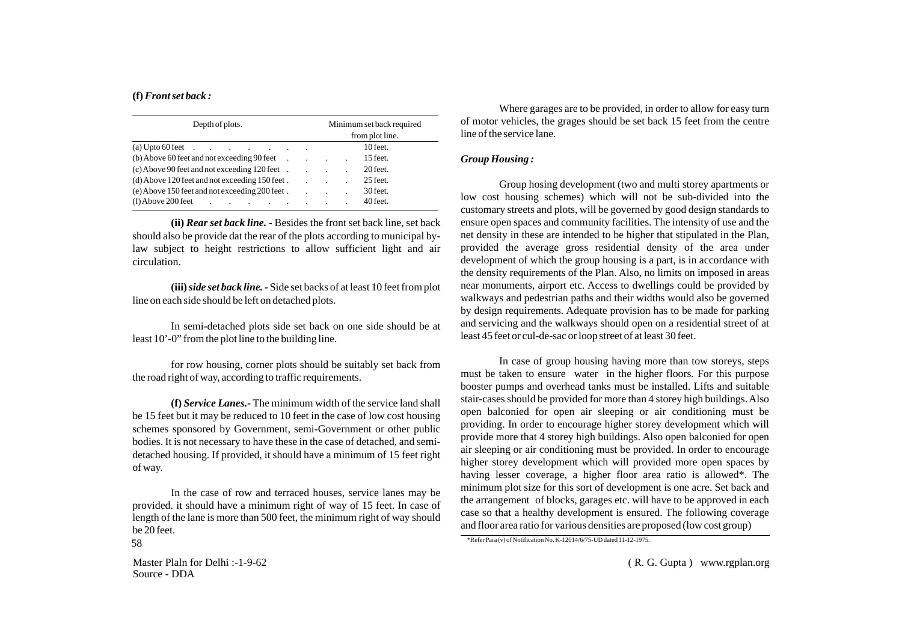**(f)** ***Front set back :***

| Depth of plots. | Minimum set back required from plot line. |
|---|---|
| (a) Upto 60 feet | 10 feet. |
| (b) Above 60 feet and not exceeding 90 feet | 15 feet. |
| (c) Above 90 feet and not exceeding 120 feet | 20 feet. |
| (d) Above 120 feet and not exceeding 150 feet | 25 feet. |
| (e) Above 150 feet and not exceeding 200 feet | 30 feet. |
| (f) Above 200 feet | 40 feet. |

**(ii)** ***Rear set back line.*** **-** Besides the front set back line, set back should also be provide dat the rear of the plots according to municipal by-law subject to height restrictions to allow sufficient light and air circulation.

**(iii)** ***side set back line.*** **-** Side set backs of at least 10 feet from plot line on each side should be left on detached plots.

In semi-detached plots side set back on one side should be at least 10'-0" from the plot line to the building line.

for row housing, corner plots should be suitably set back from the road right of way, according to traffic requirements.

**(f)** ***Service Lanes.-*** The minimum width of the service land shall be 15 feet but it may be reduced to 10 feet in the case of low cost housing schemes sponsored by Government, semi-Government or other public bodies. It is not necessary to have these in the case of detached, and semi-detached housing. If provided, it should have a minimum of 15 feet right of way.

In the case of row and terraced houses, service lanes may be provided. it should have a minimum right of way of 15 feet. In case of length of the lane is more than 500 feet, the minimum right of way should be 20 feet.

Where garages are to be provided, in order to allow for easy turn of motor vehicles, the grages should be set back 15 feet from the centre line of the service lane.

***Group Housing :***

Group hosing development (two and multi storey apartments or low cost housing schemes) which will not be sub-divided into the customary streets and plots, will be governed by good design standards to ensure open spaces and community facilities. The intensity of use and the net density in these are intended to be higher that stipulated in the Plan, provided the average gross residential density of the area under development of which the group housing is a part, is in accordance with the density requirements of the Plan. Also, no limits on imposed in areas near monuments, airport etc. Access to dwellings could be provided by walkways and pedestrian paths and their widths would also be governed by design requirements. Adequate provision has to be made for parking and servicing and the walkways should open on a residential street of at least 45 feet or cul-de-sac or loop street of at least 30 feet.

In case of group housing having more than tow storeys, steps must be taken to ensure water in the higher floors. For this purpose booster pumps and overhead tanks must be installed. Lifts and suitable stair-cases should be provided for more than 4 storey high buildings. Also open balconied for open air sleeping or air conditioning must be providing. In order to encourage higher storey development which will provide more that 4 storey high buildings. Also open balconied for open air sleeping or air conditioning must be provided. In order to encourage higher storey development which will provided more open spaces by having lesser coverage, a higher floor area ratio is allowed*. The minimum plot size for this sort of development is one acre. Set back and the arrangement of blocks, garages etc. will have to be approved in each case so that a healthy development is ensured. The following coverage and floor area ratio for various densities are proposed (low cost group)

*Refer Para (v) of Notification No. K-12014/6/75-UD dated 11-12-1975.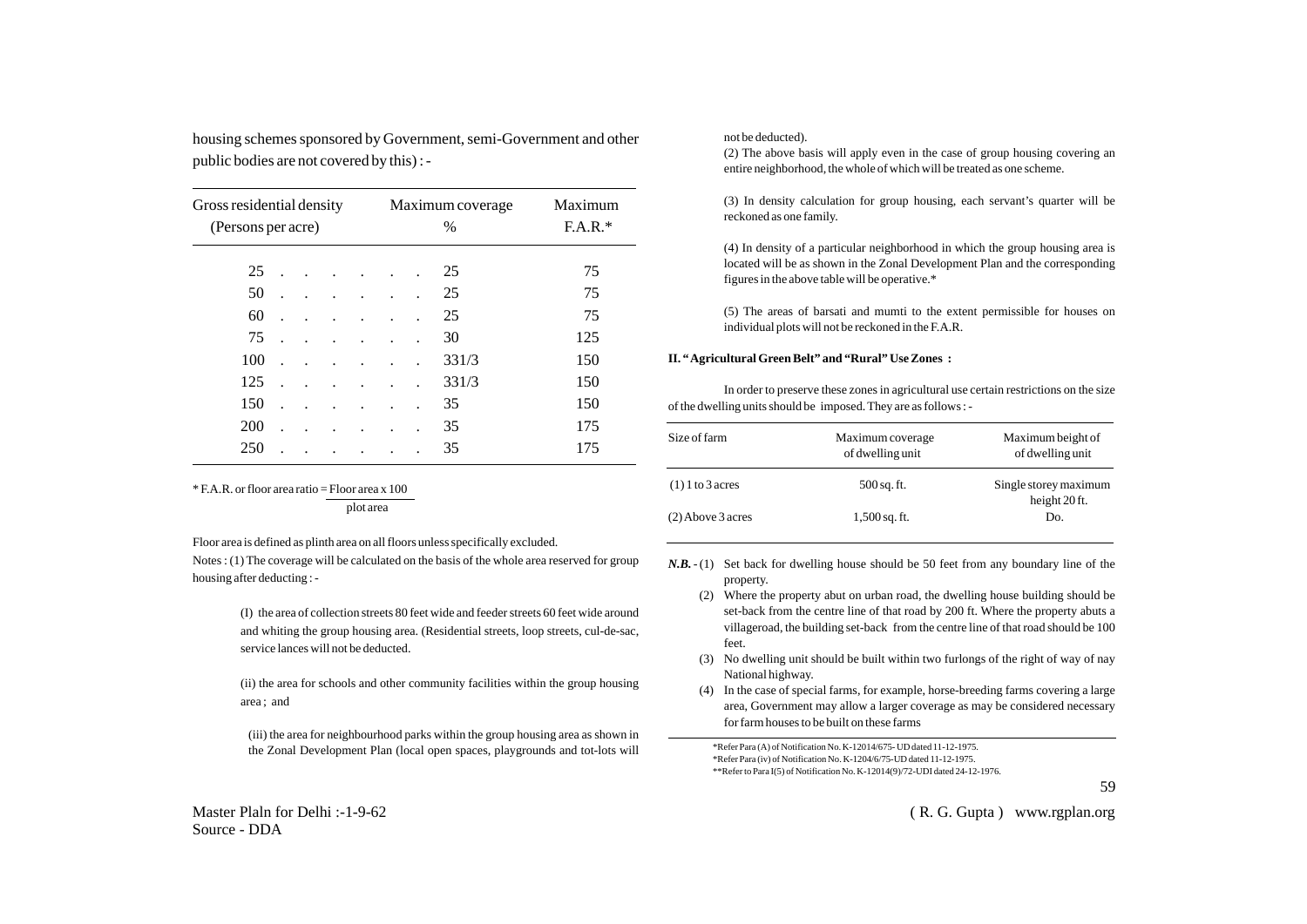housing schemes sponsored by Government, semi-Government and other public bodies are not covered by this) : -

| Gross residential density (Persons per acre) | Maximum coverage % | Maximum F.A.R.* |
|---|---|---|
| 25 | 25 | 75 |
| 50 | 25 | 75 |
| 60 | 25 | 75 |
| 75 | 30 | 125 |
| 100 | 331/3 | 150 |
| 125 | 331/3 | 150 |
| 150 | 35 | 150 |
| 200 | 35 | 175 |
| 250 | 35 | 175 |

* F.A.R. or floor area ratio = $\frac{\text{Floor area x 100}}{\text{plot area}}$

Floor area is defined as plinth area on all floors unless specifically excluded.

Notes : (1) The coverage will be calculated on the basis of the whole area reserved for group housing after deducting : -

> (I) the area of collection streets 80 feet wide and feeder streets 60 feet wide around and whiting the group housing area. (Residential streets, loop streets, cul-de-sac, service lances will not be deducted.
>
> (ii) the area for schools and other community facilities within the group housing area ; and
>
> (iii) the area for neighbourhood parks within the group housing area as shown in the Zonal Development Plan (local open spaces, playgrounds and tot-lots will not be deducted).

(2) The above basis will apply even in the case of group housing covering an entire neighborhood, the whole of which will be treated as one scheme.

(3) In density calculation for group housing, each servant's quarter will be reckoned as one family.

(4) In density of a particular neighborhood in which the group housing area is located will be as shown in the Zonal Development Plan and the corresponding figures in the above table will be operative.*

(5) The areas of barsati and mumti to the extent permissible for houses on individual plots will not be reckoned in the F.A.R.

**II. " Agricultural Green Belt" and "Rural" Use Zones :**

In order to preserve these zones in agricultural use certain restrictions on the size of the dwelling units should be imposed. They are as follows : -

| Size of farm | Maximum coverage of dwelling unit | Maximum beight of dwelling unit |
|---|---|---|
| (1) 1 to 3 acres | 500 sq. ft. | Single storey maximum height 20 ft. |
| (2) Above 3 acres | 1,500 sq. ft. | Do. |

***N.B.*** - (1) Set back for dwelling house should be 50 feet from any boundary line of the property.

(2) Where the property abut on urban road, the dwelling house building should be set-back from the centre line of that road by 200 ft. Where the property abuts a villageroad, the building set-back from the centre line of that road should be 100 feet.

(3) No dwelling unit should be built within two furlongs of the right of way of nay National highway.

(4) In the case of special farms, for example, horse-breeding farms covering a large area, Government may allow a larger coverage as may be considered necessary for farm houses to be built on these farms

*Refer Para (A) of Notification No. K-12014/675- UD dated 11-12-1975.
*Refer Para (iv) of Notification No. K-1204/6/75-UD dated 11-12-1975.
**Refer to Para I(5) of Notification No. K-12014(9)/72-UDI dated 24-12-1976.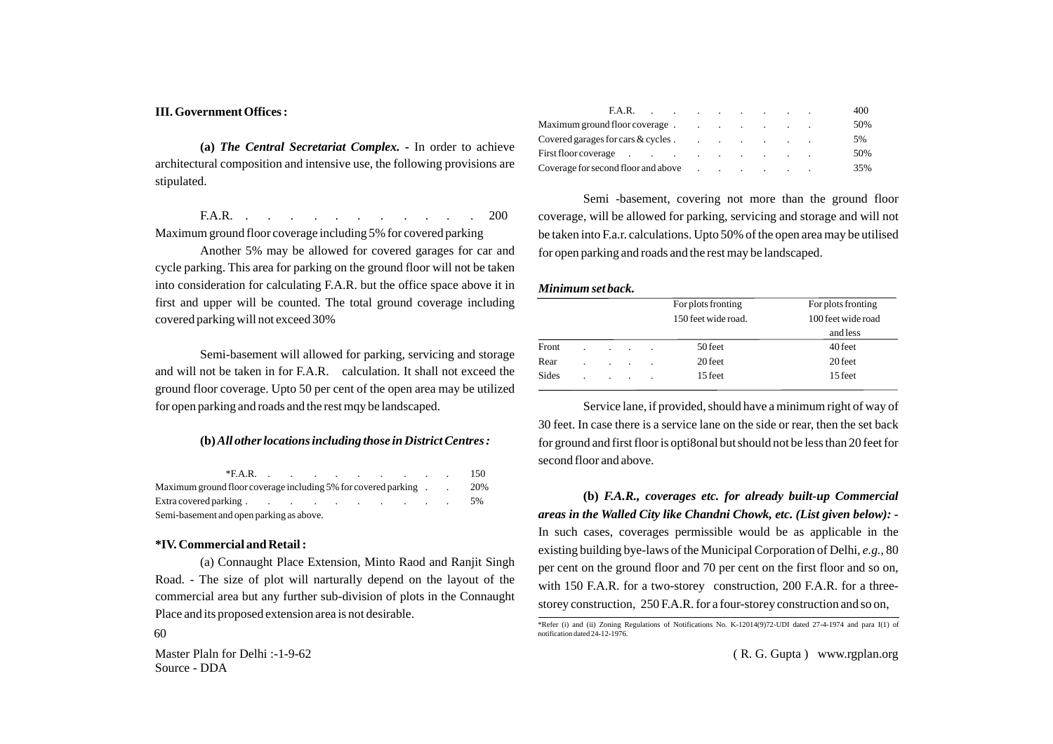**III. Government Offices :**

**(a)** ***The Central Secretariat Complex. -*** In order to achieve architectural composition and intensive use, the following provisions are stipulated.

F.A.R. . . . . . . . . . . . . 200

Maximum ground floor coverage including 5% for covered parking

Another 5% may be allowed for covered garages for car and cycle parking. This area for parking on the ground floor will not be taken into consideration for calculating F.A.R. but the office space above it in first and upper will be counted. The total ground coverage including covered parking will not exceed 30%

Semi-basement will allowed for parking, servicing and storage and will not be taken in for F.A.R. calculation. It shall not exceed the ground floor coverage. Upto 50 per cent of the open area may be utilized for open parking and roads and the rest mqy be landscaped.

**(b)** ***All other locations including those in District Centres :***

| | |
|---|---|
| *F.A.R. | 150 |
| Maximum ground floor coverage including 5% for covered parking | 20% |
| Extra covered parking | 5% |

Semi-basement and open parking as above.

**\*IV. Commercial and Retail :**

(a) Connaught Place Extension, Minto Raod and Ranjit Singh Road. - The size of plot will narturally depend on the layout of the commercial area but any further sub-division of plots in the Connaught Place and its proposed extension area is not desirable.

| | |
|---|---|
| F.A.R. | 400 |
| Maximum ground floor coverage | 50% |
| Covered garages for cars & cycles | 5% |
| First floor coverage | 50% |
| Coverage for second floor and above | 35% |

Semi -basement, covering not more than the ground floor coverage, will be allowed for parking, servicing and storage and will not be taken into F.a.r. calculations. Upto 50% of the open area may be utilised for open parking and roads and the rest may be landscaped.

***Minimum set back.***

| | For plots fronting 150 feet wide road. | For plots fronting 100 feet wide road and less |
|---|---|---|
| Front | 50 feet | 40 feet |
| Rear | 20 feet | 20 feet |
| Sides | 15 feet | 15 feet |

Service lane, if provided, should have a minimum right of way of 30 feet. In case there is a service lane on the side or rear, then the set back for ground and first floor is opti8onal but should not be less than 20 feet for second floor and above.

**(b)** ***F.A.R., coverages etc. for already built-up Commercial areas in the Walled City like Chandni Chowk, etc. (List given below): -*** In such cases, coverages permissible would be as applicable in the existing building bye-laws of the Municipal Corporation of Delhi, *e.g.,* 80 per cent on the ground floor and 70 per cent on the first floor and so on, with 150 F.A.R. for a two-storey construction, 200 F.A.R. for a three-storey construction, 250 F.A.R. for a four-storey construction and so on,

\*Refer (i) and (ii) Zoning Regulations of Notifications No. K-12014(9)72-UDI dated 27-4-1974 and para I(1) of notification dated 24-12-1976.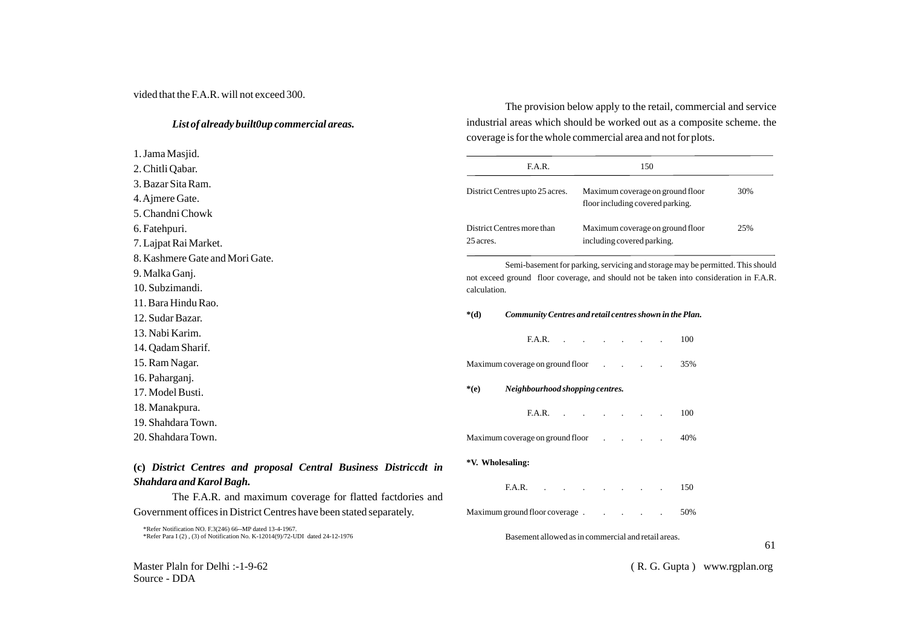vided that the F.A.R. will not exceed 300.

***List of already built0up commercial areas.***

1. Jama Masjid.
2. Chitli Qabar.
3. Bazar Sita Ram.
4. Ajmere Gate.
5. Chandni Chowk
6. Fatehpuri.
7. Lajpat Rai Market.
8. Kashmere Gate and Mori Gate.
9. Malka Ganj.
10. Subzimandi.
11. Bara Hindu Rao.
12. Sudar Bazar.
13. Nabi Karim.
14. Qadam Sharif.
15. Ram Nagar.
16. Paharganj.
17. Model Busti.
18. Manakpura.
19. Shahdara Town.
20. Shahdara Town.

**(c)** ***District Centres and proposal Central Business Districcdt in Shahdara and Karol Bagh.***

The F.A.R. and maximum coverage for flatted factdories and Government offices in District Centres have been stated separately.

*Refer Notification NO. F.3(246) 66--MP dated 13-4-1967.
*Refer Para I (2) , (3) of Notification No. K-12014(9)/72-UDI dated 24-12-1976

The provision below apply to the retail, commercial and service industrial areas which should be worked out as a composite scheme. the coverage is for the whole commercial area and not for plots.

| F.A.R. | 150 | |
|---|---|---|
| District Centres upto 25 acres. | Maximum coverage on ground floor floor including covered parking. | 30% |
| District Centres more than 25 acres. | Maximum coverage on ground floor including covered parking. | 25% |

Semi-basement for parking, servicing and storage may be permitted. This should not exceed ground floor coverage, and should not be taken into consideration in F.A.R. calculation.

**\*(d)** ***Community Centres and retail centres shown in the Plan.***

F.A.R. . . . . . . . 100

Maximum coverage on ground floor . . . . . 35%

**\*(e)** ***Neighbourhood shopping centres.***

F.A.R. . . . . . . . 100

Maximum coverage on ground floor . . . . . 40%

**\*V. Wholesaling:**

F.A.R. . . . . . . . . 150

Maximum ground floor coverage . . . . . . 50%

Basement allowed as in commercial and retail areas.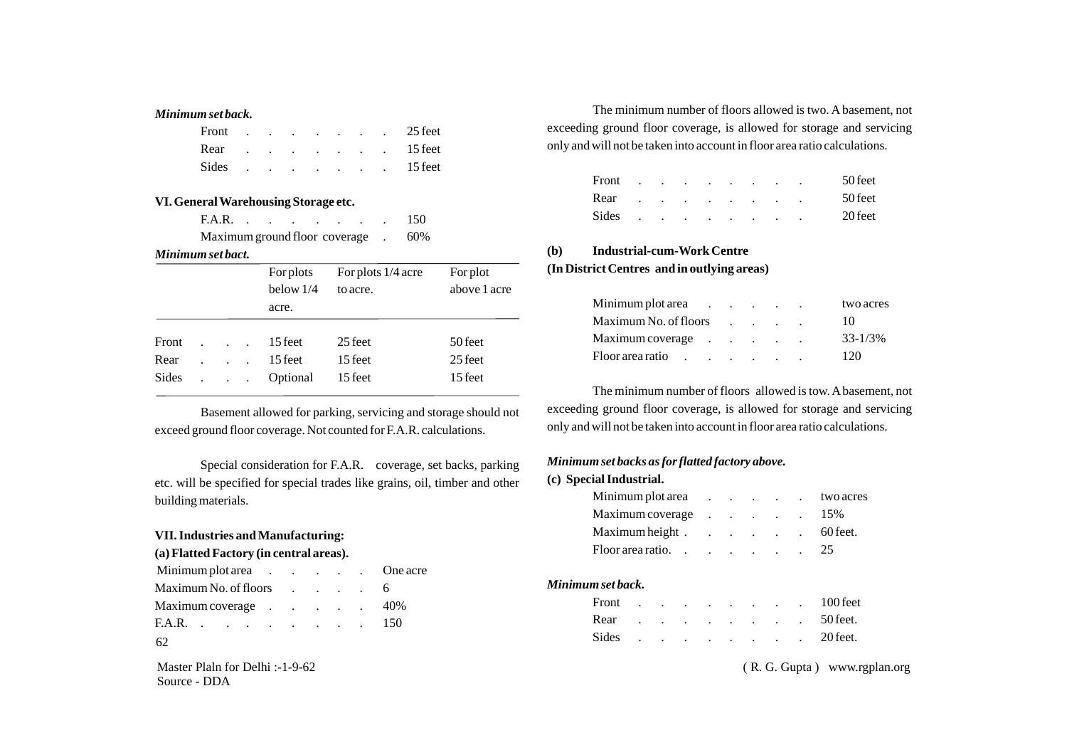*Minimum set back.*

| | |
|---|---|
| Front | 25 feet |
| Rear | 15 feet |
| Sides | 15 feet |

**VI. General Warehousing Storage etc.**

| | |
|---|---|
| F.A.R. | 150 |
| Maximum ground floor coverage | 60% |

*Minimum set bact.*

| | For plots below 1/4 acre. | For plots 1/4 acre to acre. | For plot above 1 acre |
|---|---|---|---|
| Front | 15 feet | 25 feet | 50 feet |
| Rear | 15 feet | 15 feet | 25 feet |
| Sides | Optional | 15 feet | 15 feet |

Basement allowed for parking, servicing and storage should not exceed ground floor coverage. Not counted for F.A.R. calculations.

Special consideration for F.A.R. coverage, set backs, parking etc. will be specified for special trades like grains, oil, timber and other building materials.

**VII. Industries and Manufacturing:**

**(a) Flatted Factory (in central areas).**

| | |
|---|---|
| Minimum plot area | One acre |
| Maximum No. of floors | 6 |
| Maximum coverage | 40% |
| F.A.R. | 150 |

The minimum number of floors allowed is two. A basement, not exceeding ground floor coverage, is allowed for storage and servicing only and will not be taken into account in floor area ratio calculations.

| | |
|---|---|
| Front | 50 feet |
| Rear | 50 feet |
| Sides | 20 feet |

**(b) Industrial-cum-Work Centre**

**(In District Centres and in outlying areas)**

| | |
|---|---|
| Minimum plot area | two acres |
| Maximum No. of floors | 10 |
| Maximum coverage | 33-1/3% |
| Floor area ratio | 120 |

The minimum number of floors allowed is tow. A basement, not exceeding ground floor coverage, is allowed for storage and servicing only and will not be taken into account in floor area ratio calculations.

*Minimum set backs as for flatted factory above.*

**(c) Special Industrial.**

| | |
|---|---|
| Minimum plot area | two acres |
| Maximum coverage | 15% |
| Maximum height | 60 feet. |
| Floor area ratio. | 25 |

*Minimum set back.*

| | |
|---|---|
| Front | 100 feet |
| Rear | 50 feet. |
| Sides | 20 feet. |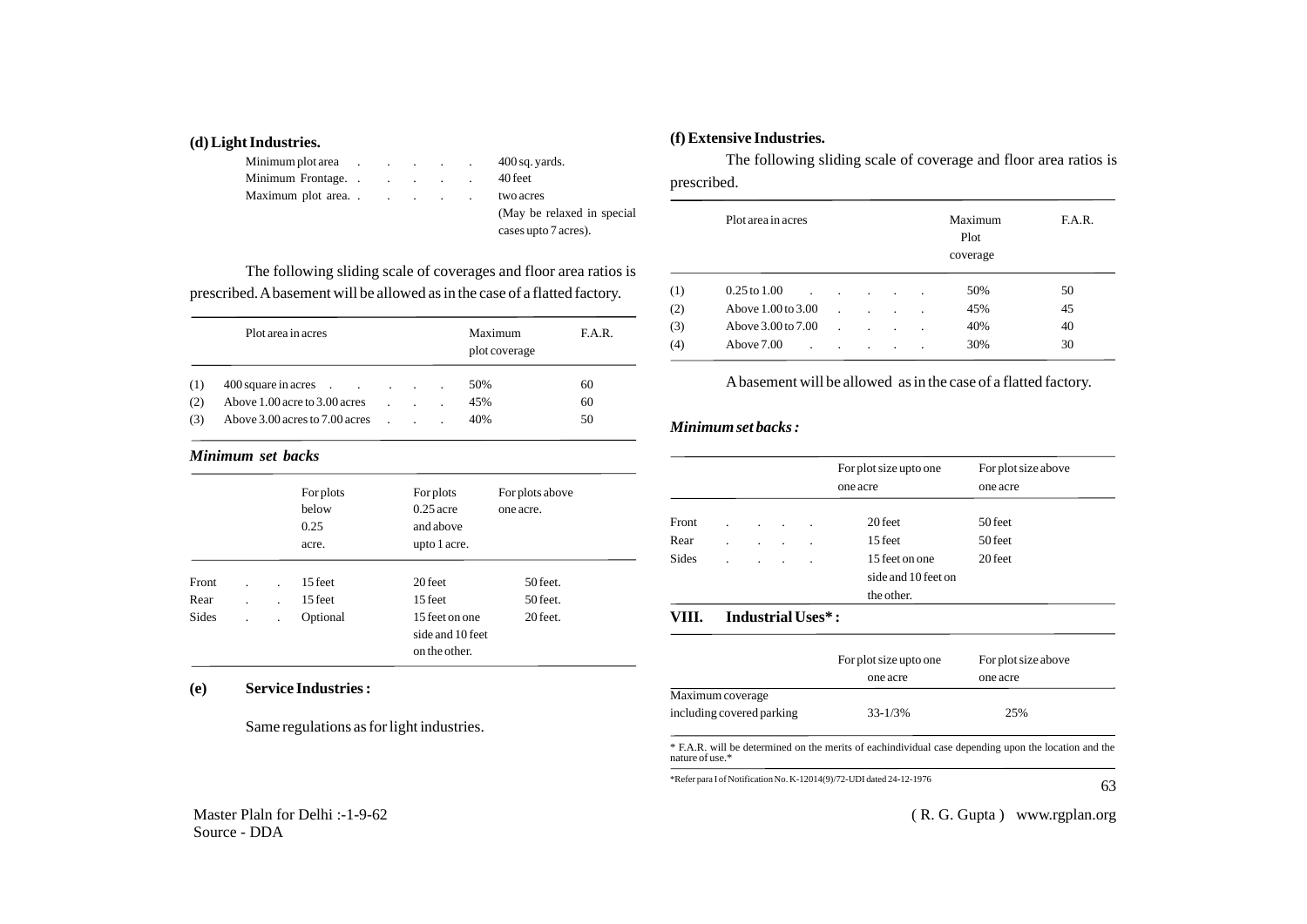**(d) Light Industries.**

Minimum plot area . . . . . . 400 sq. yards.
Minimum Frontage. . . . . . 40 feet
Maximum plot area. . . . . . two acres
(May be relaxed in special cases upto 7 acres).

The following sliding scale of coverages and floor area ratios is prescribed. A basement will be allowed as in the case of a flatted factory.

| | Plot area in acres | Maximum plot coverage | F.A.R. |
|---|---|---|---|
| (1) | 400 square in acres . . . . . . | 50% | 60 |
| (2) | Above 1.00 acre to 3.00 acres . . . | 45% | 60 |
| (3) | Above 3.00 acres to 7.00 acres . . . | 40% | 50 |

***Minimum set backs***

| | For plots below 0.25 acre. | For plots 0.25 acre and above upto 1 acre. | For plots above one acre. |
|---|---|---|---|
| Front . . | 15 feet | 20 feet | 50 feet. |
| Rear . . | 15 feet | 15 feet | 50 feet. |
| Sides . . | Optional | 15 feet on one side and 10 feet on the other. | 20 feet. |

**(e) Service Industries :**

Same regulations as for light industries.

**(f) Extensive Industries.**

The following sliding scale of coverage and floor area ratios is prescribed.

| | Plot area in acres | Maximum Plot coverage | F.A.R. |
|---|---|---|---|
| (1) | 0.25 to 1.00 . . . . . . | 50% | 50 |
| (2) | Above 1.00 to 3.00 . . . . | 45% | 45 |
| (3) | Above 3.00 to 7.00 . . . . | 40% | 40 |
| (4) | Above 7.00 . . . . . . | 30% | 30 |

A basement will be allowed as in the case of a flatted factory.

***Minimum set backs :***

| | For plot size upto one one acre | For plot size above one acre |
|---|---|---|
| Front . . . . | 20 feet | 50 feet |
| Rear . . . . | 15 feet | 50 feet |
| Sides . . . . | 15 feet on one side and 10 feet on the other. | 20 feet |

**VIII. Industrial Uses\* :**

| | For plot size upto one one acre | For plot size above one acre |
|---|---|---|
| Maximum coverage including covered parking | 33-1/3% | 25% |

\* F.A.R. will be determined on the merits of eachindividual case depending upon the location and the nature of use.\*

\*Refer para I of Notification No. K-12014(9)/72-UDI dated 24-12-1976

Master Plaln for Delhi :-1-9-62
Source - DDA

( R. G. Gupta ) www.rgplan.org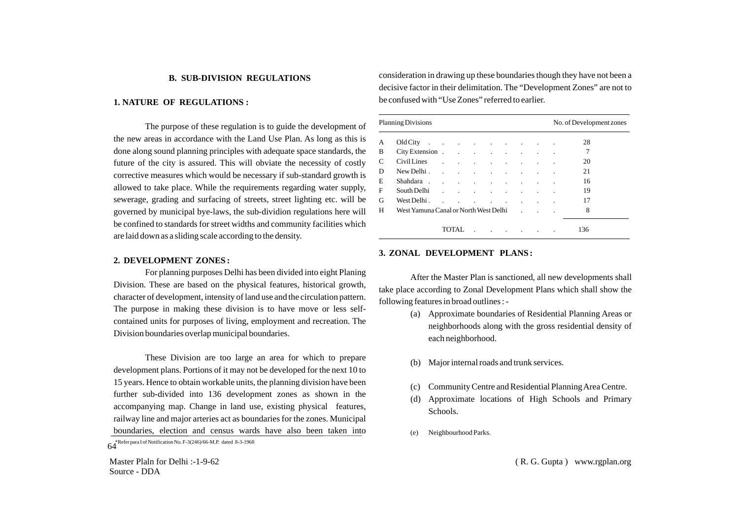## B. SUB-DIVISION REGULATIONS

### 1. NATURE OF REGULATIONS :

The purpose of these regulation is to guide the development of the new areas in accordance with the Land Use Plan. As long as this is done along sound planning principles with adequate space standards, the future of the city is assured. This will obviate the necessity of costly corrective measures which would be necessary if sub-standard growth is allowed to take place. While the requirements regarding water supply, sewerage, grading and surfacing of streets, street lighting etc. will be governed by municipal bye-laws, the sub-dividion regulations here will be confined to standards for street widths and community facilities which are laid down as a sliding scale according to the density.

### 2. DEVELOPMENT ZONES :

For planning purposes Delhi has been divided into eight Planing Division. These are based on the physical features, historical growth, character of development, intensity of land use and the circulation pattern. The purpose in making these division is to have move or less self-contained units for purposes of living, employment and recreation. The Division boundaries overlap municipal boundaries.

These Division are too large an area for which to prepare development plans. Portions of it may not be developed for the next 10 to 15 years. Hence to obtain workable units, the planning division have been further sub-divided into 136 development zones as shown in the accompanying map. Change in land use, existing physical features, railway line and major arteries act as boundaries for the zones. Municipal boundaries, election and census wards have also been taken into consideration in drawing up these boundaries though they have not been a decisive factor in their delimitation. The "Development Zones" are not to be confused with "Use Zones" referred to earlier.

*Refer para I of Notification No. F-3(246)/66-M.P. dated 8-3-1968

| | Planning Divisions | No. of Development zones |
|---|---|---|
| A | Old City | 28 |
| B | City Extension | 7 |
| C | Civil Lines | 20 |
| D | New Delhi | 21 |
| E | Shahdara | 16 |
| F | South Delhi | 19 |
| G | West Delhi | 17 |
| H | West Yamuna Canal or North West Delhi | 8 |
| | TOTAL | 136 |

### 3. ZONAL DEVELOPMENT PLANS :

After the Master Plan is sanctioned, all new developments shall take place according to Zonal Development Plans which shall show the following features in broad outlines : -

(a) Approximate boundaries of Residential Planning Areas or neighborhoods along with the gross residential density of each neighborhood.

(b) Major internal roads and trunk services.

(c) Community Centre and Residential Planning Area Centre.

(d) Approximate locations of High Schools and Primary Schools.

(e) Neighbourhood Parks.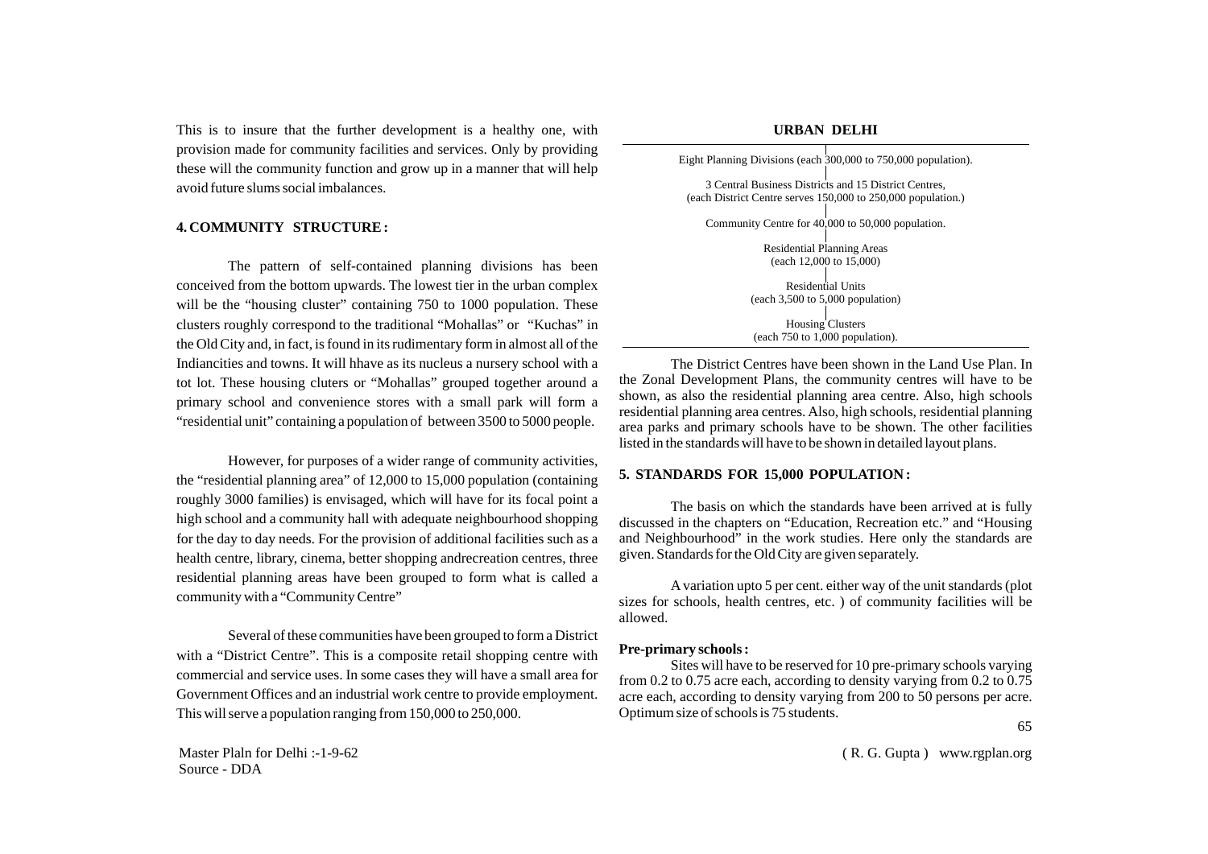This is to insure that the further development is a healthy one, with provision made for community facilities and services. Only by providing these will the community function and grow up in a manner that will help avoid future slums social imbalances.

## 4. COMMUNITY STRUCTURE :

The pattern of self-contained planning divisions has been conceived from the bottom upwards. The lowest tier in the urban complex will be the "housing cluster" containing 750 to 1000 population. These clusters roughly correspond to the traditional "Mohallas" or "Kuchas" in the Old City and, in fact, is found in its rudimentary form in almost all of the Indiancities and towns. It will hhave as its nucleus a nursery school with a tot lot. These housing cluters or "Mohallas" grouped together around a primary school and convenience stores with a small park will form a "residential unit" containing a population of between 3500 to 5000 people.

However, for purposes of a wider range of community activities, the "residential planning area" of 12,000 to 15,000 population (containing roughly 3000 families) is envisaged, which will have for its focal point a high school and a community hall with adequate neighbourhood shopping for the day to day needs. For the provision of additional facilities such as a health centre, library, cinema, better shopping andrecreation centres, three residential planning areas have been grouped to form what is called a community with a "Community Centre"

Several of these communities have been grouped to form a District with a "District Centre". This is a composite retail shopping centre with commercial and service uses. In some cases they will have a small area for Government Offices and an industrial work centre to provide employment. This will serve a population ranging from 150,000 to 250,000.

**URBAN DELHI**

Eight Planning Divisions (each 300,000 to 750,000 population).

3 Central Business Districts and 15 District Centres,
(each District Centre serves 150,000 to 250,000 population.)

Community Centre for 40,000 to 50,000 population.

Residential Planning Areas
(each 12,000 to 15,000)

Residential Units
(each 3,500 to 5,000 population)

Housing Clusters
(each 750 to 1,000 population).

The District Centres have been shown in the Land Use Plan. In the Zonal Development Plans, the community centres will have to be shown, as also the residential planning area centre. Also, high schools residential planning area centres. Also, high schools, residential planning area parks and primary schools have to be shown. The other facilities listed in the standards will have to be shown in detailed layout plans.

## 5. STANDARDS FOR 15,000 POPULATION :

The basis on which the standards have been arrived at is fully discussed in the chapters on "Education, Recreation etc." and "Housing and Neighbourhood" in the work studies. Here only the standards are given. Standards for the Old City are given separately.

A variation upto 5 per cent. either way of the unit standards (plot sizes for schools, health centres, etc. ) of community facilities will be allowed.

**Pre-primary schools :**

Sites will have to be reserved for 10 pre-primary schools varying from 0.2 to 0.75 acre each, according to density varying from 0.2 to 0.75 acre each, according to density varying from 200 to 50 persons per acre. Optimum size of schools is 75 students.

Master Plaln for Delhi :-1-9-62
Source - DDA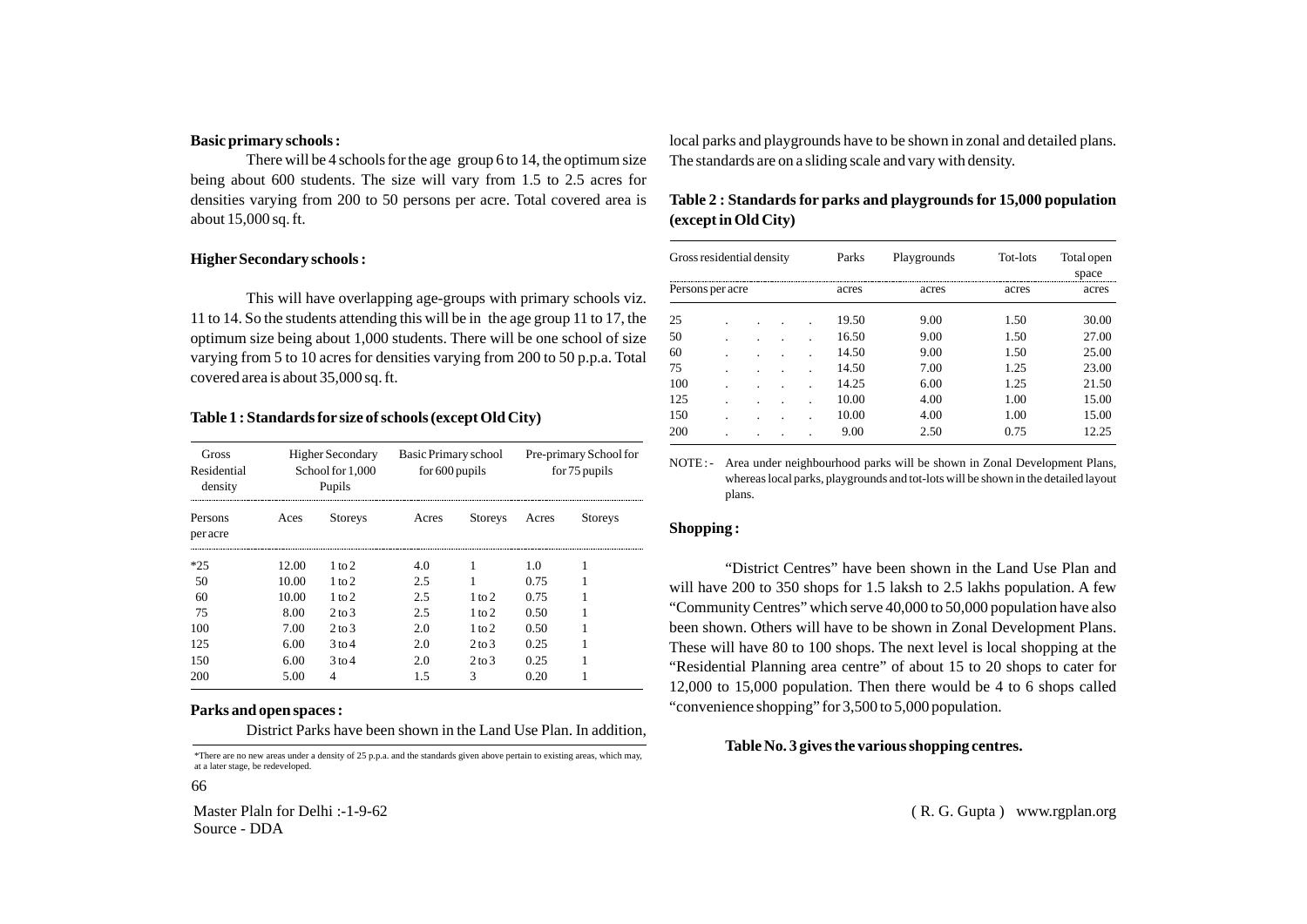**Basic primary schools :**

There will be 4 schools for the age group 6 to 14, the optimum size being about 600 students. The size will vary from 1.5 to 2.5 acres for densities varying from 200 to 50 persons per acre. Total covered area is about 15,000 sq. ft.

**Higher Secondary schools :**

This will have overlapping age-groups with primary schools viz. 11 to 14. So the students attending this will be in the age group 11 to 17, the optimum size being about 1,000 students. There will be one school of size varying from 5 to 10 acres for densities varying from 200 to 50 p.p.a. Total covered area is about 35,000 sq. ft.

**Table 1 : Standards for size of schools (except Old City)**

| Gross Residential density | Higher Secondary School for 1,000 Pupils | | Basic Primary school for 600 pupils | | Pre-primary School for for 75 pupils | |
|---|---|---|---|---|---|---|
| Persons per acre | Aces | Storeys | Acres | Storeys | Acres | Storeys |
| *25 | 12.00 | 1 to 2 | 4.0 | 1 | 1.0 | 1 |
| 50 | 10.00 | 1 to 2 | 2.5 | 1 | 0.75 | 1 |
| 60 | 10.00 | 1 to 2 | 2.5 | 1 to 2 | 0.75 | 1 |
| 75 | 8.00 | 2 to 3 | 2.5 | 1 to 2 | 0.50 | 1 |
| 100 | 7.00 | 2 to 3 | 2.0 | 1 to 2 | 0.50 | 1 |
| 125 | 6.00 | 3 to 4 | 2.0 | 2 to 3 | 0.25 | 1 |
| 150 | 6.00 | 3 to 4 | 2.0 | 2 to 3 | 0.25 | 1 |
| 200 | 5.00 | 4 | 1.5 | 3 | 0.20 | 1 |

**Parks and open spaces :**

District Parks have been shown in the Land Use Plan. In addition, local parks and playgrounds have to be shown in zonal and detailed plans. The standards are on a sliding scale and vary with density.

**Table 2 : Standards for parks and playgrounds for 15,000 population (except in Old City)**

| Gross residential density | Parks | Playgrounds | Tot-lots | Total open space |
|---|---|---|---|---|
| Persons per acre | acres | acres | acres | acres |
| 25 | 19.50 | 9.00 | 1.50 | 30.00 |
| 50 | 16.50 | 9.00 | 1.50 | 27.00 |
| 60 | 14.50 | 9.00 | 1.50 | 25.00 |
| 75 | 14.50 | 7.00 | 1.25 | 23.00 |
| 100 | 14.25 | 6.00 | 1.25 | 21.50 |
| 125 | 10.00 | 4.00 | 1.00 | 15.00 |
| 150 | 10.00 | 4.00 | 1.00 | 15.00 |
| 200 | 9.00 | 2.50 | 0.75 | 12.25 |

NOTE :- Area under neighbourhood parks will be shown in Zonal Development Plans, whereas local parks, playgrounds and tot-lots will be shown in the detailed layout plans.

**Shopping :**

"District Centres" have been shown in the Land Use Plan and will have 200 to 350 shops for 1.5 laksh to 2.5 lakhs population. A few "Community Centres" which serve 40,000 to 50,000 population have also been shown. Others will have to be shown in Zonal Development Plans. These will have 80 to 100 shops. The next level is local shopping at the "Residential Planning area centre" of about 15 to 20 shops to cater for 12,000 to 15,000 population. Then there would be 4 to 6 shops called "convenience shopping" for 3,500 to 5,000 population.

**Table No. 3 gives the various shopping centres.**

*There are no new areas under a density of 25 p.p.a. and the standards given above pertain to existing areas, which may, at a later stage, be redeveloped.

Master Paln for Delhi :-1-9-62
Source - DDA

( R. G. Gupta ) www.rgplan.org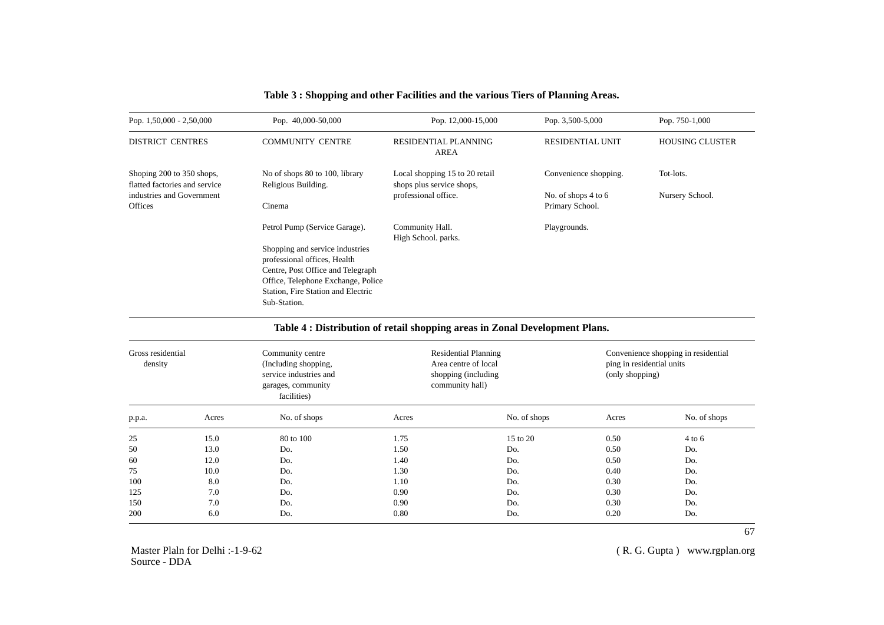**Table 3 : Shopping and other Facilities and the various Tiers of Planning Areas.**

| Pop. 1,50,000 - 2,50,000 | Pop. 40,000-50,000 | Pop. 12,000-15,000 | Pop. 3,500-5,000 | Pop. 750-1,000 |
|---|---|---|---|---|
| DISTRICT CENTRES | COMMUNITY CENTRE | RESIDENTIAL PLANNING AREA | RESIDENTIAL UNIT | HOUSING CLUSTER |
| Shoping 200 to 350 shops, flatted factories and service industries and Government Offices | No of shops 80 to 100, library Religious Building.<br><br>Cinema<br><br>Petrol Pump (Service Garage).<br><br>Shopping and service industries professional offices, Health Centre, Post Office and Telegraph Office, Telephone Exchange, Police Station, Fire Station and Electric Sub-Station. | Local shopping 15 to 20 retail shops plus service shops, professional office.<br><br>Community Hall.<br>High School. parks. | Convenience shopping.<br><br>No. of shops 4 to 6<br>Primary School.<br><br>Playgrounds. | Tot-lots.<br><br>Nursery School. |

**Table 4 : Distribution of retail shopping areas in Zonal Development Plans.**

| Gross residential density | | Community centre (Including shopping, service industries and garages, community facilities) | Residential Planning Area centre of local shopping (including community hall) | | Convenience shopping in residential ping in residential units (only shopping) | |
|---|---|---|---|---|---|---|
| p.p.a. | Acres | No. of shops | Acres | No. of shops | Acres | No. of shops |
| 25 | 15.0 | 80 to 100 | 1.75 | 15 to 20 | 0.50 | 4 to 6 |
| 50 | 13.0 | Do. | 1.50 | Do. | 0.50 | Do. |
| 60 | 12.0 | Do. | 1.40 | Do. | 0.50 | Do. |
| 75 | 10.0 | Do. | 1.30 | Do. | 0.40 | Do. |
| 100 | 8.0 | Do. | 1.10 | Do. | 0.30 | Do. |
| 125 | 7.0 | Do. | 0.90 | Do. | 0.30 | Do. |
| 150 | 7.0 | Do. | 0.90 | Do. | 0.30 | Do. |
| 200 | 6.0 | Do. | 0.80 | Do. | 0.20 | Do. |

Master Plaln for Delhi :-1-9-62
Source - DDA

( R. G. Gupta ) www.rgplan.org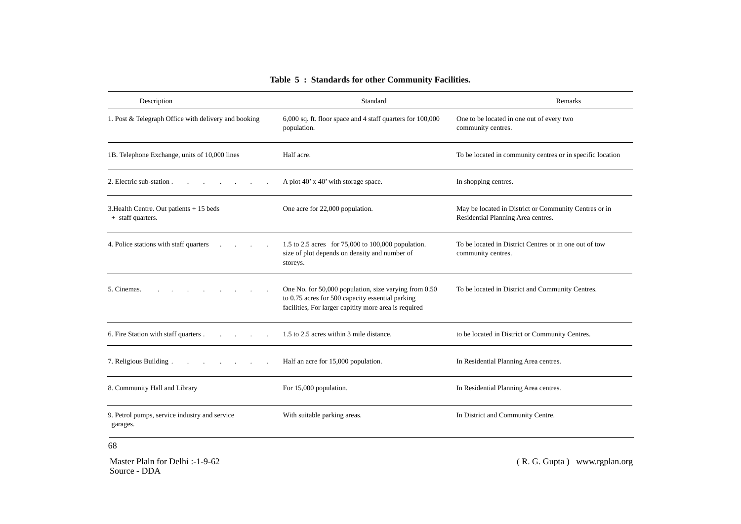**Table 5 : Standards for other Community Facilities.**

| Description | Standard | Remarks |
|---|---|---|
| 1. Post & Telegraph Office with delivery and booking | 6,000 sq. ft. floor space and 4 staff quarters for 100,000 population. | One to be located in one out of every two community centres. |
| 1B. Telephone Exchange, units of 10,000 lines | Half acre. | To be located in community centres or in specific location |
| 2. Electric sub-station . . . . . . . | A plot 40' x 40' with storage space. | In shopping centres. |
| 3.Health Centre. Out patients + 15 beds + staff quarters. | One acre for 22,000 population. | May be located in District or Community Centres or in Residential Planning Area centres. |
| 4. Police stations with staff quarters . . . . | 1.5 to 2.5 acres for 75,000 to 100,000 population. size of plot depends on density and number of storeys. | To be located in District Centres or in one out of tow community centres. |
| 5. Cinemas. . . . . . . . . . | One No. for 50,000 population, size varying from 0.50 to 0.75 acres for 500 capacity essential parking facilities, For larger capitity more area is required | To be located in District and Community Centres. |
| 6. Fire Station with staff quarters . . . . . | 1.5 to 2.5 acres within 3 mile distance. | to be located in District or Community Centres. |
| 7. Religious Building . . . . . . . | Half an acre for 15,000 population. | In Residential Planning Area centres. |
| 8. Community Hall and Library | For 15,000 population. | In Residential Planning Area centres. |
| 9. Petrol pumps, service industry and service garages. | With suitable parking areas. | In District and Community Centre. |

Master Plaln for Delhi :-1-9-62
Source - DDA

( R. G. Gupta ) www.rgplan.org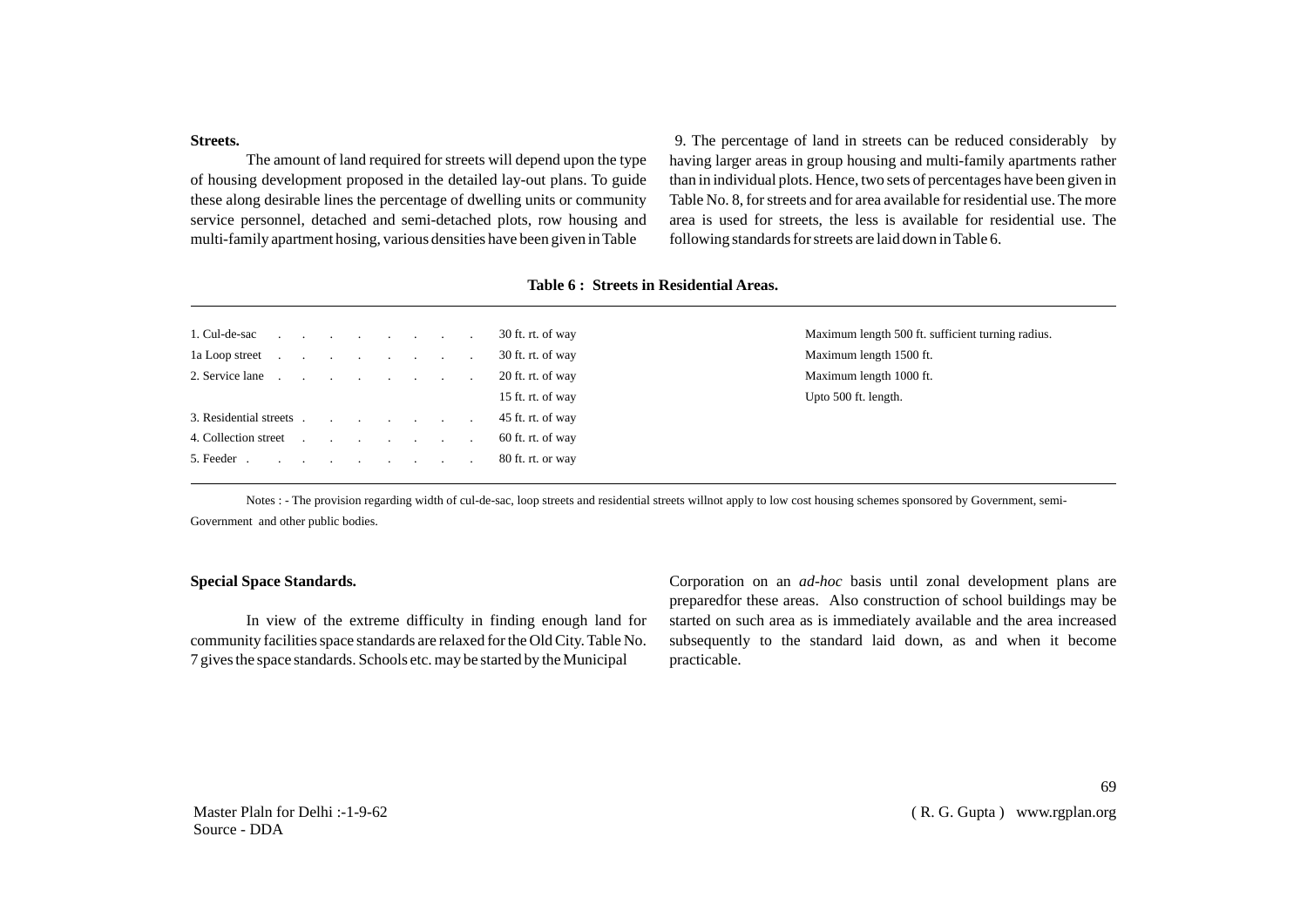**Streets.**

The amount of land required for streets will depend upon the type of housing development proposed in the detailed lay-out plans. To guide these along desirable lines the percentage of dwelling units or community service personnel, detached and semi-detached plots, row housing and multi-family apartment hosing, various densities have been given in Table

9. The percentage of land in streets can be reduced considerably by having larger areas in group housing and multi-family apartments rather than in individual plots. Hence, two sets of percentages have been given in Table No. 8, for streets and for area available for residential use. The more area is used for streets, the less is available for residential use. The following standards for streets are laid down in Table 6.

**Table 6 : Streets in Residential Areas.**

| | | |
|---|---|---|
| 1. Cul-de-sac | 30 ft. rt. of way | Maximum length 500 ft. sufficient turning radius. |
| 1a Loop street | 30 ft. rt. of way | Maximum length 1500 ft. |
| 2. Service lane | 20 ft. rt. of way | Maximum length 1000 ft. |
| | 15 ft. rt. of way | Upto 500 ft. length. |
| 3. Residential streets | 45 ft. rt. of way | |
| 4. Collection street | 60 ft. rt. of way | |
| 5. Feeder | 80 ft. rt. or way | |

Notes : - The provision regarding width of cul-de-sac, loop streets and residential streets willnot apply to low cost housing schemes sponsored by Government, semi-Government and other public bodies.

**Special Space Standards.**

In view of the extreme difficulty in finding enough land for community facilities space standards are relaxed for the Old City. Table No. 7 gives the space standards. Schools etc. may be started by the Municipal Corporation on an *ad-hoc* basis until zonal development plans are preparedfor these areas. Also construction of school buildings may be started on such area as is immediately available and the area increased subsequently to the standard laid down, as and when it become practicable.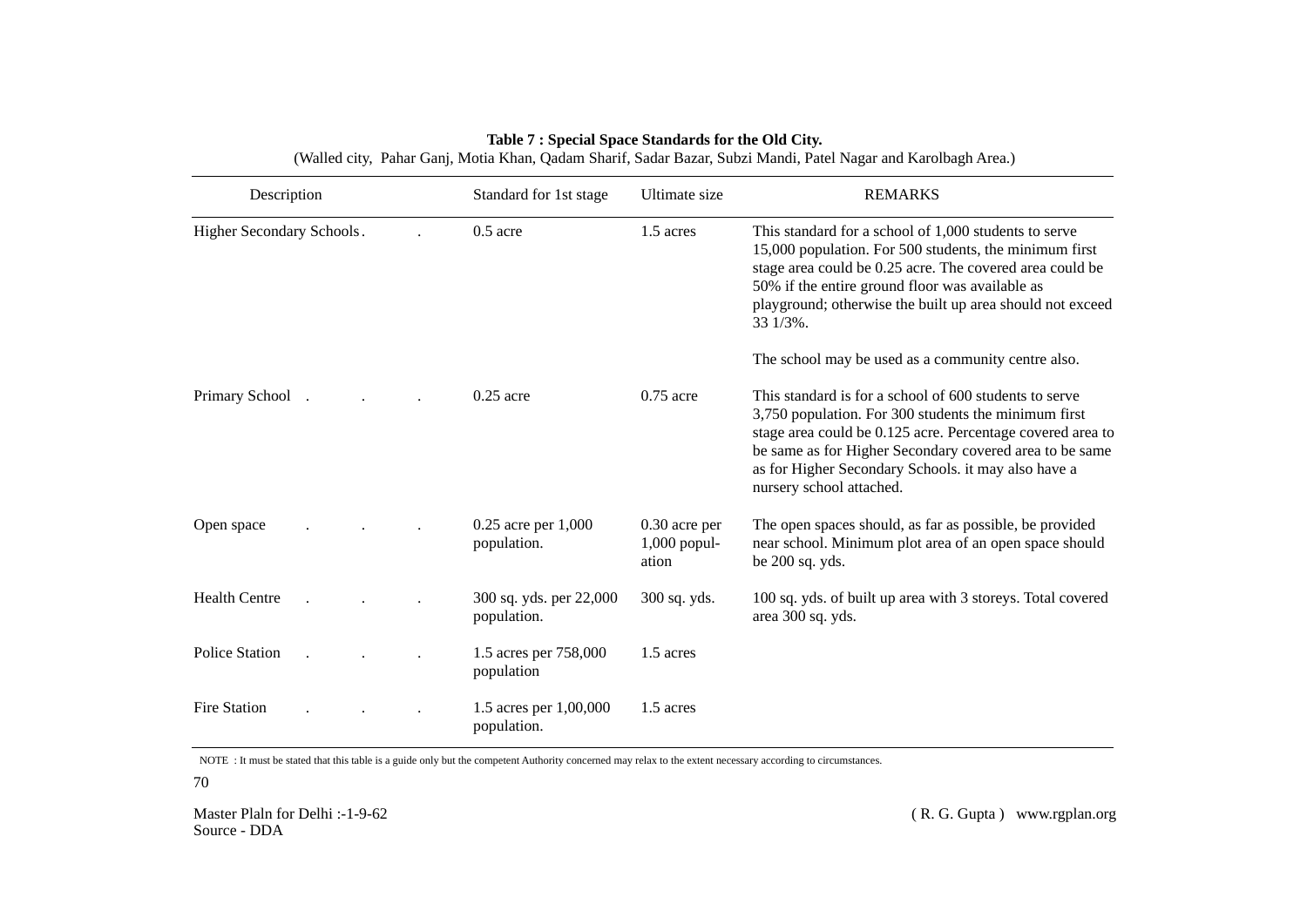**Table 7 : Special Space Standards for the Old City.**

(Walled city, Pahar Ganj, Motia Khan, Qadam Sharif, Sadar Bazar, Subzi Mandi, Patel Nagar and Karolbagh Area.)

| Description | Standard for 1st stage | Ultimate size | REMARKS |
|---|---|---|---|
| Higher Secondary Schools . . | 0.5 acre | 1.5 acres | This standard for a school of 1,000 students to serve 15,000 population. For 500 students, the minimum first stage area could be 0.25 acre. The covered area could be 50% if the entire ground floor was available as playground; otherwise the built up area should not exceed 33 1/3%. The school may be used as a community centre also. |
| Primary School . . . | 0.25 acre | 0.75 acre | This standard is for a school of 600 students to serve 3,750 population. For 300 students the minimum first stage area could be 0.125 acre. Percentage covered area to be same as for Higher Secondary covered area to be same as for Higher Secondary Schools. it may also have a nursery school attached. |
| Open space . . . | 0.25 acre per 1,000 population. | 0.30 acre per 1,000 popul-ation | The open spaces should, as far as possible, be provided near school. Minimum plot area of an open space should be 200 sq. yds. |
| Health Centre . . . | 300 sq. yds. per 22,000 population. | 300 sq. yds. | 100 sq. yds. of built up area with 3 storeys. Total covered area 300 sq. yds. |
| Police Station . . . | 1.5 acres per 758,000 population | 1.5 acres | |
| Fire Station . . . | 1.5 acres per 1,00,000 population. | 1.5 acres | |

NOTE : It must be stated that this table is a guide only but the competent Authority concerned may relax to the extent necessary according to circumstances.

Master Plaln for Delhi :-1-9-62
Source - DDA

( R. G. Gupta ) www.rgplan.org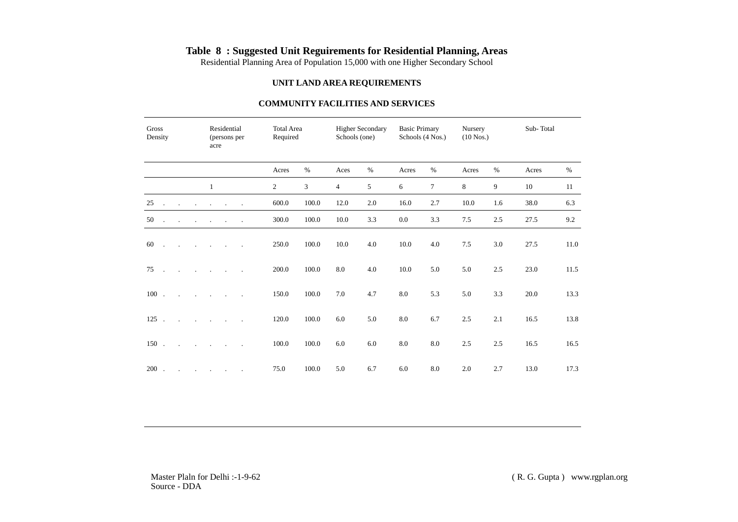# Table 8 : Suggested Unit Reguirements for Residential Planning, Areas

Residential Planning Area of Population 15,000 with one Higher Secondary School

### UNIT LAND AREA REQUIREMENTS

### COMMUNITY FACILITIES AND SERVICES

| Gross Density | Residential (persons per acre | Total Area Required | | Higher Secondary Schools (one) | | Basic Primary Schools (4 Nos.) | | Nursery (10 Nos.) | | Sub- Total | |
|---|---|---|---|---|---|---|---|---|---|---|---|
| | | Acres | % | Aces | % | Acres | % | Acres | % | Acres | % |
| | 1 | 2 | 3 | 4 | 5 | 6 | 7 | 8 | 9 | 10 | 11 |
| 25 . . . . . . | | 600.0 | 100.0 | 12.0 | 2.0 | 16.0 | 2.7 | 10.0 | 1.6 | 38.0 | 6.3 |
| 50 . . . . . . | | 300.0 | 100.0 | 10.0 | 3.3 | 0.0 | 3.3 | 7.5 | 2.5 | 27.5 | 9.2 |
| 60 . . . . . . | | 250.0 | 100.0 | 10.0 | 4.0 | 10.0 | 4.0 | 7.5 | 3.0 | 27.5 | 11.0 |
| 75 . . . . . . | | 200.0 | 100.0 | 8.0 | 4.0 | 10.0 | 5.0 | 5.0 | 2.5 | 23.0 | 11.5 |
| 100 . . . . . . | | 150.0 | 100.0 | 7.0 | 4.7 | 8.0 | 5.3 | 5.0 | 3.3 | 20.0 | 13.3 |
| 125 . . . . . . | | 120.0 | 100.0 | 6.0 | 5.0 | 8.0 | 6.7 | 2.5 | 2.1 | 16.5 | 13.8 |
| 150 . . . . . . | | 100.0 | 100.0 | 6.0 | 6.0 | 8.0 | 8.0 | 2.5 | 2.5 | 16.5 | 16.5 |
| 200 . . . . . . | | 75.0 | 100.0 | 5.0 | 6.7 | 6.0 | 8.0 | 2.0 | 2.7 | 13.0 | 17.3 |

Master Plaln for Delhi :-1-9-62
Source - DDA

( R. G. Gupta ) www.rgplan.org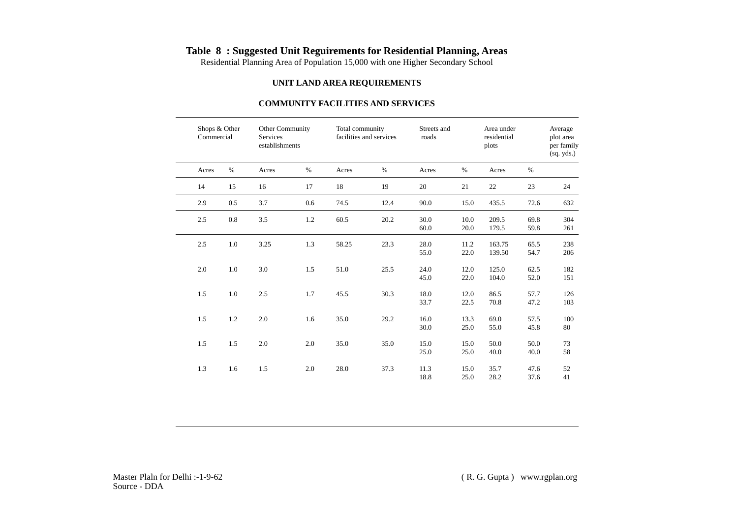**Table 8 : Suggested Unit Reguirements for Residential Planning, Areas**

Residential Planning Area of Population 15,000 with one Higher Secondary School

**UNIT LAND AREA REQUIREMENTS**

**COMMUNITY FACILITIES AND SERVICES**

| Shops & Other Commercial | | Other Community Services establishments | | Total community facilities and services | | Streets and roads | | Area under residential plots | | Average plot area per family (sq. yds.) |
|---|---|---|---|---|---|---|---|---|---|---|
| Acres | % | Acres | % | Acres | % | Acres | % | Acres | % | |
| 14 | 15 | 16 | 17 | 18 | 19 | 20 | 21 | 22 | 23 | 24 |
| 2.9 | 0.5 | 3.7 | 0.6 | 74.5 | 12.4 | 90.0 | 15.0 | 435.5 | 72.6 | 632 |
| 2.5 | 0.8 | 3.5 | 1.2 | 60.5 | 20.2 | 30.0<br>60.0 | 10.0<br>20.0 | 209.5<br>179.5 | 69.8<br>59.8 | 304<br>261 |
| 2.5 | 1.0 | 3.25 | 1.3 | 58.25 | 23.3 | 28.0<br>55.0 | 11.2<br>22.0 | 163.75<br>139.50 | 65.5<br>54.7 | 238<br>206 |
| 2.0 | 1.0 | 3.0 | 1.5 | 51.0 | 25.5 | 24.0<br>45.0 | 12.0<br>22.0 | 125.0<br>104.0 | 62.5<br>52.0 | 182<br>151 |
| 1.5 | 1.0 | 2.5 | 1.7 | 45.5 | 30.3 | 18.0<br>33.7 | 12.0<br>22.5 | 86.5<br>70.8 | 57.7<br>47.2 | 126<br>103 |
| 1.5 | 1.2 | 2.0 | 1.6 | 35.0 | 29.2 | 16.0<br>30.0 | 13.3<br>25.0 | 69.0<br>55.0 | 57.5<br>45.8 | 100<br>80 |
| 1.5 | 1.5 | 2.0 | 2.0 | 35.0 | 35.0 | 15.0<br>25.0 | 15.0<br>25.0 | 50.0<br>40.0 | 50.0<br>40.0 | 73<br>58 |
| 1.3 | 1.6 | 1.5 | 2.0 | 28.0 | 37.3 | 11.3<br>18.8 | 15.0<br>25.0 | 35.7<br>28.2 | 47.6<br>37.6 | 52<br>41 |

Master Plaln for Delhi :-1-9-62
Source - DDA

( R. G. Gupta ) www.rgplan.org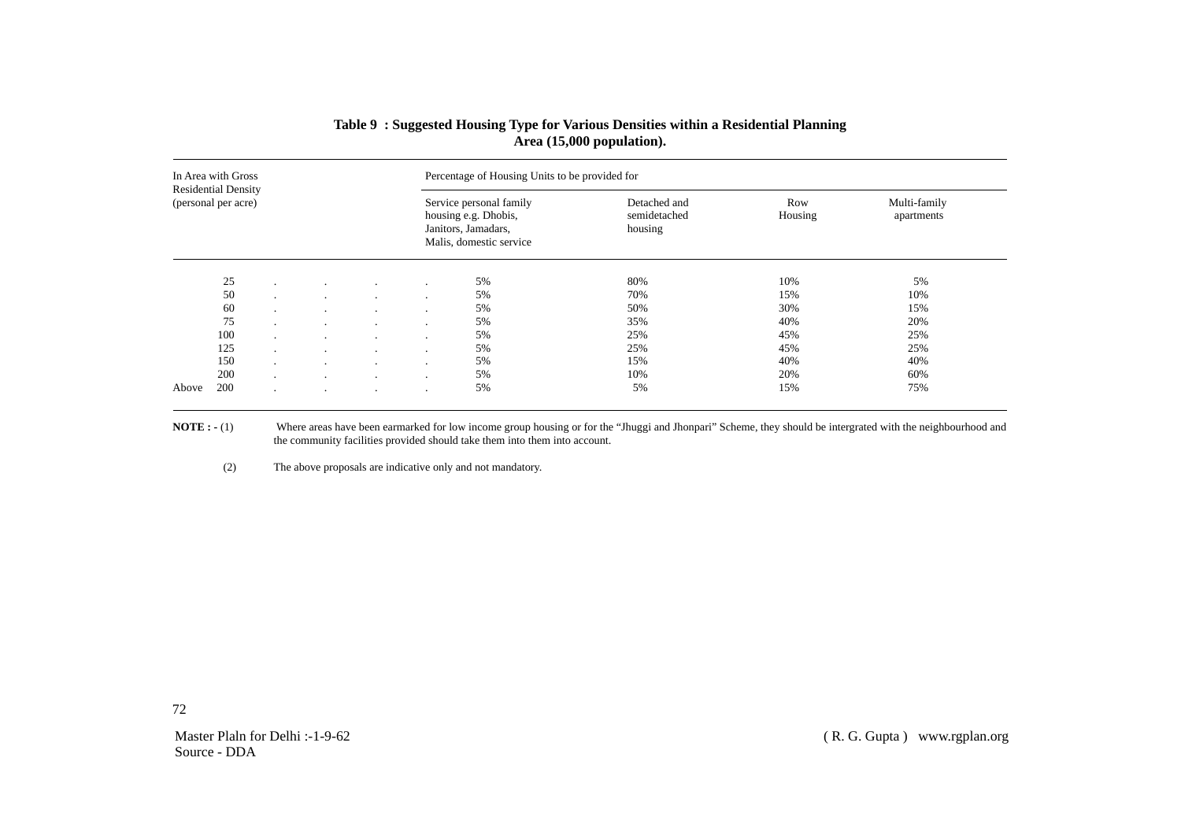**Table 9 : Suggested Housing Type for Various Densities within a Residential Planning Area (15,000 population).**

| In Area with Gross Residential Density (personal per acre) | Percentage of Housing Units to be provided for | | | |
|---|---|---|---|---|
| | Service personal family housing e.g. Dhobis, Janitors, Jamadars, Malis, domestic service | Detached and semidetached housing | Row Housing | Multi-family apartments |
| 25 | 5% | 80% | 10% | 5% |
| 50 | 5% | 70% | 15% | 10% |
| 60 | 5% | 50% | 30% | 15% |
| 75 | 5% | 35% | 40% | 20% |
| 100 | 5% | 25% | 45% | 25% |
| 125 | 5% | 25% | 45% | 25% |
| 150 | 5% | 15% | 40% | 40% |
| 200 | 5% | 10% | 20% | 60% |
| Above 200 | 5% | 5% | 15% | 75% |

**NOTE : -** (1) Where areas have been earmarked for low income group housing or for the "Jhuggi and Jhonpari" Scheme, they should be intergrated with the neighbourhood and the community facilities provided should take them into them into account.

(2) The above proposals are indicative only and not mandatory.

Master Plaln for Delhi :-1-9-62
Source - DDA

( R. G. Gupta ) www.rgplan.org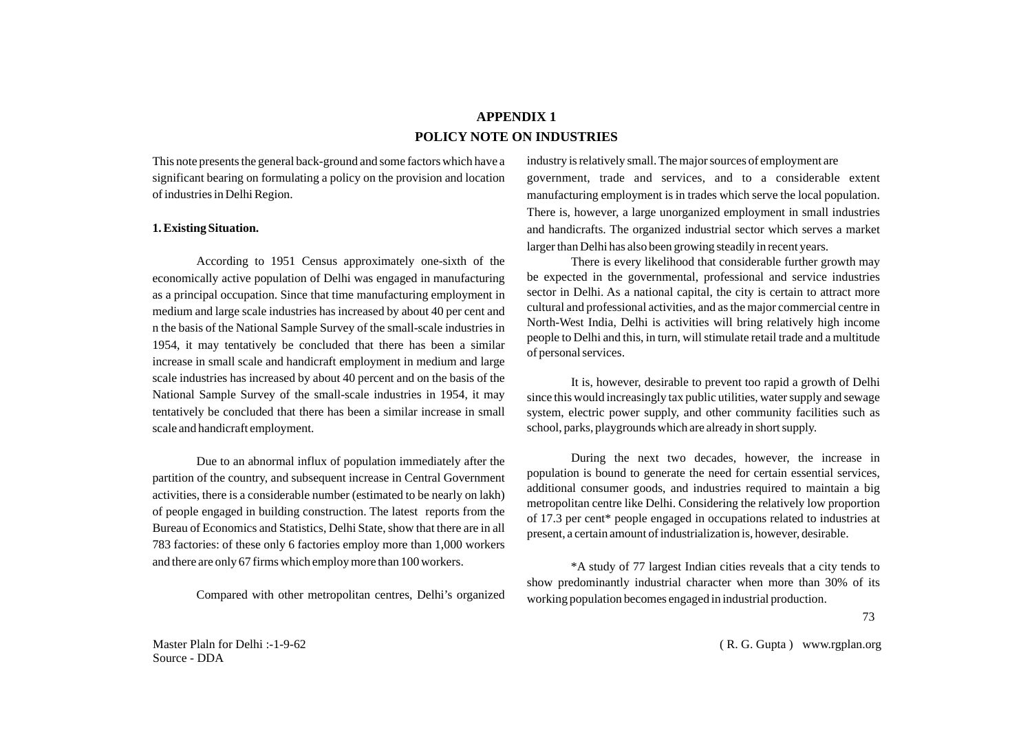# APPENDIX 1

## POLICY NOTE ON INDUSTRIES

This note presents the general back-ground and some factors which have a significant bearing on formulating a policy on the provision and location of industries in Delhi Region.

**1. Existing Situation.**

According to 1951 Census approximately one-sixth of the economically active population of Delhi was engaged in manufacturing as a principal occupation. Since that time manufacturing employment in medium and large scale industries has increased by about 40 per cent and n the basis of the National Sample Survey of the small-scale industries in 1954, it may tentatively be concluded that there has been a similar increase in small scale and handicraft employment in medium and large scale industries has increased by about 40 percent and on the basis of the National Sample Survey of the small-scale industries in 1954, it may tentatively be concluded that there has been a similar increase in small scale and handicraft employment.

Due to an abnormal influx of population immediately after the partition of the country, and subsequent increase in Central Government activities, there is a considerable number (estimated to be nearly on lakh) of people engaged in building construction. The latest reports from the Bureau of Economics and Statistics, Delhi State, show that there are in all 783 factories: of these only 6 factories employ more than 1,000 workers and there are only 67 firms which employ more than 100 workers.

Compared with other metropolitan centres, Delhi's organized industry is relatively small. The major sources of employment are government, trade and services, and to a considerable extent manufacturing employment is in trades which serve the local population. There is, however, a large unorganized employment in small industries and handicrafts. The organized industrial sector which serves a market larger than Delhi has also been growing steadily in recent years.

There is every likelihood that considerable further growth may be expected in the governmental, professional and service industries sector in Delhi. As a national capital, the city is certain to attract more cultural and professional activities, and as the major commercial centre in North-West India, Delhi is activities will bring relatively high income people to Delhi and this, in turn, will stimulate retail trade and a multitude of personal services.

It is, however, desirable to prevent too rapid a growth of Delhi since this would increasingly tax public utilities, water supply and sewage system, electric power supply, and other community facilities such as school, parks, playgrounds which are already in short supply.

During the next two decades, however, the increase in population is bound to generate the need for certain essential services, additional consumer goods, and industries required to maintain a big metropolitan centre like Delhi. Considering the relatively low proportion of 17.3 per cent* people engaged in occupations related to industries at present, a certain amount of industrialization is, however, desirable.

*A study of 77 largest Indian cities reveals that a city tends to show predominantly industrial character when more than 30% of its working population becomes engaged in industrial production.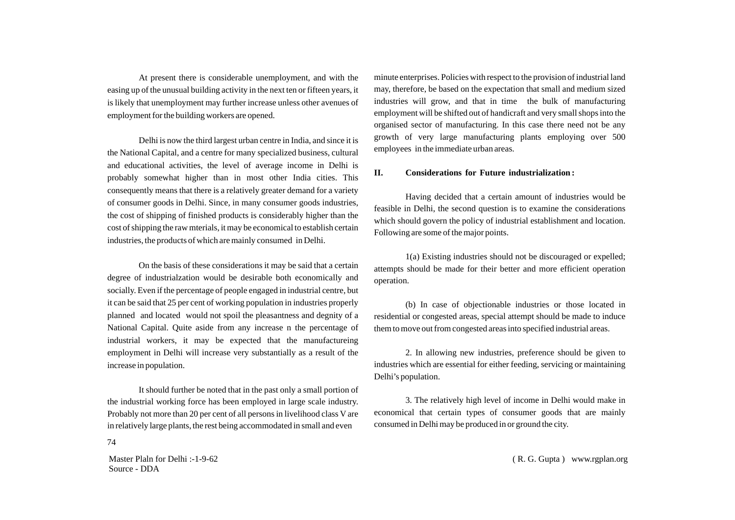At present there is considerable unemployment, and with the easing up of the unusual building activity in the next ten or fifteen years, it is likely that unemployment may further increase unless other avenues of employment for the building workers are opened.

Delhi is now the third largest urban centre in India, and since it is the National Capital, and a centre for many specialized business, cultural and educational activities, the level of average income in Delhi is probably somewhat higher than in most other India cities. This consequently means that there is a relatively greater demand for a variety of consumer goods in Delhi. Since, in many consumer goods industries, the cost of shipping of finished products is considerably higher than the cost of shipping the raw mterials, it may be economical to establish certain industries, the products of which are mainly consumed in Delhi.

On the basis of these considerations it may be said that a certain degree of industrialzation would be desirable both economically and socially. Even if the percentage of people engaged in industrial centre, but it can be said that 25 per cent of working population in industries properly planned and located would not spoil the pleasantness and degnity of a National Capital. Quite aside from any increase n the percentage of industrial workers, it may be expected that the manufactureing employment in Delhi will increase very substantially as a result of the increase in population.

It should further be noted that in the past only a small portion of the industrial working force has been employed in large scale industry. Probably not more than 20 per cent of all persons in livelihood class V are in relatively large plants, the rest being accommodated in small and even minute enterprises. Policies with respect to the provision of industrial land may, therefore, be based on the expectation that small and medium sized industries will grow, and that in time the bulk of manufacturing employment will be shifted out of handicraft and very small shops into the organised sector of manufacturing. In this case there need not be any growth of very large manufacturing plants employing over 500 employees in the immediate urban areas.

## II. Considerations for Future industrialization :

Having decided that a certain amount of industries would be feasible in Delhi, the second question is to examine the considerations which should govern the policy of industrial establishment and location. Following are some of the major points.

1(a) Existing industries should not be discouraged or expelled; attempts should be made for their better and more efficient operation operation.

(b) In case of objectionable industries or those located in residential or congested areas, special attempt should be made to induce them to move out from congested areas into specified industrial areas.

2. In allowing new industries, preference should be given to industries which are essential for either feeding, servicing or maintaining Delhi's population.

3. The relatively high level of income in Delhi would make in economical that certain types of consumer goods that are mainly consumed in Delhi may be produced in or ground the city.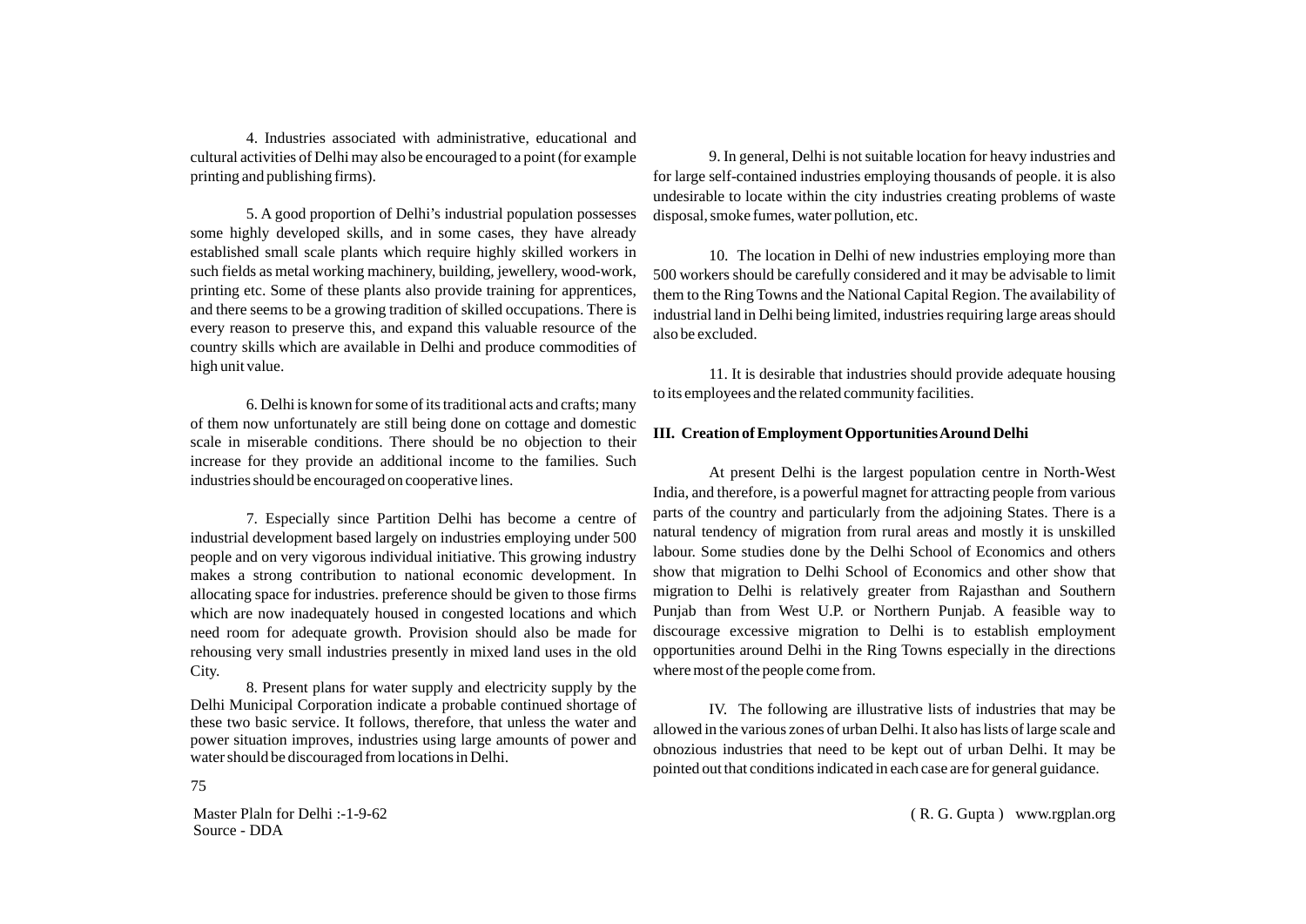4. Industries associated with administrative, educational and cultural activities of Delhi may also be encouraged to a point (for example printing and publishing firms).

5. A good proportion of Delhi's industrial population possesses some highly developed skills, and in some cases, they have already established small scale plants which require highly skilled workers in such fields as metal working machinery, building, jewellery, wood-work, printing etc. Some of these plants also provide training for apprentices, and there seems to be a growing tradition of skilled occupations. There is every reason to preserve this, and expand this valuable resource of the country skills which are available in Delhi and produce commodities of high unit value.

6. Delhi is known for some of its traditional acts and crafts; many of them now unfortunately are still being done on cottage and domestic scale in miserable conditions. There should be no objection to their increase for they provide an additional income to the families. Such industries should be encouraged on cooperative lines.

7. Especially since Partition Delhi has become a centre of industrial development based largely on industries employing under 500 people and on very vigorous individual initiative. This growing industry makes a strong contribution to national economic development. In allocating space for industries. preference should be given to those firms which are now inadequately housed in congested locations and which need room for adequate growth. Provision should also be made for rehousing very small industries presently in mixed land uses in the old City.

8. Present plans for water supply and electricity supply by the Delhi Municipal Corporation indicate a probable continued shortage of these two basic service. It follows, therefore, that unless the water and power situation improves, industries using large amounts of power and water should be discouraged from locations in Delhi.

9. In general, Delhi is not suitable location for heavy industries and for large self-contained industries employing thousands of people. it is also undesirable to locate within the city industries creating problems of waste disposal, smoke fumes, water pollution, etc.

10. The location in Delhi of new industries employing more than 500 workers should be carefully considered and it may be advisable to limit them to the Ring Towns and the National Capital Region. The availability of industrial land in Delhi being limited, industries requiring large areas should also be excluded.

11. It is desirable that industries should provide adequate housing to its employees and the related community facilities.

**III. Creation of Employment Opportunities Around Delhi**

At present Delhi is the largest population centre in North-West India, and therefore, is a powerful magnet for attracting people from various parts of the country and particularly from the adjoining States. There is a natural tendency of migration from rural areas and mostly it is unskilled labour. Some studies done by the Delhi School of Economics and others show that migration to Delhi School of Economics and other show that migration to Delhi is relatively greater from Rajasthan and Southern Punjab than from West U.P. or Northern Punjab. A feasible way to discourage excessive migration to Delhi is to establish employment opportunities around Delhi in the Ring Towns especially in the directions where most of the people come from.

IV. The following are illustrative lists of industries that may be allowed in the various zones of urban Delhi. It also has lists of large scale and obnozious industries that need to be kept out of urban Delhi. It may be pointed out that conditions indicated in each case are for general guidance.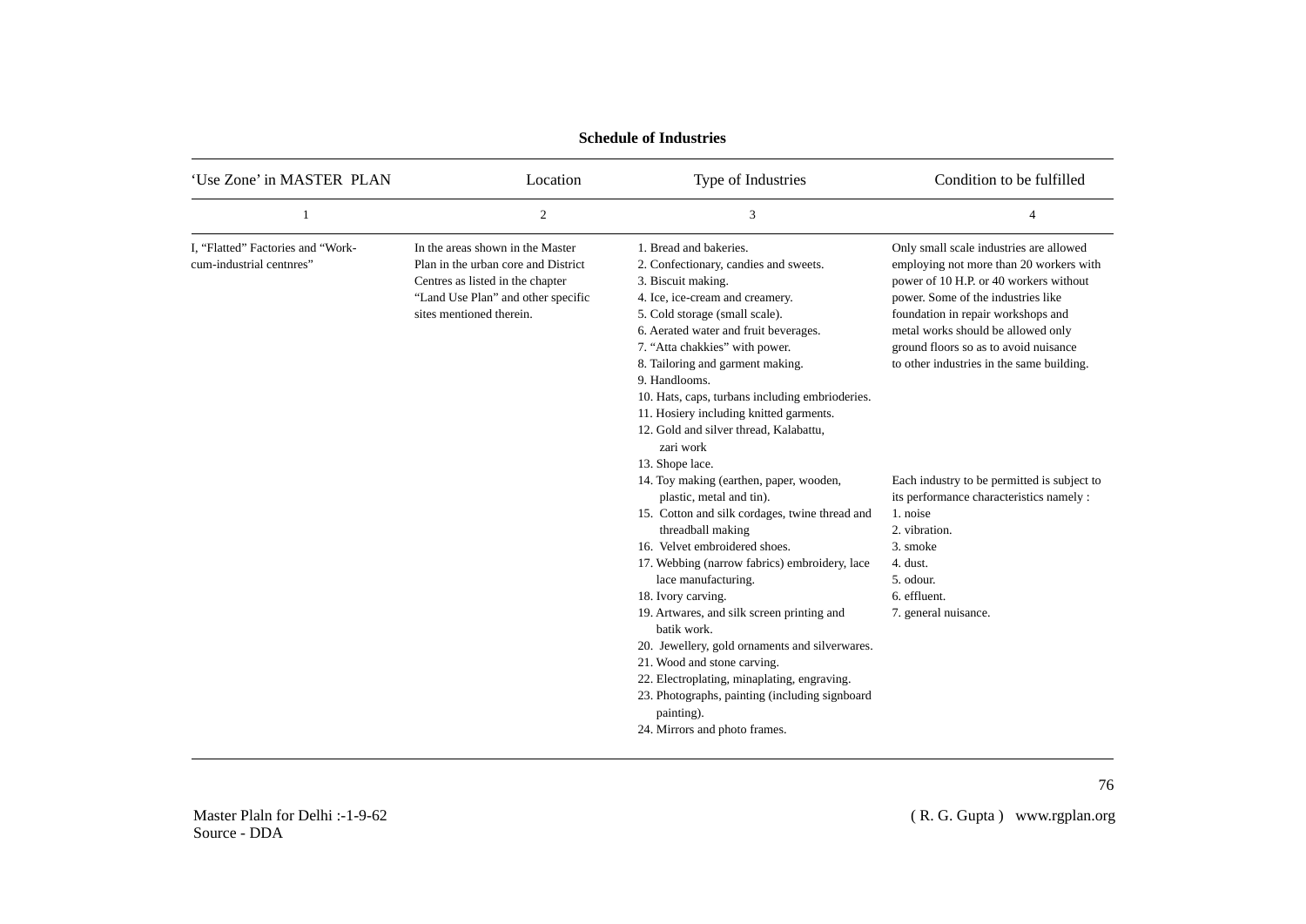**Schedule of Industries**

| 'Use Zone' in MASTER PLAN | Location | Type of Industries | Condition to be fulfilled |
|---|---|---|---|
| 1 | 2 | 3 | 4 |
| I, "Flatted" Factories and "Work-cum-industrial centnres" | In the areas shown in the Master Plan in the urban core and District Centres as listed in the chapter "Land Use Plan" and other specific sites mentioned therein. | 1. Bread and bakeries.<br>2. Confectionary, candies and sweets.<br>3. Biscuit making.<br>4. Ice, ice-cream and creamery.<br>5. Cold storage (small scale).<br>6. Aerated water and fruit beverages.<br>7. "Atta chakkies" with power.<br>8. Tailoring and garment making.<br>9. Handlooms.<br>10. Hats, caps, turbans including embrioderies.<br>11. Hosiery including knitted garments.<br>12. Gold and silver thread, Kalabattu, zari work<br>13. Shope lace. | Only small scale industries are allowed employing not more than 20 workers with power of 10 H.P. or 40 workers without power. Some of the industries like foundation in repair workshops and metal works should be allowed only ground floors so as to avoid nuisance to other industries in the same building. |
| | | 14. Toy making (earthen, paper, wooden, plastic, metal and tin).<br>15. Cotton and silk cordages, twine thread and threadball making<br>16. Velvet embroidered shoes.<br>17. Webbing (narrow fabrics) embroidery, lace lace manufacturing.<br>18. Ivory carving.<br>19. Artwares, and silk screen printing and batik work.<br>20. Jewellery, gold ornaments and silverwares.<br>21. Wood and stone carving.<br>22. Electroplating, minaplating, engraving.<br>23. Photographs, painting (including signboard painting).<br>24. Mirrors and photo frames. | Each industry to be permitted is subject to its performance characteristics namely :<br>1. noise<br>2. vibration.<br>3. smoke<br>4. dust.<br>5. odour.<br>6. effluent.<br>7. general nuisance. |

Master Plaln for Delhi :-1-9-62
Source - DDA

( R. G. Gupta ) www.rgplan.org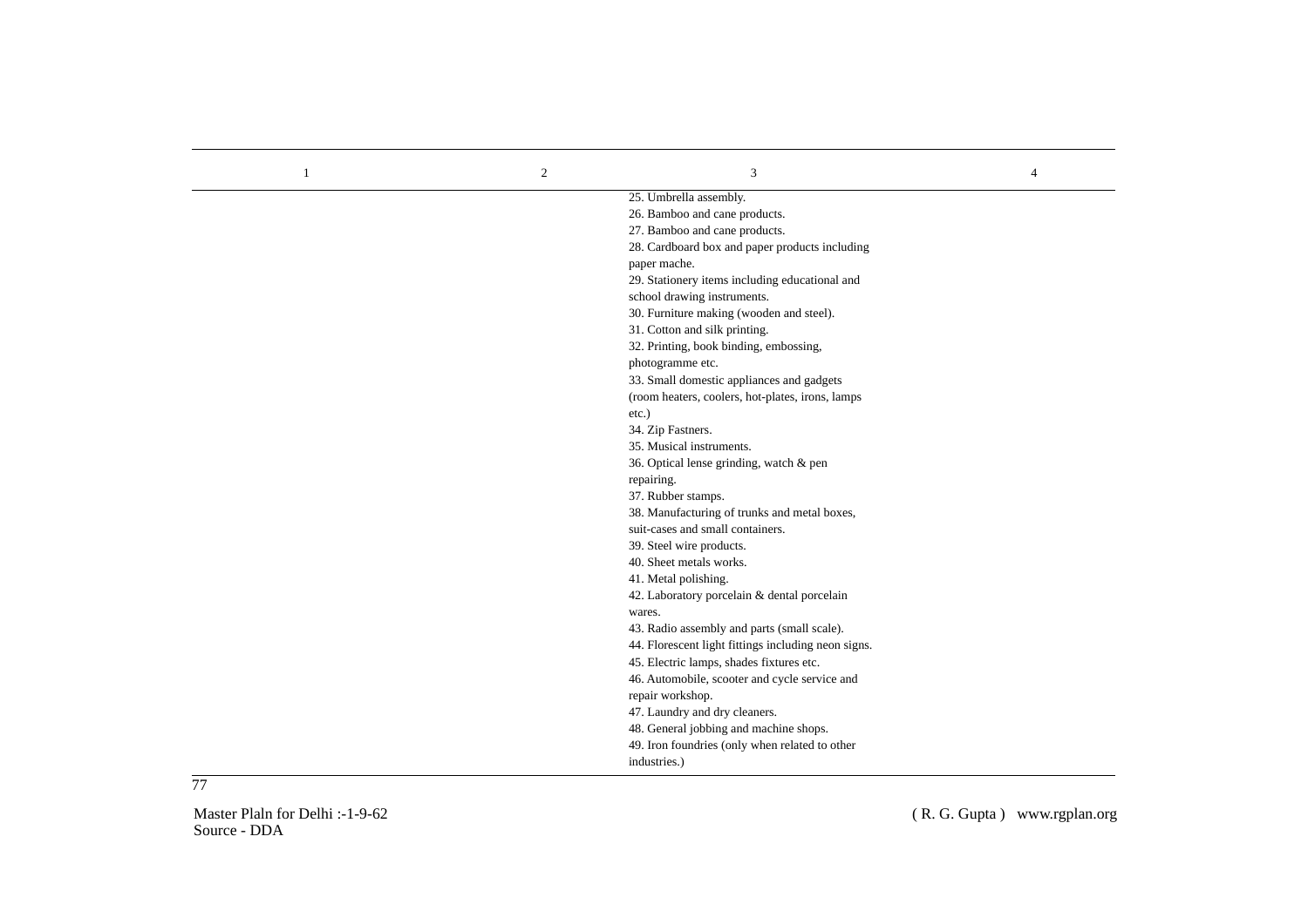| 1 | 2 | 3 | 4 |
|---|---|---|---|
| | | 25. Umbrella assembly.<br>26. Bamboo and cane products.<br>27. Bamboo and cane products.<br>28. Cardboard box and paper products including paper mache.<br>29. Stationery items including educational and school drawing instruments.<br>30. Furniture making (wooden and steel).<br>31. Cotton and silk printing.<br>32. Printing, book binding, embossing, photogramme etc.<br>33. Small domestic appliances and gadgets (room heaters, coolers, hot-plates, irons, lamps etc.)<br>34. Zip Fastners.<br>35. Musical instruments.<br>36. Optical lense grinding, watch & pen repairing.<br>37. Rubber stamps.<br>38. Manufacturing of trunks and metal boxes, suit-cases and small containers.<br>39. Steel wire products.<br>40. Sheet metals works.<br>41. Metal polishing.<br>42. Laboratory porcelain & dental porcelain wares.<br>43. Radio assembly and parts (small scale).<br>44. Florescent light fittings including neon signs.<br>45. Electric lamps, shades fixtures etc.<br>46. Automobile, scooter and cycle service and repair workshop.<br>47. Laundry and dry cleaners.<br>48. General jobbing and machine shops.<br>49. Iron foundries (only when related to other industries.) | |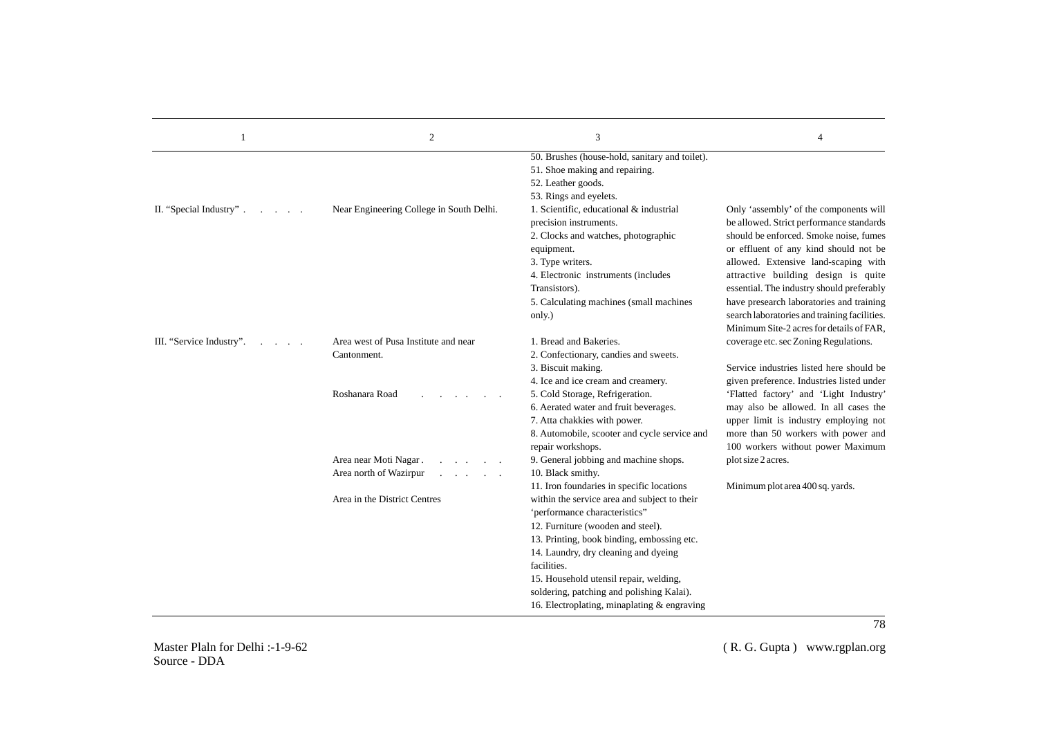| 1 | 2 | 3 | 4 |
|---|---|---|---|
| | | 50. Brushes (house-hold, sanitary and toilet). | |
| | | 51. Shoe making and repairing. | |
| | | 52. Leather goods. | |
| | | 53. Rings and eyelets. | |
| II. "Special Industry" . . . . . | Near Engineering College in South Delhi. | 1. Scientific, educational & industrial precision instruments.<br>2. Clocks and watches, photographic equipment.<br>3. Type writers.<br>4. Electronic instruments (includes Transistors).<br>5. Calculating machines (small machines only.) | Only 'assembly' of the components will be allowed. Strict performance standards should be enforced. Smoke noise, fumes or effluent of any kind should not be allowed. Extensive land-scaping with attractive building design is quite essential. The industry should preferably have presearch laboratories and training search laboratories and training facilities. Minimum Site-2 acres for details of FAR, coverage etc. sec Zoning Regulations. |
| III. "Service Industry". . . . . | Area west of Pusa Institute and near Cantonment. | 1. Bread and Bakeries.<br>2. Confectionary, candies and sweets.<br>3. Biscuit making.<br>4. Ice and ice cream and creamery. | Service industries listed here should be given preference. Industries listed under 'Flatted factory' and 'Light Industry' may also be allowed. In all cases the upper limit is industry employing not more than 50 workers with power and 100 workers without power Maximum plot size 2 acres. |
| | Roshanara Road . . . . . . | 5. Cold Storage, Refrigeration.<br>6. Aerated water and fruit beverages.<br>7. Atta chakkies with power.<br>8. Automobile, scooter and cycle service and repair workshops. | |
| | Area near Moti Nagar . . . . . . | 9. General jobbing and machine shops. | |
| | Area north of Wazirpur . . . . . | 10. Black smithy.<br>11. Iron foundaries in specific locations | Minimum plot area 400 sq. yards. |
| | Area in the District Centres | within the service area and subject to their 'performance characteristics"<br>12. Furniture (wooden and steel).<br>13. Printing, book binding, embossing etc.<br>14. Laundry, dry cleaning and dyeing facilities.<br>15. Household utensil repair, welding, soldering, patching and polishing Kalai).<br>16. Electroplating, minaplating & engraving | |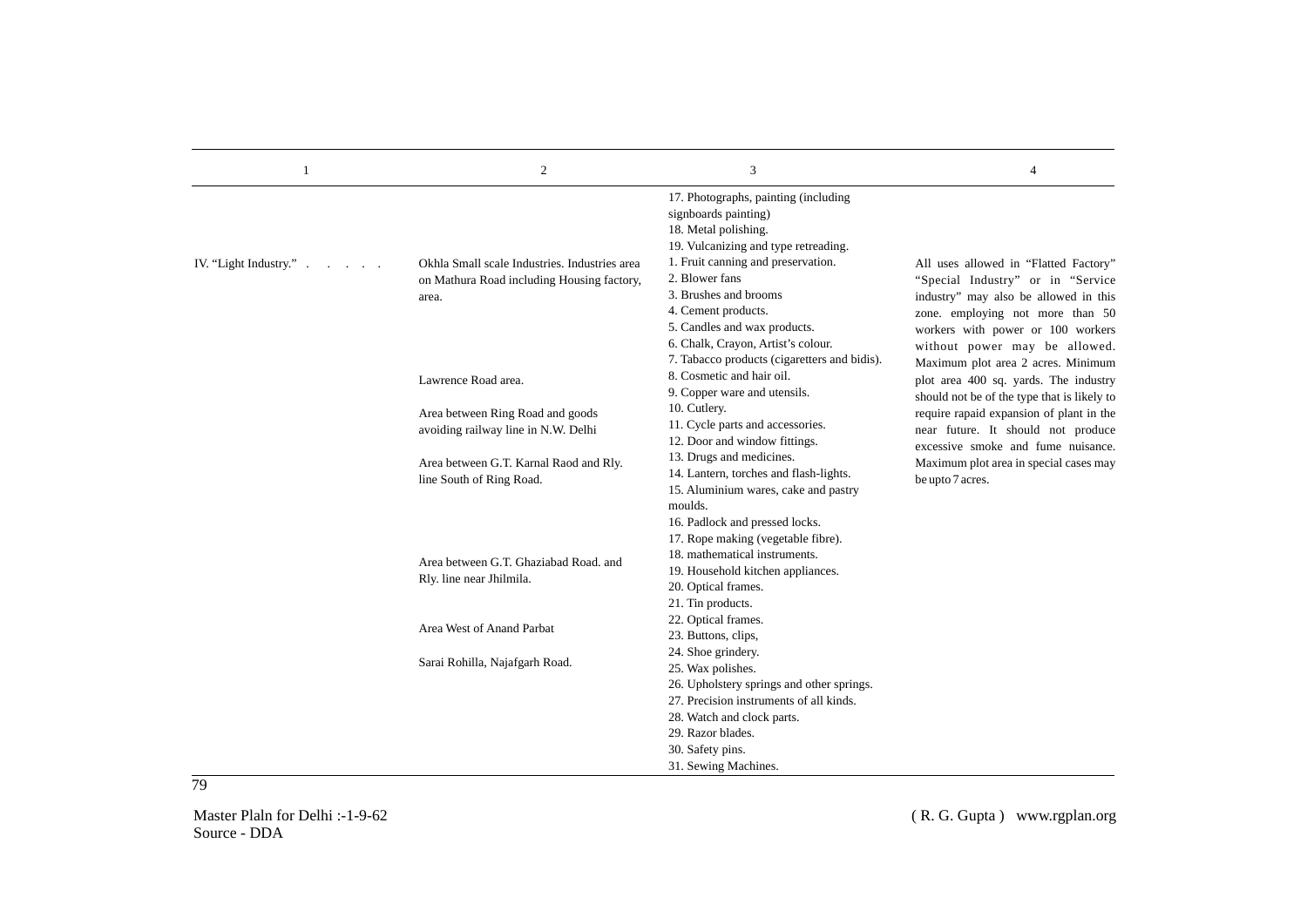| 1 | 2 | 3 | 4 |
|---|---|---|---|
| | | 17. Photographs, painting (including signboards painting)<br>18. Metal polishing.<br>19. Vulcanizing and type retreading. | |
| IV. "Light Industry." . . . . . | Okhla Small scale Industries. Industries area on Mathura Road including Housing factory, area.<br><br>Lawrence Road area.<br><br>Area between Ring Road and goods avoiding railway line in N.W. Delhi<br><br>Area between G.T. Karnal Raod and Rly. line South of Ring Road.<br><br>Area between G.T. Ghaziabad Road. and Rly. line near Jhilmila.<br><br>Area West of Anand Parbat<br><br>Sarai Rohilla, Najafgarh Road. | 1. Fruit canning and preservation.<br>2. Blower fans<br>3. Brushes and brooms<br>4. Cement products.<br>5. Candles and wax products.<br>6. Chalk, Crayon, Artist's colour.<br>7. Tabacco products (cigaretters and bidis).<br>8. Cosmetic and hair oil.<br>9. Copper ware and utensils.<br>10. Cutlery.<br>11. Cycle parts and accessories.<br>12. Door and window fittings.<br>13. Drugs and medicines.<br>14. Lantern, torches and flash-lights.<br>15. Aluminium wares, cake and pastry moulds.<br>16. Padlock and pressed locks.<br>17. Rope making (vegetable fibre).<br>18. mathematical instruments.<br>19. Household kitchen appliances.<br>20. Optical frames.<br>21. Tin products.<br>22. Optical frames.<br>23. Buttons, clips,<br>24. Shoe grindery.<br>25. Wax polishes.<br>26. Upholstery springs and other springs.<br>27. Precision instruments of all kinds.<br>28. Watch and clock parts.<br>29. Razor blades.<br>30. Safety pins.<br>31. Sewing Machines. | All uses allowed in "Flatted Factory" "Special Industry" or in "Service industry" may also be allowed in this zone. employing not more than 50 workers with power or 100 workers without power may be allowed. Maximum plot area 2 acres. Minimum plot area 400 sq. yards. The industry should not be of the type that is likely to require rapaid expansion of plant in the near future. It should not produce excessive smoke and fume nuisance. Maximum plot area in special cases may be upto 7 acres. |

Master Plaln for Delhi :-1-9-62
Source - DDA

( R. G. Gupta ) www.rgplan.org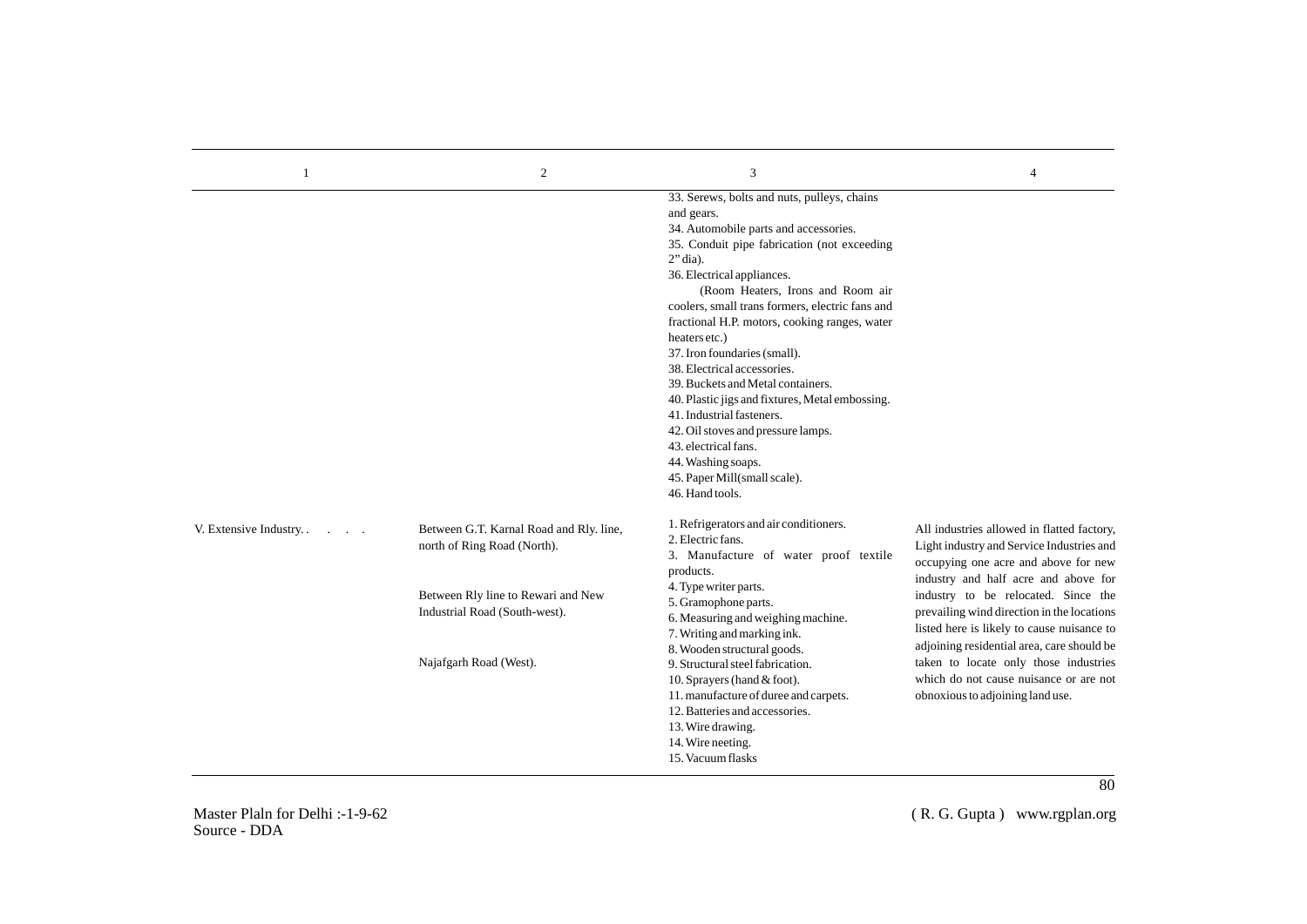| 1 | 2 | 3 | 4 |
|---|---|---|---|
| | | 33. Serews, bolts and nuts, pulleys, chains and gears.<br>34. Automobile parts and accessories.<br>35. Conduit pipe fabrication (not exceeding 2" dia).<br>36. Electrical appliances.<br>(Room Heaters, Irons and Room air coolers, small trans formers, electric fans and fractional H.P. motors, cooking ranges, water heaters etc.)<br>37. Iron foundaries (small).<br>38. Electrical accessories.<br>39. Buckets and Metal containers.<br>40. Plastic jigs and fixtures, Metal embossing.<br>41. Industrial fasteners.<br>42. Oil stoves and pressure lamps.<br>43. electrical fans.<br>44. Washing soaps.<br>45. Paper Mill(small scale).<br>46. Hand tools. | |
| V. Extensive Industry. . . . . | Between G.T. Karnal Road and Rly. line, north of Ring Road (North).<br><br>Between Rly line to Rewari and New Industrial Road (South-west).<br><br>Najafgarh Road (West). | 1. Refrigerators and air conditioners.<br>2. Electric fans.<br>3. Manufacture of water proof textile products.<br>4. Type writer parts.<br>5. Gramophone parts.<br>6. Measuring and weighing machine.<br>7. Writing and marking ink.<br>8. Wooden structural goods.<br>9. Structural steel fabrication.<br>10. Sprayers (hand & foot).<br>11. manufacture of duree and carpets.<br>12. Batteries and accessories.<br>13. Wire drawing.<br>14. Wire neeting.<br>15. Vacuum flasks | All industries allowed in flatted factory, Light industry and Service Industries and occupying one acre and above for new industry and half acre and above for industry to be relocated. Since the prevailing wind direction in the locations listed here is likely to cause nuisance to adjoining residential area, care should be taken to locate only those industries which do not cause nuisance or are not obnoxious to adjoining land use. |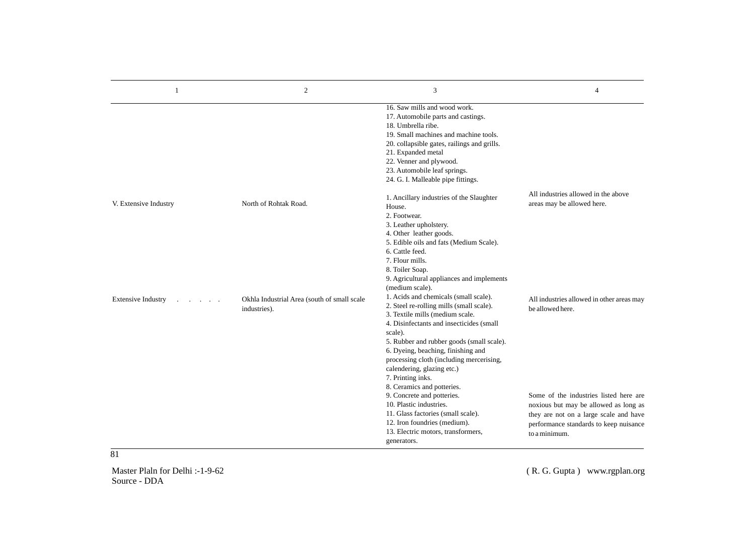| 1 | 2 | 3 | 4 |
|---|---|---|---|
| | | 16. Saw mills and wood work.<br>17. Automobile parts and castings.<br>18. Umbrella ribe.<br>19. Small machines and machine tools.<br>20. collapsible gates, railings and grills.<br>21. Expanded metal<br>22. Venner and plywood.<br>23. Automobile leaf springs.<br>24. G. I. Malleable pipe fittings. | |
| V. Extensive Industry | North of Rohtak Road. | 1. Ancillary industries of the Slaughter House.<br>2. Footwear.<br>3. Leather upholstery.<br>4. Other leather goods.<br>5. Edible oils and fats (Medium Scale).<br>6. Cattle feed.<br>7. Flour mills.<br>8. Toiler Soap.<br>9. Agricultural appliances and implements (medium scale). | All industries allowed in the above areas may be allowed here. |
| Extensive Industry . . . . . | Okhla Industrial Area (south of small scale industries). | 1. Acids and chemicals (small scale).<br>2. Steel re-rolling mills (small scale).<br>3. Textile mills (medium scale.<br>4. Disinfectants and insecticides (small scale).<br>5. Rubber and rubber goods (small scale).<br>6. Dyeing, beaching, finishing and processing cloth (including mercerising, calendering, glazing etc.)<br>7. Printing inks.<br>8. Ceramics and potteries.<br>9. Concrete and potteries.<br>10. Plastic industries.<br>11. Glass factories (small scale).<br>12. Iron foundries (medium).<br>13. Electric motors, transformers, generators. | All industries allowed in other areas may be allowed here.<br><br>Some of the industries listed here are noxious but may be allowed as long as they are not on a large scale and have performance standards to keep nuisance to a minimum. |

Master Plaln for Delhi :-1-9-62
Source - DDA

( R. G. Gupta ) www.rgplan.org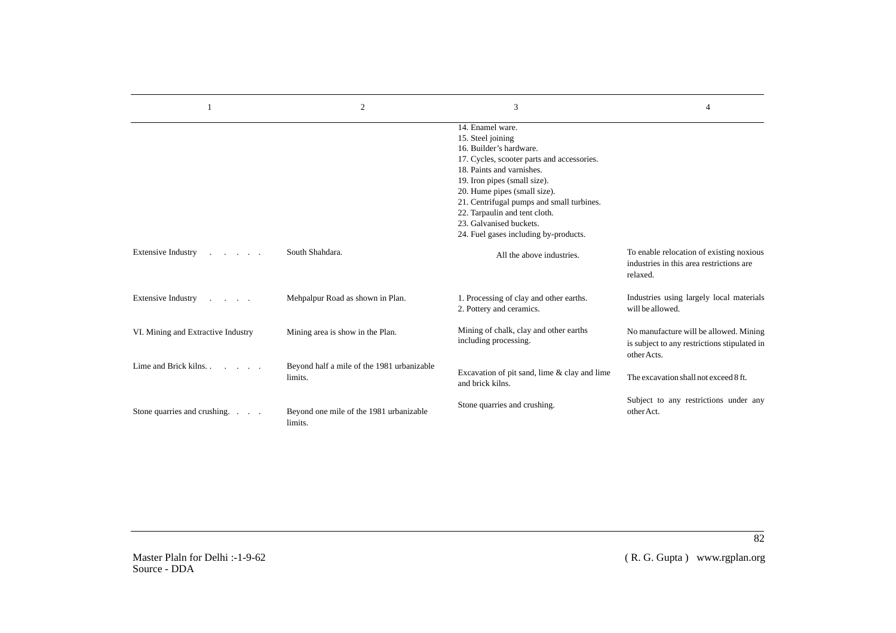| 1 | 2 | 3 | 4 |
|---|---|---|---|
| | | 14. Enamel ware.<br>15. Steel joining<br>16. Builder's hardware.<br>17. Cycles, scooter parts and accessories.<br>18. Paints and varnishes.<br>19. Iron pipes (small size).<br>20. Hume pipes (small size).<br>21. Centrifugal pumps and small turbines.<br>22. Tarpaulin and tent cloth.<br>23. Galvanised buckets.<br>24. Fuel gases including by-products. | |
| Extensive Industry . . . . . | South Shahdara. | All the above industries. | To enable relocation of existing noxious industries in this area restrictions are relaxed. |
| Extensive Industry . . . . | Mehpalpur Road as shown in Plan. | 1. Processing of clay and other earths.<br>2. Pottery and ceramics. | Industries using largely local materials will be allowed. |
| VI. Mining and Extractive Industry | Mining area is show in the Plan. | Mining of chalk, clay and other earths including processing. | No manufacture will be allowed. Mining is subject to any restrictions stipulated in other Acts. |
| Lime and Brick kilns. . . . . . | Beyond half a mile of the 1981 urbanizable limits. | Excavation of pit sand, lime & clay and lime and brick kilns. | The excavation shall not exceed 8 ft. |
| Stone quarries and crushing. . . . | Beyond one mile of the 1981 urbanizable limits. | Stone quarries and crushing. | Subject to any restrictions under any other Act. |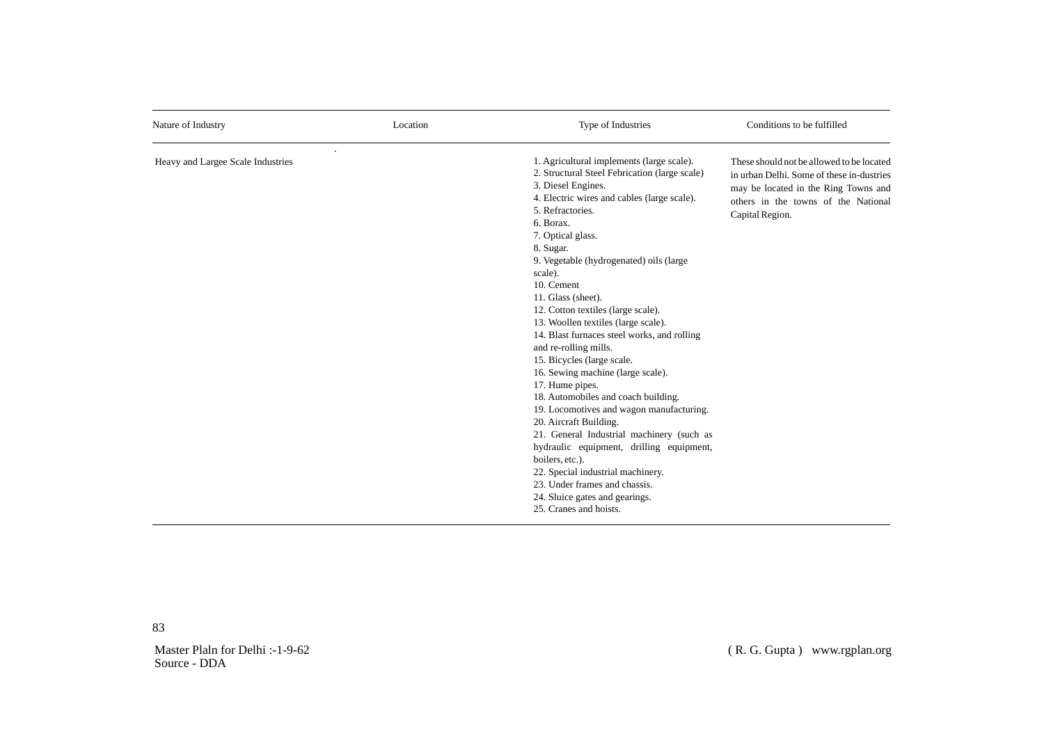| Nature of Industry | Location | Type of Industries | Conditions to be fulfilled |
|---|---|---|---|
| Heavy and Largee Scale Industries | . | 1. Agricultural implements (large scale).<br>2. Structural Steel Febrication (large scale)<br>3. Diesel Engines.<br>4. Electric wires and cables (large scale).<br>5. Refractories.<br>6. Borax.<br>7. Optical glass.<br>8. Sugar.<br>9. Vegetable (hydrogenated) oils (large scale).<br>10. Cement<br>11. Glass (sheet).<br>12. Cotton textiles (large scale).<br>13. Woollen textiles (large scale).<br>14. Blast furnaces steel works, and rolling and re-rolling mills.<br>15. Bicycles (large scale.<br>16. Sewing machine (large scale).<br>17. Hume pipes.<br>18. Automobiles and coach building.<br>19. Locomotives and wagon manufacturing.<br>20. Aircraft Building.<br>21. General Industrial machinery (such as hydraulic equipment, drilling equipment, boilers, etc.).<br>22. Special industrial machinery.<br>23. Under frames and chassis.<br>24. Sluice gates and gearings.<br>25. Cranes and hoists. | These should not be allowed to be located in urban Delhi. Some of these in-dustries may be located in the Ring Towns and others in the towns of the National Capital Region. |

Master Plaln for Delhi :-1-9-62
Source - DDA

( R. G. Gupta ) www.rgplan.org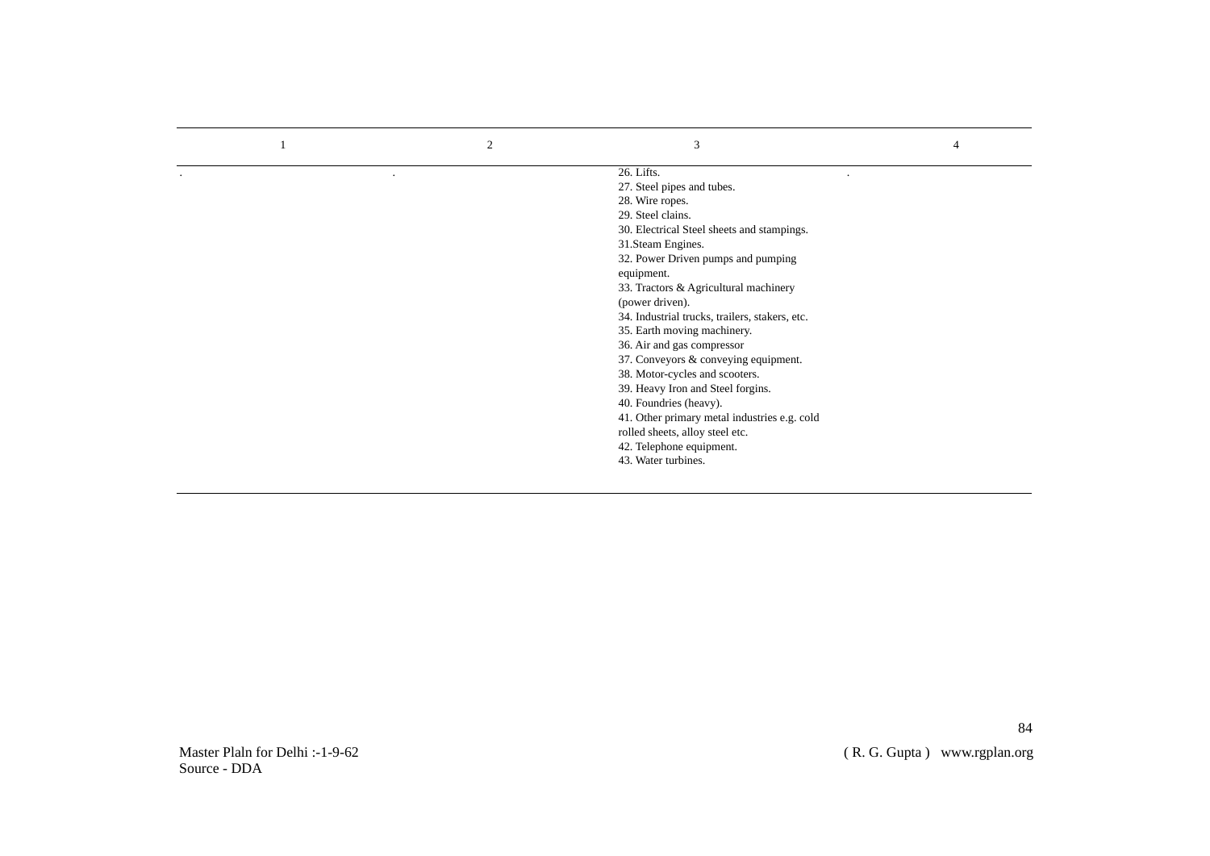| 1 | 2 | 3 | 4 |
|---|---|---|---|
| . | . | 26. Lifts.<br>27. Steel pipes and tubes.<br>28. Wire ropes.<br>29. Steel clains.<br>30. Electrical Steel sheets and stampings.<br>31.Steam Engines.<br>32. Power Driven pumps and pumping equipment.<br>33. Tractors & Agricultural machinery (power driven).<br>34. Industrial trucks, trailers, stakers, etc.<br>35. Earth moving machinery.<br>36. Air and gas compressor<br>37. Conveyors & conveying equipment.<br>38. Motor-cycles and scooters.<br>39. Heavy Iron and Steel forgins.<br>40. Foundries (heavy).<br>41. Other primary metal industries e.g. cold rolled sheets, alloy steel etc.<br>42. Telephone equipment.<br>43. Water turbines. | . |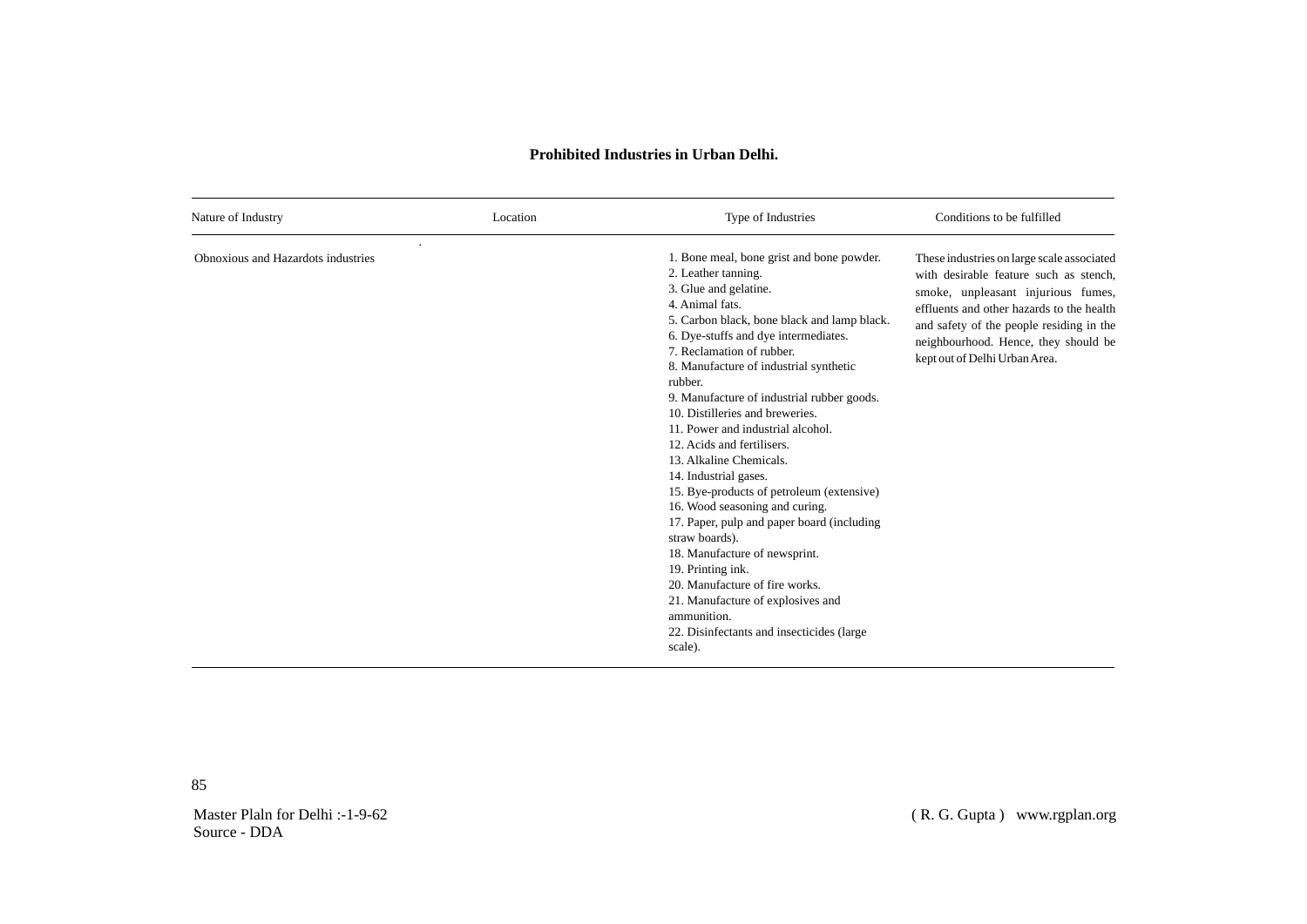**Prohibited Industries in Urban Delhi.**

| Nature of Industry | Location | Type of Industries | Conditions to be fulfilled |
|---|---|---|---|
| Obnoxious and Hazardots industries | | 1. Bone meal, bone grist and bone powder.<br>2. Leather tanning.<br>3. Glue and gelatine.<br>4. Animal fats.<br>5. Carbon black, bone black and lamp black.<br>6. Dye-stuffs and dye intermediates.<br>7. Reclamation of rubber.<br>8. Manufacture of industrial synthetic rubber.<br>9. Manufacture of industrial rubber goods.<br>10. Distilleries and breweries.<br>11. Power and industrial alcohol.<br>12. Acids and fertilisers.<br>13. Alkaline Chemicals.<br>14. Industrial gases.<br>15. Bye-products of petroleum (extensive)<br>16. Wood seasoning and curing.<br>17. Paper, pulp and paper board (including straw boards).<br>18. Manufacture of newsprint.<br>19. Printing ink.<br>20. Manufacture of fire works.<br>21. Manufacture of explosives and ammunition.<br>22. Disinfectants and insecticides (large scale). | These industries on large scale associated with desirable feature such as stench, smoke, unpleasant injurious fumes, effluents and other hazards to the health and safety of the people residing in the neighbourhood. Hence, they should be kept out of Delhi Urban Area. |

Master Plaln for Delhi :-1-9-62
Source - DDA

( R. G. Gupta ) www.rgplan.org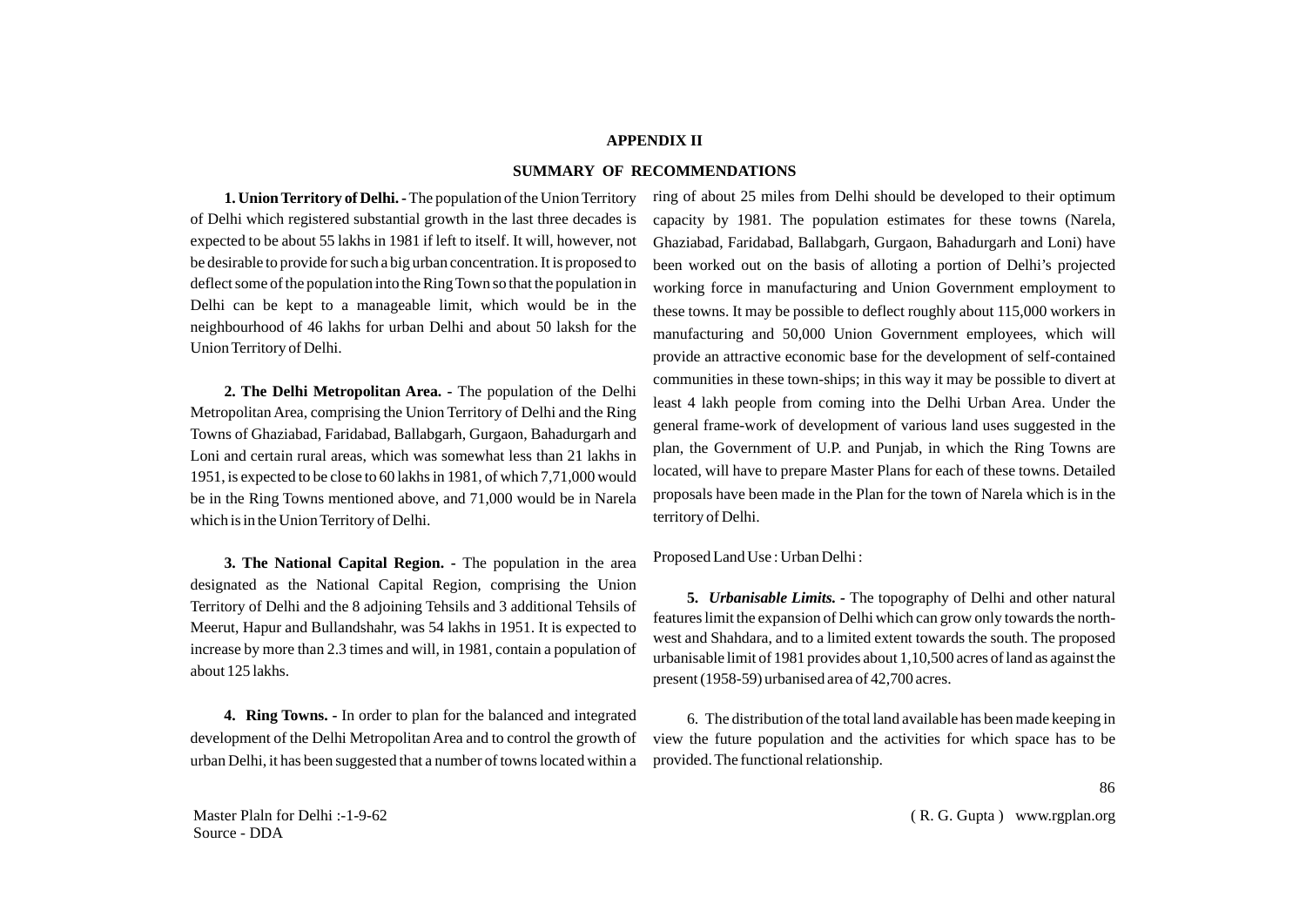## APPENDIX II

## SUMMARY OF RECOMMENDATIONS

**1. Union Territory of Delhi. -** The population of the Union Territory of Delhi which registered substantial growth in the last three decades is expected to be about 55 lakhs in 1981 if left to itself. It will, however, not be desirable to provide for such a big urban concentration. It is proposed to deflect some of the population into the Ring Town so that the population in Delhi can be kept to a manageable limit, which would be in the neighbourhood of 46 lakhs for urban Delhi and about 50 laksh for the Union Territory of Delhi.

**2. The Delhi Metropolitan Area. -** The population of the Delhi Metropolitan Area, comprising the Union Territory of Delhi and the Ring Towns of Ghaziabad, Faridabad, Ballabgarh, Gurgaon, Bahadurgarh and Loni and certain rural areas, which was somewhat less than 21 lakhs in 1951, is expected to be close to 60 lakhs in 1981, of which 7,71,000 would be in the Ring Towns mentioned above, and 71,000 would be in Narela which is in the Union Territory of Delhi.

**3. The National Capital Region. -** The population in the area designated as the National Capital Region, comprising the Union Territory of Delhi and the 8 adjoining Tehsils and 3 additional Tehsils of Meerut, Hapur and Bullandshahr, was 54 lakhs in 1951. It is expected to increase by more than 2.3 times and will, in 1981, contain a population of about 125 lakhs.

**4. Ring Towns. -** In order to plan for the balanced and integrated development of the Delhi Metropolitan Area and to control the growth of urban Delhi, it has been suggested that a number of towns located within a ring of about 25 miles from Delhi should be developed to their optimum capacity by 1981. The population estimates for these towns (Narela, Ghaziabad, Faridabad, Ballabgarh, Gurgaon, Bahadurgarh and Loni) have been worked out on the basis of alloting a portion of Delhi's projected working force in manufacturing and Union Government employment to these towns. It may be possible to deflect roughly about 115,000 workers in manufacturing and 50,000 Union Government employees, which will provide an attractive economic base for the development of self-contained communities in these town-ships; in this way it may be possible to divert at least 4 lakh people from coming into the Delhi Urban Area. Under the general frame-work of development of various land uses suggested in the plan, the Government of U.P. and Punjab, in which the Ring Towns are located, will have to prepare Master Plans for each of these towns. Detailed proposals have been made in the Plan for the town of Narela which is in the territory of Delhi.

Proposed Land Use : Urban Delhi :

**5. *Urbanisable Limits.* -** The topography of Delhi and other natural features limit the expansion of Delhi which can grow only towards the north-west and Shahdara, and to a limited extent towards the south. The proposed urbanisable limit of 1981 provides about 1,10,500 acres of land as against the present (1958-59) urbanised area of 42,700 acres.

6. The distribution of the total land available has been made keeping in view the future population and the activities for which space has to be provided. The functional relationship.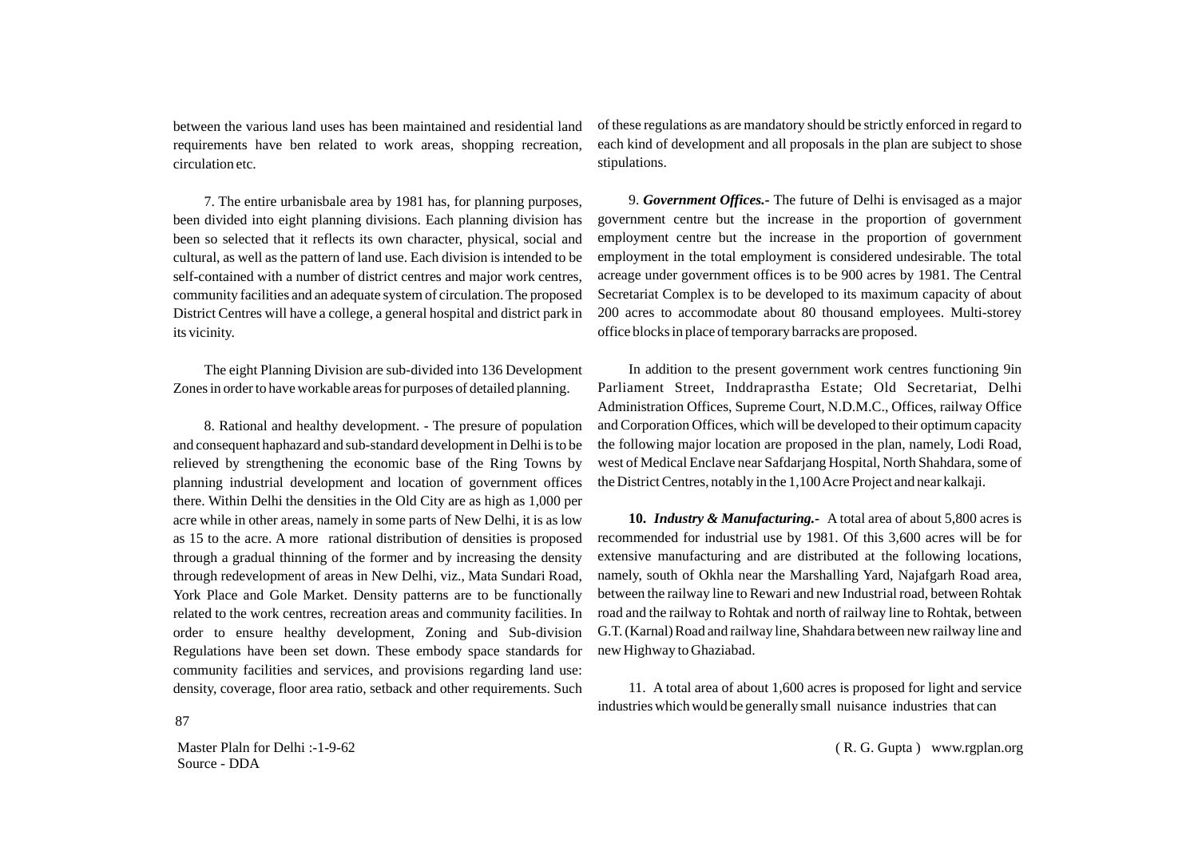between the various land uses has been maintained and residential land requirements have ben related to work areas, shopping recreation, circulation etc.

7. The entire urbanisbale area by 1981 has, for planning purposes, been divided into eight planning divisions. Each planning division has been so selected that it reflects its own character, physical, social and cultural, as well as the pattern of land use. Each division is intended to be self-contained with a number of district centres and major work centres, community facilities and an adequate system of circulation. The proposed District Centres will have a college, a general hospital and district park in its vicinity.

The eight Planning Division are sub-divided into 136 Development Zones in order to have workable areas for purposes of detailed planning.

8. Rational and healthy development. - The presure of population and consequent haphazard and sub-standard development in Delhi is to be relieved by strengthening the economic base of the Ring Towns by planning industrial development and location of government offices there. Within Delhi the densities in the Old City are as high as 1,000 per acre while in other areas, namely in some parts of New Delhi, it is as low as 15 to the acre. A more rational distribution of densities is proposed through a gradual thinning of the former and by increasing the density through redevelopment of areas in New Delhi, viz., Mata Sundari Road, York Place and Gole Market. Density patterns are to be functionally related to the work centres, recreation areas and community facilities. In order to ensure healthy development, Zoning and Sub-division Regulations have been set down. These embody space standards for community facilities and services, and provisions regarding land use: density, coverage, floor area ratio, setback and other requirements. Such of these regulations as are mandatory should be strictly enforced in regard to each kind of development and all proposals in the plan are subject to shose stipulations.

9. ***Government Offices.-*** The future of Delhi is envisaged as a major government centre but the increase in the proportion of government employment centre but the increase in the proportion of government employment in the total employment is considered undesirable. The total acreage under government offices is to be 900 acres by 1981. The Central Secretariat Complex is to be developed to its maximum capacity of about 200 acres to accommodate about 80 thousand employees. Multi-storey office blocks in place of temporary barracks are proposed.

In addition to the present government work centres functioning 9in Parliament Street, Inddraprastha Estate; Old Secretariat, Delhi Administration Offices, Supreme Court, N.D.M.C., Offices, railway Office and Corporation Offices, which will be developed to their optimum capacity the following major location are proposed in the plan, namely, Lodi Road, west of Medical Enclave near Safdarjang Hospital, North Shahdara, some of the District Centres, notably in the 1,100 Acre Project and near kalkaji.

**10.** ***Industry & Manufacturing.-*** A total area of about 5,800 acres is recommended for industrial use by 1981. Of this 3,600 acres will be for extensive manufacturing and are distributed at the following locations, namely, south of Okhla near the Marshalling Yard, Najafgarh Road area, between the railway line to Rewari and new Industrial road, between Rohtak road and the railway to Rohtak and north of railway line to Rohtak, between G.T. (Karnal) Road and railway line, Shahdara between new railway line and new Highway to Ghaziabad.

11. A total area of about 1,600 acres is proposed for light and service industries which would be generally small nuisance industries that can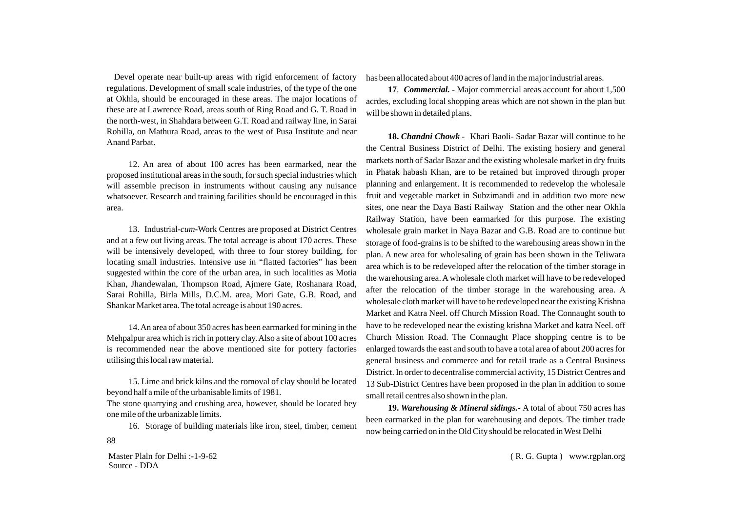Devel operate near built-up areas with rigid enforcement of factory regulations. Development of small scale industries, of the type of the one at Okhla, should be encouraged in these areas. The major locations of these are at Lawrence Road, areas south of Ring Road and G. T. Road in the north-west, in Shahdara between G.T. Road and railway line, in Sarai Rohilla, on Mathura Road, areas to the west of Pusa Institute and near Anand Parbat.

12. An area of about 100 acres has been earmarked, near the proposed institutional areas in the south, for such special industries which will assemble precison in instruments without causing any nuisance whatsoever. Research and training facilities should be encouraged in this area.

13. Industrial-*cum*-Work Centres are proposed at District Centres and at a few out living areas. The total acreage is about 170 acres. These will be intensively developed, with three to four storey building, for locating small industries. Intensive use in "flatted factories" has been suggested within the core of the urban area, in such localities as Motia Khan, Jhandewalan, Thompson Road, Ajmere Gate, Roshanara Road, Sarai Rohilla, Birla Mills, D.C.M. area, Mori Gate, G.B. Road, and Shankar Market area. The total acreage is about 190 acres.

14. An area of about 350 acres has been earmarked for mining in the Mehpalpur area which is rich in pottery clay. Also a site of about 100 acres is recommended near the above mentioned site for pottery factories utilising this local raw material.

15. Lime and brick kilns and the romoval of clay should be located beyond half a mile of the urbanisable limits of 1981.
The stone quarrying and crushing area, however, should be located bey one mile of the urbanizable limits.

16. Storage of building materials like iron, steel, timber, cement has been allocated about 400 acres of land in the major industrial areas.

**17**. ***Commercial.*** **-** Major commercial areas account for about 1,500 acrdes, excluding local shopping areas which are not shown in the plan but will be shown in detailed plans.

**18.** ***Chandni Chowk*** **-** Khari Baoli- Sadar Bazar will continue to be the Central Business District of Delhi. The existing hosiery and general markets north of Sadar Bazar and the existing wholesale market in dry fruits in Phatak habash Khan, are to be retained but improved through proper planning and enlargement. It is recommended to redevelop the wholesale fruit and vegetable market in Subzimandi and in addition two more new sites, one near the Daya Basti Railway Station and the other near Okhla Railway Station, have been earmarked for this purpose. The existing wholesale grain market in Naya Bazar and G.B. Road are to continue but storage of food-grains is to be shifted to the warehousing areas shown in the plan. A new area for wholesaling of grain has been shown in the Teliwara area which is to be redeveloped after the relocation of the timber storage in the warehousing area. A wholesale cloth market will have to be redeveloped after the relocation of the timber storage in the warehousing area. A wholesale cloth market will have to be redeveloped near the existing Krishna Market and Katra Neel. off Church Mission Road. The Connaught south to have to be redeveloped near the existing krishna Market and katra Neel. off Church Mission Road. The Connaught Place shopping centre is to be enlarged towards the east and south to have a total area of about 200 acres for general business and commerce and for retail trade as a Central Business District. In order to decentralise commercial activity, 15 District Centres and 13 Sub-District Centres have been proposed in the plan in addition to some small retail centres also shown in the plan.

**19.** ***Warehousing & Mineral sidings.*****-** A total of about 750 acres has been earmarked in the plan for warehousing and depots. The timber trade now being carried on in the Old City should be relocated in West Delhi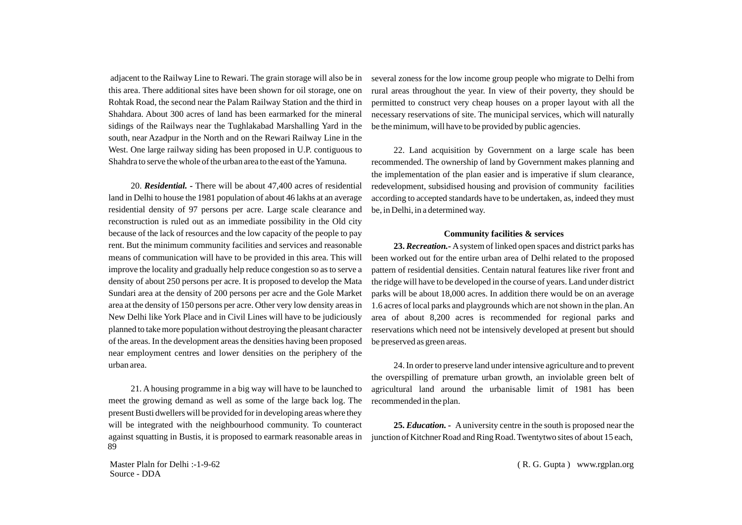adjacent to the Railway Line to Rewari. The grain storage will also be in this area. There additional sites have been shown for oil storage, one on Rohtak Road, the second near the Palam Railway Station and the third in Shahdara. About 300 acres of land has been earmarked for the mineral sidings of the Railways near the Tughlakabad Marshalling Yard in the south, near Azadpur in the North and on the Rewari Railway Line in the West. One large railway siding has been proposed in U.P. contiguous to Shahdra to serve the whole of the urban area to the east of the Yamuna.

20. ***Residential.*** - There will be about 47,400 acres of residential land in Delhi to house the 1981 population of about 46 lakhs at an average residential density of 97 persons per acre. Large scale clearance and reconstruction is ruled out as an immediate possibility in the Old city because of the lack of resources and the low capacity of the people to pay rent. But the minimum community facilities and services and reasonable means of communication will have to be provided in this area. This will improve the locality and gradually help reduce congestion so as to serve a density of about 250 persons per acre. It is proposed to develop the Mata Sundari area at the density of 200 persons per acre and the Gole Market area at the density of 150 persons per acre. Other very low density areas in New Delhi like York Place and in Civil Lines will have to be judiciously planned to take more population without destroying the pleasant character of the areas. In the development areas the densities having been proposed near employment centres and lower densities on the periphery of the urban area.

21. A housing programme in a big way will have to be launched to meet the growing demand as well as some of the large back log. The present Busti dwellers will be provided for in developing areas where they will be integrated with the neighbourhood community. To counteract against squatting in Bustis, it is proposed to earmark reasonable areas in several zoness for the low income group people who migrate to Delhi from rural areas throughout the year. In view of their poverty, they should be permitted to construct very cheap houses on a proper layout with all the necessary reservations of site. The municipal services, which will naturally be the minimum, will have to be provided by public agencies.

22. Land acquisition by Government on a large scale has been recommended. The ownership of land by Government makes planning and the implementation of the plan easier and is imperative if slum clearance, redevelopment, subsidised housing and provision of community facilities according to accepted standards have to be undertaken, as, indeed they must be, in Delhi, in a determined way.

**Community facilities & services**

**23.** ***Recreation.***- A system of linked open spaces and district parks has been worked out for the entire urban area of Delhi related to the proposed pattern of residential densities. Centain natural features like river front and the ridge will have to be developed in the course of years. Land under district parks will be about 18,000 acres. In addition there would be on an average 1.6 acres of local parks and playgrounds which are not shown in the plan. An area of about 8,200 acres is recommended for regional parks and reservations which need not be intensively developed at present but should be preserved as green areas.

24. In order to preserve land under intensive agriculture and to prevent the overspilling of premature urban growth, an inviolable green belt of agricultural land around the urbanisable limit of 1981 has been recommended in the plan.

**25.** ***Education.*** - A university centre in the south is proposed near the junction of Kitchner Road and Ring Road. Twentytwo sites of about 15 each,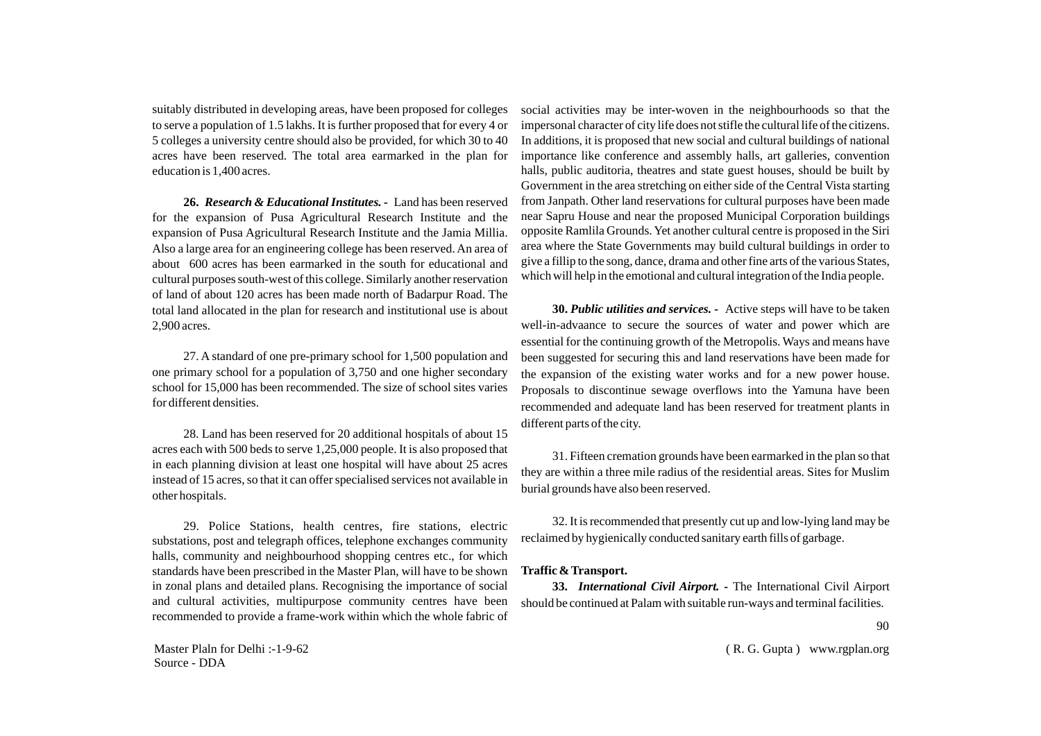suitably distributed in developing areas, have been proposed for colleges to serve a population of 1.5 lakhs. It is further proposed that for every 4 or 5 colleges a university centre should also be provided, for which 30 to 40 acres have been reserved. The total area earmarked in the plan for education is 1,400 acres.

**26.** ***Research & Educational Institutes.*** **-** Land has been reserved for the expansion of Pusa Agricultural Research Institute and the expansion of Pusa Agricultural Research Institute and the Jamia Millia. Also a large area for an engineering college has been reserved. An area of about 600 acres has been earmarked in the south for educational and cultural purposes south-west of this college. Similarly another reservation of land of about 120 acres has been made north of Badarpur Road. The total land allocated in the plan for research and institutional use is about 2,900 acres.

27. A standard of one pre-primary school for 1,500 population and one primary school for a population of 3,750 and one higher secondary school for 15,000 has been recommended. The size of school sites varies for different densities.

28. Land has been reserved for 20 additional hospitals of about 15 acres each with 500 beds to serve 1,25,000 people. It is also proposed that in each planning division at least one hospital will have about 25 acres instead of 15 acres, so that it can offer specialised services not available in other hospitals.

29. Police Stations, health centres, fire stations, electric substations, post and telegraph offices, telephone exchanges community halls, community and neighbourhood shopping centres etc., for which standards have been prescribed in the Master Plan, will have to be shown in zonal plans and detailed plans. Recognising the importance of social and cultural activities, multipurpose community centres have been recommended to provide a frame-work within which the whole fabric of social activities may be inter-woven in the neighbourhoods so that the impersonal character of city life does not stifle the cultural life of the citizens. In additions, it is proposed that new social and cultural buildings of national importance like conference and assembly halls, art galleries, convention halls, public auditoria, theatres and state guest houses, should be built by Government in the area stretching on either side of the Central Vista starting from Janpath. Other land reservations for cultural purposes have been made near Sapru House and near the proposed Municipal Corporation buildings opposite Ramlila Grounds. Yet another cultural centre is proposed in the Siri area where the State Governments may build cultural buildings in order to give a fillip to the song, dance, drama and other fine arts of the various States, which will help in the emotional and cultural integration of the India people.

**30.** ***Public utilities and services.*** **-** Active steps will have to be taken well-in-advaance to secure the sources of water and power which are essential for the continuing growth of the Metropolis. Ways and means have been suggested for securing this and land reservations have been made for the expansion of the existing water works and for a new power house. Proposals to discontinue sewage overflows into the Yamuna have been recommended and adequate land has been reserved for treatment plants in different parts of the city.

31. Fifteen cremation grounds have been earmarked in the plan so that they are within a three mile radius of the residential areas. Sites for Muslim burial grounds have also been reserved.

32. It is recommended that presently cut up and low-lying land may be reclaimed by hygienically conducted sanitary earth fills of garbage.

**Traffic & Transport.**

**33.** ***International Civil Airport.*** **-** The International Civil Airport should be continued at Palam with suitable run-ways and terminal facilities.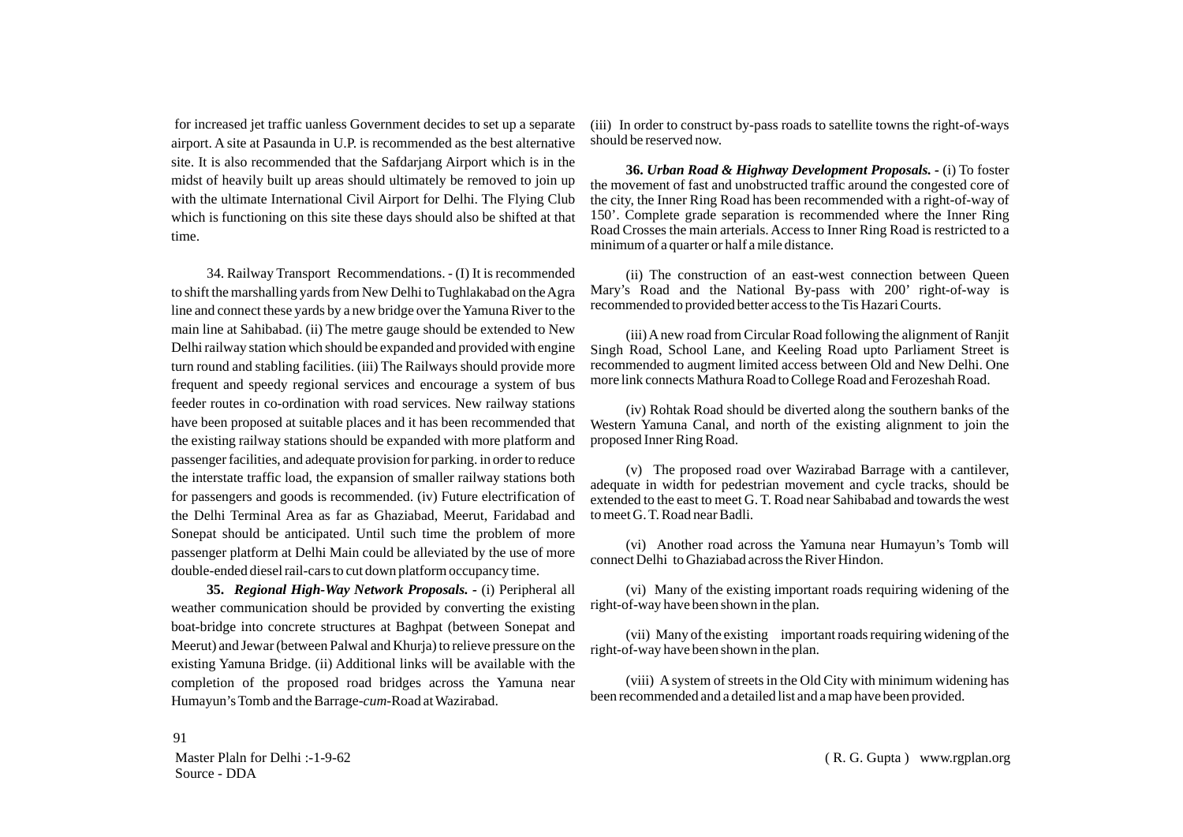for increased jet traffic uanless Government decides to set up a separate airport. A site at Pasaunda in U.P. is recommended as the best alternative site. It is also recommended that the Safdarjang Airport which is in the midst of heavily built up areas should ultimately be removed to join up with the ultimate International Civil Airport for Delhi. The Flying Club which is functioning on this site these days should also be shifted at that time.

34. Railway Transport Recommendations. - (I) It is recommended to shift the marshalling yards from New Delhi to Tughlakabad on the Agra line and connect these yards by a new bridge over the Yamuna River to the main line at Sahibabad. (ii) The metre gauge should be extended to New Delhi railway station which should be expanded and provided with engine turn round and stabling facilities. (iii) The Railways should provide more frequent and speedy regional services and encourage a system of bus feeder routes in co-ordination with road services. New railway stations have been proposed at suitable places and it has been recommended that the existing railway stations should be expanded with more platform and passenger facilities, and adequate provision for parking. in order to reduce the interstate traffic load, the expansion of smaller railway stations both for passengers and goods is recommended. (iv) Future electrification of the Delhi Terminal Area as far as Ghaziabad, Meerut, Faridabad and Sonepat should be anticipated. Until such time the problem of more passenger platform at Delhi Main could be alleviated by the use of more double-ended diesel rail-cars to cut down platform occupancy time.

**35. *Regional High-Way Network Proposals.*** - (i) Peripheral all weather communication should be provided by converting the existing boat-bridge into concrete structures at Baghpat (between Sonepat and Meerut) and Jewar (between Palwal and Khurja) to relieve pressure on the existing Yamuna Bridge. (ii) Additional links will be available with the completion of the proposed road bridges across the Yamuna near Humayun's Tomb and the Barrage-*cum*-Road at Wazirabad.

(iii) In order to construct by-pass roads to satellite towns the right-of-ways should be reserved now.

**36. *Urban Road & Highway Development Proposals.*** - (i) To foster the movement of fast and unobstructed traffic around the congested core of the city, the Inner Ring Road has been recommended with a right-of-way of 150'. Complete grade separation is recommended where the Inner Ring Road Crosses the main arterials. Access to Inner Ring Road is restricted to a minimum of a quarter or half a mile distance.

(ii) The construction of an east-west connection between Queen Mary's Road and the National By-pass with 200' right-of-way is recommended to provided better access to the Tis Hazari Courts.

(iii) A new road from Circular Road following the alignment of Ranjit Singh Road, School Lane, and Keeling Road upto Parliament Street is recommended to augment limited access between Old and New Delhi. One more link connects Mathura Road to College Road and Ferozeshah Road.

(iv) Rohtak Road should be diverted along the southern banks of the Western Yamuna Canal, and north of the existing alignment to join the proposed Inner Ring Road.

(v) The proposed road over Wazirabad Barrage with a cantilever, adequate in width for pedestrian movement and cycle tracks, should be extended to the east to meet G. T. Road near Sahibabad and towards the west to meet G. T. Road near Badli.

(vi) Another road across the Yamuna near Humayun's Tomb will connect Delhi to Ghaziabad across the River Hindon.

(vi) Many of the existing important roads requiring widening of the right-of-way have been shown in the plan.

(vii) Many of the existing important roads requiring widening of the right-of-way have been shown in the plan.

(viii) A system of streets in the Old City with minimum widening has been recommended and a detailed list and a map have been provided.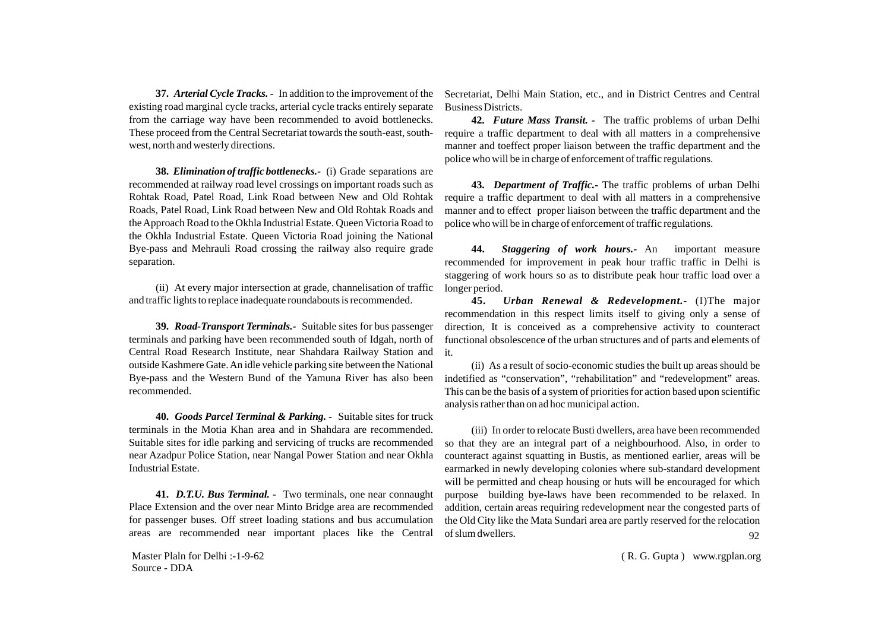**37.** ***Arterial Cycle Tracks. -*** In addition to the improvement of the existing road marginal cycle tracks, arterial cycle tracks entirely separate from the carriage way have been recommended to avoid bottlenecks. These proceed from the Central Secretariat towards the south-east, south-west, north and westerly directions.

**38.** ***Elimination of traffic bottlenecks.-*** (i) Grade separations are recommended at railway road level crossings on important roads such as Rohtak Road, Patel Road, Link Road between New and Old Rohtak Roads, Patel Road, Link Road between New and Old Rohtak Roads and the Approach Road to the Okhla Industrial Estate. Queen Victoria Road to the Okhla Industrial Estate. Queen Victoria Road joining the National Bye-pass and Mehrauli Road crossing the railway also require grade separation.

(ii) At every major intersection at grade, channelisation of traffic and traffic lights to replace inadequate roundabouts is recommended.

**39.** ***Road-Transport Terminals.-*** Suitable sites for bus passenger terminals and parking have been recommended south of Idgah, north of Central Road Research Institute, near Shahdara Railway Station and outside Kashmere Gate. An idle vehicle parking site between the National Bye-pass and the Western Bund of the Yamuna River has also been recommended.

**40.** ***Goods Parcel Terminal & Parking. -*** Suitable sites for truck terminals in the Motia Khan area and in Shahdara are recommended. Suitable sites for idle parking and servicing of trucks are recommended near Azadpur Police Station, near Nangal Power Station and near Okhla Industrial Estate.

**41.** ***D.T.U. Bus Terminal. -*** Two terminals, one near connaught Place Extension and the over near Minto Bridge area are recommended for passenger buses. Off street loading stations and bus accumulation areas are recommended near important places like the Central Secretariat, Delhi Main Station, etc., and in District Centres and Central Business Districts.

**42.** ***Future Mass Transit. -*** The traffic problems of urban Delhi require a traffic department to deal with all matters in a comprehensive manner and toeffect proper liaison between the traffic department and the police who will be in charge of enforcement of traffic regulations.

**43.** ***Department of Traffic.-*** The traffic problems of urban Delhi require a traffic department to deal with all matters in a comprehensive manner and to effect proper liaison between the traffic department and the police who will be in charge of enforcement of traffic regulations.

**44.** ***Staggering of work hours.-*** An important measure recommended for improvement in peak hour traffic traffic in Delhi is staggering of work hours so as to distribute peak hour traffic load over a longer period.

**45.** ***Urban Renewal & Redevelopment.-*** (I)The major recommendation in this respect limits itself to giving only a sense of direction, It is conceived as a comprehensive activity to counteract functional obsolescence of the urban structures and of parts and elements of it.

(ii) As a result of socio-economic studies the built up areas should be indetified as "conservation", "rehabilitation" and "redevelopment" areas. This can be the basis of a system of priorities for action based upon scientific analysis rather than on ad hoc municipal action.

(iii) In order to relocate Busti dwellers, area have been recommended so that they are an integral part of a neighbourhood. Also, in order to counteract against squatting in Bustis, as mentioned earlier, areas will be earmarked in newly developing colonies where sub-standard development will be permitted and cheap housing or huts will be encouraged for which purpose building bye-laws have been recommended to be relaxed. In addition, certain areas requiring redevelopment near the congested parts of the Old City like the Mata Sundari area are partly reserved for the relocation of slum dwellers.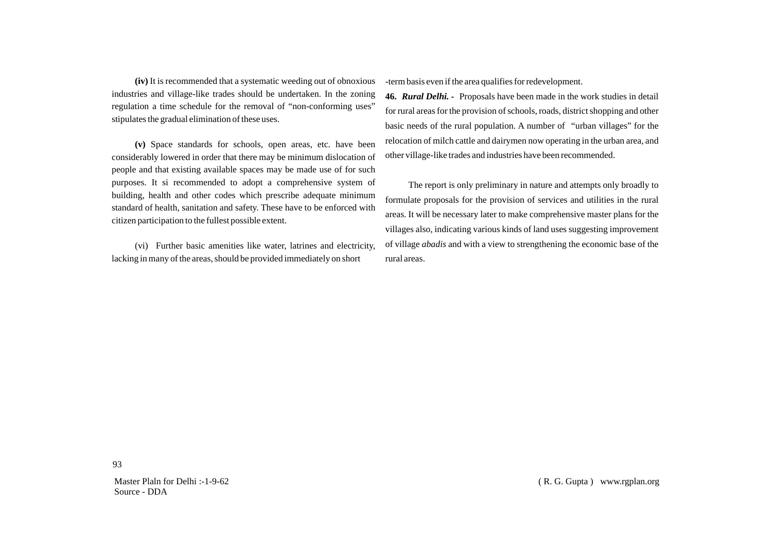**(iv)** It is recommended that a systematic weeding out of obnoxious industries and village-like trades should be undertaken. In the zoning regulation a time schedule for the removal of "non-conforming uses" stipulates the gradual elimination of these uses.

**(v)** Space standards for schools, open areas, etc. have been considerably lowered in order that there may be minimum dislocation of people and that existing available spaces may be made use of for such purposes. It si recommended to adopt a comprehensive system of building, health and other codes which prescribe adequate minimum standard of health, sanitation and safety. These have to be enforced with citizen participation to the fullest possible extent.

(vi) Further basic amenities like water, latrines and electricity, lacking in many of the areas, should be provided immediately on short-term basis even if the area qualifies for redevelopment.

**46.** ***Rural Delhi.*** **-** Proposals have been made in the work studies in detail for rural areas for the provision of schools, roads, district shopping and other basic needs of the rural population. A number of "urban villages" for the relocation of milch cattle and dairymen now operating in the urban area, and other village-like trades and industries have been recommended.

The report is only preliminary in nature and attempts only broadly to formulate proposals for the provision of services and utilities in the rural areas. It will be necessary later to make comprehensive master plans for the villages also, indicating various kinds of land uses suggesting improvement of village *abadis* and with a view to strengthening the economic base of the rural areas.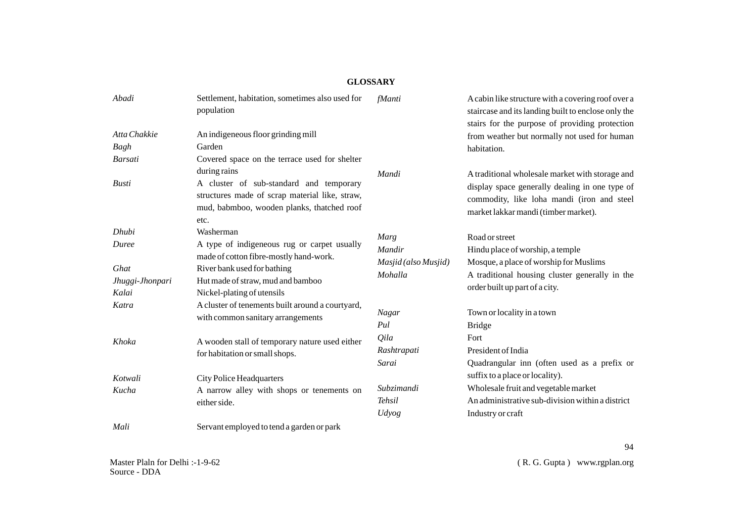## GLOSSARY

| | |
|---|---|
| *Abadi* | Settlement, habitation, sometimes also used for population |
| *Atta Chakkie* | An indigeneous floor grinding mill |
| *Bagh* | Garden |
| *Barsati* | Covered space on the terrace used for shelter during rains |
| *Busti* | A cluster of sub-standard and temporary structures made of scrap material like, straw, mud, babmboo, wooden planks, thatched roof etc. |
| *Dhubi* | Washerman |
| *Duree* | A type of indigeneous rug or carpet usually made of cotton fibre-mostly hand-work. |
| *Ghat* | River bank used for bathing |
| *Jhuggi-Jhonpari* | Hut made of straw, mud and bamboo |
| *Kalai* | Nickel-plating of utensils |
| *Katra* | A cluster of tenements built around a courtyard, with common sanitary arrangements |
| *Khoka* | A wooden stall of temporary nature used either for habitation or small shops. |
| *Kotwali* | City Police Headquarters |
| *Kucha* | A narrow alley with shops or tenements on either side. |
| *Mali* | Servant employed to tend a garden or park |
| *fManti* | A cabin like structure with a covering roof over a staircase and its landing built to enclose only the stairs for the purpose of providing protection from weather but normally not used for human habitation. |
| *Mandi* | A traditional wholesale market with storage and display space generally dealing in one type of commodity, like loha mandi (iron and steel market lakkar mandi (timber market). |
| *Marg* | Road or street |
| *Mandir* | Hindu place of worship, a temple |
| *Masjid (also Musjid)* | Mosque, a place of worship for Muslims |
| *Mohalla* | A traditional housing cluster generally in the order built up part of a city. |
| *Nagar* | Town or locality in a town |
| *Pul* | Bridge |
| *Qila* | Fort |
| *Rashtrapati* | President of India |
| *Sarai* | Quadrangular inn (often used as a prefix or suffix to a place or locality). |
| *Subzimandi* | Wholesale fruit and vegetable market |
| *Tehsil* | An administrative sub-division within a district |
| *Udyog* | Industry or craft |

Master Plaln for Delhi :-1-9-62
Source - DDA

( R. G. Gupta ) www.rgplan.org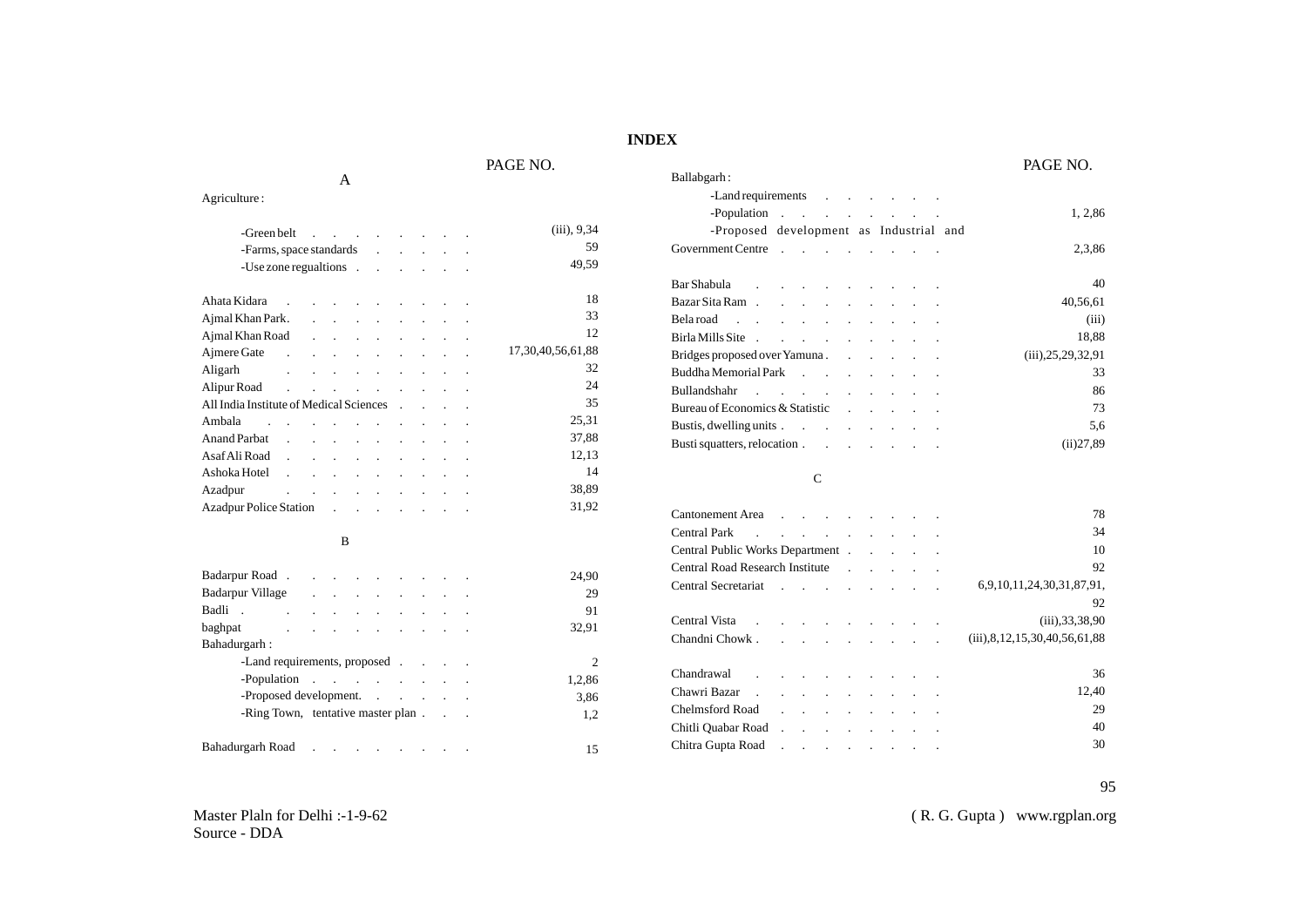# INDEX

| | PAGE NO. |
|---|---|
| **A** | |
| Agriculture : | |
| -Green belt | (iii), 9,34 |
| -Farms, space standards | 59 |
| -Use zone regualtions | 49,59 |
| Ahata Kidara | 18 |
| Ajmal Khan Park. | 33 |
| Ajmal Khan Road | 12 |
| Ajmere Gate | 17,30,40,56,61,88 |
| Aligarh | 32 |
| Alipur Road | 24 |
| All India Institute of Medical Sciences | 35 |
| Ambala | 25,31 |
| Anand Parbat | 37,88 |
| Asaf Ali Road | 12,13 |
| Ashoka Hotel | 14 |
| Azadpur | 38,89 |
| Azadpur Police Station | 31,92 |
| **B** | |
| Badarpur Road | 24,90 |
| Badarpur Village | 29 |
| Badli | 91 |
| baghpat | 32,91 |
| Bahadurgarh : | |
| -Land requirements, proposed | 2 |
| -Population | 1,2,86 |
| -Proposed development. | 3,86 |
| -Ring Town, tentative master plan | 1,2 |
| Bahadurgarh Road | 15 |
| Ballabgarh : | |
| -Land requirements | |
| -Population | 1, 2,86 |
| -Proposed development as Industrial and Government Centre | 2,3,86 |
| Bar Shabula | 40 |
| Bazar Sita Ram | 40,56,61 |
| Bela road | (iii) |
| Birla Mills Site | 18,88 |
| Bridges proposed over Yamuna | (iii),25,29,32,91 |
| Buddha Memorial Park | 33 |
| Bullandshahr | 86 |
| Bureau of Economics & Statistic | 73 |
| Bustis, dwelling units | 5,6 |
| Busti squatters, relocation | (ii)27,89 |
| **C** | |
| Cantonement Area | 78 |
| Central Park | 34 |
| Central Public Works Department | 10 |
| Central Road Research Institute | 92 |
| Central Secretariat | 6,9,10,11,24,30,31,87,91,92 |
| Central Vista | (iii),33,38,90 |
| Chandni Chowk | (iii),8,12,15,30,40,56,61,88 |
| Chandrawal | 36 |
| Chawri Bazar | 12,40 |
| Chelmsford Road | 29 |
| Chitli Quabar Road | 40 |
| Chitra Gupta Road | 30 |

Master Plaln for Delhi :-1-9-62
Source - DDA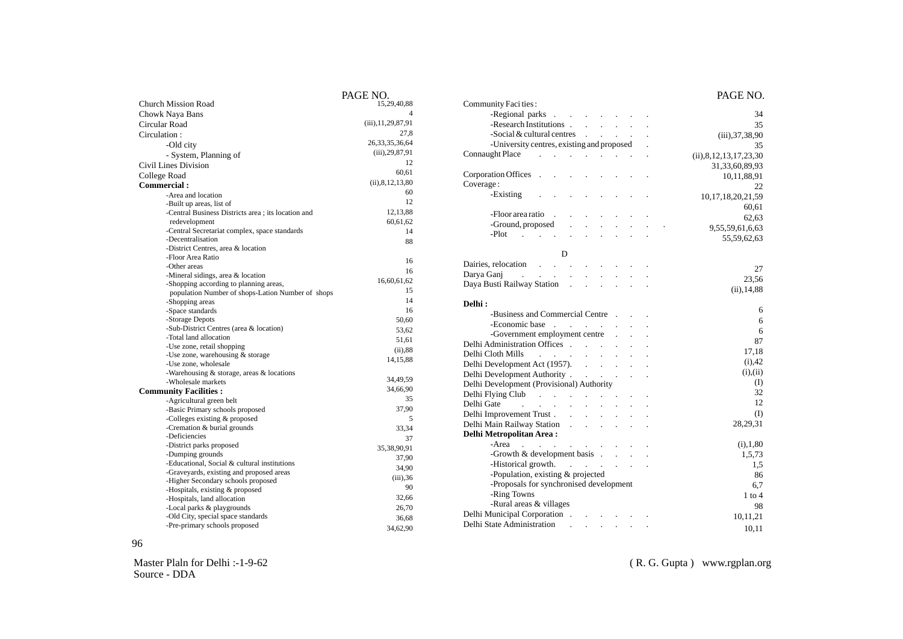| | PAGE NO. |
|---|---|
| Church Mission Road | 15,29,40,88 |
| Chowk Naya Bans | 4 |
| Circular Road | (iii),11,29,87,91 |
| Circulation : | 27,8 |
| -Old city | 26,33,35,36,64 |
| - System, Planning of | (iii),29,87,91 |
| Civil Lines Division | 12 |
| College Road | 60,61 |
| **Commercial :** | (ii),8,12,13,80 |
| -Area and location | 60 |
| -Built up areas, list of | 12 |
| -Central Business Districts area ; its location and | 12,13,88 |
| redevelopment | 60,61,62 |
| -Central Secretariat complex, space standards | 14 |
| -Decentralisation | 88 |
| -District Centres, area & location | |
| -Floor Area Ratio | 16 |
| -Other areas | 16 |
| -Mineral sidings, area & location | 16,60,61,62 |
| -Shopping according to planning areas, | |
| population Number of shops-Lation Number of shops | 15 |
| -Shopping areas | 14 |
| -Space standards | 16 |
| -Storage Depots | 50,60 |
| -Sub-District Centres (area & location) | 53,62 |
| -Total land allocation | 51,61 |
| -Use zone, retail shopping | (ii),88 |
| -Use zone, warehousing & storage | 14,15,88 |
| -Use zone, wholesale | |
| -Warehousing & storage, areas & locations | 34,49,59 |
| -Wholesale markets | 34,66,90 |
| **Community Facilities :** | |
| -Agricultural green belt | 35 |
| -Basic Primary schools proposed | 37,90 |
| -Colleges existing & proposed | 5 |
| -Cremation & burial grounds | 33,34 |
| -Deficiencies | 37 |
| -District parks proposed | 35,38,90,91 |
| -Dumping grounds | 37,90 |
| -Educational, Social & cultural institutions | 34,90 |
| -Graveyards, existing and proposed areas | (iii),36 |
| -Higher Secondary schools proposed | 90 |
| -Hospitals, existing & proposed | |
| -Hospitals, land allocation | 32,66 |
| -Local parks & playgrounds | 26,70 |
| -Old City, special space standards | 36,68 |
| -Pre-primary schools proposed | 34,62,90 |

| | PAGE NO. |
|---|---|
| Community Faci ties : | |
| -Regional parks | 34 |
| -Research Institutions | 35 |
| -Social & cultural centres | (iii),37,38,90 |
| -University centres, existing and proposed | 35 |
| Connaught Place | (ii),8,12,13,17,23,30 |
| | 31,33,60,89,93 |
| Corporation Offices | 10,11,88,91 |
| Coverage : | 22 |
| -Existing | 10,17,18,20,21,59 |
| | 60,61 |
| -Floor area ratio | 62,63 |
| -Ground, proposed | 9,55,59,61,6,63 |
| -Plot | 55,59,62,63 |

**D**

| | PAGE NO. |
|---|---|
| Dairies, relocation | 27 |
| Darya Ganj | 23,56 |
| Daya Busti Railway Station | (ii),14,88 |
| **Delhi :** | |
| -Business and Commercial Centre | 6 |
| -Economic base | 6 |
| -Government employment centre | 6 |
| Delhi Administration Offices | 87 |
| Delhi Cloth Mills | 17,18 |
| Delhi Development Act (1957). | (i),42 |
| Delhi Development Authority | (i),(ii) |
| Delhi Development (Provisional) Authority | (I) |
| Delhi Flying Club | 32 |
| Delhi Gate | 12 |
| Delhi Improvement Trust | (I) |
| Delhi Main Railway Station | 28,29,31 |
| **Delhi Metropolitan Area :** | |
| -Area | (i),1,80 |
| -Growth & development basis | 1,5,73 |
| -Historical growth. | 1,5 |
| -Population, existing & projected | 86 |
| -Proposals for synchronised development | 6,7 |
| -Ring Towns | 1 to 4 |
| -Rural areas & villages | 98 |
| Delhi Municipal Corporation | 10,11,21 |
| Delhi State Administration | 10,11 |

Master Plaln for Delhi :-1-9-62
Source - DDA

( R. G. Gupta ) www.rgplan.org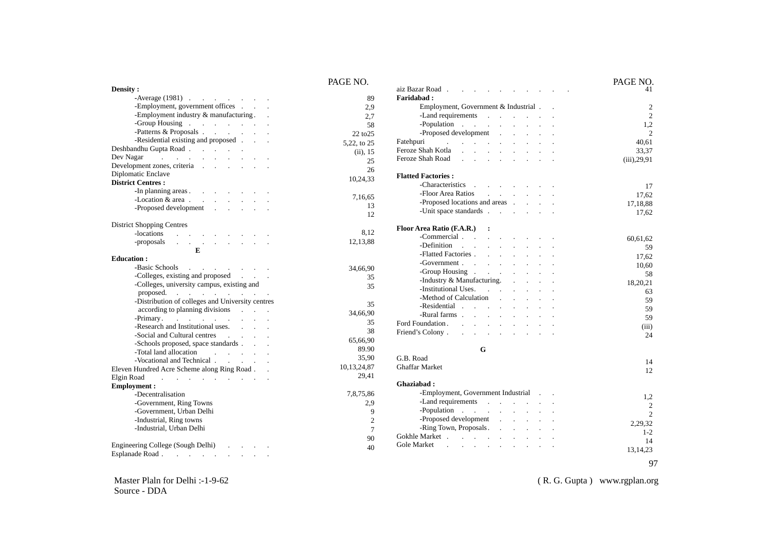| | PAGE NO. |
|---|---|
| **Density :** | |
| -Average (1981) | 89 |
| -Employment, government offices | 2,9 |
| -Employment industry & manufacturing | 2,7 |
| -Group Housing | 58 |
| -Patterns & Proposals | 22 to25 |
| -Residential existing and proposed | 5,22, to 25 |
| Deshbandhu Gupta Road | (ii), 15 |
| Dev Nagar | 25 |
| Development zones, criteria | 26 |
| Diplomatic Enclave | 10,24,33 |
| **District Centres :** | |
| -In planning areas | 7,16,65 |
| -Location & area | 13 |
| -Proposed development | 12 |
| District Shopping Centres | |
| -locations | 8,12 |
| -proposals | 12,13,88 |
| **E** | |
| **Education :** | |
| -Basic Schools | 34,66,90 |
| -Colleges, existing and proposed | 35 |
| -Colleges, university campus, existing and proposed. | 35 |
| -Distribution of colleges and University centres according to planning divisions | 35 |
| -Primary | 34,66,90 |
| -Research and Institutional uses. | 35 |
| -Social and Cultural centres | 38 |
| -Schools proposed, space standards | 65,66,90 |
| -Total land allocation | 89.90 |
| -Vocational and Technical | 35,90 |
| Eleven Hundred Acre Scheme along Ring Road | 10,13,24,87 |
| Elgin Road | 29,41 |
| **Employment :** | |
| -Decentralisation | 7,8,75,86 |
| -Government, Ring Towns | 2,9 |
| -Government, Urban Delhi | 9 |
| -Industrial, Ring towns | 2 |
| -Industrial, Urban Delhi | 7 |
| Engineering College (Sough Delhi) | 90 |
| Esplanade Road | 40 |

| | PAGE NO. |
|---|---|
| aiz Bazar Road | 41 |
| **Faridabad :** | |
| Employment, Government & Industrial | 2 |
| -Land requirements | 2 |
| -Population | 1,2 |
| -Proposed development | 2 |
| Fatehpuri | 40,61 |
| Feroze Shah Kotla | 33,37 |
| Feroze Shah Road | (iii),29,91 |
| **Flatted Factories :** | |
| -Characteristics | 17 |
| -Floor Area Ratios | 17,62 |
| -Proposed locations and areas | 17,18,88 |
| -Unit space standards | 17,62 |
| **Floor Area Ratio (F.A.R.) :** | |
| -Commercial | 60,61,62 |
| -Definition | 59 |
| -Flatted Factories | 17,62 |
| -Government | 10,60 |
| -Group Housing | 58 |
| -Industry & Manufacturing. | 18,20,21 |
| -Institutional Uses. | 63 |
| -Method of Calculation | 59 |
| -Residential | 59 |
| -Rural farms | 59 |
| Ford Foundation | (iii) |
| Friend's Colony | 24 |
| **G** | |
| G.B. Road | 14 |
| Ghaffar Market | 12 |
| **Ghaziabad :** | |
| -Employment, Government Industrial | 1,2 |
| -Land requirements | 2 |
| -Population | 2 |
| -Proposed development | 2,29,32 |
| -Ring Town, Proposals | 1-2 |
| Gokhle Market | 14 |
| Gole Market | 13,14,23 |

Master Plaln for Delhi :-1-9-62
Source - DDA

( R. G. Gupta ) www.rgplan.org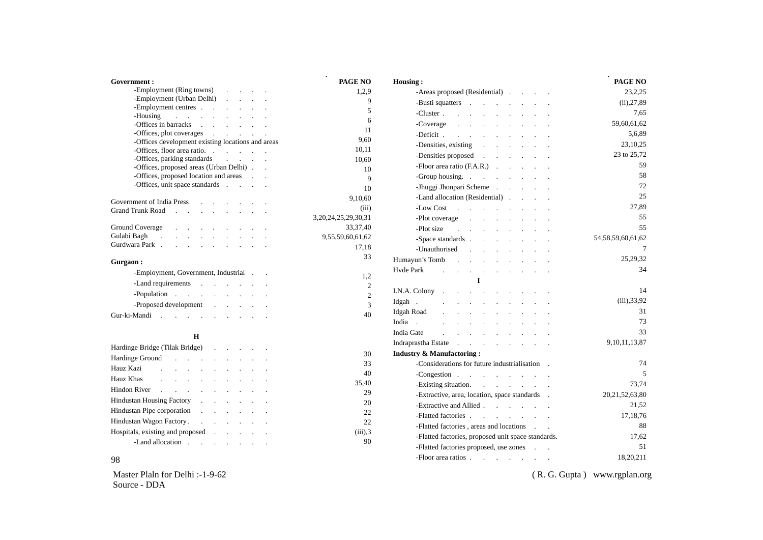| Government : | PAGE NO |
|---|---|
| -Employment (Ring towns) | 1,2,9 |
| -Employment (Urban Delhi) | 9 |
| -Employment centres | 5 |
| -Housing | 6 |
| -Offices in barracks | 11 |
| -Offices, plot coverages | 9,60 |
| -Offices development existing locations and areas | 10,11 |
| -Offices, floor area ratio. | 10,60 |
| -Offices, parking standards | 10 |
| -Offices, proposed areas (Urban Delhi) | 9 |
| -Offices, proposed location and areas | 10 |
| -Offices, unit space standards | 9,10,60 |
| Government of India Press | (iii) |
| Grand Trunk Road | 3,20,24,25,29,30,31 |
| Ground Coverage | 33,37,40 |
| Gulabi Bagh | 9,55,59,60,61,62 |
| Gurdwara Park | 17,18 |
| | 33 |
| **Gurgaon :** | |
| -Employment, Government, Industrial | 1,2 |
| -Land requirements | 2 |
| -Population | 2 |
| -Proposed development | 3 |
| Gur-ki-Mandi | 40 |

**H**

| Entry | PAGE NO |
|---|---|
| Hardinge Bridge (Tilak Bridge) | 30 |
| Hardinge Ground | 33 |
| Hauz Kazi | 40 |
| Hauz Khas | 35,40 |
| Hindon River | 29 |
| Hindustan Housing Factory | 20 |
| Hindustan Pipe corporation | 22 |
| Hindustan Wagon Factory | 22 |
| Hospitals, existing and proposed | (iii),3 |
| -Land allocation | 90 |

| Housing : | PAGE NO |
|---|---|
| -Areas proposed (Residential) | 23,2,25 |
| -Busti squatters | (ii),27,89 |
| -Cluster | 7,65 |
| -Coverage | 59,60,61,62 |
| -Deficit | 5,6,89 |
| -Densities, existing | 23,10,25 |
| -Densities proposed | 23 to 25,72 |
| -Floor area ratio (F.A.R.) | 59 |
| -Group housing. | 58 |
| -Jhuggi Jhonpari Scheme | 72 |
| -Land allocation (Residential) | 25 |
| -Low Cost | 27,89 |
| -Plot coverage | 55 |
| -Plot size | 55 |
| -Space standards | 54,58,59,60,61,62 |
| -Unauthorised | 7 |
| Humayun's Tomb | 25,29,32 |
| Hvde Park | 34 |

**I**

| Entry | PAGE NO |
|---|---|
| I.N.A. Colony | 14 |
| Idgah | (iii),33,92 |
| Idgah Road | 31 |
| India | 73 |
| India Gate | 33 |
| Indraprastha Estate | 9,10,11,13,87 |
| **Industry & Manufactoring :** | |
| -Considerations for future industrialisation | 74 |
| -Congestion | 5 |
| -Existing situation. | 73,74 |
| -Extractive, area, location, space standards | 20,21,52,63,80 |
| -Extractive and Allied | 21,52 |
| -Flatted factories | 17,18,76 |
| -Flatted factories , areas and locations | 88 |
| -Flatted factories, proposed unit space standards. | 17,62 |
| -Flatted factories proposed, use zones | 51 |
| -Floor area ratios | 18,20,211 |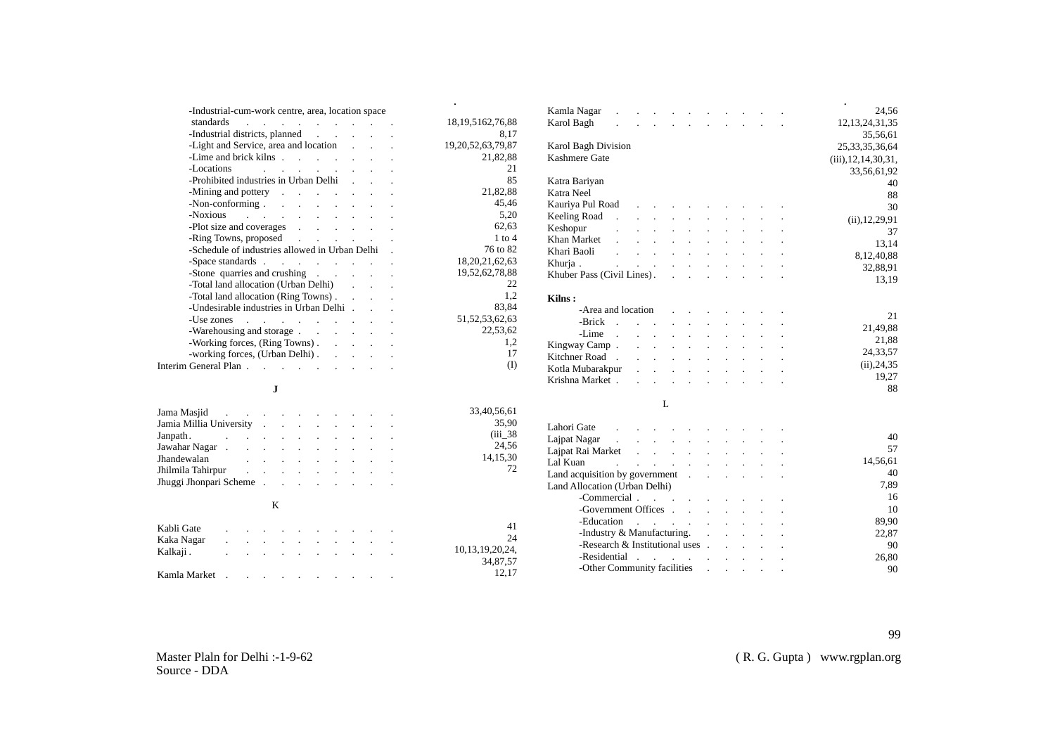- -Industrial-cum-work centre, area, location space standards . . . 18,19,5162,76,88
- -Industrial districts, planned . . . 8,17
- -Light and Service, area and location . . . 19,20,52,63,79,87
- -Lime and brick kilns . . . 21,82,88
- -Locations . . . 21
- -Prohibited industries in Urban Delhi . . . 85
- -Mining and pottery . . . 21,82,88
- -Non-conforming . . . 45,46
- -Noxious . . . 5,20
- -Plot size and coverages . . . 62,63
- -Ring Towns, proposed . . . 1 to 4
- -Schedule of industries allowed in Urban Delhi . . . 76 to 82
- -Space standards . . . 18,20,21,62,63
- -Stone quarries and crushing . . . 19,52,62,78,88
- -Total land allocation (Urban Delhi) . . . 22
- -Total land allocation (Ring Towns) . . . 1,2
- -Undesirable industries in Urban Delhi . . . 83,84
- -Use zones . . . 51,52,53,62,63
- -Warehousing and storage . . . 22,53,62
- -Working forces, (Ring Towns) . . . 1,2
- -working forces, (Urban Delhi) . . . 17

Interim General Plan . . . (I)

## J

Jama Masjid . . . 33,40,56,61
Jamia Millia University . . . 35,90
Janpath . . . (iii_38
Jawahar Nagar . . . 24,56
Jhandewalan . . . 14,15,30
Jhilmila Tahirpur . . . 72
Jhuggi Jhonpari Scheme . . .

## K

Kabli Gate . . . 41
Kaka Nagar . . . 24
Kalkaji . . . 10,13,19,20,24, 34,87,57
Kamla Market . . . 12,17
Kamla Nagar . . . 24,56
Karol Bagh . . . 12,13,24,31,35 35,56,61
Karol Bagh Division . . . 25,33,35,36,64
Kashmere Gate . . . (iii),12,14,30,31, 33,56,61,92
Katra Bariyan . . . 40
Katra Neel . . . 88
Kauriya Pul Road . . . 30
Keeling Road . . . (ii),12,29,91
Keshopur . . . 37
Khan Market . . . 13,14
Khari Baoli . . . 8,12,40,88
Khurja . . . 32,88,91
Khuber Pass (Civil Lines) . . . 13,19

**Kilns :**

- -Area and location . . . 21
- -Brick . . . 21,49,88
- -Lime . . . 21,88

Kingway Camp . . . 24,33,57
Kitchner Road . . . (ii),24,35
Kotla Mubarakpur . . . 19,27
Krishna Market . . . 88

## L

Lahori Gate . . . 40
Lajpat Nagar . . . 57
Lajpat Rai Market . . . 14,56,61
Lal Kuan . . . 40
Land acquisition by government . . . 7,89
Land Allocation (Urban Delhi)

- -Commercial . . . 16
- -Government Offices . . . 10
- -Education . . . 89,90
- -Industry & Manufacturing. . . . 22,87
- -Research & Institutional uses . . . 90
- -Residential . . . 26,80
- -Other Community facilities . . . 90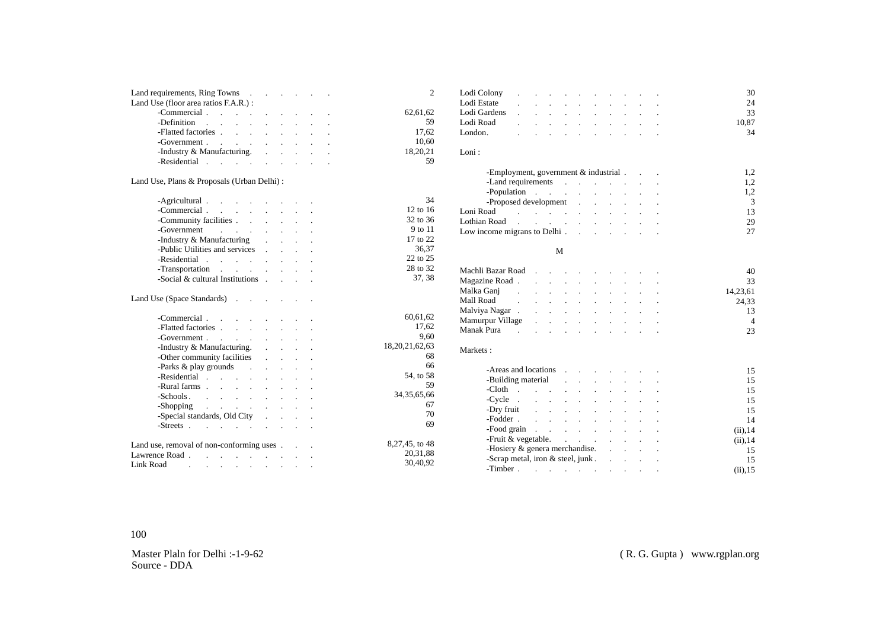Land requirements, Ring Towns . . . . . . . 2
Land Use (floor area ratios F.A.R.) :
- -Commercial . . . . . . . . . . 62,61,62
- -Definition . . . . . . . . . . 59
- -Flatted factories . . . . . . . . . 17,62
- -Government . . . . . . . . . . 10,60
- -Industry & Manufacturing. . . . . . 18,20,21
- -Residential . . . . . . . . . . 59

Land Use, Plans & Proposals (Urban Delhi) :

- -Agricultural . . . . . . . . . 34
- -Commercial . . . . . . . . . 12 to 16
- -Community facilities . . . . . . . 32 to 36
- -Government . . . . . . . . 9 to 11
- -Industry & Manufacturing . . . . . 17 to 22
- -Public Utilities and services . . . . 36,37
- -Residential . . . . . . . . . 22 to 25
- -Transportation . . . . . . . . 28 to 32
- -Social & cultural Institutions . . . . 37, 38

Land Use (Space Standards) . . . . . . .

- -Commercial . . . . . . . . . 60,61,62
- -Flatted factories . . . . . . . . 17,62
- -Government . . . . . . . . . 9,60
- -Industry & Manufacturing. . . . . . 18,20,21,62,63
- -Other community facilities . . . . . 68
- -Parks & play grounds . . . . . . 66
- -Residential . . . . . . . . . 54, to 58
- -Rural farms . . . . . . . . . 59
- -Schools . . . . . . . . . . 34,35,65,66
- -Shopping . . . . . . . . . 67
- -Special standards, Old City . . . . . 70
- -Streets . . . . . . . . . . 69

Land use, removal of non-conforming uses . . . . 8,27,45, to 48
Lawrence Road . . . . . . . . . . 20,31,88
Link Road . . . . . . . . . . 30,40,92

Lodi Colony . . . . . . . . . . . 30
Lodi Estate . . . . . . . . . . . 24
Lodi Gardens . . . . . . . . . . . 33
Lodi Road . . . . . . . . . . . 10,87
London. . . . . . . . . . . . 34

Loni :

- -Employment, government & industrial . . . . 1,2
- -Land requirements . . . . . . . . 1,2
- -Population . . . . . . . . . . 1,2
- -Proposed development . . . . . . . 3

Loni Road . . . . . . . . . . . 13
Lothian Road . . . . . . . . . . . 29
Low income migrans to Delhi . . . . . . . . 27

## M

Machli Bazar Road . . . . . . . . . . 40
Magazine Road . . . . . . . . . . . 33
Malka Ganj . . . . . . . . . . . 14,23,61
Mall Road . . . . . . . . . . . 24,33
Malviya Nagar . . . . . . . . . . . 13
Mamurpur Village . . . . . . . . . . 4
Manak Pura . . . . . . . . . . . 23

Markets :

- -Areas and locations . . . . . . . . 15
- -Building material . . . . . . . . 15
- -Cloth . . . . . . . . . . . 15
- -Cycle . . . . . . . . . . . 15
- -Dry fruit . . . . . . . . . . 15
- -Fodder . . . . . . . . . . . 14
- -Food grain . . . . . . . . . . (ii),14
- -Fruit & vegetable. . . . . . . . . (ii),14
- -Hosiery & genera merchandise. . . . . . 15
- -Scrap metal, iron & steel, junk . . . . . 15
- -Timber . . . . . . . . . . . (ii),15

Master Plaln for Delhi :-1-9-62
Source - DDA

( R. G. Gupta ) www.rgplan.org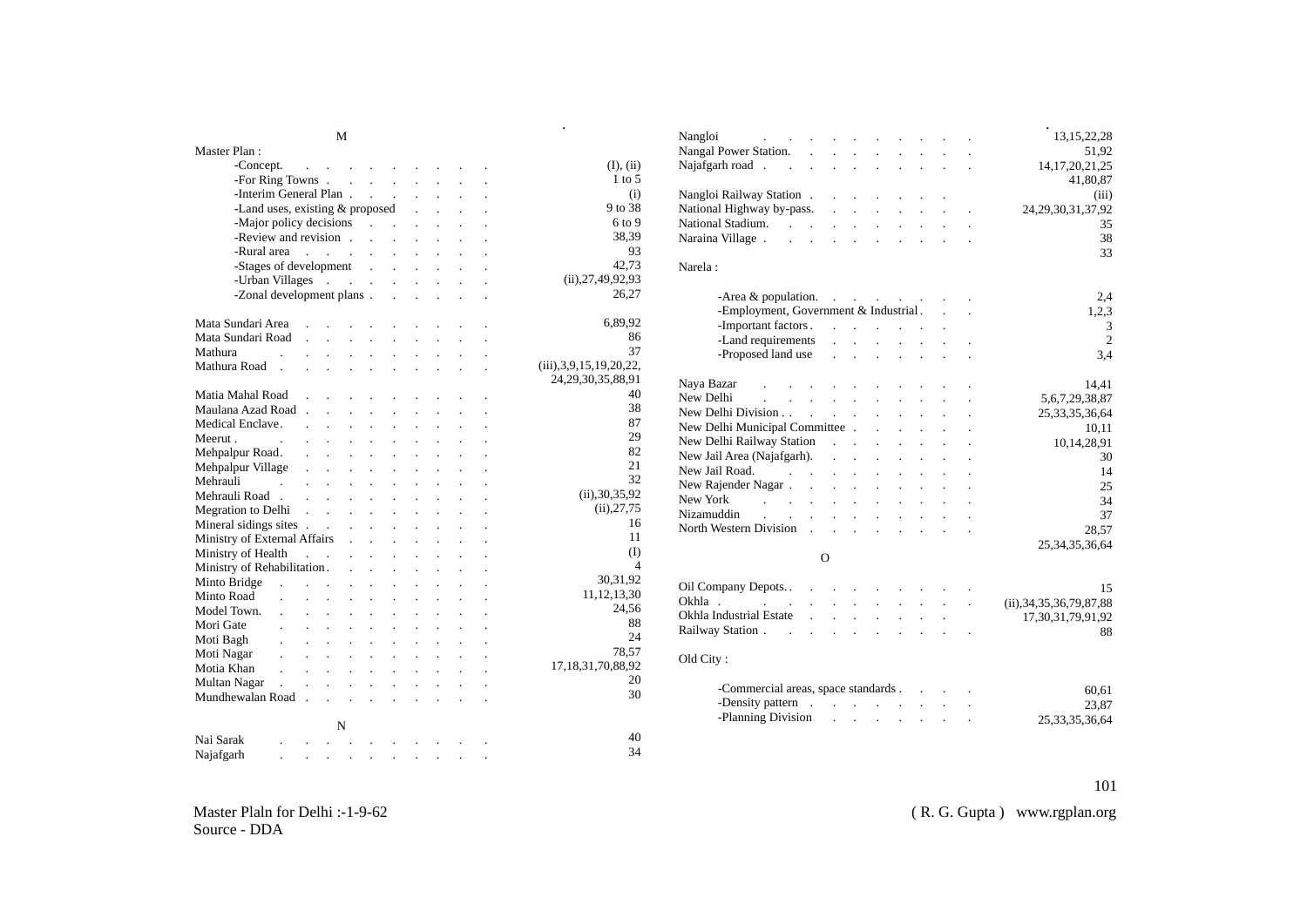### M

**Master Plan :**

- -Concept. . . . . . . . . . . . (I), (ii)
- -For Ring Towns . . . . . . . . . 1 to 5
- -Interim General Plan . . . . . . . . (i)
- -Land uses, existing & proposed . . . . 9 to 38
- -Major policy decisions . . . . . . 6 to 9
- -Review and revision . . . . . . . . 38,39
- -Rural area . . . . . . . . . . 93
- -Stages of development . . . . . . 42,73
- -Urban Villages . . . . . . . . (ii),27,49,92,93
- -Zonal development plans . . . . . . 26,27

Mata Sundari Area . . . . . . . . . . 6,89,92
Mata Sundari Road . . . . . . . . . . 86
Mathura . . . . . . . . . . . 37
Mathura Road . . . . . . . . . . . (iii),3,9,15,19,20,22, 24,29,30,35,88,91

Matia Mahal Road . . . . . . . . . . 40
Maulana Azad Road . . . . . . . . . . 38
Medical Enclave. . . . . . . . . . . 87
Meerut . . . . . . . . . . . . 29
Mehpalpur Road. . . . . . . . . . . 82
Mehpalpur Village . . . . . . . . . . 21
Mehrauli . . . . . . . . . . . 32
Mehrauli Road . . . . . . . . . . . (ii),30,35,92
Megration to Delhi . . . . . . . . . (ii),27,75
Mineral sidings sites . . . . . . . . . 16
Ministry of External Affairs . . . . . . . 11
Ministry of Health . . . . . . . . . (I)
Ministry of Rehabilitation. . . . . . . . 4
Minto Bridge . . . . . . . . . . 30,31,92
Minto Road . . . . . . . . . . . 11,12,13,30
Model Town. . . . . . . . . . . . 24,56
Mori Gate . . . . . . . . . . . 88
Moti Bagh . . . . . . . . . . . 24
Moti Nagar . . . . . . . . . . . 78,57
Motia Khan . . . . . . . . . . . 17,18,31,70,88,92
Multan Nagar . . . . . . . . . . . 20
Mundhewalan Road . . . . . . . . . . 30

### N

Nai Sarak . . . . . . . . . . . 40
Najafgarh . . . . . . . . . . . 34
Nangloi . . . . . . . . . . . 13,15,22,28
Nangal Power Station. . . . . . . . . 51,92
Najafgarh road . . . . . . . . . . . 14,17,20,21,25 41,80,87

Nangloi Railway Station . . . . . . . . (iii)
National Highway by-pass. . . . . . . . 24,29,30,31,37,92
National Stadium. . . . . . . . . . 35
Naraina Village . . . . . . . . . . 38
33

**Narela :**

- -Area & population. . . . . . . . 2,4
- -Employment, Government & Industrial . . . 1,2,3
- -Important factors . . . . . . . . 3
- -Land requirements . . . . . . . . 2
- -Proposed land use . . . . . . . . 3,4

Naya Bazar . . . . . . . . . . . 14,41
New Delhi . . . . . . . . . . . 5,6,7,29,38,87
New Delhi Division . . . . . . . . . . 25,33,35,36,64
New Delhi Municipal Committee . . . . . . 10,11
New Delhi Railway Station . . . . . . . 10,14,28,91
New Jail Area (Najafgarh). . . . . . . . 30
New Jail Road. . . . . . . . . . . 14
New Rajender Nagar . . . . . . . . . 25
New York . . . . . . . . . . . 34
Nizamuddin . . . . . . . . . . . 37
North Western Division . . . . . . . . 28,57 25,34,35,36,64

### O

Oil Company Depots. . . . . . . . . . 15
Okhla . . . . . . . . . . . . (ii),34,35,36,79,87,88
Okhla Industrial Estate . . . . . . . . 17,30,31,79,91,92
Railway Station . . . . . . . . . . 88

**Old City :**

- -Commercial areas, space standards . . . . 60,61
- -Density pattern . . . . . . . . 23,87
- -Planning Division . . . . . . . . 25,33,35,36,64

Master Plaln for Delhi :-1-9-62
Source - DDA

( R. G. Gupta ) www.rgplan.org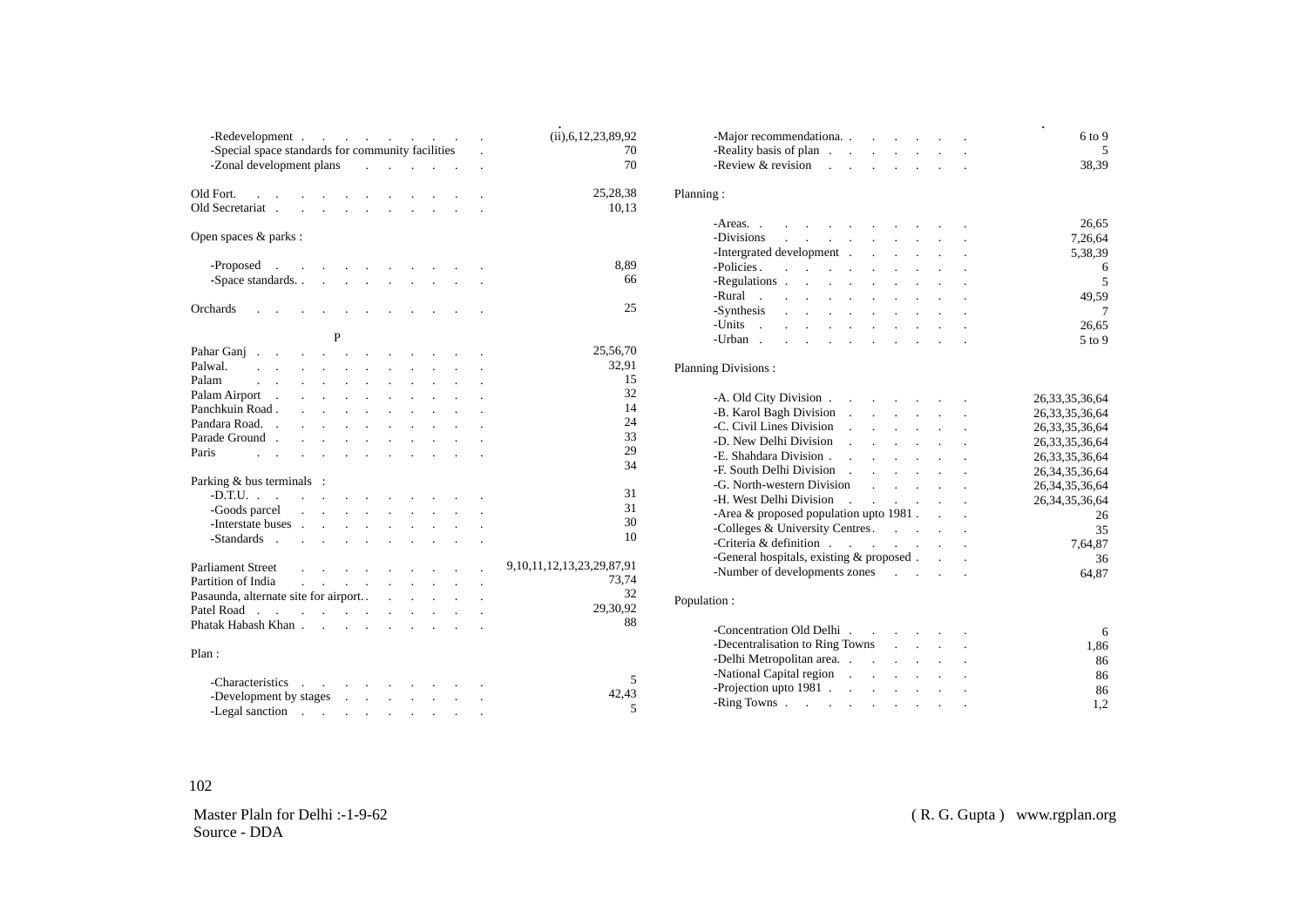-Redevelopment . . . . . . . . . . (ii),6,12,23,89,92
-Special space standards for community facilities . 70
-Zonal development plans . . . . . . 70

Old Fort. . . . . . . . . . . . . . 25,28,38
Old Secretariat . . . . . . . . . . . 10,13

Open spaces & parks :

-Proposed . . . . . . . . . . . 8,89
-Space standards. . . . . . . . . . . 66

Orchards . . . . . . . . . . . . 25

P

Pahar Ganj . . . . . . . . . . . . 25,56,70
Palwal. . . . . . . . . . . . . 32,91
Palam . . . . . . . . . . . . 15
Palam Airport . . . . . . . . . . . 32
Panchkuin Road . . . . . . . . . . . 14
Pandara Road. . . . . . . . . . . . 24
Parade Ground . . . . . . . . . . . 33
Paris . . . . . . . . . . . . 29, 34

Parking & bus terminals :
-D.T.U. . . . . . . . . . . . . 31
-Goods parcel . . . . . . . . . . 31
-Interstate buses . . . . . . . . . . 30
-Standards . . . . . . . . . . . 10

Parliament Street . . . . . . . . . 9,10,11,12,13,23,29,87,91
Partition of India . . . . . . . . . 73,74
Pasaunda, alternate site for airport. . . . . . . 32
Patel Road . . . . . . . . . . . 29,30,92
Phatak Habash Khan . . . . . . . . . . 88

Plan :

-Characteristics . . . . . . . . . . 5
-Development by stages . . . . . . . 42,43
-Legal sanction . . . . . . . . . 5
-Major recommendationa. . . . . . . . 6 to 9
-Reality basis of plan . . . . . . . 5
-Review & revision . . . . . . . 38,39

Planning :

-Areas. . . . . . . . . . . . 26,65
-Divisions . . . . . . . . . . 7,26,64
-Intergrated development . . . . . . . 5,38,39
-Policies . . . . . . . . . . . 6
-Regulations . . . . . . . . . . 5
-Rural . . . . . . . . . . . 49,59
-Synthesis . . . . . . . . . . 7
-Units . . . . . . . . . . . 26,65
-Urban . . . . . . . . . . . 5 to 9

Planning Divisions :

-A. Old City Division . . . . . . . . 26,33,35,36,64
-B. Karol Bagh Division . . . . . . . 26,33,35,36,64
-C. Civil Lines Division . . . . . . . 26,33,35,36,64
-D. New Delhi Division . . . . . . . 26,33,35,36,64
-E. Shahdara Division . . . . . . . . 26,33,35,36,64
-F. South Delhi Division . . . . . . . 26,34,35,36,64
-G. North-western Division . . . . . . 26,34,35,36,64
-H. West Delhi Division . . . . . . . 26,34,35,36,64
-Area & proposed population upto 1981 . . . 26
-Colleges & University Centres . . . . . 35
-Criteria & definition . . . . . . . 7,64,87
-General hospitals, existing & proposed . . . 36
-Number of developments zones . . . . 64,87

Population :

-Concentration Old Delhi . . . . . . . 6
-Decentralisation to Ring Towns . . . . 1,86
-Delhi Metropolitan area. . . . . . . . 86
-National Capital region . . . . . . . 86
-Projection upto 1981 . . . . . . . . 86
-Ring Towns . . . . . . . . . . 1,2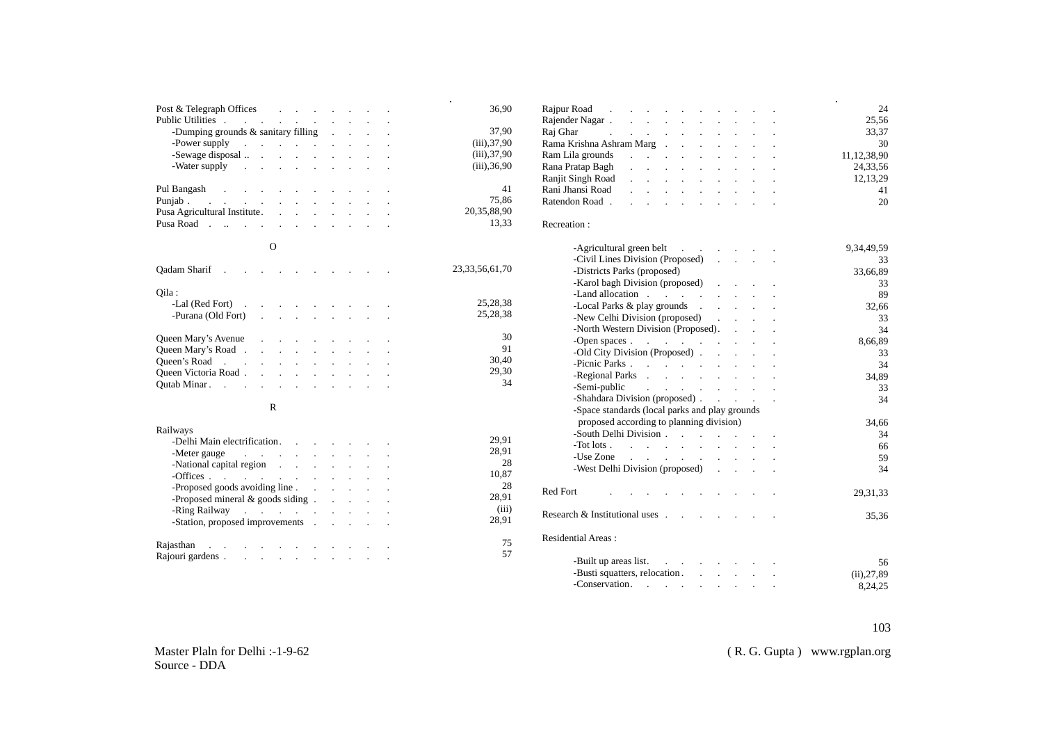Post & Telegraph Offices . . . . . . . 36,90
Public Utilities . . . . . . . . . . . .
- -Dumping grounds & sanitary filling . . . . 37,90
- -Power supply . . . . . . . . . . (iii),37,90
- -Sewage disposal .. . . . . . . . . . (iii),37,90
- -Water supply . . . . . . . . . . (iii),36,90

Pul Bangash . . . . . . . . . . . . 41
Punjab . . . . . . . . . . . . . 75,86
Pusa Agricultural Institute. . . . . . . . 20,35,88,90
Pusa Road . .. . . . . . . . . . . 13,33

## O

Qadam Sharif . . . . . . . . . . . 23,33,56,61,70

Qila :
- -Lal (Red Fort) . . . . . . . . . . 25,28,38
- -Purana (Old Fort) . . . . . . . . . 25,28,38

Queen Mary's Avenue . . . . . . . . . 30
Queen Mary's Road . . . . . . . . . . 91
Queen's Road . . . . . . . . . . . 30,40
Queen Victoria Road . . . . . . . . . 29,30
Qutab Minar . . . . . . . . . . . . 34

## R

Railways
- -Delhi Main electrification. . . . . . . . 29,91
- -Meter gauge . . . . . . . . . . 28,91
- -National capital region . . . . . . . 28
- -Offices . . . . . . . . . . . . 10,87
- -Proposed goods avoiding line . . . . . . 28
- -Proposed mineral & goods siding . . . . . 28,91
- -Ring Railway . . . . . . . . . . (iii)
- -Station, proposed improvements . . . . . 28,91

Rajasthan . . . . . . . . . . . . 75
Rajouri gardens . . . . . . . . . . . 57

Rajpur Road . . . . . . . . . . . . 24
Rajender Nagar . . . . . . . . . . . 25,56
Raj Ghar . . . . . . . . . . . . 33,37
Rama Krishna Ashram Marg . . . . . . . 30
Ram Lila grounds . . . . . . . . . . 11,12,38,90
Rana Pratap Bagh . . . . . . . . . . 24,33,56
Ranjit Singh Road . . . . . . . . . . 12,13,29
Rani Jhansi Road . . . . . . . . . . 41
Ratendon Road . . . . . . . . . . . 20

Recreation :
- -Agricultural green belt . . . . . . . 9,34,49,59
- -Civil Lines Division (Proposed) . . . . . 33
- -Districts Parks (proposed) 33,66,89
- -Karol bagh Division (proposed) . . . . 33
- -Land allocation . . . . . . . . . . 89
- -Local Parks & play grounds . . . . . . 32,66
- -New Celhi Division (proposed) . . . . 33
- -North Western Division (Proposed). . . . 34
- -Open spaces . . . . . . . . . . . 8,66,89
- -Old City Division (Proposed) . . . . . . 33
- -Picnic Parks . . . . . . . . . . . 34
- -Regional Parks . . . . . . . . . . 34,89
- -Semi-public . . . . . . . . . . 33
- -Shahdara Division (proposed) . . . . . 34
- -Space standards (local parks and play grounds proposed according to planning division) 34,66
- -South Delhi Division . . . . . . . . 34
- -Tot lots . . . . . . . . . . . . 66
- -Use Zone . . . . . . . . . . . 59
- -West Delhi Division (proposed) . . . . 34

Red Fort . . . . . . . . . . . . 29,31,33

Research & Institutional uses . . . . . . . 35,36

Residential Areas :
- -Built up areas list. . . . . . . . . 56
- -Busti squatters, relocation . . . . . . (ii),27,89
- -Conservation. . . . . . . . . . 8,24,25

Master Plaln for Delhi :-1-9-62
Source - DDA

( R. G. Gupta ) www.rgplan.org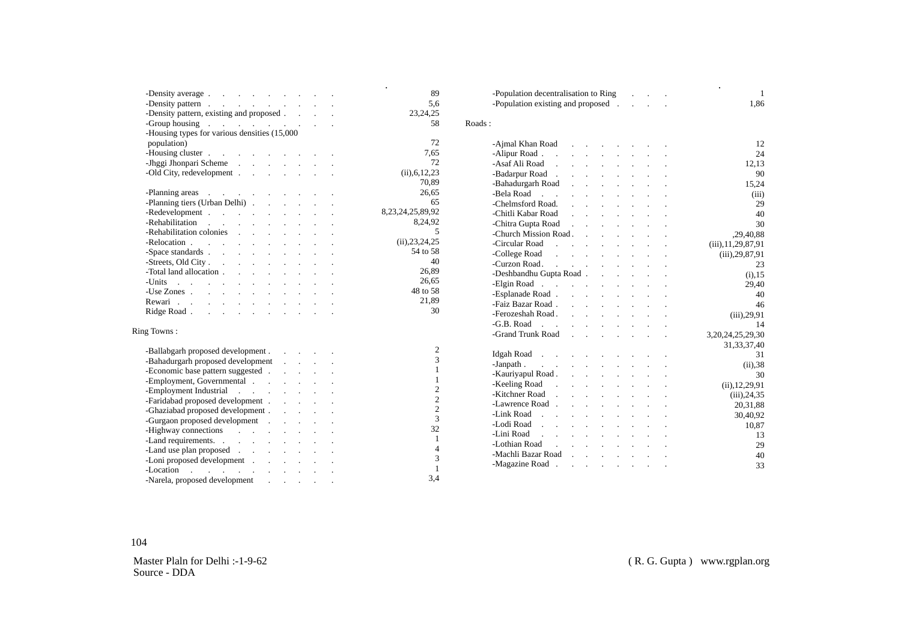| Entry | Pages |
|---|---|
| -Density average | 89 |
| -Density pattern | 5,6 |
| -Density pattern, existing and proposed | 23,24,25 |
| -Group housing | 58 |
| -Housing types for various densities (15,000 population) | 72 |
| -Housing cluster | 7,65 |
| -Jhggi Jhonpari Scheme | 72 |
| -Old City, redevelopment | (ii),6,12,23 70,89 |
| -Planning areas | 26,65 |
| -Planning tiers (Urban Delhi) | 65 |
| -Redevelopment | 8,23,24,25,89,92 |
| -Rehabilitation | 8,24,92 |
| -Rehabilitation colonies | 5 |
| -Relocation | (ii),23,24,25 |
| -Space standards | 54 to 58 |
| -Streets, Old City | 40 |
| -Total land allocation | 26,89 |
| -Units | 26,65 |
| -Use Zones | 48 to 58 |
| Rewari | 21,89 |
| Ridge Road | 30 |

Ring Towns :

| Entry | Pages |
|---|---|
| -Ballabgarh proposed development | 2 |
| -Bahadurgarh proposed development | 3 |
| -Economic base pattern suggested | 1 |
| -Employment, Governmental | 1 |
| -Employment Industrial | 2 |
| -Faridabad proposed development | 2 |
| -Ghaziabad proposed development | 2 |
| -Gurgaon proposed development | 3 |
| -Highway connections | 32 |
| -Land requirements. | 1 |
| -Land use plan proposed | 4 |
| -Loni proposed development | 3 |
| -Location | 1 |
| -Narela, proposed development | 3,4 |
| -Population decentralisation to Ring | 1 |
| -Population existing and proposed | 1,86 |

Roads :

| Entry | Pages |
|---|---|
| -Ajmal Khan Road | 12 |
| -Alipur Road | 24 |
| -Asaf Ali Road | 12,13 |
| -Badarpur Road | 90 |
| -Bahadurgarh Road | 15,24 |
| -Bela Road | (iii) |
| -Chelmsford Road. | 29 |
| -Chitli Kabar Road | 40 |
| -Chitra Gupta Road | 30 |
| -Church Mission Road | ,29,40,88 |
| -Circular Road | (iii),11,29,87,91 |
| -College Road | (iii),29,87,91 |
| -Curzon Road | 23 |
| -Deshbandhu Gupta Road | (i),15 |
| -Elgin Road | 29,40 |
| -Esplanade Road | 40 |
| -Faiz Bazar Road | 46 |
| -Ferozeshah Road | (iii),29,91 |
| -G.B. Road | 14 |
| -Grand Trunk Road | 3,20,24,25,29,30 31,33,37,40 |
| Idgah Road | 31 |
| -Janpath | (ii),38 |
| -Kauriyapul Road | 30 |
| -Keeling Road | (ii),12,29,91 |
| -Kitchner Road | (iii),24,35 |
| -Lawrence Road | 20,31,88 |
| -Link Road | 30,40,92 |
| -Lodi Road | 10,87 |
| -Lini Road | 13 |
| -Lothian Road | 29 |
| -Machli Bazar Road | 40 |
| -Magazine Road | 33 |

Master Plaln for Delhi :-1-9-62
Source - DDA

( R. G. Gupta ) www.rgplan.org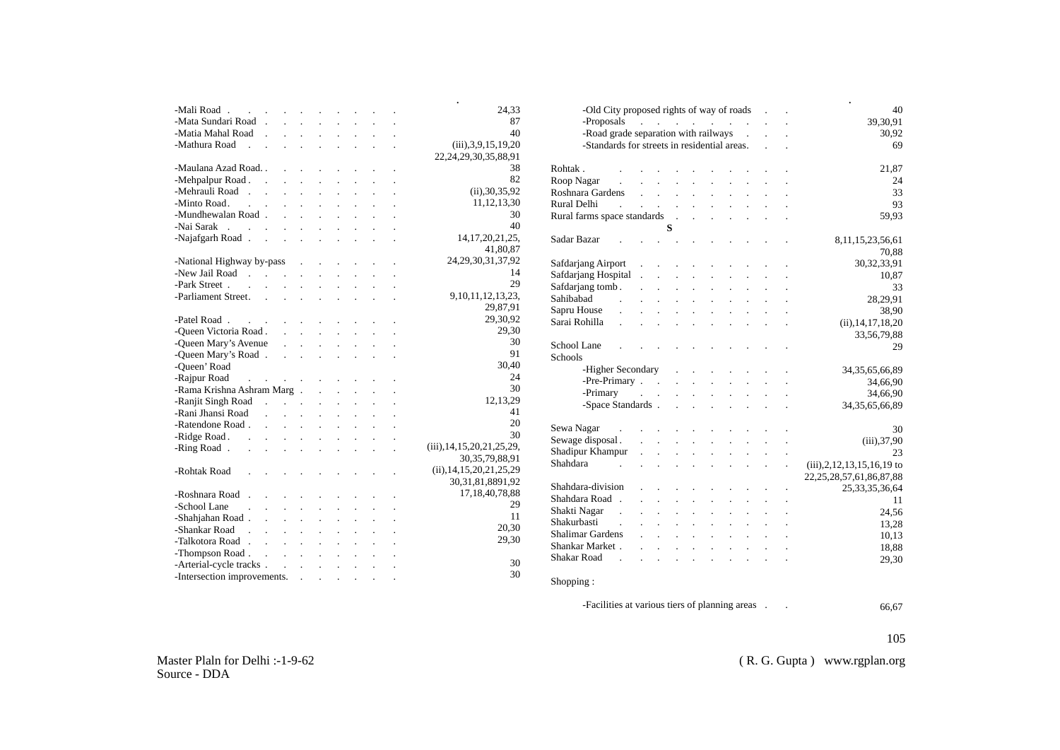-Mali Road . . . . . . . . . . . 24,33
-Mata Sundari Road . . . . . . . . . 87
-Matia Mahal Road . . . . . . . . . 40
-Mathura Road . . . . . . . . . . (iii),3,9,15,19,20 22,24,29,30,35,88,91
-Maulana Azad Road. . . . . . . . . 38
-Mehpalpur Road . . . . . . . . . 82
-Mehrauli Road . . . . . . . . . . (ii),30,35,92
-Minto Road. . . . . . . . . . . 11,12,13,30
-Mundhewalan Road . . . . . . . . . 30
-Nai Sarak . . . . . . . . . . . 40
-Najafgarh Road . . . . . . . . . . 14,17,20,21,25, 41,80,87
-National Highway by-pass . . . . . . . 24,29,30,31,37,92
-New Jail Road . . . . . . . . . . 14
-Park Street . . . . . . . . . . . 29
-Parliament Street. . . . . . . . . . 9,10,11,12,13,23, 29,87,91
-Patel Road . . . . . . . . . . . 29,30,92
-Queen Victoria Road . . . . . . . . 29,30
-Queen Mary's Avenue . . . . . . . . 30
-Queen Mary's Road . . . . . . . . . 91
-Queen' Road 30,40
-Rajpur Road . . . . . . . . . . . 24
-Rama Krishna Ashram Marg . . . . . . 30
-Ranjit Singh Road . . . . . . . . . 12,13,29
-Rani Jhansi Road . . . . . . . . . 41
-Ratendone Road . . . . . . . . . . 20
-Ridge Road . . . . . . . . . . . 30
-Ring Road . . . . . . . . . . . (iii),14,15,20,21,25,29, 30,35,79,88,91
-Rohtak Road . . . . . . . . . . (ii),14,15,20,21,25,29 30,31,81,8891,92
-Roshnara Road . . . . . . . . . . 17,18,40,78,88
-School Lane . . . . . . . . . . 29
-Shahjahan Road . . . . . . . . . . 11
-Shankar Road . . . . . . . . . . 20,30
-Talkotora Road . . . . . . . . . . 29,30
-Thompson Road . . . . . . . . . .
-Arterial-cycle tracks . . . . . . . . 30
-Intersection improvements. . . . . . . 30

-Old City proposed rights of way of roads . . . 40
-Proposals . . . . . . . . . . 39,30,91
-Road grade separation with railways . . . 30,92
-Standards for streets in residential areas. . . 69

Rohtak . . . . . . . . . . . . 21,87
Roop Nagar . . . . . . . . . . . 24
Roshnara Gardens . . . . . . . . . 33
Rural Delhi . . . . . . . . . . . 93
Rural farms space standards . . . . . . . 59,93

**S**

Sadar Bazar . . . . . . . . . . . 8,11,15,23,56,61 70,88
Safdarjang Airport . . . . . . . . . 30,32,33,91
Safdarjang Hospital . . . . . . . . . 10,87
Safdarjang tomb . . . . . . . . . . 33
Sahibabad . . . . . . . . . . . 28,29,91
Sapru House . . . . . . . . . . . 38,90
Sarai Rohilla . . . . . . . . . . (ii),14,17,18,20 33,56,79,88
School Lane . . . . . . . . . . . 29
Schools
-Higher Secondary . . . . . . . . 34,35,65,66,89
-Pre-Primary . . . . . . . . . . 34,66,90
-Primary . . . . . . . . . . . 34,66,90
-Space Standards . . . . . . . . . 34,35,65,66,89

Sewa Nagar . . . . . . . . . . . 30
Sewage disposal . . . . . . . . . . (iii),37,90
Shadipur Khampur . . . . . . . . . 23
Shahdara . . . . . . . . . . . (iii),2,12,13,15,16,19 to 22,25,28,57,61,86,87,88
Shahdara-division . . . . . . . . . 25,33,35,36,64
Shahdara Road . . . . . . . . . . 11
Shakti Nagar . . . . . . . . . . . 24,56
Shakurbasti . . . . . . . . . . . 13,28
Shalimar Gardens . . . . . . . . . 10,13
Shankar Market . . . . . . . . . . 18,88
Shakar Road . . . . . . . . . . . 29,30

Shopping :

-Facilities at various tiers of planning areas . . . 66,67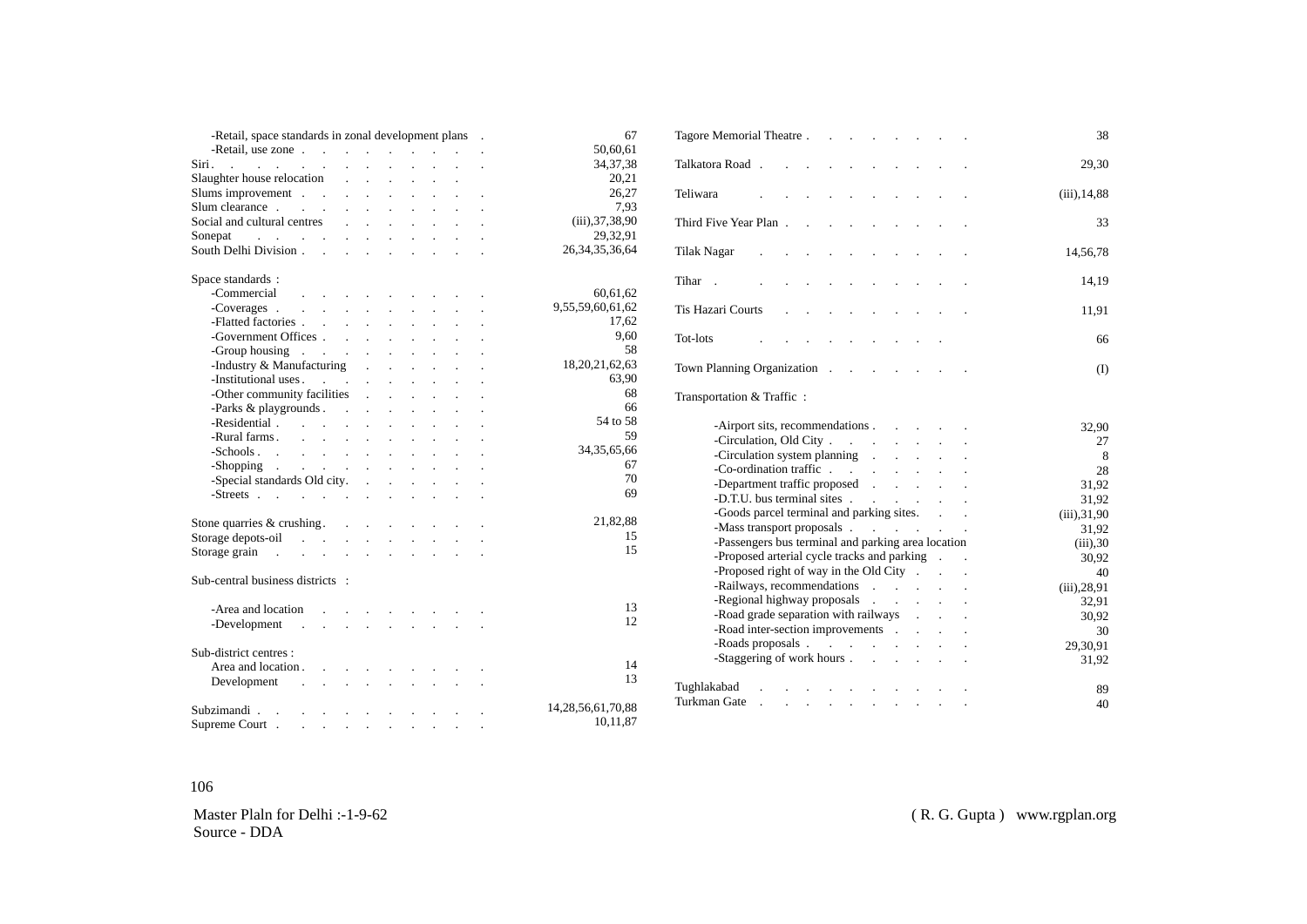| Entry | Pages |
|---|---|
| -Retail, space standards in zonal development plans | 67 |
| -Retail, use zone | 50,60,61 |
| Siri | 34,37,38 |
| Slaughter house relocation | 20,21 |
| Slums improvement | 26,27 |
| Slum clearance | 7,93 |
| Social and cultural centres | (iii),37,38,90 |
| Sonepat | 29,32,91 |
| South Delhi Division | 26,34,35,36,64 |
| Space standards : | |
| -Commercial | 60,61,62 |
| -Coverages | 9,55,59,60,61,62 |
| -Flatted factories | 17,62 |
| -Government Offices | 9,60 |
| -Group housing | 58 |
| -Industry & Manufacturing | 18,20,21,62,63 |
| -Institutional uses | 63,90 |
| -Other community facilities | 68 |
| -Parks & playgrounds | 66 |
| -Residential | 54 to 58 |
| -Rural farms | 59 |
| -Schools | 34,35,65,66 |
| -Shopping | 67 |
| -Special standards Old city | 70 |
| -Streets | 69 |
| Stone quarries & crushing | 21,82,88 |
| Storage depots-oil | 15 |
| Storage grain | 15 |
| Sub-central business districts : | |
| -Area and location | 13 |
| -Development | 12 |
| Sub-district centres : | |
| Area and location | 14 |
| Development | 13 |
| Subzimandi | 14,28,56,61,70,88 |
| Supreme Court | 10,11,87 |
| Tagore Memorial Theatre | 38 |
| Talkatora Road | 29,30 |
| Teliwara | (iii),14,88 |
| Third Five Year Plan | 33 |
| Tilak Nagar | 14,56,78 |
| Tihar | 14,19 |
| Tis Hazari Courts | 11,91 |
| Tot-lots | 66 |
| Town Planning Organization | (I) |
| Transportation & Traffic : | |
| -Airport sits, recommendations | 32,90 |
| -Circulation, Old City | 27 |
| -Circulation system planning | 8 |
| -Co-ordination traffic | 28 |
| -Department traffic proposed | 31,92 |
| -D.T.U. bus terminal sites | 31,92 |
| -Goods parcel terminal and parking sites. | (iii),31,90 |
| -Mass transport proposals | 31,92 |
| -Passengers bus terminal and parking area location | (iii),30 |
| -Proposed arterial cycle tracks and parking | 30,92 |
| -Proposed right of way in the Old City | 40 |
| -Railways, recommendations | (iii),28,91 |
| -Regional highway proposals | 32,91 |
| -Road grade separation with railways | 30,92 |
| -Road inter-section improvements | 30 |
| -Roads proposals | 29,30,91 |
| -Staggering of work hours | 31,92 |
| Tughlakabad | 89 |
| Turkman Gate | 40 |

Master Plaln for Delhi :-1-9-62
Source - DDA

( R. G. Gupta ) www.rgplan.org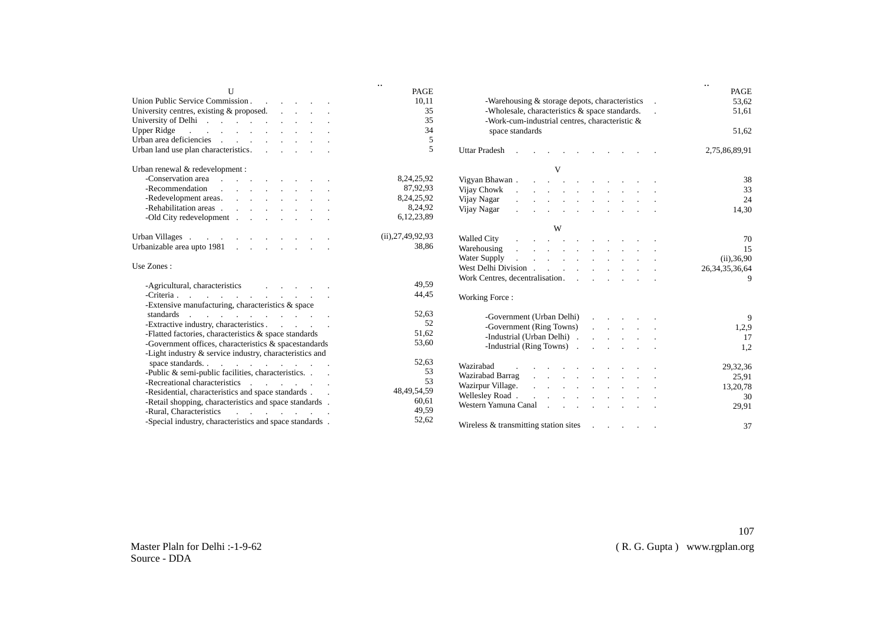### U

| | PAGE |
|---|---|
| Union Public Service Commission | 10,11 |
| University centres, existing & proposed. | 35 |
| University of Delhi | 35 |
| Upper Ridge | 34 |
| Urban area deficiencies | 5 |
| Urban land use plan characteristics. | 5 |
| Urban renewal & redevelopment : | |
| -Conservation area | 8,24,25,92 |
| -Recommendation | 87,92,93 |
| -Redevelopment areas. | 8,24,25,92 |
| -Rehabilitation areas | 8,24,92 |
| -Old City redevelopment | 6,12,23,89 |
| Urban Villages | (ii),27,49,92,93 |
| Urbanizable area upto 1981 | 38,86 |
| Use Zones : | |
| -Agricultural, characteristics | 49,59 |
| -Criteria | 44,45 |
| -Extensive manufacturing, characteristics & space standards | 52,63 |
| -Extractive industry, characteristics | 52 |
| -Flatted factories, characteristics & space standards | 51,62 |
| -Government offices, characteristics & spacestandards | 53,60 |
| -Light industry & service industry, characteristics and space standards. | 52,63 |
| -Public & semi-public facilities, characteristics. | 53 |
| -Recreational characteristics | 53 |
| -Residential, characteristics and space standards | 48,49,54,59 |
| -Retail shopping, characteristics and space standards | 60,61 |
| -Rural, Characteristics | 49,59 |
| -Special industry, characteristics and space standards | 52,62 |
| -Warehousing & storage depots, characteristics | 53,62 |
| -Wholesale, characteristics & space standards. | 51,61 |
| -Work-cum-industrial centres, characteristic & space standards | 51,62 |
| Uttar Pradesh | 2,75,86,89,91 |

### V

| | PAGE |
|---|---|
| Vigyan Bhawan | 38 |
| Vijay Chowk | 33 |
| Vijay Nagar | 24 |
| Vijay Nagar | 14,30 |

### W

| | PAGE |
|---|---|
| Walled City | 70 |
| Warehousing | 15 |
| Water Supply | (ii),36,90 |
| West Delhi Division | 26,34,35,36,64 |
| Work Centres, decentralisation | 9 |
| Working Force : | |
| -Government (Urban Delhi) | 9 |
| -Government (Ring Towns) | 1,2,9 |
| -Industrial (Urban Delhi) | 17 |
| -Industrial (Ring Towns) | 1,2 |
| Wazirabad | 29,32,36 |
| Wazirabad Barrag | 25,91 |
| Wazirpur Village. | 13,20,78 |
| Wellesley Road | 30 |
| Western Yamuna Canal | 29,91 |
| Wireless & transmitting station sites | 37 |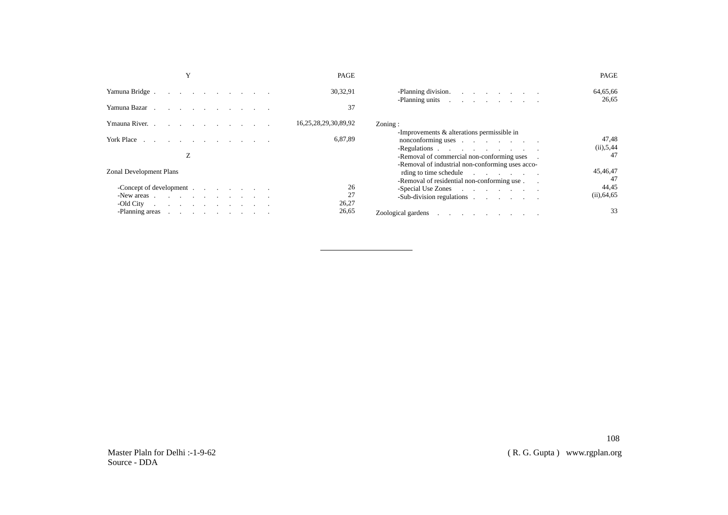## Y

| | PAGE |
|---|---|
| Yamuna Bridge | 30,32,91 |
| Yamuna Bazar | 37 |
| Ymauna River. | 16,25,28,29,30,89,92 |
| York Place | 6,87,89 |

## Z

| | PAGE |
|---|---|
| Zonal Development Plans | |
| -Concept of development | 26 |
| -New areas | 27 |
| -Old City | 26,27 |
| -Planning areas | 26,65 |
| -Planning division | 64,65,66 |
| -Planning units | 26,65 |
| Zoning : | |
| -Improvements & alterations permissible in nonconforming uses | 47,48 |
| -Regulations | (ii),5,44 |
| -Removal of commercial non-conforming uses | 47 |
| -Removal of industrial non-conforming uses according to time schedule | 45,46,47 |
| -Removal of residential non-conforming use | 47 |
| -Special Use Zones | 44,45 |
| -Sub-division regulations | (ii),64,65 |
| Zoological gardens | 33 |

Master Plaln for Delhi :-1-9-62
Source - DDA

( R. G. Gupta ) www.rgplan.org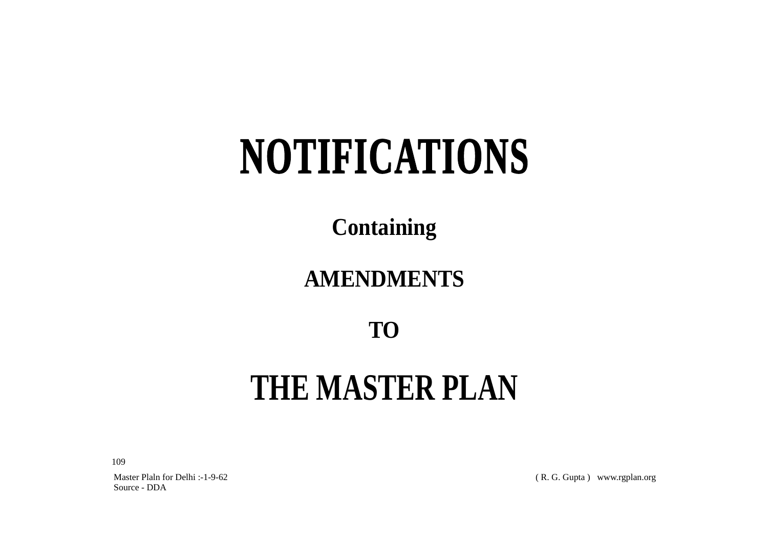# NOTIFICATIONS

## Containing

## AMENDMENTS

## TO

# THE MASTER PLAN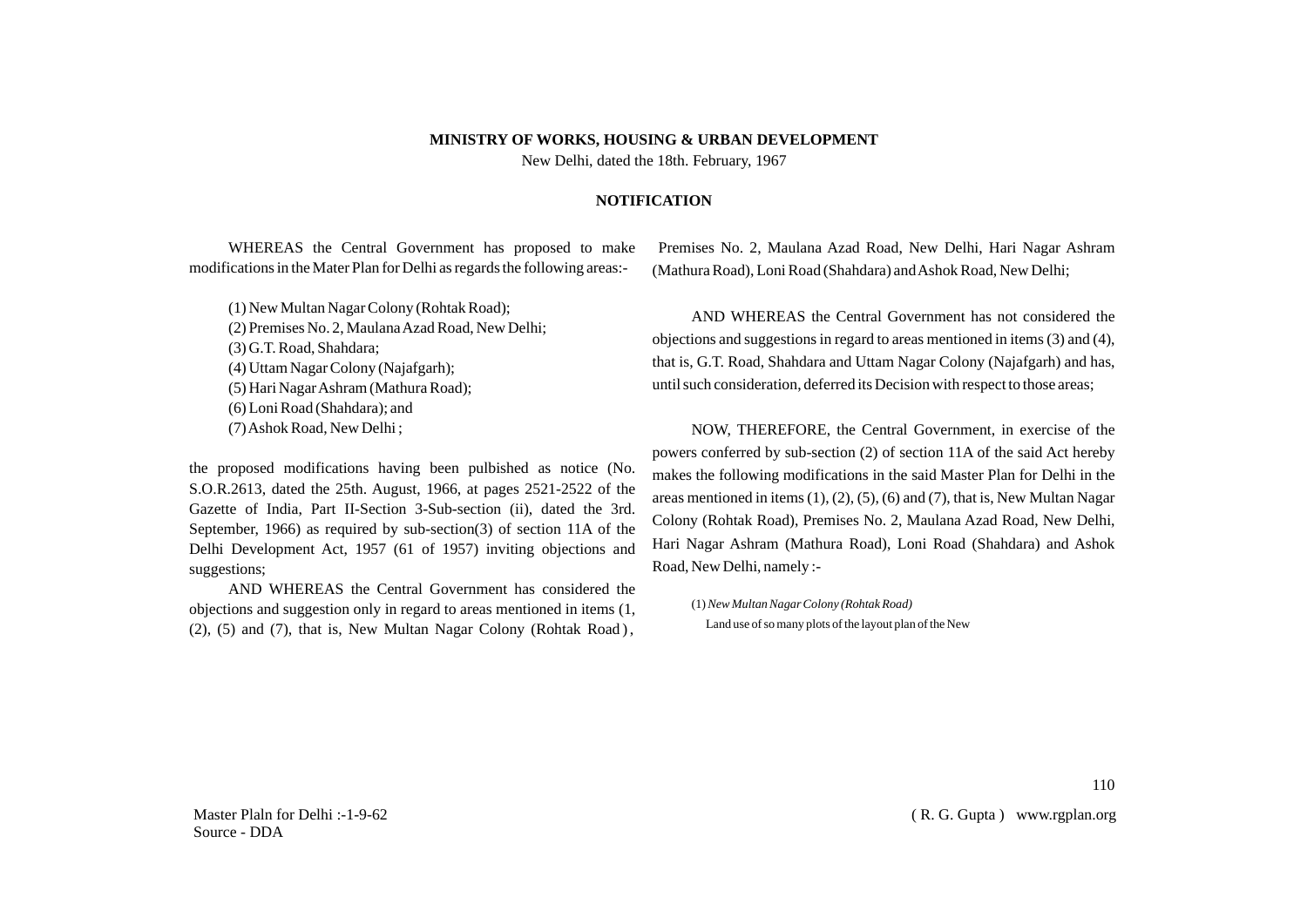**MINISTRY OF WORKS, HOUSING & URBAN DEVELOPMENT**

New Delhi, dated the 18th. February, 1967

**NOTIFICATION**

WHEREAS the Central Government has proposed to make modifications in the Mater Plan for Delhi as regards the following areas:-

(1) New Multan Nagar Colony (Rohtak Road);
(2) Premises No. 2, Maulana Azad Road, New Delhi;
(3) G.T. Road, Shahdara;
(4) Uttam Nagar Colony (Najafgarh);
(5) Hari Nagar Ashram (Mathura Road);
(6) Loni Road (Shahdara); and
(7) Ashok Road, New Delhi ;

the proposed modifications having been pulbished as notice (No. S.O.R.2613, dated the 25th. August, 1966, at pages 2521-2522 of the Gazette of India, Part II-Section 3-Sub-section (ii), dated the 3rd. September, 1966) as required by sub-section(3) of section 11A of the Delhi Development Act, 1957 (61 of 1957) inviting objections and suggestions;

AND WHEREAS the Central Government has considered the objections and suggestion only in regard to areas mentioned in items (1, (2), (5) and (7), that is, New Multan Nagar Colony (Rohtak Road), Premises No. 2, Maulana Azad Road, New Delhi, Hari Nagar Ashram (Mathura Road), Loni Road (Shahdara) and Ashok Road, New Delhi;

AND WHEREAS the Central Government has not considered the objections and suggestions in regard to areas mentioned in items (3) and (4), that is, G.T. Road, Shahdara and Uttam Nagar Colony (Najafgarh) and has, until such consideration, deferred its Decision with respect to those areas;

NOW, THEREFORE, the Central Government, in exercise of the powers conferred by sub-section (2) of section 11A of the said Act hereby makes the following modifications in the said Master Plan for Delhi in the areas mentioned in items (1), (2), (5), (6) and (7), that is, New Multan Nagar Colony (Rohtak Road), Premises No. 2, Maulana Azad Road, New Delhi, Hari Nagar Ashram (Mathura Road), Loni Road (Shahdara) and Ashok Road, New Delhi, namely :-

(1) *New Multan Nagar Colony (Rohtak Road)*

Land use of so many plots of the layout plan of the New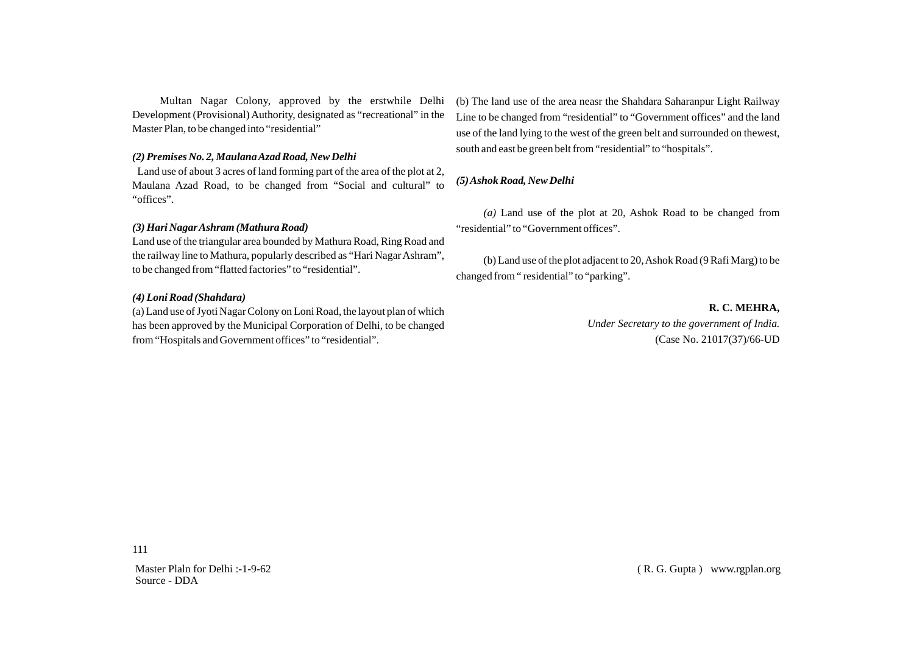Multan Nagar Colony, approved by the erstwhile Delhi Development (Provisional) Authority, designated as "recreational" in the Master Plan, to be changed into "residential"

***(2) Premises No. 2, Maulana Azad Road, New Delhi***

Land use of about 3 acres of land forming part of the area of the plot at 2, Maulana Azad Road, to be changed from "Social and cultural" to "offices".

***(3) Hari Nagar Ashram (Mathura Road)***

Land use of the triangular area bounded by Mathura Road, Ring Road and the railway line to Mathura, popularly described as "Hari Nagar Ashram", to be changed from "flatted factories" to "residential".

***(4) Loni Road (Shahdara)***

(a) Land use of Jyoti Nagar Colony on Loni Road, the layout plan of which has been approved by the Municipal Corporation of Delhi, to be changed from "Hospitals and Government offices" to "residential".

(b) The land use of the area neasr the Shahdara Saharanpur Light Railway Line to be changed from "residential" to "Government offices" and the land use of the land lying to the west of the green belt and surrounded on thewest, south and east be green belt from "residential" to "hospitals".

***(5) Ashok Road, New Delhi***

*(a)* Land use of the plot at 20, Ashok Road to be changed from "residential" to "Government offices".

(b) Land use of the plot adjacent to 20, Ashok Road (9 Rafi Marg) to be changed from " residential" to "parking".

**R. C. MEHRA,**
*Under Secretary to the government of India.*
(Case No. 21017(37)/66-UD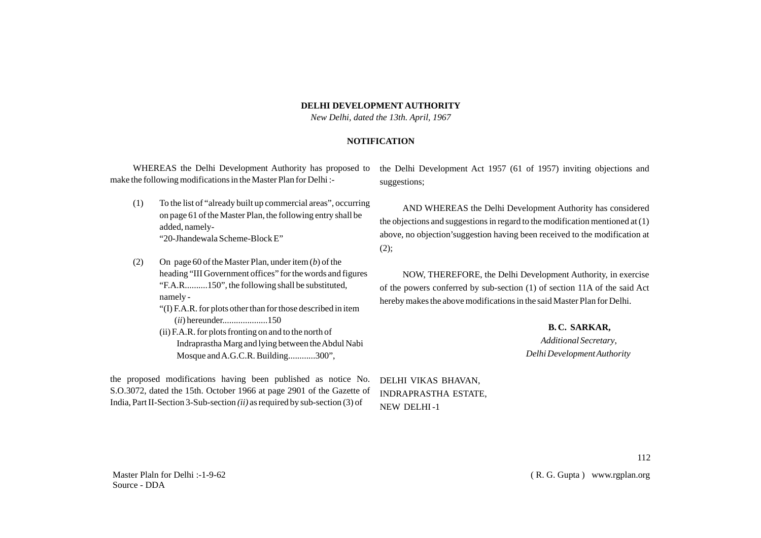**DELHI DEVELOPMENT AUTHORITY**

*New Delhi, dated the 13th. April, 1967*

**NOTIFICATION**

WHEREAS the Delhi Development Authority has proposed to make the following modifications in the Master Plan for Delhi :-

(1) To the list of "already built up commercial areas", occurring on page 61 of the Master Plan, the following entry shall be added, namely-
"20-Jhandewala Scheme-Block E"

(2) On page 60 of the Master Plan, under item (*b*) of the heading "III Government offices" for the words and figures "F.A.R..........150", the following shall be substituted, namely -
"(I) F.A.R. for plots other than for those described in item (*ii*) hereunder...................150
(ii) F.A.R. for plots fronting on and to the north of Indraprastha Marg and lying between the Abdul Nabi Mosque and A.G.C.R. Building............300",

the proposed modifications having been published as notice No. S.O.3072, dated the 15th. October 1966 at page 2901 of the Gazette of India, Part II-Section 3-Sub-section *(ii)* as required by sub-section (3) of the Delhi Development Act 1957 (61 of 1957) inviting objections and suggestions;

AND WHEREAS the Delhi Development Authority has considered the objections and suggestions in regard to the modification mentioned at (1) above, no objection'suggestion having been received to the modification at (2);

NOW, THEREFORE, the Delhi Development Authority, in exercise of the powers conferred by sub-section (1) of section 11A of the said Act hereby makes the above modifications in the said Master Plan for Delhi.

**B. C. SARKAR,**
*Additional Secretary,*
*Delhi Development Authority*

DELHI VIKAS BHAVAN,
INDRAPRASTHA ESTATE,
NEW DELHI -1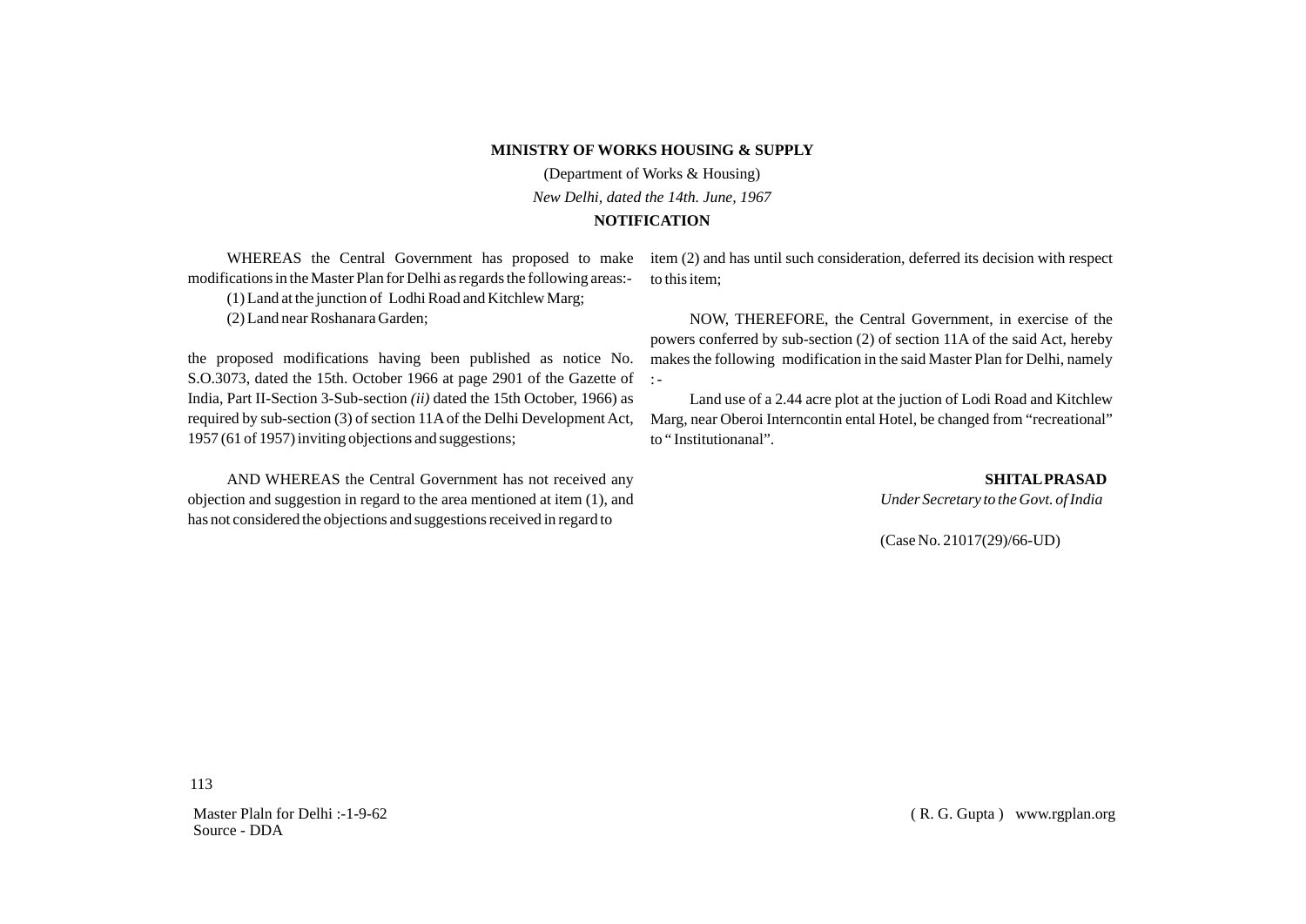**MINISTRY OF WORKS HOUSING & SUPPLY**

(Department of Works & Housing)

*New Delhi, dated the 14th. June, 1967*

**NOTIFICATION**

WHEREAS the Central Government has proposed to make modifications in the Master Plan for Delhi as regards the following areas:-

(1) Land at the junction of Lodhi Road and Kitchlew Marg;

(2) Land near Roshanara Garden;

the proposed modifications having been published as notice No. S.O.3073, dated the 15th. October 1966 at page 2901 of the Gazette of India, Part II-Section 3-Sub-section *(ii)* dated the 15th October, 1966) as required by sub-section (3) of section 11A of the Delhi Development Act, 1957 (61 of 1957) inviting objections and suggestions;

AND WHEREAS the Central Government has not received any objection and suggestion in regard to the area mentioned at item (1), and has not considered the objections and suggestions received in regard to item (2) and has until such consideration, deferred its decision with respect to this item;

NOW, THEREFORE, the Central Government, in exercise of the powers conferred by sub-section (2) of section 11A of the said Act, hereby makes the following modification in the said Master Plan for Delhi, namely : -

Land use of a 2.44 acre plot at the juction of Lodi Road and Kitchlew Marg, near Oberoi Interncontin ental Hotel, be changed from "recreational" to " Institutionanal".

**SHITAL PRASAD**

*Under Secretary to the Govt. of India*

(Case No. 21017(29)/66-UD)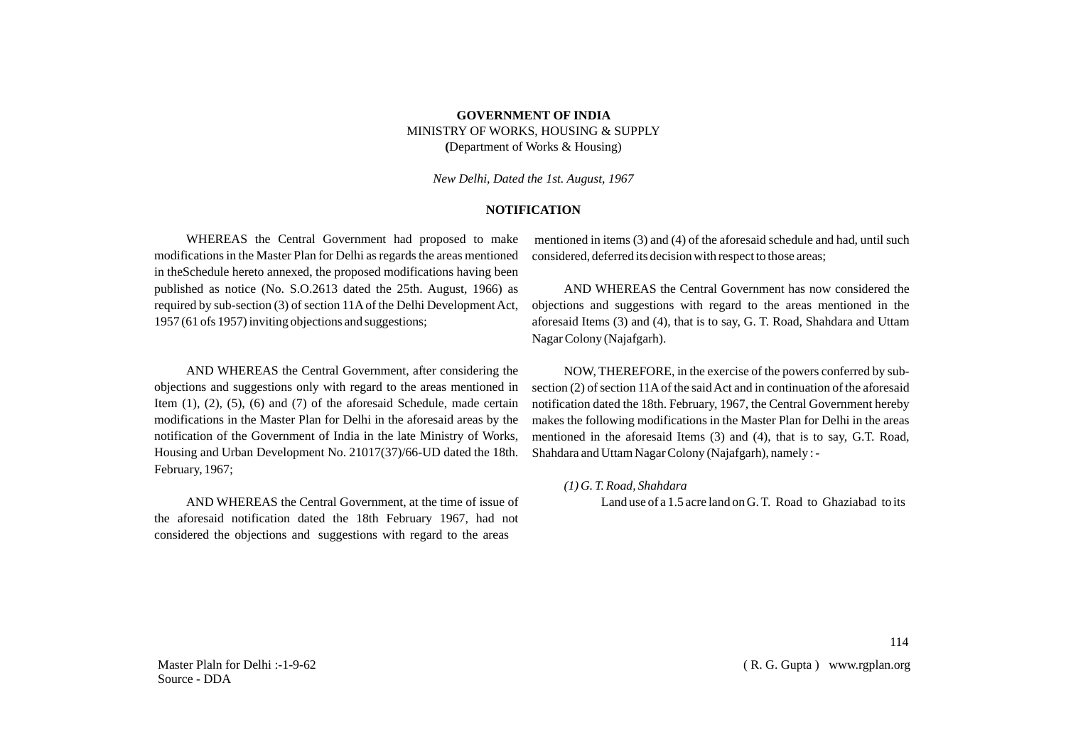**GOVERNMENT OF INDIA**
MINISTRY OF WORKS, HOUSING & SUPPLY
**(**Department of Works & Housing)

*New Delhi, Dated the 1st. August, 1967*

**NOTIFICATION**

WHEREAS the Central Government had proposed to make modifications in the Master Plan for Delhi as regards the areas mentioned in theSchedule hereto annexed, the proposed modifications having been published as notice (No. S.O.2613 dated the 25th. August, 1966) as required by sub-section (3) of section 11A of the Delhi Development Act, 1957 (61 ofs 1957) inviting objections and suggestions;

AND WHEREAS the Central Government, after considering the objections and suggestions only with regard to the areas mentioned in Item (1), (2), (5), (6) and (7) of the aforesaid Schedule, made certain modifications in the Master Plan for Delhi in the aforesaid areas by the notification of the Government of India in the late Ministry of Works, Housing and Urban Development No. 21017(37)/66-UD dated the 18th. February, 1967;

AND WHEREAS the Central Government, at the time of issue of the aforesaid notification dated the 18th February 1967, had not considered the objections and suggestions with regard to the areas mentioned in items (3) and (4) of the aforesaid schedule and had, until such considered, deferred its decision with respect to those areas;

AND WHEREAS the Central Government has now considered the objections and suggestions with regard to the areas mentioned in the aforesaid Items (3) and (4), that is to say, G. T. Road, Shahdara and Uttam Nagar Colony (Najafgarh).

NOW, THEREFORE, in the exercise of the powers conferred by sub-section (2) of section 11A of the said Act and in continuation of the aforesaid notification dated the 18th. February, 1967, the Central Government hereby makes the following modifications in the Master Plan for Delhi in the areas mentioned in the aforesaid Items (3) and (4), that is to say, G.T. Road, Shahdara and Uttam Nagar Colony (Najafgarh), namely : -

*(1) G. T. Road, Shahdara*

Land use of a 1.5 acre land on G. T. Road to Ghaziabad to its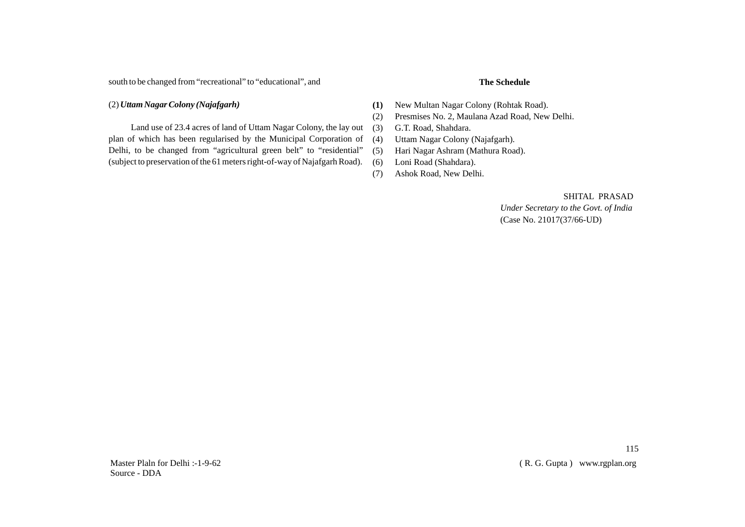south to be changed from "recreational" to "educational", and

(2) ***Uttam Nagar Colony (Najafgarh)***

Land use of 23.4 acres of land of Uttam Nagar Colony, the lay out plan of which has been regularised by the Municipal Corporation of Delhi, to be changed from "agricultural green belt" to "residential" (subject to preservation of the 61 meters right-of-way of Najafgarh Road).

**The Schedule**

**(1)** New Multan Nagar Colony (Rohtak Road).
(2) Presmises No. 2, Maulana Azad Road, New Delhi.
(3) G.T. Road, Shahdara.
(4) Uttam Nagar Colony (Najafgarh).
(5) Hari Nagar Ashram (Mathura Road).
(6) Loni Road (Shahdara).
(7) Ashok Road, New Delhi.

SHITAL PRASAD
*Under Secretary to the Govt. of India*
(Case No. 21017(37/66-UD)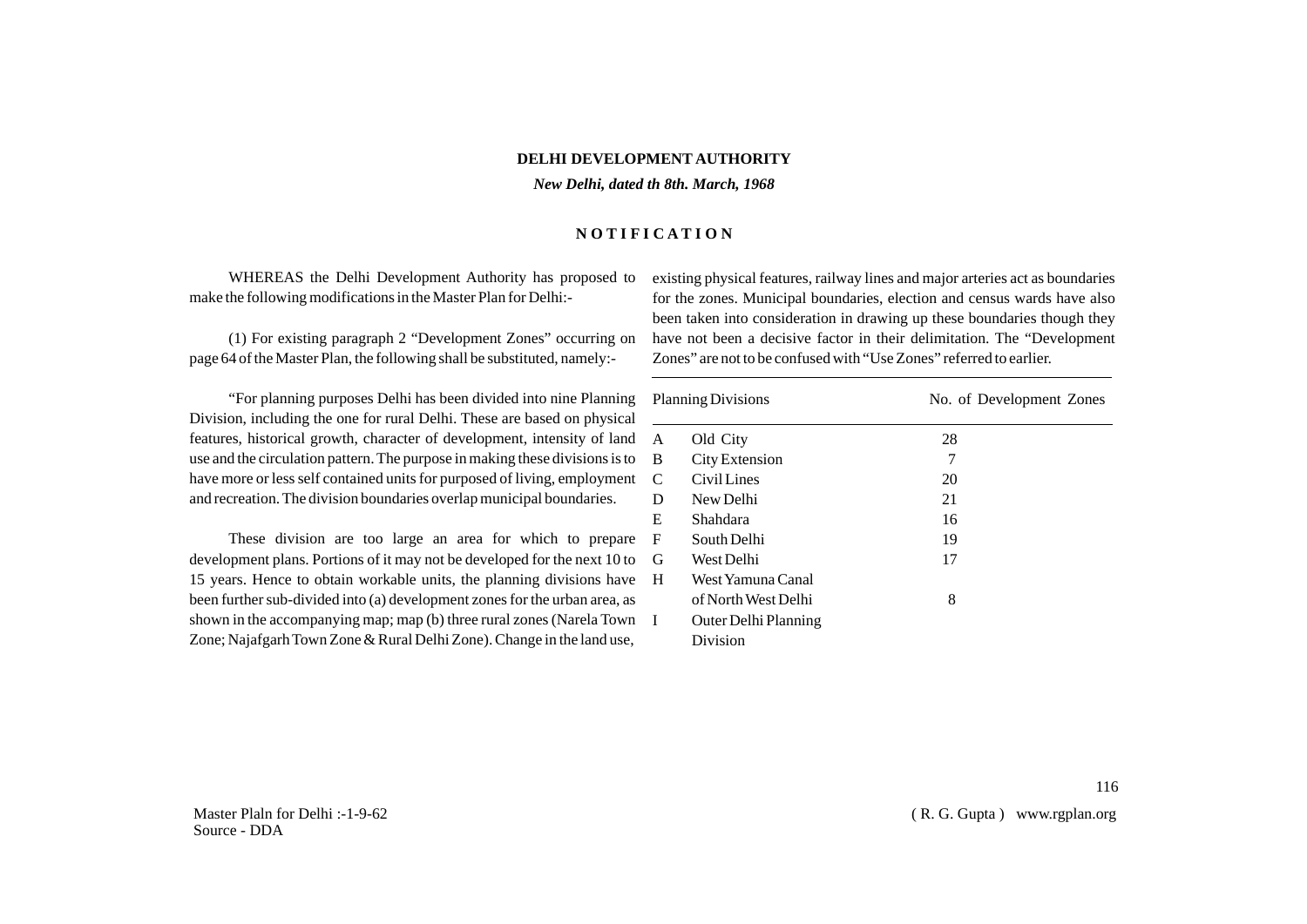**DELHI DEVELOPMENT AUTHORITY**

***New Delhi, dated th 8th. March, 1968***

## NOTIFICATION

WHEREAS the Delhi Development Authority has proposed to make the following modifications in the Master Plan for Delhi:-

(1) For existing paragraph 2 "Development Zones" occurring on page 64 of the Master Plan, the following shall be substituted, namely:-

"For planning purposes Delhi has been divided into nine Planning Division, including the one for rural Delhi. These are based on physical features, historical growth, character of development, intensity of land use and the circulation pattern. The purpose in making these divisions is to have more or less self contained units for purposed of living, employment and recreation. The division boundaries overlap municipal boundaries.

These division are too large an area for which to prepare development plans. Portions of it may not be developed for the next 10 to 15 years. Hence to obtain workable units, the planning divisions have been further sub-divided into (a) development zones for the urban area, as shown in the accompanying map; map (b) three rural zones (Narela Town Zone; Najafgarh Town Zone & Rural Delhi Zone). Change in the land use, existing physical features, railway lines and major arteries act as boundaries for the zones. Municipal boundaries, election and census wards have also been taken into consideration in drawing up these boundaries though they have not been a decisive factor in their delimitation. The "Development Zones" are not to be confused with "Use Zones" referred to earlier.

| | Planning Divisions | No. of Development Zones |
|---|---|---|
| A | Old City | 28 |
| B | City Extension | 7 |
| C | Civil Lines | 20 |
| D | New Delhi | 21 |
| E | Shahdara | 16 |
| F | South Delhi | 19 |
| G | West Delhi | 17 |
| H | West Yamuna Canal of North West Delhi | 8 |
| I | Outer Delhi Planning Division | |

Master Plaln for Delhi :-1-9-62
Source - DDA

( R. G. Gupta ) www.rgplan.org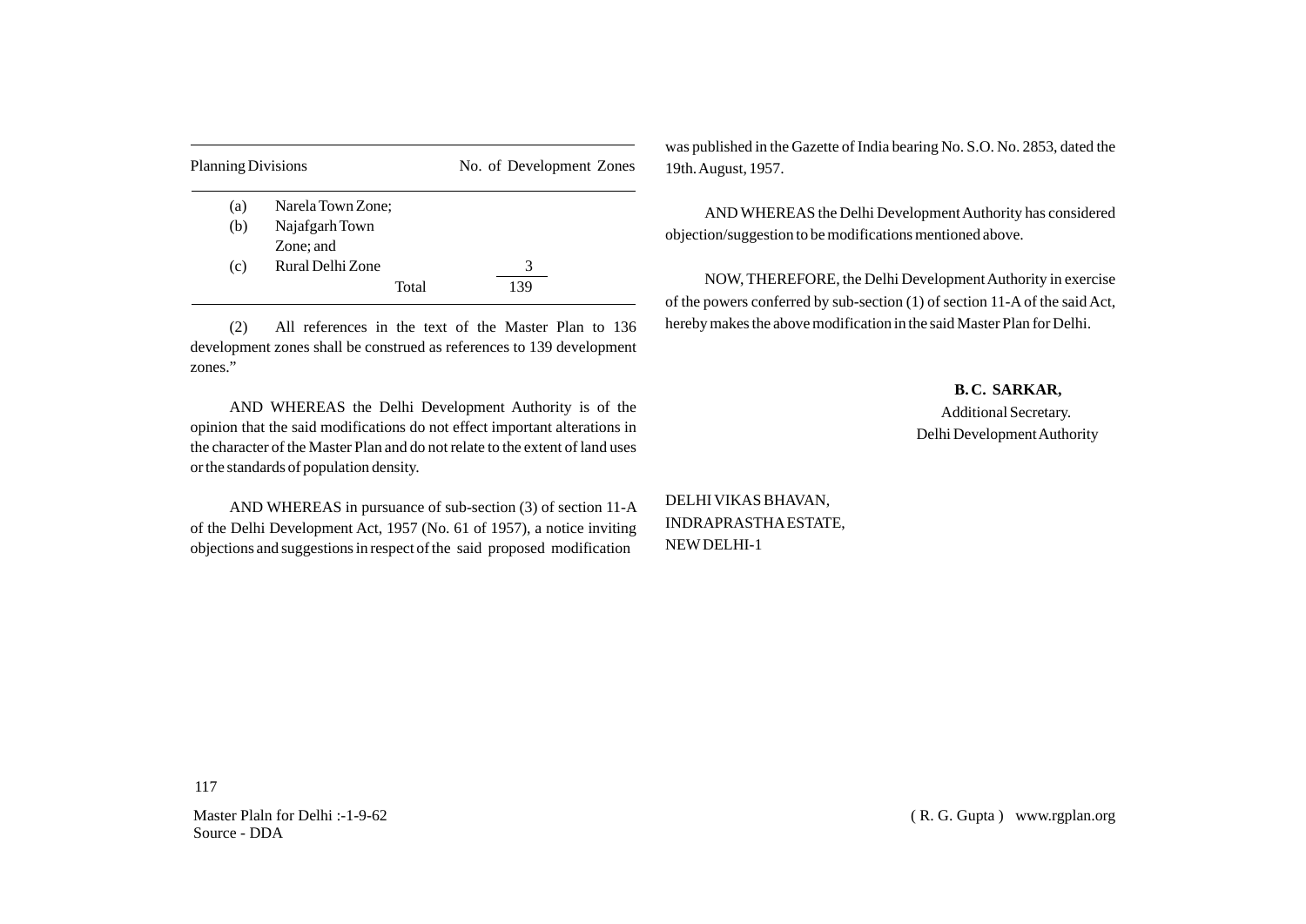| Planning Divisions | No. of Development Zones |
|---|---|
| (a) Narela Town Zone; | |
| (b) Najafgarh Town Zone; and | |
| (c) Rural Delhi Zone | 3 |
| Total | 139 |

(2) All references in the text of the Master Plan to 136 development zones shall be construed as references to 139 development zones."

AND WHEREAS the Delhi Development Authority is of the opinion that the said modifications do not effect important alterations in the character of the Master Plan and do not relate to the extent of land uses or the standards of population density.

AND WHEREAS in pursuance of sub-section (3) of section 11-A of the Delhi Development Act, 1957 (No. 61 of 1957), a notice inviting objections and suggestions in respect of the said proposed modification was published in the Gazette of India bearing No. S.O. No. 2853, dated the 19th. August, 1957.

AND WHEREAS the Delhi Development Authority has considered objection/suggestion to be modifications mentioned above.

NOW, THEREFORE, the Delhi Development Authority in exercise of the powers conferred by sub-section (1) of section 11-A of the said Act, hereby makes the above modification in the said Master Plan for Delhi.

**B.C. SARKAR,**
Additional Secretary.
Delhi Development Authority

DELHI VIKAS BHAVAN,
INDRAPRASTHA ESTATE,
NEW DELHI-1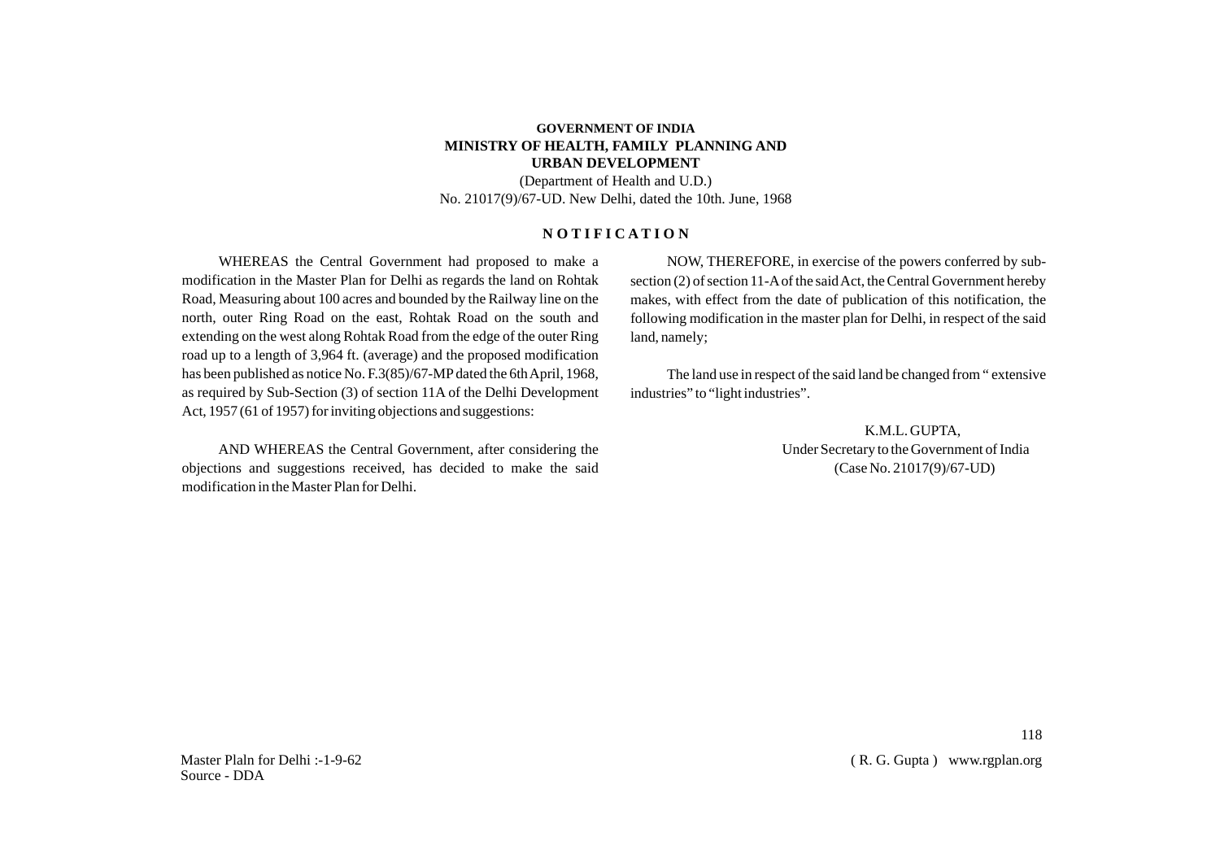**GOVERNMENT OF INDIA**
**MINISTRY OF HEALTH, FAMILY PLANNING AND URBAN DEVELOPMENT**

(Department of Health and U.D.)

No. 21017(9)/67-UD. New Delhi, dated the 10th. June, 1968

## N O T I F I C A T I O N

WHEREAS the Central Government had proposed to make a modification in the Master Plan for Delhi as regards the land on Rohtak Road, Measuring about 100 acres and bounded by the Railway line on the north, outer Ring Road on the east, Rohtak Road on the south and extending on the west along Rohtak Road from the edge of the outer Ring road up to a length of 3,964 ft. (average) and the proposed modification has been published as notice No. F.3(85)/67-MP dated the 6th April, 1968, as required by Sub-Section (3) of section 11A of the Delhi Development Act, 1957 (61 of 1957) for inviting objections and suggestions:

AND WHEREAS the Central Government, after considering the objections and suggestions received, has decided to make the said modification in the Master Plan for Delhi.

NOW, THEREFORE, in exercise of the powers conferred by sub-section (2) of section 11-A of the said Act, the Central Government hereby makes, with effect from the date of publication of this notification, the following modification in the master plan for Delhi, in respect of the said land, namely;

The land use in respect of the said land be changed from " extensive industries" to "light industries".

K.M.L. GUPTA,
Under Secretary to the Government of India
(Case No. 21017(9)/67-UD)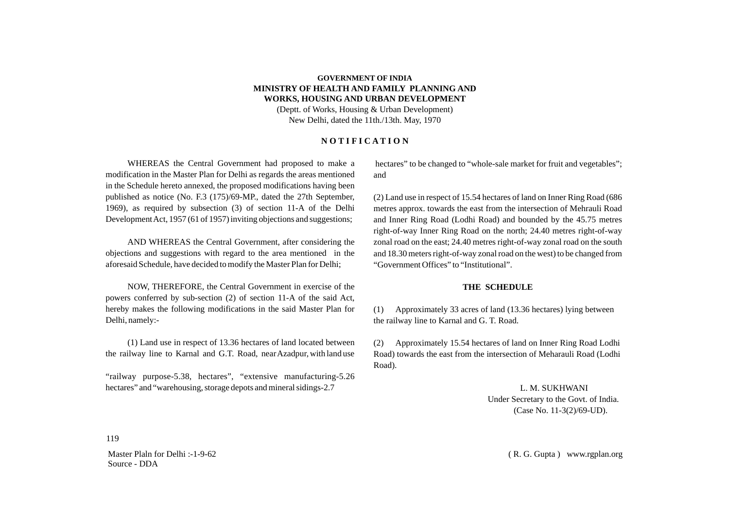**GOVERNMENT OF INDIA**
**MINISTRY OF HEALTH AND FAMILY PLANNING AND WORKS, HOUSING AND URBAN DEVELOPMENT**

(Deptt. of Works, Housing & Urban Development)
New Delhi, dated the 11th./13th. May, 1970

## N O T I F I C A T I O N

WHEREAS the Central Government had proposed to make a modification in the Master Plan for Delhi as regards the areas mentioned in the Schedule hereto annexed, the proposed modifications having been published as notice (No. F.3 (175)/69-MP., dated the 27th September, 1969), as required by subsection (3) of section 11-A of the Delhi Development Act, 1957 (61 of 1957) inviting objections and suggestions;

AND WHEREAS the Central Government, after considering the objections and suggestions with regard to the area mentioned in the aforesaid Schedule, have decided to modify the Master Plan for Delhi;

NOW, THEREFORE, the Central Government in exercise of the powers conferred by sub-section (2) of section 11-A of the said Act, hereby makes the following modifications in the said Master Plan for Delhi, namely:-

(1) Land use in respect of 13.36 hectares of land located between the railway line to Karnal and G.T. Road, near Azadpur, with land use "railway purpose-5.38, hectares", "extensive manufacturing-5.26 hectares" and "warehousing, storage depots and mineral sidings-2.7 hectares" to be changed to "whole-sale market for fruit and vegetables"; and

(2) Land use in respect of 15.54 hectares of land on Inner Ring Road (686 metres approx. towards the east from the intersection of Mehrauli Road and Inner Ring Road (Lodhi Road) and bounded by the 45.75 metres right-of-way Inner Ring Road on the north; 24.40 metres right-of-way zonal road on the east; 24.40 metres right-of-way zonal road on the south and 18.30 meters right-of-way zonal road on the west) to be changed from "Government Offices" to "Institutional".

### THE SCHEDULE

(1) Approximately 33 acres of land (13.36 hectares) lying between the railway line to Karnal and G. T. Road.

(2) Approximately 15.54 hectares of land on Inner Ring Road Lodhi Road) towards the east from the intersection of Meharauli Road (Lodhi Road).

L. M. SUKHWANI
Under Secretary to the Govt. of India.
(Case No. 11-3(2)/69-UD).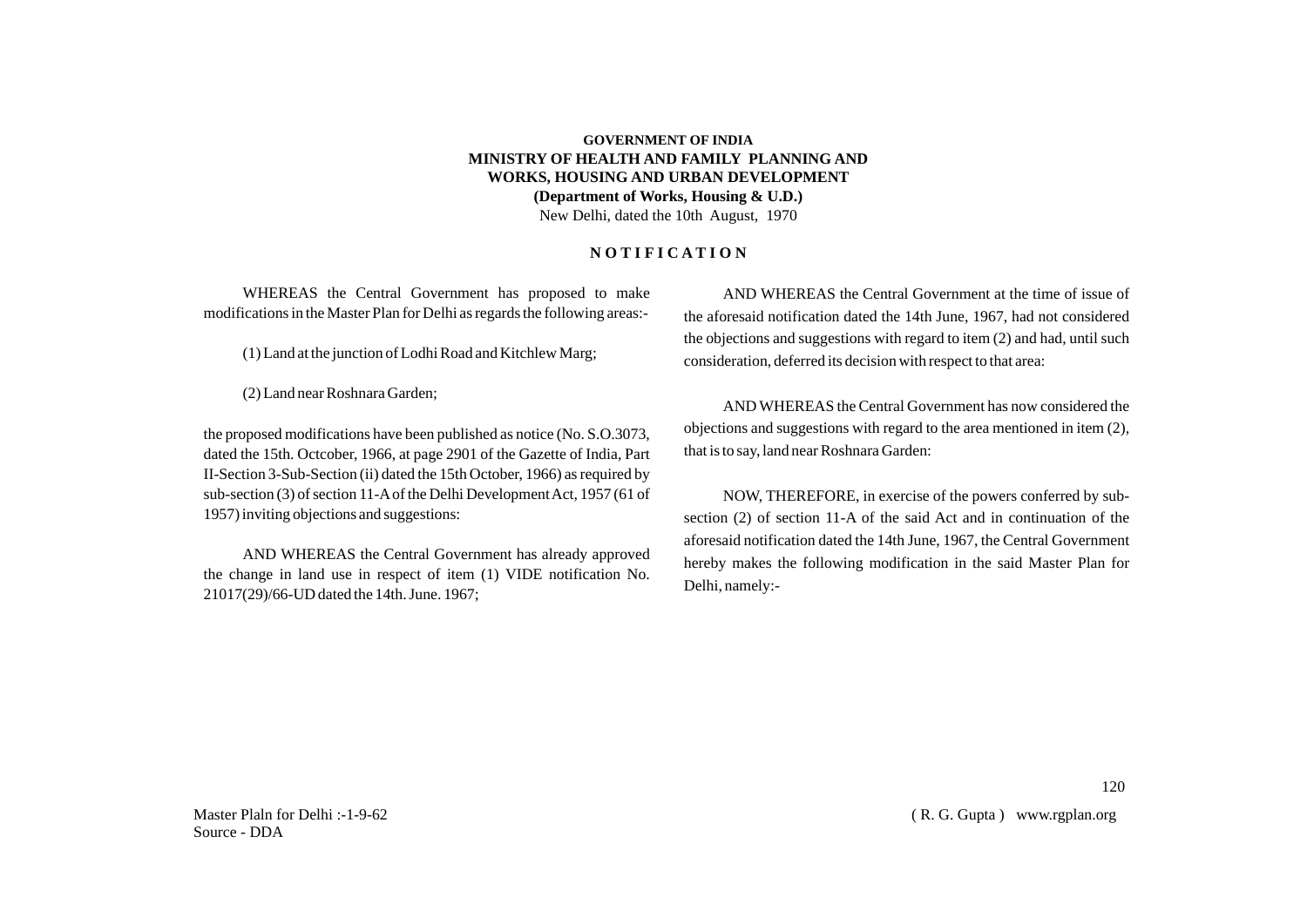**GOVERNMENT OF INDIA**
**MINISTRY OF HEALTH AND FAMILY PLANNING AND WORKS, HOUSING AND URBAN DEVELOPMENT**
**(Department of Works, Housing & U.D.)**
New Delhi, dated the 10th August, 1970

**N O T I F I C A T I O N**

WHEREAS the Central Government has proposed to make modifications in the Master Plan for Delhi as regards the following areas:-

(1) Land at the junction of Lodhi Road and Kitchlew Marg;

(2) Land near Roshnara Garden;

the proposed modifications have been published as notice (No. S.O.3073, dated the 15th. Octcober, 1966, at page 2901 of the Gazette of India, Part II-Section 3-Sub-Section (ii) dated the 15th October, 1966) as required by sub-section (3) of section 11-A of the Delhi Development Act, 1957 (61 of 1957) inviting objections and suggestions:

AND WHEREAS the Central Government has already approved the change in land use in respect of item (1) VIDE notification No. 21017(29)/66-UD dated the 14th. June. 1967;

AND WHEREAS the Central Government at the time of issue of the aforesaid notification dated the 14th June, 1967, had not considered the objections and suggestions with regard to item (2) and had, until such consideration, deferred its decision with respect to that area:

AND WHEREAS the Central Government has now considered the objections and suggestions with regard to the area mentioned in item (2), that is to say, land near Roshnara Garden:

NOW, THEREFORE, in exercise of the powers conferred by sub-section (2) of section 11-A of the said Act and in continuation of the aforesaid notification dated the 14th June, 1967, the Central Government hereby makes the following modification in the said Master Plan for Delhi, namely:-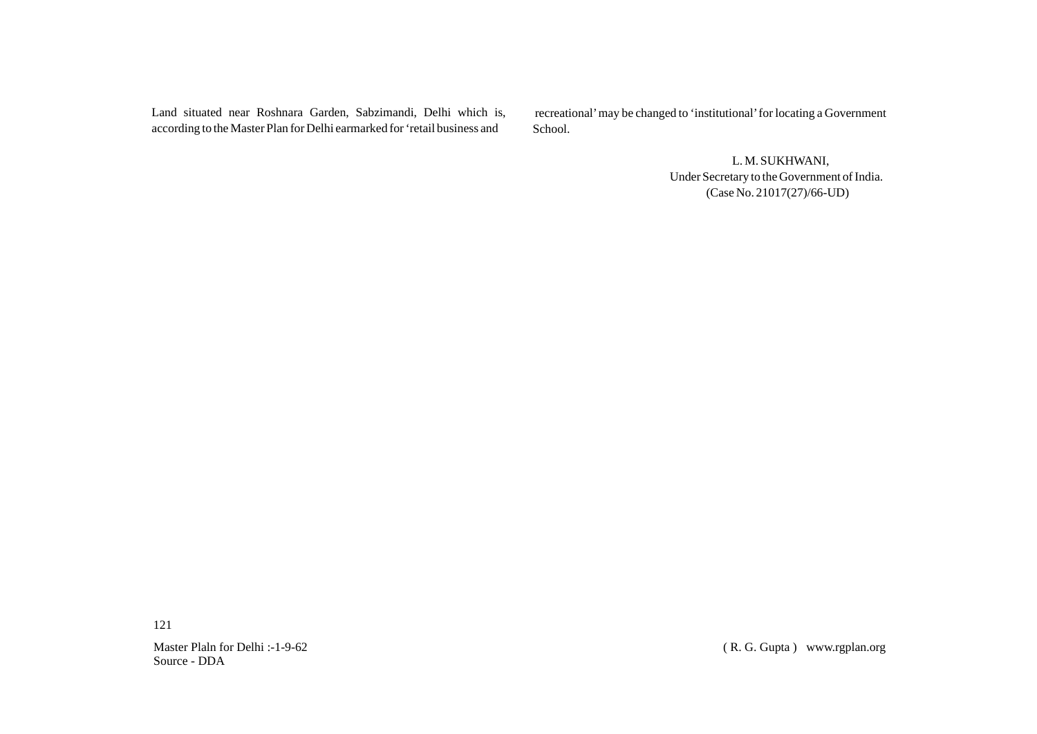Land situated near Roshnara Garden, Sabzimandi, Delhi which is, according to the Master Plan for Delhi earmarked for 'retail business and recreational' may be changed to 'institutional' for locating a Government School.

L. M. SUKHWANI,
Under Secretary to the Government of India.
(Case No. 21017(27)/66-UD)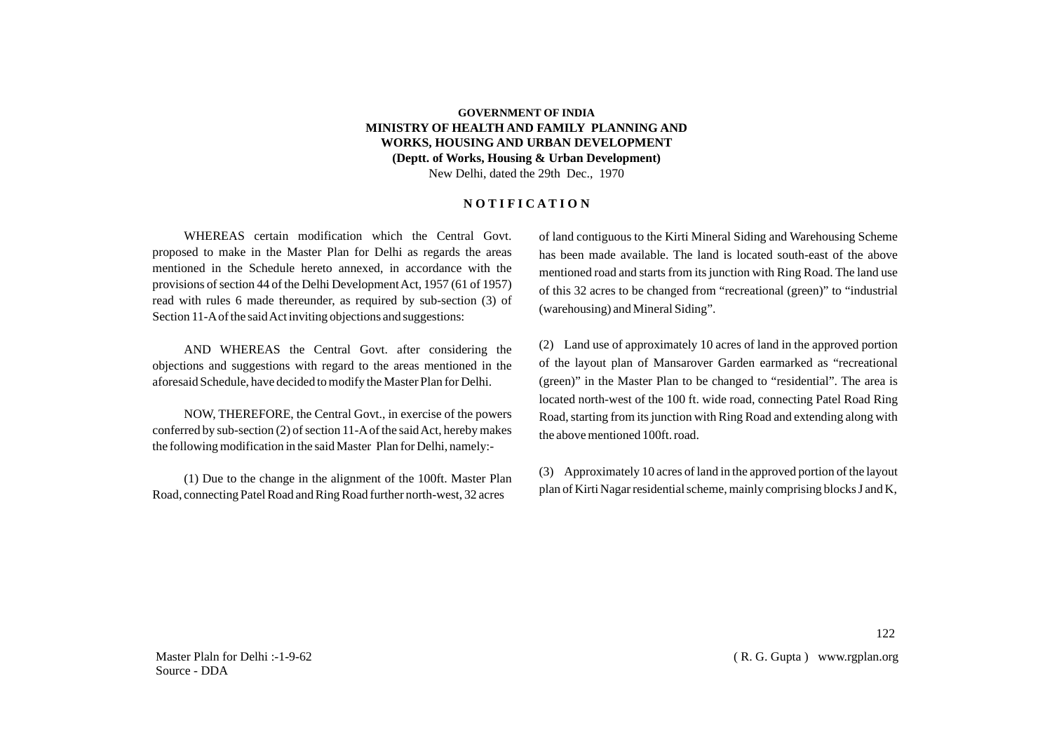**GOVERNMENT OF INDIA**
**MINISTRY OF HEALTH AND FAMILY PLANNING AND WORKS, HOUSING AND URBAN DEVELOPMENT**
**(Deptt. of Works, Housing & Urban Development)**
New Delhi, dated the 29th Dec., 1970

## NOTIFICATION

WHEREAS certain modification which the Central Govt. proposed to make in the Master Plan for Delhi as regards the areas mentioned in the Schedule hereto annexed, in accordance with the provisions of section 44 of the Delhi Development Act, 1957 (61 of 1957) read with rules 6 made thereunder, as required by sub-section (3) of Section 11-A of the said Act inviting objections and suggestions:

AND WHEREAS the Central Govt. after considering the objections and suggestions with regard to the areas mentioned in the aforesaid Schedule, have decided to modify the Master Plan for Delhi.

NOW, THEREFORE, the Central Govt., in exercise of the powers conferred by sub-section (2) of section 11-A of the said Act, hereby makes the following modification in the said Master Plan for Delhi, namely:-

(1) Due to the change in the alignment of the 100ft. Master Plan Road, connecting Patel Road and Ring Road further north-west, 32 acres of land contiguous to the Kirti Mineral Siding and Warehousing Scheme has been made available. The land is located south-east of the above mentioned road and starts from its junction with Ring Road. The land use of this 32 acres to be changed from "recreational (green)" to "industrial (warehousing) and Mineral Siding".

(2) Land use of approximately 10 acres of land in the approved portion of the layout plan of Mansarover Garden earmarked as "recreational (green)" in the Master Plan to be changed to "residential". The area is located north-west of the 100 ft. wide road, connecting Patel Road Ring Road, starting from its junction with Ring Road and extending along with the above mentioned 100ft. road.

(3) Approximately 10 acres of land in the approved portion of the layout plan of Kirti Nagar residential scheme, mainly comprising blocks J and K,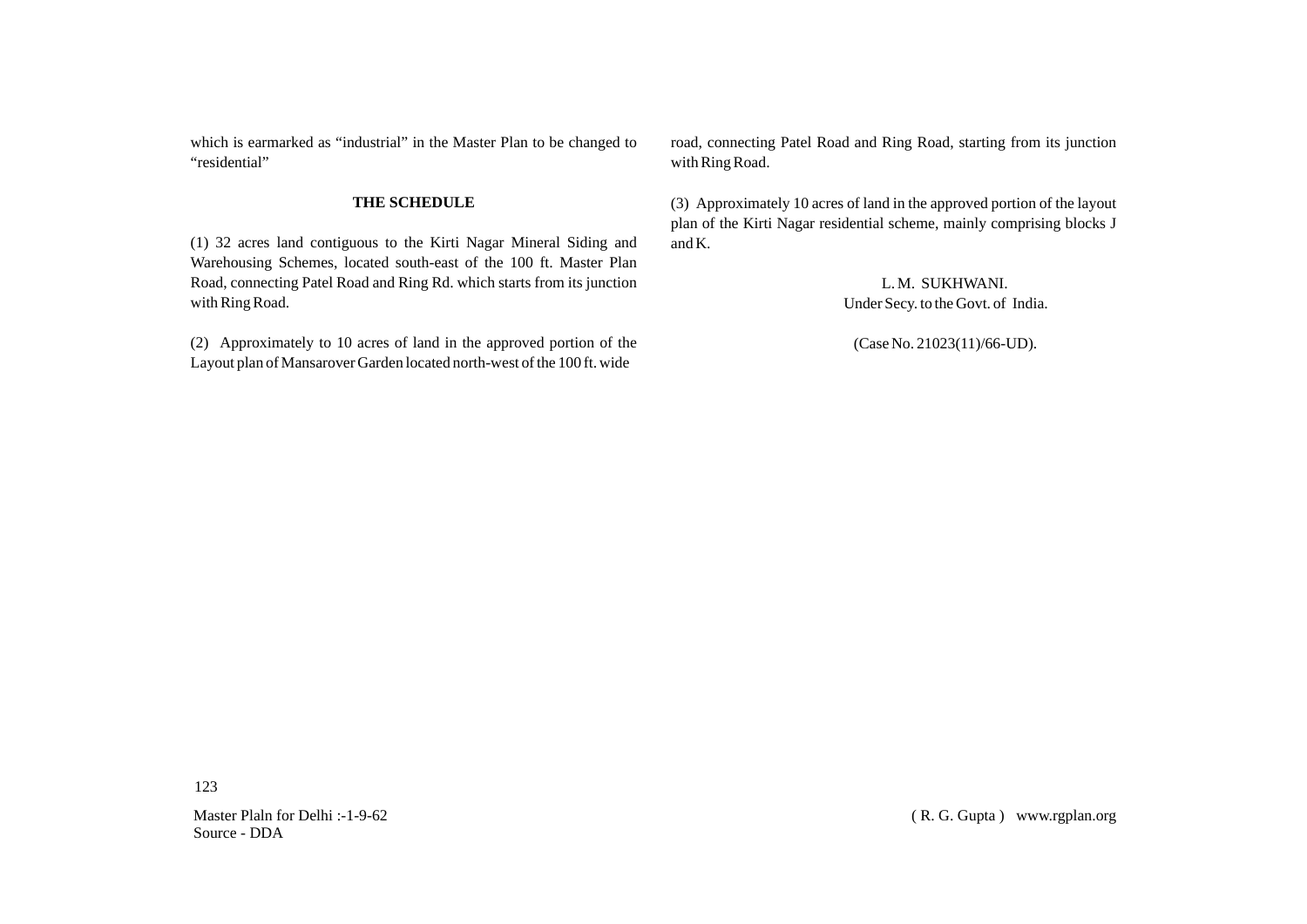which is earmarked as "industrial" in the Master Plan to be changed to "residential"

**THE SCHEDULE**

(1) 32 acres land contiguous to the Kirti Nagar Mineral Siding and Warehousing Schemes, located south-east of the 100 ft. Master Plan Road, connecting Patel Road and Ring Rd. which starts from its junction with Ring Road.

(2) Approximately to 10 acres of land in the approved portion of the Layout plan of Mansarover Garden located north-west of the 100 ft. wide road, connecting Patel Road and Ring Road, starting from its junction with Ring Road.

(3) Approximately 10 acres of land in the approved portion of the layout plan of the Kirti Nagar residential scheme, mainly comprising blocks J and K.

L. M. SUKHWANI.
Under Secy. to the Govt. of India.

(Case No. 21023(11)/66-UD).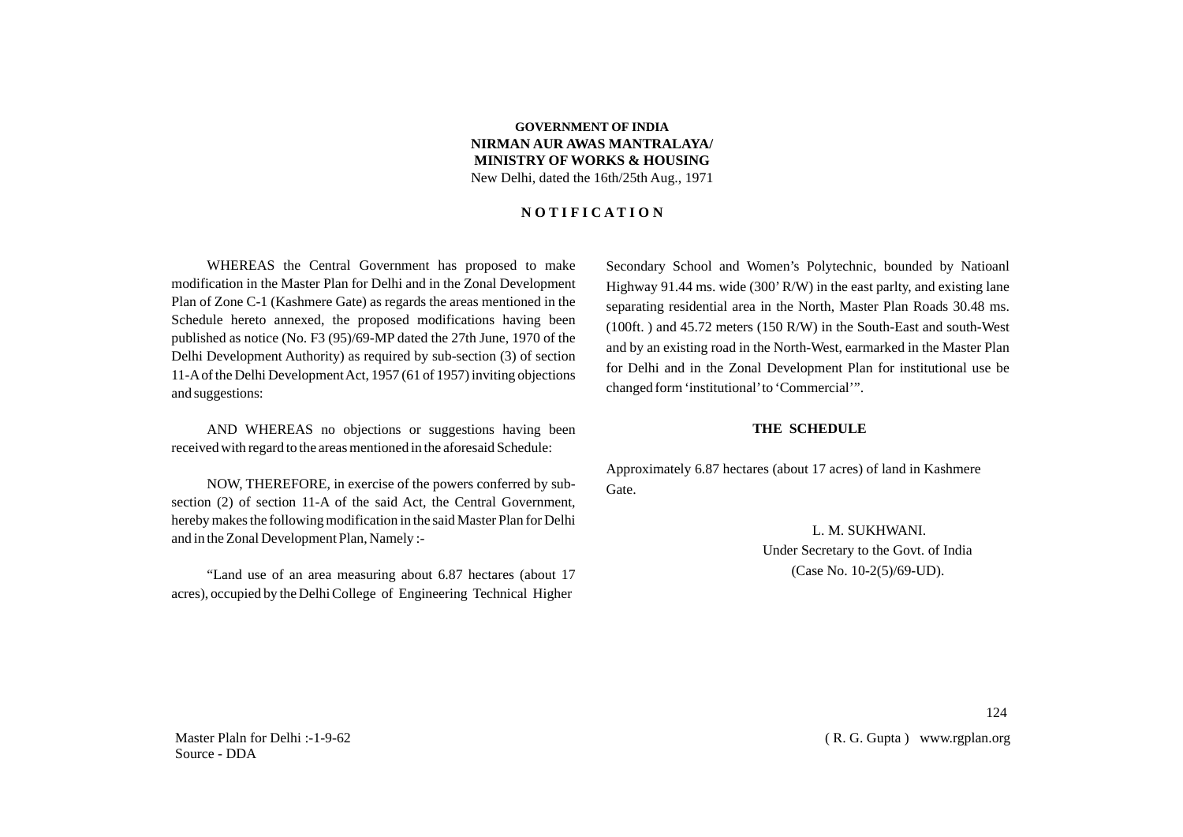**GOVERNMENT OF INDIA**
**NIRMAN AUR AWAS MANTRALAYA/**
**MINISTRY OF WORKS & HOUSING**
New Delhi, dated the 16th/25th Aug., 1971

## N O T I F I C A T I O N

WHEREAS the Central Government has proposed to make modification in the Master Plan for Delhi and in the Zonal Development Plan of Zone C-1 (Kashmere Gate) as regards the areas mentioned in the Schedule hereto annexed, the proposed modifications having been published as notice (No. F3 (95)/69-MP dated the 27th June, 1970 of the Delhi Development Authority) as required by sub-section (3) of section 11-A of the Delhi Development Act, 1957 (61 of 1957) inviting objections and suggestions:

AND WHEREAS no objections or suggestions having been received with regard to the areas mentioned in the aforesaid Schedule:

NOW, THEREFORE, in exercise of the powers conferred by sub-section (2) of section 11-A of the said Act, the Central Government, hereby makes the following modification in the said Master Plan for Delhi and in the Zonal Development Plan, Namely :-

"Land use of an area measuring about 6.87 hectares (about 17 acres), occupied by the Delhi College of Engineering Technical Higher Secondary School and Women's Polytechnic, bounded by Natioanl Highway 91.44 ms. wide (300' R/W) in the east parlty, and existing lane separating residential area in the North, Master Plan Roads 30.48 ms. (100ft. ) and 45.72 meters (150 R/W) in the South-East and south-West and by an existing road in the North-West, earmarked in the Master Plan for Delhi and in the Zonal Development Plan for institutional use be changed form 'institutional' to 'Commercial'".

### THE SCHEDULE

Approximately 6.87 hectares (about 17 acres) of land in Kashmere Gate.

L. M. SUKHWANI.
Under Secretary to the Govt. of India
(Case No. 10-2(5)/69-UD).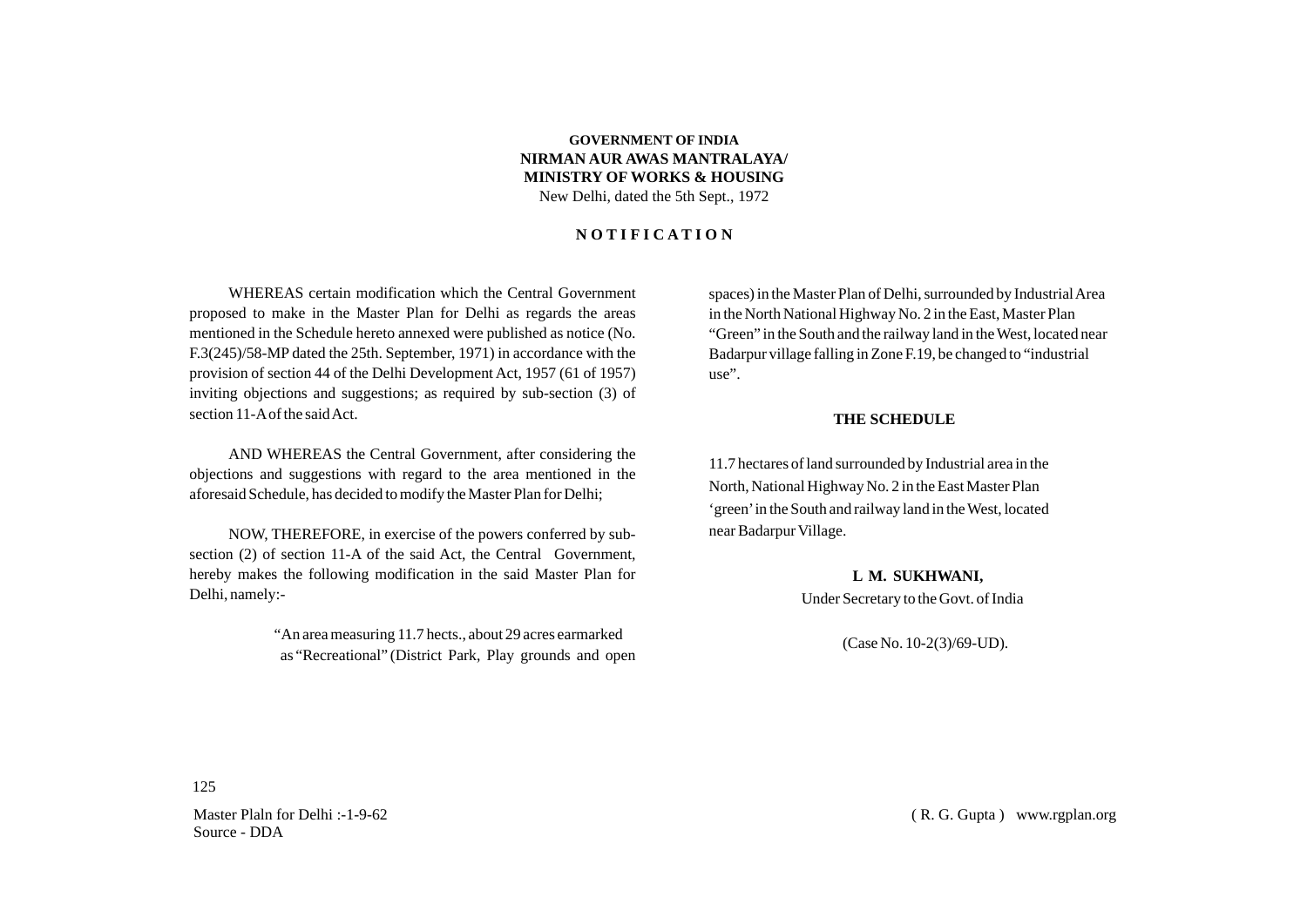**GOVERNMENT OF INDIA**
**NIRMAN AUR AWAS MANTRALAYA/**
**MINISTRY OF WORKS & HOUSING**
New Delhi, dated the 5th Sept., 1972

## NOTIFICATION

WHEREAS certain modification which the Central Government proposed to make in the Master Plan for Delhi as regards the areas mentioned in the Schedule hereto annexed were published as notice (No. F.3(245)/58-MP dated the 25th. September, 1971) in accordance with the provision of section 44 of the Delhi Development Act, 1957 (61 of 1957) inviting objections and suggestions; as required by sub-section (3) of section 11-A of the said Act.

AND WHEREAS the Central Government, after considering the objections and suggestions with regard to the area mentioned in the aforesaid Schedule, has decided to modify the Master Plan for Delhi;

NOW, THEREFORE, in exercise of the powers conferred by sub-section (2) of section 11-A of the said Act, the Central Government, hereby makes the following modification in the said Master Plan for Delhi, namely:-

> "An area measuring 11.7 hects., about 29 acres earmarked as "Recreational" (District Park, Play grounds and open spaces) in the Master Plan of Delhi, surrounded by Industrial Area in the North National Highway No. 2 in the East, Master Plan "Green" in the South and the railway land in the West, located near Badarpur village falling in Zone F.19, be changed to "industrial use".

**THE SCHEDULE**

11.7 hectares of land surrounded by Industrial area in the North, National Highway No. 2 in the East Master Plan 'green' in the South and railway land in the West, located near Badarpur Village.

**L M. SUKHWANI,**
Under Secretary to the Govt. of India

(Case No. 10-2(3)/69-UD).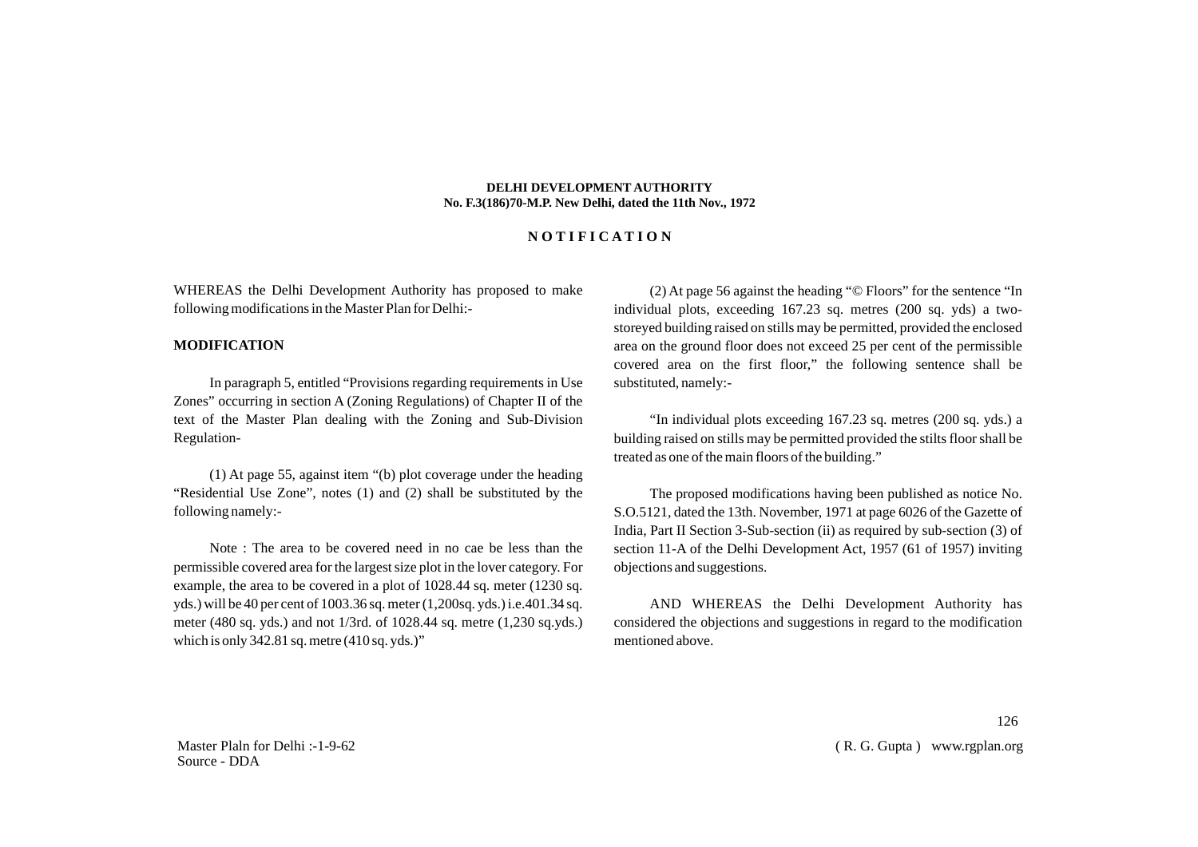**DELHI DEVELOPMENT AUTHORITY**
**No. F.3(186)70-M.P. New Delhi, dated the 11th Nov., 1972**

## N O T I F I C A T I O N

WHEREAS the Delhi Development Authority has proposed to make following modifications in the Master Plan for Delhi:-

**MODIFICATION**

In paragraph 5, entitled "Provisions regarding requirements in Use Zones" occurring in section A (Zoning Regulations) of Chapter II of the text of the Master Plan dealing with the Zoning and Sub-Division Regulation-

(1) At page 55, against item "(b) plot coverage under the heading "Residential Use Zone", notes (1) and (2) shall be substituted by the following namely:-

Note : The area to be covered need in no cae be less than the permissible covered area for the largest size plot in the lover category. For example, the area to be covered in a plot of 1028.44 sq. meter (1230 sq. yds.) will be 40 per cent of 1003.36 sq. meter (1,200sq. yds.) i.e.401.34 sq. meter (480 sq. yds.) and not 1/3rd. of 1028.44 sq. metre (1,230 sq.yds.) which is only 342.81 sq. metre (410 sq. yds.)"

(2) At page 56 against the heading "© Floors" for the sentence "In individual plots, exceeding 167.23 sq. metres (200 sq. yds) a two-storeyed building raised on stills may be permitted, provided the enclosed area on the ground floor does not exceed 25 per cent of the permissible covered area on the first floor," the following sentence shall be substituted, namely:-

"In individual plots exceeding 167.23 sq. metres (200 sq. yds.) a building raised on stills may be permitted provided the stilts floor shall be treated as one of the main floors of the building."

The proposed modifications having been published as notice No. S.O.5121, dated the 13th. November, 1971 at page 6026 of the Gazette of India, Part II Section 3-Sub-section (ii) as required by sub-section (3) of section 11-A of the Delhi Development Act, 1957 (61 of 1957) inviting objections and suggestions.

AND WHEREAS the Delhi Development Authority has considered the objections and suggestions in regard to the modification mentioned above.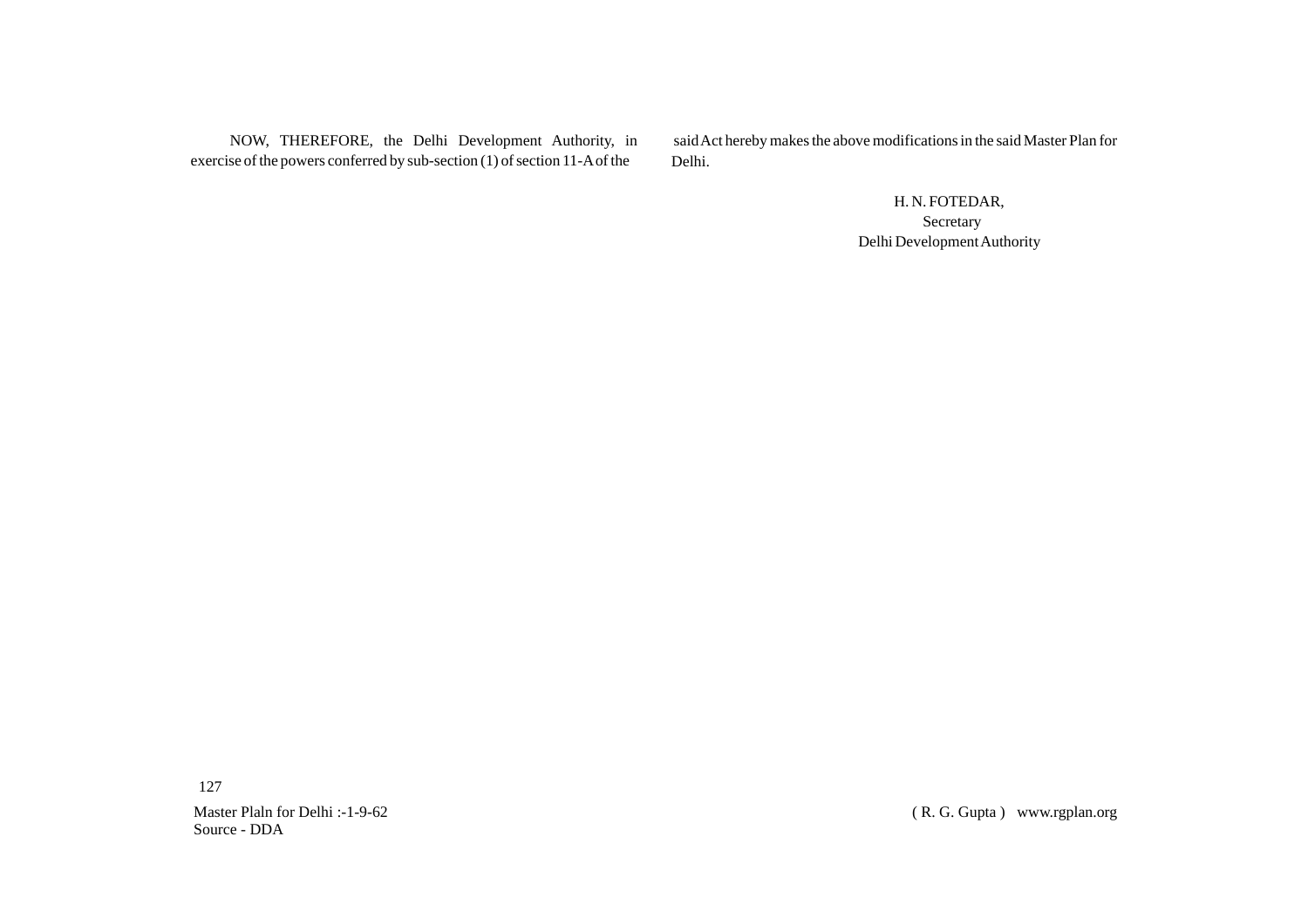NOW, THEREFORE, the Delhi Development Authority, in exercise of the powers conferred by sub-section (1) of section 11-A of the said Act hereby makes the above modifications in the said Master Plan for Delhi.

H. N. FOTEDAR,
Secretary
Delhi Development Authority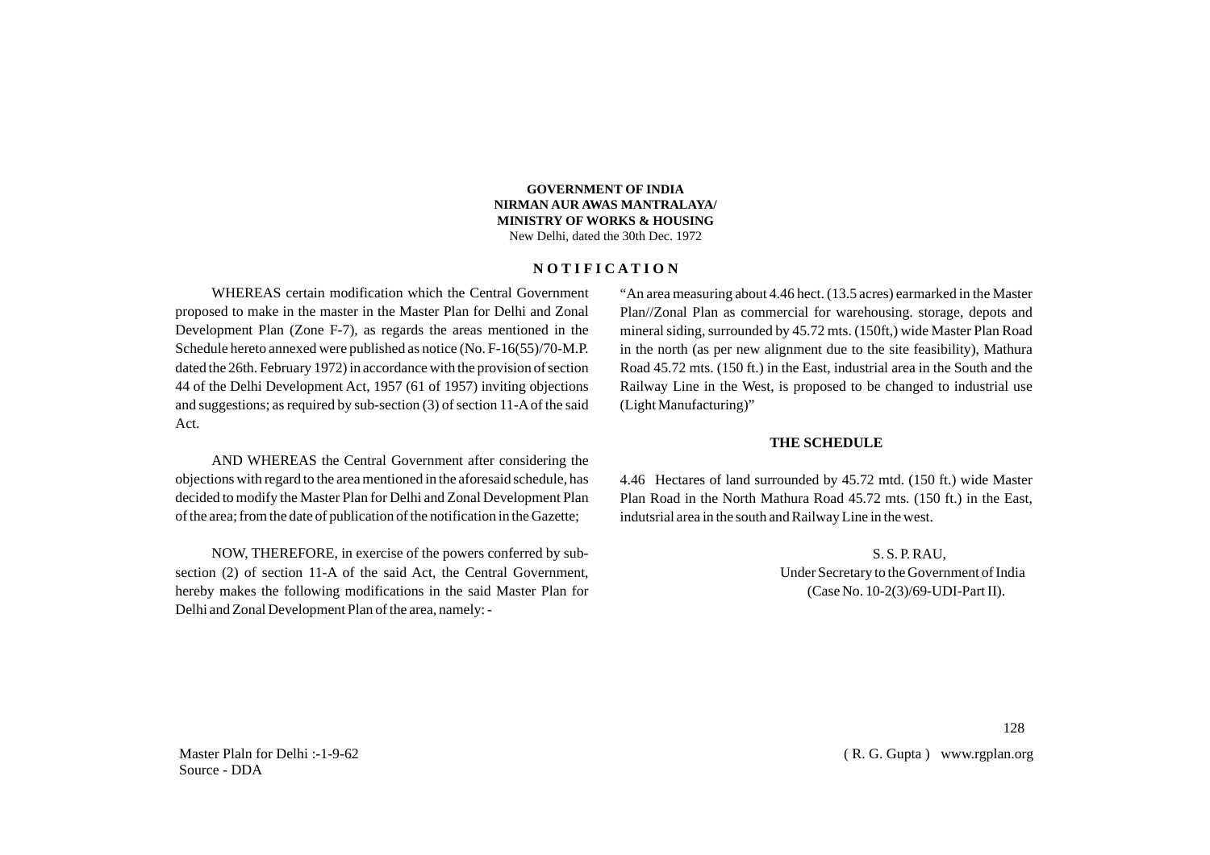**GOVERNMENT OF INDIA**
**NIRMAN AUR AWAS MANTRALAYA/**
**MINISTRY OF WORKS & HOUSING**
New Delhi, dated the 30th Dec. 1972

## N O T I F I C A T I O N

WHEREAS certain modification which the Central Government proposed to make in the master in the Master Plan for Delhi and Zonal Development Plan (Zone F-7), as regards the areas mentioned in the Schedule hereto annexed were published as notice (No. F-16(55)/70-M.P. dated the 26th. February 1972) in accordance with the provision of section 44 of the Delhi Development Act, 1957 (61 of 1957) inviting objections and suggestions; as required by sub-section (3) of section 11-A of the said Act.

AND WHEREAS the Central Government after considering the objections with regard to the area mentioned in the aforesaid schedule, has decided to modify the Master Plan for Delhi and Zonal Development Plan of the area; from the date of publication of the notification in the Gazette;

NOW, THEREFORE, in exercise of the powers conferred by sub-section (2) of section 11-A of the said Act, the Central Government, hereby makes the following modifications in the said Master Plan for Delhi and Zonal Development Plan of the area, namely: -

"An area measuring about 4.46 hect. (13.5 acres) earmarked in the Master Plan//Zonal Plan as commercial for warehousing. storage, depots and mineral siding, surrounded by 45.72 mts. (150ft,) wide Master Plan Road in the north (as per new alignment due to the site feasibility), Mathura Road 45.72 mts. (150 ft.) in the East, industrial area in the South and the Railway Line in the West, is proposed to be changed to industrial use (Light Manufacturing)"

**THE SCHEDULE**

4.46 Hectares of land surrounded by 45.72 mtd. (150 ft.) wide Master Plan Road in the North Mathura Road 45.72 mts. (150 ft.) in the East, indutsrial area in the south and Railway Line in the west.

S. S. P. RAU,
Under Secretary to the Government of India
(Case No. 10-2(3)/69-UDI-Part II).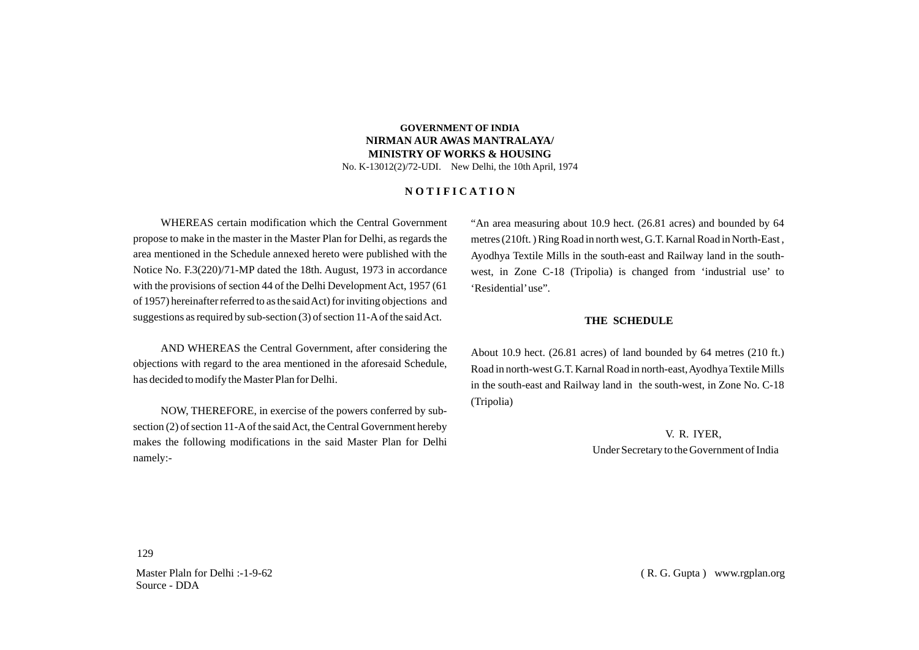**GOVERNMENT OF INDIA**
**NIRMAN AUR AWAS MANTRALAYA/**
**MINISTRY OF WORKS & HOUSING**

No. K-13012(2)/72-UDI. New Delhi, the 10th April, 1974

## NOTIFICATION

WHEREAS certain modification which the Central Government propose to make in the master in the Master Plan for Delhi, as regards the area mentioned in the Schedule annexed hereto were published with the Notice No. F.3(220)/71-MP dated the 18th. August, 1973 in accordance with the provisions of section 44 of the Delhi Development Act, 1957 (61 of 1957) hereinafter referred to as the said Act) for inviting objections and suggestions as required by sub-section (3) of section 11-A of the said Act.

AND WHEREAS the Central Government, after considering the objections with regard to the area mentioned in the aforesaid Schedule, has decided to modify the Master Plan for Delhi.

NOW, THEREFORE, in exercise of the powers conferred by sub-section (2) of section 11-A of the said Act, the Central Government hereby makes the following modifications in the said Master Plan for Delhi namely:-

"An area measuring about 10.9 hect. (26.81 acres) and bounded by 64 metres (210ft. ) Ring Road in north west, G.T. Karnal Road in North-East , Ayodhya Textile Mills in the south-east and Railway land in the south-west, in Zone C-18 (Tripolia) is changed from 'industrial use' to 'Residential' use".

**THE SCHEDULE**

About 10.9 hect. (26.81 acres) of land bounded by 64 metres (210 ft.) Road in north-west G.T. Karnal Road in north-east, Ayodhya Textile Mills in the south-east and Railway land in the south-west, in Zone No. C-18 (Tripolia)

V. R. IYER,
Under Secretary to the Government of India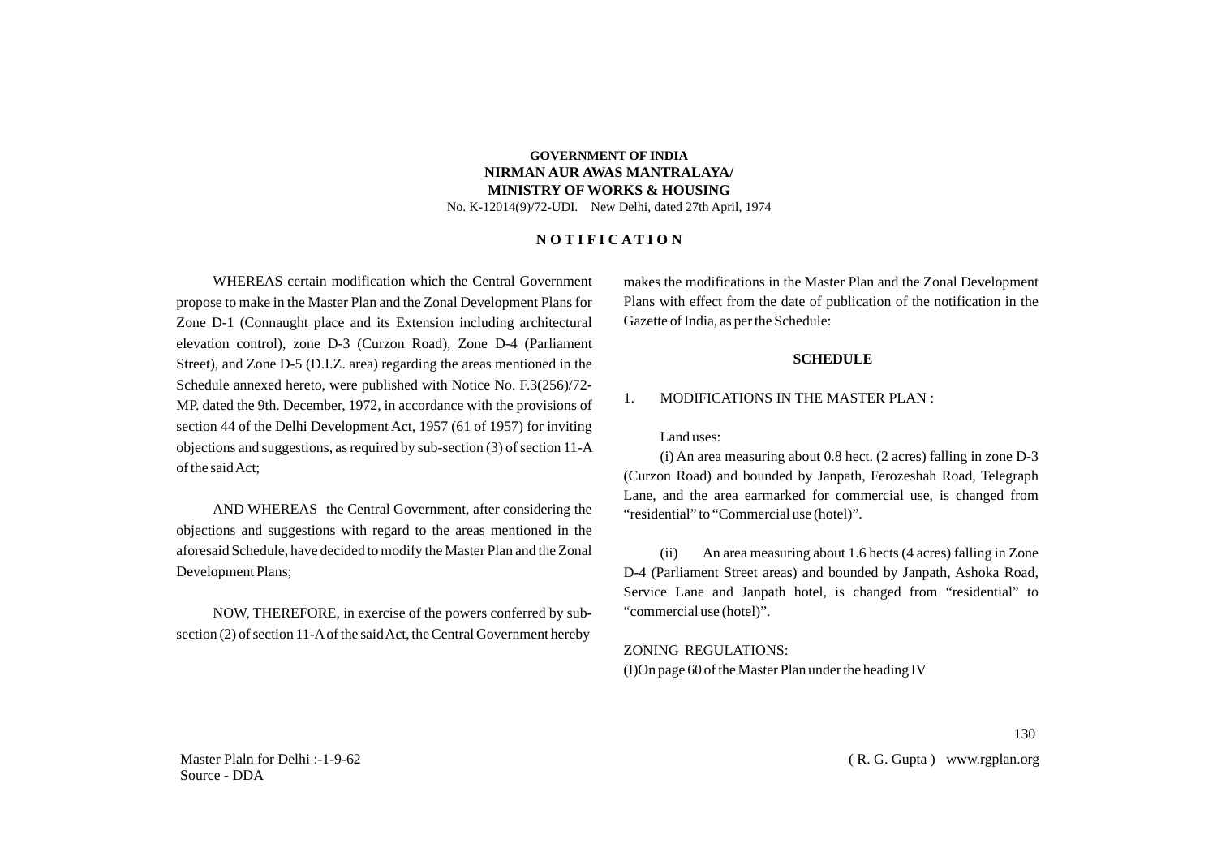**GOVERNMENT OF INDIA**
**NIRMAN AUR AWAS MANTRALAYA/**
**MINISTRY OF WORKS & HOUSING**
No. K-12014(9)/72-UDI. New Delhi, dated 27th April, 1974

**N O T I F I C A T I O N**

WHEREAS certain modification which the Central Government propose to make in the Master Plan and the Zonal Development Plans for Zone D-1 (Connaught place and its Extension including architectural elevation control), zone D-3 (Curzon Road), Zone D-4 (Parliament Street), and Zone D-5 (D.I.Z. area) regarding the areas mentioned in the Schedule annexed hereto, were published with Notice No. F.3(256)/72-MP. dated the 9th. December, 1972, in accordance with the provisions of section 44 of the Delhi Development Act, 1957 (61 of 1957) for inviting objections and suggestions, as required by sub-section (3) of section 11-A of the said Act;

AND WHEREAS the Central Government, after considering the objections and suggestions with regard to the areas mentioned in the aforesaid Schedule, have decided to modify the Master Plan and the Zonal Development Plans;

NOW, THEREFORE, in exercise of the powers conferred by sub-section (2) of section 11-A of the said Act, the Central Government hereby makes the modifications in the Master Plan and the Zonal Development Plans with effect from the date of publication of the notification in the Gazette of India, as per the Schedule:

**SCHEDULE**

1. MODIFICATIONS IN THE MASTER PLAN :

Land uses:

(i) An area measuring about 0.8 hect. (2 acres) falling in zone D-3 (Curzon Road) and bounded by Janpath, Ferozeshah Road, Telegraph Lane, and the area earmarked for commercial use, is changed from "residential" to "Commercial use (hotel)".

(ii) An area measuring about 1.6 hects (4 acres) falling in Zone D-4 (Parliament Street areas) and bounded by Janpath, Ashoka Road, Service Lane and Janpath hotel, is changed from "residential" to "commercial use (hotel)".

ZONING REGULATIONS:

(I)On page 60 of the Master Plan under the heading IV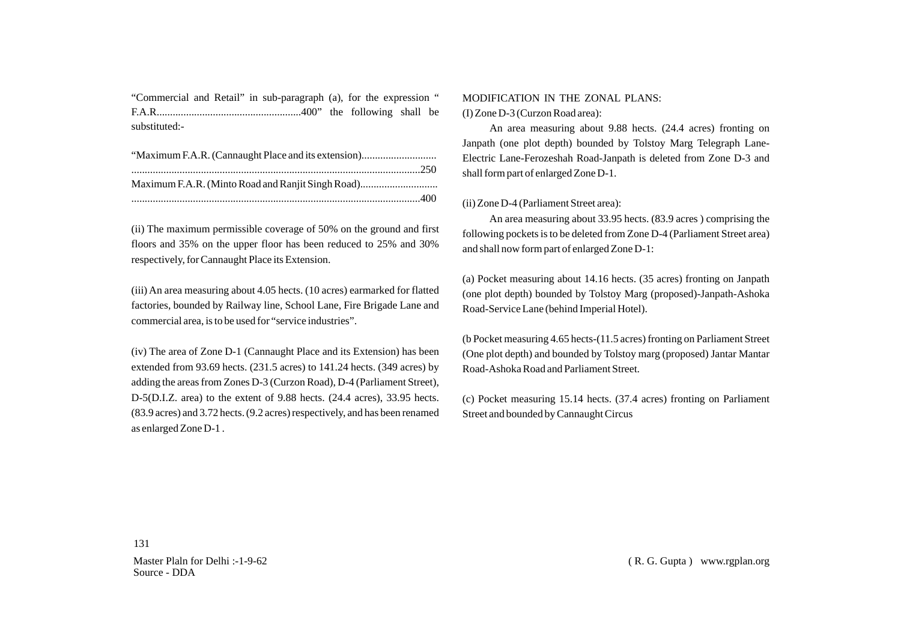"Commercial and Retail" in sub-paragraph (a), for the expression " F.A.R......................................................400" the following shall be substituted:-

"Maximum F.A.R. (Cannaught Place and its extension)............................ ............................................................................................................250
Maximum F.A.R. (Minto Road and Ranjit Singh Road)............................. ............................................................................................................400

(ii) The maximum permissible coverage of 50% on the ground and first floors and 35% on the upper floor has been reduced to 25% and 30% respectively, for Cannaught Place its Extension.

(iii) An area measuring about 4.05 hects. (10 acres) earmarked for flatted factories, bounded by Railway line, School Lane, Fire Brigade Lane and commercial area, is to be used for "service industries".

(iv) The area of Zone D-1 (Cannaught Place and its Extension) has been extended from 93.69 hects. (231.5 acres) to 141.24 hects. (349 acres) by adding the areas from Zones D-3 (Curzon Road), D-4 (Parliament Street), D-5(D.I.Z. area) to the extent of 9.88 hects. (24.4 acres), 33.95 hects. (83.9 acres) and 3.72 hects. (9.2 acres) respectively, and has been renamed as enlarged Zone D-1 .

MODIFICATION IN THE ZONAL PLANS:

(I) Zone D-3 (Curzon Road area):

An area measuring about 9.88 hects. (24.4 acres) fronting on Janpath (one plot depth) bounded by Tolstoy Marg Telegraph Lane-Electric Lane-Ferozeshah Road-Janpath is deleted from Zone D-3 and shall form part of enlarged Zone D-1.

(ii) Zone D-4 (Parliament Street area):

An area measuring about 33.95 hects. (83.9 acres ) comprising the following pockets is to be deleted from Zone D-4 (Parliament Street area) and shall now form part of enlarged Zone D-1:

(a) Pocket measuring about 14.16 hects. (35 acres) fronting on Janpath (one plot depth) bounded by Tolstoy Marg (proposed)-Janpath-Ashoka Road-Service Lane (behind Imperial Hotel).

(b Pocket measuring 4.65 hects-(11.5 acres) fronting on Parliament Street (One plot depth) and bounded by Tolstoy marg (proposed) Jantar Mantar Road-Ashoka Road and Parliament Street.

(c) Pocket measuring 15.14 hects. (37.4 acres) fronting on Parliament Street and bounded by Cannaught Circus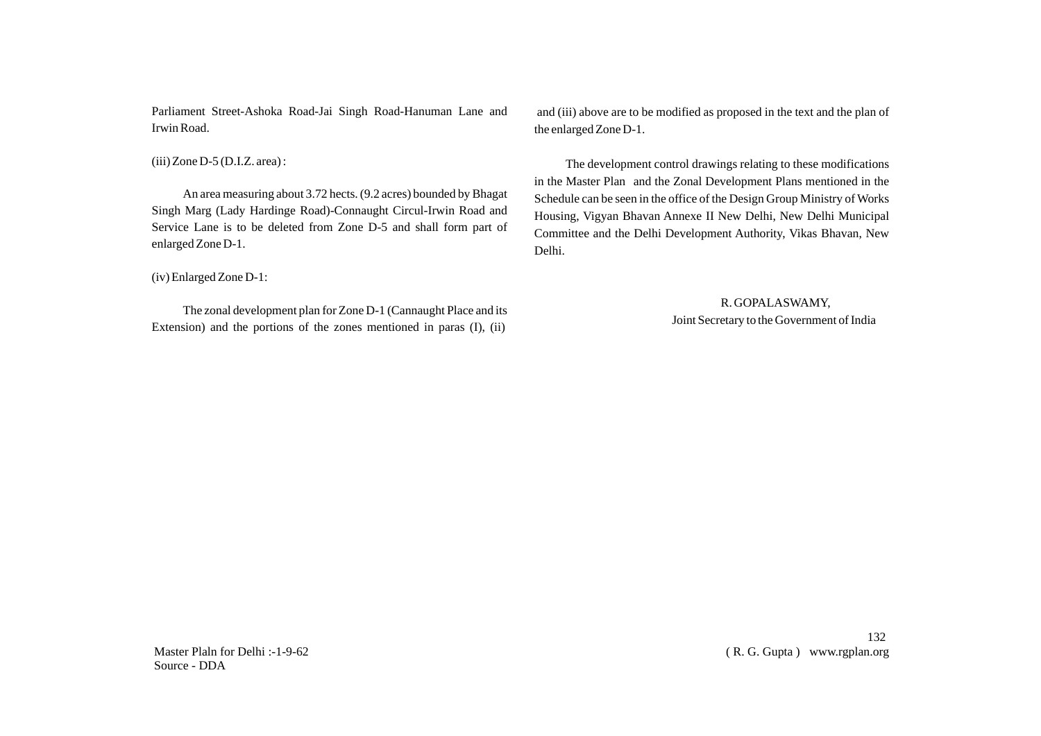Parliament Street-Ashoka Road-Jai Singh Road-Hanuman Lane and Irwin Road.

(iii) Zone D-5 (D.I.Z. area) :

An area measuring about 3.72 hects. (9.2 acres) bounded by Bhagat Singh Marg (Lady Hardinge Road)-Connaught Circul-Irwin Road and Service Lane is to be deleted from Zone D-5 and shall form part of enlarged Zone D-1.

(iv) Enlarged Zone D-1:

The zonal development plan for Zone D-1 (Cannaught Place and its Extension) and the portions of the zones mentioned in paras (I), (ii) and (iii) above are to be modified as proposed in the text and the plan of the enlarged Zone D-1.

The development control drawings relating to these modifications in the Master Plan and the Zonal Development Plans mentioned in the Schedule can be seen in the office of the Design Group Ministry of Works Housing, Vigyan Bhavan Annexe II New Delhi, New Delhi Municipal Committee and the Delhi Development Authority, Vikas Bhavan, New Delhi.

R. GOPALASWAMY,
Joint Secretary to the Government of India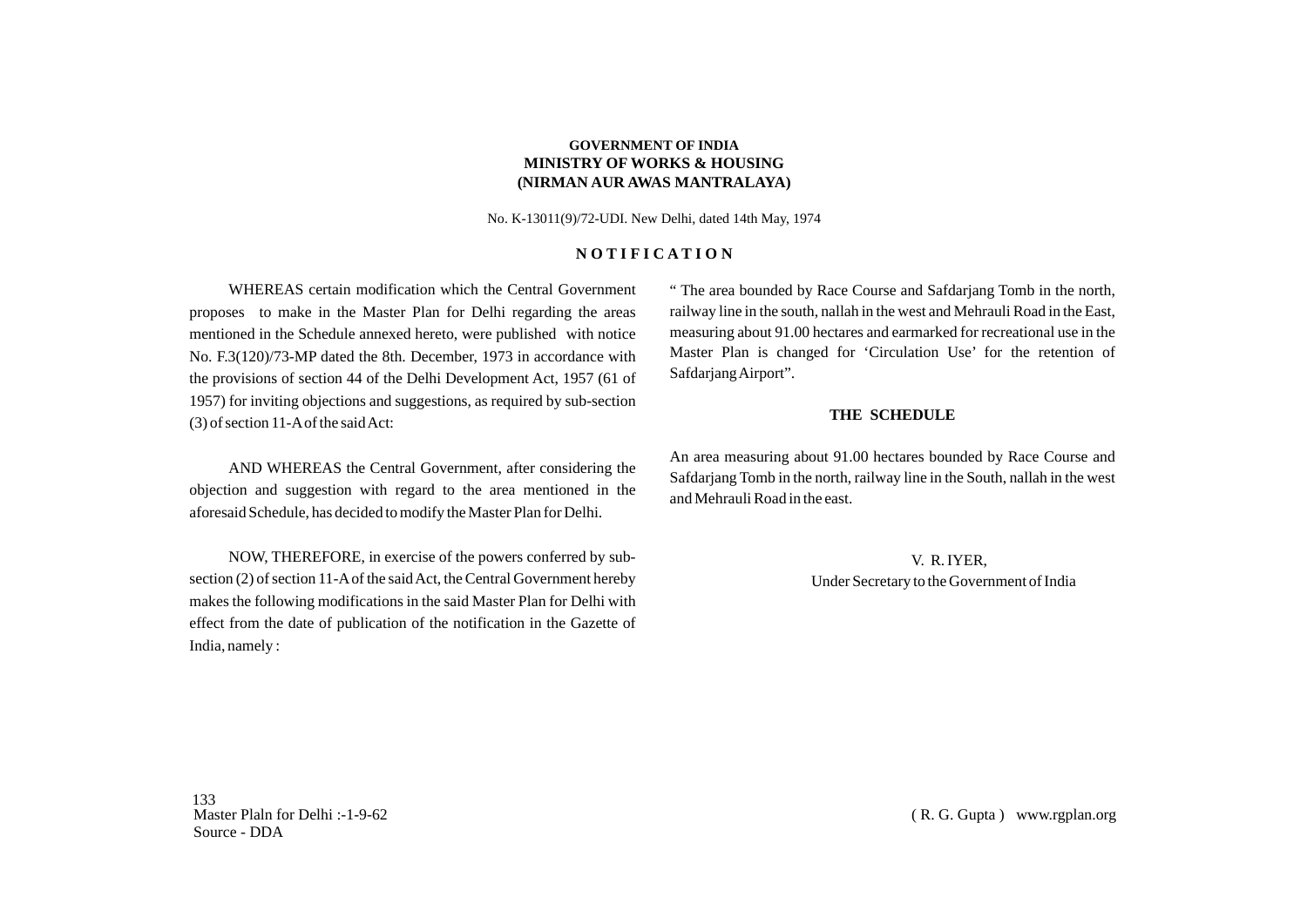**GOVERNMENT OF INDIA**
**MINISTRY OF WORKS & HOUSING**
**(NIRMAN AUR AWAS MANTRALAYA)**

No. K-13011(9)/72-UDI. New Delhi, dated 14th May, 1974

## N O T I F I C A T I O N

WHEREAS certain modification which the Central Government proposes to make in the Master Plan for Delhi regarding the areas mentioned in the Schedule annexed hereto, were published with notice No. F.3(120)/73-MP dated the 8th. December, 1973 in accordance with the provisions of section 44 of the Delhi Development Act, 1957 (61 of 1957) for inviting objections and suggestions, as required by sub-section (3) of section 11-A of the said Act:

AND WHEREAS the Central Government, after considering the objection and suggestion with regard to the area mentioned in the aforesaid Schedule, has decided to modify the Master Plan for Delhi.

NOW, THEREFORE, in exercise of the powers conferred by sub-section (2) of section 11-A of the said Act, the Central Government hereby makes the following modifications in the said Master Plan for Delhi with effect from the date of publication of the notification in the Gazette of India, namely :

" The area bounded by Race Course and Safdarjang Tomb in the north, railway line in the south, nallah in the west and Mehrauli Road in the East, measuring about 91.00 hectares and earmarked for recreational use in the Master Plan is changed for 'Circulation Use' for the retention of Safdarjang Airport".

### THE SCHEDULE

An area measuring about 91.00 hectares bounded by Race Course and Safdarjang Tomb in the north, railway line in the South, nallah in the west and Mehrauli Road in the east.

V. R. IYER,
Under Secretary to the Government of India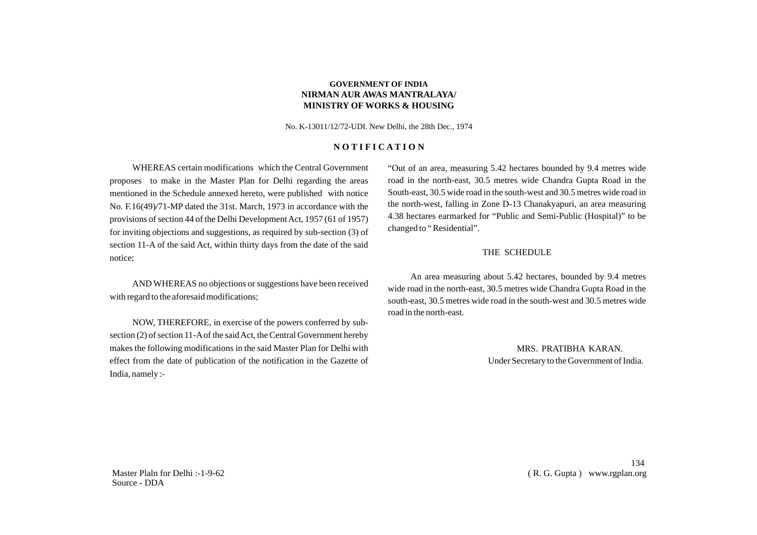**GOVERNMENT OF INDIA**
**NIRMAN AUR AWAS MANTRALAYA/**
**MINISTRY OF WORKS & HOUSING**

No. K-13011/12/72-UDI. New Delhi, the 28th Dec., 1974

## NOTIFICATION

WHEREAS certain modifications which the Central Government proposes to make in the Master Plan for Delhi regarding the areas mentioned in the Schedule annexed hereto, were published with notice No. F.16(49)/71-MP dated the 31st. March, 1973 in accordance with the provisions of section 44 of the Delhi Development Act, 1957 (61 of 1957) for inviting objections and suggestions, as required by sub-section (3) of section 11-A of the said Act, within thirty days from the date of the said notice;

AND WHEREAS no objections or suggestions have been received with regard to the aforesaid modifications;

NOW, THEREFORE, in exercise of the powers conferred by sub-section (2) of section 11-A of the said Act, the Central Government hereby makes the following modifications in the said Master Plan for Delhi with effect from the date of publication of the notification in the Gazette of India, namely :-

"Out of an area, measuring 5.42 hectares bounded by 9.4 metres wide road in the north-east, 30.5 metres wide Chandra Gupta Road in the South-east, 30.5 wide road in the south-west and 30.5 metres wide road in the north-west, falling in Zone D-13 Chanakyapuri, an area measuring 4.38 hectares earmarked for "Public and Semi-Public (Hospital)" to be changed to " Residential".

### THE SCHEDULE

An area measuring about 5.42 hectares, bounded by 9.4 metres wide road in the north-east, 30.5 metres wide Chandra Gupta Road in the south-east, 30.5 metres wide road in the south-west and 30.5 metres wide road in the north-east.

MRS. PRATIBHA KARAN.
Under Secretary to the Government of India.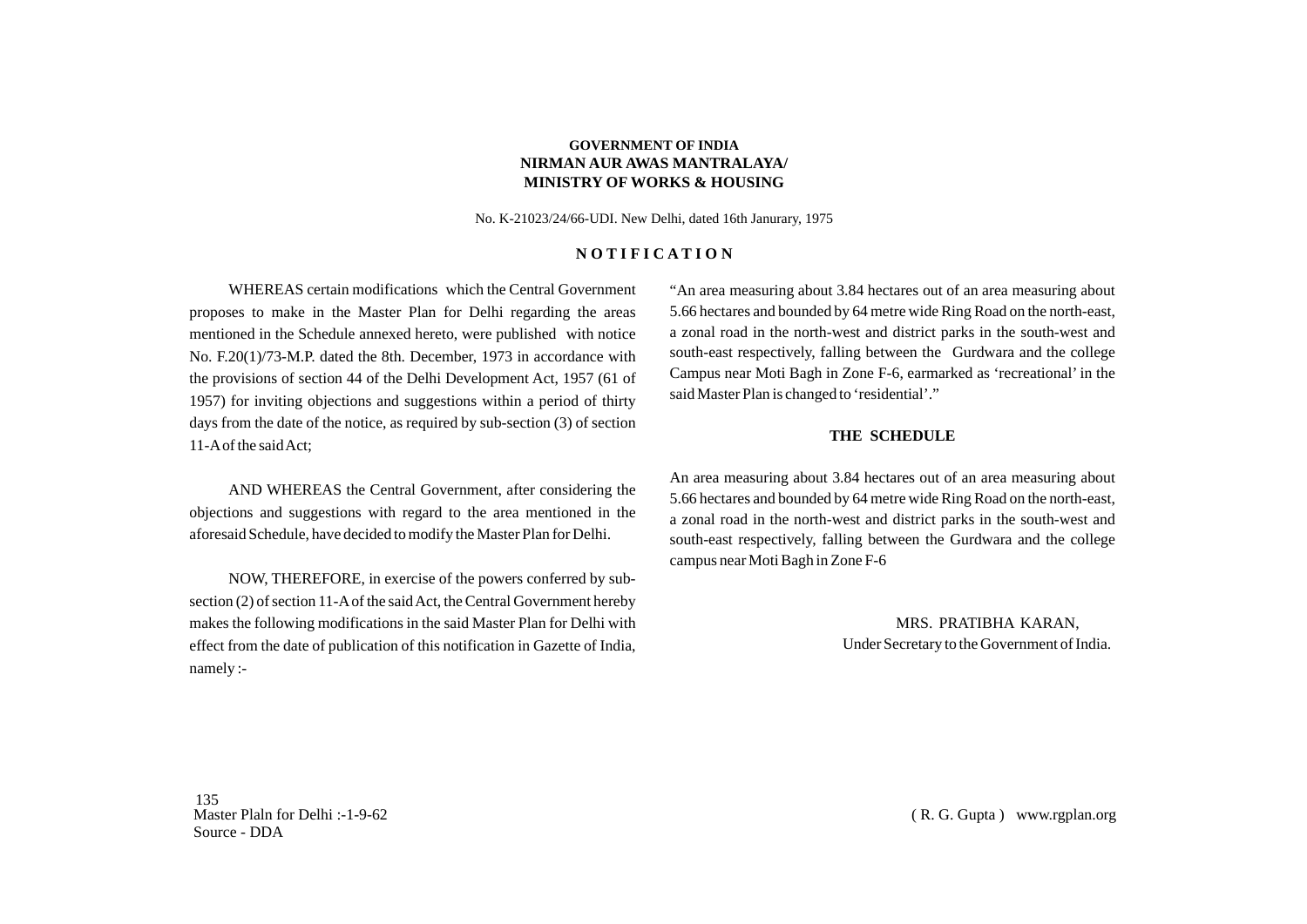**GOVERNMENT OF INDIA**
**NIRMAN AUR AWAS MANTRALAYA/**
**MINISTRY OF WORKS & HOUSING**

No. K-21023/24/66-UDI. New Delhi, dated 16th Janurary, 1975

## N O T I F I C A T I O N

WHEREAS certain modifications which the Central Government proposes to make in the Master Plan for Delhi regarding the areas mentioned in the Schedule annexed hereto, were published with notice No. F.20(1)/73-M.P. dated the 8th. December, 1973 in accordance with the provisions of section 44 of the Delhi Development Act, 1957 (61 of 1957) for inviting objections and suggestions within a period of thirty days from the date of the notice, as required by sub-section (3) of section 11-A of the said Act;

AND WHEREAS the Central Government, after considering the objections and suggestions with regard to the area mentioned in the aforesaid Schedule, have decided to modify the Master Plan for Delhi.

NOW, THEREFORE, in exercise of the powers conferred by sub-section (2) of section 11-A of the said Act, the Central Government hereby makes the following modifications in the said Master Plan for Delhi with effect from the date of publication of this notification in Gazette of India, namely :-

"An area measuring about 3.84 hectares out of an area measuring about 5.66 hectares and bounded by 64 metre wide Ring Road on the north-east, a zonal road in the north-west and district parks in the south-west and south-east respectively, falling between the Gurdwara and the college Campus near Moti Bagh in Zone F-6, earmarked as 'recreational' in the said Master Plan is changed to 'residential'."

### THE SCHEDULE

An area measuring about 3.84 hectares out of an area measuring about 5.66 hectares and bounded by 64 metre wide Ring Road on the north-east, a zonal road in the north-west and district parks in the south-west and south-east respectively, falling between the Gurdwara and the college campus near Moti Bagh in Zone F-6

MRS. PRATIBHA KARAN,
Under Secretary to the Government of India.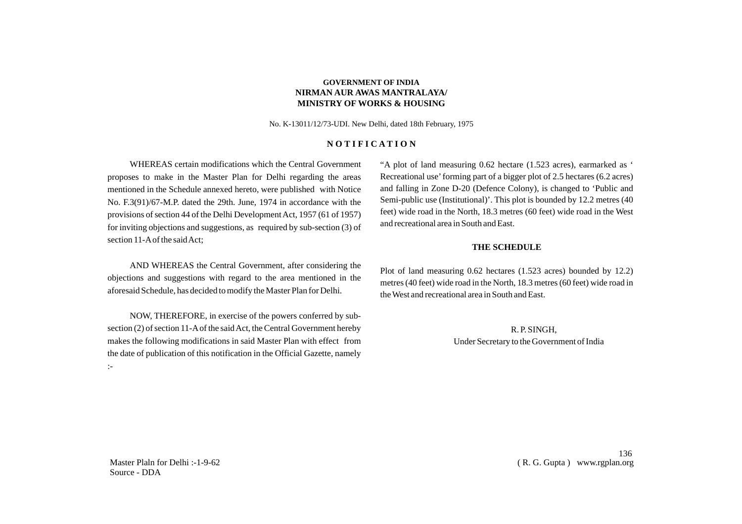**GOVERNMENT OF INDIA**
**NIRMAN AUR AWAS MANTRALAYA/**
**MINISTRY OF WORKS & HOUSING**

No. K-13011/12/73-UDI. New Delhi, dated 18th February, 1975

## N O T I F I C A T I O N

WHEREAS certain modifications which the Central Government proposes to make in the Master Plan for Delhi regarding the areas mentioned in the Schedule annexed hereto, were published with Notice No. F.3(91)/67-M.P. dated the 29th. June, 1974 in accordance with the provisions of section 44 of the Delhi Development Act, 1957 (61 of 1957) for inviting objections and suggestions, as required by sub-section (3) of section 11-A of the said Act;

AND WHEREAS the Central Government, after considering the objections and suggestions with regard to the area mentioned in the aforesaid Schedule, has decided to modify the Master Plan for Delhi.

NOW, THEREFORE, in exercise of the powers conferred by sub-section (2) of section 11-A of the said Act, the Central Government hereby makes the following modifications in said Master Plan with effect from the date of publication of this notification in the Official Gazette, namely :-

"A plot of land measuring 0.62 hectare (1.523 acres), earmarked as ' Recreational use' forming part of a bigger plot of 2.5 hectares (6.2 acres) and falling in Zone D-20 (Defence Colony), is changed to 'Public and Semi-public use (Institutional)'. This plot is bounded by 12.2 metres (40 feet) wide road in the North, 18.3 metres (60 feet) wide road in the West and recreational area in South and East.

### THE SCHEDULE

Plot of land measuring 0.62 hectares (1.523 acres) bounded by 12.2) metres (40 feet) wide road in the North, 18.3 metres (60 feet) wide road in the West and recreational area in South and East.

R. P. SINGH,
Under Secretary to the Government of India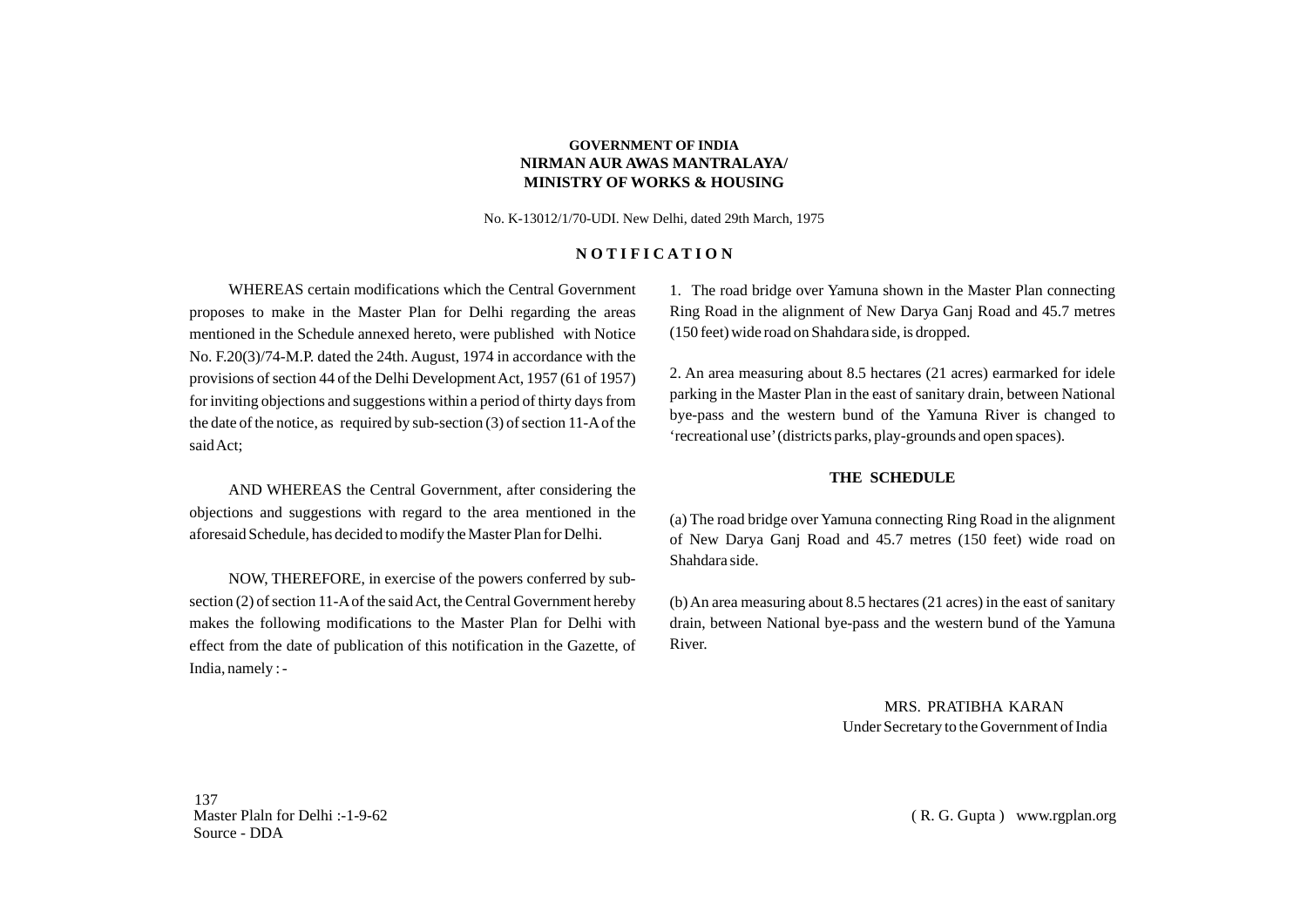**GOVERNMENT OF INDIA**
**NIRMAN AUR AWAS MANTRALAYA/**
**MINISTRY OF WORKS & HOUSING**

No. K-13012/1/70-UDI. New Delhi, dated 29th March, 1975

## N O T I F I C A T I O N

WHEREAS certain modifications which the Central Government proposes to make in the Master Plan for Delhi regarding the areas mentioned in the Schedule annexed hereto, were published with Notice No. F.20(3)/74-M.P. dated the 24th. August, 1974 in accordance with the provisions of section 44 of the Delhi Development Act, 1957 (61 of 1957) for inviting objections and suggestions within a period of thirty days from the date of the notice, as required by sub-section (3) of section 11-A of the said Act;

AND WHEREAS the Central Government, after considering the objections and suggestions with regard to the area mentioned in the aforesaid Schedule, has decided to modify the Master Plan for Delhi.

NOW, THEREFORE, in exercise of the powers conferred by sub-section (2) of section 11-A of the said Act, the Central Government hereby makes the following modifications to the Master Plan for Delhi with effect from the date of publication of this notification in the Gazette, of India, namely : -

1. The road bridge over Yamuna shown in the Master Plan connecting Ring Road in the alignment of New Darya Ganj Road and 45.7 metres (150 feet) wide road on Shahdara side, is dropped.

2. An area measuring about 8.5 hectares (21 acres) earmarked for idele parking in the Master Plan in the east of sanitary drain, between National bye-pass and the western bund of the Yamuna River is changed to 'recreational use' (districts parks, play-grounds and open spaces).

### THE SCHEDULE

(a) The road bridge over Yamuna connecting Ring Road in the alignment of New Darya Ganj Road and 45.7 metres (150 feet) wide road on Shahdara side.

(b) An area measuring about 8.5 hectares (21 acres) in the east of sanitary drain, between National bye-pass and the western bund of the Yamuna River.

MRS. PRATIBHA KARAN
Under Secretary to the Government of India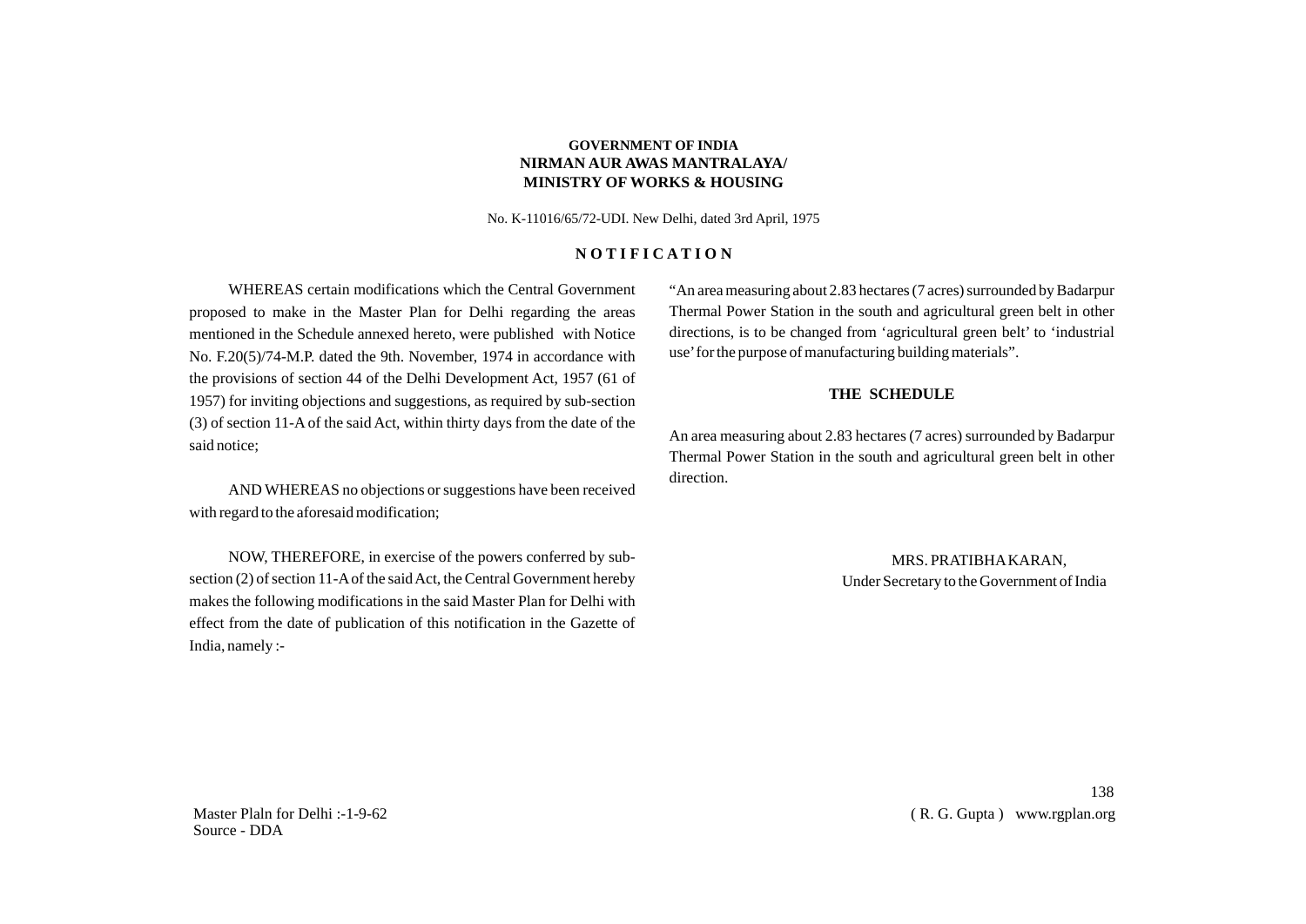**GOVERNMENT OF INDIA**
**NIRMAN AUR AWAS MANTRALAYA/**
**MINISTRY OF WORKS & HOUSING**

No. K-11016/65/72-UDI. New Delhi, dated 3rd April, 1975

## N O T I F I C A T I O N

WHEREAS certain modifications which the Central Government proposed to make in the Master Plan for Delhi regarding the areas mentioned in the Schedule annexed hereto, were published with Notice No. F.20(5)/74-M.P. dated the 9th. November, 1974 in accordance with the provisions of section 44 of the Delhi Development Act, 1957 (61 of 1957) for inviting objections and suggestions, as required by sub-section (3) of section 11-A of the said Act, within thirty days from the date of the said notice;

AND WHEREAS no objections or suggestions have been received with regard to the aforesaid modification;

NOW, THEREFORE, in exercise of the powers conferred by sub-section (2) of section 11-A of the said Act, the Central Government hereby makes the following modifications in the said Master Plan for Delhi with effect from the date of publication of this notification in the Gazette of India, namely :-

"An area measuring about 2.83 hectares (7 acres) surrounded by Badarpur Thermal Power Station in the south and agricultural green belt in other directions, is to be changed from 'agricultural green belt' to 'industrial use' for the purpose of manufacturing building materials".

**THE SCHEDULE**

An area measuring about 2.83 hectares (7 acres) surrounded by Badarpur Thermal Power Station in the south and agricultural green belt in other direction.

MRS. PRATIBHA KARAN,
Under Secretary to the Government of India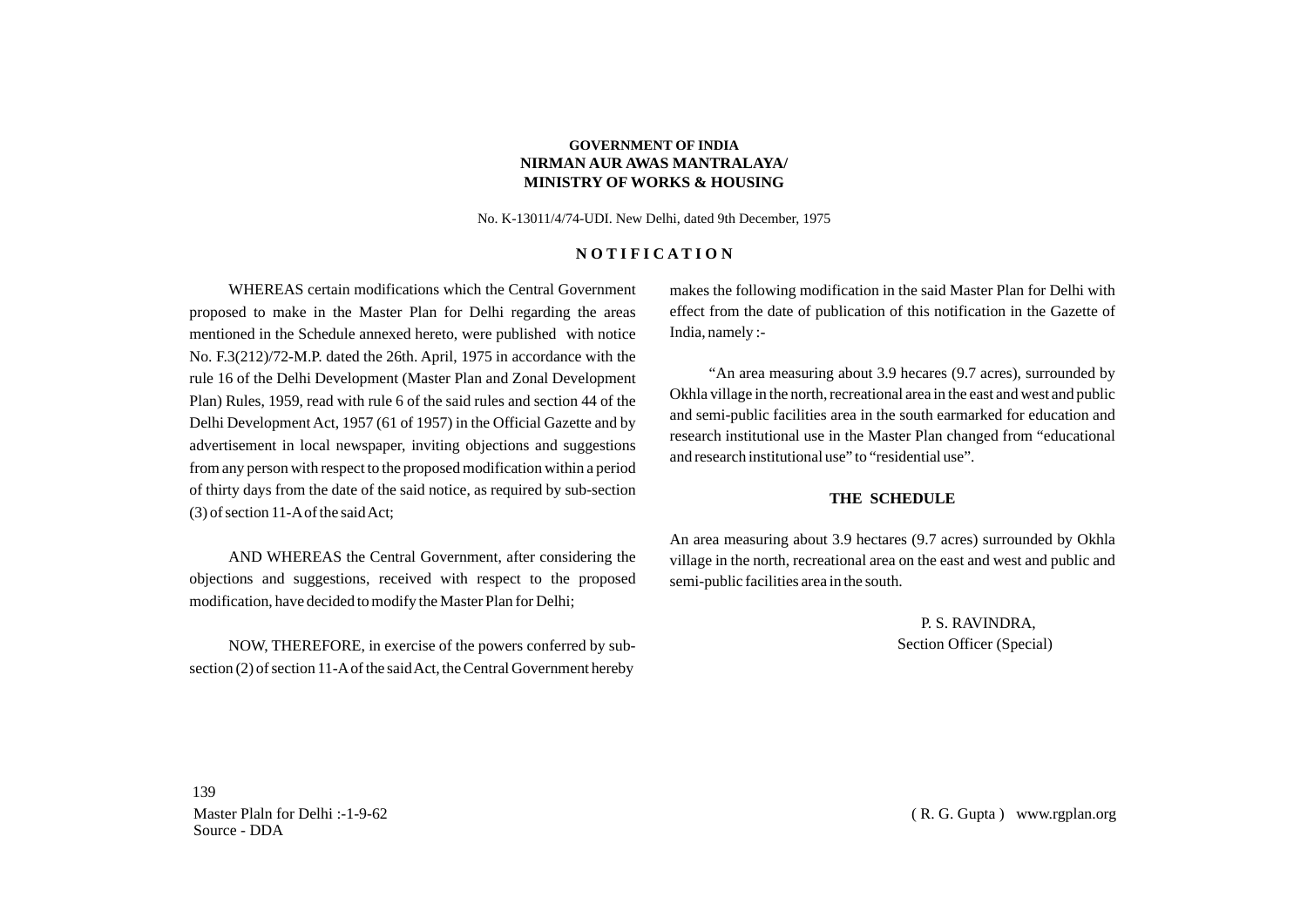**GOVERNMENT OF INDIA**
**NIRMAN AUR AWAS MANTRALAYA/**
**MINISTRY OF WORKS & HOUSING**

No. K-13011/4/74-UDI. New Delhi, dated 9th December, 1975

## NOTIFICATION

WHEREAS certain modifications which the Central Government proposed to make in the Master Plan for Delhi regarding the areas mentioned in the Schedule annexed hereto, were published with notice No. F.3(212)/72-M.P. dated the 26th. April, 1975 in accordance with the rule 16 of the Delhi Development (Master Plan and Zonal Development Plan) Rules, 1959, read with rule 6 of the said rules and section 44 of the Delhi Development Act, 1957 (61 of 1957) in the Official Gazette and by advertisement in local newspaper, inviting objections and suggestions from any person with respect to the proposed modification within a period of thirty days from the date of the said notice, as required by sub-section (3) of section 11-A of the said Act;

AND WHEREAS the Central Government, after considering the objections and suggestions, received with respect to the proposed modification, have decided to modify the Master Plan for Delhi;

NOW, THEREFORE, in exercise of the powers conferred by sub-section (2) of section 11-A of the said Act, the Central Government hereby makes the following modification in the said Master Plan for Delhi with effect from the date of publication of this notification in the Gazette of India, namely :-

"An area measuring about 3.9 hecares (9.7 acres), surrounded by Okhla village in the north, recreational area in the east and west and public and semi-public facilities area in the south earmarked for education and research institutional use in the Master Plan changed from "educational and research institutional use" to "residential use".

### THE SCHEDULE

An area measuring about 3.9 hectares (9.7 acres) surrounded by Okhla village in the north, recreational area on the east and west and public and semi-public facilities area in the south.

P. S. RAVINDRA,
Section Officer (Special)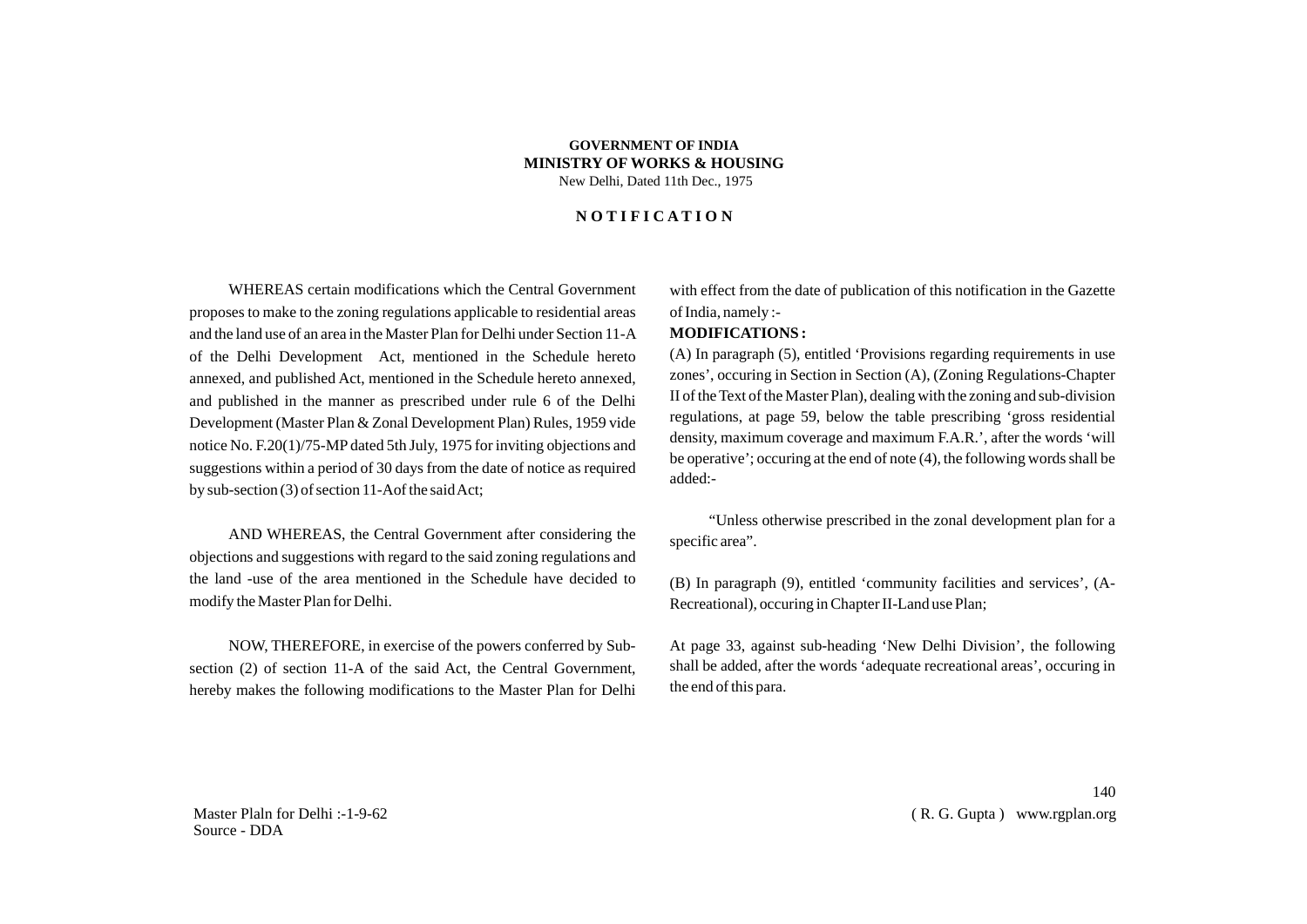**GOVERNMENT OF INDIA**
**MINISTRY OF WORKS & HOUSING**
New Delhi, Dated 11th Dec., 1975

## N O T I F I C A T I O N

WHEREAS certain modifications which the Central Government proposes to make to the zoning regulations applicable to residential areas and the land use of an area in the Master Plan for Delhi under Section 11-A of the Delhi Development Act, mentioned in the Schedule hereto annexed, and published Act, mentioned in the Schedule hereto annexed, and published in the manner as prescribed under rule 6 of the Delhi Development (Master Plan & Zonal Development Plan) Rules, 1959 vide notice No. F.20(1)/75-MP dated 5th July, 1975 for inviting objections and suggestions within a period of 30 days from the date of notice as required by sub-section (3) of section 11-A of the said Act;

AND WHEREAS, the Central Government after considering the objections and suggestions with regard to the said zoning regulations and the land -use of the area mentioned in the Schedule have decided to modify the Master Plan for Delhi.

NOW, THEREFORE, in exercise of the powers conferred by Sub-section (2) of section 11-A of the said Act, the Central Government, hereby makes the following modifications to the Master Plan for Delhi with effect from the date of publication of this notification in the Gazette of India, namely :-

**MODIFICATIONS :**

(A) In paragraph (5), entitled 'Provisions regarding requirements in use zones', occuring in Section in Section (A), (Zoning Regulations-Chapter II of the Text of the Master Plan), dealing with the zoning and sub-division regulations, at page 59, below the table prescribing 'gross residential density, maximum coverage and maximum F.A.R.', after the words 'will be operative'; occuring at the end of note (4), the following words shall be added:-

"Unless otherwise prescribed in the zonal development plan for a specific area".

(B) In paragraph (9), entitled 'community facilities and services', (A-Recreational), occuring in Chapter II-Land use Plan;

At page 33, against sub-heading 'New Delhi Division', the following shall be added, after the words 'adequate recreational areas', occuring in the end of this para.

Master Plaln for Delhi :-1-9-62
Source - DDA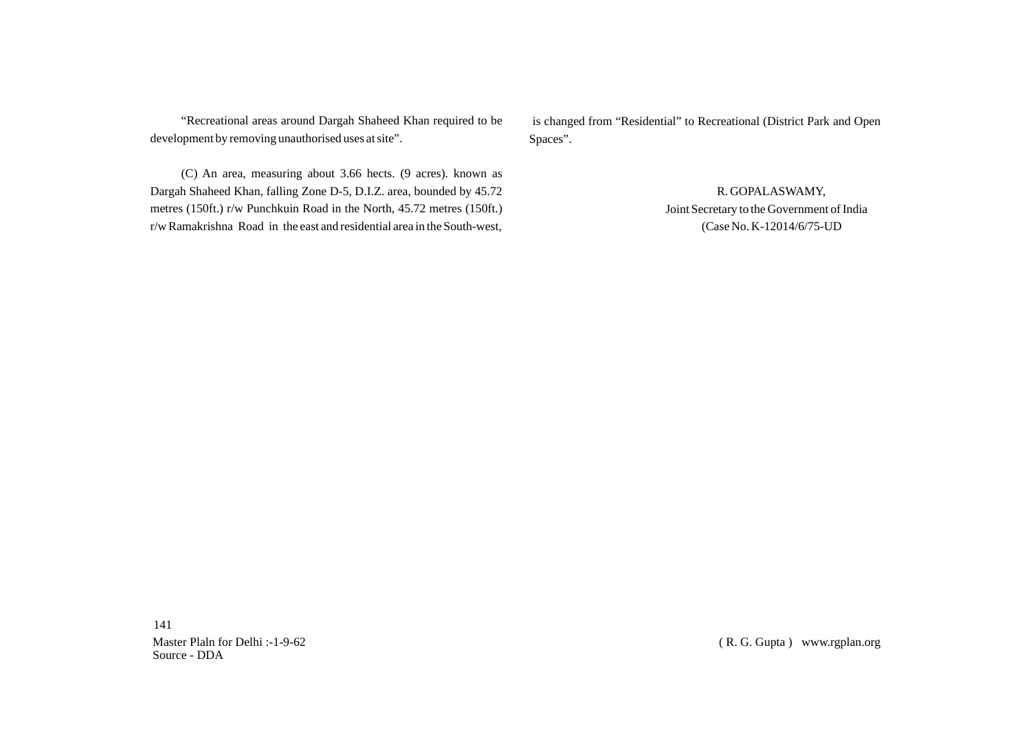"Recreational areas around Dargah Shaheed Khan required to be development by removing unauthorised uses at site".

(C) An area, measuring about 3.66 hects. (9 acres). known as Dargah Shaheed Khan, falling Zone D-5, D.I.Z. area, bounded by 45.72 metres (150ft.) r/w Punchkuin Road in the North, 45.72 metres (150ft.) r/w Ramakrishna Road in the east and residential area in the South-west, is changed from "Residential" to Recreational (District Park and Open Spaces".

R. GOPALASWAMY,
Joint Secretary to the Government of India
(Case No. K-12014/6/75-UD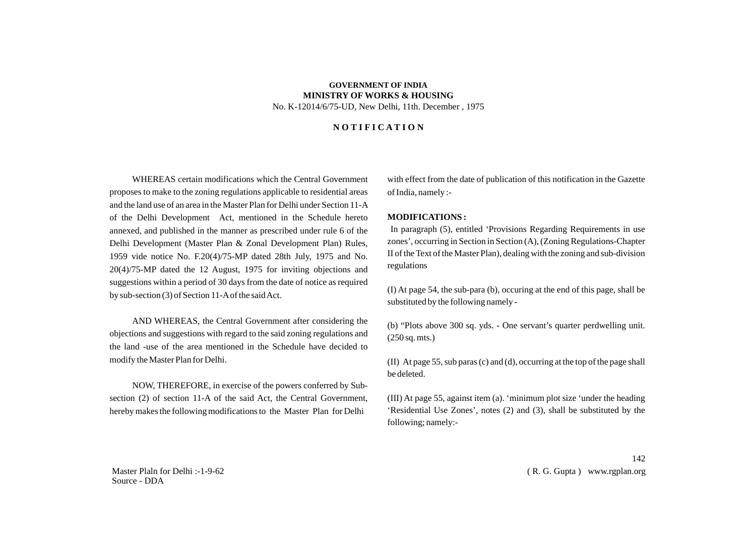**GOVERNMENT OF INDIA**
**MINISTRY OF WORKS & HOUSING**
No. K-12014/6/75-UD, New Delhi, 11th. December , 1975

**N O T I F I C A T I O N**

WHEREAS certain modifications which the Central Government proposes to make to the zoning regulations applicable to residential areas and the land use of an area in the Master Plan for Delhi under Section 11-A of the Delhi Development Act, mentioned in the Schedule hereto annexed, and published in the manner as prescribed under rule 6 of the Delhi Development (Master Plan & Zonal Development Plan) Rules, 1959 vide notice No. F.20(4)/75-MP dated 28th July, 1975 and No. 20(4)/75-MP dated the 12 August, 1975 for inviting objections and suggestions within a period of 30 days from the date of notice as required by sub-section (3) of Section 11-A of the said Act.

AND WHEREAS, the Central Government after considering the objections and suggestions with regard to the said zoning regulations and the land -use of the area mentioned in the Schedule have decided to modify the Master Plan for Delhi.

NOW, THEREFORE, in exercise of the powers conferred by Sub-section (2) of section 11-A of the said Act, the Central Government, hereby makes the following modifications to the Master Plan for Delhi with effect from the date of publication of this notification in the Gazette of India, namely :-

**MODIFICATIONS :**

In paragraph (5), entitled 'Provisions Regarding Requirements in use zones', occurring in Section in Section (A), (Zoning Regulations-Chapter II of the Text of the Master Plan), dealing with the zoning and sub-division regulations

(I) At page 54, the sub-para (b), occuring at the end of this page, shall be substituted by the following namely -

(b) "Plots above 300 sq. yds. - One servant's quarter perdwelling unit. (250 sq. mts.)

(II) At page 55, sub paras (c) and (d), occurring at the top of the page shall be deleted.

(III) At page 55, against item (a). 'minimum plot size 'under the heading 'Residential Use Zones', notes (2) and (3), shall be substituted by the following; namely:-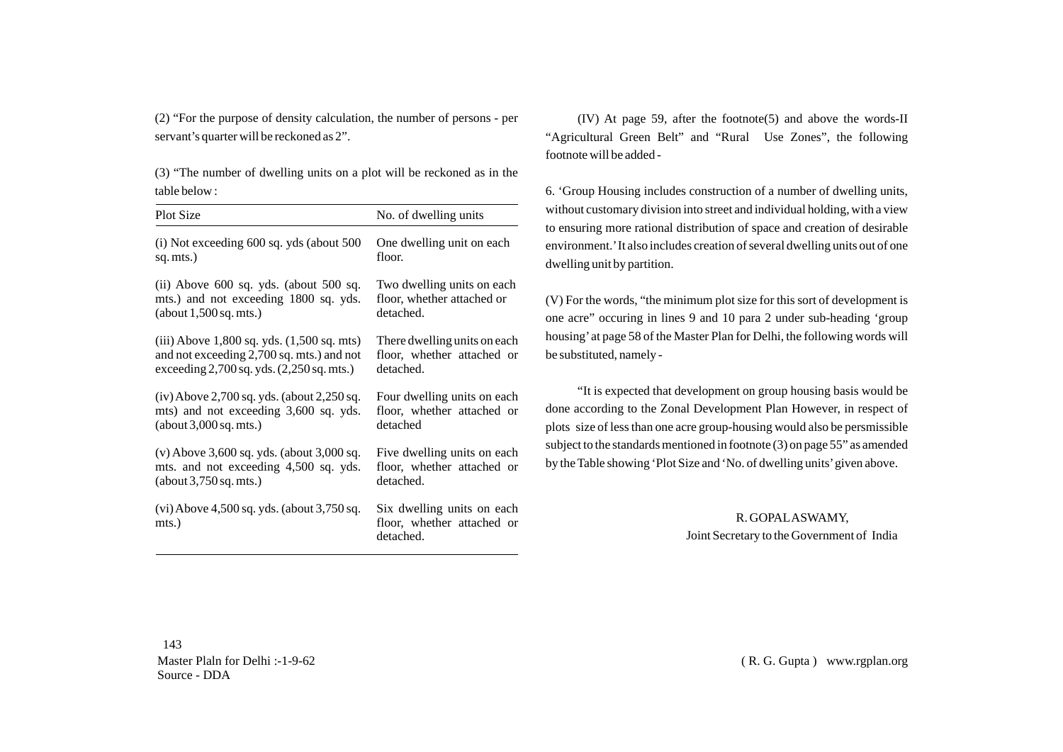(2) "For the purpose of density calculation, the number of persons - per servant's quarter will be reckoned as 2".

(3) "The number of dwelling units on a plot will be reckoned as in the table below :

| Plot Size | No. of dwelling units |
|---|---|
| (i) Not exceeding 600 sq. yds (about 500 sq. mts.) | One dwelling unit on each floor. |
| (ii) Above 600 sq. yds. (about 500 sq. mts.) and not exceeding 1800 sq. yds. (about 1,500 sq. mts.) | Two dwelling units on each floor, whether attached or detached. |
| (iii) Above 1,800 sq. yds. (1,500 sq. mts) and not exceeding 2,700 sq. mts.) and not exceeding 2,700 sq. yds. (2,250 sq. mts.) | There dwelling units on each floor, whether attached or detached. |
| (iv) Above 2,700 sq. yds. (about 2,250 sq. mts) and not exceeding 3,600 sq. yds. (about 3,000 sq. mts.) | Four dwelling units on each floor, whether attached or detached |
| (v) Above 3,600 sq. yds. (about 3,000 sq. mts. and not exceeding 4,500 sq. yds. (about 3,750 sq. mts.) | Five dwelling units on each floor, whether attached or detached. |
| (vi) Above 4,500 sq. yds. (about 3,750 sq. mts.) | Six dwelling units on each floor, whether attached or detached. |

(IV) At page 59, after the footnote(5) and above the words-II "Agricultural Green Belt" and "Rural Use Zones", the following footnote will be added -

6. 'Group Housing includes construction of a number of dwelling units, without customary division into street and individual holding, with a view to ensuring more rational distribution of space and creation of desirable environment.' It also includes creation of several dwelling units out of one dwelling unit by partition.

(V) For the words, "the minimum plot size for this sort of development is one acre" occuring in lines 9 and 10 para 2 under sub-heading 'group housing' at page 58 of the Master Plan for Delhi, the following words will be substituted, namely -

"It is expected that development on group housing basis would be done according to the Zonal Development Plan However, in respect of plots size of less than one acre group-housing would also be persmissible subject to the standards mentioned in footnote (3) on page 55" as amended by the Table showing 'Plot Size and 'No. of dwelling units' given above.

R. GOPALASWAMY,
Joint Secretary to the Government of India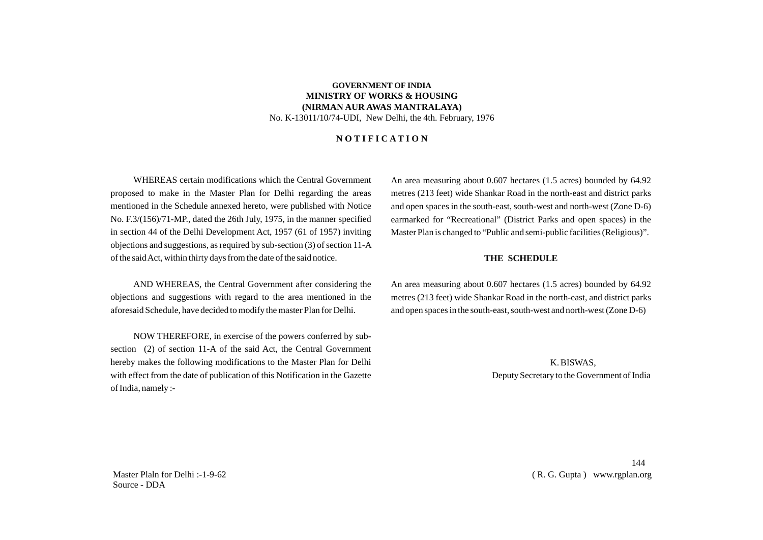**GOVERNMENT OF INDIA**
**MINISTRY OF WORKS & HOUSING**
**(NIRMAN AUR AWAS MANTRALAYA)**
No. K-13011/10/74-UDI, New Delhi, the 4th. February, 1976

**N O T I F I C A T I O N**

WHEREAS certain modifications which the Central Government proposed to make in the Master Plan for Delhi regarding the areas mentioned in the Schedule annexed hereto, were published with Notice No. F.3/(156)/71-MP., dated the 26th July, 1975, in the manner specified in section 44 of the Delhi Development Act, 1957 (61 of 1957) inviting objections and suggestions, as required by sub-section (3) of section 11-A of the said Act, within thirty days from the date of the said notice.

AND WHEREAS, the Central Government after considering the objections and suggestions with regard to the area mentioned in the aforesaid Schedule, have decided to modify the master Plan for Delhi.

NOW THEREFORE, in exercise of the powers conferred by sub-section (2) of section 11-A of the said Act, the Central Government hereby makes the following modifications to the Master Plan for Delhi with effect from the date of publication of this Notification in the Gazette of India, namely :-

An area measuring about 0.607 hectares (1.5 acres) bounded by 64.92 metres (213 feet) wide Shankar Road in the north-east and district parks and open spaces in the south-east, south-west and north-west (Zone D-6) earmarked for "Recreational" (District Parks and open spaces) in the Master Plan is changed to "Public and semi-public facilities (Religious)".

**THE SCHEDULE**

An area measuring about 0.607 hectares (1.5 acres) bounded by 64.92 metres (213 feet) wide Shankar Road in the north-east, and district parks and open spaces in the south-east, south-west and north-west (Zone D-6)

K. BISWAS,
Deputy Secretary to the Government of India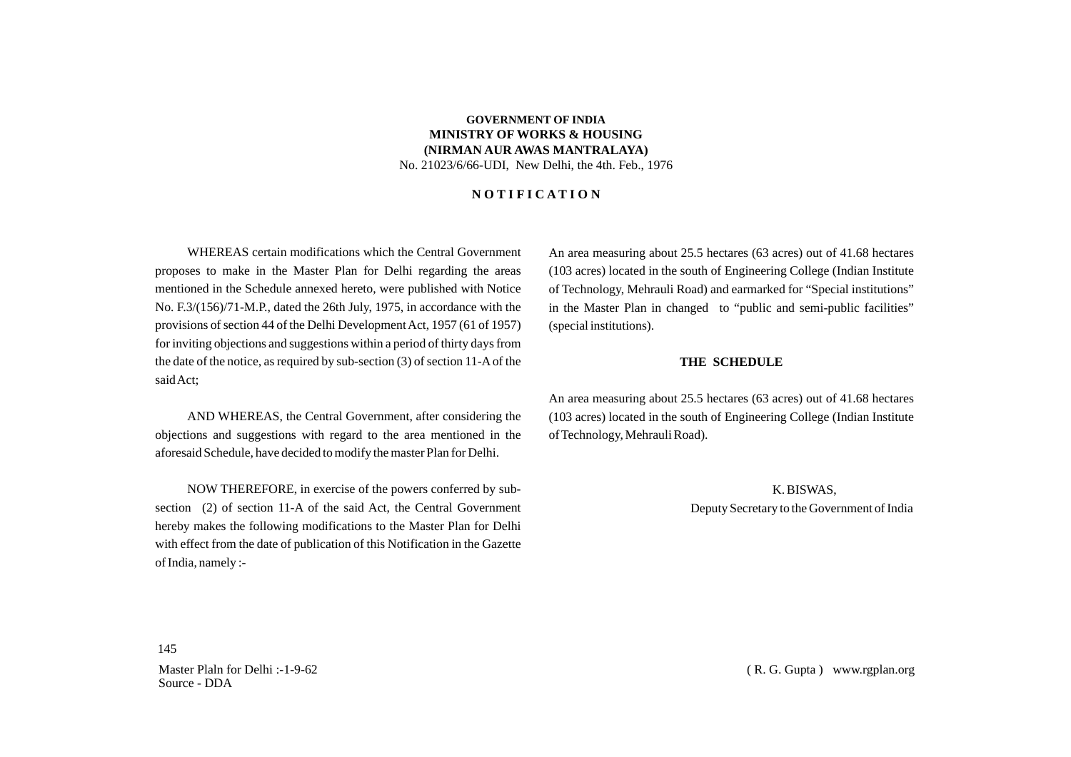**GOVERNMENT OF INDIA**
**MINISTRY OF WORKS & HOUSING**
**(NIRMAN AUR AWAS MANTRALAYA)**
No. 21023/6/66-UDI, New Delhi, the 4th. Feb., 1976

## N O T I F I C A T I O N

WHEREAS certain modifications which the Central Government proposes to make in the Master Plan for Delhi regarding the areas mentioned in the Schedule annexed hereto, were published with Notice No. F.3/(156)/71-M.P., dated the 26th July, 1975, in accordance with the provisions of section 44 of the Delhi Development Act, 1957 (61 of 1957) for inviting objections and suggestions within a period of thirty days from the date of the notice, as required by sub-section (3) of section 11-A of the said Act;

AND WHEREAS, the Central Government, after considering the objections and suggestions with regard to the area mentioned in the aforesaid Schedule, have decided to modify the master Plan for Delhi.

NOW THEREFORE, in exercise of the powers conferred by sub-section (2) of section 11-A of the said Act, the Central Government hereby makes the following modifications to the Master Plan for Delhi with effect from the date of publication of this Notification in the Gazette of India, namely :-

An area measuring about 25.5 hectares (63 acres) out of 41.68 hectares (103 acres) located in the south of Engineering College (Indian Institute of Technology, Mehrauli Road) and earmarked for "Special institutions" in the Master Plan in changed to "public and semi-public facilities" (special institutions).

**THE SCHEDULE**

An area measuring about 25.5 hectares (63 acres) out of 41.68 hectares (103 acres) located in the south of Engineering College (Indian Institute of Technology, Mehrauli Road).

K. BISWAS,
Deputy Secretary to the Government of India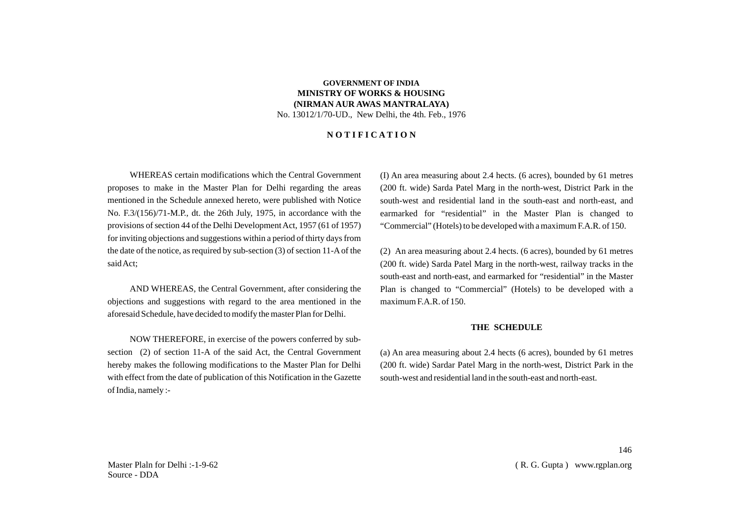**GOVERNMENT OF INDIA**
**MINISTRY OF WORKS & HOUSING**
**(NIRMAN AUR AWAS MANTRALAYA)**
No. 13012/1/70-UD., New Delhi, the 4th. Feb., 1976

**N O T I F I C A T I O N**

WHEREAS certain modifications which the Central Government proposes to make in the Master Plan for Delhi regarding the areas mentioned in the Schedule annexed hereto, were published with Notice No. F.3/(156)/71-M.P., dt. the 26th July, 1975, in accordance with the provisions of section 44 of the Delhi Development Act, 1957 (61 of 1957) for inviting objections and suggestions within a period of thirty days from the date of the notice, as required by sub-section (3) of section 11-A of the said Act;

AND WHEREAS, the Central Government, after considering the objections and suggestions with regard to the area mentioned in the aforesaid Schedule, have decided to modify the master Plan for Delhi.

NOW THEREFORE, in exercise of the powers conferred by sub-section (2) of section 11-A of the said Act, the Central Government hereby makes the following modifications to the Master Plan for Delhi with effect from the date of publication of this Notification in the Gazette of India, namely :-

(I) An area measuring about 2.4 hects. (6 acres), bounded by 61 metres (200 ft. wide) Sarda Patel Marg in the north-west, District Park in the south-west and residential land in the south-east and north-east, and earmarked for "residential" in the Master Plan is changed to "Commercial" (Hotels) to be developed with a maximum F.A.R. of 150.

(2) An area measuring about 2.4 hects. (6 acres), bounded by 61 metres (200 ft. wide) Sarda Patel Marg in the north-west, railway tracks in the south-east and north-east, and earmarked for "residential" in the Master Plan is changed to "Commercial" (Hotels) to be developed with a maximum F.A.R. of 150.

**THE SCHEDULE**

(a) An area measuring about 2.4 hects (6 acres), bounded by 61 metres (200 ft. wide) Sardar Patel Marg in the north-west, District Park in the south-west and residential land in the south-east and north-east.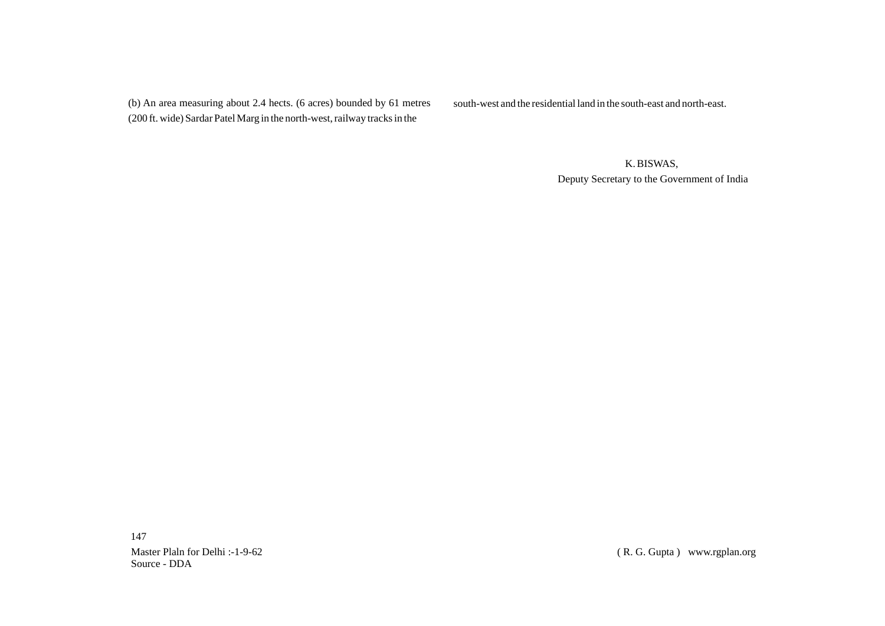(b) An area measuring about 2.4 hects. (6 acres) bounded by 61 metres (200 ft. wide) Sardar Patel Marg in the north-west, railway tracks in the south-west and the residential land in the south-east and north-east.

K. BISWAS,
Deputy Secretary to the Government of India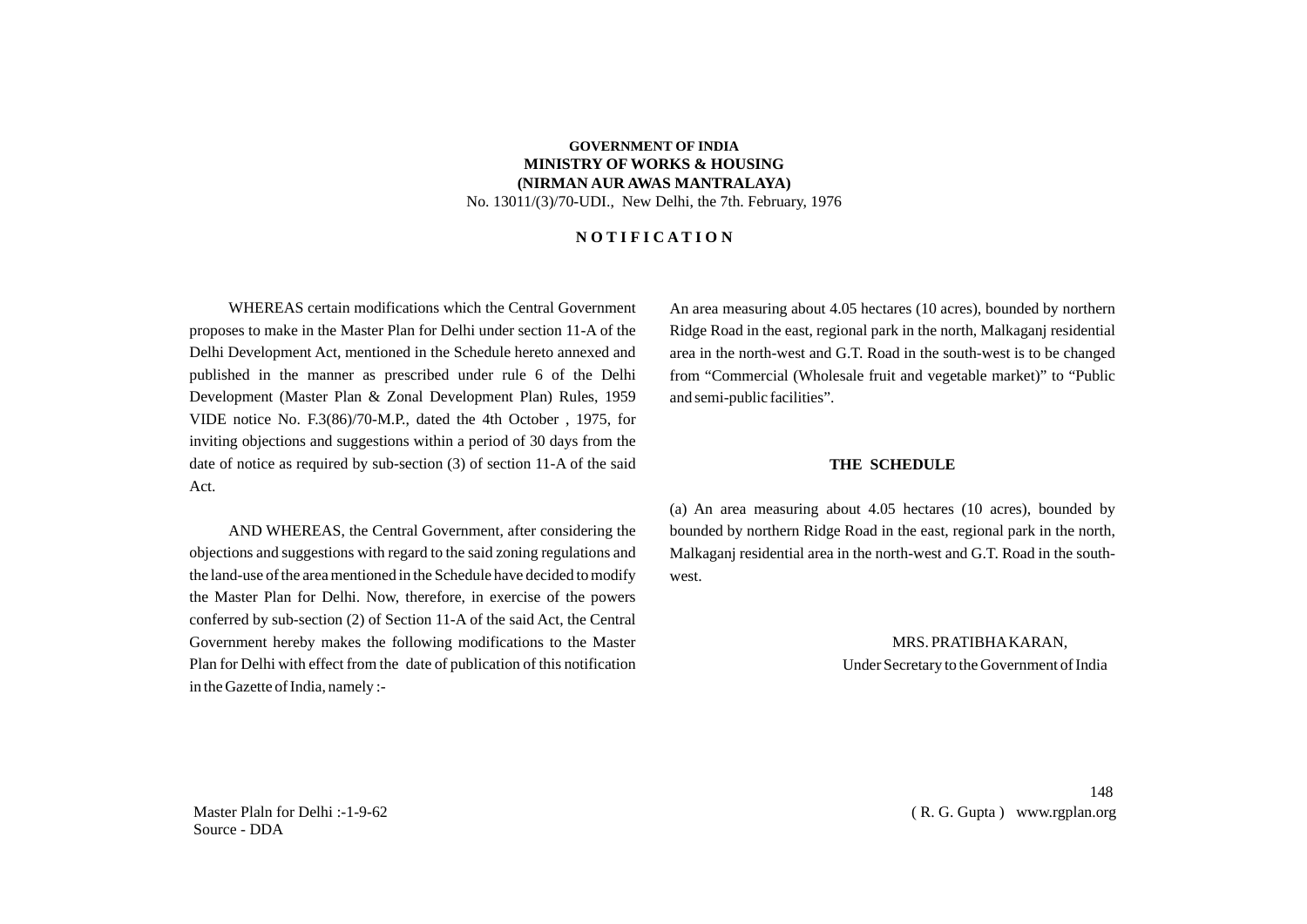**GOVERNMENT OF INDIA**
**MINISTRY OF WORKS & HOUSING**
**(NIRMAN AUR AWAS MANTRALAYA)**
No. 13011/(3)/70-UDI., New Delhi, the 7th. February, 1976

## N O T I F I C A T I O N

WHEREAS certain modifications which the Central Government proposes to make in the Master Plan for Delhi under section 11-A of the Delhi Development Act, mentioned in the Schedule hereto annexed and published in the manner as prescribed under rule 6 of the Delhi Development (Master Plan & Zonal Development Plan) Rules, 1959 VIDE notice No. F.3(86)/70-M.P., dated the 4th October , 1975, for inviting objections and suggestions within a period of 30 days from the date of notice as required by sub-section (3) of section 11-A of the said Act.

AND WHEREAS, the Central Government, after considering the objections and suggestions with regard to the said zoning regulations and the land-use of the area mentioned in the Schedule have decided to modify the Master Plan for Delhi. Now, therefore, in exercise of the powers conferred by sub-section (2) of Section 11-A of the said Act, the Central Government hereby makes the following modifications to the Master Plan for Delhi with effect from the date of publication of this notification in the Gazette of India, namely :-

An area measuring about 4.05 hectares (10 acres), bounded by northern Ridge Road in the east, regional park in the north, Malkaganj residential area in the north-west and G.T. Road in the south-west is to be changed from "Commercial (Wholesale fruit and vegetable market)" to "Public and semi-public facilities".

### THE SCHEDULE

(a) An area measuring about 4.05 hectares (10 acres), bounded by bounded by northern Ridge Road in the east, regional park in the north, Malkaganj residential area in the north-west and G.T. Road in the south-west.

MRS. PRATIBHA KARAN,
Under Secretary to the Government of India

Master Plaln for Delhi :-1-9-62
Source - DDA

( R. G. Gupta ) www.rgplan.org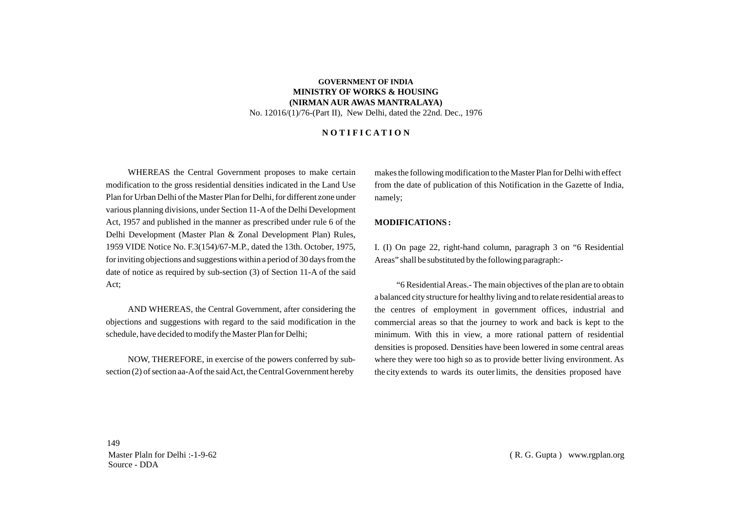**GOVERNMENT OF INDIA**
**MINISTRY OF WORKS & HOUSING**
**(NIRMAN AUR AWAS MANTRALAYA)**
No. 12016/(1)/76-(Part II), New Delhi, dated the 22nd. Dec., 1976

## N O T I F I C A T I O N

WHEREAS the Central Government proposes to make certain modification to the gross residential densities indicated in the Land Use Plan for Urban Delhi of the Master Plan for Delhi, for different zone under various planning divisions, under Section 11-A of the Delhi Development Act, 1957 and published in the manner as prescribed under rule 6 of the Delhi Development (Master Plan & Zonal Development Plan) Rules, 1959 VIDE Notice No. F.3(154)/67-M.P., dated the 13th. October, 1975, for inviting objections and suggestions within a period of 30 days from the date of notice as required by sub-section (3) of Section 11-A of the said Act;

AND WHEREAS, the Central Government, after considering the objections and suggestions with regard to the said modification in the schedule, have decided to modify the Master Plan for Delhi;

NOW, THEREFORE, in exercise of the powers conferred by sub-section (2) of section aa-A of the said Act, the Central Government hereby makes the following modification to the Master Plan for Delhi with effect from the date of publication of this Notification in the Gazette of India, namely;

**MODIFICATIONS :**

I. (I) On page 22, right-hand column, paragraph 3 on "6 Residential Areas" shall be substituted by the following paragraph:-

"6 Residential Areas.- The main objectives of the plan are to obtain a balanced city structure for healthy living and to relate residential areas to the centres of employment in government offices, industrial and commercial areas so that the journey to work and back is kept to the minimum. With this in view, a more rational pattern of residential densities is proposed. Densities have been lowered in some central areas where they were too high so as to provide better living environment. As the city extends to wards its outer limits, the densities proposed have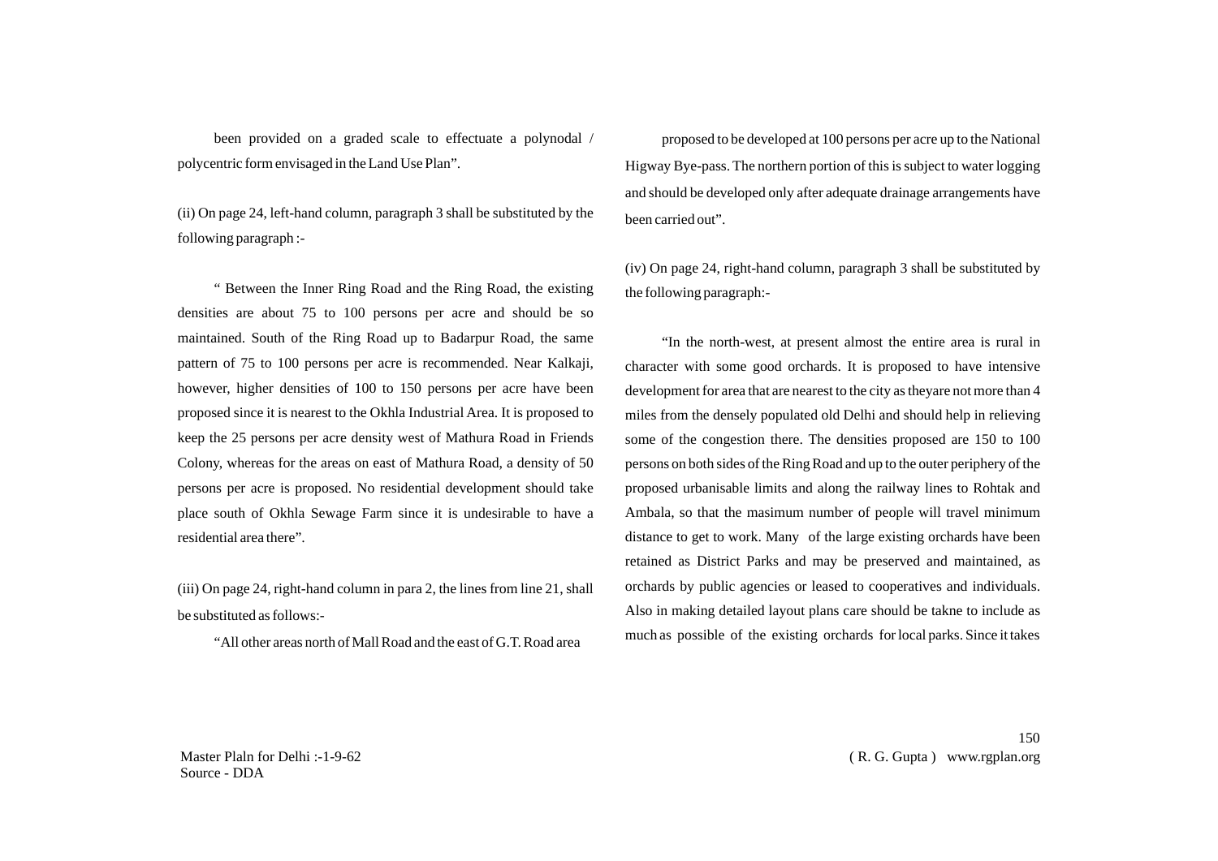been provided on a graded scale to effectuate a polynodal / polycentric form envisaged in the Land Use Plan".

(ii) On page 24, left-hand column, paragraph 3 shall be substituted by the following paragraph :-

" Between the Inner Ring Road and the Ring Road, the existing densities are about 75 to 100 persons per acre and should be so maintained. South of the Ring Road up to Badarpur Road, the same pattern of 75 to 100 persons per acre is recommended. Near Kalkaji, however, higher densities of 100 to 150 persons per acre have been proposed since it is nearest to the Okhla Industrial Area. It is proposed to keep the 25 persons per acre density west of Mathura Road in Friends Colony, whereas for the areas on east of Mathura Road, a density of 50 persons per acre is proposed. No residential development should take place south of Okhla Sewage Farm since it is undesirable to have a residential area there".

(iii) On page 24, right-hand column in para 2, the lines from line 21, shall be substituted as follows:-

"All other areas north of Mall Road and the east of G.T. Road area proposed to be developed at 100 persons per acre up to the National Higway Bye-pass. The northern portion of this is subject to water logging and should be developed only after adequate drainage arrangements have been carried out".

(iv) On page 24, right-hand column, paragraph 3 shall be substituted by the following paragraph:-

"In the north-west, at present almost the entire area is rural in character with some good orchards. It is proposed to have intensive development for area that are nearest to the city as theyare not more than 4 miles from the densely populated old Delhi and should help in relieving some of the congestion there. The densities proposed are 150 to 100 persons on both sides of the Ring Road and up to the outer periphery of the proposed urbanisable limits and along the railway lines to Rohtak and Ambala, so that the masimum number of people will travel minimum distance to get to work. Many of the large existing orchards have been retained as District Parks and may be preserved and maintained, as orchards by public agencies or leased to cooperatives and individuals. Also in making detailed layout plans care should be takne to include as much as possible of the existing orchards for local parks. Since it takes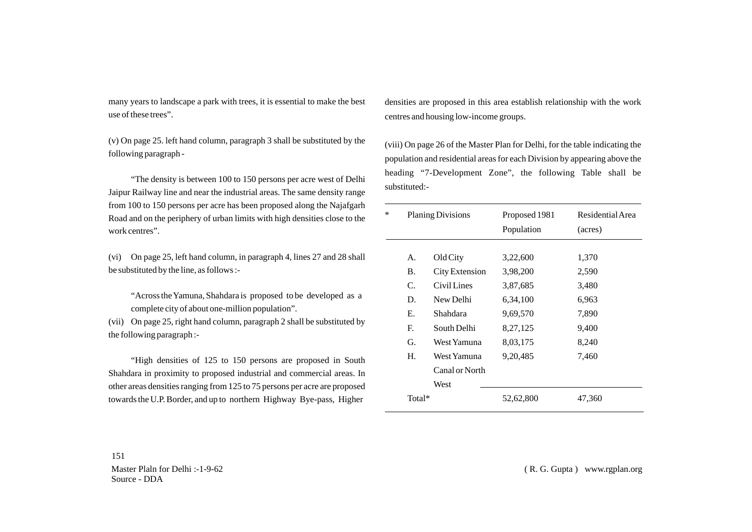many years to landscape a park with trees, it is essential to make the best use of these trees".

(v) On page 25. left hand column, paragraph 3 shall be substituted by the following paragraph -

"The density is between 100 to 150 persons per acre west of Delhi Jaipur Railway line and near the industrial areas. The same density range from 100 to 150 persons per acre has been proposed along the Najafgarh Road and on the periphery of urban limits with high densities close to the work centres".

(vi) On page 25, left hand column, in paragraph 4, lines 27 and 28 shall be substituted by the line, as follows :-

"Across the Yamuna, Shahdara is proposed to be developed as a complete city of about one-million population".

(vii) On page 25, right hand column, paragraph 2 shall be substituted by the following paragraph :-

"High densities of 125 to 150 persons are proposed in South Shahdara in proximity to proposed industrial and commercial areas. In other areas densities ranging from 125 to 75 persons per acre are proposed towards the U.P. Border, and up to northern Highway Bye-pass, Higher densities are proposed in this area establish relationship with the work centres and housing low-income groups.

(viii) On page 26 of the Master Plan for Delhi, for the table indicating the population and residential areas for each Division by appearing above the heading "7-Development Zone", the following Table shall be substituted:-

| * | Planing Divisions | | Proposed 1981 Population | Residential Area (acres) |
|---|---|---|---|---|
| | A. | Old City | 3,22,600 | 1,370 |
| | B. | City Extension | 3,98,200 | 2,590 |
| | C. | Civil Lines | 3,87,685 | 3,480 |
| | D. | New Delhi | 6,34,100 | 6,963 |
| | E. | Shahdara | 9,69,570 | 7,890 |
| | F. | South Delhi | 8,27,125 | 9,400 |
| | G. | West Yamuna | 8,03,175 | 8,240 |
| | H. | West Yamuna Canal or North West | 9,20,485 | 7,460 |
| | Total* | | 52,62,800 | 47,360 |

Master Plaln for Delhi :-1-9-62
Source - DDA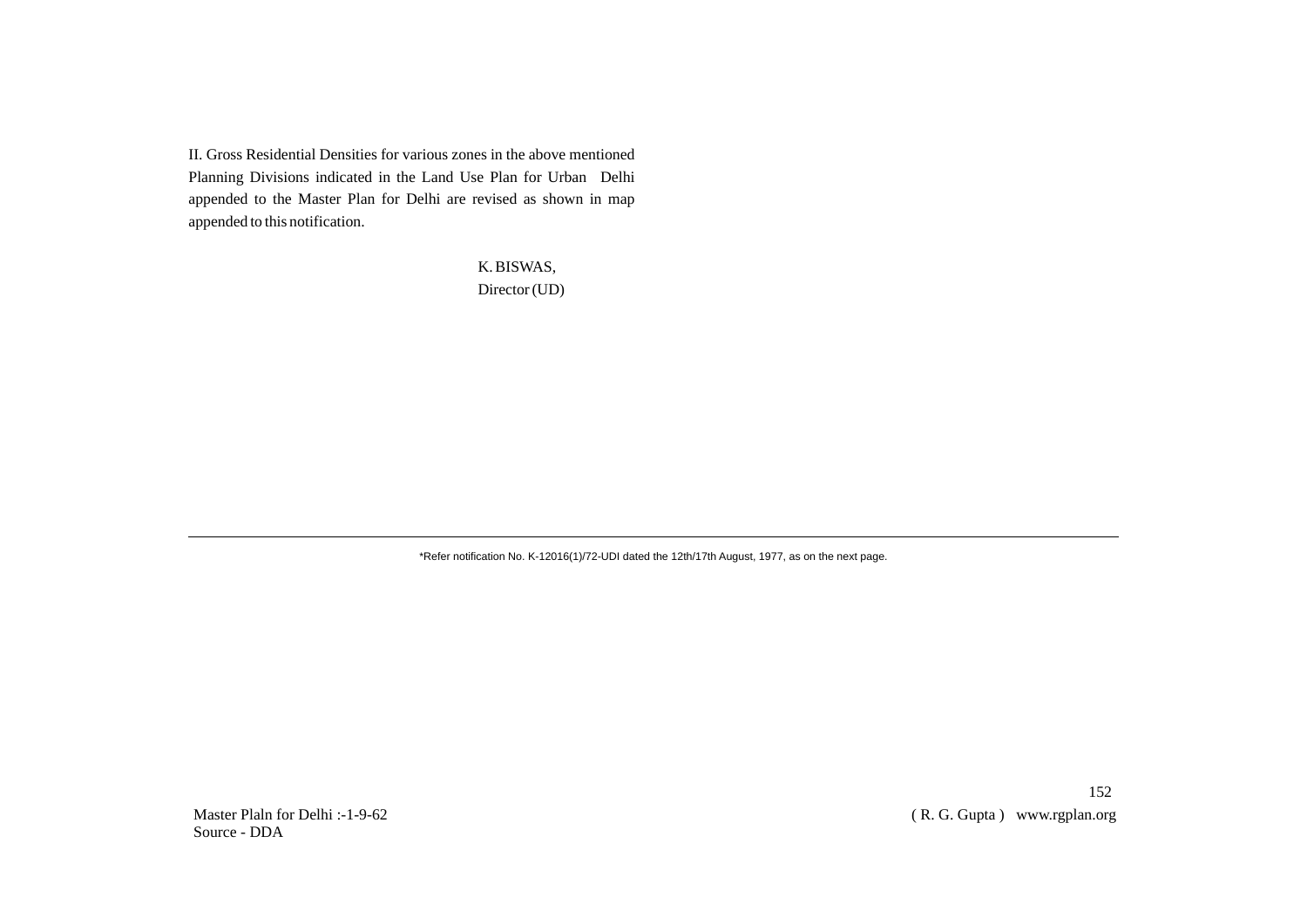II. Gross Residential Densities for various zones in the above mentioned Planning Divisions indicated in the Land Use Plan for Urban Delhi appended to the Master Plan for Delhi are revised as shown in map appended to this notification.

K. BISWAS,
Director (UD)

---

*Refer notification No. K-12016(1)/72-UDI dated the 12th/17th August, 1977, as on the next page.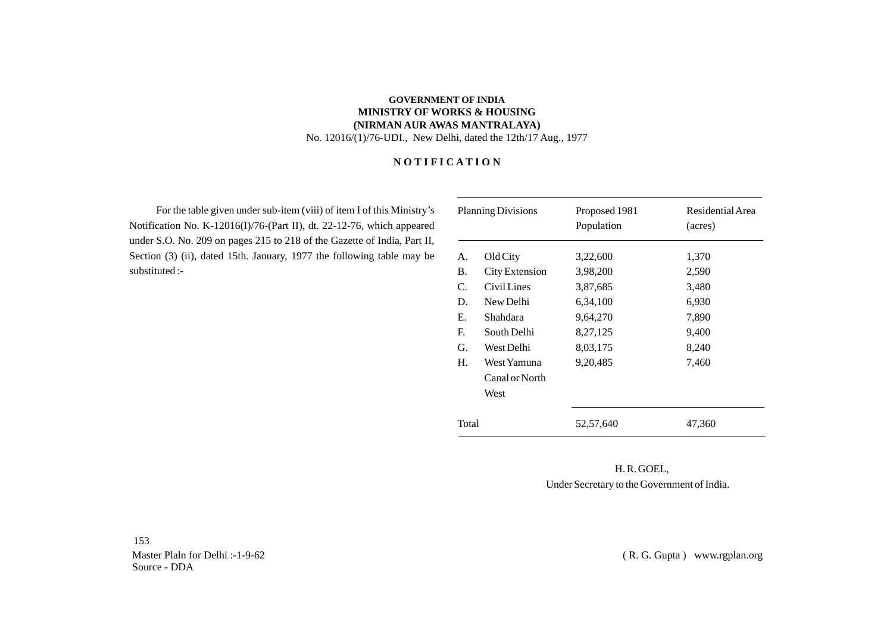**GOVERNMENT OF INDIA**
**MINISTRY OF WORKS & HOUSING**
**(NIRMAN AUR AWAS MANTRALAYA)**
No. 12016/(1)/76-UDI., New Delhi, dated the 12th/17 Aug., 1977

## N O T I F I C A T I O N

For the table given under sub-item (viii) of item I of this Ministry's Notification No. K-12016(I)/76-(Part II), dt. 22-12-76, which appeared under S.O. No. 209 on pages 215 to 218 of the Gazette of India, Part II, Section (3) (ii), dated 15th. January, 1977 the following table may be substituted :-

| Planning Divisions | | Proposed 1981 Population | Residential Area (acres) |
|---|---|---|---|
| A. | Old City | 3,22,600 | 1,370 |
| B. | City Extension | 3,98,200 | 2,590 |
| C. | Civil Lines | 3,87,685 | 3,480 |
| D. | New Delhi | 6,34,100 | 6,930 |
| E. | Shahdara | 9,64,270 | 7,890 |
| F. | South Delhi | 8,27,125 | 9,400 |
| G. | West Delhi | 8,03,175 | 8,240 |
| H. | West Yamuna Canal or North West | 9,20,485 | 7,460 |
| Total | | 52,57,640 | 47,360 |

H. R. GOEL,
Under Secretary to the Government of India.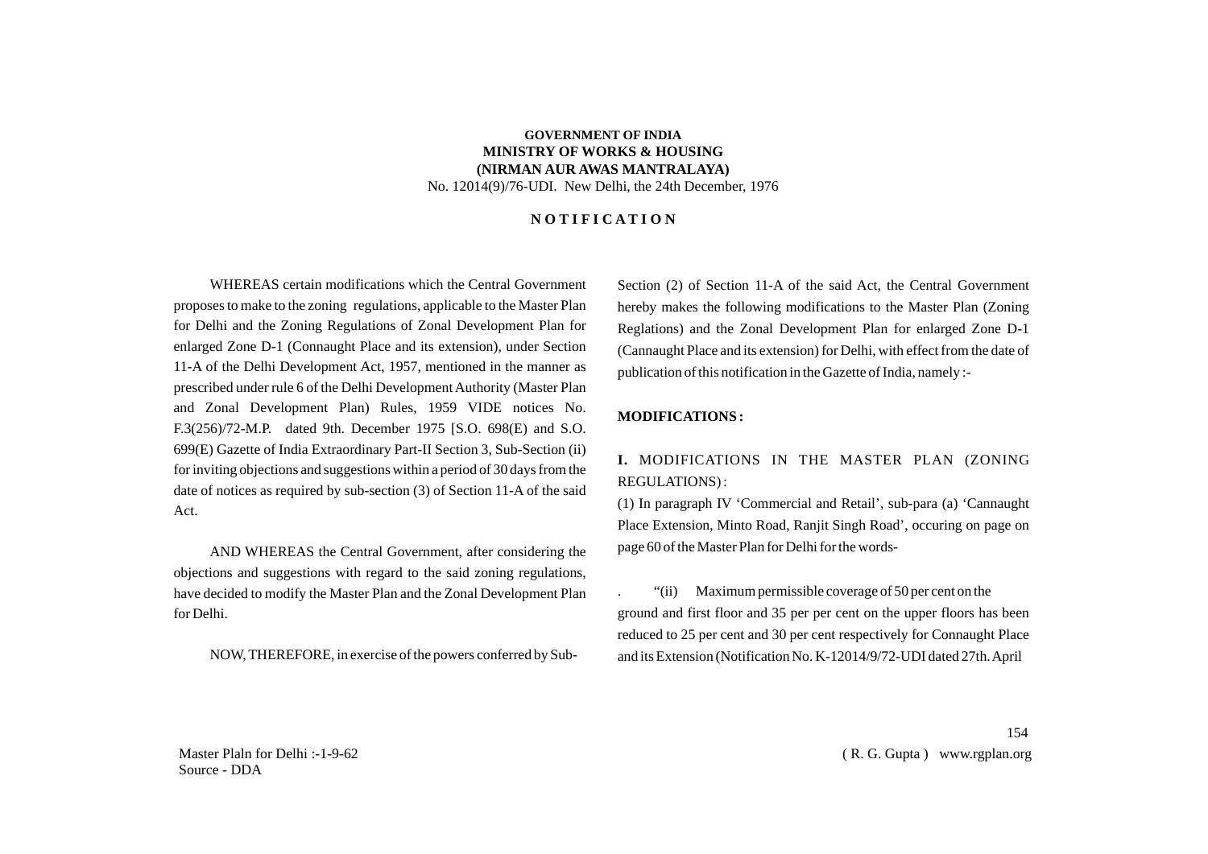**GOVERNMENT OF INDIA**
**MINISTRY OF WORKS & HOUSING**
**(NIRMAN AUR AWAS MANTRALAYA)**
No. 12014(9)/76-UDI. New Delhi, the 24th December, 1976

**N O T I F I C A T I O N**

WHEREAS certain modifications which the Central Government proposes to make to the zoning regulations, applicable to the Master Plan for Delhi and the Zoning Regulations of Zonal Development Plan for enlarged Zone D-1 (Connaught Place and its extension), under Section 11-A of the Delhi Development Act, 1957, mentioned in the manner as prescribed under rule 6 of the Delhi Development Authority (Master Plan and Zonal Development Plan) Rules, 1959 VIDE notices No. F.3(256)/72-M.P. dated 9th. December 1975 [S.O. 698(E) and S.O. 699(E) Gazette of India Extraordinary Part-II Section 3, Sub-Section (ii) for inviting objections and suggestions within a period of 30 days from the date of notices as required by sub-section (3) of Section 11-A of the said Act.

AND WHEREAS the Central Government, after considering the objections and suggestions with regard to the said zoning regulations, have decided to modify the Master Plan and the Zonal Development Plan for Delhi.

NOW, THEREFORE, in exercise of the powers conferred by Sub-Section (2) of Section 11-A of the said Act, the Central Government hereby makes the following modifications to the Master Plan (Zoning Reglations) and the Zonal Development Plan for enlarged Zone D-1 (Cannaught Place and its extension) for Delhi, with effect from the date of publication of this notification in the Gazette of India, namely :-

**MODIFICATIONS :**

**I.** MODIFICATIONS IN THE MASTER PLAN (ZONING REGULATIONS) :

(1) In paragraph IV 'Commercial and Retail', sub-para (a) 'Cannaught Place Extension, Minto Road, Ranjit Singh Road', occuring on page on page 60 of the Master Plan for Delhi for the words-

. "(ii) Maximum permissible coverage of 50 per cent on the ground and first floor and 35 per per cent on the upper floors has been reduced to 25 per cent and 30 per cent respectively for Connaught Place and its Extension (Notification No. K-12014/9/72-UDI dated 27th. April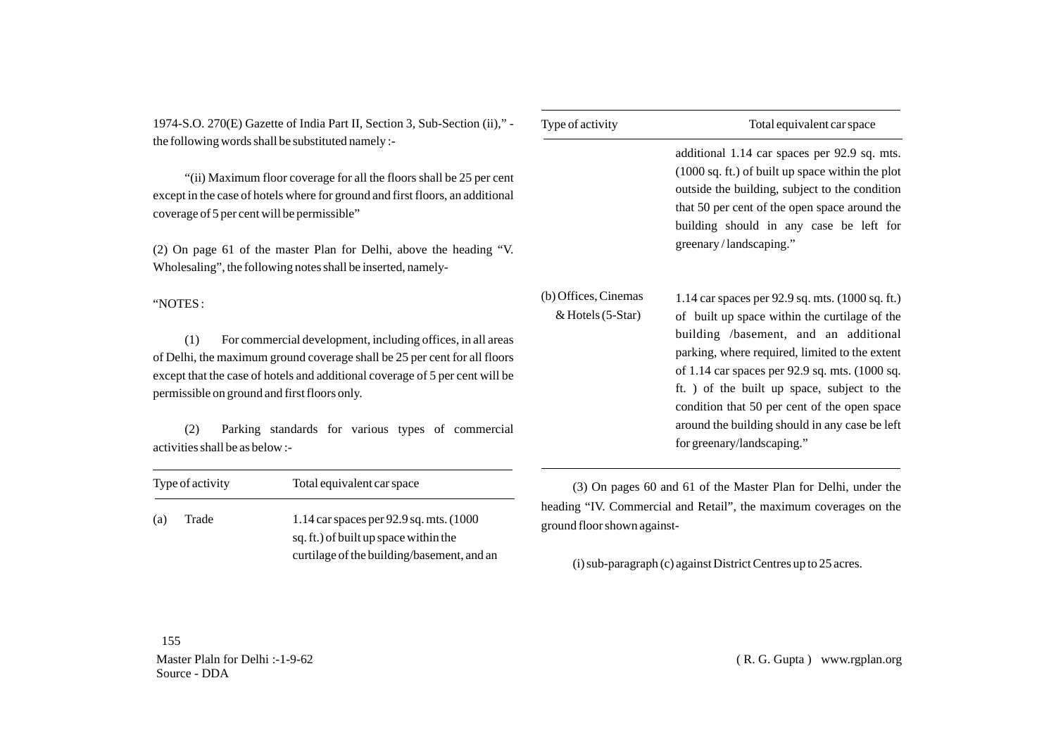1974-S.O. 270(E) Gazette of India Part II, Section 3, Sub-Section (ii)," - the following words shall be substituted namely :-

"(ii) Maximum floor coverage for all the floors shall be 25 per cent except in the case of hotels where for ground and first floors, an additional coverage of 5 per cent will be permissible"

(2) On page 61 of the master Plan for Delhi, above the heading "V. Wholesaling", the following notes shall be inserted, namely-

"NOTES :

(1) For commercial development, including offices, in all areas of Delhi, the maximum ground coverage shall be 25 per cent for all floors except that the case of hotels and additional coverage of 5 per cent will be permissible on ground and first floors only.

(2) Parking standards for various types of commercial activities shall be as below :-

| Type of activity | Total equivalent car space |
|---|---|
| (a) Trade | 1.14 car spaces per 92.9 sq. mts. (1000 sq. ft.) of built up space within the curtilage of the building/basement, and an additional 1.14 car spaces per 92.9 sq. mts. (1000 sq. ft.) of built up space within the plot outside the building, subject to the condition that 50 per cent of the open space around the building should in any case be left for greenary / landscaping." |
| (b) Offices, Cinemas & Hotels (5-Star) | 1.14 car spaces per 92.9 sq. mts. (1000 sq. ft.) of built up space within the curtilage of the building /basement, and an additional parking, where required, limited to the extent of 1.14 car spaces per 92.9 sq. mts. (1000 sq. ft. ) of the built up space, subject to the condition that 50 per cent of the open space around the building should in any case be left for greenary/landscaping." |

(3) On pages 60 and 61 of the Master Plan for Delhi, under the heading "IV. Commercial and Retail", the maximum coverages on the ground floor shown against-

(i) sub-paragraph (c) against District Centres up to 25 acres.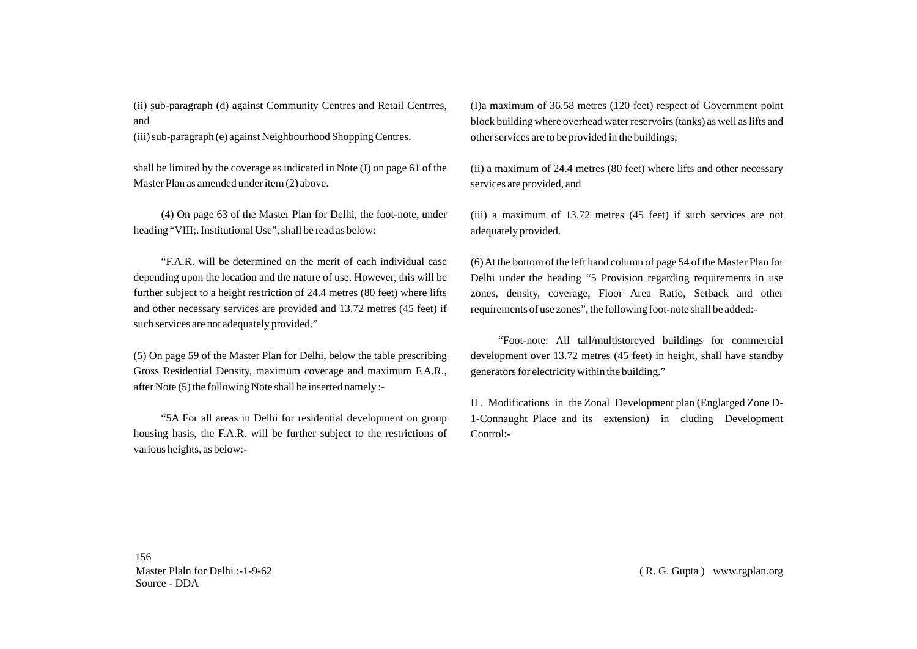(ii) sub-paragraph (d) against Community Centres and Retail Centrres, and

(iii) sub-paragraph (e) against Neighbourhood Shopping Centres.

shall be limited by the coverage as indicated in Note (I) on page 61 of the Master Plan as amended under item (2) above.

(4) On page 63 of the Master Plan for Delhi, the foot-note, under heading "VIII;. Institutional Use", shall be read as below:

"F.A.R. will be determined on the merit of each individual case depending upon the location and the nature of use. However, this will be further subject to a height restriction of 24.4 metres (80 feet) where lifts and other necessary services are provided and 13.72 metres (45 feet) if such services are not adequately provided."

(5) On page 59 of the Master Plan for Delhi, below the table prescribing Gross Residential Density, maximum coverage and maximum F.A.R., after Note (5) the following Note shall be inserted namely :-

"5A For all areas in Delhi for residential development on group housing hasis, the F.A.R. will be further subject to the restrictions of various heights, as below:-

(I)a maximum of 36.58 metres (120 feet) respect of Government point block building where overhead water reservoirs (tanks) as well as lifts and other services are to be provided in the buildings;

(ii) a maximum of 24.4 metres (80 feet) where lifts and other necessary services are provided, and

(iii) a maximum of 13.72 metres (45 feet) if such services are not adequately provided.

(6) At the bottom of the left hand column of page 54 of the Master Plan for Delhi under the heading "5 Provision regarding requirements in use zones, density, coverage, Floor Area Ratio, Setback and other requirements of use zones", the following foot-note shall be added:-

"Foot-note: All tall/multistoreyed buildings for commercial development over 13.72 metres (45 feet) in height, shall have standby generators for electricity within the building."

II . Modifications in the Zonal Development plan (Englarged Zone D-1-Connaught Place and its extension) in cluding Development Control:-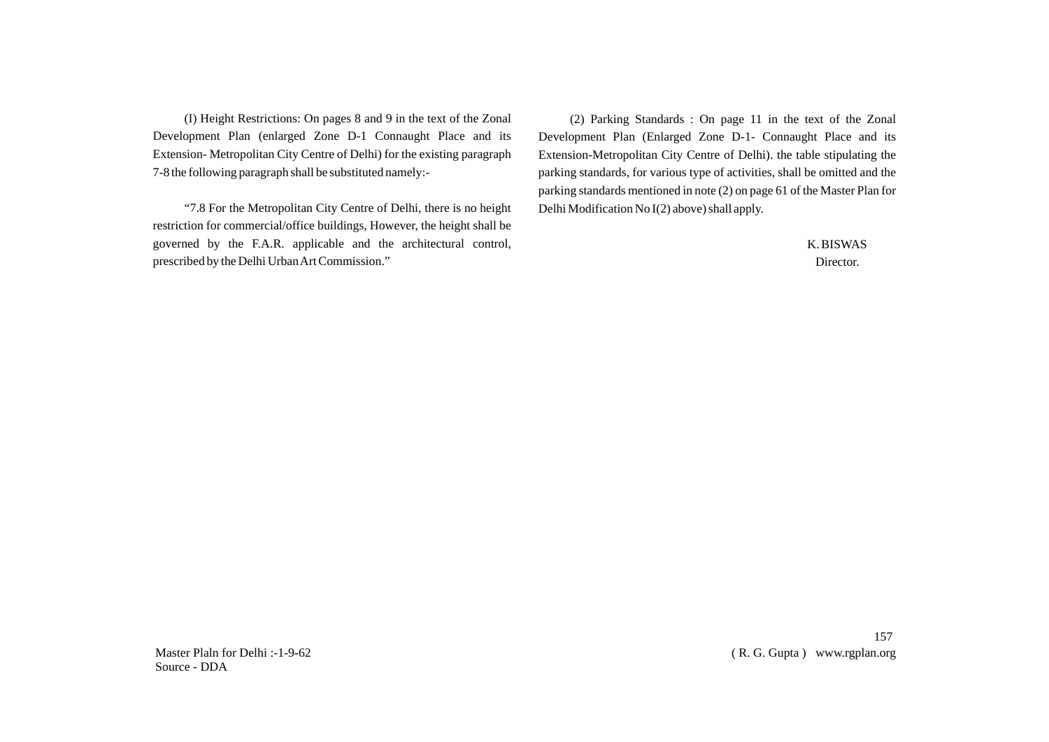(I) Height Restrictions: On pages 8 and 9 in the text of the Zonal Development Plan (enlarged Zone D-1 Connaught Place and its Extension- Metropolitan City Centre of Delhi) for the existing paragraph 7-8 the following paragraph shall be substituted namely:-

"7.8 For the Metropolitan City Centre of Delhi, there is no height restriction for commercial/office buildings, However, the height shall be governed by the F.A.R. applicable and the architectural control, prescribed by the Delhi Urban Art Commission."

(2) Parking Standards : On page 11 in the text of the Zonal Development Plan (Enlarged Zone D-1- Connaught Place and its Extension-Metropolitan City Centre of Delhi). the table stipulating the parking standards, for various type of activities, shall be omitted and the parking standards mentioned in note (2) on page 61 of the Master Plan for Delhi Modification No I(2) above) shall apply.

K. BISWAS
Director.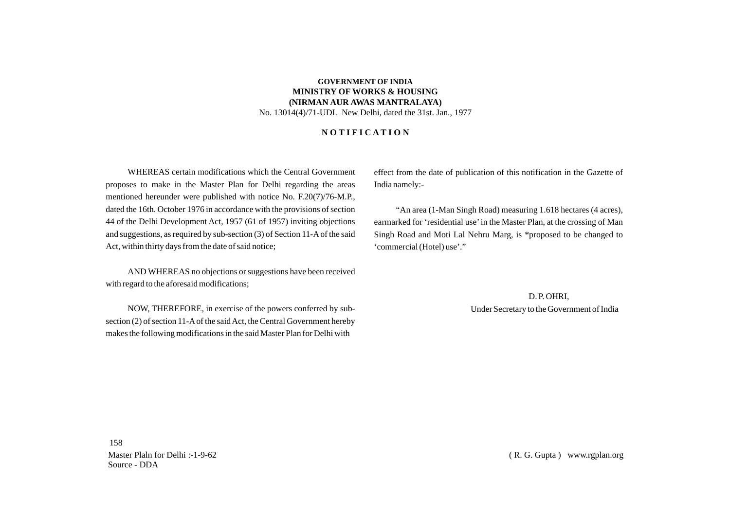**GOVERNMENT OF INDIA**
**MINISTRY OF WORKS & HOUSING**
**(NIRMAN AUR AWAS MANTRALAYA)**
No. 13014(4)/71-UDI. New Delhi, dated the 31st. Jan., 1977

## N O T I F I C A T I O N

WHEREAS certain modifications which the Central Government proposes to make in the Master Plan for Delhi regarding the areas mentioned hereunder were published with notice No. F.20(7)/76-M.P., dated the 16th. October 1976 in accordance with the provisions of section 44 of the Delhi Development Act, 1957 (61 of 1957) inviting objections and suggestions, as required by sub-section (3) of Section 11-A of the said Act, within thirty days from the date of said notice;

AND WHEREAS no objections or suggestions have been received with regard to the aforesaid modifications;

NOW, THEREFORE, in exercise of the powers conferred by sub-section (2) of section 11-A of the said Act, the Central Government hereby makes the following modifications in the said Master Plan for Delhi with effect from the date of publication of this notification in the Gazette of India namely:-

"An area (1-Man Singh Road) measuring 1.618 hectares (4 acres), earmarked for 'residential use' in the Master Plan, at the crossing of Man Singh Road and Moti Lal Nehru Marg, is *proposed to be changed to 'commercial (Hotel) use'."

D. P. OHRI,
Under Secretary to the Government of India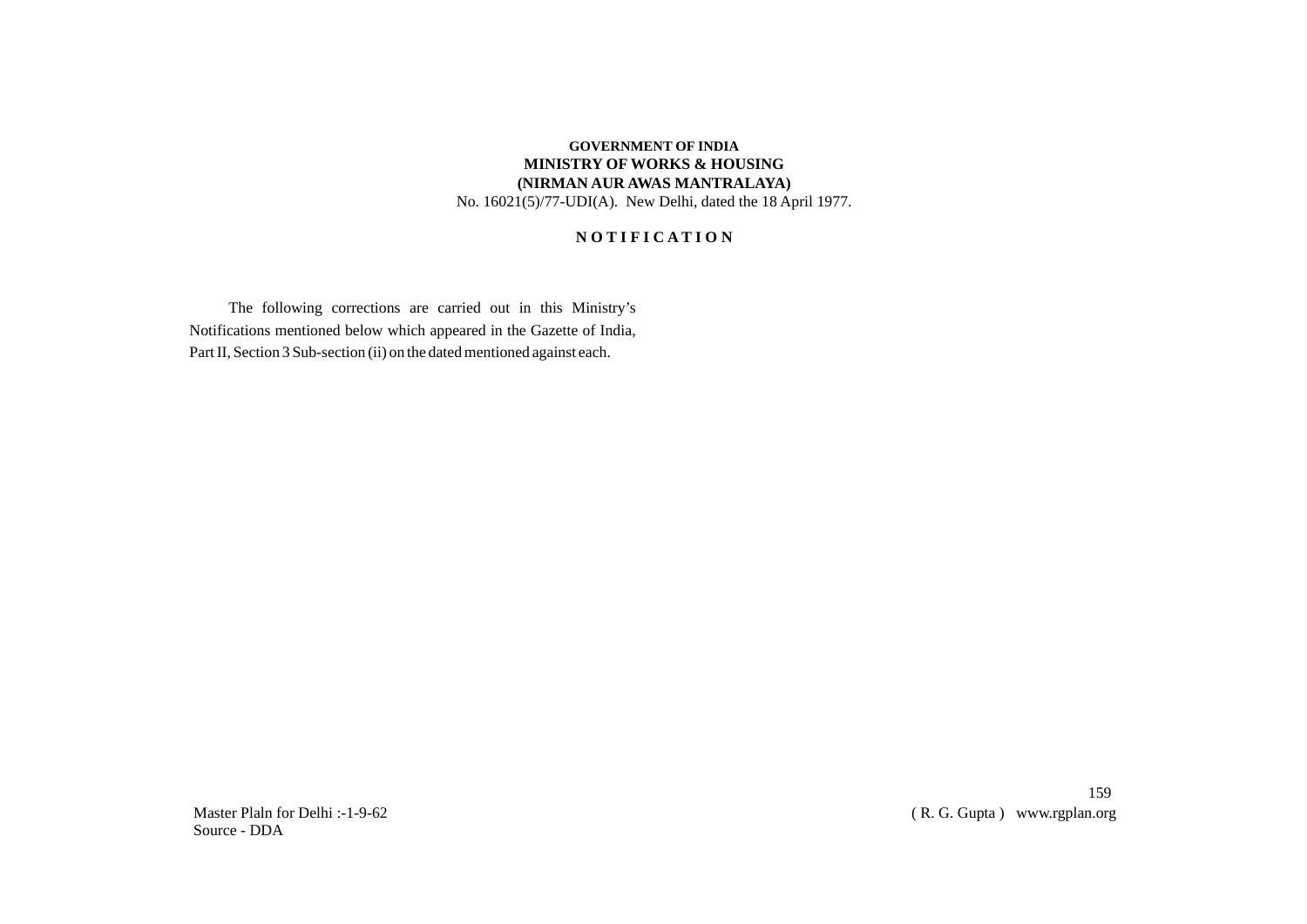**GOVERNMENT OF INDIA**
**MINISTRY OF WORKS & HOUSING**
**(NIRMAN AUR AWAS MANTRALAYA)**
No. 16021(5)/77-UDI(A). New Delhi, dated the 18 April 1977.

## N O T I F I C A T I O N

The following corrections are carried out in this Ministry's Notifications mentioned below which appeared in the Gazette of India, Part II, Section 3 Sub-section (ii) on the dated mentioned against each.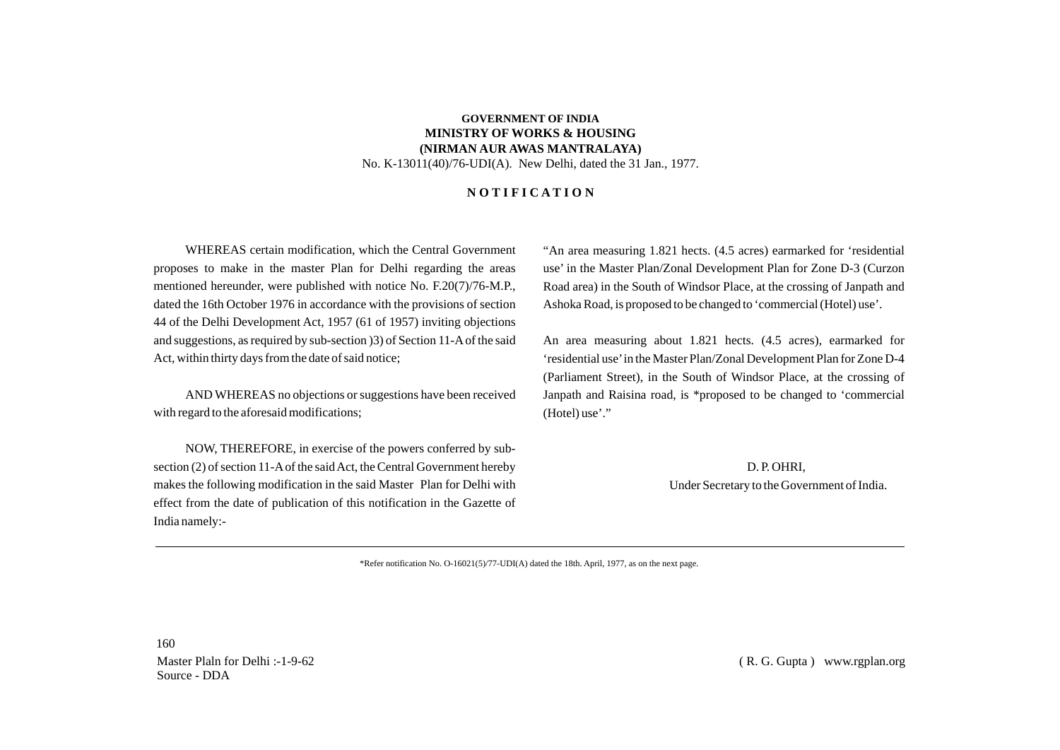**GOVERNMENT OF INDIA**
**MINISTRY OF WORKS & HOUSING**
**(NIRMAN AUR AWAS MANTRALAYA)**
No. K-13011(40)/76-UDI(A). New Delhi, dated the 31 Jan., 1977.

**N O T I F I C A T I O N**

WHEREAS certain modification, which the Central Government proposes to make in the master Plan for Delhi regarding the areas mentioned hereunder, were published with notice No. F.20(7)/76-M.P., dated the 16th October 1976 in accordance with the provisions of section 44 of the Delhi Development Act, 1957 (61 of 1957) inviting objections and suggestions, as required by sub-section )3) of Section 11-A of the said Act, within thirty days from the date of said notice;

AND WHEREAS no objections or suggestions have been received with regard to the aforesaid modifications;

NOW, THEREFORE, in exercise of the powers conferred by sub-section (2) of section 11-A of the said Act, the Central Government hereby makes the following modification in the said Master Plan for Delhi with effect from the date of publication of this notification in the Gazette of India namely:-

"An area measuring 1.821 hects. (4.5 acres) earmarked for 'residential use' in the Master Plan/Zonal Development Plan for Zone D-3 (Curzon Road area) in the South of Windsor Place, at the crossing of Janpath and Ashoka Road, is proposed to be changed to 'commercial (Hotel) use'.

An area measuring about 1.821 hects. (4.5 acres), earmarked for 'residential use' in the Master Plan/Zonal Development Plan for Zone D-4 (Parliament Street), in the South of Windsor Place, at the crossing of Janpath and Raisina road, is *proposed to be changed to 'commercial (Hotel) use'."

D. P. OHRI,
Under Secretary to the Government of India.

---

*Refer notification No. O-16021(5)/77-UDI(A) dated the 18th. April, 1977, as on the next page.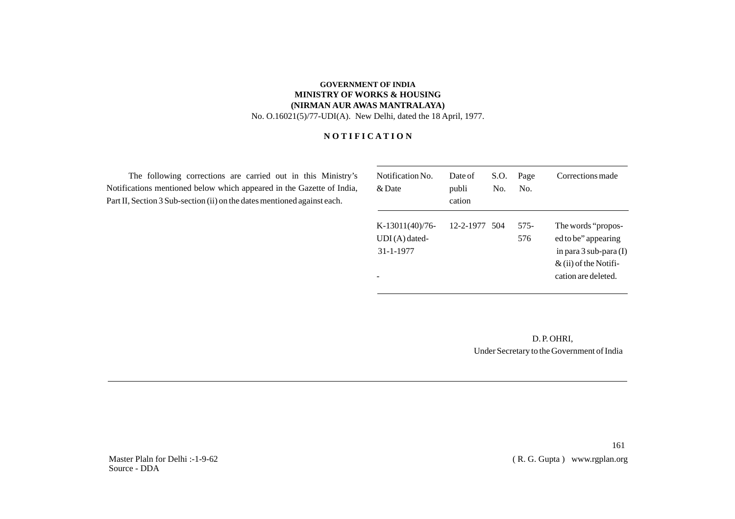**GOVERNMENT OF INDIA**
**MINISTRY OF WORKS & HOUSING**
**(NIRMAN AUR AWAS MANTRALAYA)**

No. O.16021(5)/77-UDI(A). New Delhi, dated the 18 April, 1977.

## NOTIFICATION

The following corrections are carried out in this Ministry's Notifications mentioned below which appeared in the Gazette of India, Part II, Section 3 Sub-section (ii) on the dates mentioned against each.

| Notification No. & Date | Date of publi cation | S.O. No. | Page No. | Corrections made |
|---|---|---|---|---|
| K-13011(40)/76-UDI (A) dated-31-1-1977 | 12-2-1977 | 504 | 575-576 | The words "proposed to be" appearing in para 3 sub-para (I) & (ii) of the Notification are deleted. |
| - | | | | |

D. P. OHRI,
Under Secretary to the Government of India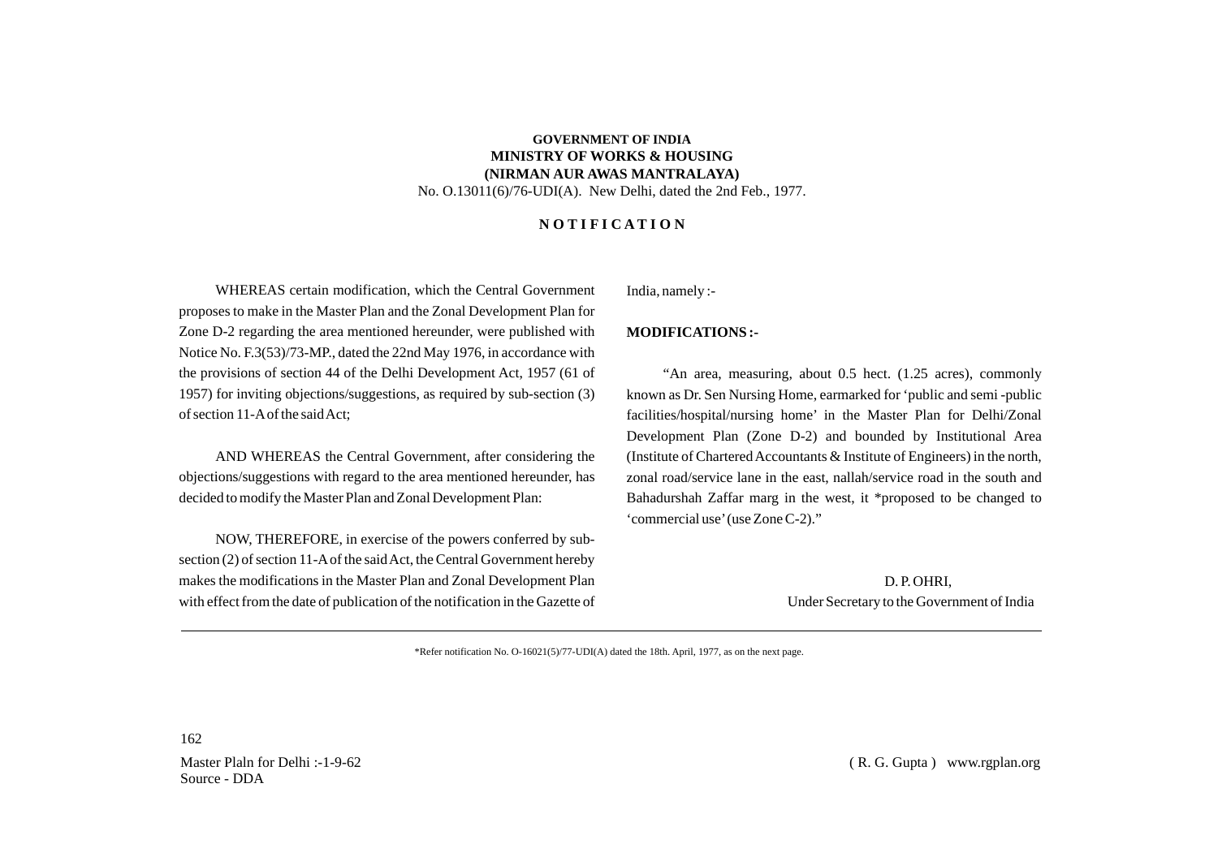**GOVERNMENT OF INDIA**
**MINISTRY OF WORKS & HOUSING**
**(NIRMAN AUR AWAS MANTRALAYA)**
No. O.13011(6)/76-UDI(A). New Delhi, dated the 2nd Feb., 1977.

**N O T I F I C A T I O N**

WHEREAS certain modification, which the Central Government proposes to make in the Master Plan and the Zonal Development Plan for Zone D-2 regarding the area mentioned hereunder, were published with Notice No. F.3(53)/73-MP., dated the 22nd May 1976, in accordance with the provisions of section 44 of the Delhi Development Act, 1957 (61 of 1957) for inviting objections/suggestions, as required by sub-section (3) of section 11-A of the said Act;

AND WHEREAS the Central Government, after considering the objections/suggestions with regard to the area mentioned hereunder, has decided to modify the Master Plan and Zonal Development Plan:

NOW, THEREFORE, in exercise of the powers conferred by sub-section (2) of section 11-A of the said Act, the Central Government hereby makes the modifications in the Master Plan and Zonal Development Plan with effect from the date of publication of the notification in the Gazette of India, namely :-

**MODIFICATIONS :-**

"An area, measuring, about 0.5 hect. (1.25 acres), commonly known as Dr. Sen Nursing Home, earmarked for 'public and semi -public facilities/hospital/nursing home' in the Master Plan for Delhi/Zonal Development Plan (Zone D-2) and bounded by Institutional Area (Institute of Chartered Accountants & Institute of Engineers) in the north, zonal road/service lane in the east, nallah/service road in the south and Bahadurshah Zaffar marg in the west, it *proposed to be changed to 'commercial use' (use Zone C-2)."

D. P. OHRI,
Under Secretary to the Government of India

---

*Refer notification No. O-16021(5)/77-UDI(A) dated the 18th. April, 1977, as on the next page.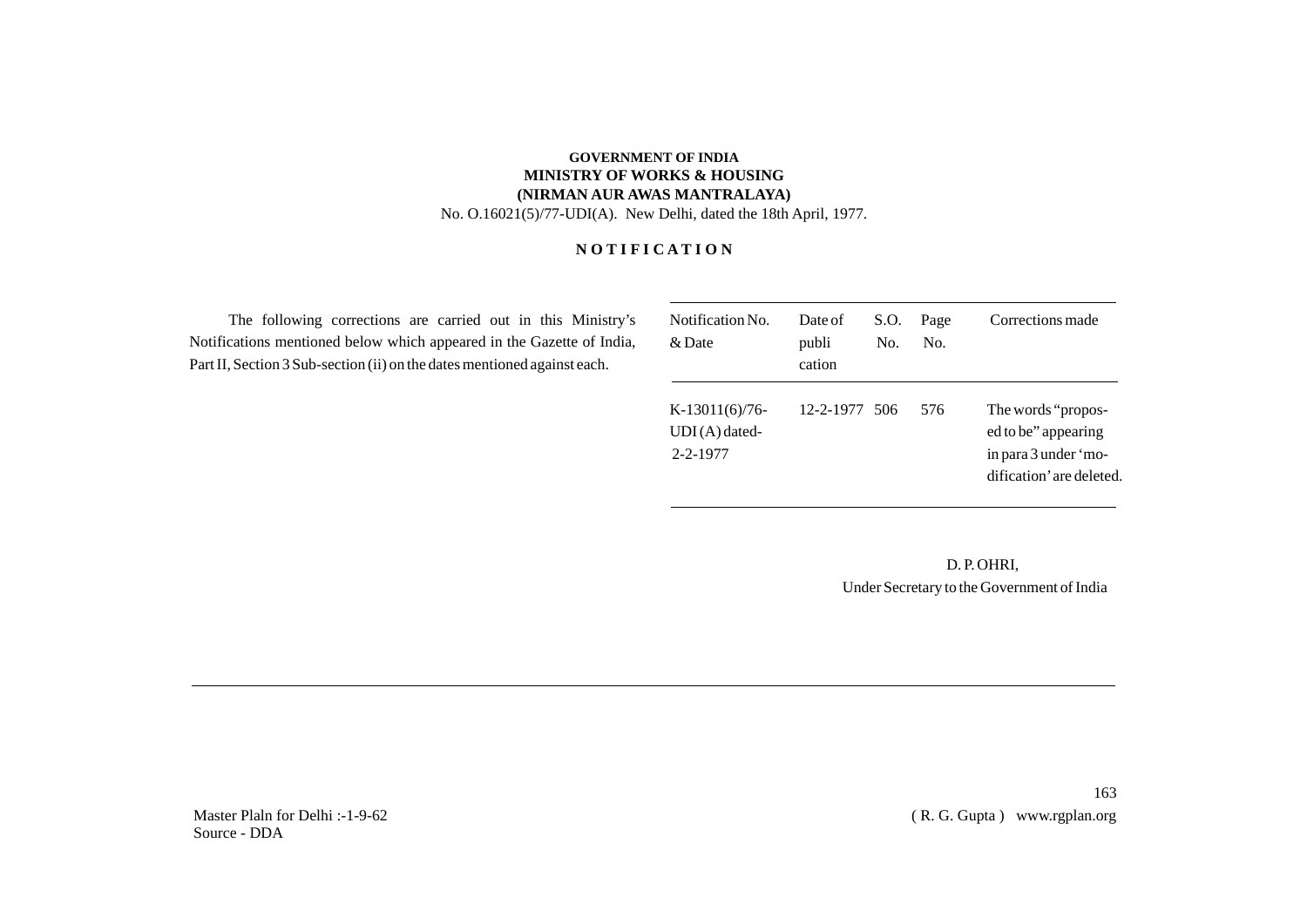**GOVERNMENT OF INDIA**
**MINISTRY OF WORKS & HOUSING**
**(NIRMAN AUR AWAS MANTRALAYA)**
No. O.16021(5)/77-UDI(A). New Delhi, dated the 18th April, 1977.

**N O T I F I C A T I O N**

The following corrections are carried out in this Ministry's Notifications mentioned below which appeared in the Gazette of India, Part II, Section 3 Sub-section (ii) on the dates mentioned against each.

| Notification No. & Date | Date of publication | S.O. No. | Page No. | Corrections made |
|---|---|---|---|---|
| K-13011(6)/76-UDI(A) dated-2-2-1977 | 12-2-1977 | 506 | 576 | The words "proposed to be" appearing in para 3 under 'modification' are deleted. |

D. P. OHRI,
Under Secretary to the Government of India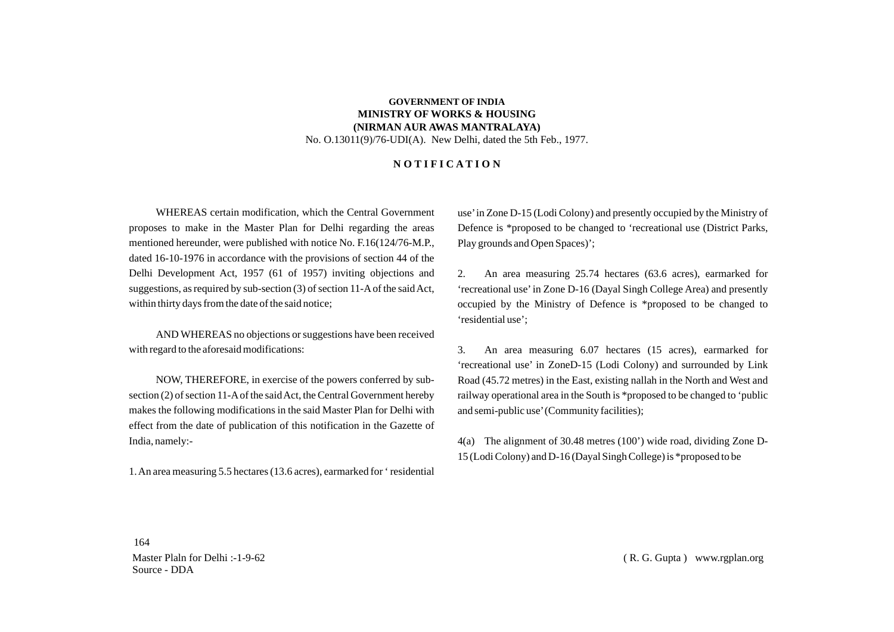**GOVERNMENT OF INDIA**
**MINISTRY OF WORKS & HOUSING**
**(NIRMAN AUR AWAS MANTRALAYA)**
No. O.13011(9)/76-UDI(A). New Delhi, dated the 5th Feb., 1977.

**N O T I F I C A T I O N**

WHEREAS certain modification, which the Central Government proposes to make in the Master Plan for Delhi regarding the areas mentioned hereunder, were published with notice No. F.16(124/76-M.P., dated 16-10-1976 in accordance with the provisions of section 44 of the Delhi Development Act, 1957 (61 of 1957) inviting objections and suggestions, as required by sub-section (3) of section 11-A of the said Act, within thirty days from the date of the said notice;

AND WHEREAS no objections or suggestions have been received with regard to the aforesaid modifications:

NOW, THEREFORE, in exercise of the powers conferred by sub-section (2) of section 11-A of the said Act, the Central Government hereby makes the following modifications in the said Master Plan for Delhi with effect from the date of publication of this notification in the Gazette of India, namely:-

1. An area measuring 5.5 hectares (13.6 acres), earmarked for ' residential use' in Zone D-15 (Lodi Colony) and presently occupied by the Ministry of Defence is *proposed to be changed to 'recreational use (District Parks, Play grounds and Open Spaces)';

2. An area measuring 25.74 hectares (63.6 acres), earmarked for 'recreational use' in Zone D-16 (Dayal Singh College Area) and presently occupied by the Ministry of Defence is *proposed to be changed to 'residential use';

3. An area measuring 6.07 hectares (15 acres), earmarked for 'recreational use' in ZoneD-15 (Lodi Colony) and surrounded by Link Road (45.72 metres) in the East, existing nallah in the North and West and railway operational area in the South is *proposed to be changed to 'public and semi-public use' (Community facilities);

4(a) The alignment of 30.48 metres (100') wide road, dividing Zone D-15 (Lodi Colony) and D-16 (Dayal Singh College) is *proposed to be

Master Plaln for Delhi :-1-9-62
Source - DDA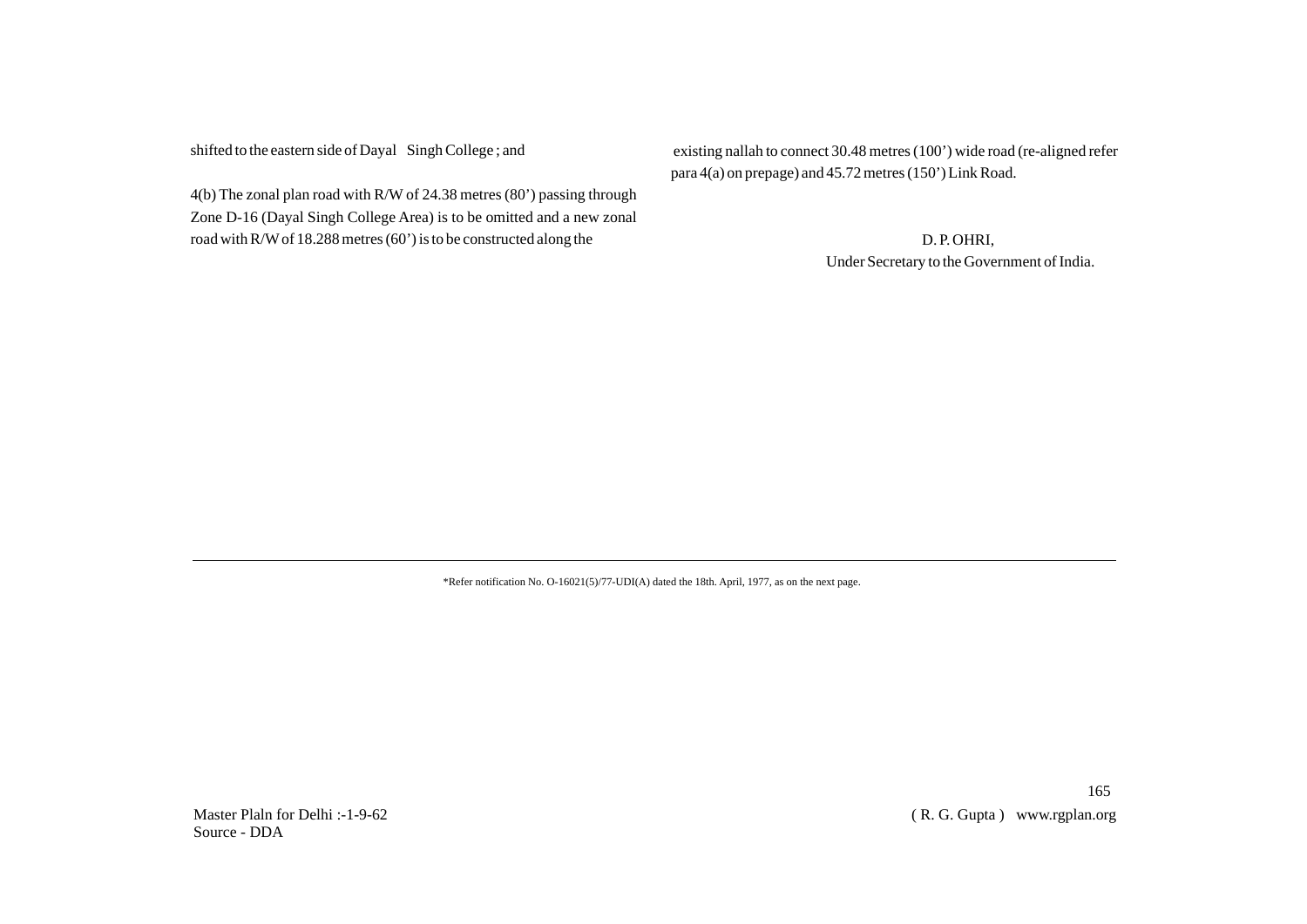shifted to the eastern side of Dayal Singh College ; and

4(b) The zonal plan road with R/W of 24.38 metres (80') passing through Zone D-16 (Dayal Singh College Area) is to be omitted and a new zonal road with R/W of 18.288 metres (60') is to be constructed along the existing nallah to connect 30.48 metres (100') wide road (re-aligned refer para 4(a) on prepage) and 45.72 metres (150') Link Road.

D. P. OHRI,
Under Secretary to the Government of India.

---

*Refer notification No. O-16021(5)/77-UDI(A) dated the 18th. April, 1977, as on the next page.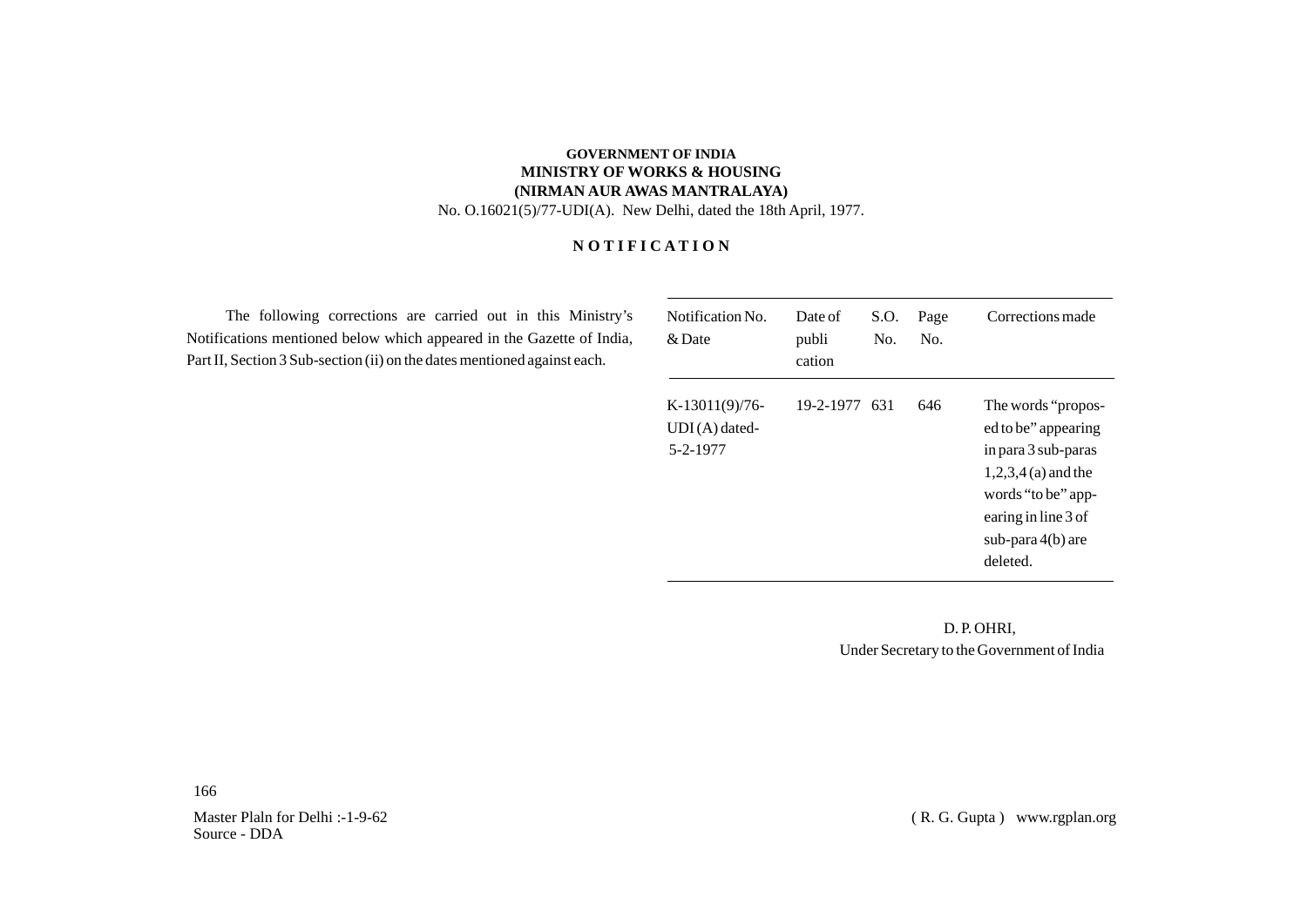**GOVERNMENT OF INDIA**
**MINISTRY OF WORKS & HOUSING**
**(NIRMAN AUR AWAS MANTRALAYA)**

No. O.16021(5)/77-UDI(A). New Delhi, dated the 18th April, 1977.

## N O T I F I C A T I O N

The following corrections are carried out in this Ministry's Notifications mentioned below which appeared in the Gazette of India, Part II, Section 3 Sub-section (ii) on the dates mentioned against each.

| Notification No. & Date | Date of publication | S.O. No. | Page No. | Corrections made |
|---|---|---|---|---|
| K-13011(9)/76-UDI (A) dated-5-2-1977 | 19-2-1977 | 631 | 646 | The words "proposed to be" appearing in para 3 sub-paras 1,2,3,4 (a) and the words "to be" appearing in line 3 of sub-para 4(b) are deleted. |

D. P. OHRI,
Under Secretary to the Government of India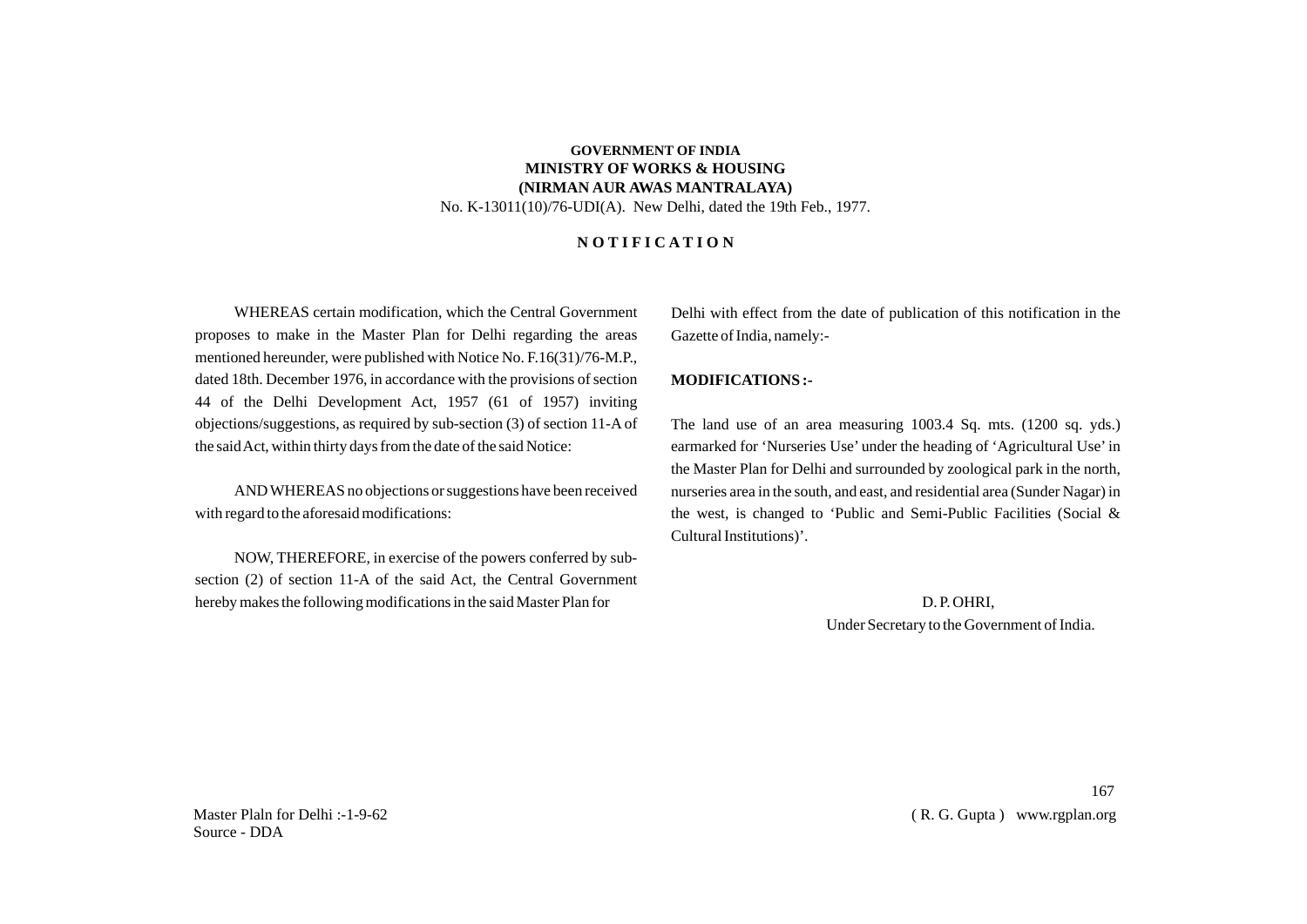**GOVERNMENT OF INDIA**
**MINISTRY OF WORKS & HOUSING**
**(NIRMAN AUR AWAS MANTRALAYA)**
No. K-13011(10)/76-UDI(A). New Delhi, dated the 19th Feb., 1977.

## N O T I F I C A T I O N

WHEREAS certain modification, which the Central Government proposes to make in the Master Plan for Delhi regarding the areas mentioned hereunder, were published with Notice No. F.16(31)/76-M.P., dated 18th. December 1976, in accordance with the provisions of section 44 of the Delhi Development Act, 1957 (61 of 1957) inviting objections/suggestions, as required by sub-section (3) of section 11-A of the said Act, within thirty days from the date of the said Notice:

AND WHEREAS no objections or suggestions have been received with regard to the aforesaid modifications:

NOW, THEREFORE, in exercise of the powers conferred by sub-section (2) of section 11-A of the said Act, the Central Government hereby makes the following modifications in the said Master Plan for Delhi with effect from the date of publication of this notification in the Gazette of India, namely:-

**MODIFICATIONS :-**

The land use of an area measuring 1003.4 Sq. mts. (1200 sq. yds.) earmarked for 'Nurseries Use' under the heading of 'Agricultural Use' in the Master Plan for Delhi and surrounded by zoological park in the north, nurseries area in the south, and east, and residential area (Sunder Nagar) in the west, is changed to 'Public and Semi-Public Facilities (Social & Cultural Institutions)'.

D. P. OHRI,
Under Secretary to the Government of India.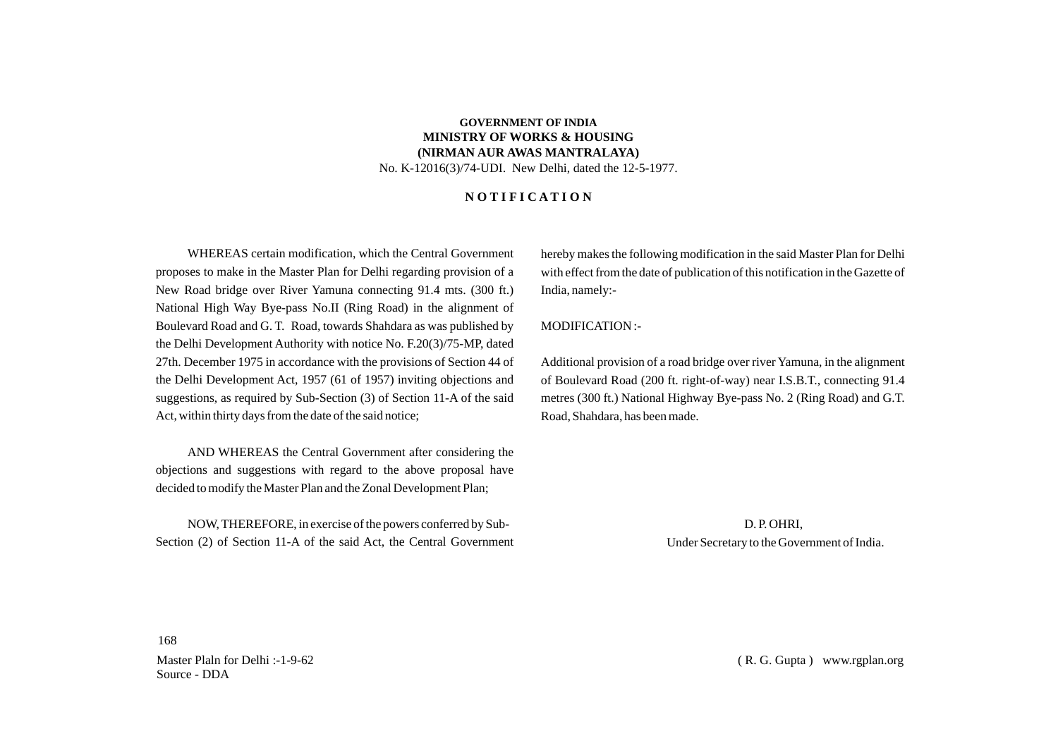**GOVERNMENT OF INDIA**
**MINISTRY OF WORKS & HOUSING**
**(NIRMAN AUR AWAS MANTRALAYA)**
No. K-12016(3)/74-UDI. New Delhi, dated the 12-5-1977.

## N O T I F I C A T I O N

WHEREAS certain modification, which the Central Government proposes to make in the Master Plan for Delhi regarding provision of a New Road bridge over River Yamuna connecting 91.4 mts. (300 ft.) National High Way Bye-pass No.II (Ring Road) in the alignment of Boulevard Road and G. T. Road, towards Shahdara as was published by the Delhi Development Authority with notice No. F.20(3)/75-MP, dated 27th. December 1975 in accordance with the provisions of Section 44 of the Delhi Development Act, 1957 (61 of 1957) inviting objections and suggestions, as required by Sub-Section (3) of Section 11-A of the said Act, within thirty days from the date of the said notice;

AND WHEREAS the Central Government after considering the objections and suggestions with regard to the above proposal have decided to modify the Master Plan and the Zonal Development Plan;

NOW, THEREFORE, in exercise of the powers conferred by Sub-Section (2) of Section 11-A of the said Act, the Central Government hereby makes the following modification in the said Master Plan for Delhi with effect from the date of publication of this notification in the Gazette of India, namely:-

MODIFICATION :-

Additional provision of a road bridge over river Yamuna, in the alignment of Boulevard Road (200 ft. right-of-way) near I.S.B.T., connecting 91.4 metres (300 ft.) National Highway Bye-pass No. 2 (Ring Road) and G.T. Road, Shahdara, has been made.

D. P. OHRI,
Under Secretary to the Government of India.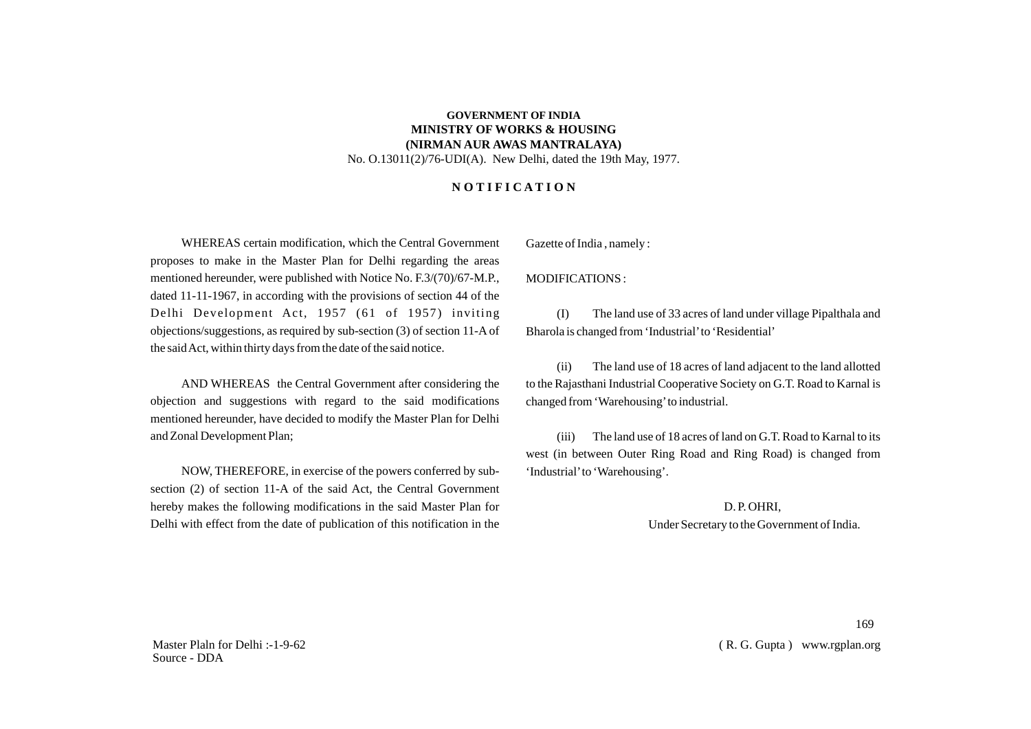**GOVERNMENT OF INDIA**
**MINISTRY OF WORKS & HOUSING**
**(NIRMAN AUR AWAS MANTRALAYA)**
No. O.13011(2)/76-UDI(A). New Delhi, dated the 19th May, 1977.

## N O T I F I C A T I O N

WHEREAS certain modification, which the Central Government proposes to make in the Master Plan for Delhi regarding the areas mentioned hereunder, were published with Notice No. F.3/(70)/67-M.P., dated 11-11-1967, in according with the provisions of section 44 of the Delhi Development Act, 1957 (61 of 1957) inviting objections/suggestions, as required by sub-section (3) of section 11-A of the said Act, within thirty days from the date of the said notice.

AND WHEREAS the Central Government after considering the objection and suggestions with regard to the said modifications mentioned hereunder, have decided to modify the Master Plan for Delhi and Zonal Development Plan;

NOW, THEREFORE, in exercise of the powers conferred by sub-section (2) of section 11-A of the said Act, the Central Government hereby makes the following modifications in the said Master Plan for Delhi with effect from the date of publication of this notification in the Gazette of India , namely :

MODIFICATIONS :

(I) The land use of 33 acres of land under village Pipalthala and Bharola is changed from 'Industrial' to 'Residential'

(ii) The land use of 18 acres of land adjacent to the land allotted to the Rajasthani Industrial Cooperative Society on G.T. Road to Karnal is changed from 'Warehousing' to industrial.

(iii) The land use of 18 acres of land on G.T. Road to Karnal to its west (in between Outer Ring Road and Ring Road) is changed from 'Industrial' to 'Warehousing'.

D. P. OHRI,
Under Secretary to the Government of India.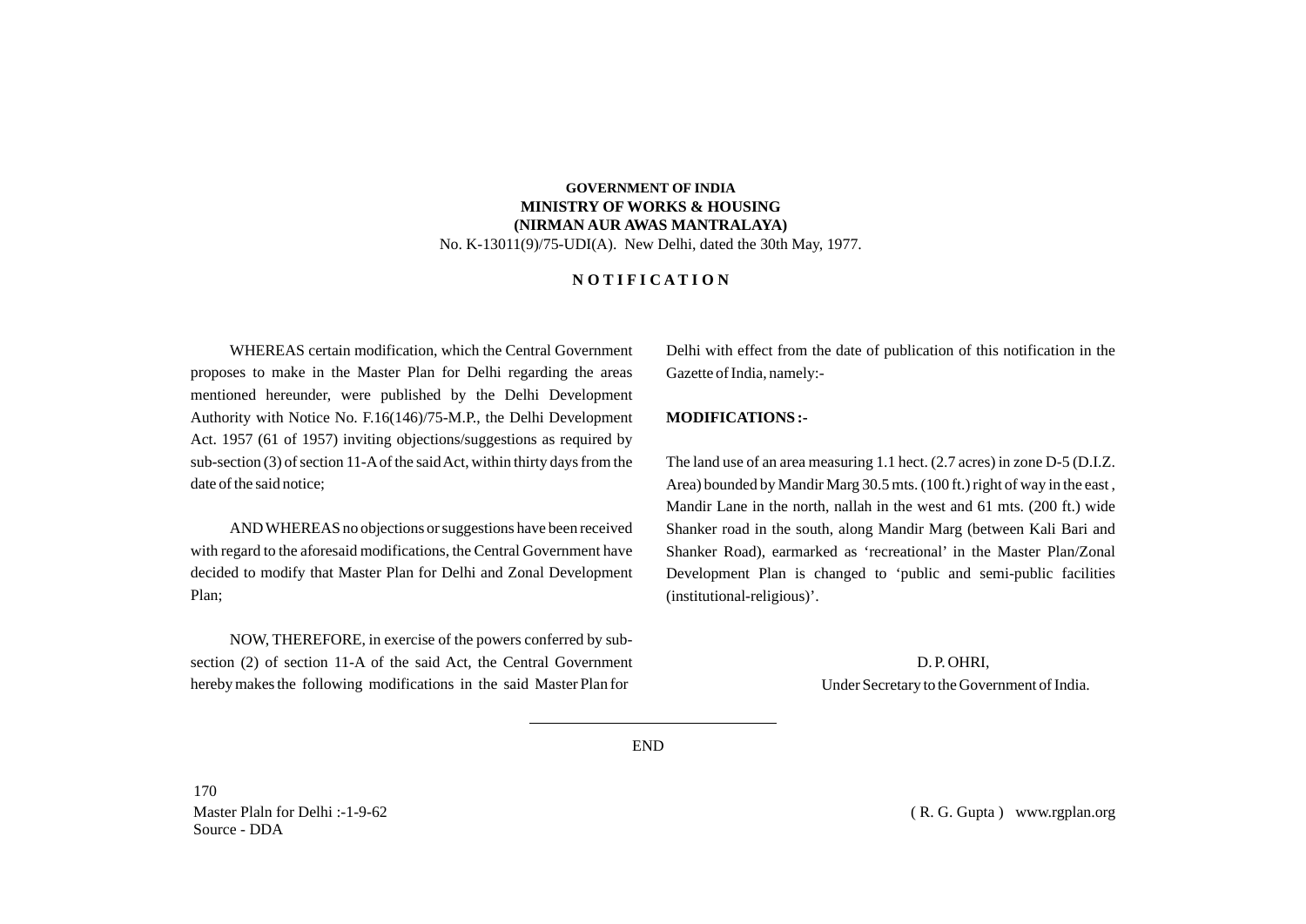**GOVERNMENT OF INDIA**
**MINISTRY OF WORKS & HOUSING**
**(NIRMAN AUR AWAS MANTRALAYA)**
No. K-13011(9)/75-UDI(A). New Delhi, dated the 30th May, 1977.

**N O T I F I C A T I O N**

WHEREAS certain modification, which the Central Government proposes to make in the Master Plan for Delhi regarding the areas mentioned hereunder, were published by the Delhi Development Authority with Notice No. F.16(146)/75-M.P., the Delhi Development Act. 1957 (61 of 1957) inviting objections/suggestions as required by sub-section (3) of section 11-A of the said Act, within thirty days from the date of the said notice;

AND WHEREAS no objections or suggestions have been received with regard to the aforesaid modifications, the Central Government have decided to modify that Master Plan for Delhi and Zonal Development Plan;

NOW, THEREFORE, in exercise of the powers conferred by sub-section (2) of section 11-A of the said Act, the Central Government hereby makes the following modifications in the said Master Plan for Delhi with effect from the date of publication of this notification in the Gazette of India, namely:-

**MODIFICATIONS :-**

The land use of an area measuring 1.1 hect. (2.7 acres) in zone D-5 (D.I.Z. Area) bounded by Mandir Marg 30.5 mts. (100 ft.) right of way in the east , Mandir Lane in the north, nallah in the west and 61 mts. (200 ft.) wide Shanker road in the south, along Mandir Marg (between Kali Bari and Shanker Road), earmarked as 'recreational' in the Master Plan/Zonal Development Plan is changed to 'public and semi-public facilities (institutional-religious)'.

D. P. OHRI,
Under Secretary to the Government of India.

---

END